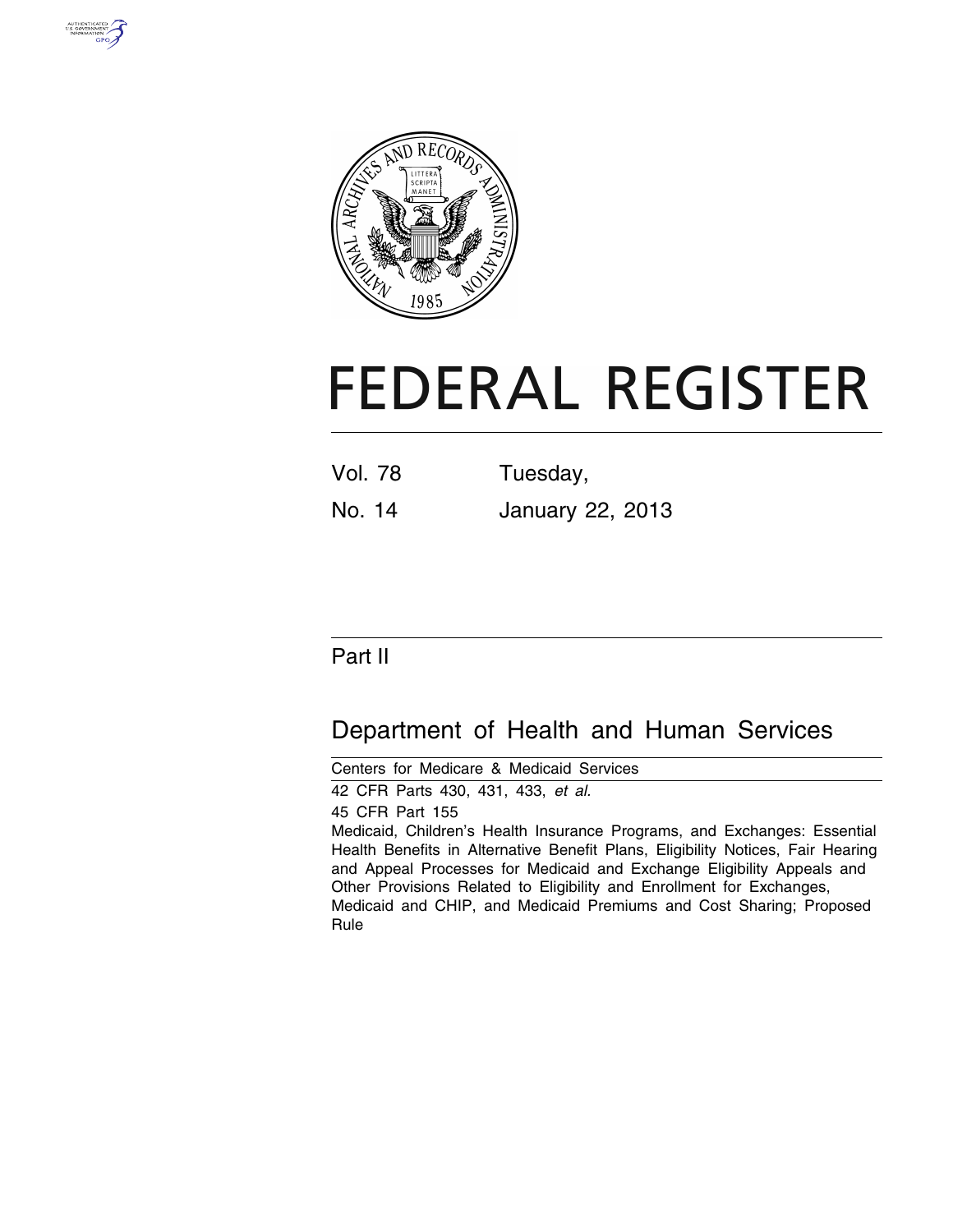# FEDERAL REGISTER

Vol. 78 Tuesday,

No. 14 January 22, 2013

## Part II

## Department of Health and Human Services

Centers for Medicare & Medicaid Services

42 CFR Parts 430, 431, 433, *et al.*

45 CFR Part 155

Medicaid, Children's Health Insurance Programs, and Exchanges: Essential Health Benefits in Alternative Benefit Plans, Eligibility Notices, Fair Hearing and Appeal Processes for Medicaid and Exchange Eligibility Appeals and Other Provisions Related to Eligibility and Enrollment for Exchanges, Medicaid and CHIP, and Medicaid Premiums and Cost Sharing; Proposed Rule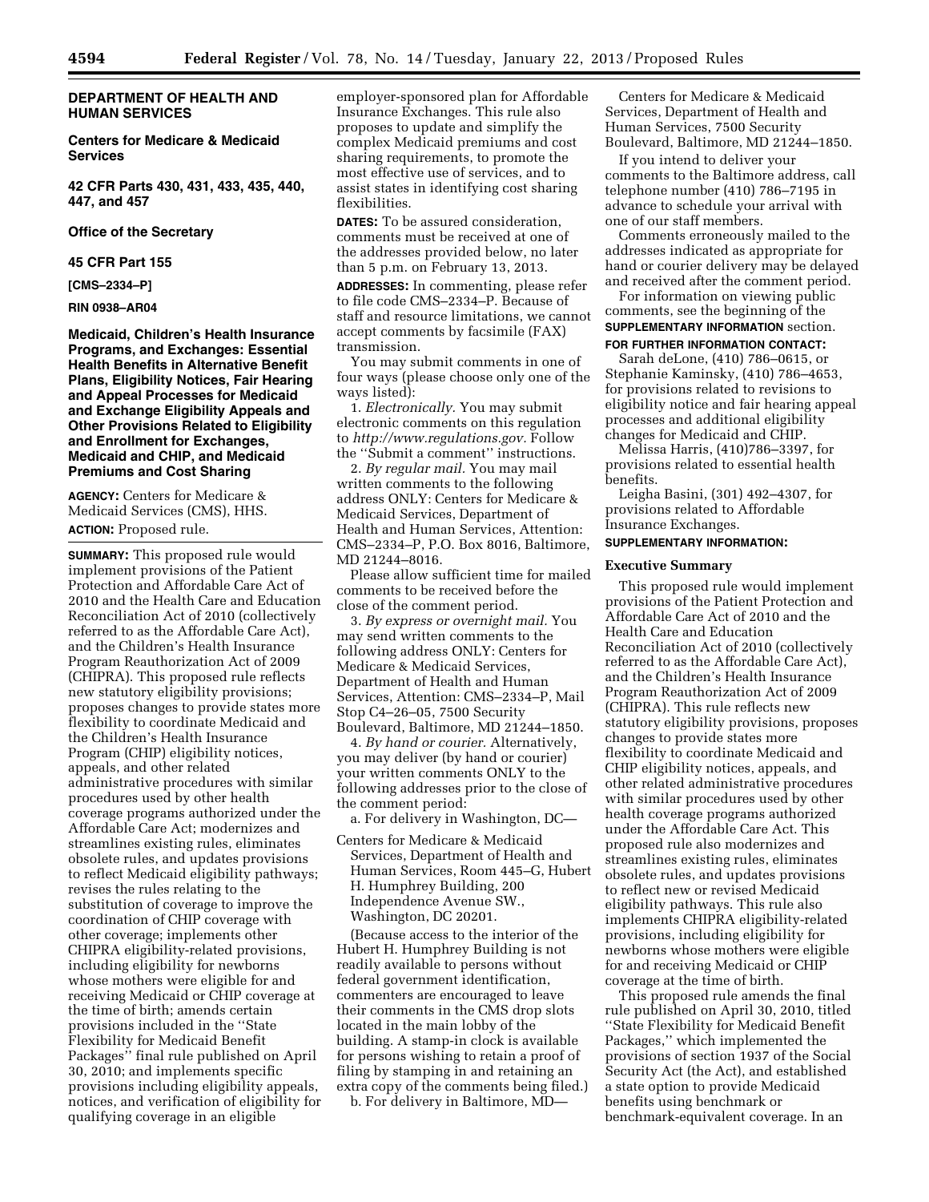**DEPARTMENT OF HEALTH AND HUMAN SERVICES**

**Centers for Medicare & Medicaid Services**

**42 CFR Parts 430, 431, 433, 435, 440, 447, and 457**

**Office of the Secretary**

**45 CFR Part 155**

**[CMS–2334–P]**

**RIN 0938–AR04**

# Medicaid, Children's Health Insurance Programs, and Exchanges: Essential Health Benefits in Alternative Benefit Plans, Eligibility Notices, Fair Hearing and Appeal Processes for Medicaid and Exchange Eligibility Appeals and Other Provisions Related to Eligibility and Enrollment for Exchanges, Medicaid and CHIP, and Medicaid Premiums and Cost Sharing

**AGENCY:** Centers for Medicare & Medicaid Services (CMS), HHS.

**ACTION:** Proposed rule.

**SUMMARY:** This proposed rule would implement provisions of the Patient Protection and Affordable Care Act of 2010 and the Health Care and Education Reconciliation Act of 2010 (collectively referred to as the Affordable Care Act), and the Children's Health Insurance Program Reauthorization Act of 2009 (CHIPRA). This proposed rule reflects new statutory eligibility provisions; proposes changes to provide states more flexibility to coordinate Medicaid and the Children's Health Insurance Program (CHIP) eligibility notices, appeals, and other related administrative procedures with similar procedures used by other health coverage programs authorized under the Affordable Care Act; modernizes and streamlines existing rules, eliminates obsolete rules, and updates provisions to reflect Medicaid eligibility pathways; revises the rules relating to the substitution of coverage to improve the coordination of CHIP coverage with other coverage; implements other CHIPRA eligibility-related provisions, including eligibility for newborns whose mothers were eligible for and receiving Medicaid or CHIP coverage at the time of birth; amends certain provisions included in the ''State Flexibility for Medicaid Benefit Packages'' final rule published on April 30, 2010; and implements specific provisions including eligibility appeals, notices, and verification of eligibility for qualifying coverage in an eligible employer-sponsored plan for Affordable Insurance Exchanges. This rule also proposes to update and simplify the complex Medicaid premiums and cost sharing requirements, to promote the most effective use of services, and to assist states in identifying cost sharing flexibilities.

**DATES:** To be assured consideration, comments must be received at one of the addresses provided below, no later than 5 p.m. on February 13, 2013.

**ADDRESSES:** In commenting, please refer to file code CMS–2334–P. Because of staff and resource limitations, we cannot accept comments by facsimile (FAX) transmission.

You may submit comments in one of four ways (please choose only one of the ways listed):

1. *Electronically.* You may submit electronic comments on this regulation to *http://www.regulations.gov.* Follow the ''Submit a comment'' instructions.

2. *By regular mail.* You may mail written comments to the following address ONLY: Centers for Medicare & Medicaid Services, Department of Health and Human Services, Attention: CMS–2334–P, P.O. Box 8016, Baltimore, MD 21244–8016.

Please allow sufficient time for mailed comments to be received before the close of the comment period.

3. *By express or overnight mail.* You may send written comments to the following address ONLY: Centers for Medicare & Medicaid Services, Department of Health and Human Services, Attention: CMS–2334–P, Mail Stop C4–26–05, 7500 Security Boulevard, Baltimore, MD 21244–1850.

4. *By hand or courier.* Alternatively, you may deliver (by hand or courier) your written comments ONLY to the following addresses prior to the close of the comment period:

a. For delivery in Washington, DC—

Centers for Medicare & Medicaid Services, Department of Health and Human Services, Room 445–G, Hubert H. Humphrey Building, 200 Independence Avenue SW., Washington, DC 20201.

(Because access to the interior of the Hubert H. Humphrey Building is not readily available to persons without federal government identification, commenters are encouraged to leave their comments in the CMS drop slots located in the main lobby of the building. A stamp-in clock is available for persons wishing to retain a proof of filing by stamping in and retaining an extra copy of the comments being filed.)

b. For delivery in Baltimore, MD—

Centers for Medicare & Medicaid Services, Department of Health and Human Services, 7500 Security Boulevard, Baltimore, MD 21244–1850.

If you intend to deliver your comments to the Baltimore address, call telephone number (410) 786–7195 in advance to schedule your arrival with one of our staff members.

Comments erroneously mailed to the addresses indicated as appropriate for hand or courier delivery may be delayed and received after the comment period.

For information on viewing public comments, see the beginning of the **SUPPLEMENTARY INFORMATION** section.

**FOR FURTHER INFORMATION CONTACT:**

Sarah deLone, (410) 786–0615, or Stephanie Kaminsky, (410) 786–4653, for provisions related to revisions to eligibility notice and fair hearing appeal processes and additional eligibility changes for Medicaid and CHIP.

Melissa Harris, (410)786–3397, for provisions related to essential health benefits.

Leigha Basini, (301) 492–4307, for provisions related to Affordable Insurance Exchanges.

**SUPPLEMENTARY INFORMATION:**

## Executive Summary

This proposed rule would implement provisions of the Patient Protection and Affordable Care Act of 2010 and the Health Care and Education Reconciliation Act of 2010 (collectively referred to as the Affordable Care Act), and the Children's Health Insurance Program Reauthorization Act of 2009 (CHIPRA). This rule reflects new statutory eligibility provisions, proposes changes to provide states more flexibility to coordinate Medicaid and CHIP eligibility notices, appeals, and other related administrative procedures with similar procedures used by other health coverage programs authorized under the Affordable Care Act. This proposed rule also modernizes and streamlines existing rules, eliminates obsolete rules, and updates provisions to reflect new or revised Medicaid eligibility pathways. This rule also implements CHIPRA eligibility-related provisions, including eligibility for newborns whose mothers were eligible for and receiving Medicaid or CHIP coverage at the time of birth.

This proposed rule amends the final rule published on April 30, 2010, titled ''State Flexibility for Medicaid Benefit Packages,'' which implemented the provisions of section 1937 of the Social Security Act (the Act), and established a state option to provide Medicaid benefits using benchmark or benchmark-equivalent coverage. In an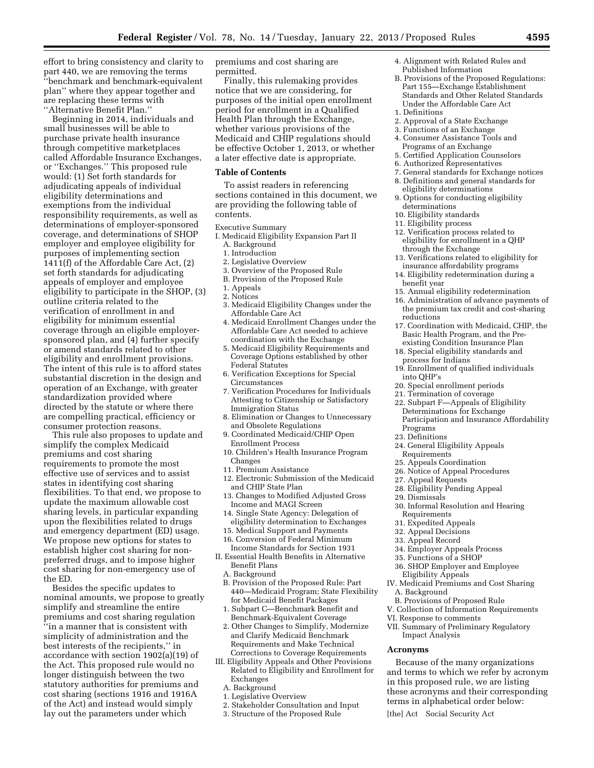effort to bring consistency and clarity to part 440, we are removing the terms "benchmark and benchmark-equivalent plan" where they appear together and are replacing these terms with "Alternative Benefit Plan."

Beginning in 2014, individuals and small businesses will be able to purchase private health insurance through competitive marketplaces called Affordable Insurance Exchanges, or "Exchanges." This proposed rule would: (1) Set forth standards for adjudicating appeals of individual eligibility determinations and exemptions from the individual responsibility requirements, as well as determinations of employer-sponsored coverage, and determinations of SHOP employer and employee eligibility for purposes of implementing section 1411(f) of the Affordable Care Act, (2) set forth standards for adjudicating appeals of employer and employee eligibility to participate in the SHOP, (3) outline criteria related to the verification of enrollment in and eligibility for minimum essential coverage through an eligible employer-sponsored plan, and (4) further specify or amend standards related to other eligibility and enrollment provisions. The intent of this rule is to afford states substantial discretion in the design and operation of an Exchange, with greater standardization provided where directed by the statute or where there are compelling practical, efficiency or consumer protection reasons.

This rule also proposes to update and simplify the complex Medicaid premiums and cost sharing requirements to promote the most effective use of services and to assist states in identifying cost sharing flexibilities. To that end, we propose to update the maximum allowable cost sharing levels, in particular expanding upon the flexibilities related to drugs and emergency department (ED) usage. We propose new options for states to establish higher cost sharing for non-preferred drugs, and to impose higher cost sharing for non-emergency use of the ED.

Besides the specific updates to nominal amounts, we propose to greatly simplify and streamline the entire premiums and cost sharing regulation "in a manner that is consistent with simplicity of administration and the best interests of the recipients," in accordance with section 1902(a)(19) of the Act. This proposed rule would no longer distinguish between the two statutory authorities for premiums and cost sharing (sections 1916 and 1916A of the Act) and instead would simply lay out the parameters under which premiums and cost sharing are permitted.

Finally, this rulemaking provides notice that we are considering, for purposes of the initial open enrollment period for enrollment in a Qualified Health Plan through the Exchange, whether various provisions of the Medicaid and CHIP regulations should be effective October 1, 2013, or whether a later effective date is appropriate.

## Table of Contents

To assist readers in referencing sections contained in this document, we are providing the following table of contents.

Executive Summary
- I. Medicaid Eligibility Expansion Part II
  - A. Background
    - 1. Introduction
    - 2. Legislative Overview
    - 3. Overview of the Proposed Rule
  - B. Provision of the Proposed Rule
    - 1. Appeals
    - 2. Notices
    - 3. Medicaid Eligibility Changes under the Affordable Care Act
    - 4. Medicaid Enrollment Changes under the Affordable Care Act needed to achieve coordination with the Exchange
    - 5. Medicaid Eligibility Requirements and Coverage Options established by other Federal Statutes
    - 6. Verification Exceptions for Special Circumstances
    - 7. Verification Procedures for Individuals Attesting to Citizenship or Satisfactory Immigration Status
    - 8. Elimination or Changes to Unnecessary and Obsolete Regulations
    - 9. Coordinated Medicaid/CHIP Open Enrollment Process
    - 10. Children's Health Insurance Program Changes
    - 11. Premium Assistance
    - 12. Electronic Submission of the Medicaid and CHIP State Plan
    - 13. Changes to Modified Adjusted Gross Income and MAGI Screen
    - 14. Single State Agency: Delegation of eligibility determination to Exchanges
    - 15. Medical Support and Payments
    - 16. Conversion of Federal Minimum Income Standards for Section 1931
- II. Essential Health Benefits in Alternative Benefit Plans
  - A. Background
  - B. Provision of the Proposed Rule: Part 440—Medicaid Program; State Flexibility for Medicaid Benefit Packages
    - 1. Subpart C—Benchmark Benefit and Benchmark-Equivalent Coverage
    - 2. Other Changes to Simplify, Modernize and Clarify Medicaid Benchmark Requirements and Make Technical Corrections to Coverage Requirements
- III. Eligibility Appeals and Other Provisions Related to Eligibility and Enrollment for Exchanges
  - A. Background
    - 1. Legislative Overview
    - 2. Stakeholder Consultation and Input
    - 3. Structure of the Proposed Rule
    - 4. Alignment with Related Rules and Published Information
  - B. Provisions of the Proposed Regulations: Part 155—Exchange Establishment Standards and Other Related Standards Under the Affordable Care Act
    - 1. Definitions
    - 2. Approval of a State Exchange
    - 3. Functions of an Exchange
    - 4. Consumer Assistance Tools and Programs of an Exchange
    - 5. Certified Application Counselors
    - 6. Authorized Representatives
    - 7. General standards for Exchange notices
    - 8. Definitions and general standards for eligibility determinations
    - 9. Options for conducting eligibility determinations
    - 10. Eligibility standards
    - 11. Eligibility process
    - 12. Verification process related to eligibility for enrollment in a QHP through the Exchange
    - 13. Verifications related to eligibility for insurance affordability programs
    - 14. Eligibility redetermination during a benefit year
    - 15. Annual eligibility redetermination
    - 16. Administration of advance payments of the premium tax credit and cost-sharing reductions
    - 17. Coordination with Medicaid, CHIP, the Basic Health Program, and the Pre-existing Condition Insurance Plan
    - 18. Special eligibility standards and process for Indians
    - 19. Enrollment of qualified individuals into QHP's
    - 20. Special enrollment periods
    - 21. Termination of coverage
    - 22. Subpart F—Appeals of Eligibility Determinations for Exchange Participation and Insurance Affordability Programs
    - 23. Definitions
    - 24. General Eligibility Appeals Requirements
    - 25. Appeals Coordination
    - 26. Notice of Appeal Procedures
    - 27. Appeal Requests
    - 28. Eligibility Pending Appeal
    - 29. Dismissals
    - 30. Informal Resolution and Hearing Requirements
    - 31. Expedited Appeals
    - 32. Appeal Decisions
    - 33. Appeal Record
    - 34. Employer Appeals Process
    - 35. Functions of a SHOP
    - 36. SHOP Employer and Employee Eligibility Appeals
- IV. Medicaid Premiums and Cost Sharing
  - A. Background
  - B. Provisions of Proposed Rule
- V. Collection of Information Requirements
- VI. Response to comments
- VII. Summary of Preliminary Regulatory Impact Analysis

## Acronyms

Because of the many organizations and terms to which we refer by acronym in this proposed rule, we are listing these acronyms and their corresponding terms in alphabetical order below:

[the] Act Social Security Act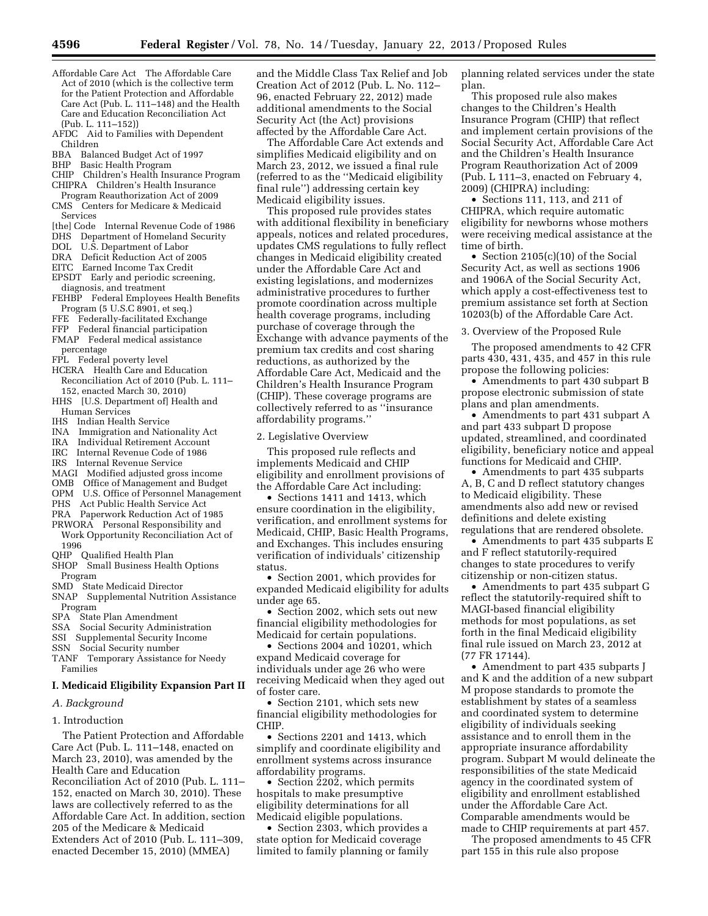Affordable Care Act The Affordable Care Act of 2010 (which is the collective term for the Patient Protection and Affordable Care Act (Pub. L. 111–148) and the Health Care and Education Reconciliation Act (Pub. L. 111–152))
AFDC Aid to Families with Dependent Children
BBA Balanced Budget Act of 1997
BHP Basic Health Program
CHIP Children's Health Insurance Program
CHIPRA Children's Health Insurance Program Reauthorization Act of 2009
CMS Centers for Medicare & Medicaid Services
[the] Code Internal Revenue Code of 1986
DHS Department of Homeland Security
DOL U.S. Department of Labor
DRA Deficit Reduction Act of 2005
EITC Earned Income Tax Credit
EPSDT Early and periodic screening, diagnosis, and treatment
FEHBP Federal Employees Health Benefits Program (5 U.S.C 8901, et seq.)
FFE Federally-facilitated Exchange
FFP Federal financial participation
FMAP Federal medical assistance percentage
FPL Federal poverty level
HCERA Health Care and Education Reconciliation Act of 2010 (Pub. L. 111–152, enacted March 30, 2010)
HHS [U.S. Department of] Health and Human Services
IHS Indian Health Service
INA Immigration and Nationality Act
IRA Individual Retirement Account
IRC Internal Revenue Code of 1986
IRS Internal Revenue Service
MAGI Modified adjusted gross income
OMB Office of Management and Budget
OPM U.S. Office of Personnel Management
PHS Act Public Health Service Act
PRA Paperwork Reduction Act of 1985
PRWORA Personal Responsibility and Work Opportunity Reconciliation Act of 1996
QHP Qualified Health Plan
SHOP Small Business Health Options Program
SMD State Medicaid Director
SNAP Supplemental Nutrition Assistance Program
SPA State Plan Amendment
SSA Social Security Administration
SSI Supplemental Security Income
SSN Social Security number
TANF Temporary Assistance for Needy Families

## I. Medicaid Eligibility Expansion Part II

### *A. Background*

1. Introduction

The Patient Protection and Affordable Care Act (Pub. L. 111–148, enacted on March 23, 2010), was amended by the Health Care and Education Reconciliation Act of 2010 (Pub. L. 111–152, enacted on March 30, 2010). These laws are collectively referred to as the Affordable Care Act. In addition, section 205 of the Medicare & Medicaid Extenders Act of 2010 (Pub. L. 111–309, enacted December 15, 2010) (MMEA) and the Middle Class Tax Relief and Job Creation Act of 2012 (Pub. L. No. 112–96, enacted February 22, 2012) made additional amendments to the Social Security Act (the Act) provisions affected by the Affordable Care Act.

The Affordable Care Act extends and simplifies Medicaid eligibility and on March 23, 2012, we issued a final rule (referred to as the ''Medicaid eligibility final rule'') addressing certain key Medicaid eligibility issues.

This proposed rule provides states with additional flexibility in beneficiary appeals, notices and related procedures, updates CMS regulations to fully reflect changes in Medicaid eligibility created under the Affordable Care Act and existing legislations, and modernizes administrative procedures to further promote coordination across multiple health coverage programs, including purchase of coverage through the Exchange with advance payments of the premium tax credits and cost sharing reductions, as authorized by the Affordable Care Act, Medicaid and the Children's Health Insurance Program (CHIP). These coverage programs are collectively referred to as ''insurance affordability programs.''

2. Legislative Overview

This proposed rule reflects and implements Medicaid and CHIP eligibility and enrollment provisions of the Affordable Care Act including:

- Sections 1411 and 1413, which ensure coordination in the eligibility, verification, and enrollment systems for Medicaid, CHIP, Basic Health Programs, and Exchanges. This includes ensuring verification of individuals' citizenship status.
- Section 2001, which provides for expanded Medicaid eligibility for adults under age 65.
- Section 2002, which sets out new financial eligibility methodologies for Medicaid for certain populations.
- Sections 2004 and 10201, which expand Medicaid coverage for individuals under age 26 who were receiving Medicaid when they aged out of foster care.
- Section 2101, which sets new financial eligibility methodologies for CHIP.
- Sections 2201 and 1413, which simplify and coordinate eligibility and enrollment systems across insurance affordability programs.
- Section 2202, which permits hospitals to make presumptive eligibility determinations for all Medicaid eligible populations.
- Section 2303, which provides a state option for Medicaid coverage limited to family planning or family planning related services under the state plan.

This proposed rule also makes changes to the Children's Health Insurance Program (CHIP) that reflect and implement certain provisions of the Social Security Act, Affordable Care Act and the Children's Health Insurance Program Reauthorization Act of 2009 (Pub. L 111–3, enacted on February 4, 2009) (CHIPRA) including:

- Sections 111, 113, and 211 of CHIPRA, which require automatic eligibility for newborns whose mothers were receiving medical assistance at the time of birth.
- Section 2105(c)(10) of the Social Security Act, as well as sections 1906 and 1906A of the Social Security Act, which apply a cost-effectiveness test to premium assistance set forth at Section 10203(b) of the Affordable Care Act.

3. Overview of the Proposed Rule

The proposed amendments to 42 CFR parts 430, 431, 435, and 457 in this rule propose the following policies:

- Amendments to part 430 subpart B propose electronic submission of state plans and plan amendments.
- Amendments to part 431 subpart A and part 433 subpart D propose updated, streamlined, and coordinated eligibility, beneficiary notice and appeal functions for Medicaid and CHIP.
- Amendments to part 435 subparts A, B, C and D reflect statutory changes to Medicaid eligibility. These amendments also add new or revised definitions and delete existing regulations that are rendered obsolete.
- Amendments to part 435 subparts E and F reflect statutorily-required changes to state procedures to verify citizenship or non-citizen status.
- Amendments to part 435 subpart G reflect the statutorily-required shift to MAGI-based financial eligibility methods for most populations, as set forth in the final Medicaid eligibility final rule issued on March 23, 2012 at (77 FR 17144).
- Amendment to part 435 subparts J and K and the addition of a new subpart M propose standards to promote the establishment by states of a seamless and coordinated system to determine eligibility of individuals seeking assistance and to enroll them in the appropriate insurance affordability program. Subpart M would delineate the responsibilities of the state Medicaid agency in the coordinated system of eligibility and enrollment established under the Affordable Care Act. Comparable amendments would be made to CHIP requirements at part 457.

The proposed amendments to 45 CFR part 155 in this rule also propose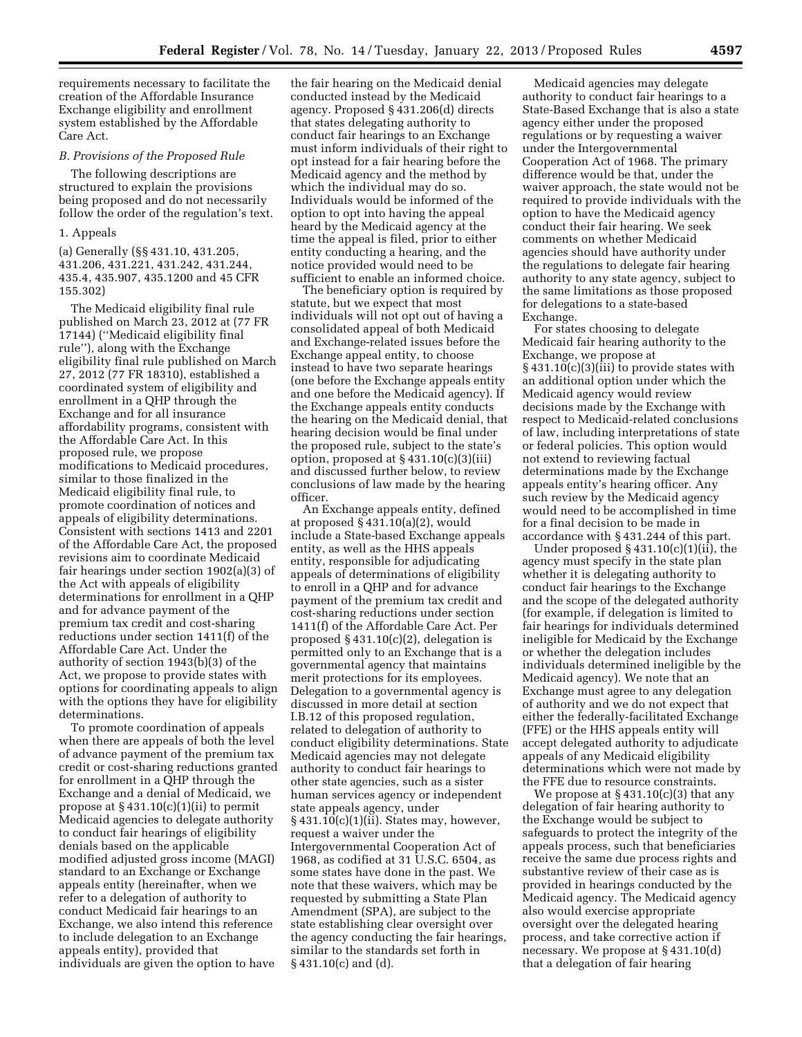requirements necessary to facilitate the creation of the Affordable Insurance Exchange eligibility and enrollment system established by the Affordable Care Act.

### B. Provisions of the Proposed Rule

The following descriptions are structured to explain the provisions being proposed and do not necessarily follow the order of the regulation's text.

#### 1. Appeals

(a) Generally (§§ 431.10, 431.205, 431.206, 431.221, 431.242, 431.244, 435.4, 435.907, 435.1200 and 45 CFR 155.302)

The Medicaid eligibility final rule published on March 23, 2012 at (77 FR 17144) (''Medicaid eligibility final rule''), along with the Exchange eligibility final rule published on March 27, 2012 (77 FR 18310), established a coordinated system of eligibility and enrollment in a QHP through the Exchange and for all insurance affordability programs, consistent with the Affordable Care Act. In this proposed rule, we propose modifications to Medicaid procedures, similar to those finalized in the Medicaid eligibility final rule, to promote coordination of notices and appeals of eligibility determinations. Consistent with sections 1413 and 2201 of the Affordable Care Act, the proposed revisions aim to coordinate Medicaid fair hearings under section 1902(a)(3) of the Act with appeals of eligibility determinations for enrollment in a QHP and for advance payment of the premium tax credit and cost-sharing reductions under section 1411(f) of the Affordable Care Act. Under the authority of section 1943(b)(3) of the Act, we propose to provide states with options for coordinating appeals to align with the options they have for eligibility determinations.

To promote coordination of appeals when there are appeals of both the level of advance payment of the premium tax credit or cost-sharing reductions granted for enrollment in a QHP through the Exchange and a denial of Medicaid, we propose at § 431.10(c)(1)(ii) to permit Medicaid agencies to delegate authority to conduct fair hearings of eligibility denials based on the applicable modified adjusted gross income (MAGI) standard to an Exchange or Exchange appeals entity (hereinafter, when we refer to a delegation of authority to conduct Medicaid fair hearings to an Exchange, we also intend this reference to include delegation to an Exchange appeals entity), provided that individuals are given the option to have the fair hearing on the Medicaid denial conducted instead by the Medicaid agency. Proposed § 431.206(d) directs that states delegating authority to conduct fair hearings to an Exchange must inform individuals of their right to opt instead for a fair hearing before the Medicaid agency and the method by which the individual may do so. Individuals would be informed of the option to opt into having the appeal heard by the Medicaid agency at the time the appeal is filed, prior to either entity conducting a hearing, and the notice provided would need to be sufficient to enable an informed choice.

The beneficiary option is required by statute, but we expect that most individuals will not opt out of having a consolidated appeal of both Medicaid and Exchange-related issues before the Exchange appeal entity, to choose instead to have two separate hearings (one before the Exchange appeals entity and one before the Medicaid agency). If the Exchange appeals entity conducts the hearing on the Medicaid denial, that hearing decision would be final under the proposed rule, subject to the state's option, proposed at § 431.10(c)(3)(iii) and discussed further below, to review conclusions of law made by the hearing officer.

An Exchange appeals entity, defined at proposed § 431.10(a)(2), would include a State-based Exchange appeals entity, as well as the HHS appeals entity, responsible for adjudicating appeals of determinations of eligibility to enroll in a QHP and for advance payment of the premium tax credit and cost-sharing reductions under section 1411(f) of the Affordable Care Act. Per proposed § 431.10(c)(2), delegation is permitted only to an Exchange that is a governmental agency that maintains merit protections for its employees. Delegation to a governmental agency is discussed in more detail at section I.B.12 of this proposed regulation, related to delegation of authority to conduct eligibility determinations. State Medicaid agencies may not delegate authority to conduct fair hearings to other state agencies, such as a sister human services agency or independent state appeals agency, under § 431.10(c)(1)(ii). States may, however, request a waiver under the Intergovernmental Cooperation Act of 1968, as codified at 31 U.S.C. 6504, as some states have done in the past. We note that these waivers, which may be requested by submitting a State Plan Amendment (SPA), are subject to the state establishing clear oversight over the agency conducting the fair hearings, similar to the standards set forth in § 431.10(c) and (d).

Medicaid agencies may delegate authority to conduct fair hearings to a State-Based Exchange that is also a state agency either under the proposed regulations or by requesting a waiver under the Intergovernmental Cooperation Act of 1968. The primary difference would be that, under the waiver approach, the state would not be required to provide individuals with the option to have the Medicaid agency conduct their fair hearing. We seek comments on whether Medicaid agencies should have authority under the regulations to delegate fair hearing authority to any state agency, subject to the same limitations as those proposed for delegations to a state-based Exchange.

For states choosing to delegate Medicaid fair hearing authority to the Exchange, we propose at § 431.10(c)(3)(iii) to provide states with an additional option under which the Medicaid agency would review decisions made by the Exchange with respect to Medicaid-related conclusions of law, including interpretations of state or federal policies. This option would not extend to reviewing factual determinations made by the Exchange appeals entity's hearing officer. Any such review by the Medicaid agency would need to be accomplished in time for a final decision to be made in accordance with § 431.244 of this part.

Under proposed § 431.10(c)(1)(ii), the agency must specify in the state plan whether it is delegating authority to conduct fair hearings to the Exchange and the scope of the delegated authority (for example, if delegation is limited to fair hearings for individuals determined ineligible for Medicaid by the Exchange or whether the delegation includes individuals determined ineligible by the Medicaid agency). We note that an Exchange must agree to any delegation of authority and we do not expect that either the federally-facilitated Exchange (FFE) or the HHS appeals entity will accept delegated authority to adjudicate appeals of any Medicaid eligibility determinations which were not made by the FFE due to resource constraints.

We propose at § 431.10(c)(3) that any delegation of fair hearing authority to the Exchange would be subject to safeguards to protect the integrity of the appeals process, such that beneficiaries receive the same due process rights and substantive review of their case as is provided in hearings conducted by the Medicaid agency. The Medicaid agency also would exercise appropriate oversight over the delegated hearing process, and take corrective action if necessary. We propose at § 431.10(d) that a delegation of fair hearing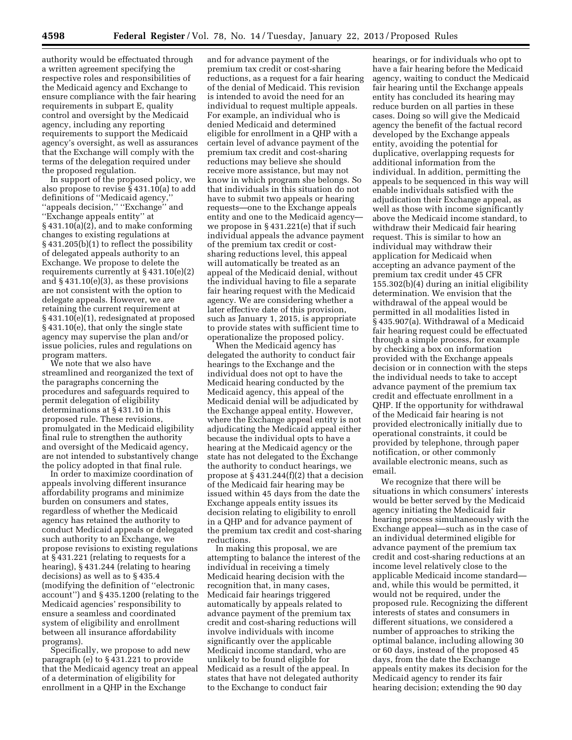authority would be effectuated through a written agreement specifying the respective roles and responsibilities of the Medicaid agency and Exchange to ensure compliance with the fair hearing requirements in subpart E, quality control and oversight by the Medicaid agency, including any reporting requirements to support the Medicaid agency's oversight, as well as assurances that the Exchange will comply with the terms of the delegation required under the proposed regulation.

In support of the proposed policy, we also propose to revise § 431.10(a) to add definitions of "Medicaid agency," "appeals decision," "Exchange" and "Exchange appeals entity" at § 431.10(a)(2), and to make conforming changes to existing regulations at § 431.205(b)(1) to reflect the possibility of delegated appeals authority to an Exchange. We propose to delete the requirements currently at § 431.10(e)(2) and § 431.10(e)(3), as these provisions are not consistent with the option to delegate appeals. However, we are retaining the current requirement at § 431.10(e)(1), redesignated at proposed § 431.10(e), that only the single state agency may supervise the plan and/or issue policies, rules and regulations on program matters.

We note that we also have streamlined and reorganized the text of the paragraphs concerning the procedures and safeguards required to permit delegation of eligibility determinations at § 431.10 in this proposed rule. These revisions, promulgated in the Medicaid eligibility final rule to strengthen the authority and oversight of the Medicaid agency, are not intended to substantively change the policy adopted in that final rule.

In order to maximize coordination of appeals involving different insurance affordability programs and minimize burden on consumers and states, regardless of whether the Medicaid agency has retained the authority to conduct Medicaid appeals or delegated such authority to an Exchange, we propose revisions to existing regulations at § 431.221 (relating to requests for a hearing), § 431.244 (relating to hearing decisions) as well as to § 435.4 (modifying the definition of "electronic account") and § 435.1200 (relating to the Medicaid agencies' responsibility to ensure a seamless and coordinated system of eligibility and enrollment between all insurance affordability programs).

Specifically, we propose to add new paragraph (e) to § 431.221 to provide that the Medicaid agency treat an appeal of a determination of eligibility for enrollment in a QHP in the Exchange and for advance payment of the premium tax credit or cost-sharing reductions, as a request for a fair hearing of the denial of Medicaid. This revision is intended to avoid the need for an individual to request multiple appeals. For example, an individual who is denied Medicaid and determined eligible for enrollment in a QHP with a certain level of advance payment of the premium tax credit and cost-sharing reductions may believe she should receive more assistance, but may not know in which program she belongs. So that individuals in this situation do not have to submit two appeals or hearing requests—one to the Exchange appeals entity and one to the Medicaid agency—we propose in § 431.221(e) that if such individual appeals the advance payment of the premium tax credit or cost-sharing reductions level, this appeal will automatically be treated as an appeal of the Medicaid denial, without the individual having to file a separate fair hearing request with the Medicaid agency. We are considering whether a later effective date of this provision, such as January 1, 2015, is appropriate to provide states with sufficient time to operationalize the proposed policy.

When the Medicaid agency has delegated the authority to conduct fair hearings to the Exchange and the individual does not opt to have the Medicaid hearing conducted by the Medicaid agency, this appeal of the Medicaid denial will be adjudicated by the Exchange appeal entity. However, where the Exchange appeal entity is not adjudicating the Medicaid appeal either because the individual opts to have a hearing at the Medicaid agency or the state has not delegated to the Exchange the authority to conduct hearings, we propose at § 431.244(f)(2) that a decision of the Medicaid fair hearing may be issued within 45 days from the date the Exchange appeals entity issues its decision relating to eligibility to enroll in a QHP and for advance payment of the premium tax credit and cost-sharing reductions.

In making this proposal, we are attempting to balance the interest of the individual in receiving a timely Medicaid hearing decision with the recognition that, in many cases, Medicaid fair hearings triggered automatically by appeals related to advance payment of the premium tax credit and cost-sharing reductions will involve individuals with income significantly over the applicable Medicaid income standard, who are unlikely to be found eligible for Medicaid as a result of the appeal. In states that have not delegated authority to the Exchange to conduct fair hearings, or for individuals who opt to have a fair hearing before the Medicaid agency, waiting to conduct the Medicaid fair hearing until the Exchange appeals entity has concluded its hearing may reduce burden on all parties in these cases. Doing so will give the Medicaid agency the benefit of the factual record developed by the Exchange appeals entity, avoiding the potential for duplicative, overlapping requests for additional information from the individual. In addition, permitting the appeals to be sequenced in this way will enable individuals satisfied with the adjudication their Exchange appeal, as well as those with income significantly above the Medicaid income standard, to withdraw their Medicaid fair hearing request. This is similar to how an individual may withdraw their application for Medicaid when accepting an advance payment of the premium tax credit under 45 CFR 155.302(b)(4) during an initial eligibility determination. We envision that the withdrawal of the appeal would be permitted in all modalities listed in § 435.907(a). Withdrawal of a Medicaid fair hearing request could be effectuated through a simple process, for example by checking a box on information provided with the Exchange appeals decision or in connection with the steps the individual needs to take to accept advance payment of the premium tax credit and effectuate enrollment in a QHP. If the opportunity for withdrawal of the Medicaid fair hearing is not provided electronically initially due to operational constraints, it could be provided by telephone, through paper notification, or other commonly available electronic means, such as email.

We recognize that there will be situations in which consumers' interests would be better served by the Medicaid agency initiating the Medicaid fair hearing process simultaneously with the Exchange appeal—such as in the case of an individual determined eligible for advance payment of the premium tax credit and cost-sharing reductions at an income level relatively close to the applicable Medicaid income standard—and, while this would be permitted, it would not be required, under the proposed rule. Recognizing the different interests of states and consumers in different situations, we considered a number of approaches to striking the optimal balance, including allowing 30 or 60 days, instead of the proposed 45 days, from the date the Exchange appeals entity makes its decision for the Medicaid agency to render its fair hearing decision; extending the 90 day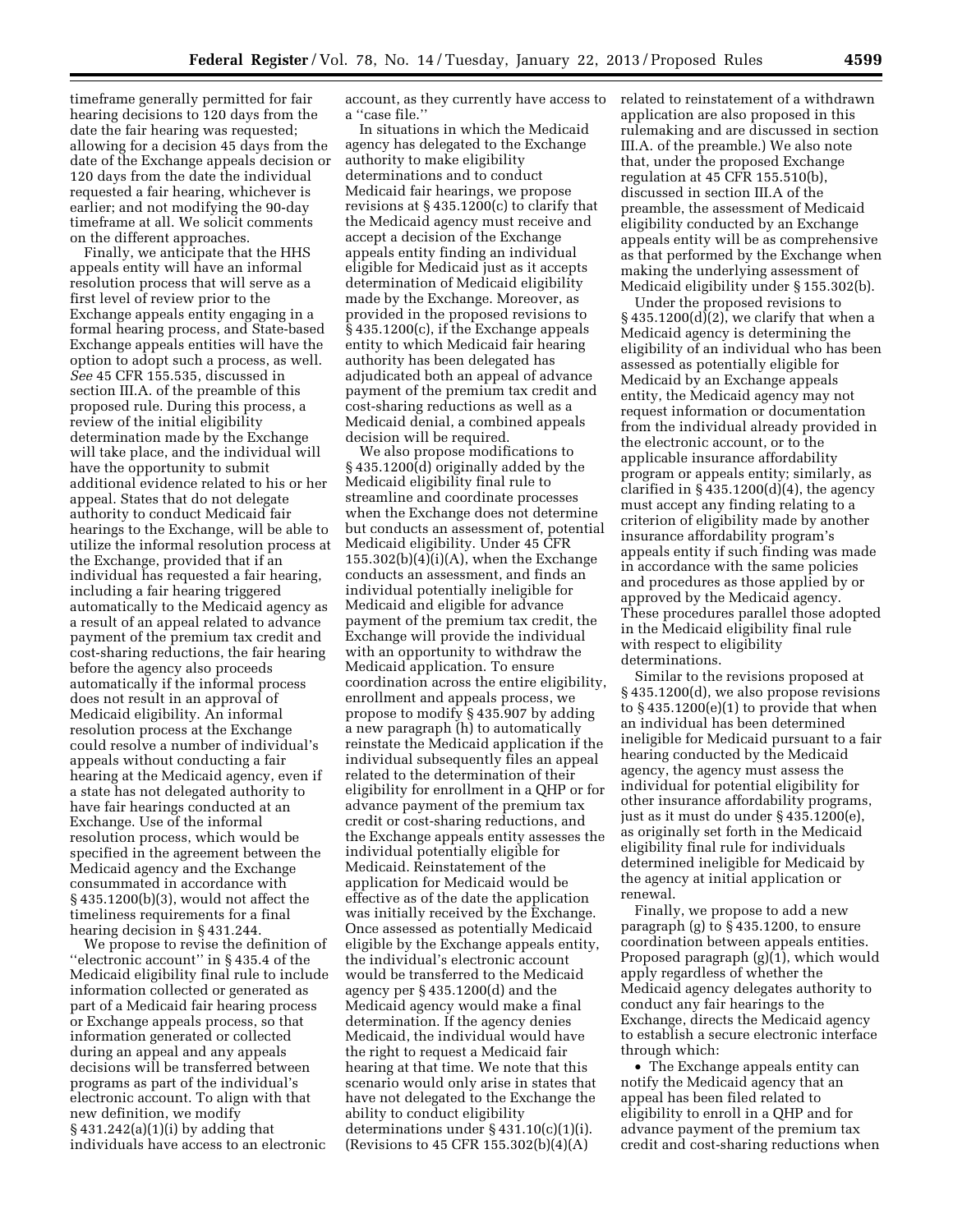timeframe generally permitted for fair hearing decisions to 120 days from the date the fair hearing was requested; allowing for a decision 45 days from the date of the Exchange appeals decision or 120 days from the date the individual requested a fair hearing, whichever is earlier; and not modifying the 90-day timeframe at all. We solicit comments on the different approaches.

Finally, we anticipate that the HHS appeals entity will have an informal resolution process that will serve as a first level of review prior to the Exchange appeals entity engaging in a formal hearing process, and State-based Exchange appeals entities will have the option to adopt such a process, as well. *See* 45 CFR 155.535, discussed in section III.A. of the preamble of this proposed rule. During this process, a review of the initial eligibility determination made by the Exchange will take place, and the individual will have the opportunity to submit additional evidence related to his or her appeal. States that do not delegate authority to conduct Medicaid fair hearings to the Exchange, will be able to utilize the informal resolution process at the Exchange, provided that if an individual has requested a fair hearing, including a fair hearing triggered automatically to the Medicaid agency as a result of an appeal related to advance payment of the premium tax credit and cost-sharing reductions, the fair hearing before the agency also proceeds automatically if the informal process does not result in an approval of Medicaid eligibility. An informal resolution process at the Exchange could resolve a number of individual's appeals without conducting a fair hearing at the Medicaid agency, even if a state has not delegated authority to have fair hearings conducted at an Exchange. Use of the informal resolution process, which would be specified in the agreement between the Medicaid agency and the Exchange consummated in accordance with § 435.1200(b)(3), would not affect the timeliness requirements for a final hearing decision in § 431.244.

We propose to revise the definition of ''electronic account'' in § 435.4 of the Medicaid eligibility final rule to include information collected or generated as part of a Medicaid fair hearing process or Exchange appeals process, so that information generated or collected during an appeal and any appeals decisions will be transferred between programs as part of the individual's electronic account. To align with that new definition, we modify § 431.242(a)(1)(i) by adding that individuals have access to an electronic account, as they currently have access to a ''case file.''

In situations in which the Medicaid agency has delegated to the Exchange authority to make eligibility determinations and to conduct Medicaid fair hearings, we propose revisions at § 435.1200(c) to clarify that the Medicaid agency must receive and accept a decision of the Exchange appeals entity finding an individual eligible for Medicaid just as it accepts determination of Medicaid eligibility made by the Exchange. Moreover, as provided in the proposed revisions to § 435.1200(c), if the Exchange appeals entity to which Medicaid fair hearing authority has been delegated has adjudicated both an appeal of advance payment of the premium tax credit and cost-sharing reductions as well as a Medicaid denial, a combined appeals decision will be required.

We also propose modifications to § 435.1200(d) originally added by the Medicaid eligibility final rule to streamline and coordinate processes when the Exchange does not determine but conducts an assessment of, potential Medicaid eligibility. Under 45 CFR 155.302(b)(4)(i)(A), when the Exchange conducts an assessment, and finds an individual potentially ineligible for Medicaid and eligible for advance payment of the premium tax credit, the Exchange will provide the individual with an opportunity to withdraw the Medicaid application. To ensure coordination across the entire eligibility, enrollment and appeals process, we propose to modify § 435.907 by adding a new paragraph (h) to automatically reinstate the Medicaid application if the individual subsequently files an appeal related to the determination of their eligibility for enrollment in a QHP or for advance payment of the premium tax credit or cost-sharing reductions, and the Exchange appeals entity assesses the individual potentially eligible for Medicaid. Reinstatement of the application for Medicaid would be effective as of the date the application was initially received by the Exchange. Once assessed as potentially Medicaid eligible by the Exchange appeals entity, the individual's electronic account would be transferred to the Medicaid agency per § 435.1200(d) and the Medicaid agency would make a final determination. If the agency denies Medicaid, the individual would have the right to request a Medicaid fair hearing at that time. We note that this scenario would only arise in states that have not delegated to the Exchange the ability to conduct eligibility determinations under § 431.10(c)(1)(i). (Revisions to 45 CFR 155.302(b)(4)(A) related to reinstatement of a withdrawn application are also proposed in this rulemaking and are discussed in section III.A. of the preamble.) We also note that, under the proposed Exchange regulation at 45 CFR 155.510(b), discussed in section III.A of the preamble, the assessment of Medicaid eligibility conducted by an Exchange appeals entity will be as comprehensive as that performed by the Exchange when making the underlying assessment of Medicaid eligibility under § 155.302(b).

Under the proposed revisions to § 435.1200(d)(2), we clarify that when a Medicaid agency is determining the eligibility of an individual who has been assessed as potentially eligible for Medicaid by an Exchange appeals entity, the Medicaid agency may not request information or documentation from the individual already provided in the electronic account, or to the applicable insurance affordability program or appeals entity; similarly, as clarified in § 435.1200(d)(4), the agency must accept any finding relating to a criterion of eligibility made by another insurance affordability program's appeals entity if such finding was made in accordance with the same policies and procedures as those applied by or approved by the Medicaid agency. These procedures parallel those adopted in the Medicaid eligibility final rule with respect to eligibility determinations.

Similar to the revisions proposed at § 435.1200(d), we also propose revisions to § 435.1200(e)(1) to provide that when an individual has been determined ineligible for Medicaid pursuant to a fair hearing conducted by the Medicaid agency, the agency must assess the individual for potential eligibility for other insurance affordability programs, just as it must do under § 435.1200(e), as originally set forth in the Medicaid eligibility final rule for individuals determined ineligible for Medicaid by the agency at initial application or renewal.

Finally, we propose to add a new paragraph (g) to § 435.1200, to ensure coordination between appeals entities. Proposed paragraph (g)(1), which would apply regardless of whether the Medicaid agency delegates authority to conduct any fair hearings to the Exchange, directs the Medicaid agency to establish a secure electronic interface through which:

- The Exchange appeals entity can notify the Medicaid agency that an appeal has been filed related to eligibility to enroll in a QHP and for advance payment of the premium tax credit and cost-sharing reductions when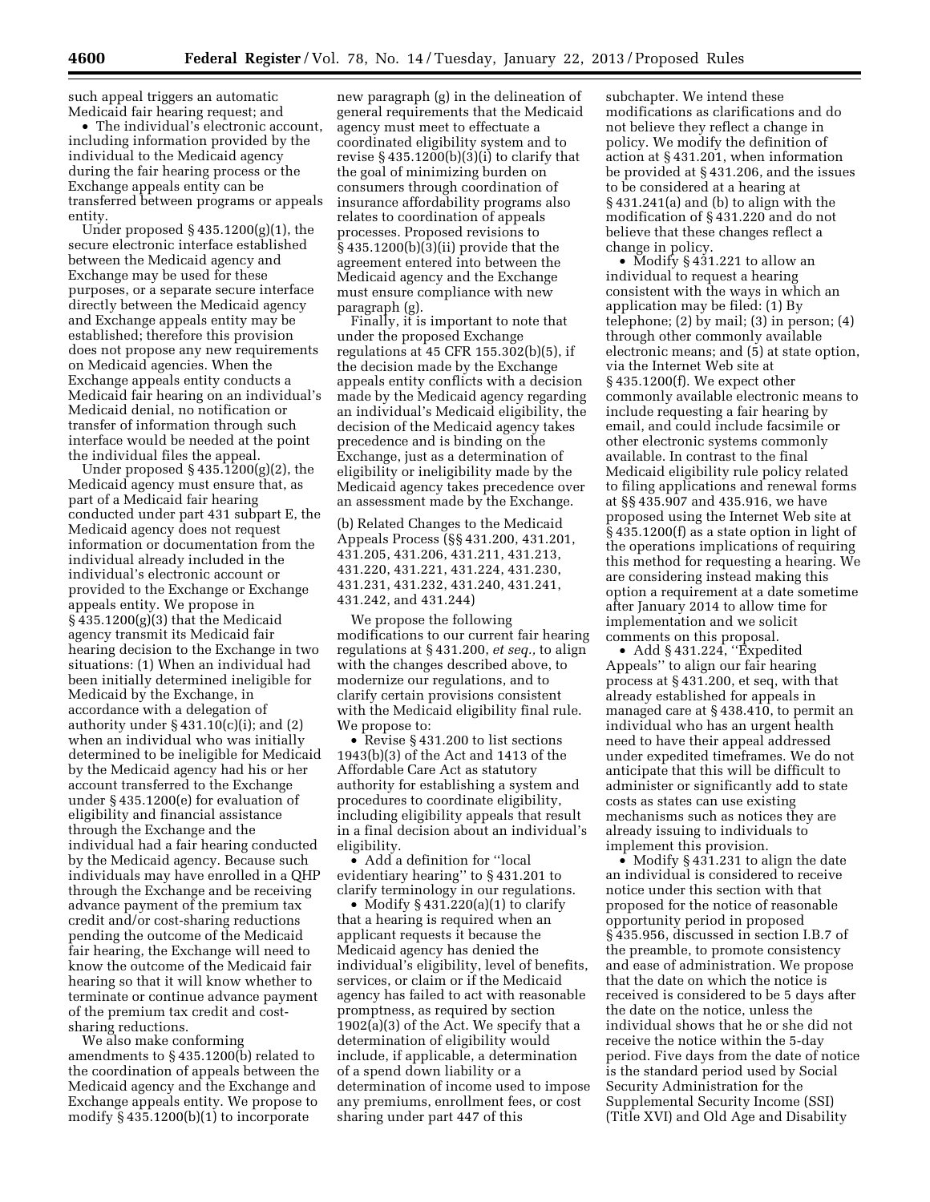such appeal triggers an automatic Medicaid fair hearing request; and

- The individual's electronic account, including information provided by the individual to the Medicaid agency during the fair hearing process or the Exchange appeals entity can be transferred between programs or appeals entity.

Under proposed § 435.1200(g)(1), the secure electronic interface established between the Medicaid agency and Exchange may be used for these purposes, or a separate secure interface directly between the Medicaid agency and Exchange appeals entity may be established; therefore this provision does not propose any new requirements on Medicaid agencies. When the Exchange appeals entity conducts a Medicaid fair hearing on an individual's Medicaid denial, no notification or transfer of information through such interface would be needed at the point the individual files the appeal.

Under proposed § 435.1200(g)(2), the Medicaid agency must ensure that, as part of a Medicaid fair hearing conducted under part 431 subpart E, the Medicaid agency does not request information or documentation from the individual already included in the individual's electronic account or provided to the Exchange or Exchange appeals entity. We propose in § 435.1200(g)(3) that the Medicaid agency transmit its Medicaid fair hearing decision to the Exchange in two situations: (1) When an individual had been initially determined ineligible for Medicaid by the Exchange, in accordance with a delegation of authority under § 431.10(c)(i); and (2) when an individual who was initially determined to be ineligible for Medicaid by the Medicaid agency had his or her account transferred to the Exchange under § 435.1200(e) for evaluation of eligibility and financial assistance through the Exchange and the individual had a fair hearing conducted by the Medicaid agency. Because such individuals may have enrolled in a QHP through the Exchange and be receiving advance payment of the premium tax credit and/or cost-sharing reductions pending the outcome of the Medicaid fair hearing, the Exchange will need to know the outcome of the Medicaid fair hearing so that it will know whether to terminate or continue advance payment of the premium tax credit and cost-sharing reductions.

We also make conforming amendments to § 435.1200(b) related to the coordination of appeals between the Medicaid agency and the Exchange and Exchange appeals entity. We propose to modify § 435.1200(b)(1) to incorporate new paragraph (g) in the delineation of general requirements that the Medicaid agency must meet to effectuate a coordinated eligibility system and to revise § 435.1200(b)(3)(i) to clarify that the goal of minimizing burden on consumers through coordination of insurance affordability programs also relates to coordination of appeals processes. Proposed revisions to § 435.1200(b)(3)(ii) provide that the agreement entered into between the Medicaid agency and the Exchange must ensure compliance with new paragraph (g).

Finally, it is important to note that under the proposed Exchange regulations at 45 CFR 155.302(b)(5), if the decision made by the Exchange appeals entity conflicts with a decision made by the Medicaid agency regarding an individual's Medicaid eligibility, the decision of the Medicaid agency takes precedence and is binding on the Exchange, just as a determination of eligibility or ineligibility made by the Medicaid agency takes precedence over an assessment made by the Exchange.

(b) Related Changes to the Medicaid Appeals Process (§§ 431.200, 431.201, 431.205, 431.206, 431.211, 431.213, 431.220, 431.221, 431.224, 431.230, 431.231, 431.232, 431.240, 431.241, 431.242, and 431.244)

We propose the following modifications to our current fair hearing regulations at § 431.200, *et seq.,* to align with the changes described above, to modernize our regulations, and to clarify certain provisions consistent with the Medicaid eligibility final rule. We propose to:

- Revise § 431.200 to list sections 1943(b)(3) of the Act and 1413 of the Affordable Care Act as statutory authority for establishing a system and procedures to coordinate eligibility, including eligibility appeals that result in a final decision about an individual's eligibility.
- Add a definition for "local evidentiary hearing" to § 431.201 to clarify terminology in our regulations.
- Modify § 431.220(a)(1) to clarify that a hearing is required when an applicant requests it because the Medicaid agency has denied the individual's eligibility, level of benefits, services, or claim or if the Medicaid agency has failed to act with reasonable promptness, as required by section 1902(a)(3) of the Act. We specify that a determination of eligibility would include, if applicable, a determination of a spend down liability or a determination of income used to impose any premiums, enrollment fees, or cost sharing under part 447 of this subchapter. We intend these modifications as clarifications and do not believe they reflect a change in policy. We modify the definition of action at § 431.201, when information be provided at § 431.206, and the issues to be considered at a hearing at § 431.241(a) and (b) to align with the modification of § 431.220 and do not believe that these changes reflect a change in policy.
- Modify § 431.221 to allow an individual to request a hearing consistent with the ways in which an application may be filed: (1) By telephone; (2) by mail; (3) in person; (4) through other commonly available electronic means; and (5) at state option, via the Internet Web site at § 435.1200(f). We expect other commonly available electronic means to include requesting a fair hearing by email, and could include facsimile or other electronic systems commonly available. In contrast to the final Medicaid eligibility rule policy related to filing applications and renewal forms at §§ 435.907 and 435.916, we have proposed using the Internet Web site at § 435.1200(f) as a state option in light of the operations implications of requiring this method for requesting a hearing. We are considering instead making this option a requirement at a date sometime after January 2014 to allow time for implementation and we solicit comments on this proposal.
- Add § 431.224, "Expedited Appeals" to align our fair hearing process at § 431.200, et seq, with that already established for appeals in managed care at § 438.410, to permit an individual who has an urgent health need to have their appeal addressed under expedited timeframes. We do not anticipate that this will be difficult to administer or significantly add to state costs as states can use existing mechanisms such as notices they are already issuing to individuals to implement this provision.
- Modify § 431.231 to align the date an individual is considered to receive notice under this section with that proposed for the notice of reasonable opportunity period in proposed § 435.956, discussed in section I.B.7 of the preamble, to promote consistency and ease of administration. We propose that the date on which the notice is received is considered to be 5 days after the date on the notice, unless the individual shows that he or she did not receive the notice within the 5-day period. Five days from the date of notice is the standard period used by Social Security Administration for the Supplemental Security Income (SSI) (Title XVI) and Old Age and Disability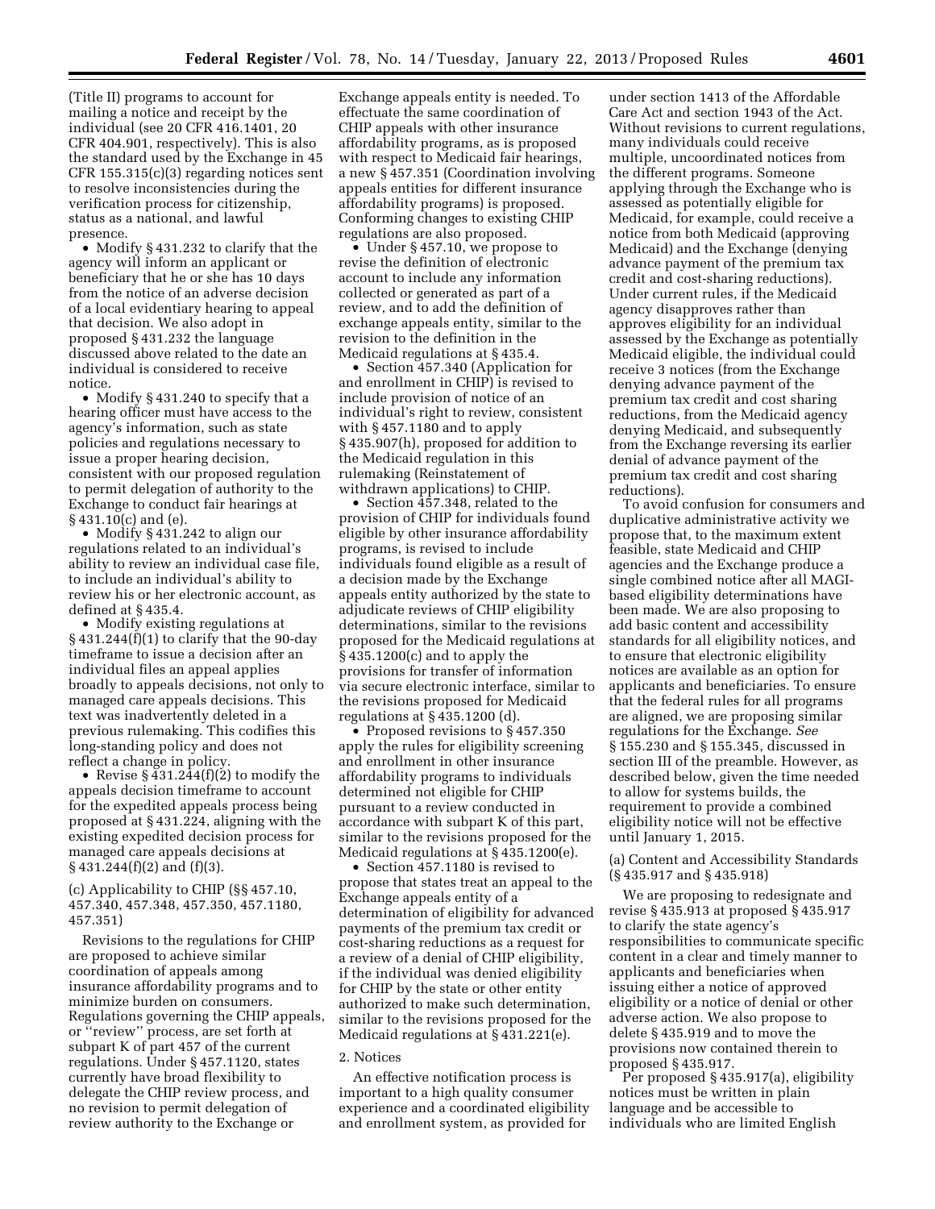(Title II) programs to account for mailing a notice and receipt by the individual (see 20 CFR 416.1401, 20 CFR 404.901, respectively). This is also the standard used by the Exchange in 45 CFR 155.315(c)(3) regarding notices sent to resolve inconsistencies during the verification process for citizenship, status as a national, and lawful presence.

- Modify § 431.232 to clarify that the agency will inform an applicant or beneficiary that he or she has 10 days from the notice of an adverse decision of a local evidentiary hearing to appeal that decision. We also adopt in proposed § 431.232 the language discussed above related to the date an individual is considered to receive notice.
- Modify § 431.240 to specify that a hearing officer must have access to the agency's information, such as state policies and regulations necessary to issue a proper hearing decision, consistent with our proposed regulation to permit delegation of authority to the Exchange to conduct fair hearings at § 431.10(c) and (e).
- Modify § 431.242 to align our regulations related to an individual's ability to review an individual case file, to include an individual's ability to review his or her electronic account, as defined at § 435.4.
- Modify existing regulations at § 431.244(f)(1) to clarify that the 90-day timeframe to issue a decision after an individual files an appeal applies broadly to appeals decisions, not only to managed care appeals decisions. This text was inadvertently deleted in a previous rulemaking. This codifies this long-standing policy and does not reflect a change in policy.
- Revise § 431.244(f)(2) to modify the appeals decision timeframe to account for the expedited appeals process being proposed at § 431.224, aligning with the existing expedited decision process for managed care appeals decisions at § 431.244(f)(2) and (f)(3).

(c) Applicability to CHIP (§§ 457.10, 457.340, 457.348, 457.350, 457.1180, 457.351)

Revisions to the regulations for CHIP are proposed to achieve similar coordination of appeals among insurance affordability programs and to minimize burden on consumers. Regulations governing the CHIP appeals, or ''review'' process, are set forth at subpart K of part 457 of the current regulations. Under § 457.1120, states currently have broad flexibility to delegate the CHIP review process, and no revision to permit delegation of review authority to the Exchange or Exchange appeals entity is needed. To effectuate the same coordination of CHIP appeals with other insurance affordability programs, as is proposed with respect to Medicaid fair hearings, a new § 457.351 (Coordination involving appeals entities for different insurance affordability programs) is proposed. Conforming changes to existing CHIP regulations are also proposed.

- Under § 457.10, we propose to revise the definition of electronic account to include any information collected or generated as part of a review, and to add the definition of exchange appeals entity, similar to the revision to the definition in the Medicaid regulations at § 435.4.
- Section 457.340 (Application for and enrollment in CHIP) is revised to include provision of notice of an individual's right to review, consistent with § 457.1180 and to apply § 435.907(h), proposed for addition to the Medicaid regulation in this rulemaking (Reinstatement of withdrawn applications) to CHIP.
- Section 457.348, related to the provision of CHIP for individuals found eligible by other insurance affordability programs, is revised to include individuals found eligible as a result of a decision made by the Exchange appeals entity authorized by the state to adjudicate reviews of CHIP eligibility determinations, similar to the revisions proposed for the Medicaid regulations at § 435.1200(c) and to apply the provisions for transfer of information via secure electronic interface, similar to the revisions proposed for Medicaid regulations at § 435.1200 (d).
- Proposed revisions to § 457.350 apply the rules for eligibility screening and enrollment in other insurance affordability programs to individuals determined not eligible for CHIP pursuant to a review conducted in accordance with subpart K of this part, similar to the revisions proposed for the Medicaid regulations at § 435.1200(e).
- Section 457.1180 is revised to propose that states treat an appeal to the Exchange appeals entity of a determination of eligibility for advanced payments of the premium tax credit or cost-sharing reductions as a request for a review of a denial of CHIP eligibility, if the individual was denied eligibility for CHIP by the state or other entity authorized to make such determination, similar to the revisions proposed for the Medicaid regulations at § 431.221(e).

### 2. Notices

An effective notification process is important to a high quality consumer experience and a coordinated eligibility and enrollment system, as provided for under section 1413 of the Affordable Care Act and section 1943 of the Act. Without revisions to current regulations, many individuals could receive multiple, uncoordinated notices from the different programs. Someone applying through the Exchange who is assessed as potentially eligible for Medicaid, for example, could receive a notice from both Medicaid (approving Medicaid) and the Exchange (denying advance payment of the premium tax credit and cost-sharing reductions). Under current rules, if the Medicaid agency disapproves rather than approves eligibility for an individual assessed by the Exchange as potentially Medicaid eligible, the individual could receive 3 notices (from the Exchange denying advance payment of the premium tax credit and cost sharing reductions, from the Medicaid agency denying Medicaid, and subsequently from the Exchange reversing its earlier denial of advance payment of the premium tax credit and cost sharing reductions).

To avoid confusion for consumers and duplicative administrative activity we propose that, to the maximum extent feasible, state Medicaid and CHIP agencies and the Exchange produce a single combined notice after all MAGI-based eligibility determinations have been made. We are also proposing to add basic content and accessibility standards for all eligibility notices, and to ensure that electronic eligibility notices are available as an option for applicants and beneficiaries. To ensure that the federal rules for all programs are aligned, we are proposing similar regulations for the Exchange. *See* § 155.230 and § 155.345, discussed in section III of the preamble. However, as described below, given the time needed to allow for systems builds, the requirement to provide a combined eligibility notice will not be effective until January 1, 2015.

(a) Content and Accessibility Standards (§ 435.917 and § 435.918)

We are proposing to redesignate and revise § 435.913 at proposed § 435.917 to clarify the state agency's responsibilities to communicate specific content in a clear and timely manner to applicants and beneficiaries when issuing either a notice of approved eligibility or a notice of denial or other adverse action. We also propose to delete § 435.919 and to move the provisions now contained therein to proposed § 435.917.

Per proposed § 435.917(a), eligibility notices must be written in plain language and be accessible to individuals who are limited English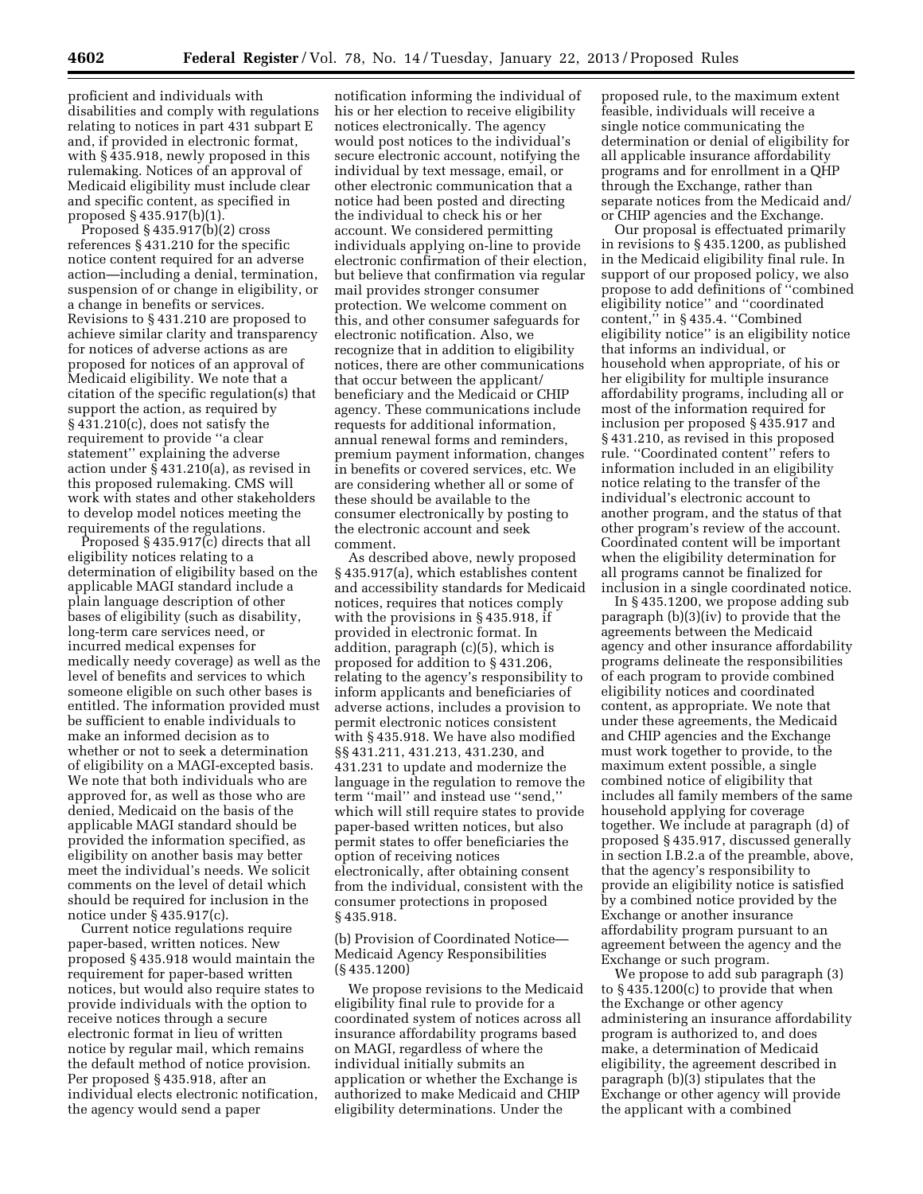proficient and individuals with disabilities and comply with regulations relating to notices in part 431 subpart E and, if provided in electronic format, with § 435.918, newly proposed in this rulemaking. Notices of an approval of Medicaid eligibility must include clear and specific content, as specified in proposed § 435.917(b)(1).

Proposed § 435.917(b)(2) cross references § 431.210 for the specific notice content required for an adverse action—including a denial, termination, suspension of or change in eligibility, or a change in benefits or services. Revisions to § 431.210 are proposed to achieve similar clarity and transparency for notices of adverse actions as are proposed for notices of an approval of Medicaid eligibility. We note that a citation of the specific regulation(s) that support the action, as required by § 431.210(c), does not satisfy the requirement to provide "a clear statement" explaining the adverse action under § 431.210(a), as revised in this proposed rulemaking. CMS will work with states and other stakeholders to develop model notices meeting the requirements of the regulations.

Proposed § 435.917(c) directs that all eligibility notices relating to a determination of eligibility based on the applicable MAGI standard include a plain language description of other bases of eligibility (such as disability, long-term care services need, or incurred medical expenses for medically needy coverage) as well as the level of benefits and services to which someone eligible on such other bases is entitled. The information provided must be sufficient to enable individuals to make an informed decision as to whether or not to seek a determination of eligibility on a MAGI-excepted basis. We note that both individuals who are approved for, as well as those who are denied, Medicaid on the basis of the applicable MAGI standard should be provided the information specified, as eligibility on another basis may better meet the individual's needs. We solicit comments on the level of detail which should be required for inclusion in the notice under § 435.917(c).

Current notice regulations require paper-based, written notices. New proposed § 435.918 would maintain the requirement for paper-based written notices, but would also require states to provide individuals with the option to receive notices through a secure electronic format in lieu of written notice by regular mail, which remains the default method of notice provision. Per proposed § 435.918, after an individual elects electronic notification, the agency would send a paper notification informing the individual of his or her election to receive eligibility notices electronically. The agency would post notices to the individual's secure electronic account, notifying the individual by text message, email, or other electronic communication that a notice had been posted and directing the individual to check his or her account. We considered permitting individuals applying on-line to provide electronic confirmation of their election, but believe that confirmation via regular mail provides stronger consumer protection. We welcome comment on this, and other consumer safeguards for electronic notification. Also, we recognize that in addition to eligibility notices, there are other communications that occur between the applicant/beneficiary and the Medicaid or CHIP agency. These communications include requests for additional information, annual renewal forms and reminders, premium payment information, changes in benefits or covered services, etc. We are considering whether all or some of these should be available to the consumer electronically by posting to the electronic account and seek comment.

As described above, newly proposed § 435.917(a), which establishes content and accessibility standards for Medicaid notices, requires that notices comply with the provisions in § 435.918, if provided in electronic format. In addition, paragraph (c)(5), which is proposed for addition to § 431.206, relating to the agency's responsibility to inform applicants and beneficiaries of adverse actions, includes a provision to permit electronic notices consistent with § 435.918. We have also modified §§ 431.211, 431.213, 431.230, and 431.231 to update and modernize the language in the regulation to remove the term "mail" and instead use "send," which will still require states to provide paper-based written notices, but also permit states to offer beneficiaries the option of receiving notices electronically, after obtaining consent from the individual, consistent with the consumer protections in proposed § 435.918.

(b) Provision of Coordinated Notice—Medicaid Agency Responsibilities (§ 435.1200)

We propose revisions to the Medicaid eligibility final rule to provide for a coordinated system of notices across all insurance affordability programs based on MAGI, regardless of where the individual initially submits an application or whether the Exchange is authorized to make Medicaid and CHIP eligibility determinations. Under the proposed rule, to the maximum extent feasible, individuals will receive a single notice communicating the determination or denial of eligibility for all applicable insurance affordability programs and for enrollment in a QHP through the Exchange, rather than separate notices from the Medicaid and/or CHIP agencies and the Exchange.

Our proposal is effectuated primarily in revisions to § 435.1200, as published in the Medicaid eligibility final rule. In support of our proposed policy, we also propose to add definitions of "combined eligibility notice" and "coordinated content," in § 435.4. "Combined eligibility notice" is an eligibility notice that informs an individual, or household when appropriate, of his or her eligibility for multiple insurance affordability programs, including all or most of the information required for inclusion per proposed § 435.917 and § 431.210, as revised in this proposed rule. "Coordinated content" refers to information included in an eligibility notice relating to the transfer of the individual's electronic account to another program, and the status of that other program's review of the account. Coordinated content will be important when the eligibility determination for all programs cannot be finalized for inclusion in a single coordinated notice.

In § 435.1200, we propose adding sub paragraph (b)(3)(iv) to provide that the agreements between the Medicaid agency and other insurance affordability programs delineate the responsibilities of each program to provide combined eligibility notices and coordinated content, as appropriate. We note that under these agreements, the Medicaid and CHIP agencies and the Exchange must work together to provide, to the maximum extent possible, a single combined notice of eligibility that includes all family members of the same household applying for coverage together. We include at paragraph (d) of proposed § 435.917, discussed generally in section I.B.2.a of the preamble, above, that the agency's responsibility to provide an eligibility notice is satisfied by a combined notice provided by the Exchange or another insurance affordability program pursuant to an agreement between the agency and the Exchange or such program.

We propose to add sub paragraph (3) to § 435.1200(c) to provide that when the Exchange or other agency administering an insurance affordability program is authorized to, and does make, a determination of Medicaid eligibility, the agreement described in paragraph (b)(3) stipulates that the Exchange or other agency will provide the applicant with a combined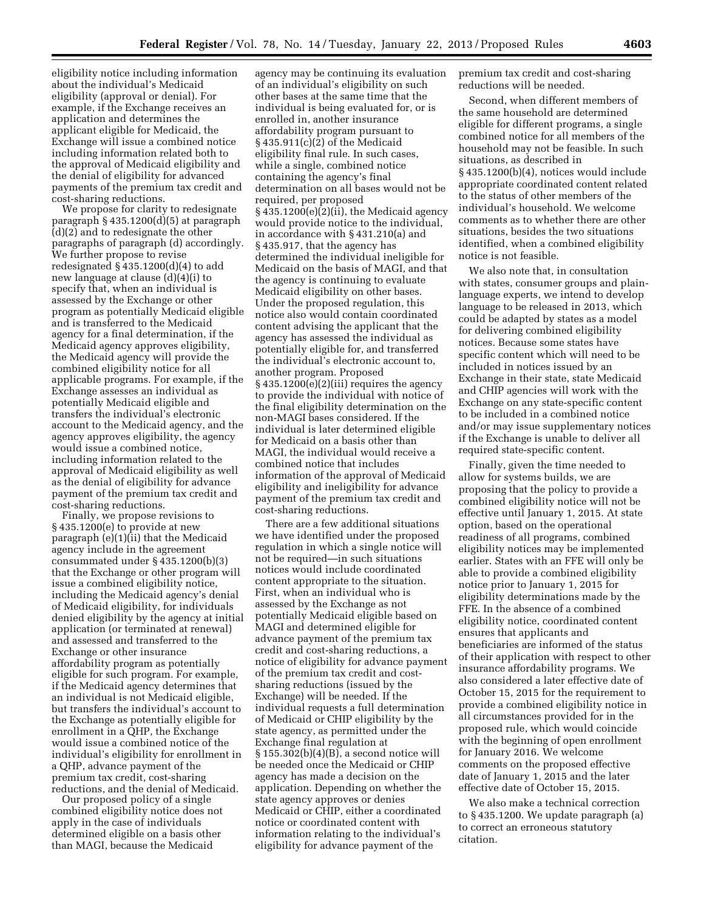eligibility notice including information about the individual's Medicaid eligibility (approval or denial). For example, if the Exchange receives an application and determines the applicant eligible for Medicaid, the Exchange will issue a combined notice including information related both to the approval of Medicaid eligibility and the denial of eligibility for advanced payments of the premium tax credit and cost-sharing reductions.

We propose for clarity to redesignate paragraph § 435.1200(d)(5) at paragraph (d)(2) and to redesignate the other paragraphs of paragraph (d) accordingly. We further propose to revise redesignated § 435.1200(d)(4) to add new language at clause (d)(4)(i) to specify that, when an individual is assessed by the Exchange or other program as potentially Medicaid eligible and is transferred to the Medicaid agency for a final determination, if the Medicaid agency approves eligibility, the Medicaid agency will provide the combined eligibility notice for all applicable programs. For example, if the Exchange assesses an individual as potentially Medicaid eligible and transfers the individual's electronic account to the Medicaid agency, and the agency approves eligibility, the agency would issue a combined notice, including information related to the approval of Medicaid eligibility as well as the denial of eligibility for advance payment of the premium tax credit and cost-sharing reductions.

Finally, we propose revisions to § 435.1200(e) to provide at new paragraph (e)(1)(ii) that the Medicaid agency include in the agreement consummated under § 435.1200(b)(3) that the Exchange or other program will issue a combined eligibility notice, including the Medicaid agency's denial of Medicaid eligibility, for individuals denied eligibility by the agency at initial application (or terminated at renewal) and assessed and transferred to the Exchange or other insurance affordability program as potentially eligible for such program. For example, if the Medicaid agency determines that an individual is not Medicaid eligible, but transfers the individual's account to the Exchange as potentially eligible for enrollment in a QHP, the Exchange would issue a combined notice of the individual's eligibility for enrollment in a QHP, advance payment of the premium tax credit, cost-sharing reductions, and the denial of Medicaid.

Our proposed policy of a single combined eligibility notice does not apply in the case of individuals determined eligible on a basis other than MAGI, because the Medicaid agency may be continuing its evaluation of an individual's eligibility on such other bases at the same time that the individual is being evaluated for, or is enrolled in, another insurance affordability program pursuant to § 435.911(c)(2) of the Medicaid eligibility final rule. In such cases, while a single, combined notice containing the agency's final determination on all bases would not be required, per proposed § 435.1200(e)(2)(ii), the Medicaid agency would provide notice to the individual, in accordance with § 431.210(a) and § 435.917, that the agency has determined the individual ineligible for Medicaid on the basis of MAGI, and that the agency is continuing to evaluate Medicaid eligibility on other bases. Under the proposed regulation, this notice also would contain coordinated content advising the applicant that the agency has assessed the individual as potentially eligible for, and transferred the individual's electronic account to, another program. Proposed § 435.1200(e)(2)(iii) requires the agency to provide the individual with notice of the final eligibility determination on the non-MAGI bases considered. If the individual is later determined eligible for Medicaid on a basis other than MAGI, the individual would receive a combined notice that includes information of the approval of Medicaid eligibility and ineligibility for advance payment of the premium tax credit and cost-sharing reductions.

There are a few additional situations we have identified under the proposed regulation in which a single notice will not be required—in such situations notices would include coordinated content appropriate to the situation. First, when an individual who is assessed by the Exchange as not potentially Medicaid eligible based on MAGI and determined eligible for advance payment of the premium tax credit and cost-sharing reductions, a notice of eligibility for advance payment of the premium tax credit and cost-sharing reductions (issued by the Exchange) will be needed. If the individual requests a full determination of Medicaid or CHIP eligibility by the state agency, as permitted under the Exchange final regulation at § 155.302(b)(4)(B), a second notice will be needed once the Medicaid or CHIP agency has made a decision on the application. Depending on whether the state agency approves or denies Medicaid or CHIP, either a coordinated notice or coordinated content with information relating to the individual's eligibility for advance payment of the premium tax credit and cost-sharing reductions will be needed.

Second, when different members of the same household are determined eligible for different programs, a single combined notice for all members of the household may not be feasible. In such situations, as described in § 435.1200(b)(4), notices would include appropriate coordinated content related to the status of other members of the individual's household. We welcome comments as to whether there are other situations, besides the two situations identified, when a combined eligibility notice is not feasible.

We also note that, in consultation with states, consumer groups and plain-language experts, we intend to develop language to be released in 2013, which could be adapted by states as a model for delivering combined eligibility notices. Because some states have specific content which will need to be included in notices issued by an Exchange in their state, state Medicaid and CHIP agencies will work with the Exchange on any state-specific content to be included in a combined notice and/or may issue supplementary notices if the Exchange is unable to deliver all required state-specific content.

Finally, given the time needed to allow for systems builds, we are proposing that the policy to provide a combined eligibility notice will not be effective until January 1, 2015. At state option, based on the operational readiness of all programs, combined eligibility notices may be implemented earlier. States with an FFE will only be able to provide a combined eligibility notice prior to January 1, 2015 for eligibility determinations made by the FFE. In the absence of a combined eligibility notice, coordinated content ensures that applicants and beneficiaries are informed of the status of their application with respect to other insurance affordability programs. We also considered a later effective date of October 15, 2015 for the requirement to provide a combined eligibility notice in all circumstances provided for in the proposed rule, which would coincide with the beginning of open enrollment for January 2016. We welcome comments on the proposed effective date of January 1, 2015 and the later effective date of October 15, 2015.

We also make a technical correction to § 435.1200. We update paragraph (a) to correct an erroneous statutory citation.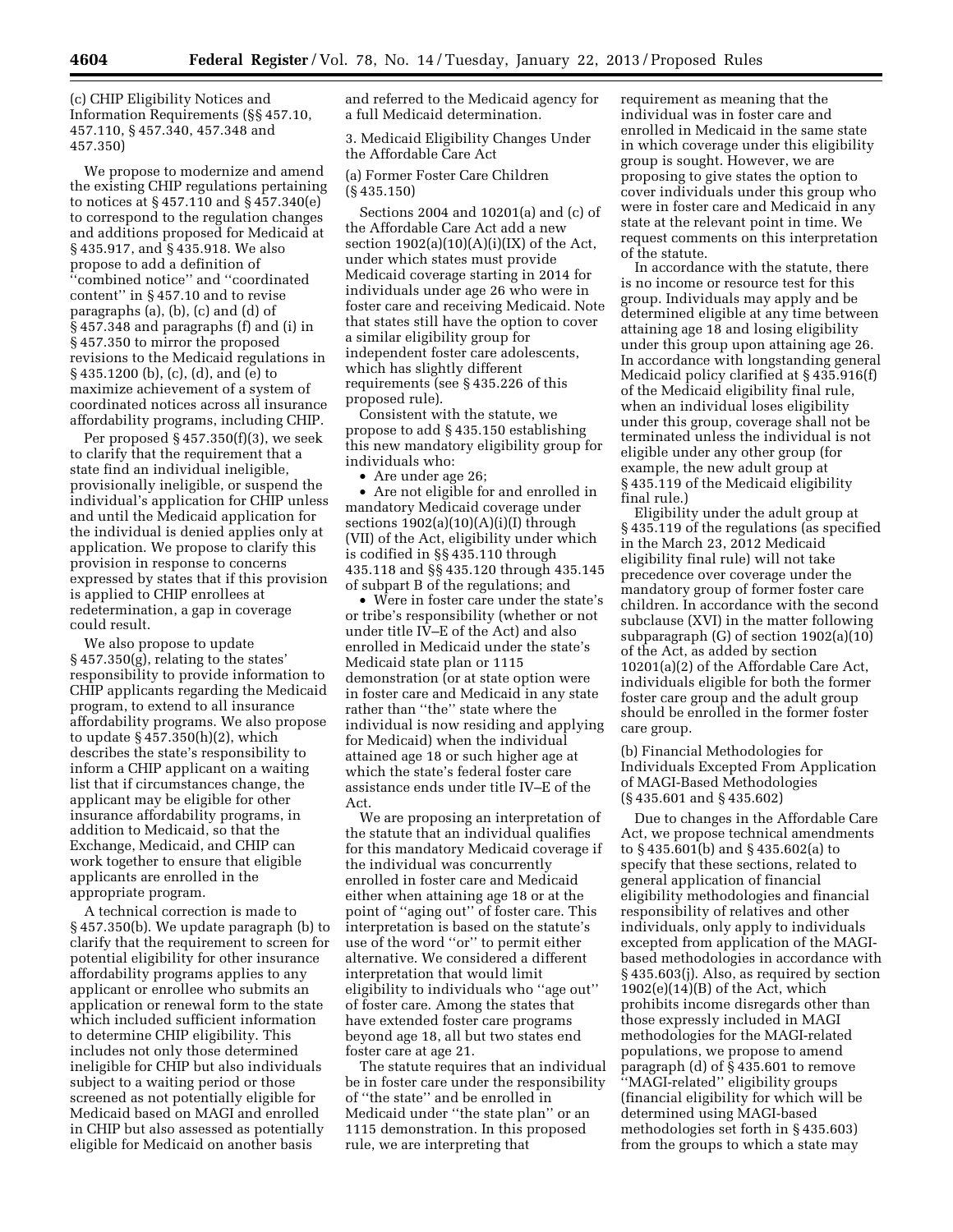(c) CHIP Eligibility Notices and Information Requirements (§§ 457.10, 457.110, § 457.340, 457.348 and 457.350)

We propose to modernize and amend the existing CHIP regulations pertaining to notices at § 457.110 and § 457.340(e) to correspond to the regulation changes and additions proposed for Medicaid at § 435.917, and § 435.918. We also propose to add a definition of "combined notice" and "coordinated content" in § 457.10 and to revise paragraphs (a), (b), (c) and (d) of § 457.348 and paragraphs (f) and (i) in § 457.350 to mirror the proposed revisions to the Medicaid regulations in § 435.1200 (b), (c), (d), and (e) to maximize achievement of a system of coordinated notices across all insurance affordability programs, including CHIP.

Per proposed § 457.350(f)(3), we seek to clarify that the requirement that a state find an individual ineligible, provisionally ineligible, or suspend the individual's application for CHIP unless and until the Medicaid application for the individual is denied applies only at application. We propose to clarify this provision in response to concerns expressed by states that if this provision is applied to CHIP enrollees at redetermination, a gap in coverage could result.

We also propose to update § 457.350(g), relating to the states' responsibility to provide information to CHIP applicants regarding the Medicaid program, to extend to all insurance affordability programs. We also propose to update § 457.350(h)(2), which describes the state's responsibility to inform a CHIP applicant on a waiting list that if circumstances change, the applicant may be eligible for other insurance affordability programs, in addition to Medicaid, so that the Exchange, Medicaid, and CHIP can work together to ensure that eligible applicants are enrolled in the appropriate program.

A technical correction is made to § 457.350(b). We update paragraph (b) to clarify that the requirement to screen for potential eligibility for other insurance affordability programs applies to any applicant or enrollee who submits an application or renewal form to the state which included sufficient information to determine CHIP eligibility. This includes not only those determined ineligible for CHIP but also individuals subject to a waiting period or those screened as not potentially eligible for Medicaid based on MAGI and enrolled in CHIP but also assessed as potentially eligible for Medicaid on another basis and referred to the Medicaid agency for a full Medicaid determination.

3. Medicaid Eligibility Changes Under the Affordable Care Act

(a) Former Foster Care Children (§ 435.150)

Sections 2004 and 10201(a) and (c) of the Affordable Care Act add a new section 1902(a)(10)(A)(i)(IX) of the Act, under which states must provide Medicaid coverage starting in 2014 for individuals under age 26 who were in foster care and receiving Medicaid. Note that states still have the option to cover a similar eligibility group for independent foster care adolescents, which has slightly different requirements (see § 435.226 of this proposed rule).

Consistent with the statute, we propose to add § 435.150 establishing this new mandatory eligibility group for individuals who:

- Are under age 26;
- Are not eligible for and enrolled in mandatory Medicaid coverage under sections 1902(a)(10)(A)(i)(I) through (VII) of the Act, eligibility under which is codified in §§ 435.110 through 435.118 and §§ 435.120 through 435.145 of subpart B of the regulations; and
- Were in foster care under the state's or tribe's responsibility (whether or not under title IV–E of the Act) and also enrolled in Medicaid under the state's Medicaid state plan or 1115 demonstration (or at state option were in foster care and Medicaid in any state rather than "the" state where the individual is now residing and applying for Medicaid) when the individual attained age 18 or such higher age at which the state's federal foster care assistance ends under title IV–E of the Act.

We are proposing an interpretation of the statute that an individual qualifies for this mandatory Medicaid coverage if the individual was concurrently enrolled in foster care and Medicaid either when attaining age 18 or at the point of "aging out" of foster care. This interpretation is based on the statute's use of the word "or" to permit either alternative. We considered a different interpretation that would limit eligibility to individuals who "age out" of foster care. Among the states that have extended foster care programs beyond age 18, all but two states end foster care at age 21.

The statute requires that an individual be in foster care under the responsibility of "the state" and be enrolled in Medicaid under "the state plan" or an 1115 demonstration. In this proposed rule, we are interpreting that requirement as meaning that the individual was in foster care and enrolled in Medicaid in the same state in which coverage under this eligibility group is sought. However, we are proposing to give states the option to cover individuals under this group who were in foster care and Medicaid in any state at the relevant point in time. We request comments on this interpretation of the statute.

In accordance with the statute, there is no income or resource test for this group. Individuals may apply and be determined eligible at any time between attaining age 18 and losing eligibility under this group upon attaining age 26. In accordance with longstanding general Medicaid policy clarified at § 435.916(f) of the Medicaid eligibility final rule, when an individual loses eligibility under this group, coverage shall not be terminated unless the individual is not eligible under any other group (for example, the new adult group at § 435.119 of the Medicaid eligibility final rule.)

Eligibility under the adult group at § 435.119 of the regulations (as specified in the March 23, 2012 Medicaid eligibility final rule) will not take precedence over coverage under the mandatory group of former foster care children. In accordance with the second subclause (XVI) in the matter following subparagraph (G) of section 1902(a)(10) of the Act, as added by section 10201(a)(2) of the Affordable Care Act, individuals eligible for both the former foster care group and the adult group should be enrolled in the former foster care group.

(b) Financial Methodologies for Individuals Excepted From Application of MAGI-Based Methodologies (§ 435.601 and § 435.602)

Due to changes in the Affordable Care Act, we propose technical amendments to § 435.601(b) and § 435.602(a) to specify that these sections, related to general application of financial eligibility methodologies and financial responsibility of relatives and other individuals, only apply to individuals excepted from application of the MAGI-based methodologies in accordance with § 435.603(j). Also, as required by section 1902(e)(14)(B) of the Act, which prohibits income disregards other than those expressly included in MAGI methodologies for the MAGI-related populations, we propose to amend paragraph (d) of § 435.601 to remove "MAGI-related" eligibility groups (financial eligibility for which will be determined using MAGI-based methodologies set forth in § 435.603) from the groups to which a state may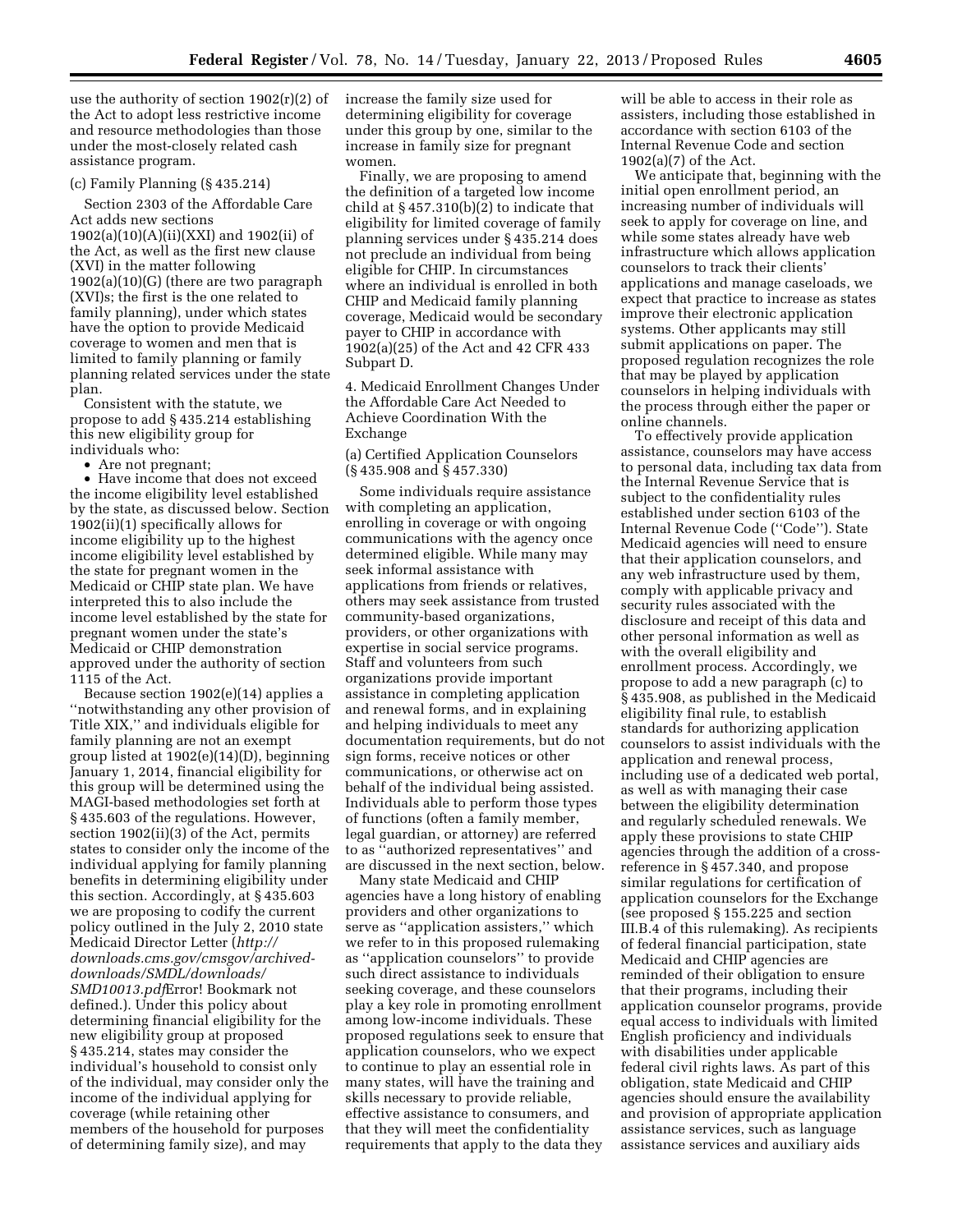use the authority of section 1902(r)(2) of the Act to adopt less restrictive income and resource methodologies than those under the most-closely related cash assistance program.

(c) Family Planning (§ 435.214)

Section 2303 of the Affordable Care Act adds new sections 1902(a)(10)(A)(ii)(XXI) and 1902(ii) of the Act, as well as the first new clause (XVI) in the matter following 1902(a)(10)(G) (there are two paragraph (XVI)s; the first is the one related to family planning), under which states have the option to provide Medicaid coverage to women and men that is limited to family planning or family planning related services under the state plan.

Consistent with the statute, we propose to add § 435.214 establishing this new eligibility group for individuals who:

- Are not pregnant;
- Have income that does not exceed the income eligibility level established by the state, as discussed below. Section 1902(ii)(1) specifically allows for income eligibility up to the highest income eligibility level established by the state for pregnant women in the Medicaid or CHIP state plan. We have interpreted this to also include the income level established by the state for pregnant women under the state's Medicaid or CHIP demonstration approved under the authority of section 1115 of the Act.

Because section 1902(e)(14) applies a ''notwithstanding any other provision of Title XIX,'' and individuals eligible for family planning are not an exempt group listed at 1902(e)(14)(D), beginning January 1, 2014, financial eligibility for this group will be determined using the MAGI-based methodologies set forth at § 435.603 of the regulations. However, section 1902(ii)(3) of the Act, permits states to consider only the income of the individual applying for family planning benefits in determining eligibility under this section. Accordingly, at § 435.603 we are proposing to codify the current policy outlined in the July 2, 2010 state Medicaid Director Letter (*http://downloads.cms.gov/cmsgov/archived-downloads/SMDL/downloads/SMD10013.pdf*Error! Bookmark not defined.). Under this policy about determining financial eligibility for the new eligibility group at proposed § 435.214, states may consider the individual's household to consist only of the individual, may consider only the income of the individual applying for coverage (while retaining other members of the household for purposes of determining family size), and may increase the family size used for determining eligibility for coverage under this group by one, similar to the increase in family size for pregnant women.

Finally, we are proposing to amend the definition of a targeted low income child at § 457.310(b)(2) to indicate that eligibility for limited coverage of family planning services under § 435.214 does not preclude an individual from being eligible for CHIP. In circumstances where an individual is enrolled in both CHIP and Medicaid family planning coverage, Medicaid would be secondary payer to CHIP in accordance with 1902(a)(25) of the Act and 42 CFR 433 Subpart D.

4. Medicaid Enrollment Changes Under the Affordable Care Act Needed to Achieve Coordination With the Exchange

(a) Certified Application Counselors (§ 435.908 and § 457.330)

Some individuals require assistance with completing an application, enrolling in coverage or with ongoing communications with the agency once determined eligible. While many may seek informal assistance with applications from friends or relatives, others may seek assistance from trusted community-based organizations, providers, or other organizations with expertise in social service programs. Staff and volunteers from such organizations provide important assistance in completing application and renewal forms, and in explaining and helping individuals to meet any documentation requirements, but do not sign forms, receive notices or other communications, or otherwise act on behalf of the individual being assisted. Individuals able to perform those types of functions (often a family member, legal guardian, or attorney) are referred to as ''authorized representatives'' and are discussed in the next section, below.

Many state Medicaid and CHIP agencies have a long history of enabling providers and other organizations to serve as ''application assisters,'' which we refer to in this proposed rulemaking as ''application counselors'' to provide such direct assistance to individuals seeking coverage, and these counselors play a key role in promoting enrollment among low-income individuals. These proposed regulations seek to ensure that application counselors, who we expect to continue to play an essential role in many states, will have the training and skills necessary to provide reliable, effective assistance to consumers, and that they will meet the confidentiality requirements that apply to the data they will be able to access in their role as assisters, including those established in accordance with section 6103 of the Internal Revenue Code and section 1902(a)(7) of the Act.

We anticipate that, beginning with the initial open enrollment period, an increasing number of individuals will seek to apply for coverage on line, and while some states already have web infrastructure which allows application counselors to track their clients' applications and manage caseloads, we expect that practice to increase as states improve their electronic application systems. Other applicants may still submit applications on paper. The proposed regulation recognizes the role that may be played by application counselors in helping individuals with the process through either the paper or online channels.

To effectively provide application assistance, counselors may have access to personal data, including tax data from the Internal Revenue Service that is subject to the confidentiality rules established under section 6103 of the Internal Revenue Code (''Code''). State Medicaid agencies will need to ensure that their application counselors, and any web infrastructure used by them, comply with applicable privacy and security rules associated with the disclosure and receipt of this data and other personal information as well as with the overall eligibility and enrollment process. Accordingly, we propose to add a new paragraph (c) to § 435.908, as published in the Medicaid eligibility final rule, to establish standards for authorizing application counselors to assist individuals with the application and renewal process, including use of a dedicated web portal, as well as with managing their case between the eligibility determination and regularly scheduled renewals. We apply these provisions to state CHIP agencies through the addition of a cross-reference in § 457.340, and propose similar regulations for certification of application counselors for the Exchange (see proposed § 155.225 and section III.B.4 of this rulemaking). As recipients of federal financial participation, state Medicaid and CHIP agencies are reminded of their obligation to ensure that their programs, including their application counselor programs, provide equal access to individuals with limited English proficiency and individuals with disabilities under applicable federal civil rights laws. As part of this obligation, state Medicaid and CHIP agencies should ensure the availability and provision of appropriate application assistance services, such as language assistance services and auxiliary aids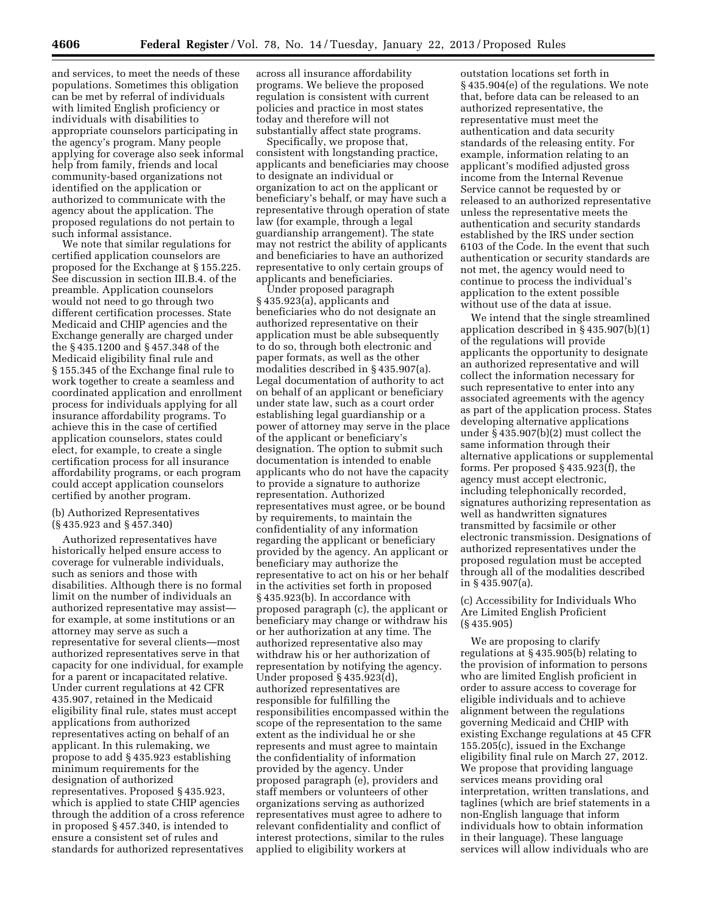and services, to meet the needs of these populations. Sometimes this obligation can be met by referral of individuals with limited English proficiency or individuals with disabilities to appropriate counselors participating in the agency's program. Many people applying for coverage also seek informal help from family, friends and local community-based organizations not identified on the application or authorized to communicate with the agency about the application. The proposed regulations do not pertain to such informal assistance.

We note that similar regulations for certified application counselors are proposed for the Exchange at § 155.225. See discussion in section III.B.4. of the preamble. Application counselors would not need to go through two different certification processes. State Medicaid and CHIP agencies and the Exchange generally are charged under the § 435.1200 and § 457.348 of the Medicaid eligibility final rule and § 155.345 of the Exchange final rule to work together to create a seamless and coordinated application and enrollment process for individuals applying for all insurance affordability programs. To achieve this in the case of certified application counselors, states could elect, for example, to create a single certification process for all insurance affordability programs, or each program could accept application counselors certified by another program.

(b) Authorized Representatives (§ 435.923 and § 457.340)

Authorized representatives have historically helped ensure access to coverage for vulnerable individuals, such as seniors and those with disabilities. Although there is no formal limit on the number of individuals an authorized representative may assist—for example, at some institutions or an attorney may serve as such a representative for several clients—most authorized representatives serve in that capacity for one individual, for example for a parent or incapacitated relative. Under current regulations at 42 CFR 435.907, retained in the Medicaid eligibility final rule, states must accept applications from authorized representatives acting on behalf of an applicant. In this rulemaking, we propose to add § 435.923 establishing minimum requirements for the designation of authorized representatives. Proposed § 435.923, which is applied to state CHIP agencies through the addition of a cross reference in proposed § 457.340, is intended to ensure a consistent set of rules and standards for authorized representatives across all insurance affordability programs. We believe the proposed regulation is consistent with current policies and practice in most states today and therefore will not substantially affect state programs.

Specifically, we propose that, consistent with longstanding practice, applicants and beneficiaries may choose to designate an individual or organization to act on the applicant or beneficiary's behalf, or may have such a representative through operation of state law (for example, through a legal guardianship arrangement). The state may not restrict the ability of applicants and beneficiaries to have an authorized representative to only certain groups of applicants and beneficiaries.

Under proposed paragraph § 435.923(a), applicants and beneficiaries who do not designate an authorized representative on their application must be able subsequently to do so, through both electronic and paper formats, as well as the other modalities described in § 435.907(a). Legal documentation of authority to act on behalf of an applicant or beneficiary under state law, such as a court order establishing legal guardianship or a power of attorney may serve in the place of the applicant or beneficiary's designation. The option to submit such documentation is intended to enable applicants who do not have the capacity to provide a signature to authorize representation. Authorized representatives must agree, or be bound by requirements, to maintain the confidentiality of any information regarding the applicant or beneficiary provided by the agency. An applicant or beneficiary may authorize the representative to act on his or her behalf in the activities set forth in proposed § 435.923(b). In accordance with proposed paragraph (c), the applicant or beneficiary may change or withdraw his or her authorization at any time. The authorized representative also may withdraw his or her authorization of representation by notifying the agency. Under proposed § 435.923(d), authorized representatives are responsible for fulfilling the responsibilities encompassed within the scope of the representation to the same extent as the individual he or she represents and must agree to maintain the confidentiality of information provided by the agency. Under proposed paragraph (e), providers and staff members or volunteers of other organizations serving as authorized representatives must agree to adhere to relevant confidentiality and conflict of interest protections, similar to the rules applied to eligibility workers at outstation locations set forth in § 435.904(e) of the regulations. We note that, before data can be released to an authorized representative, the representative must meet the authentication and data security standards of the releasing entity. For example, information relating to an applicant's modified adjusted gross income from the Internal Revenue Service cannot be requested by or released to an authorized representative unless the representative meets the authentication and security standards established by the IRS under section 6103 of the Code. In the event that such authentication or security standards are not met, the agency would need to continue to process the individual's application to the extent possible without use of the data at issue.

We intend that the single streamlined application described in § 435.907(b)(1) of the regulations will provide applicants the opportunity to designate an authorized representative and will collect the information necessary for such representative to enter into any associated agreements with the agency as part of the application process. States developing alternative applications under § 435.907(b)(2) must collect the same information through their alternative applications or supplemental forms. Per proposed § 435.923(f), the agency must accept electronic, including telephonically recorded, signatures authorizing representation as well as handwritten signatures transmitted by facsimile or other electronic transmission. Designations of authorized representatives under the proposed regulation must be accepted through all of the modalities described in § 435.907(a).

(c) Accessibility for Individuals Who Are Limited English Proficient (§ 435.905)

We are proposing to clarify regulations at § 435.905(b) relating to the provision of information to persons who are limited English proficient in order to assure access to coverage for eligible individuals and to achieve alignment between the regulations governing Medicaid and CHIP with existing Exchange regulations at 45 CFR 155.205(c), issued in the Exchange eligibility final rule on March 27, 2012. We propose that providing language services means providing oral interpretation, written translations, and taglines (which are brief statements in a non-English language that inform individuals how to obtain information in their language). These language services will allow individuals who are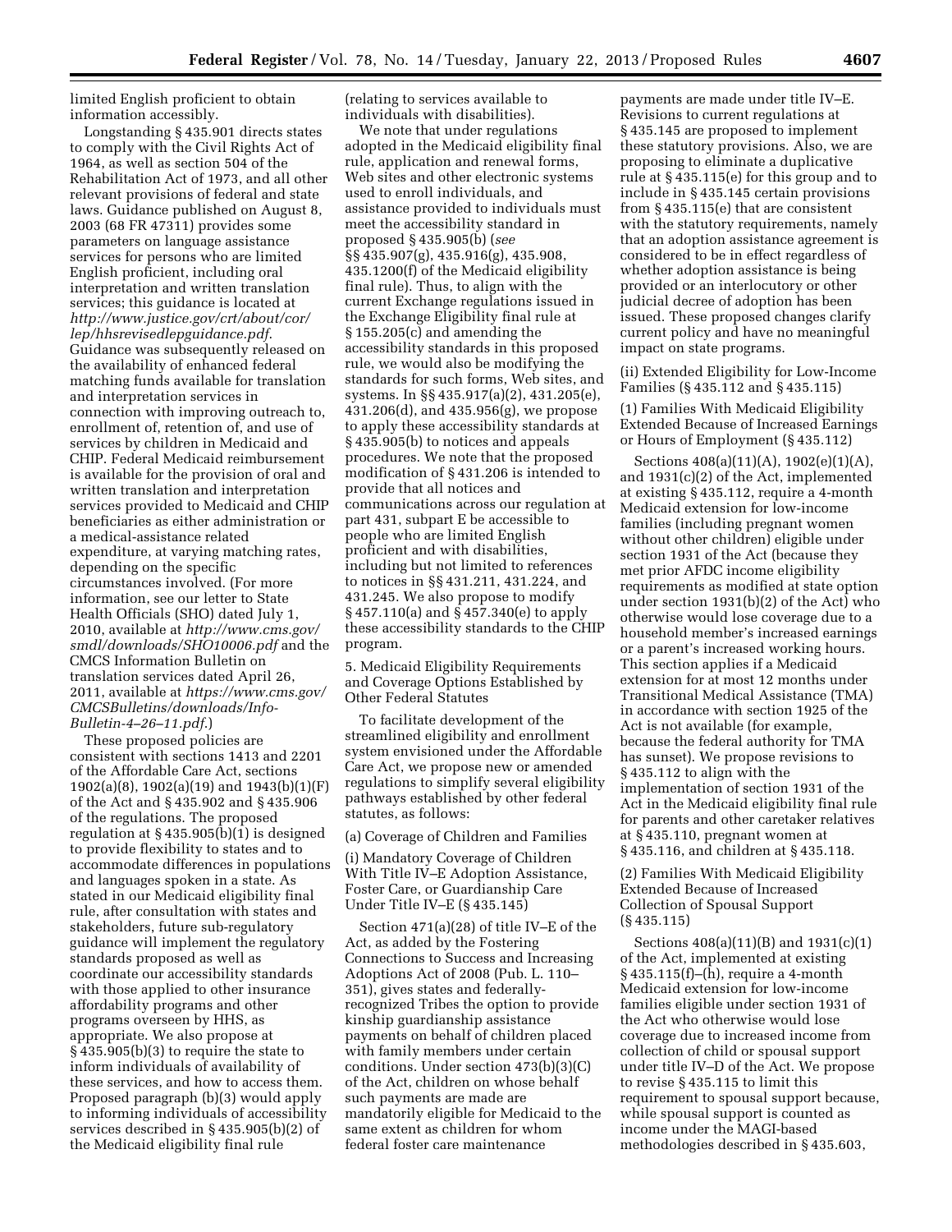limited English proficient to obtain information accessibly.

Longstanding § 435.901 directs states to comply with the Civil Rights Act of 1964, as well as section 504 of the Rehabilitation Act of 1973, and all other relevant provisions of federal and state laws. Guidance published on August 8, 2003 (68 FR 47311) provides some parameters on language assistance services for persons who are limited English proficient, including oral interpretation and written translation services; this guidance is located at *http://www.justice.gov/crt/about/cor/lep/hhsrevisedlepguidance.pdf*. Guidance was subsequently released on the availability of enhanced federal matching funds available for translation and interpretation services in connection with improving outreach to, enrollment of, retention of, and use of services by children in Medicaid and CHIP. Federal Medicaid reimbursement is available for the provision of oral and written translation and interpretation services provided to Medicaid and CHIP beneficiaries as either administration or a medical-assistance related expenditure, at varying matching rates, depending on the specific circumstances involved. (For more information, see our letter to State Health Officials (SHO) dated July 1, 2010, available at *http://www.cms.gov/smdl/downloads/SHO10006.pdf* and the CMCS Information Bulletin on translation services dated April 26, 2011, available at *https://www.cms.gov/CMCSBulletins/downloads/Info-Bulletin-4–26–11.pdf*.)

These proposed policies are consistent with sections 1413 and 2201 of the Affordable Care Act, sections 1902(a)(8), 1902(a)(19) and 1943(b)(1)(F) of the Act and § 435.902 and § 435.906 of the regulations. The proposed regulation at § 435.905(b)(1) is designed to provide flexibility to states and to accommodate differences in populations and languages spoken in a state. As stated in our Medicaid eligibility final rule, after consultation with states and stakeholders, future sub-regulatory guidance will implement the regulatory standards proposed as well as coordinate our accessibility standards with those applied to other insurance affordability programs and other programs overseen by HHS, as appropriate. We also propose at § 435.905(b)(3) to require the state to inform individuals of availability of these services, and how to access them. Proposed paragraph (b)(3) would apply to informing individuals of accessibility services described in § 435.905(b)(2) of the Medicaid eligibility final rule (relating to services available to individuals with disabilities).

We note that under regulations adopted in the Medicaid eligibility final rule, application and renewal forms, Web sites and other electronic systems used to enroll individuals, and assistance provided to individuals must meet the accessibility standard in proposed § 435.905(b) (*see* §§ 435.907(g), 435.916(g), 435.908, 435.1200(f) of the Medicaid eligibility final rule). Thus, to align with the current Exchange regulations issued in the Exchange Eligibility final rule at § 155.205(c) and amending the accessibility standards in this proposed rule, we would also be modifying the standards for such forms, Web sites, and systems. In §§ 435.917(a)(2), 431.205(e), 431.206(d), and 435.956(g), we propose to apply these accessibility standards at § 435.905(b) to notices and appeals procedures. We note that the proposed modification of § 431.206 is intended to provide that all notices and communications across our regulation at part 431, subpart E be accessible to people who are limited English proficient and with disabilities, including but not limited to references to notices in §§ 431.211, 431.224, and 431.245. We also propose to modify § 457.110(a) and § 457.340(e) to apply these accessibility standards to the CHIP program.

5. Medicaid Eligibility Requirements and Coverage Options Established by Other Federal Statutes

To facilitate development of the streamlined eligibility and enrollment system envisioned under the Affordable Care Act, we propose new or amended regulations to simplify several eligibility pathways established by other federal statutes, as follows:

(a) Coverage of Children and Families

(i) Mandatory Coverage of Children With Title IV–E Adoption Assistance, Foster Care, or Guardianship Care Under Title IV–E (§ 435.145)

Section 471(a)(28) of title IV–E of the Act, as added by the Fostering Connections to Success and Increasing Adoptions Act of 2008 (Pub. L. 110–351), gives states and federally-recognized Tribes the option to provide kinship guardianship assistance payments on behalf of children placed with family members under certain conditions. Under section 473(b)(3)(C) of the Act, children on whose behalf such payments are made are mandatorily eligible for Medicaid to the same extent as children for whom federal foster care maintenance payments are made under title IV–E. Revisions to current regulations at § 435.145 are proposed to implement these statutory provisions. Also, we are proposing to eliminate a duplicative rule at § 435.115(e) for this group and to include in § 435.145 certain provisions from § 435.115(e) that are consistent with the statutory requirements, namely that an adoption assistance agreement is considered to be in effect regardless of whether adoption assistance is being provided or an interlocutory or other judicial decree of adoption has been issued. These proposed changes clarify current policy and have no meaningful impact on state programs.

(ii) Extended Eligibility for Low-Income Families (§ 435.112 and § 435.115)

(1) Families With Medicaid Eligibility Extended Because of Increased Earnings or Hours of Employment (§ 435.112)

Sections 408(a)(11)(A), 1902(e)(1)(A), and 1931(c)(2) of the Act, implemented at existing § 435.112, require a 4-month Medicaid extension for low-income families (including pregnant women without other children) eligible under section 1931 of the Act (because they met prior AFDC income eligibility requirements as modified at state option under section 1931(b)(2) of the Act) who otherwise would lose coverage due to a household member's increased earnings or a parent's increased working hours. This section applies if a Medicaid extension for at most 12 months under Transitional Medical Assistance (TMA) in accordance with section 1925 of the Act is not available (for example, because the federal authority for TMA has sunset). We propose revisions to § 435.112 to align with the implementation of section 1931 of the Act in the Medicaid eligibility final rule for parents and other caretaker relatives at § 435.110, pregnant women at § 435.116, and children at § 435.118.

(2) Families With Medicaid Eligibility Extended Because of Increased Collection of Spousal Support (§ 435.115)

Sections 408(a)(11)(B) and 1931(c)(1) of the Act, implemented at existing § 435.115(f)–(h), require a 4-month Medicaid extension for low-income families eligible under section 1931 of the Act who otherwise would lose coverage due to increased income from collection of child or spousal support under title IV–D of the Act. We propose to revise § 435.115 to limit this requirement to spousal support because, while spousal support is counted as income under the MAGI-based methodologies described in § 435.603,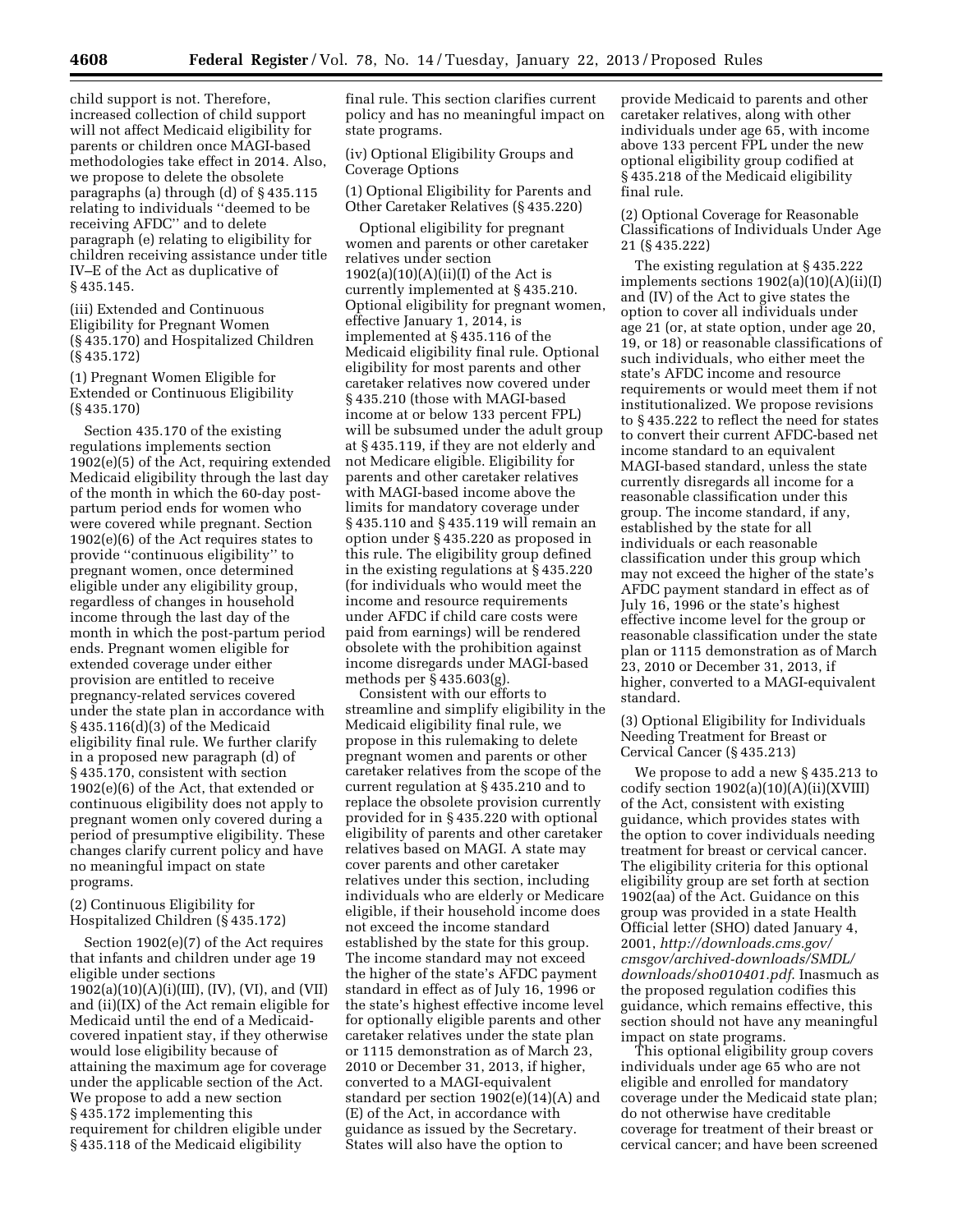child support is not. Therefore, increased collection of child support will not affect Medicaid eligibility for parents or children once MAGI-based methodologies take effect in 2014. Also, we propose to delete the obsolete paragraphs (a) through (d) of § 435.115 relating to individuals ''deemed to be receiving AFDC'' and to delete paragraph (e) relating to eligibility for children receiving assistance under title IV–E of the Act as duplicative of § 435.145.

(iii) Extended and Continuous Eligibility for Pregnant Women (§ 435.170) and Hospitalized Children (§ 435.172)

(1) Pregnant Women Eligible for Extended or Continuous Eligibility (§ 435.170)

Section 435.170 of the existing regulations implements section 1902(e)(5) of the Act, requiring extended Medicaid eligibility through the last day of the month in which the 60-day post-partum period ends for women who were covered while pregnant. Section 1902(e)(6) of the Act requires states to provide ''continuous eligibility'' to pregnant women, once determined eligible under any eligibility group, regardless of changes in household income through the last day of the month in which the post-partum period ends. Pregnant women eligible for extended coverage under either provision are entitled to receive pregnancy-related services covered under the state plan in accordance with § 435.116(d)(3) of the Medicaid eligibility final rule. We further clarify in a proposed new paragraph (d) of § 435.170, consistent with section 1902(e)(6) of the Act, that extended or continuous eligibility does not apply to pregnant women only covered during a period of presumptive eligibility. These changes clarify current policy and have no meaningful impact on state programs.

(2) Continuous Eligibility for Hospitalized Children (§ 435.172)

Section 1902(e)(7) of the Act requires that infants and children under age 19 eligible under sections 1902(a)(10)(A)(i)(III), (IV), (VI), and (VII) and (ii)(IX) of the Act remain eligible for Medicaid until the end of a Medicaid-covered inpatient stay, if they otherwise would lose eligibility because of attaining the maximum age for coverage under the applicable section of the Act. We propose to add a new section § 435.172 implementing this requirement for children eligible under § 435.118 of the Medicaid eligibility final rule. This section clarifies current policy and has no meaningful impact on state programs.

(iv) Optional Eligibility Groups and Coverage Options

(1) Optional Eligibility for Parents and Other Caretaker Relatives (§ 435.220)

Optional eligibility for pregnant women and parents or other caretaker relatives under section 1902(a)(10)(A)(ii)(I) of the Act is currently implemented at § 435.210. Optional eligibility for pregnant women, effective January 1, 2014, is implemented at § 435.116 of the Medicaid eligibility final rule. Optional eligibility for most parents and other caretaker relatives now covered under § 435.210 (those with MAGI-based income at or below 133 percent FPL) will be subsumed under the adult group at § 435.119, if they are not elderly and not Medicare eligible. Eligibility for parents and other caretaker relatives with MAGI-based income above the limits for mandatory coverage under § 435.110 and § 435.119 will remain an option under § 435.220 as proposed in this rule. The eligibility group defined in the existing regulations at § 435.220 (for individuals who would meet the income and resource requirements under AFDC if child care costs were paid from earnings) will be rendered obsolete with the prohibition against income disregards under MAGI-based methods per § 435.603(g).

Consistent with our efforts to streamline and simplify eligibility in the Medicaid eligibility final rule, we propose in this rulemaking to delete pregnant women and parents or other caretaker relatives from the scope of the current regulation at § 435.210 and to replace the obsolete provision currently provided for in § 435.220 with optional eligibility of parents and other caretaker relatives based on MAGI. A state may cover parents and other caretaker relatives under this section, including individuals who are elderly or Medicare eligible, if their household income does not exceed the income standard established by the state for this group. The income standard may not exceed the higher of the state's AFDC payment standard in effect as of July 16, 1996 or the state's highest effective income level for optionally eligible parents and other caretaker relatives under the state plan or 1115 demonstration as of March 23, 2010 or December 31, 2013, if higher, converted to a MAGI-equivalent standard per section 1902(e)(14)(A) and (E) of the Act, in accordance with guidance as issued by the Secretary. States will also have the option to provide Medicaid to parents and other caretaker relatives, along with other individuals under age 65, with income above 133 percent FPL under the new optional eligibility group codified at § 435.218 of the Medicaid eligibility final rule.

(2) Optional Coverage for Reasonable Classifications of Individuals Under Age 21 (§ 435.222)

The existing regulation at § 435.222 implements sections 1902(a)(10)(A)(ii)(I) and (IV) of the Act to give states the option to cover all individuals under age 21 (or, at state option, under age 20, 19, or 18) or reasonable classifications of such individuals, who either meet the state's AFDC income and resource requirements or would meet them if not institutionalized. We propose revisions to § 435.222 to reflect the need for states to convert their current AFDC-based net income standard to an equivalent MAGI-based standard, unless the state currently disregards all income for a reasonable classification under this group. The income standard, if any, established by the state for all individuals or each reasonable classification under this group which may not exceed the higher of the state's AFDC payment standard in effect as of July 16, 1996 or the state's highest effective income level for the group or reasonable classification under the state plan or 1115 demonstration as of March 23, 2010 or December 31, 2013, if higher, converted to a MAGI-equivalent standard.

(3) Optional Eligibility for Individuals Needing Treatment for Breast or Cervical Cancer (§ 435.213)

We propose to add a new § 435.213 to codify section 1902(a)(10)(A)(ii)(XVIII) of the Act, consistent with existing guidance, which provides states with the option to cover individuals needing treatment for breast or cervical cancer. The eligibility criteria for this optional eligibility group are set forth at section 1902(aa) of the Act. Guidance on this group was provided in a state Health Official letter (SHO) dated January 4, 2001, *http://downloads.cms.gov/cmsgov/archived-downloads/SMDL/downloads/sho010401.pdf*. Inasmuch as the proposed regulation codifies this guidance, which remains effective, this section should not have any meaningful impact on state programs.

This optional eligibility group covers individuals under age 65 who are not eligible and enrolled for mandatory coverage under the Medicaid state plan; do not otherwise have creditable coverage for treatment of their breast or cervical cancer; and have been screened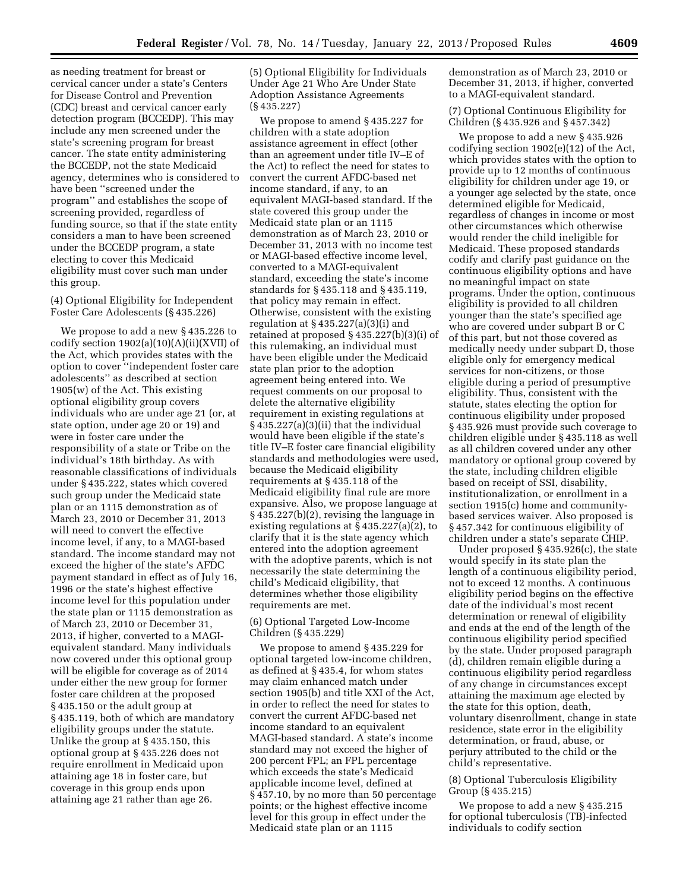as needing treatment for breast or cervical cancer under a state's Centers for Disease Control and Prevention (CDC) breast and cervical cancer early detection program (BCCEDP). This may include any men screened under the state's screening program for breast cancer. The state entity administering the BCCEDP, not the state Medicaid agency, determines who is considered to have been ''screened under the program'' and establishes the scope of screening provided, regardless of funding source, so that if the state entity considers a man to have been screened under the BCCEDP program, a state electing to cover this Medicaid eligibility must cover such man under this group.

(4) Optional Eligibility for Independent Foster Care Adolescents (§ 435.226)

We propose to add a new § 435.226 to codify section 1902(a)(10)(A)(ii)(XVII) of the Act, which provides states with the option to cover ''independent foster care adolescents'' as described at section 1905(w) of the Act. This existing optional eligibility group covers individuals who are under age 21 (or, at state option, under age 20 or 19) and were in foster care under the responsibility of a state or Tribe on the individual's 18th birthday. As with reasonable classifications of individuals under § 435.222, states which covered such group under the Medicaid state plan or an 1115 demonstration as of March 23, 2010 or December 31, 2013 will need to convert the effective income level, if any, to a MAGI-based standard. The income standard may not exceed the higher of the state's AFDC payment standard in effect as of July 16, 1996 or the state's highest effective income level for this population under the state plan or 1115 demonstration as of March 23, 2010 or December 31, 2013, if higher, converted to a MAGI-equivalent standard. Many individuals now covered under this optional group will be eligible for coverage as of 2014 under either the new group for former foster care children at the proposed § 435.150 or the adult group at § 435.119, both of which are mandatory eligibility groups under the statute. Unlike the group at § 435.150, this optional group at § 435.226 does not require enrollment in Medicaid upon attaining age 18 in foster care, but coverage in this group ends upon attaining age 21 rather than age 26.

(5) Optional Eligibility for Individuals Under Age 21 Who Are Under State Adoption Assistance Agreements (§ 435.227)

We propose to amend § 435.227 for children with a state adoption assistance agreement in effect (other than an agreement under title IV–E of the Act) to reflect the need for states to convert the current AFDC-based net income standard, if any, to an equivalent MAGI-based standard. If the state covered this group under the Medicaid state plan or an 1115 demonstration as of March 23, 2010 or December 31, 2013 with no income test or MAGI-based effective income level, converted to a MAGI-equivalent standard, exceeding the state's income standards for § 435.118 and § 435.119, that policy may remain in effect. Otherwise, consistent with the existing regulation at § 435.227(a)(3)(i) and retained at proposed § 435.227(b)(3)(i) of this rulemaking, an individual must have been eligible under the Medicaid state plan prior to the adoption agreement being entered into. We request comments on our proposal to delete the alternative eligibility requirement in existing regulations at § 435.227(a)(3)(ii) that the individual would have been eligible if the state's title IV–E foster care financial eligibility standards and methodologies were used, because the Medicaid eligibility requirements at § 435.118 of the Medicaid eligibility final rule are more expansive. Also, we propose language at § 435.227(b)(2), revising the language in existing regulations at § 435.227(a)(2), to clarify that it is the state agency which entered into the adoption agreement with the adoptive parents, which is not necessarily the state determining the child's Medicaid eligibility, that determines whether those eligibility requirements are met.

(6) Optional Targeted Low-Income Children (§ 435.229)

We propose to amend § 435.229 for optional targeted low-income children, as defined at § 435.4, for whom states may claim enhanced match under section 1905(b) and title XXI of the Act, in order to reflect the need for states to convert the current AFDC-based net income standard to an equivalent MAGI-based standard. A state's income standard may not exceed the higher of 200 percent FPL; an FPL percentage which exceeds the state's Medicaid applicable income level, defined at § 457.10, by no more than 50 percentage points; or the highest effective income level for this group in effect under the Medicaid state plan or an 1115 demonstration as of March 23, 2010 or December 31, 2013, if higher, converted to a MAGI-equivalent standard.

(7) Optional Continuous Eligibility for Children (§ 435.926 and § 457.342)

We propose to add a new § 435.926 codifying section 1902(e)(12) of the Act, which provides states with the option to provide up to 12 months of continuous eligibility for children under age 19, or a younger age selected by the state, once determined eligible for Medicaid, regardless of changes in income or most other circumstances which otherwise would render the child ineligible for Medicaid. These proposed standards codify and clarify past guidance on the continuous eligibility options and have no meaningful impact on state programs. Under the option, continuous eligibility is provided to all children younger than the state's specified age who are covered under subpart B or C of this part, but not those covered as medically needy under subpart D, those eligible only for emergency medical services for non-citizens, or those eligible during a period of presumptive eligibility. Thus, consistent with the statute, states electing the option for continuous eligibility under proposed § 435.926 must provide such coverage to children eligible under § 435.118 as well as all children covered under any other mandatory or optional group covered by the state, including children eligible based on receipt of SSI, disability, institutionalization, or enrollment in a section 1915(c) home and community-based services waiver. Also proposed is § 457.342 for continuous eligibility of children under a state's separate CHIP.

Under proposed § 435.926(c), the state would specify in its state plan the length of a continuous eligibility period, not to exceed 12 months. A continuous eligibility period begins on the effective date of the individual's most recent determination or renewal of eligibility and ends at the end of the length of the continuous eligibility period specified by the state. Under proposed paragraph (d), children remain eligible during a continuous eligibility period regardless of any change in circumstances except attaining the maximum age elected by the state for this option, death, voluntary disenrollment, change in state residence, state error in the eligibility determination, or fraud, abuse, or perjury attributed to the child or the child's representative.

(8) Optional Tuberculosis Eligibility Group (§ 435.215)

We propose to add a new § 435.215 for optional tuberculosis (TB)-infected individuals to codify section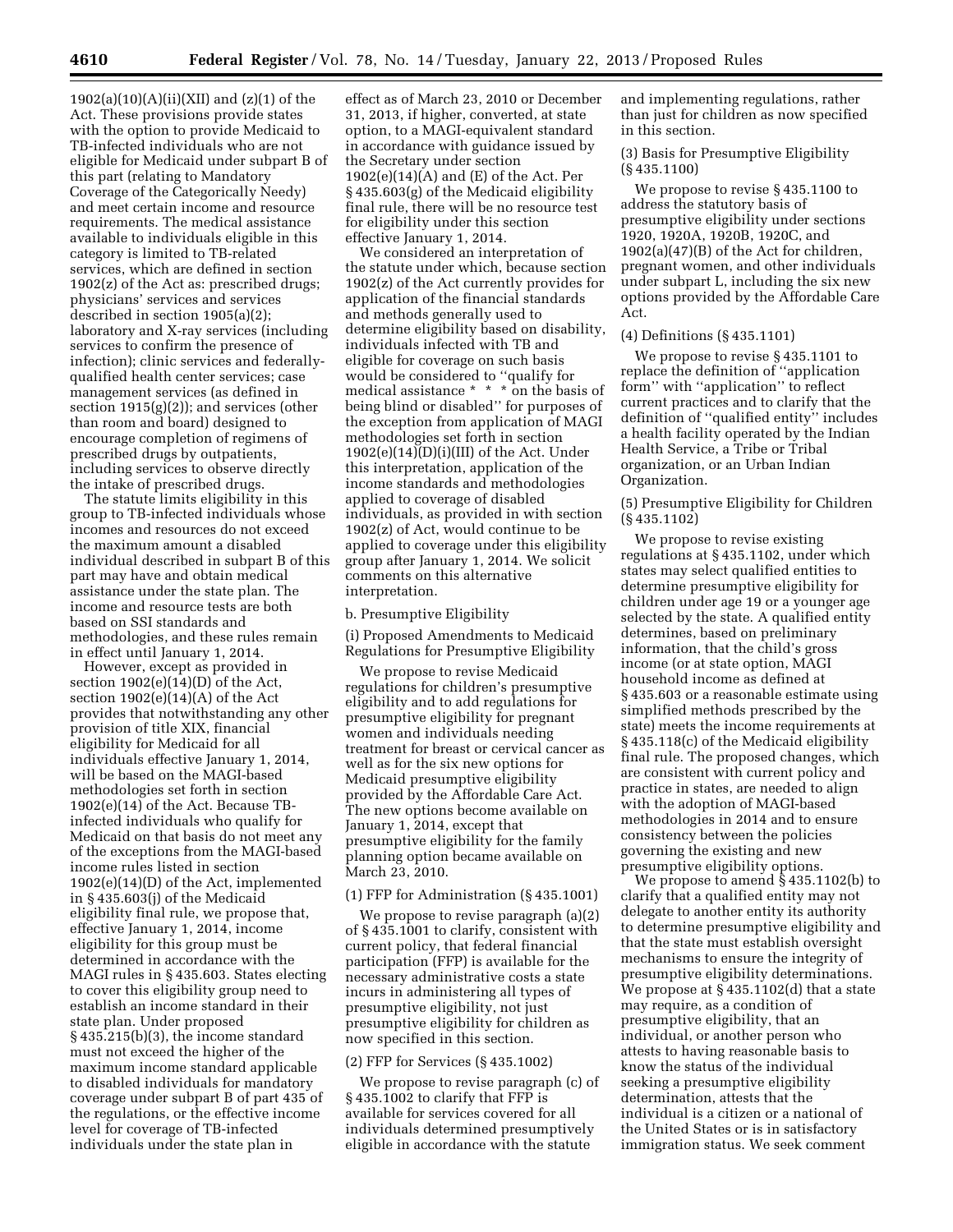1902(a)(10)(A)(ii)(XII) and (z)(1) of the Act. These provisions provide states with the option to provide Medicaid to TB-infected individuals who are not eligible for Medicaid under subpart B of this part (relating to Mandatory Coverage of the Categorically Needy) and meet certain income and resource requirements. The medical assistance available to individuals eligible in this category is limited to TB-related services, which are defined in section 1902(z) of the Act as: prescribed drugs; physicians' services and services described in section 1905(a)(2); laboratory and X-ray services (including services to confirm the presence of infection); clinic services and federally-qualified health center services; case management services (as defined in section 1915(g)(2)); and services (other than room and board) designed to encourage completion of regimens of prescribed drugs by outpatients, including services to observe directly the intake of prescribed drugs.

The statute limits eligibility in this group to TB-infected individuals whose incomes and resources do not exceed the maximum amount a disabled individual described in subpart B of this part may have and obtain medical assistance under the state plan. The income and resource tests are both based on SSI standards and methodologies, and these rules remain in effect until January 1, 2014.

However, except as provided in section 1902(e)(14)(D) of the Act, section 1902(e)(14)(A) of the Act provides that notwithstanding any other provision of title XIX, financial eligibility for Medicaid for all individuals effective January 1, 2014, will be based on the MAGI-based methodologies set forth in section 1902(e)(14) of the Act. Because TB-infected individuals who qualify for Medicaid on that basis do not meet any of the exceptions from the MAGI-based income rules listed in section 1902(e)(14)(D) of the Act, implemented in § 435.603(j) of the Medicaid eligibility final rule, we propose that, effective January 1, 2014, income eligibility for this group must be determined in accordance with the MAGI rules in § 435.603. States electing to cover this eligibility group need to establish an income standard in their state plan. Under proposed § 435.215(b)(3), the income standard must not exceed the higher of the maximum income standard applicable to disabled individuals for mandatory coverage under subpart B of part 435 of the regulations, or the effective income level for coverage of TB-infected individuals under the state plan in effect as of March 23, 2010 or December 31, 2013, if higher, converted, at state option, to a MAGI-equivalent standard in accordance with guidance issued by the Secretary under section 1902(e)(14)(A) and (E) of the Act. Per § 435.603(g) of the Medicaid eligibility final rule, there will be no resource test for eligibility under this section effective January 1, 2014.

We considered an interpretation of the statute under which, because section 1902(z) of the Act currently provides for application of the financial standards and methods generally used to determine eligibility based on disability, individuals infected with TB and eligible for coverage on such basis would be considered to ''qualify for medical assistance * * * on the basis of being blind or disabled'' for purposes of the exception from application of MAGI methodologies set forth in section 1902(e)(14)(D)(i)(III) of the Act. Under this interpretation, application of the income standards and methodologies applied to coverage of disabled individuals, as provided in with section 1902(z) of Act, would continue to be applied to coverage under this eligibility group after January 1, 2014. We solicit comments on this alternative interpretation.

b. Presumptive Eligibility

(i) Proposed Amendments to Medicaid Regulations for Presumptive Eligibility

We propose to revise Medicaid regulations for children's presumptive eligibility and to add regulations for presumptive eligibility for pregnant women and individuals needing treatment for breast or cervical cancer as well as for the six new options for Medicaid presumptive eligibility provided by the Affordable Care Act. The new options become available on January 1, 2014, except that presumptive eligibility for the family planning option became available on March 23, 2010.

(1) FFP for Administration (§ 435.1001)

We propose to revise paragraph (a)(2) of § 435.1001 to clarify, consistent with current policy, that federal financial participation (FFP) is available for the necessary administrative costs a state incurs in administering all types of presumptive eligibility, not just presumptive eligibility for children as now specified in this section.

(2) FFP for Services (§ 435.1002)

We propose to revise paragraph (c) of § 435.1002 to clarify that FFP is available for services covered for all individuals determined presumptively eligible in accordance with the statute and implementing regulations, rather than just for children as now specified in this section.

(3) Basis for Presumptive Eligibility (§ 435.1100)

We propose to revise § 435.1100 to address the statutory basis of presumptive eligibility under sections 1920, 1920A, 1920B, 1920C, and 1902(a)(47)(B) of the Act for children, pregnant women, and other individuals under subpart L, including the six new options provided by the Affordable Care Act.

(4) Definitions (§ 435.1101)

We propose to revise § 435.1101 to replace the definition of ''application form'' with ''application'' to reflect current practices and to clarify that the definition of ''qualified entity'' includes a health facility operated by the Indian Health Service, a Tribe or Tribal organization, or an Urban Indian Organization.

(5) Presumptive Eligibility for Children (§ 435.1102)

We propose to revise existing regulations at § 435.1102, under which states may select qualified entities to determine presumptive eligibility for children under age 19 or a younger age selected by the state. A qualified entity determines, based on preliminary information, that the child's gross income (or at state option, MAGI household income as defined at § 435.603 or a reasonable estimate using simplified methods prescribed by the state) meets the income requirements at § 435.118(c) of the Medicaid eligibility final rule. The proposed changes, which are consistent with current policy and practice in states, are needed to align with the adoption of MAGI-based methodologies in 2014 and to ensure consistency between the policies governing the existing and new presumptive eligibility options.

We propose to amend § 435.1102(b) to clarify that a qualified entity may not delegate to another entity its authority to determine presumptive eligibility and that the state must establish oversight mechanisms to ensure the integrity of presumptive eligibility determinations. We propose at § 435.1102(d) that a state may require, as a condition of presumptive eligibility, that an individual, or another person who attests to having reasonable basis to know the status of the individual seeking a presumptive eligibility determination, attests that the individual is a citizen or a national of the United States or is in satisfactory immigration status. We seek comment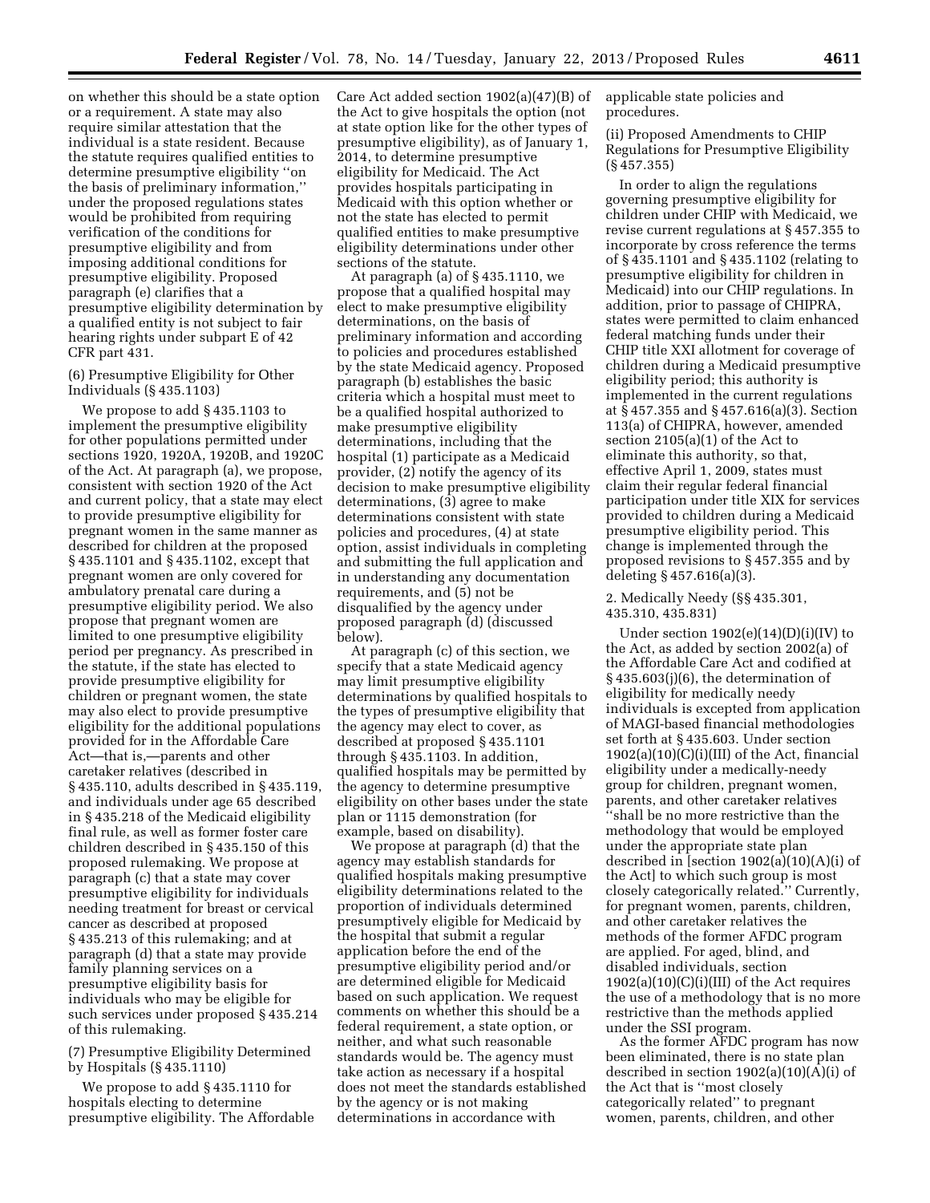on whether this should be a state option or a requirement. A state may also require similar attestation that the individual is a state resident. Because the statute requires qualified entities to determine presumptive eligibility ''on the basis of preliminary information,'' under the proposed regulations states would be prohibited from requiring verification of the conditions for presumptive eligibility and from imposing additional conditions for presumptive eligibility. Proposed paragraph (e) clarifies that a presumptive eligibility determination by a qualified entity is not subject to fair hearing rights under subpart E of 42 CFR part 431.

(6) Presumptive Eligibility for Other Individuals (§ 435.1103)

We propose to add § 435.1103 to implement the presumptive eligibility for other populations permitted under sections 1920, 1920A, 1920B, and 1920C of the Act. At paragraph (a), we propose, consistent with section 1920 of the Act and current policy, that a state may elect to provide presumptive eligibility for pregnant women in the same manner as described for children at the proposed § 435.1101 and § 435.1102, except that pregnant women are only covered for ambulatory prenatal care during a presumptive eligibility period. We also propose that pregnant women are limited to one presumptive eligibility period per pregnancy. As prescribed in the statute, if the state has elected to provide presumptive eligibility for children or pregnant women, the state may also elect to provide presumptive eligibility for the additional populations provided for in the Affordable Care Act—that is,—parents and other caretaker relatives (described in § 435.110, adults described in § 435.119, and individuals under age 65 described in § 435.218 of the Medicaid eligibility final rule, as well as former foster care children described in § 435.150 of this proposed rulemaking. We propose at paragraph (c) that a state may cover presumptive eligibility for individuals needing treatment for breast or cervical cancer as described at proposed § 435.213 of this rulemaking; and at paragraph (d) that a state may provide family planning services on a presumptive eligibility basis for individuals who may be eligible for such services under proposed § 435.214 of this rulemaking.

(7) Presumptive Eligibility Determined by Hospitals (§ 435.1110)

We propose to add § 435.1110 for hospitals electing to determine presumptive eligibility. The Affordable Care Act added section 1902(a)(47)(B) of the Act to give hospitals the option (not at state option like for the other types of presumptive eligibility), as of January 1, 2014, to determine presumptive eligibility for Medicaid. The Act provides hospitals participating in Medicaid with this option whether or not the state has elected to permit qualified entities to make presumptive eligibility determinations under other sections of the statute.

At paragraph (a) of § 435.1110, we propose that a qualified hospital may elect to make presumptive eligibility determinations, on the basis of preliminary information and according to policies and procedures established by the state Medicaid agency. Proposed paragraph (b) establishes the basic criteria which a hospital must meet to be a qualified hospital authorized to make presumptive eligibility determinations, including that the hospital (1) participate as a Medicaid provider, (2) notify the agency of its decision to make presumptive eligibility determinations, (3) agree to make determinations consistent with state policies and procedures, (4) at state option, assist individuals in completing and submitting the full application and in understanding any documentation requirements, and (5) not be disqualified by the agency under proposed paragraph (d) (discussed below).

At paragraph (c) of this section, we specify that a state Medicaid agency may limit presumptive eligibility determinations by qualified hospitals to the types of presumptive eligibility that the agency may elect to cover, as described at proposed § 435.1101 through § 435.1103. In addition, qualified hospitals may be permitted by the agency to determine presumptive eligibility on other bases under the state plan or 1115 demonstration (for example, based on disability).

We propose at paragraph (d) that the agency may establish standards for qualified hospitals making presumptive eligibility determinations related to the proportion of individuals determined presumptively eligible for Medicaid by the hospital that submit a regular application before the end of the presumptive eligibility period and/or are determined eligible for Medicaid based on such application. We request comments on whether this should be a federal requirement, a state option, or neither, and what such reasonable standards would be. The agency must take action as necessary if a hospital does not meet the standards established by the agency or is not making determinations in accordance with applicable state policies and procedures.

(ii) Proposed Amendments to CHIP Regulations for Presumptive Eligibility (§ 457.355)

In order to align the regulations governing presumptive eligibility for children under CHIP with Medicaid, we revise current regulations at § 457.355 to incorporate by cross reference the terms of § 435.1101 and § 435.1102 (relating to presumptive eligibility for children in Medicaid) into our CHIP regulations. In addition, prior to passage of CHIPRA, states were permitted to claim enhanced federal matching funds under their CHIP title XXI allotment for coverage of children during a Medicaid presumptive eligibility period; this authority is implemented in the current regulations at § 457.355 and § 457.616(a)(3). Section 113(a) of CHIPRA, however, amended section 2105(a)(1) of the Act to eliminate this authority, so that, effective April 1, 2009, states must claim their regular federal financial participation under title XIX for services provided to children during a Medicaid presumptive eligibility period. This change is implemented through the proposed revisions to § 457.355 and by deleting § 457.616(a)(3).

2. Medically Needy (§§ 435.301, 435.310, 435.831)

Under section 1902(e)(14)(D)(i)(IV) to the Act, as added by section 2002(a) of the Affordable Care Act and codified at § 435.603(j)(6), the determination of eligibility for medically needy individuals is excepted from application of MAGI-based financial methodologies set forth at § 435.603. Under section 1902(a)(10)(C)(i)(III) of the Act, financial eligibility under a medically-needy group for children, pregnant women, parents, and other caretaker relatives ''shall be no more restrictive than the methodology that would be employed under the appropriate state plan described in [section 1902(a)(10)(A)(i) of the Act] to which such group is most closely categorically related.'' Currently, for pregnant women, parents, children, and other caretaker relatives the methods of the former AFDC program are applied. For aged, blind, and disabled individuals, section 1902(a)(10)(C)(i)(III) of the Act requires the use of a methodology that is no more restrictive than the methods applied under the SSI program.

As the former AFDC program has now been eliminated, there is no state plan described in section 1902(a)(10)(A)(i) of the Act that is ''most closely categorically related'' to pregnant women, parents, children, and other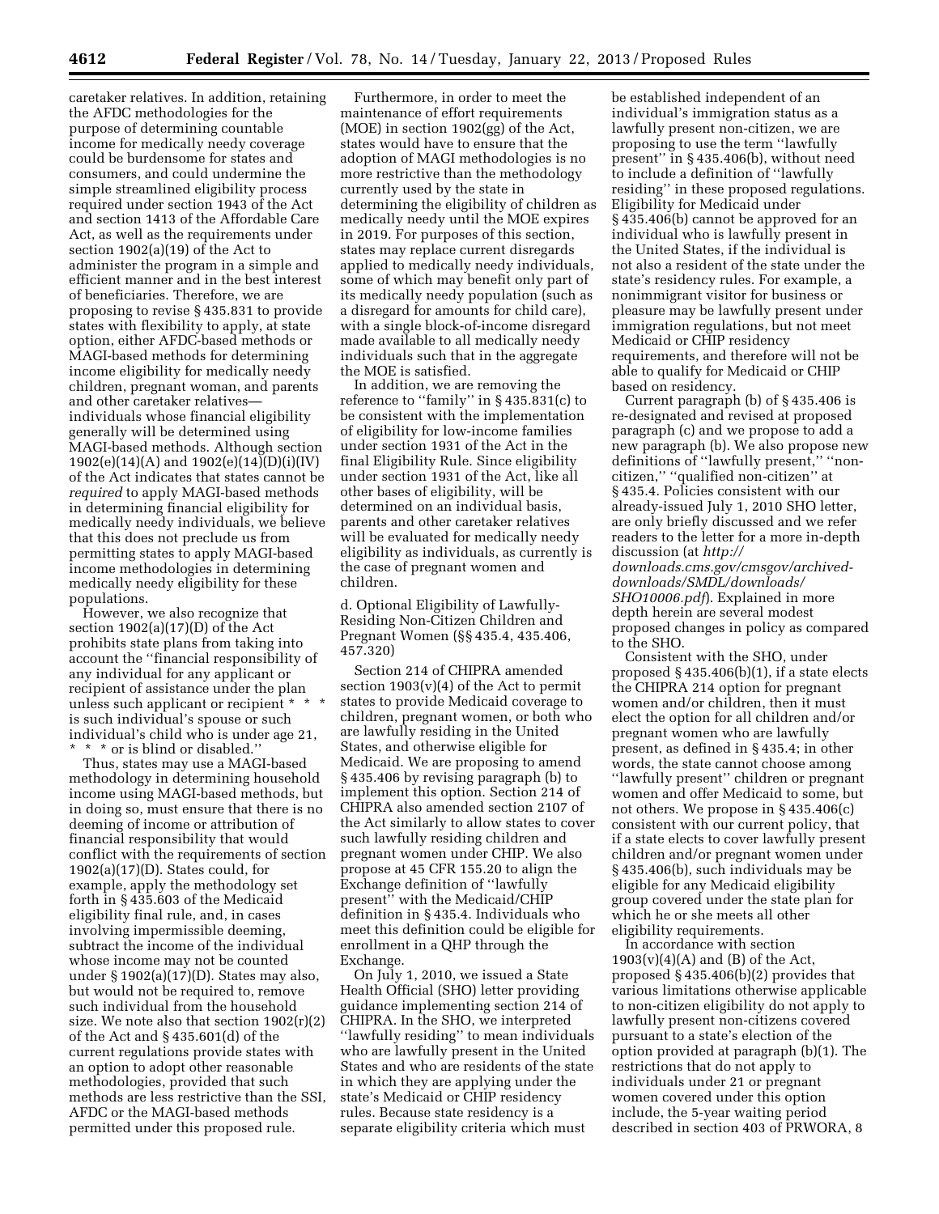caretaker relatives. In addition, retaining the AFDC methodologies for the purpose of determining countable income for medically needy coverage could be burdensome for states and consumers, and could undermine the simple streamlined eligibility process required under section 1943 of the Act and section 1413 of the Affordable Care Act, as well as the requirements under section 1902(a)(19) of the Act to administer the program in a simple and efficient manner and in the best interest of beneficiaries. Therefore, we are proposing to revise § 435.831 to provide states with flexibility to apply, at state option, either AFDC-based methods or MAGI-based methods for determining income eligibility for medically needy children, pregnant woman, and parents and other caretaker relatives—individuals whose financial eligibility generally will be determined using MAGI-based methods. Although section 1902(e)(14)(A) and 1902(e)(14)(D)(i)(IV) of the Act indicates that states cannot be *required* to apply MAGI-based methods in determining financial eligibility for medically needy individuals, we believe that this does not preclude us from permitting states to apply MAGI-based income methodologies in determining medically needy eligibility for these populations.

However, we also recognize that section 1902(a)(17)(D) of the Act prohibits state plans from taking into account the ''financial responsibility of any individual for any applicant or recipient of assistance under the plan unless such applicant or recipient * * * is such individual's spouse or such individual's child who is under age 21, * * * or is blind or disabled.''

Thus, states may use a MAGI-based methodology in determining household income using MAGI-based methods, but in doing so, must ensure that there is no deeming of income or attribution of financial responsibility that would conflict with the requirements of section 1902(a)(17)(D). States could, for example, apply the methodology set forth in § 435.603 of the Medicaid eligibility final rule, and, in cases involving impermissible deeming, subtract the income of the individual whose income may not be counted under § 1902(a)(17)(D). States may also, but would not be required to, remove such individual from the household size. We note also that section 1902(r)(2) of the Act and § 435.601(d) of the current regulations provide states with an option to adopt other reasonable methodologies, provided that such methods are less restrictive than the SSI, AFDC or the MAGI-based methods permitted under this proposed rule.

Furthermore, in order to meet the maintenance of effort requirements (MOE) in section 1902(gg) of the Act, states would have to ensure that the adoption of MAGI methodologies is no more restrictive than the methodology currently used by the state in determining the eligibility of children as medically needy until the MOE expires in 2019. For purposes of this section, states may replace current disregards applied to medically needy individuals, some of which may benefit only part of its medically needy population (such as a disregard for amounts for child care), with a single block-of-income disregard made available to all medically needy individuals such that in the aggregate the MOE is satisfied.

In addition, we are removing the reference to ''family'' in § 435.831(c) to be consistent with the implementation of eligibility for low-income families under section 1931 of the Act in the final Eligibility Rule. Since eligibility under section 1931 of the Act, like all other bases of eligibility, will be determined on an individual basis, parents and other caretaker relatives will be evaluated for medically needy eligibility as individuals, as currently is the case of pregnant women and children.

d. Optional Eligibility of Lawfully-Residing Non-Citizen Children and Pregnant Women (§§ 435.4, 435.406, 457.320)

Section 214 of CHIPRA amended section 1903(v)(4) of the Act to permit states to provide Medicaid coverage to children, pregnant women, or both who are lawfully residing in the United States, and otherwise eligible for Medicaid. We are proposing to amend § 435.406 by revising paragraph (b) to implement this option. Section 214 of CHIPRA also amended section 2107 of the Act similarly to allow states to cover such lawfully residing children and pregnant women under CHIP. We also propose at 45 CFR 155.20 to align the Exchange definition of ''lawfully present'' with the Medicaid/CHIP definition in § 435.4. Individuals who meet this definition could be eligible for enrollment in a QHP through the Exchange.

On July 1, 2010, we issued a State Health Official (SHO) letter providing guidance implementing section 214 of CHIPRA. In the SHO, we interpreted ''lawfully residing'' to mean individuals who are lawfully present in the United States and who are residents of the state in which they are applying under the state's Medicaid or CHIP residency rules. Because state residency is a separate eligibility criteria which must be established independent of an individual's immigration status as a lawfully present non-citizen, we are proposing to use the term ''lawfully present'' in § 435.406(b), without need to include a definition of ''lawfully residing'' in these proposed regulations. Eligibility for Medicaid under § 435.406(b) cannot be approved for an individual who is lawfully present in the United States, if the individual is not also a resident of the state under the state's residency rules. For example, a nonimmigrant visitor for business or pleasure may be lawfully present under immigration regulations, but not meet Medicaid or CHIP residency requirements, and therefore will not be able to qualify for Medicaid or CHIP based on residency.

Current paragraph (b) of § 435.406 is re-designated and revised at proposed paragraph (c) and we propose to add a new paragraph (b). We also propose new definitions of ''lawfully present,'' ''non-citizen,'' ''qualified non-citizen'' at § 435.4. Policies consistent with our already-issued July 1, 2010 SHO letter, are only briefly discussed and we refer readers to the letter for a more in-depth discussion (at *http://downloads.cms.gov/cmsgov/archived-downloads/SMDL/downloads/SHO10006.pdf*). Explained in more depth herein are several modest proposed changes in policy as compared to the SHO.

Consistent with the SHO, under proposed § 435.406(b)(1), if a state elects the CHIPRA 214 option for pregnant women and/or children, then it must elect the option for all children and/or pregnant women who are lawfully present, as defined in § 435.4; in other words, the state cannot choose among ''lawfully present'' children or pregnant women and offer Medicaid to some, but not others. We propose in § 435.406(c) consistent with our current policy, that if a state elects to cover lawfully present children and/or pregnant women under § 435.406(b), such individuals may be eligible for any Medicaid eligibility group covered under the state plan for which he or she meets all other eligibility requirements.

In accordance with section 1903(v)(4)(A) and (B) of the Act, proposed § 435.406(b)(2) provides that various limitations otherwise applicable to non-citizen eligibility do not apply to lawfully present non-citizens covered pursuant to a state's election of the option provided at paragraph (b)(1). The restrictions that do not apply to individuals under 21 or pregnant women covered under this option include, the 5-year waiting period described in section 403 of PRWORA, 8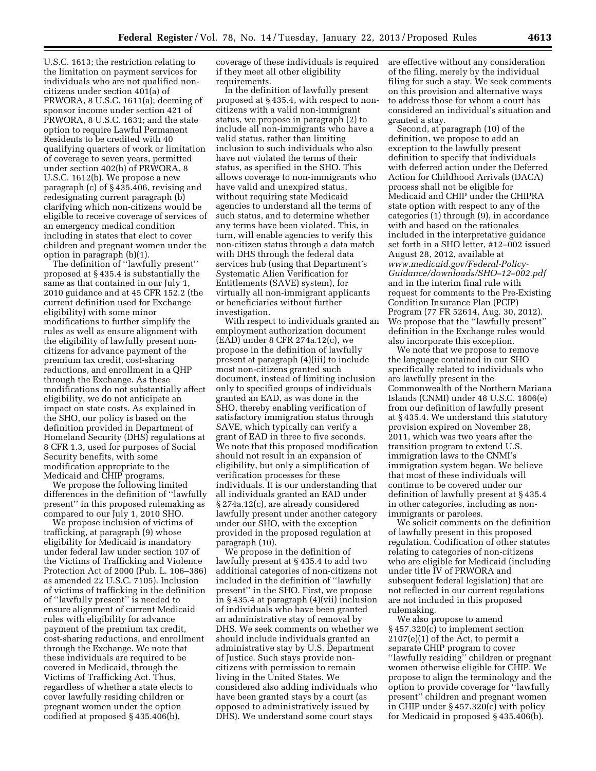U.S.C. 1613; the restriction relating to the limitation on payment services for individuals who are not qualified non-citizens under section 401(a) of PRWORA, 8 U.S.C. 1611(a); deeming of sponsor income under section 421 of PRWORA, 8 U.S.C. 1631; and the state option to require Lawful Permanent Residents to be credited with 40 qualifying quarters of work or limitation of coverage to seven years, permitted under section 402(b) of PRWORA, 8 U.S.C. 1612(b). We propose a new paragraph (c) of § 435.406, revising and redesignating current paragraph (b) clarifying which non-citizens would be eligible to receive coverage of services of an emergency medical condition including in states that elect to cover children and pregnant women under the option in paragraph (b)(1).

The definition of ''lawfully present'' proposed at § 435.4 is substantially the same as that contained in our July 1, 2010 guidance and at 45 CFR 152.2 (the current definition used for Exchange eligibility) with some minor modifications to further simplify the rules as well as ensure alignment with the eligibility of lawfully present non-citizens for advance payment of the premium tax credit, cost-sharing reductions, and enrollment in a QHP through the Exchange. As these modifications do not substantially affect eligibility, we do not anticipate an impact on state costs. As explained in the SHO, our policy is based on the definition provided in Department of Homeland Security (DHS) regulations at 8 CFR 1.3, used for purposes of Social Security benefits, with some modification appropriate to the Medicaid and CHIP programs.

We propose the following limited differences in the definition of ''lawfully present'' in this proposed rulemaking as compared to our July 1, 2010 SHO.

We propose inclusion of victims of trafficking, at paragraph (9) whose eligibility for Medicaid is mandatory under federal law under section 107 of the Victims of Trafficking and Violence Protection Act of 2000 (Pub. L. 106–386) as amended 22 U.S.C. 7105). Inclusion of victims of trafficking in the definition of ''lawfully present'' is needed to ensure alignment of current Medicaid rules with eligibility for advance payment of the premium tax credit, cost-sharing reductions, and enrollment through the Exchange. We note that these individuals are required to be covered in Medicaid, through the Victims of Trafficking Act. Thus, regardless of whether a state elects to cover lawfully residing children or pregnant women under the option codified at proposed § 435.406(b), coverage of these individuals is required if they meet all other eligibility requirements.

In the definition of lawfully present proposed at § 435.4, with respect to non-citizens with a valid non-immigrant status, we propose in paragraph (2) to include all non-immigrants who have a valid status, rather than limiting inclusion to such individuals who also have not violated the terms of their status, as specified in the SHO. This allows coverage to non-immigrants who have valid and unexpired status, without requiring state Medicaid agencies to understand all the terms of such status, and to determine whether any terms have been violated. This, in turn, will enable agencies to verify this non-citizen status through a data match with DHS through the federal data services hub (using that Department's Systematic Alien Verification for Entitlements (SAVE) system), for virtually all non-immigrant applicants or beneficiaries without further investigation.

With respect to individuals granted an employment authorization document (EAD) under 8 CFR 274a.12(c), we propose in the definition of lawfully present at paragraph (4)(iii) to include most non-citizens granted such document, instead of limiting inclusion only to specified groups of individuals granted an EAD, as was done in the SHO, thereby enabling verification of satisfactory immigration status through SAVE, which typically can verify a grant of EAD in three to five seconds. We note that this proposed modification should not result in an expansion of eligibility, but only a simplification of verification processes for these individuals. It is our understanding that all individuals granted an EAD under § 274a.12(c), are already considered lawfully present under another category under our SHO, with the exception provided in the proposed regulation at paragraph (10).

We propose in the definition of lawfully present at § 435.4 to add two additional categories of non-citizens not included in the definition of ''lawfully present'' in the SHO. First, we propose in § 435.4 at paragraph (4)(vii) inclusion of individuals who have been granted an administrative stay of removal by DHS. We seek comments on whether we should include individuals granted an administrative stay by U.S. Department of Justice. Such stays provide non-citizens with permission to remain living in the United States. We considered also adding individuals who have been granted stays by a court (as opposed to administratively issued by DHS). We understand some court stays are effective without any consideration of the filing, merely by the individual filing for such a stay. We seek comments on this provision and alternative ways to address those for whom a court has considered an individual's situation and granted a stay.

Second, at paragraph (10) of the definition, we propose to add an exception to the lawfully present definition to specify that individuals with deferred action under the Deferred Action for Childhood Arrivals (DACA) process shall not be eligible for Medicaid and CHIP under the CHIPRA state option with respect to any of the categories (1) through (9), in accordance with and based on the rationales included in the interpretative guidance set forth in a SHO letter, #12–002 issued August 28, 2012, available at *www.medicaid.gov/Federal-Policy-Guidance/downloads/SHO–12–002.pdf* and in the interim final rule with request for comments to the Pre-Existing Condition Insurance Plan (PCIP) Program (77 FR 52614, Aug. 30, 2012). We propose that the ''lawfully present'' definition in the Exchange rules would also incorporate this exception.

We note that we propose to remove the language contained in our SHO specifically related to individuals who are lawfully present in the Commonwealth of the Northern Mariana Islands (CNMI) under 48 U.S.C. 1806(e) from our definition of lawfully present at § 435.4. We understand this statutory provision expired on November 28, 2011, which was two years after the transition program to extend U.S. immigration laws to the CNMI's immigration system began. We believe that most of these individuals will continue to be covered under our definition of lawfully present at § 435.4 in other categories, including as non-immigrants or parolees.

We solicit comments on the definition of lawfully present in this proposed regulation. Codification of other statutes relating to categories of non-citizens who are eligible for Medicaid (including under title IV of PRWORA and subsequent federal legislation) that are not reflected in our current regulations are not included in this proposed rulemaking.

We also propose to amend § 457.320(c) to implement section 2107(e)(1) of the Act, to permit a separate CHIP program to cover ''lawfully residing'' children or pregnant women otherwise eligible for CHIP. We propose to align the terminology and the option to provide coverage for ''lawfully present'' children and pregnant women in CHIP under § 457.320(c) with policy for Medicaid in proposed § 435.406(b).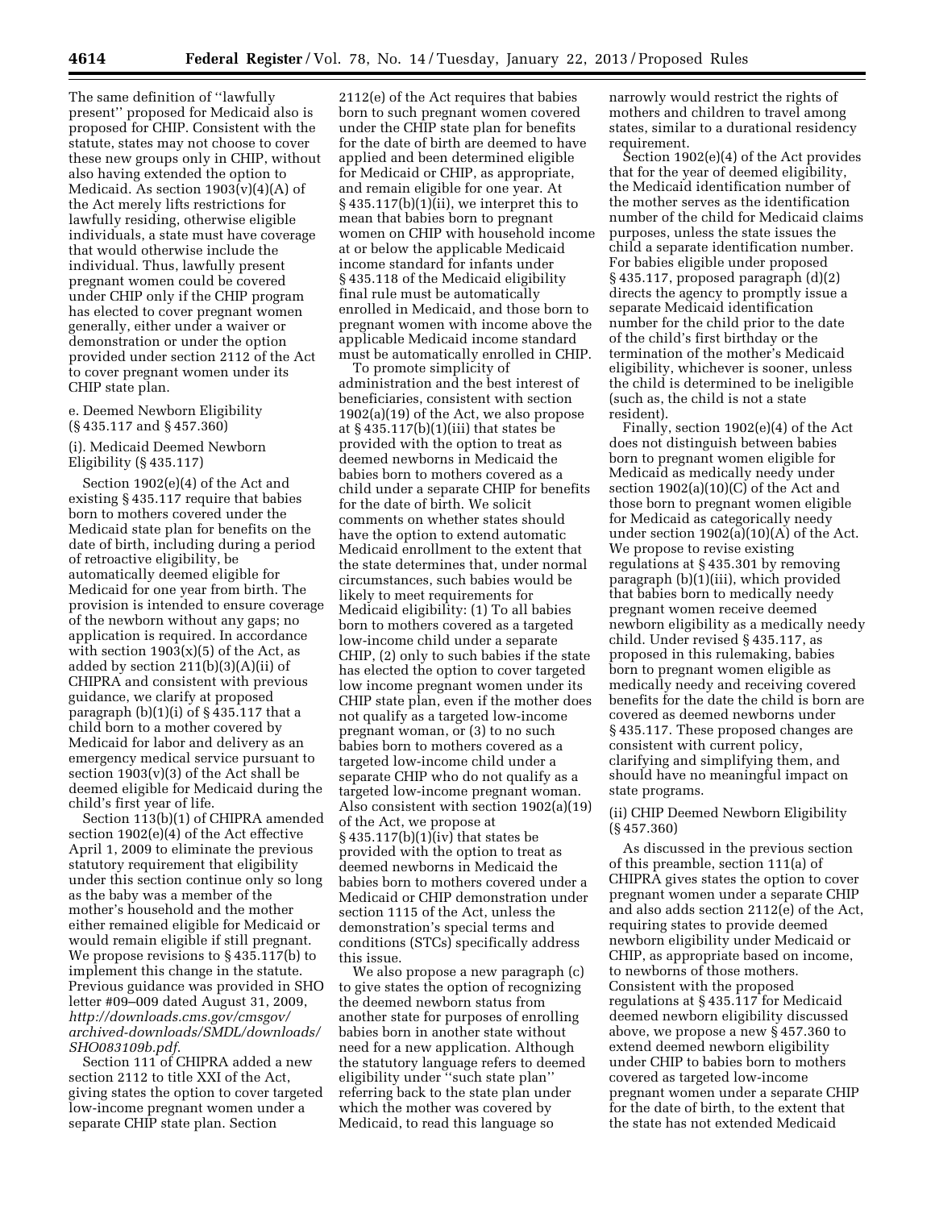The same definition of ''lawfully present'' proposed for Medicaid also is proposed for CHIP. Consistent with the statute, states may not choose to cover these new groups only in CHIP, without also having extended the option to Medicaid. As section 1903(v)(4)(A) of the Act merely lifts restrictions for lawfully residing, otherwise eligible individuals, a state must have coverage that would otherwise include the individual. Thus, lawfully present pregnant women could be covered under CHIP only if the CHIP program has elected to cover pregnant women generally, either under a waiver or demonstration or under the option provided under section 2112 of the Act to cover pregnant women under its CHIP state plan.

e. Deemed Newborn Eligibility (§ 435.117 and § 457.360)

(i). Medicaid Deemed Newborn Eligibility (§ 435.117)

Section 1902(e)(4) of the Act and existing § 435.117 require that babies born to mothers covered under the Medicaid state plan for benefits on the date of birth, including during a period of retroactive eligibility, be automatically deemed eligible for Medicaid for one year from birth. The provision is intended to ensure coverage of the newborn without any gaps; no application is required. In accordance with section 1903(x)(5) of the Act, as added by section 211(b)(3)(A)(ii) of CHIPRA and consistent with previous guidance, we clarify at proposed paragraph (b)(1)(i) of § 435.117 that a child born to a mother covered by Medicaid for labor and delivery as an emergency medical service pursuant to section 1903(v)(3) of the Act shall be deemed eligible for Medicaid during the child's first year of life.

Section 113(b)(1) of CHIPRA amended section 1902(e)(4) of the Act effective April 1, 2009 to eliminate the previous statutory requirement that eligibility under this section continue only so long as the baby was a member of the mother's household and the mother either remained eligible for Medicaid or would remain eligible if still pregnant. We propose revisions to § 435.117(b) to implement this change in the statute. Previous guidance was provided in SHO letter #09–009 dated August 31, 2009, *http://downloads.cms.gov/cmsgov/archived-downloads/SMDL/downloads/SHO083109b.pdf*.

Section 111 of CHIPRA added a new section 2112 to title XXI of the Act, giving states the option to cover targeted low-income pregnant women under a separate CHIP state plan. Section 2112(e) of the Act requires that babies born to such pregnant women covered under the CHIP state plan for benefits for the date of birth are deemed to have applied and been determined eligible for Medicaid or CHIP, as appropriate, and remain eligible for one year. At § 435.117(b)(1)(ii), we interpret this to mean that babies born to pregnant women on CHIP with household income at or below the applicable Medicaid income standard for infants under § 435.118 of the Medicaid eligibility final rule must be automatically enrolled in Medicaid, and those born to pregnant women with income above the applicable Medicaid income standard must be automatically enrolled in CHIP.

To promote simplicity of administration and the best interest of beneficiaries, consistent with section 1902(a)(19) of the Act, we also propose at § 435.117(b)(1)(iii) that states be provided with the option to treat as deemed newborns in Medicaid the babies born to mothers covered as a child under a separate CHIP for benefits for the date of birth. We solicit comments on whether states should have the option to extend automatic Medicaid enrollment to the extent that the state determines that, under normal circumstances, such babies would be likely to meet requirements for Medicaid eligibility: (1) To all babies born to mothers covered as a targeted low-income child under a separate CHIP, (2) only to such babies if the state has elected the option to cover targeted low income pregnant women under its CHIP state plan, even if the mother does not qualify as a targeted low-income pregnant woman, or (3) to no such babies born to mothers covered as a targeted low-income child under a separate CHIP who do not qualify as a targeted low-income pregnant woman. Also consistent with section 1902(a)(19) of the Act, we propose at § 435.117(b)(1)(iv) that states be provided with the option to treat as deemed newborns in Medicaid the babies born to mothers covered under a Medicaid or CHIP demonstration under section 1115 of the Act, unless the demonstration's special terms and conditions (STCs) specifically address this issue.

We also propose a new paragraph (c) to give states the option of recognizing the deemed newborn status from another state for purposes of enrolling babies born in another state without need for a new application. Although the statutory language refers to deemed eligibility under ''such state plan'' referring back to the state plan under which the mother was covered by Medicaid, to read this language so narrowly would restrict the rights of mothers and children to travel among states, similar to a durational residency requirement.

Section 1902(e)(4) of the Act provides that for the year of deemed eligibility, the Medicaid identification number of the mother serves as the identification number of the child for Medicaid claims purposes, unless the state issues the child a separate identification number. For babies eligible under proposed § 435.117, proposed paragraph (d)(2) directs the agency to promptly issue a separate Medicaid identification number for the child prior to the date of the child's first birthday or the termination of the mother's Medicaid eligibility, whichever is sooner, unless the child is determined to be ineligible (such as, the child is not a state resident).

Finally, section 1902(e)(4) of the Act does not distinguish between babies born to pregnant women eligible for Medicaid as medically needy under section 1902(a)(10)(C) of the Act and those born to pregnant women eligible for Medicaid as categorically needy under section 1902(a)(10)(A) of the Act. We propose to revise existing regulations at § 435.301 by removing paragraph (b)(1)(iii), which provided that babies born to medically needy pregnant women receive deemed newborn eligibility as a medically needy child. Under revised § 435.117, as proposed in this rulemaking, babies born to pregnant women eligible as medically needy and receiving covered benefits for the date the child is born are covered as deemed newborns under § 435.117. These proposed changes are consistent with current policy, clarifying and simplifying them, and should have no meaningful impact on state programs.

(ii) CHIP Deemed Newborn Eligibility (§ 457.360)

As discussed in the previous section of this preamble, section 111(a) of CHIPRA gives states the option to cover pregnant women under a separate CHIP and also adds section 2112(e) of the Act, requiring states to provide deemed newborn eligibility under Medicaid or CHIP, as appropriate based on income, to newborns of those mothers. Consistent with the proposed regulations at § 435.117 for Medicaid deemed newborn eligibility discussed above, we propose a new § 457.360 to extend deemed newborn eligibility under CHIP to babies born to mothers covered as targeted low-income pregnant women under a separate CHIP for the date of birth, to the extent that the state has not extended Medicaid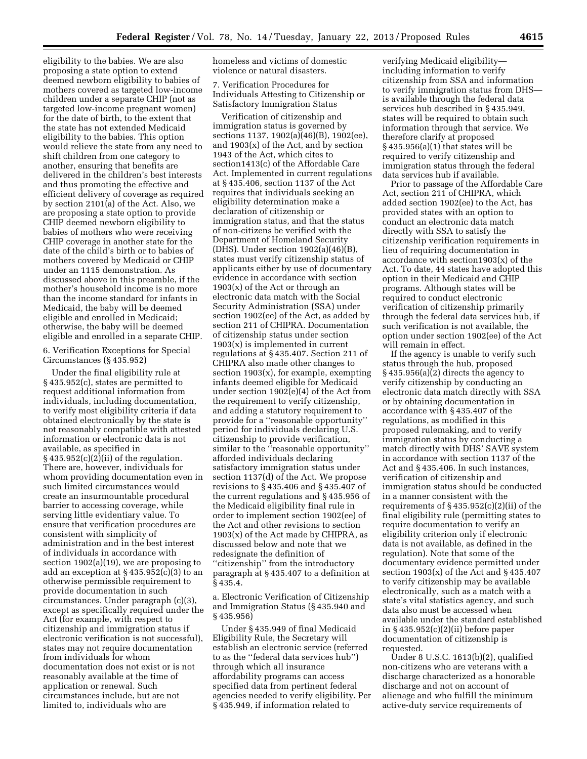eligibility to the babies. We are also proposing a state option to extend deemed newborn eligibility to babies of mothers covered as targeted low-income children under a separate CHIP (not as targeted low-income pregnant women) for the date of birth, to the extent that the state has not extended Medicaid eligibility to the babies. This option would relieve the state from any need to shift children from one category to another, ensuring that benefits are delivered in the children's best interests and thus promoting the effective and efficient delivery of coverage as required by section 2101(a) of the Act. Also, we are proposing a state option to provide CHIP deemed newborn eligibility to babies of mothers who were receiving CHIP coverage in another state for the date of the child's birth or to babies of mothers covered by Medicaid or CHIP under an 1115 demonstration. As discussed above in this preamble, if the mother's household income is no more than the income standard for infants in Medicaid, the baby will be deemed eligible and enrolled in Medicaid; otherwise, the baby will be deemed eligible and enrolled in a separate CHIP.

6. Verification Exceptions for Special Circumstances (§ 435.952)

Under the final eligibility rule at § 435.952(c), states are permitted to request additional information from individuals, including documentation, to verify most eligibility criteria if data obtained electronically by the state is not reasonably compatible with attested information or electronic data is not available, as specified in § 435.952(c)(2)(ii) of the regulation. There are, however, individuals for whom providing documentation even in such limited circumstances would create an insurmountable procedural barrier to accessing coverage, while serving little evidentiary value. To ensure that verification procedures are consistent with simplicity of administration and in the best interest of individuals in accordance with section 1902(a)(19), we are proposing to add an exception at § 435.952(c)(3) to an otherwise permissible requirement to provide documentation in such circumstances. Under paragraph (c)(3), except as specifically required under the Act (for example, with respect to citizenship and immigration status if electronic verification is not successful), states may not require documentation from individuals for whom documentation does not exist or is not reasonably available at the time of application or renewal. Such circumstances include, but are not limited to, individuals who are homeless and victims of domestic violence or natural disasters.

7. Verification Procedures for Individuals Attesting to Citizenship or Satisfactory Immigration Status

Verification of citizenship and immigration status is governed by sections 1137, 1902(a)(46)(B), 1902(ee), and 1903(x) of the Act, and by section 1943 of the Act, which cites to section1413(c) of the Affordable Care Act. Implemented in current regulations at § 435.406, section 1137 of the Act requires that individuals seeking an eligibility determination make a declaration of citizenship or immigration status, and that the status of non-citizens be verified with the Department of Homeland Security (DHS). Under section 1902(a)(46)(B), states must verify citizenship status of applicants either by use of documentary evidence in accordance with section 1903(x) of the Act or through an electronic data match with the Social Security Administration (SSA) under section 1902(ee) of the Act, as added by section 211 of CHIPRA. Documentation of citizenship status under section 1903(x) is implemented in current regulations at § 435.407. Section 211 of CHIPRA also made other changes to section 1903(x), for example, exempting infants deemed eligible for Medicaid under section 1902(e)(4) of the Act from the requirement to verify citizenship, and adding a statutory requirement to provide for a ''reasonable opportunity'' period for individuals declaring U.S. citizenship to provide verification, similar to the ''reasonable opportunity'' afforded individuals declaring satisfactory immigration status under section 1137(d) of the Act. We propose revisions to § 435.406 and § 435.407 of the current regulations and § 435.956 of the Medicaid eligibility final rule in order to implement section 1902(ee) of the Act and other revisions to section 1903(x) of the Act made by CHIPRA, as discussed below and note that we redesignate the definition of ''citizenship'' from the introductory paragraph at § 435.407 to a definition at § 435.4.

a. Electronic Verification of Citizenship and Immigration Status (§ 435.940 and § 435.956)

Under § 435.949 of final Medicaid Eligibility Rule, the Secretary will establish an electronic service (referred to as the ''federal data services hub'') through which all insurance affordability programs can access specified data from pertinent federal agencies needed to verify eligibility. Per § 435.949, if information related to verifying Medicaid eligibility—including information to verify citizenship from SSA and information to verify immigration status from DHS—is available through the federal data services hub described in § 435.949, states will be required to obtain such information through that service. We therefore clarify at proposed § 435.956(a)(1) that states will be required to verify citizenship and immigration status through the federal data services hub if available.

Prior to passage of the Affordable Care Act, section 211 of CHIPRA, which added section 1902(ee) to the Act, has provided states with an option to conduct an electronic data match directly with SSA to satisfy the citizenship verification requirements in lieu of requiring documentation in accordance with section1903(x) of the Act. To date, 44 states have adopted this option in their Medicaid and CHIP programs. Although states will be required to conduct electronic verification of citizenship primarily through the federal data services hub, if such verification is not available, the option under section 1902(ee) of the Act will remain in effect.

If the agency is unable to verify such status through the hub, proposed § 435.956(a)(2) directs the agency to verify citizenship by conducting an electronic data match directly with SSA or by obtaining documentation in accordance with § 435.407 of the regulations, as modified in this proposed rulemaking, and to verify immigration status by conducting a match directly with DHS' SAVE system in accordance with section 1137 of the Act and § 435.406. In such instances, verification of citizenship and immigration status should be conducted in a manner consistent with the requirements of § 435.952(c)(2)(ii) of the final eligibility rule (permitting states to require documentation to verify an eligibility criterion only if electronic data is not available, as defined in the regulation). Note that some of the documentary evidence permitted under section 1903(x) of the Act and § 435.407 to verify citizenship may be available electronically, such as a match with a state's vital statistics agency, and such data also must be accessed when available under the standard established in § 435.952(c)(2)(ii) before paper documentation of citizenship is requested.

Under 8 U.S.C. 1613(b)(2), qualified non-citizens who are veterans with a discharge characterized as a honorable discharge and not on account of alienage and who fulfill the minimum active-duty service requirements of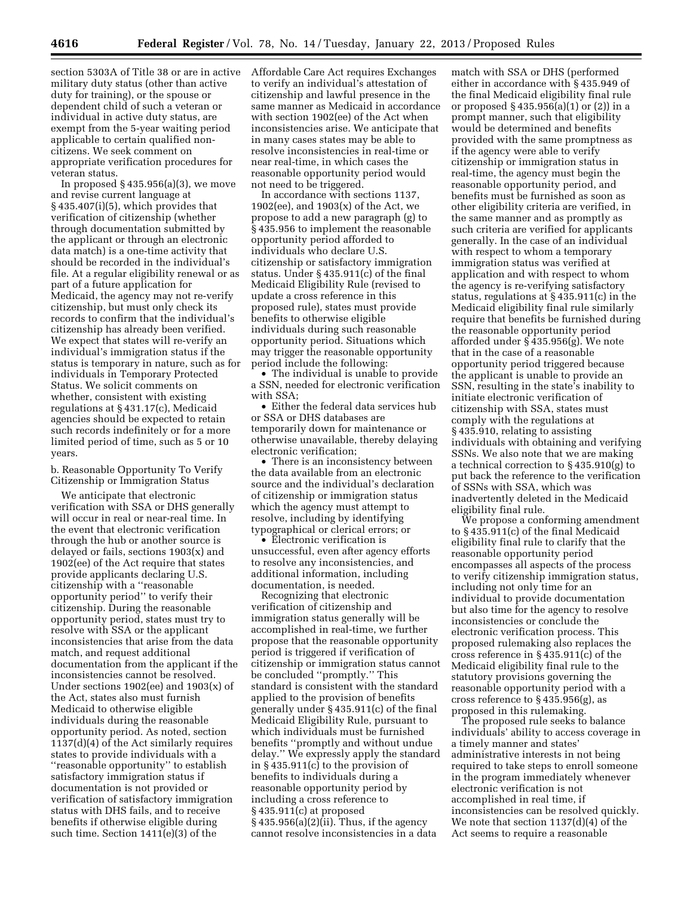section 5303A of Title 38 or are in active military duty status (other than active duty for training), or the spouse or dependent child of such a veteran or individual in active duty status, are exempt from the 5-year waiting period applicable to certain qualified non-citizens. We seek comment on appropriate verification procedures for veteran status.

In proposed § 435.956(a)(3), we move and revise current language at § 435.407(i)(5), which provides that verification of citizenship (whether through documentation submitted by the applicant or through an electronic data match) is a one-time activity that should be recorded in the individual's file. At a regular eligibility renewal or as part of a future application for Medicaid, the agency may not re-verify citizenship, but must only check its records to confirm that the individual's citizenship has already been verified. We expect that states will re-verify an individual's immigration status if the status is temporary in nature, such as for individuals in Temporary Protected Status. We solicit comments on whether, consistent with existing regulations at § 431.17(c), Medicaid agencies should be expected to retain such records indefinitely or for a more limited period of time, such as 5 or 10 years.

b. Reasonable Opportunity To Verify Citizenship or Immigration Status

We anticipate that electronic verification with SSA or DHS generally will occur in real or near-real time. In the event that electronic verification through the hub or another source is delayed or fails, sections 1903(x) and 1902(ee) of the Act require that states provide applicants declaring U.S. citizenship with a ''reasonable opportunity period'' to verify their citizenship. During the reasonable opportunity period, states must try to resolve with SSA or the applicant inconsistencies that arise from the data match, and request additional documentation from the applicant if the inconsistencies cannot be resolved. Under sections 1902(ee) and 1903(x) of the Act, states also must furnish Medicaid to otherwise eligible individuals during the reasonable opportunity period. As noted, section 1137(d)(4) of the Act similarly requires states to provide individuals with a ''reasonable opportunity'' to establish satisfactory immigration status if documentation is not provided or verification of satisfactory immigration status with DHS fails, and to receive benefits if otherwise eligible during such time. Section 1411(e)(3) of the Affordable Care Act requires Exchanges to verify an individual's attestation of citizenship and lawful presence in the same manner as Medicaid in accordance with section 1902(ee) of the Act when inconsistencies arise. We anticipate that in many cases states may be able to resolve inconsistencies in real-time or near real-time, in which cases the reasonable opportunity period would not need to be triggered.

In accordance with sections 1137, 1902(ee), and 1903(x) of the Act, we propose to add a new paragraph (g) to § 435.956 to implement the reasonable opportunity period afforded to individuals who declare U.S. citizenship or satisfactory immigration status. Under § 435.911(c) of the final Medicaid Eligibility Rule (revised to update a cross reference in this proposed rule), states must provide benefits to otherwise eligible individuals during such reasonable opportunity period. Situations which may trigger the reasonable opportunity period include the following:

- The individual is unable to provide a SSN, needed for electronic verification with SSA;
- Either the federal data services hub or SSA or DHS databases are temporarily down for maintenance or otherwise unavailable, thereby delaying electronic verification;
- There is an inconsistency between the data available from an electronic source and the individual's declaration of citizenship or immigration status which the agency must attempt to resolve, including by identifying typographical or clerical errors; or
- Electronic verification is unsuccessful, even after agency efforts to resolve any inconsistencies, and additional information, including documentation, is needed.

Recognizing that electronic verification of citizenship and immigration status generally will be accomplished in real-time, we further propose that the reasonable opportunity period is triggered if verification of citizenship or immigration status cannot be concluded ''promptly.'' This standard is consistent with the standard applied to the provision of benefits generally under § 435.911(c) of the final Medicaid Eligibility Rule, pursuant to which individuals must be furnished benefits ''promptly and without undue delay.'' We expressly apply the standard in § 435.911(c) to the provision of benefits to individuals during a reasonable opportunity period by including a cross reference to § 435.911(c) at proposed § 435.956(a)(2)(ii). Thus, if the agency cannot resolve inconsistencies in a data match with SSA or DHS (performed either in accordance with § 435.949 of the final Medicaid eligibility final rule or proposed § 435.956(a)(1) or (2)) in a prompt manner, such that eligibility would be determined and benefits provided with the same promptness as if the agency were able to verify citizenship or immigration status in real-time, the agency must begin the reasonable opportunity period, and benefits must be furnished as soon as other eligibility criteria are verified, in the same manner and as promptly as such criteria are verified for applicants generally. In the case of an individual with respect to whom a temporary immigration status was verified at application and with respect to whom the agency is re-verifying satisfactory status, regulations at § 435.911(c) in the Medicaid eligibility final rule similarly require that benefits be furnished during the reasonable opportunity period afforded under § 435.956(g). We note that in the case of a reasonable opportunity period triggered because the applicant is unable to provide an SSN, resulting in the state's inability to initiate electronic verification of citizenship with SSA, states must comply with the regulations at § 435.910, relating to assisting individuals with obtaining and verifying SSNs. We also note that we are making a technical correction to § 435.910(g) to put back the reference to the verification of SSNs with SSA, which was inadvertently deleted in the Medicaid eligibility final rule.

We propose a conforming amendment to § 435.911(c) of the final Medicaid eligibility final rule to clarify that the reasonable opportunity period encompasses all aspects of the process to verify citizenship immigration status, including not only time for an individual to provide documentation but also time for the agency to resolve inconsistencies or conclude the electronic verification process. This proposed rulemaking also replaces the cross reference in § 435.911(c) of the Medicaid eligibility final rule to the statutory provisions governing the reasonable opportunity period with a cross reference to § 435.956(g), as proposed in this rulemaking.

The proposed rule seeks to balance individuals' ability to access coverage in a timely manner and states' administrative interests in not being required to take steps to enroll someone in the program immediately whenever electronic verification is not accomplished in real time, if inconsistencies can be resolved quickly. We note that section 1137(d)(4) of the Act seems to require a reasonable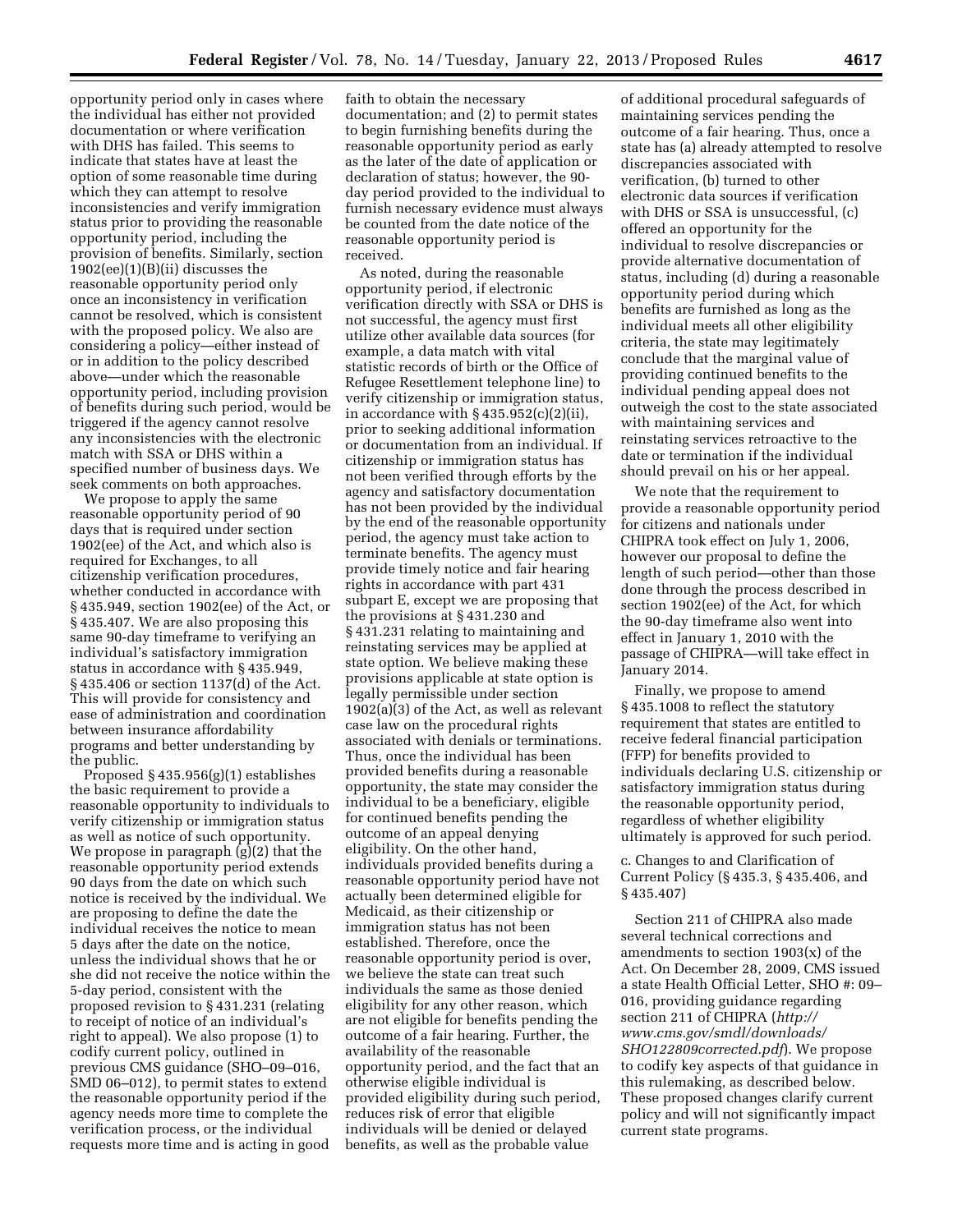opportunity period only in cases where the individual has either not provided documentation or where verification with DHS has failed. This seems to indicate that states have at least the option of some reasonable time during which they can attempt to resolve inconsistencies and verify immigration status prior to providing the reasonable opportunity period, including the provision of benefits. Similarly, section 1902(ee)(1)(B)(ii) discusses the reasonable opportunity period only once an inconsistency in verification cannot be resolved, which is consistent with the proposed policy. We also are considering a policy—either instead of or in addition to the policy described above—under which the reasonable opportunity period, including provision of benefits during such period, would be triggered if the agency cannot resolve any inconsistencies with the electronic match with SSA or DHS within a specified number of business days. We seek comments on both approaches.

We propose to apply the same reasonable opportunity period of 90 days that is required under section 1902(ee) of the Act, and which also is required for Exchanges, to all citizenship verification procedures, whether conducted in accordance with § 435.949, section 1902(ee) of the Act, or § 435.407. We are also proposing this same 90-day timeframe to verifying an individual's satisfactory immigration status in accordance with § 435.949, § 435.406 or section 1137(d) of the Act. This will provide for consistency and ease of administration and coordination between insurance affordability programs and better understanding by the public.

Proposed § 435.956(g)(1) establishes the basic requirement to provide a reasonable opportunity to individuals to verify citizenship or immigration status as well as notice of such opportunity. We propose in paragraph (g)(2) that the reasonable opportunity period extends 90 days from the date on which such notice is received by the individual. We are proposing to define the date the individual receives the notice to mean 5 days after the date on the notice, unless the individual shows that he or she did not receive the notice within the 5-day period, consistent with the proposed revision to § 431.231 (relating to receipt of notice of an individual's right to appeal). We also propose (1) to codify current policy, outlined in previous CMS guidance (SHO–09–016, SMD 06–012), to permit states to extend the reasonable opportunity period if the agency needs more time to complete the verification process, or the individual requests more time and is acting in good faith to obtain the necessary documentation; and (2) to permit states to begin furnishing benefits during the reasonable opportunity period as early as the later of the date of application or declaration of status; however, the 90-day period provided to the individual to furnish necessary evidence must always be counted from the date notice of the reasonable opportunity period is received.

As noted, during the reasonable opportunity period, if electronic verification directly with SSA or DHS is not successful, the agency must first utilize other available data sources (for example, a data match with vital statistic records of birth or the Office of Refugee Resettlement telephone line) to verify citizenship or immigration status, in accordance with § 435.952(c)(2)(ii), prior to seeking additional information or documentation from an individual. If citizenship or immigration status has not been verified through efforts by the agency and satisfactory documentation has not been provided by the individual by the end of the reasonable opportunity period, the agency must take action to terminate benefits. The agency must provide timely notice and fair hearing rights in accordance with part 431 subpart E, except we are proposing that the provisions at § 431.230 and § 431.231 relating to maintaining and reinstating services may be applied at state option. We believe making these provisions applicable at state option is legally permissible under section 1902(a)(3) of the Act, as well as relevant case law on the procedural rights associated with denials or terminations. Thus, once the individual has been provided benefits during a reasonable opportunity, the state may consider the individual to be a beneficiary, eligible for continued benefits pending the outcome of an appeal denying eligibility. On the other hand, individuals provided benefits during a reasonable opportunity period have not actually been determined eligible for Medicaid, as their citizenship or immigration status has not been established. Therefore, once the reasonable opportunity period is over, we believe the state can treat such individuals the same as those denied eligibility for any other reason, which are not eligible for benefits pending the outcome of a fair hearing. Further, the availability of the reasonable opportunity period, and the fact that an otherwise eligible individual is provided eligibility during such period, reduces risk of error that eligible individuals will be denied or delayed benefits, as well as the probable value of additional procedural safeguards of maintaining services pending the outcome of a fair hearing. Thus, once a state has (a) already attempted to resolve discrepancies associated with verification, (b) turned to other electronic data sources if verification with DHS or SSA is unsuccessful, (c) offered an opportunity for the individual to resolve discrepancies or provide alternative documentation of status, including (d) during a reasonable opportunity period during which benefits are furnished as long as the individual meets all other eligibility criteria, the state may legitimately conclude that the marginal value of providing continued benefits to the individual pending appeal does not outweigh the cost to the state associated with maintaining services and reinstating services retroactive to the date or termination if the individual should prevail on his or her appeal.

We note that the requirement to provide a reasonable opportunity period for citizens and nationals under CHIPRA took effect on July 1, 2006, however our proposal to define the length of such period—other than those done through the process described in section 1902(ee) of the Act, for which the 90-day timeframe also went into effect in January 1, 2010 with the passage of CHIPRA—will take effect in January 2014.

Finally, we propose to amend § 435.1008 to reflect the statutory requirement that states are entitled to receive federal financial participation (FFP) for benefits provided to individuals declaring U.S. citizenship or satisfactory immigration status during the reasonable opportunity period, regardless of whether eligibility ultimately is approved for such period.

c. Changes to and Clarification of Current Policy (§ 435.3, § 435.406, and § 435.407)

Section 211 of CHIPRA also made several technical corrections and amendments to section 1903(x) of the Act. On December 28, 2009, CMS issued a state Health Official Letter, SHO #: 09–016, providing guidance regarding section 211 of CHIPRA (*http://www.cms.gov/smdl/downloads/SHO122809corrected.pdf*). We propose to codify key aspects of that guidance in this rulemaking, as described below. These proposed changes clarify current policy and will not significantly impact current state programs.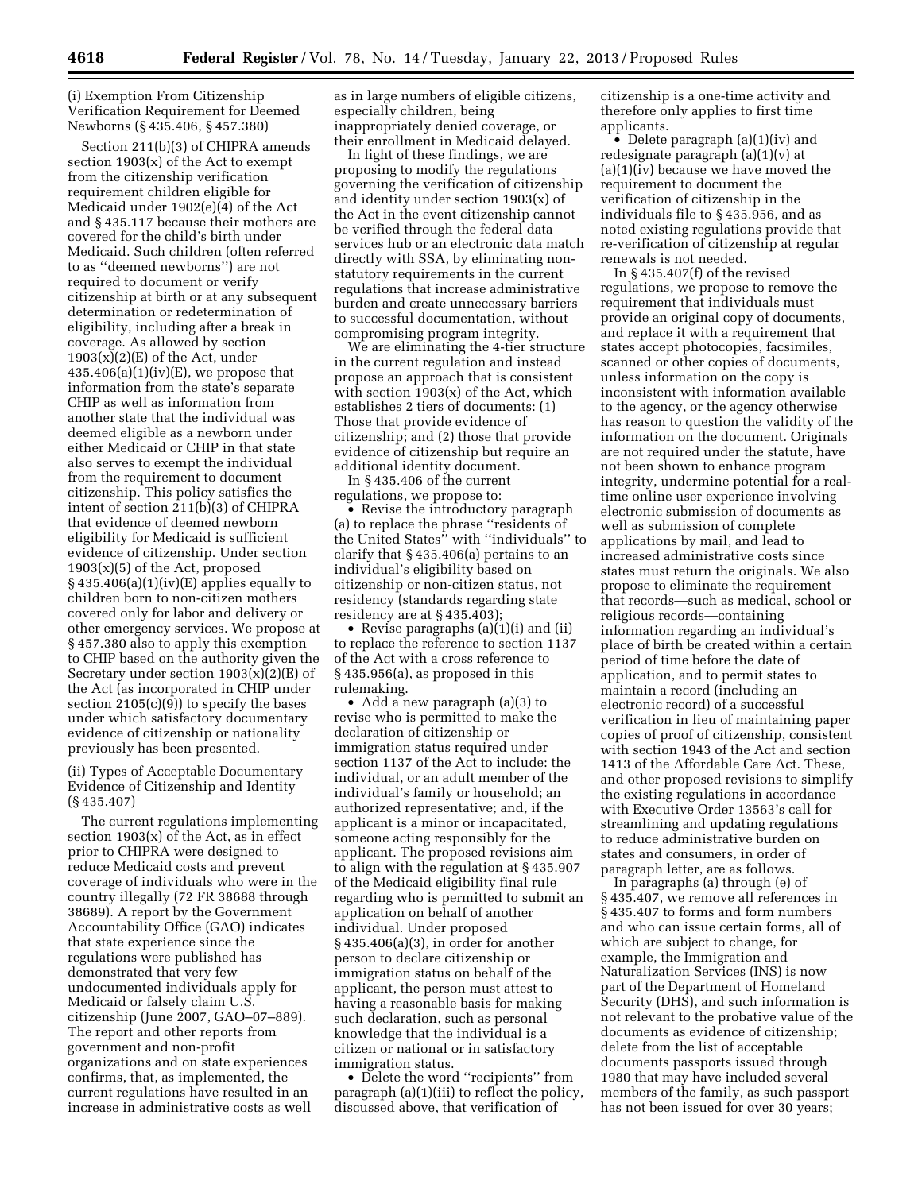(i) Exemption From Citizenship Verification Requirement for Deemed Newborns (§ 435.406, § 457.380)

Section 211(b)(3) of CHIPRA amends section 1903(x) of the Act to exempt from the citizenship verification requirement children eligible for Medicaid under 1902(e)(4) of the Act and § 435.117 because their mothers are covered for the child's birth under Medicaid. Such children (often referred to as ''deemed newborns'') are not required to document or verify citizenship at birth or at any subsequent determination or redetermination of eligibility, including after a break in coverage. As allowed by section 1903(x)(2)(E) of the Act, under 435.406(a)(1)(iv)(E), we propose that information from the state's separate CHIP as well as information from another state that the individual was deemed eligible as a newborn under either Medicaid or CHIP in that state also serves to exempt the individual from the requirement to document citizenship. This policy satisfies the intent of section 211(b)(3) of CHIPRA that evidence of deemed newborn eligibility for Medicaid is sufficient evidence of citizenship. Under section 1903(x)(5) of the Act, proposed § 435.406(a)(1)(iv)(E) applies equally to children born to non-citizen mothers covered only for labor and delivery or other emergency services. We propose at § 457.380 also to apply this exemption to CHIP based on the authority given the Secretary under section 1903(x)(2)(E) of the Act (as incorporated in CHIP under section 2105(c)(9)) to specify the bases under which satisfactory documentary evidence of citizenship or nationality previously has been presented.

(ii) Types of Acceptable Documentary Evidence of Citizenship and Identity (§ 435.407)

The current regulations implementing section 1903(x) of the Act, as in effect prior to CHIPRA were designed to reduce Medicaid costs and prevent coverage of individuals who were in the country illegally (72 FR 38688 through 38689). A report by the Government Accountability Office (GAO) indicates that state experience since the regulations were published has demonstrated that very few undocumented individuals apply for Medicaid or falsely claim U.S. citizenship (June 2007, GAO–07–889). The report and other reports from government and non-profit organizations and on state experiences confirms, that, as implemented, the current regulations have resulted in an increase in administrative costs as well as in large numbers of eligible citizens, especially children, being inappropriately denied coverage, or their enrollment in Medicaid delayed.

In light of these findings, we are proposing to modify the regulations governing the verification of citizenship and identity under section 1903(x) of the Act in the event citizenship cannot be verified through the federal data services hub or an electronic data match directly with SSA, by eliminating non-statutory requirements in the current regulations that increase administrative burden and create unnecessary barriers to successful documentation, without compromising program integrity.

We are eliminating the 4-tier structure in the current regulation and instead propose an approach that is consistent with section 1903(x) of the Act, which establishes 2 tiers of documents: (1) Those that provide evidence of citizenship; and (2) those that provide evidence of citizenship but require an additional identity document.

In § 435.406 of the current regulations, we propose to:

- Revise the introductory paragraph (a) to replace the phrase ''residents of the United States'' with ''individuals'' to clarify that § 435.406(a) pertains to an individual's eligibility based on citizenship or non-citizen status, not residency (standards regarding state residency are at § 435.403);
- Revise paragraphs (a)(1)(i) and (ii) to replace the reference to section 1137 of the Act with a cross reference to § 435.956(a), as proposed in this rulemaking.
- Add a new paragraph (a)(3) to revise who is permitted to make the declaration of citizenship or immigration status required under section 1137 of the Act to include: the individual, or an adult member of the individual's family or household; an authorized representative; and, if the applicant is a minor or incapacitated, someone acting responsibly for the applicant. The proposed revisions aim to align with the regulation at § 435.907 of the Medicaid eligibility final rule regarding who is permitted to submit an application on behalf of another individual. Under proposed § 435.406(a)(3), in order for another person to declare citizenship or immigration status on behalf of the applicant, the person must attest to having a reasonable basis for making such declaration, such as personal knowledge that the individual is a citizen or national or in satisfactory immigration status.
- Delete the word ''recipients'' from paragraph (a)(1)(iii) to reflect the policy, discussed above, that verification of citizenship is a one-time activity and therefore only applies to first time applicants.
- Delete paragraph (a)(1)(iv) and redesignate paragraph (a)(1)(v) at (a)(1)(iv) because we have moved the requirement to document the verification of citizenship in the individuals file to § 435.956, and as noted existing regulations provide that re-verification of citizenship at regular renewals is not needed.

In § 435.407(f) of the revised regulations, we propose to remove the requirement that individuals must provide an original copy of documents, and replace it with a requirement that states accept photocopies, facsimiles, scanned or other copies of documents, unless information on the copy is inconsistent with information available to the agency, or the agency otherwise has reason to question the validity of the information on the document. Originals are not required under the statute, have not been shown to enhance program integrity, undermine potential for a real-time online user experience involving electronic submission of documents as well as submission of complete applications by mail, and lead to increased administrative costs since states must return the originals. We also propose to eliminate the requirement that records—such as medical, school or religious records—containing information regarding an individual's place of birth be created within a certain period of time before the date of application, and to permit states to maintain a record (including an electronic record) of a successful verification in lieu of maintaining paper copies of proof of citizenship, consistent with section 1943 of the Act and section 1413 of the Affordable Care Act. These, and other proposed revisions to simplify the existing regulations in accordance with Executive Order 13563's call for streamlining and updating regulations to reduce administrative burden on states and consumers, in order of paragraph letter, are as follows.

In paragraphs (a) through (e) of § 435.407, we remove all references in § 435.407 to forms and form numbers and who can issue certain forms, all of which are subject to change, for example, the Immigration and Naturalization Services (INS) is now part of the Department of Homeland Security (DHS), and such information is not relevant to the probative value of the documents as evidence of citizenship; delete from the list of acceptable documents passports issued through 1980 that may have included several members of the family, as such passport has not been issued for over 30 years;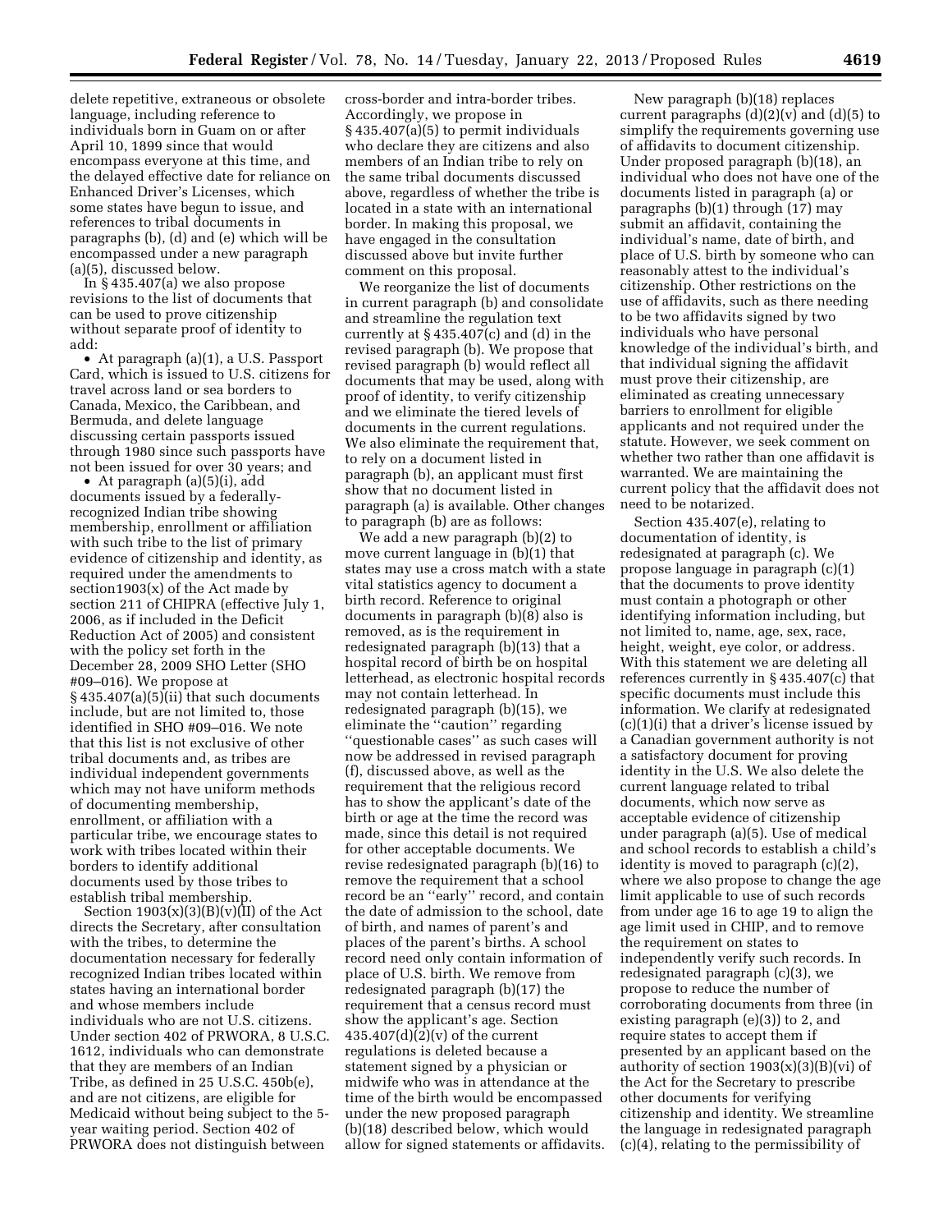delete repetitive, extraneous or obsolete language, including reference to individuals born in Guam on or after April 10, 1899 since that would encompass everyone at this time, and the delayed effective date for reliance on Enhanced Driver's Licenses, which some states have begun to issue, and references to tribal documents in paragraphs (b), (d) and (e) which will be encompassed under a new paragraph (a)(5), discussed below.

In § 435.407(a) we also propose revisions to the list of documents that can be used to prove citizenship without separate proof of identity to add:

- At paragraph (a)(1), a U.S. Passport Card, which is issued to U.S. citizens for travel across land or sea borders to Canada, Mexico, the Caribbean, and Bermuda, and delete language discussing certain passports issued through 1980 since such passports have not been issued for over 30 years; and
- At paragraph (a)(5)(i), add documents issued by a federally-recognized Indian tribe showing membership, enrollment or affiliation with such tribe to the list of primary evidence of citizenship and identity, as required under the amendments to section1903(x) of the Act made by section 211 of CHIPRA (effective July 1, 2006, as if included in the Deficit Reduction Act of 2005) and consistent with the policy set forth in the December 28, 2009 SHO Letter (SHO #09–016). We propose at § 435.407(a)(5)(ii) that such documents include, but are not limited to, those identified in SHO #09–016. We note that this list is not exclusive of other tribal documents and, as tribes are individual independent governments which may not have uniform methods of documenting membership, enrollment, or affiliation with a particular tribe, we encourage states to work with tribes located within their borders to identify additional documents used by those tribes to establish tribal membership.

Section 1903(x)(3)(B)(v)(II) of the Act directs the Secretary, after consultation with the tribes, to determine the documentation necessary for federally recognized Indian tribes located within states having an international border and whose members include individuals who are not U.S. citizens. Under section 402 of PRWORA, 8 U.S.C. 1612, individuals who can demonstrate that they are members of an Indian Tribe, as defined in 25 U.S.C. 450b(e), and are not citizens, are eligible for Medicaid without being subject to the 5-year waiting period. Section 402 of PRWORA does not distinguish between cross-border and intra-border tribes. Accordingly, we propose in § 435.407(a)(5) to permit individuals who declare they are citizens and also members of an Indian tribe to rely on the same tribal documents discussed above, regardless of whether the tribe is located in a state with an international border. In making this proposal, we have engaged in the consultation discussed above but invite further comment on this proposal.

We reorganize the list of documents in current paragraph (b) and consolidate and streamline the regulation text currently at § 435.407(c) and (d) in the revised paragraph (b). We propose that revised paragraph (b) would reflect all documents that may be used, along with proof of identity, to verify citizenship and we eliminate the tiered levels of documents in the current regulations. We also eliminate the requirement that, to rely on a document listed in paragraph (b), an applicant must first show that no document listed in paragraph (a) is available. Other changes to paragraph (b) are as follows:

We add a new paragraph (b)(2) to move current language in (b)(1) that states may use a cross match with a state vital statistics agency to document a birth record. Reference to original documents in paragraph (b)(8) also is removed, as is the requirement in redesignated paragraph (b)(13) that a hospital record of birth be on hospital letterhead, as electronic hospital records may not contain letterhead. In redesignated paragraph (b)(15), we eliminate the "caution" regarding "questionable cases" as such cases will now be addressed in revised paragraph (f), discussed above, as well as the requirement that the religious record has to show the applicant's date of the birth or age at the time the record was made, since this detail is not required for other acceptable documents. We revise redesignated paragraph (b)(16) to remove the requirement that a school record be an "early" record, and contain the date of admission to the school, date of birth, and names of parent's and places of the parent's births. A school record need only contain information of place of U.S. birth. We remove from redesignated paragraph (b)(17) the requirement that a census record must show the applicant's age. Section 435.407(d)(2)(v) of the current regulations is deleted because a statement signed by a physician or midwife who was in attendance at the time of the birth would be encompassed under the new proposed paragraph (b)(18) described below, which would allow for signed statements or affidavits.

New paragraph (b)(18) replaces current paragraphs (d)(2)(v) and (d)(5) to simplify the requirements governing use of affidavits to document citizenship. Under proposed paragraph (b)(18), an individual who does not have one of the documents listed in paragraph (a) or paragraphs (b)(1) through (17) may submit an affidavit, containing the individual's name, date of birth, and place of U.S. birth by someone who can reasonably attest to the individual's citizenship. Other restrictions on the use of affidavits, such as there needing to be two affidavits signed by two individuals who have personal knowledge of the individual's birth, and that individual signing the affidavit must prove their citizenship, are eliminated as creating unnecessary barriers to enrollment for eligible applicants and not required under the statute. However, we seek comment on whether two rather than one affidavit is warranted. We are maintaining the current policy that the affidavit does not need to be notarized.

Section 435.407(e), relating to documentation of identity, is redesignated at paragraph (c). We propose language in paragraph (c)(1) that the documents to prove identity must contain a photograph or other identifying information including, but not limited to, name, age, sex, race, height, weight, eye color, or address. With this statement we are deleting all references currently in § 435.407(c) that specific documents must include this information. We clarify at redesignated (c)(1)(i) that a driver's license issued by a Canadian government authority is not a satisfactory document for proving identity in the U.S. We also delete the current language related to tribal documents, which now serve as acceptable evidence of citizenship under paragraph (a)(5). Use of medical and school records to establish a child's identity is moved to paragraph (c)(2), where we also propose to change the age limit applicable to use of such records from under age 16 to age 19 to align the age limit used in CHIP, and to remove the requirement on states to independently verify such records. In redesignated paragraph (c)(3), we propose to reduce the number of corroborating documents from three (in existing paragraph (e)(3)) to 2, and require states to accept them if presented by an applicant based on the authority of section 1903(x)(3)(B)(vi) of the Act for the Secretary to prescribe other documents for verifying citizenship and identity. We streamline the language in redesignated paragraph (c)(4), relating to the permissibility of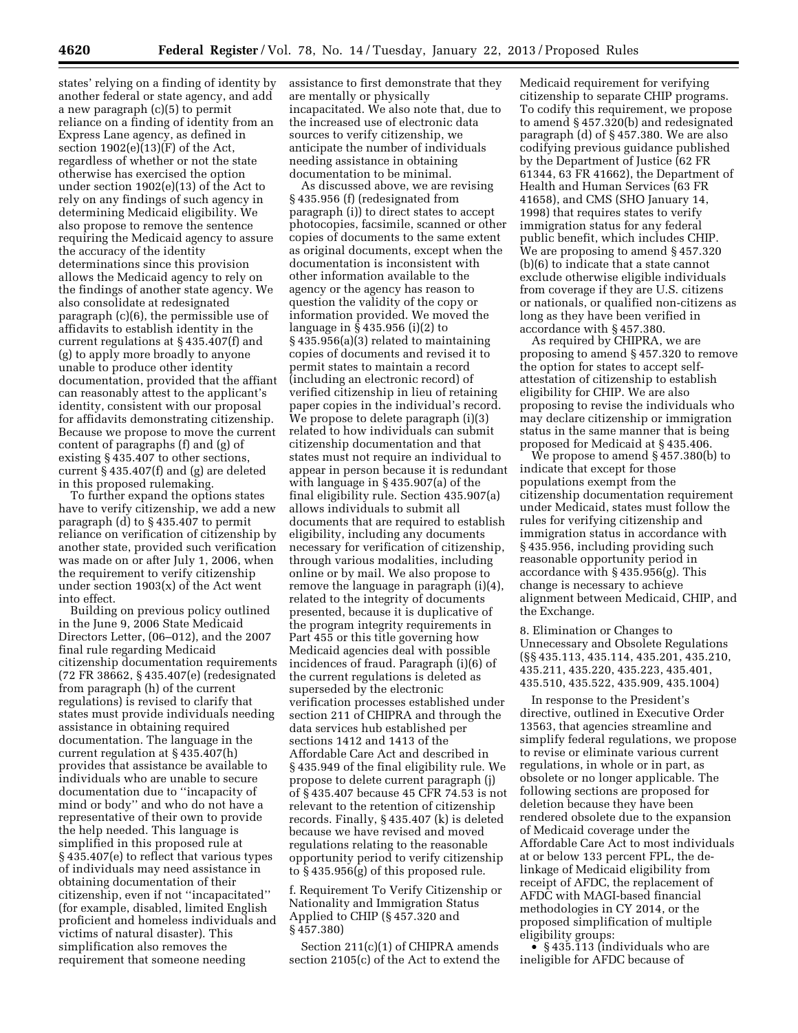states' relying on a finding of identity by another federal or state agency, and add a new paragraph (c)(5) to permit reliance on a finding of identity from an Express Lane agency, as defined in section 1902(e)(13)(F) of the Act, regardless of whether or not the state otherwise has exercised the option under section 1902(e)(13) of the Act to rely on any findings of such agency in determining Medicaid eligibility. We also propose to remove the sentence requiring the Medicaid agency to assure the accuracy of the identity determinations since this provision allows the Medicaid agency to rely on the findings of another state agency. We also consolidate at redesignated paragraph (c)(6), the permissible use of affidavits to establish identity in the current regulations at § 435.407(f) and (g) to apply more broadly to anyone unable to produce other identity documentation, provided that the affiant can reasonably attest to the applicant's identity, consistent with our proposal for affidavits demonstrating citizenship. Because we propose to move the current content of paragraphs (f) and (g) of existing § 435.407 to other sections, current § 435.407(f) and (g) are deleted in this proposed rulemaking.

To further expand the options states have to verify citizenship, we add a new paragraph (d) to § 435.407 to permit reliance on verification of citizenship by another state, provided such verification was made on or after July 1, 2006, when the requirement to verify citizenship under section 1903(x) of the Act went into effect.

Building on previous policy outlined in the June 9, 2006 State Medicaid Directors Letter, (06–012), and the 2007 final rule regarding Medicaid citizenship documentation requirements (72 FR 38662, § 435.407(e) (redesignated from paragraph (h) of the current regulations) is revised to clarify that states must provide individuals needing assistance in obtaining required documentation. The language in the current regulation at § 435.407(h) provides that assistance be available to individuals who are unable to secure documentation due to ''incapacity of mind or body'' and who do not have a representative of their own to provide the help needed. This language is simplified in this proposed rule at § 435.407(e) to reflect that various types of individuals may need assistance in obtaining documentation of their citizenship, even if not ''incapacitated'' (for example, disabled, limited English proficient and homeless individuals and victims of natural disaster). This simplification also removes the requirement that someone needing assistance to first demonstrate that they are mentally or physically incapacitated. We also note that, due to the increased use of electronic data sources to verify citizenship, we anticipate the number of individuals needing assistance in obtaining documentation to be minimal.

As discussed above, we are revising § 435.956 (f) (redesignated from paragraph (i)) to direct states to accept photocopies, facsimile, scanned or other copies of documents to the same extent as original documents, except when the documentation is inconsistent with other information available to the agency or the agency has reason to question the validity of the copy or information provided. We moved the language in § 435.956 (i)(2) to § 435.956(a)(3) related to maintaining copies of documents and revised it to permit states to maintain a record (including an electronic record) of verified citizenship in lieu of retaining paper copies in the individual's record. We propose to delete paragraph (i)(3) related to how individuals can submit citizenship documentation and that states must not require an individual to appear in person because it is redundant with language in § 435.907(a) of the final eligibility rule. Section 435.907(a) allows individuals to submit all documents that are required to establish eligibility, including any documents necessary for verification of citizenship, through various modalities, including online or by mail. We also propose to remove the language in paragraph (i)(4), related to the integrity of documents presented, because it is duplicative of the program integrity requirements in Part 455 or this title governing how Medicaid agencies deal with possible incidences of fraud. Paragraph (i)(6) of the current regulations is deleted as superseded by the electronic verification processes established under section 211 of CHIPRA and through the data services hub established per sections 1412 and 1413 of the Affordable Care Act and described in § 435.949 of the final eligibility rule. We propose to delete current paragraph (j) of § 435.407 because 45 CFR 74.53 is not relevant to the retention of citizenship records. Finally, § 435.407 (k) is deleted because we have revised and moved regulations relating to the reasonable opportunity period to verify citizenship to § 435.956(g) of this proposed rule.

f. Requirement To Verify Citizenship or Nationality and Immigration Status Applied to CHIP (§ 457.320 and § 457.380)

Section 211(c)(1) of CHIPRA amends section 2105(c) of the Act to extend the Medicaid requirement for verifying citizenship to separate CHIP programs. To codify this requirement, we propose to amend § 457.320(b) and redesignated paragraph (d) of § 457.380. We are also codifying previous guidance published by the Department of Justice (62 FR 61344, 63 FR 41662), the Department of Health and Human Services (63 FR 41658), and CMS (SHO January 14, 1998) that requires states to verify immigration status for any federal public benefit, which includes CHIP. We are proposing to amend § 457.320 (b)(6) to indicate that a state cannot exclude otherwise eligible individuals from coverage if they are U.S. citizens or nationals, or qualified non-citizens as long as they have been verified in accordance with § 457.380.

As required by CHIPRA, we are proposing to amend § 457.320 to remove the option for states to accept self-attestation of citizenship to establish eligibility for CHIP. We are also proposing to revise the individuals who may declare citizenship or immigration status in the same manner that is being proposed for Medicaid at § 435.406.

We propose to amend § 457.380(b) to indicate that except for those populations exempt from the citizenship documentation requirement under Medicaid, states must follow the rules for verifying citizenship and immigration status in accordance with § 435.956, including providing such reasonable opportunity period in accordance with § 435.956(g). This change is necessary to achieve alignment between Medicaid, CHIP, and the Exchange.

8. Elimination or Changes to Unnecessary and Obsolete Regulations (§§ 435.113, 435.114, 435.201, 435.210, 435.211, 435.220, 435.223, 435.401, 435.510, 435.522, 435.909, 435.1004)

In response to the President's directive, outlined in Executive Order 13563, that agencies streamline and simplify federal regulations, we propose to revise or eliminate various current regulations, in whole or in part, as obsolete or no longer applicable. The following sections are proposed for deletion because they have been rendered obsolete due to the expansion of Medicaid coverage under the Affordable Care Act to most individuals at or below 133 percent FPL, the de-linkage of Medicaid eligibility from receipt of AFDC, the replacement of AFDC with MAGI-based financial methodologies in CY 2014, or the proposed simplification of multiple eligibility groups:

- § 435.113 (individuals who are ineligible for AFDC because of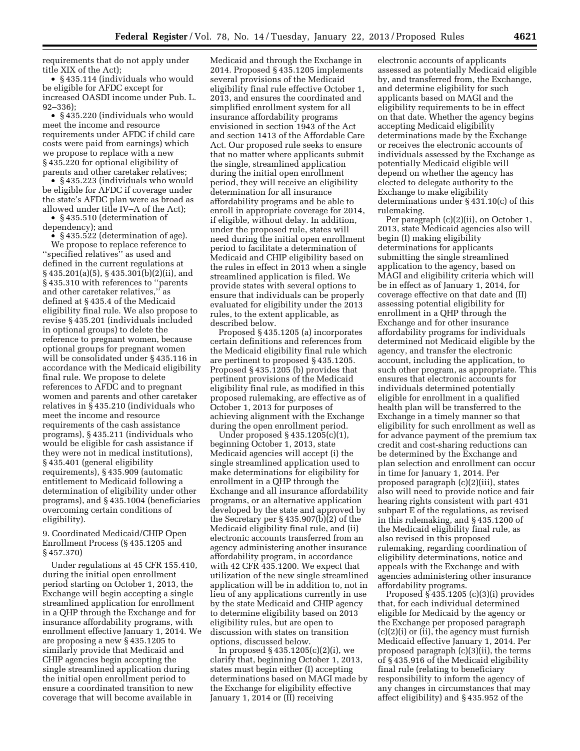requirements that do not apply under title XIX of the Act);

- § 435.114 (individuals who would be eligible for AFDC except for increased OASDI income under Pub. L. 92–336);
- § 435.220 (individuals who would meet the income and resource requirements under AFDC if child care costs were paid from earnings) which we propose to replace with a new § 435.220 for optional eligibility of parents and other caretaker relatives;
- § 435.223 (individuals who would be eligible for AFDC if coverage under the state's AFDC plan were as broad as allowed under title IV–A of the Act);
- § 435.510 (determination of dependency); and
- § 435.522 (determination of age).

We propose to replace reference to ''specified relatives'' as used and defined in the current regulations at § 435.201(a)(5), § 435.301(b)(2)(ii), and § 435.310 with references to ''parents and other caretaker relatives,'' as defined at § 435.4 of the Medicaid eligibility final rule. We also propose to revise § 435.201 (individuals included in optional groups) to delete the reference to pregnant women, because optional groups for pregnant women will be consolidated under § 435.116 in accordance with the Medicaid eligibility final rule. We propose to delete references to AFDC and to pregnant women and parents and other caretaker relatives in § 435.210 (individuals who meet the income and resource requirements of the cash assistance programs), § 435.211 (individuals who would be eligible for cash assistance if they were not in medical institutions), § 435.401 (general eligibility requirements), § 435.909 (automatic entitlement to Medicaid following a determination of eligibility under other programs), and § 435.1004 (beneficiaries overcoming certain conditions of eligibility).

9. Coordinated Medicaid/CHIP Open Enrollment Process (§ 435.1205 and § 457.370)

Under regulations at 45 CFR 155.410, during the initial open enrollment period starting on October 1, 2013, the Exchange will begin accepting a single streamlined application for enrollment in a QHP through the Exchange and for insurance affordability programs, with enrollment effective January 1, 2014. We are proposing a new § 435.1205 to similarly provide that Medicaid and CHIP agencies begin accepting the single streamlined application during the initial open enrollment period to ensure a coordinated transition to new coverage that will become available in Medicaid and through the Exchange in 2014. Proposed § 435.1205 implements several provisions of the Medicaid eligibility final rule effective October 1, 2013, and ensures the coordinated and simplified enrollment system for all insurance affordability programs envisioned in section 1943 of the Act and section 1413 of the Affordable Care Act. Our proposed rule seeks to ensure that no matter where applicants submit the single, streamlined application during the initial open enrollment period, they will receive an eligibility determination for all insurance affordability programs and be able to enroll in appropriate coverage for 2014, if eligible, without delay. In addition, under the proposed rule, states will need during the initial open enrollment period to facilitate a determination of Medicaid and CHIP eligibility based on the rules in effect in 2013 when a single streamlined application is filed. We provide states with several options to ensure that individuals can be properly evaluated for eligibility under the 2013 rules, to the extent applicable, as described below.

Proposed § 435.1205 (a) incorporates certain definitions and references from the Medicaid eligibility final rule which are pertinent to proposed § 435.1205. Proposed § 435.1205 (b) provides that pertinent provisions of the Medicaid eligibility final rule, as modified in this proposed rulemaking, are effective as of October 1, 2013 for purposes of achieving alignment with the Exchange during the open enrollment period.

Under proposed § 435.1205(c)(1), beginning October 1, 2013, state Medicaid agencies will accept (i) the single streamlined application used to make determinations for eligibility for enrollment in a QHP through the Exchange and all insurance affordability programs, or an alternative application developed by the state and approved by the Secretary per § 435.907(b)(2) of the Medicaid eligibility final rule, and (ii) electronic accounts transferred from an agency administering another insurance affordability program, in accordance with 42 CFR 435.1200. We expect that utilization of the new single streamlined application will be in addition to, not in lieu of any applications currently in use by the state Medicaid and CHIP agency to determine eligibility based on 2013 eligibility rules, but are open to discussion with states on transition options, discussed below.

In proposed § 435.1205(c)(2)(i), we clarify that, beginning October 1, 2013, states must begin either (I) accepting determinations based on MAGI made by the Exchange for eligibility effective January 1, 2014 or (II) receiving electronic accounts of applicants assessed as potentially Medicaid eligible by, and transferred from, the Exchange, and determine eligibility for such applicants based on MAGI and the eligibility requirements to be in effect on that date. Whether the agency begins accepting Medicaid eligibility determinations made by the Exchange or receives the electronic accounts of individuals assessed by the Exchange as potentially Medicaid eligible will depend on whether the agency has elected to delegate authority to the Exchange to make eligibility determinations under § 431.10(c) of this rulemaking.

Per paragraph (c)(2)(ii), on October 1, 2013, state Medicaid agencies also will begin (I) making eligibility determinations for applicants submitting the single streamlined application to the agency, based on MAGI and eligibility criteria which will be in effect as of January 1, 2014, for coverage effective on that date and (II) assessing potential eligibility for enrollment in a QHP through the Exchange and for other insurance affordability programs for individuals determined not Medicaid eligible by the agency, and transfer the electronic account, including the application, to such other program, as appropriate. This ensures that electronic accounts for individuals determined potentially eligible for enrollment in a qualified health plan will be transferred to the Exchange in a timely manner so that eligibility for such enrollment as well as for advance payment of the premium tax credit and cost-sharing reductions can be determined by the Exchange and plan selection and enrollment can occur in time for January 1, 2014. Per proposed paragraph (c)(2)(iii), states also will need to provide notice and fair hearing rights consistent with part 431 subpart E of the regulations, as revised in this rulemaking, and § 435.1200 of the Medicaid eligibility final rule, as also revised in this proposed rulemaking, regarding coordination of eligibility determinations, notice and appeals with the Exchange and with agencies administering other insurance affordability programs.

Proposed § 435.1205 (c)(3)(i) provides that, for each individual determined eligible for Medicaid by the agency or the Exchange per proposed paragraph (c)(2)(i) or (ii), the agency must furnish Medicaid effective January 1, 2014. Per proposed paragraph (c)(3)(ii), the terms of § 435.916 of the Medicaid eligibility final rule (relating to beneficiary responsibility to inform the agency of any changes in circumstances that may affect eligibility) and § 435.952 of the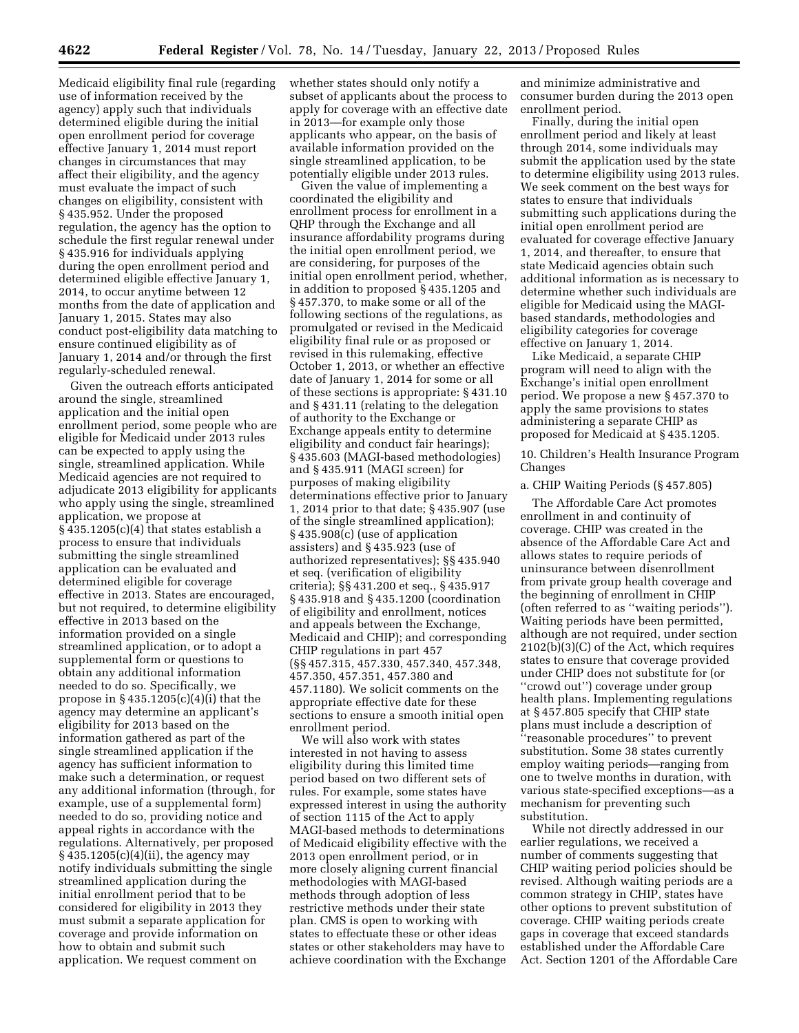Medicaid eligibility final rule (regarding use of information received by the agency) apply such that individuals determined eligible during the initial open enrollment period for coverage effective January 1, 2014 must report changes in circumstances that may affect their eligibility, and the agency must evaluate the impact of such changes on eligibility, consistent with § 435.952. Under the proposed regulation, the agency has the option to schedule the first regular renewal under § 435.916 for individuals applying during the open enrollment period and determined eligible effective January 1, 2014, to occur anytime between 12 months from the date of application and January 1, 2015. States may also conduct post-eligibility data matching to ensure continued eligibility as of January 1, 2014 and/or through the first regularly-scheduled renewal.

Given the outreach efforts anticipated around the single, streamlined application and the initial open enrollment period, some people who are eligible for Medicaid under 2013 rules can be expected to apply using the single, streamlined application. While Medicaid agencies are not required to adjudicate 2013 eligibility for applicants who apply using the single, streamlined application, we propose at § 435.1205(c)(4) that states establish a process to ensure that individuals submitting the single streamlined application can be evaluated and determined eligible for coverage effective in 2013. States are encouraged, but not required, to determine eligibility effective in 2013 based on the information provided on a single streamlined application, or to adopt a supplemental form or questions to obtain any additional information needed to do so. Specifically, we propose in § 435.1205(c)(4)(i) that the agency may determine an applicant's eligibility for 2013 based on the information gathered as part of the single streamlined application if the agency has sufficient information to make such a determination, or request any additional information (through, for example, use of a supplemental form) needed to do so, providing notice and appeal rights in accordance with the regulations. Alternatively, per proposed § 435.1205(c)(4)(ii), the agency may notify individuals submitting the single streamlined application during the initial enrollment period that to be considered for eligibility in 2013 they must submit a separate application for coverage and provide information on how to obtain and submit such application. We request comment on whether states should only notify a subset of applicants about the process to apply for coverage with an effective date in 2013—for example only those applicants who appear, on the basis of available information provided on the single streamlined application, to be potentially eligible under 2013 rules.

Given the value of implementing a coordinated the eligibility and enrollment process for enrollment in a QHP through the Exchange and all insurance affordability programs during the initial open enrollment period, we are considering, for purposes of the initial open enrollment period, whether, in addition to proposed § 435.1205 and § 457.370, to make some or all of the following sections of the regulations, as promulgated or revised in the Medicaid eligibility final rule or as proposed or revised in this rulemaking, effective October 1, 2013, or whether an effective date of January 1, 2014 for some or all of these sections is appropriate: § 431.10 and § 431.11 (relating to the delegation of authority to the Exchange or Exchange appeals entity to determine eligibility and conduct fair hearings); § 435.603 (MAGI-based methodologies) and § 435.911 (MAGI screen) for purposes of making eligibility determinations effective prior to January 1, 2014 prior to that date; § 435.907 (use of the single streamlined application); § 435.908(c) (use of application assisters) and § 435.923 (use of authorized representatives); §§ 435.940 et seq. (verification of eligibility criteria); §§ 431.200 et seq., § 435.917 § 435.918 and § 435.1200 (coordination of eligibility and enrollment, notices and appeals between the Exchange, Medicaid and CHIP); and corresponding CHIP regulations in part 457 (§§ 457.315, 457.330, 457.340, 457.348, 457.350, 457.351, 457.380 and 457.1180). We solicit comments on the appropriate effective date for these sections to ensure a smooth initial open enrollment period.

We will also work with states interested in not having to assess eligibility during this limited time period based on two different sets of rules. For example, some states have expressed interest in using the authority of section 1115 of the Act to apply MAGI-based methods to determinations of Medicaid eligibility effective with the 2013 open enrollment period, or in more closely aligning current financial methodologies with MAGI-based methods through adoption of less restrictive methods under their state plan. CMS is open to working with states to effectuate these or other ideas states or other stakeholders may have to achieve coordination with the Exchange and minimize administrative and consumer burden during the 2013 open enrollment period.

Finally, during the initial open enrollment period and likely at least through 2014, some individuals may submit the application used by the state to determine eligibility using 2013 rules. We seek comment on the best ways for states to ensure that individuals submitting such applications during the initial open enrollment period are evaluated for coverage effective January 1, 2014, and thereafter, to ensure that state Medicaid agencies obtain such additional information as is necessary to determine whether such individuals are eligible for Medicaid using the MAGI-based standards, methodologies and eligibility categories for coverage effective on January 1, 2014.

Like Medicaid, a separate CHIP program will need to align with the Exchange's initial open enrollment period. We propose a new § 457.370 to apply the same provisions to states administering a separate CHIP as proposed for Medicaid at § 435.1205.

### 10. Children's Health Insurance Program Changes

#### a. CHIP Waiting Periods (§ 457.805)

The Affordable Care Act promotes enrollment in and continuity of coverage. CHIP was created in the absence of the Affordable Care Act and allows states to require periods of uninsurance between disenrollment from private group health coverage and the beginning of enrollment in CHIP (often referred to as "waiting periods"). Waiting periods have been permitted, although are not required, under section 2102(b)(3)(C) of the Act, which requires states to ensure that coverage provided under CHIP does not substitute for (or "crowd out") coverage under group health plans. Implementing regulations at § 457.805 specify that CHIP state plans must include a description of "reasonable procedures" to prevent substitution. Some 38 states currently employ waiting periods—ranging from one to twelve months in duration, with various state-specified exceptions—as a mechanism for preventing such substitution.

While not directly addressed in our earlier regulations, we received a number of comments suggesting that CHIP waiting period policies should be revised. Although waiting periods are a common strategy in CHIP, states have other options to prevent substitution of coverage. CHIP waiting periods create gaps in coverage that exceed standards established under the Affordable Care Act. Section 1201 of the Affordable Care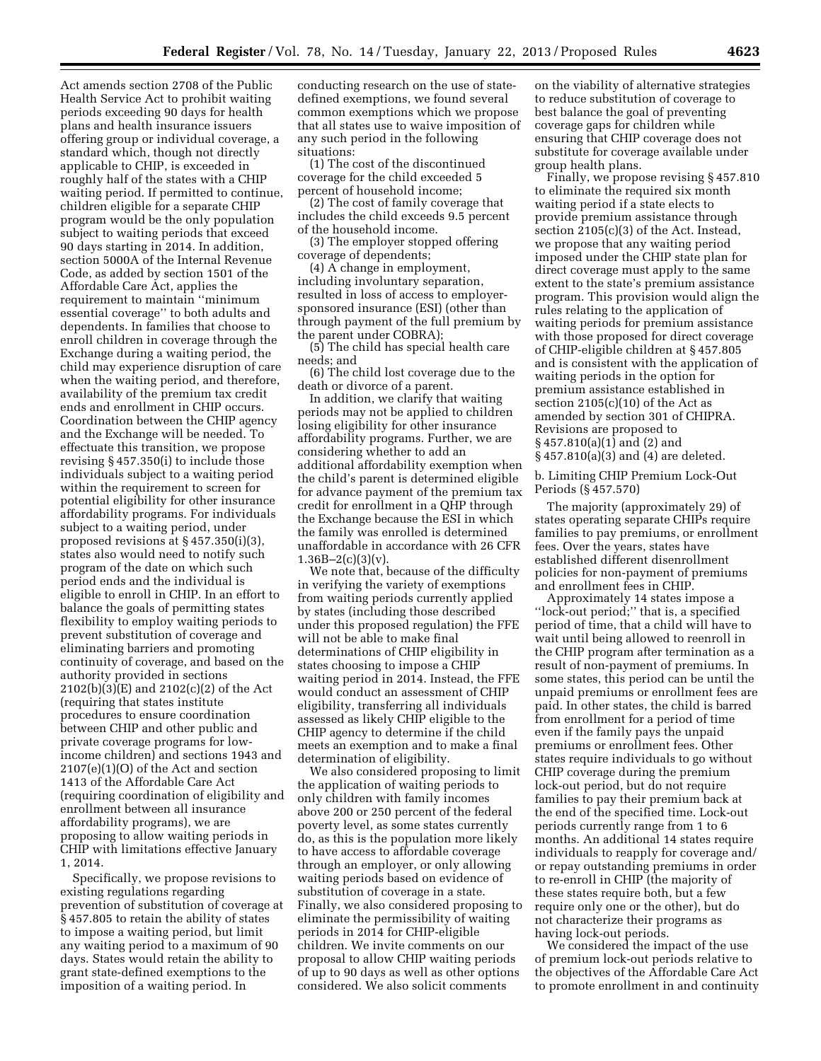Act amends section 2708 of the Public Health Service Act to prohibit waiting periods exceeding 90 days for health plans and health insurance issuers offering group or individual coverage, a standard which, though not directly applicable to CHIP, is exceeded in roughly half of the states with a CHIP waiting period. If permitted to continue, children eligible for a separate CHIP program would be the only population subject to waiting periods that exceed 90 days starting in 2014. In addition, section 5000A of the Internal Revenue Code, as added by section 1501 of the Affordable Care Act, applies the requirement to maintain ''minimum essential coverage'' to both adults and dependents. In families that choose to enroll children in coverage through the Exchange during a waiting period, the child may experience disruption of care when the waiting period, and therefore, availability of the premium tax credit ends and enrollment in CHIP occurs. Coordination between the CHIP agency and the Exchange will be needed. To effectuate this transition, we propose revising § 457.350(i) to include those individuals subject to a waiting period within the requirement to screen for potential eligibility for other insurance affordability programs. For individuals subject to a waiting period, under proposed revisions at § 457.350(i)(3), states also would need to notify such program of the date on which such period ends and the individual is eligible to enroll in CHIP. In an effort to balance the goals of permitting states flexibility to employ waiting periods to prevent substitution of coverage and eliminating barriers and promoting continuity of coverage, and based on the authority provided in sections 2102(b)(3)(E) and 2102(c)(2) of the Act (requiring that states institute procedures to ensure coordination between CHIP and other public and private coverage programs for low-income children) and sections 1943 and 2107(e)(1)(O) of the Act and section 1413 of the Affordable Care Act (requiring coordination of eligibility and enrollment between all insurance affordability programs), we are proposing to allow waiting periods in CHIP with limitations effective January 1, 2014.

Specifically, we propose revisions to existing regulations regarding prevention of substitution of coverage at § 457.805 to retain the ability of states to impose a waiting period, but limit any waiting period to a maximum of 90 days. States would retain the ability to grant state-defined exemptions to the imposition of a waiting period. In conducting research on the use of state-defined exemptions, we found several common exemptions which we propose that all states use to waive imposition of any such period in the following situations:

(1) The cost of the discontinued coverage for the child exceeded 5 percent of household income;

(2) The cost of family coverage that includes the child exceeds 9.5 percent of the household income.

(3) The employer stopped offering coverage of dependents;

(4) A change in employment, including involuntary separation, resulted in loss of access to employer-sponsored insurance (ESI) (other than through payment of the full premium by the parent under COBRA);

(5) The child has special health care needs; and

(6) The child lost coverage due to the death or divorce of a parent.

In addition, we clarify that waiting periods may not be applied to children losing eligibility for other insurance affordability programs. Further, we are considering whether to add an additional affordability exemption when the child's parent is determined eligible for advance payment of the premium tax credit for enrollment in a QHP through the Exchange because the ESI in which the family was enrolled is determined unaffordable in accordance with 26 CFR 1.36B–2(c)(3)(v).

We note that, because of the difficulty in verifying the variety of exemptions from waiting periods currently applied by states (including those described under this proposed regulation) the FFE will not be able to make final determinations of CHIP eligibility in states choosing to impose a CHIP waiting period in 2014. Instead, the FFE would conduct an assessment of CHIP eligibility, transferring all individuals assessed as likely CHIP eligible to the CHIP agency to determine if the child meets an exemption and to make a final determination of eligibility.

We also considered proposing to limit the application of waiting periods to only children with family incomes above 200 or 250 percent of the federal poverty level, as some states currently do, as this is the population more likely to have access to affordable coverage through an employer, or only allowing waiting periods based on evidence of substitution of coverage in a state. Finally, we also considered proposing to eliminate the permissibility of waiting periods in 2014 for CHIP-eligible children. We invite comments on our proposal to allow CHIP waiting periods of up to 90 days as well as other options considered. We also solicit comments on the viability of alternative strategies to reduce substitution of coverage to best balance the goal of preventing coverage gaps for children while ensuring that CHIP coverage does not substitute for coverage available under group health plans.

Finally, we propose revising § 457.810 to eliminate the required six month waiting period if a state elects to provide premium assistance through section 2105(c)(3) of the Act. Instead, we propose that any waiting period imposed under the CHIP state plan for direct coverage must apply to the same extent to the state's premium assistance program. This provision would align the rules relating to the application of waiting periods for premium assistance with those proposed for direct coverage of CHIP-eligible children at § 457.805 and is consistent with the application of waiting periods in the option for premium assistance established in section 2105(c)(10) of the Act as amended by section 301 of CHIPRA. Revisions are proposed to § 457.810(a)(1) and (2) and § 457.810(a)(3) and (4) are deleted.

b. Limiting CHIP Premium Lock-Out Periods (§ 457.570)

The majority (approximately 29) of states operating separate CHIPs require families to pay premiums, or enrollment fees. Over the years, states have established different disenrollment policies for non-payment of premiums and enrollment fees in CHIP.

Approximately 14 states impose a ''lock-out period;'' that is, a specified period of time, that a child will have to wait until being allowed to reenroll in the CHIP program after termination as a result of non-payment of premiums. In some states, this period can be until the unpaid premiums or enrollment fees are paid. In other states, the child is barred from enrollment for a period of time even if the family pays the unpaid premiums or enrollment fees. Other states require individuals to go without CHIP coverage during the premium lock-out period, but do not require families to pay their premium back at the end of the specified time. Lock-out periods currently range from 1 to 6 months. An additional 14 states require individuals to reapply for coverage and/or repay outstanding premiums in order to re-enroll in CHIP (the majority of these states require both, but a few require only one or the other), but do not characterize their programs as having lock-out periods.

We considered the impact of the use of premium lock-out periods relative to the objectives of the Affordable Care Act to promote enrollment in and continuity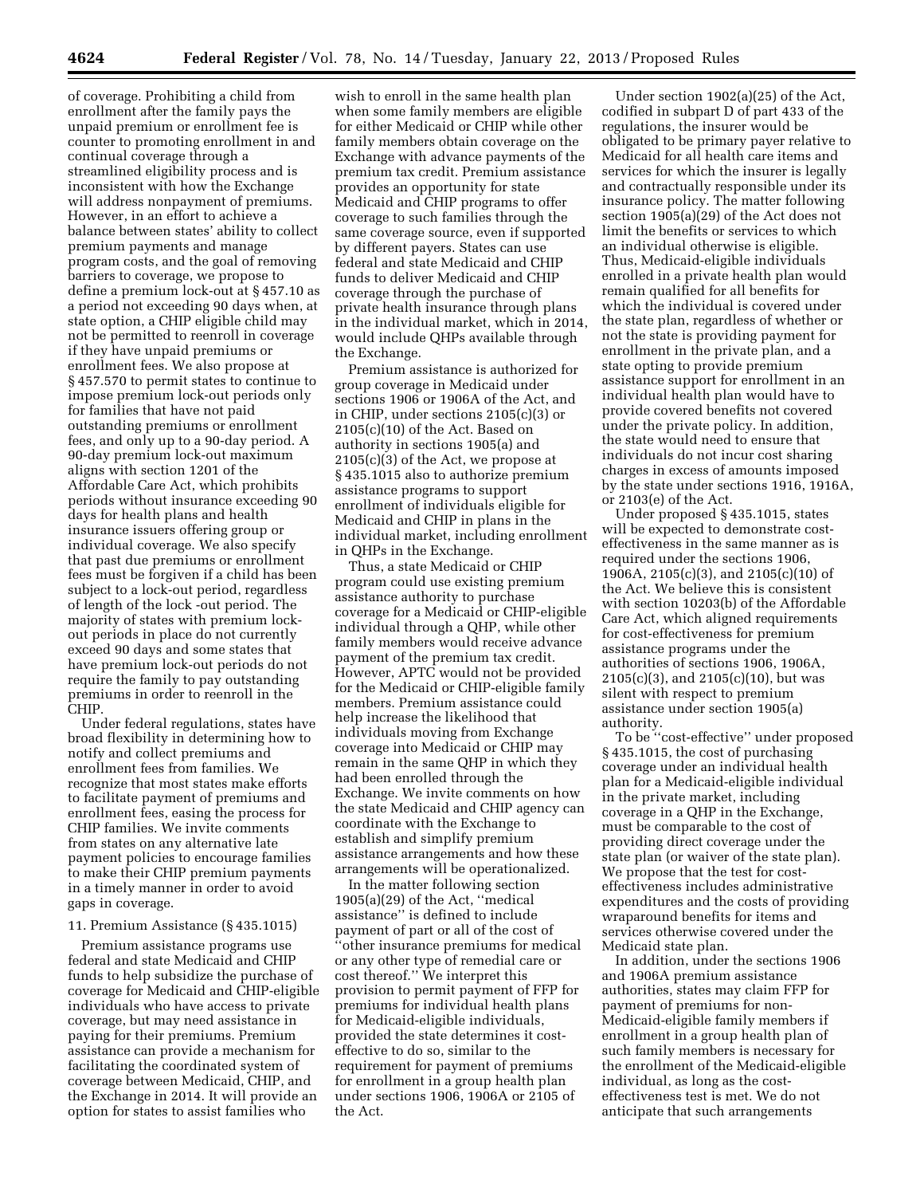of coverage. Prohibiting a child from enrollment after the family pays the unpaid premium or enrollment fee is counter to promoting enrollment in and continual coverage through a streamlined eligibility process and is inconsistent with how the Exchange will address nonpayment of premiums. However, in an effort to achieve a balance between states' ability to collect premium payments and manage program costs, and the goal of removing barriers to coverage, we propose to define a premium lock-out at § 457.10 as a period not exceeding 90 days when, at state option, a CHIP eligible child may not be permitted to reenroll in coverage if they have unpaid premiums or enrollment fees. We also propose at § 457.570 to permit states to continue to impose premium lock-out periods only for families that have not paid outstanding premiums or enrollment fees, and only up to a 90-day period. A 90-day premium lock-out maximum aligns with section 1201 of the Affordable Care Act, which prohibits periods without insurance exceeding 90 days for health plans and health insurance issuers offering group or individual coverage. We also specify that past due premiums or enrollment fees must be forgiven if a child has been subject to a lock-out period, regardless of length of the lock -out period. The majority of states with premium lock-out periods in place do not currently exceed 90 days and some states that have premium lock-out periods do not require the family to pay outstanding premiums in order to reenroll in the CHIP.

Under federal regulations, states have broad flexibility in determining how to notify and collect premiums and enrollment fees from families. We recognize that most states make efforts to facilitate payment of premiums and enrollment fees, easing the process for CHIP families. We invite comments from states on any alternative late payment policies to encourage families to make their CHIP premium payments in a timely manner in order to avoid gaps in coverage.

11. Premium Assistance (§ 435.1015)

Premium assistance programs use federal and state Medicaid and CHIP funds to help subsidize the purchase of coverage for Medicaid and CHIP-eligible individuals who have access to private coverage, but may need assistance in paying for their premiums. Premium assistance can provide a mechanism for facilitating the coordinated system of coverage between Medicaid, CHIP, and the Exchange in 2014. It will provide an option for states to assist families who wish to enroll in the same health plan when some family members are eligible for either Medicaid or CHIP while other family members obtain coverage on the Exchange with advance payments of the premium tax credit. Premium assistance provides an opportunity for state Medicaid and CHIP programs to offer coverage to such families through the same coverage source, even if supported by different payers. States can use federal and state Medicaid and CHIP funds to deliver Medicaid and CHIP coverage through the purchase of private health insurance through plans in the individual market, which in 2014, would include QHPs available through the Exchange.

Premium assistance is authorized for group coverage in Medicaid under sections 1906 or 1906A of the Act, and in CHIP, under sections 2105(c)(3) or 2105(c)(10) of the Act. Based on authority in sections 1905(a) and 2105(c)(3) of the Act, we propose at § 435.1015 also to authorize premium assistance programs to support enrollment of individuals eligible for Medicaid and CHIP in plans in the individual market, including enrollment in QHPs in the Exchange.

Thus, a state Medicaid or CHIP program could use existing premium assistance authority to purchase coverage for a Medicaid or CHIP-eligible individual through a QHP, while other family members would receive advance payment of the premium tax credit. However, APTC would not be provided for the Medicaid or CHIP-eligible family members. Premium assistance could help increase the likelihood that individuals moving from Exchange coverage into Medicaid or CHIP may remain in the same QHP in which they had been enrolled through the Exchange. We invite comments on how the state Medicaid and CHIP agency can coordinate with the Exchange to establish and simplify premium assistance arrangements and how these arrangements will be operationalized.

In the matter following section 1905(a)(29) of the Act, ''medical assistance'' is defined to include payment of part or all of the cost of ''other insurance premiums for medical or any other type of remedial care or cost thereof.'' We interpret this provision to permit payment of FFP for premiums for individual health plans for Medicaid-eligible individuals, provided the state determines it cost-effective to do so, similar to the requirement for payment of premiums for enrollment in a group health plan under sections 1906, 1906A or 2105 of the Act.

Under section 1902(a)(25) of the Act, codified in subpart D of part 433 of the regulations, the insurer would be obligated to be primary payer relative to Medicaid for all health care items and services for which the insurer is legally and contractually responsible under its insurance policy. The matter following section 1905(a)(29) of the Act does not limit the benefits or services to which an individual otherwise is eligible. Thus, Medicaid-eligible individuals enrolled in a private health plan would remain qualified for all benefits for which the individual is covered under the state plan, regardless of whether or not the state is providing payment for enrollment in the private plan, and a state opting to provide premium assistance support for enrollment in an individual health plan would have to provide covered benefits not covered under the private policy. In addition, the state would need to ensure that individuals do not incur cost sharing charges in excess of amounts imposed by the state under sections 1916, 1916A, or 2103(e) of the Act.

Under proposed § 435.1015, states will be expected to demonstrate cost-effectiveness in the same manner as is required under the sections 1906, 1906A, 2105(c)(3), and 2105(c)(10) of the Act. We believe this is consistent with section 10203(b) of the Affordable Care Act, which aligned requirements for cost-effectiveness for premium assistance programs under the authorities of sections 1906, 1906A, 2105(c)(3), and 2105(c)(10), but was silent with respect to premium assistance under section 1905(a) authority.

To be ''cost-effective'' under proposed § 435.1015, the cost of purchasing coverage under an individual health plan for a Medicaid-eligible individual in the private market, including coverage in a QHP in the Exchange, must be comparable to the cost of providing direct coverage under the state plan (or waiver of the state plan). We propose that the test for cost-effectiveness includes administrative expenditures and the costs of providing wraparound benefits for items and services otherwise covered under the Medicaid state plan.

In addition, under the sections 1906 and 1906A premium assistance authorities, states may claim FFP for payment of premiums for non-Medicaid-eligible family members if enrollment in a group health plan of such family members is necessary for the enrollment of the Medicaid-eligible individual, as long as the cost-effectiveness test is met. We do not anticipate that such arrangements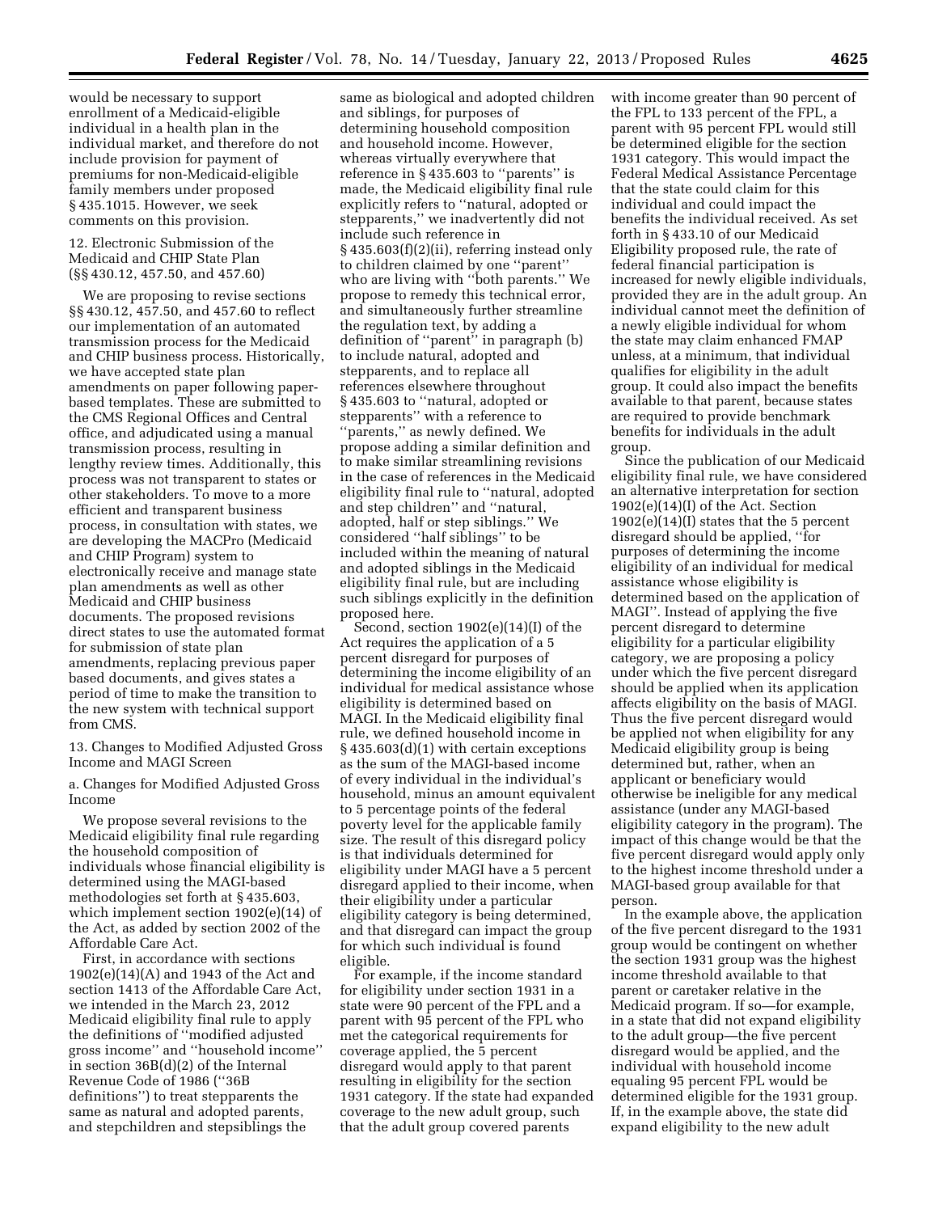would be necessary to support enrollment of a Medicaid-eligible individual in a health plan in the individual market, and therefore do not include provision for payment of premiums for non-Medicaid-eligible family members under proposed § 435.1015. However, we seek comments on this provision.

### 12. Electronic Submission of the Medicaid and CHIP State Plan (§§ 430.12, 457.50, and 457.60)

We are proposing to revise sections §§ 430.12, 457.50, and 457.60 to reflect our implementation of an automated transmission process for the Medicaid and CHIP business process. Historically, we have accepted state plan amendments on paper following paper-based templates. These are submitted to the CMS Regional Offices and Central office, and adjudicated using a manual transmission process, resulting in lengthy review times. Additionally, this process was not transparent to states or other stakeholders. To move to a more efficient and transparent business process, in consultation with states, we are developing the MACPro (Medicaid and CHIP Program) system to electronically receive and manage state plan amendments as well as other Medicaid and CHIP business documents. The proposed revisions direct states to use the automated format for submission of state plan amendments, replacing previous paper based documents, and gives states a period of time to make the transition to the new system with technical support from CMS.

### 13. Changes to Modified Adjusted Gross Income and MAGI Screen

#### a. Changes for Modified Adjusted Gross Income

We propose several revisions to the Medicaid eligibility final rule regarding the household composition of individuals whose financial eligibility is determined using the MAGI-based methodologies set forth at § 435.603, which implement section 1902(e)(14) of the Act, as added by section 2002 of the Affordable Care Act.

First, in accordance with sections 1902(e)(14)(A) and 1943 of the Act and section 1413 of the Affordable Care Act, we intended in the March 23, 2012 Medicaid eligibility final rule to apply the definitions of ''modified adjusted gross income'' and ''household income'' in section 36B(d)(2) of the Internal Revenue Code of 1986 (''36B definitions'') to treat stepparents the same as natural and adopted parents, and stepchildren and stepsiblings the same as biological and adopted children and siblings, for purposes of determining household composition and household income. However, whereas virtually everywhere that reference in § 435.603 to ''parents'' is made, the Medicaid eligibility final rule explicitly refers to ''natural, adopted or stepparents,'' we inadvertently did not include such reference in § 435.603(f)(2)(ii), referring instead only to children claimed by one ''parent'' who are living with ''both parents.'' We propose to remedy this technical error, and simultaneously further streamline the regulation text, by adding a definition of ''parent'' in paragraph (b) to include natural, adopted and stepparents, and to replace all references elsewhere throughout § 435.603 to ''natural, adopted or stepparents'' with a reference to ''parents,'' as newly defined. We propose adding a similar definition and to make similar streamlining revisions in the case of references in the Medicaid eligibility final rule to ''natural, adopted and step children'' and ''natural, adopted, half or step siblings.'' We considered ''half siblings'' to be included within the meaning of natural and adopted siblings in the Medicaid eligibility final rule, but are including such siblings explicitly in the definition proposed here.

Second, section 1902(e)(14)(I) of the Act requires the application of a 5 percent disregard for purposes of determining the income eligibility of an individual for medical assistance whose eligibility is determined based on MAGI. In the Medicaid eligibility final rule, we defined household income in § 435.603(d)(1) with certain exceptions as the sum of the MAGI-based income of every individual in the individual's household, minus an amount equivalent to 5 percentage points of the federal poverty level for the applicable family size. The result of this disregard policy is that individuals determined for eligibility under MAGI have a 5 percent disregard applied to their income, when their eligibility under a particular eligibility category is being determined, and that disregard can impact the group for which such individual is found eligible.

For example, if the income standard for eligibility under section 1931 in a state were 90 percent of the FPL and a parent with 95 percent of the FPL who met the categorical requirements for coverage applied, the 5 percent disregard would apply to that parent resulting in eligibility for the section 1931 category. If the state had expanded coverage to the new adult group, such that the adult group covered parents with income greater than 90 percent of the FPL to 133 percent of the FPL, a parent with 95 percent FPL would still be determined eligible for the section 1931 category. This would impact the Federal Medical Assistance Percentage that the state could claim for this individual and could impact the benefits the individual received. As set forth in § 433.10 of our Medicaid Eligibility proposed rule, the rate of federal financial participation is increased for newly eligible individuals, provided they are in the adult group. An individual cannot meet the definition of a newly eligible individual for whom the state may claim enhanced FMAP unless, at a minimum, that individual qualifies for eligibility in the adult group. It could also impact the benefits available to that parent, because states are required to provide benchmark benefits for individuals in the adult group.

Since the publication of our Medicaid eligibility final rule, we have considered an alternative interpretation for section 1902(e)(14)(I) of the Act. Section 1902(e)(14)(I) states that the 5 percent disregard should be applied, ''for purposes of determining the income eligibility of an individual for medical assistance whose eligibility is determined based on the application of MAGI''. Instead of applying the five percent disregard to determine eligibility for a particular eligibility category, we are proposing a policy under which the five percent disregard should be applied when its application affects eligibility on the basis of MAGI. Thus the five percent disregard would be applied not when eligibility for any Medicaid eligibility group is being determined but, rather, when an applicant or beneficiary would otherwise be ineligible for any medical assistance (under any MAGI-based eligibility category in the program). The impact of this change would be that the five percent disregard would apply only to the highest income threshold under a MAGI-based group available for that person.

In the example above, the application of the five percent disregard to the 1931 group would be contingent on whether the section 1931 group was the highest income threshold available to that parent or caretaker relative in the Medicaid program. If so—for example, in a state that did not expand eligibility to the adult group—the five percent disregard would be applied, and the individual with household income equaling 95 percent FPL would be determined eligible for the 1931 group. If, in the example above, the state did expand eligibility to the new adult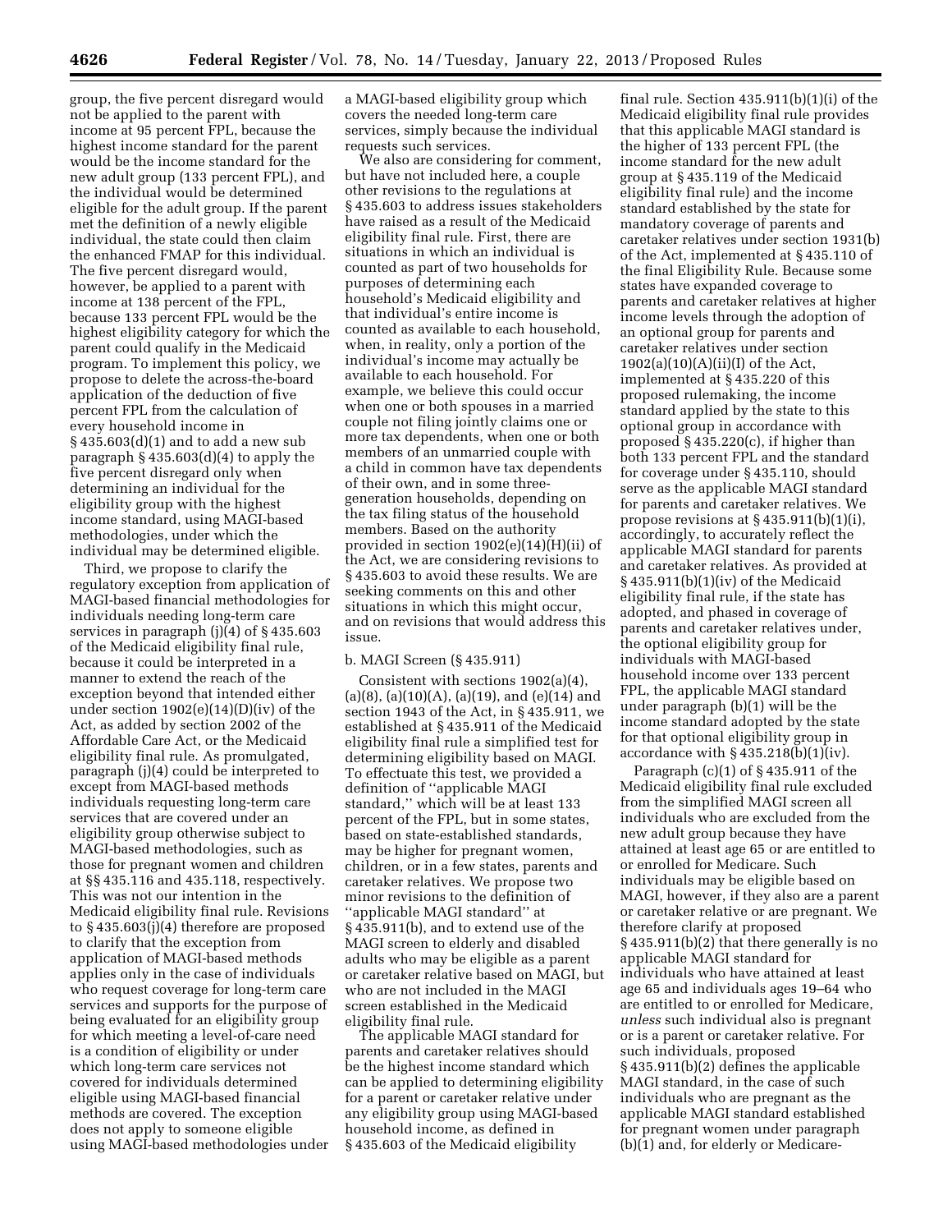group, the five percent disregard would not be applied to the parent with income at 95 percent FPL, because the highest income standard for the parent would be the income standard for the new adult group (133 percent FPL), and the individual would be determined eligible for the adult group. If the parent met the definition of a newly eligible individual, the state could then claim the enhanced FMAP for this individual. The five percent disregard would, however, be applied to a parent with income at 138 percent of the FPL, because 133 percent FPL would be the highest eligibility category for which the parent could qualify in the Medicaid program. To implement this policy, we propose to delete the across-the-board application of the deduction of five percent FPL from the calculation of every household income in § 435.603(d)(1) and to add a new sub paragraph § 435.603(d)(4) to apply the five percent disregard only when determining an individual for the eligibility group with the highest income standard, using MAGI-based methodologies, under which the individual may be determined eligible.

Third, we propose to clarify the regulatory exception from application of MAGI-based financial methodologies for individuals needing long-term care services in paragraph (j)(4) of § 435.603 of the Medicaid eligibility final rule, because it could be interpreted in a manner to extend the reach of the exception beyond that intended either under section 1902(e)(14)(D)(iv) of the Act, as added by section 2002 of the Affordable Care Act, or the Medicaid eligibility final rule. As promulgated, paragraph (j)(4) could be interpreted to except from MAGI-based methods individuals requesting long-term care services that are covered under an eligibility group otherwise subject to MAGI-based methodologies, such as those for pregnant women and children at §§ 435.116 and 435.118, respectively. This was not our intention in the Medicaid eligibility final rule. Revisions to § 435.603(j)(4) therefore are proposed to clarify that the exception from application of MAGI-based methods applies only in the case of individuals who request coverage for long-term care services and supports for the purpose of being evaluated for an eligibility group for which meeting a level-of-care need is a condition of eligibility or under which long-term care services not covered for individuals determined eligible using MAGI-based financial methods are covered. The exception does not apply to someone eligible using MAGI-based methodologies under a MAGI-based eligibility group which covers the needed long-term care services, simply because the individual requests such services.

We also are considering for comment, but have not included here, a couple other revisions to the regulations at § 435.603 to address issues stakeholders have raised as a result of the Medicaid eligibility final rule. First, there are situations in which an individual is counted as part of two households for purposes of determining each household's Medicaid eligibility and that individual's entire income is counted as available to each household, when, in reality, only a portion of the individual's income may actually be available to each household. For example, we believe this could occur when one or both spouses in a married couple not filing jointly claims one or more tax dependents, when one or both members of an unmarried couple with a child in common have tax dependents of their own, and in some three-generation households, depending on the tax filing status of the household members. Based on the authority provided in section 1902(e)(14)(H)(ii) of the Act, we are considering revisions to § 435.603 to avoid these results. We are seeking comments on this and other situations in which this might occur, and on revisions that would address this issue.

b. MAGI Screen (§ 435.911)

Consistent with sections 1902(a)(4), (a)(8), (a)(10)(A), (a)(19), and (e)(14) and section 1943 of the Act, in § 435.911, we established at § 435.911 of the Medicaid eligibility final rule a simplified test for determining eligibility based on MAGI. To effectuate this test, we provided a definition of ''applicable MAGI standard,'' which will be at least 133 percent of the FPL, but in some states, based on state-established standards, may be higher for pregnant women, children, or in a few states, parents and caretaker relatives. We propose two minor revisions to the definition of ''applicable MAGI standard'' at § 435.911(b), and to extend use of the MAGI screen to elderly and disabled adults who may be eligible as a parent or caretaker relative based on MAGI, but who are not included in the MAGI screen established in the Medicaid eligibility final rule.

The applicable MAGI standard for parents and caretaker relatives should be the highest income standard which can be applied to determining eligibility for a parent or caretaker relative under any eligibility group using MAGI-based household income, as defined in § 435.603 of the Medicaid eligibility final rule. Section 435.911(b)(1)(i) of the Medicaid eligibility final rule provides that this applicable MAGI standard is the higher of 133 percent FPL (the income standard for the new adult group at § 435.119 of the Medicaid eligibility final rule) and the income standard established by the state for mandatory coverage of parents and caretaker relatives under section 1931(b) of the Act, implemented at § 435.110 of the final Eligibility Rule. Because some states have expanded coverage to parents and caretaker relatives at higher income levels through the adoption of an optional group for parents and caretaker relatives under section 1902(a)(10)(A)(ii)(I) of the Act, implemented at § 435.220 of this proposed rulemaking, the income standard applied by the state to this optional group in accordance with proposed § 435.220(c), if higher than both 133 percent FPL and the standard for coverage under § 435.110, should serve as the applicable MAGI standard for parents and caretaker relatives. We propose revisions at § 435.911(b)(1)(i), accordingly, to accurately reflect the applicable MAGI standard for parents and caretaker relatives. As provided at § 435.911(b)(1)(iv) of the Medicaid eligibility final rule, if the state has adopted, and phased in coverage of parents and caretaker relatives under, the optional eligibility group for individuals with MAGI-based household income over 133 percent FPL, the applicable MAGI standard under paragraph (b)(1) will be the income standard adopted by the state for that optional eligibility group in accordance with § 435.218(b)(1)(iv).

Paragraph (c)(1) of § 435.911 of the Medicaid eligibility final rule excluded from the simplified MAGI screen all individuals who are excluded from the new adult group because they have attained at least age 65 or are entitled to or enrolled for Medicare. Such individuals may be eligible based on MAGI, however, if they also are a parent or caretaker relative or are pregnant. We therefore clarify at proposed § 435.911(b)(2) that there generally is no applicable MAGI standard for individuals who have attained at least age 65 and individuals ages 19–64 who are entitled to or enrolled for Medicare, *unless* such individual also is pregnant or is a parent or caretaker relative. For such individuals, proposed § 435.911(b)(2) defines the applicable MAGI standard, in the case of such individuals who are pregnant as the applicable MAGI standard established for pregnant women under paragraph (b)(1) and, for elderly or Medicare-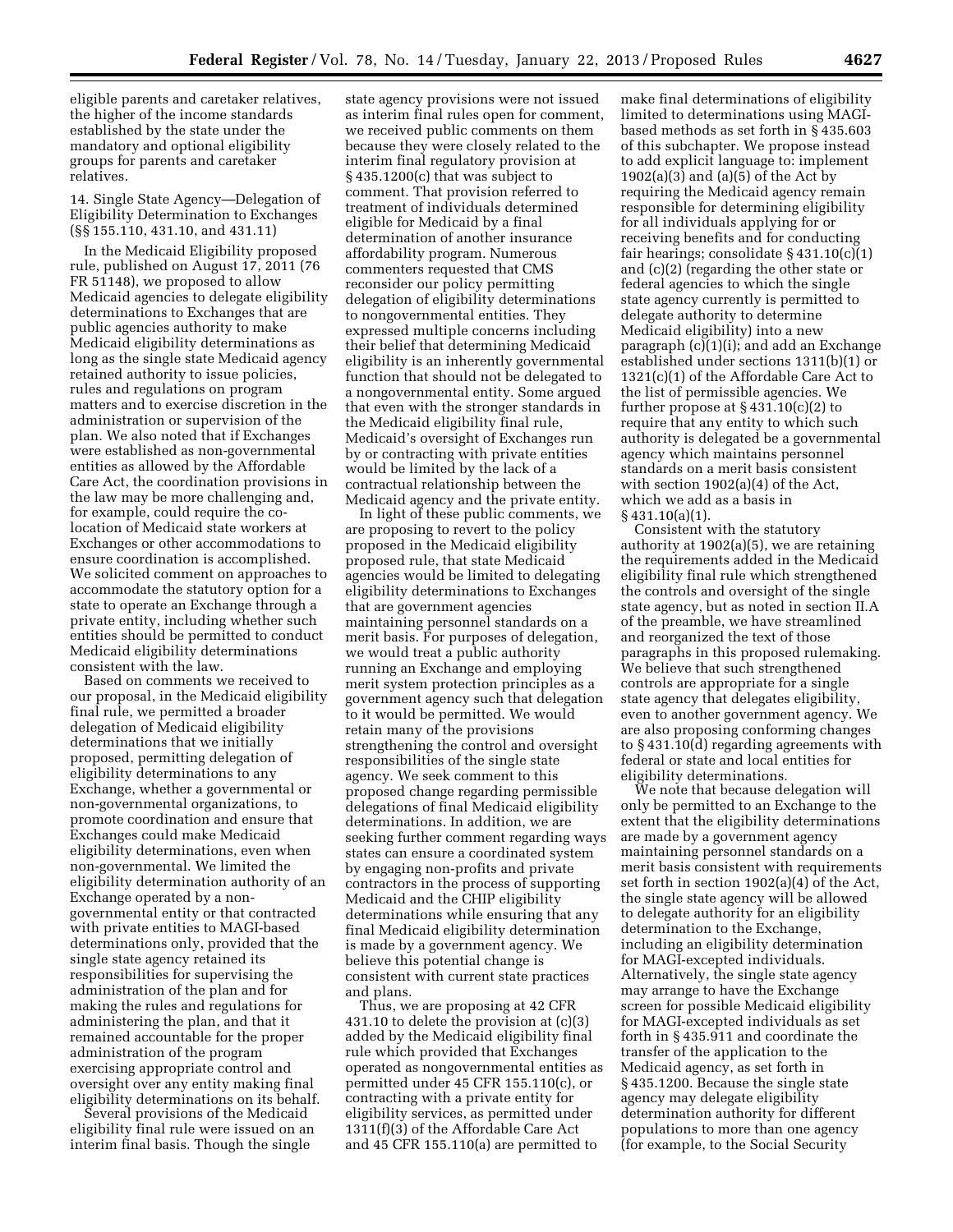eligible parents and caretaker relatives, the higher of the income standards established by the state under the mandatory and optional eligibility groups for parents and caretaker relatives.

14. Single State Agency—Delegation of Eligibility Determination to Exchanges (§§ 155.110, 431.10, and 431.11)

In the Medicaid Eligibility proposed rule, published on August 17, 2011 (76 FR 51148), we proposed to allow Medicaid agencies to delegate eligibility determinations to Exchanges that are public agencies authority to make Medicaid eligibility determinations as long as the single state Medicaid agency retained authority to issue policies, rules and regulations on program matters and to exercise discretion in the administration or supervision of the plan. We also noted that if Exchanges were established as non-governmental entities as allowed by the Affordable Care Act, the coordination provisions in the law may be more challenging and, for example, could require the co-location of Medicaid state workers at Exchanges or other accommodations to ensure coordination is accomplished. We solicited comment on approaches to accommodate the statutory option for a state to operate an Exchange through a private entity, including whether such entities should be permitted to conduct Medicaid eligibility determinations consistent with the law.

Based on comments we received to our proposal, in the Medicaid eligibility final rule, we permitted a broader delegation of Medicaid eligibility determinations that we initially proposed, permitting delegation of eligibility determinations to any Exchange, whether a governmental or non-governmental organizations, to promote coordination and ensure that Exchanges could make Medicaid eligibility determinations, even when non-governmental. We limited the eligibility determination authority of an Exchange operated by a non-governmental entity or that contracted with private entities to MAGI-based determinations only, provided that the single state agency retained its responsibilities for supervising the administration of the plan and for making the rules and regulations for administering the plan, and that it remained accountable for the proper administration of the program exercising appropriate control and oversight over any entity making final eligibility determinations on its behalf.

Several provisions of the Medicaid eligibility final rule were issued on an interim final basis. Though the single state agency provisions were not issued as interim final rules open for comment, we received public comments on them because they were closely related to the interim final regulatory provision at § 435.1200(c) that was subject to comment. That provision referred to treatment of individuals determined eligible for Medicaid by a final determination of another insurance affordability program. Numerous commenters requested that CMS reconsider our policy permitting delegation of eligibility determinations to nongovernmental entities. They expressed multiple concerns including their belief that determining Medicaid eligibility is an inherently governmental function that should not be delegated to a nongovernmental entity. Some argued that even with the stronger standards in the Medicaid eligibility final rule, Medicaid's oversight of Exchanges run by or contracting with private entities would be limited by the lack of a contractual relationship between the Medicaid agency and the private entity.

In light of these public comments, we are proposing to revert to the policy proposed in the Medicaid eligibility proposed rule, that state Medicaid agencies would be limited to delegating eligibility determinations to Exchanges that are government agencies maintaining personnel standards on a merit basis. For purposes of delegation, we would treat a public authority running an Exchange and employing merit system protection principles as a government agency such that delegation to it would be permitted. We would retain many of the provisions strengthening the control and oversight responsibilities of the single state agency. We seek comment to this proposed change regarding permissible delegations of final Medicaid eligibility determinations. In addition, we are seeking further comment regarding ways states can ensure a coordinated system by engaging non-profits and private contractors in the process of supporting Medicaid and the CHIP eligibility determinations while ensuring that any final Medicaid eligibility determination is made by a government agency. We believe this potential change is consistent with current state practices and plans.

Thus, we are proposing at 42 CFR 431.10 to delete the provision at (c)(3) added by the Medicaid eligibility final rule which provided that Exchanges operated as nongovernmental entities as permitted under 45 CFR 155.110(c), or contracting with a private entity for eligibility services, as permitted under 1311(f)(3) of the Affordable Care Act and 45 CFR 155.110(a) are permitted to make final determinations of eligibility limited to determinations using MAGI-based methods as set forth in § 435.603 of this subchapter. We propose instead to add explicit language to: implement 1902(a)(3) and (a)(5) of the Act by requiring the Medicaid agency remain responsible for determining eligibility for all individuals applying for or receiving benefits and for conducting fair hearings; consolidate § 431.10(c)(1) and (c)(2) (regarding the other state or federal agencies to which the single state agency currently is permitted to delegate authority to determine Medicaid eligibility) into a new paragraph (c)(1)(i); and add an Exchange established under sections 1311(b)(1) or 1321(c)(1) of the Affordable Care Act to the list of permissible agencies. We further propose at § 431.10(c)(2) to require that any entity to which such authority is delegated be a governmental agency which maintains personnel standards on a merit basis consistent with section 1902(a)(4) of the Act, which we add as a basis in § 431.10(a)(1).

Consistent with the statutory authority at 1902(a)(5), we are retaining the requirements added in the Medicaid eligibility final rule which strengthened the controls and oversight of the single state agency, but as noted in section II.A of the preamble, we have streamlined and reorganized the text of those paragraphs in this proposed rulemaking. We believe that such strengthened controls are appropriate for a single state agency that delegates eligibility, even to another government agency. We are also proposing conforming changes to § 431.10(d) regarding agreements with federal or state and local entities for eligibility determinations.

We note that because delegation will only be permitted to an Exchange to the extent that the eligibility determinations are made by a government agency maintaining personnel standards on a merit basis consistent with requirements set forth in section 1902(a)(4) of the Act, the single state agency will be allowed to delegate authority for an eligibility determination to the Exchange, including an eligibility determination for MAGI-excepted individuals. Alternatively, the single state agency may arrange to have the Exchange screen for possible Medicaid eligibility for MAGI-excepted individuals as set forth in § 435.911 and coordinate the transfer of the application to the Medicaid agency, as set forth in § 435.1200. Because the single state agency may delegate eligibility determination authority for different populations to more than one agency (for example, to the Social Security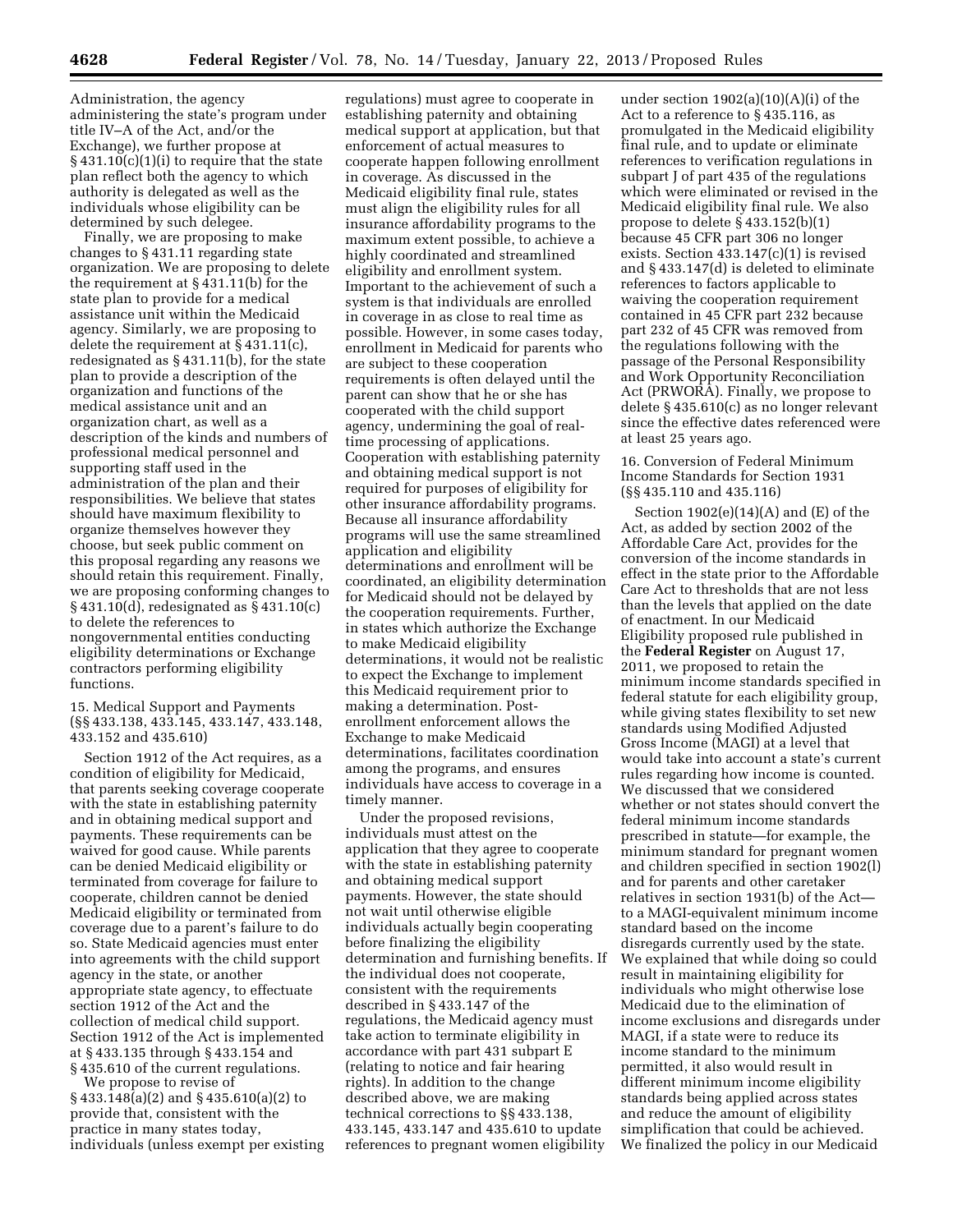Administration, the agency administering the state's program under title IV–A of the Act, and/or the Exchange), we further propose at § 431.10(c)(1)(i) to require that the state plan reflect both the agency to which authority is delegated as well as the individuals whose eligibility can be determined by such delegee.

Finally, we are proposing to make changes to § 431.11 regarding state organization. We are proposing to delete the requirement at § 431.11(b) for the state plan to provide for a medical assistance unit within the Medicaid agency. Similarly, we are proposing to delete the requirement at § 431.11(c), redesignated as § 431.11(b), for the state plan to provide a description of the organization and functions of the medical assistance unit and an organization chart, as well as a description of the kinds and numbers of professional medical personnel and supporting staff used in the administration of the plan and their responsibilities. We believe that states should have maximum flexibility to organize themselves however they choose, but seek public comment on this proposal regarding any reasons we should retain this requirement. Finally, we are proposing conforming changes to § 431.10(d), redesignated as § 431.10(c) to delete the references to nongovernmental entities conducting eligibility determinations or Exchange contractors performing eligibility functions.

15. Medical Support and Payments (§§ 433.138, 433.145, 433.147, 433.148, 433.152 and 435.610)

Section 1912 of the Act requires, as a condition of eligibility for Medicaid, that parents seeking coverage cooperate with the state in establishing paternity and in obtaining medical support and payments. These requirements can be waived for good cause. While parents can be denied Medicaid eligibility or terminated from coverage for failure to cooperate, children cannot be denied Medicaid eligibility or terminated from coverage due to a parent's failure to do so. State Medicaid agencies must enter into agreements with the child support agency in the state, or another appropriate state agency, to effectuate section 1912 of the Act and the collection of medical child support. Section 1912 of the Act is implemented at § 433.135 through § 433.154 and § 435.610 of the current regulations.

We propose to revise of § 433.148(a)(2) and § 435.610(a)(2) to provide that, consistent with the practice in many states today, individuals (unless exempt per existing regulations) must agree to cooperate in establishing paternity and obtaining medical support at application, but that enforcement of actual measures to cooperate happen following enrollment in coverage. As discussed in the Medicaid eligibility final rule, states must align the eligibility rules for all insurance affordability programs to the maximum extent possible, to achieve a highly coordinated and streamlined eligibility and enrollment system. Important to the achievement of such a system is that individuals are enrolled in coverage in as close to real time as possible. However, in some cases today, enrollment in Medicaid for parents who are subject to these cooperation requirements is often delayed until the parent can show that he or she has cooperated with the child support agency, undermining the goal of real-time processing of applications. Cooperation with establishing paternity and obtaining medical support is not required for purposes of eligibility for other insurance affordability programs. Because all insurance affordability programs will use the same streamlined application and eligibility determinations and enrollment will be coordinated, an eligibility determination for Medicaid should not be delayed by the cooperation requirements. Further, in states which authorize the Exchange to make Medicaid eligibility determinations, it would not be realistic to expect the Exchange to implement this Medicaid requirement prior to making a determination. Post-enrollment enforcement allows the Exchange to make Medicaid determinations, facilitates coordination among the programs, and ensures individuals have access to coverage in a timely manner.

Under the proposed revisions, individuals must attest on the application that they agree to cooperate with the state in establishing paternity and obtaining medical support payments. However, the state should not wait until otherwise eligible individuals actually begin cooperating before finalizing the eligibility determination and furnishing benefits. If the individual does not cooperate, consistent with the requirements described in § 433.147 of the regulations, the Medicaid agency must take action to terminate eligibility in accordance with part 431 subpart E (relating to notice and fair hearing rights). In addition to the change described above, we are making technical corrections to §§ 433.138, 433.145, 433.147 and 435.610 to update references to pregnant women eligibility under section 1902(a)(10)(A)(i) of the Act to a reference to § 435.116, as promulgated in the Medicaid eligibility final rule, and to update or eliminate references to verification regulations in subpart J of part 435 of the regulations which were eliminated or revised in the Medicaid eligibility final rule. We also propose to delete § 433.152(b)(1) because 45 CFR part 306 no longer exists. Section 433.147(c)(1) is revised and § 433.147(d) is deleted to eliminate references to factors applicable to waiving the cooperation requirement contained in 45 CFR part 232 because part 232 of 45 CFR was removed from the regulations following with the passage of the Personal Responsibility and Work Opportunity Reconciliation Act (PRWORA). Finally, we propose to delete § 435.610(c) as no longer relevant since the effective dates referenced were at least 25 years ago.

16. Conversion of Federal Minimum Income Standards for Section 1931 (§§ 435.110 and 435.116)

Section 1902(e)(14)(A) and (E) of the Act, as added by section 2002 of the Affordable Care Act, provides for the conversion of the income standards in effect in the state prior to the Affordable Care Act to thresholds that are not less than the levels that applied on the date of enactment. In our Medicaid Eligibility proposed rule published in the **Federal Register** on August 17, 2011, we proposed to retain the minimum income standards specified in federal statute for each eligibility group, while giving states flexibility to set new standards using Modified Adjusted Gross Income (MAGI) at a level that would take into account a state's current rules regarding how income is counted. We discussed that we considered whether or not states should convert the federal minimum income standards prescribed in statute—for example, the minimum standard for pregnant women and children specified in section 1902(l) and for parents and other caretaker relatives in section 1931(b) of the Act—to a MAGI-equivalent minimum income standard based on the income disregards currently used by the state. We explained that while doing so could result in maintaining eligibility for individuals who might otherwise lose Medicaid due to the elimination of income exclusions and disregards under MAGI, if a state were to reduce its income standard to the minimum permitted, it also would result in different minimum income eligibility standards being applied across states and reduce the amount of eligibility simplification that could be achieved. We finalized the policy in our Medicaid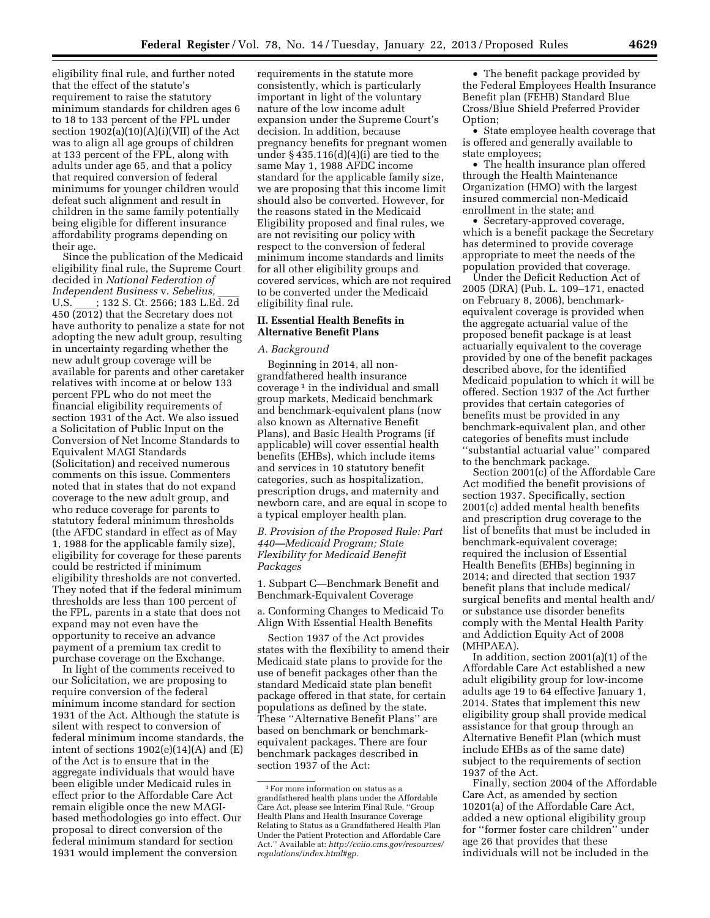eligibility final rule, and further noted that the effect of the statute's requirement to raise the statutory minimum standards for children ages 6 to 18 to 133 percent of the FPL under section 1902(a)(10)(A)(i)(VII) of the Act was to align all age groups of children at 133 percent of the FPL, along with adults under age 65, and that a policy that required conversion of federal minimums for younger children would defeat such alignment and result in children in the same family potentially being eligible for different insurance affordability programs depending on their age.

Since the publication of the Medicaid eligibility final rule, the Supreme Court decided in *National Federation of Independent Business* v. *Sebelius,* ___ U.S. ___; 132 S. Ct. 2566; 183 L.Ed. 2d 450 (2012) that the Secretary does not have authority to penalize a state for not adopting the new adult group, resulting in uncertainty regarding whether the new adult group coverage will be available for parents and other caretaker relatives with income at or below 133 percent FPL who do not meet the financial eligibility requirements of section 1931 of the Act. We also issued a Solicitation of Public Input on the Conversion of Net Income Standards to Equivalent MAGI Standards (Solicitation) and received numerous comments on this issue. Commenters noted that in states that do not expand coverage to the new adult group, and who reduce coverage for parents to statutory federal minimum thresholds (the AFDC standard in effect as of May 1, 1988 for the applicable family size), eligibility for coverage for these parents could be restricted if minimum eligibility thresholds are not converted. They noted that if the federal minimum thresholds are less than 100 percent of the FPL, parents in a state that does not expand may not even have the opportunity to receive an advance payment of a premium tax credit to purchase coverage on the Exchange.

In light of the comments received to our Solicitation, we are proposing to require conversion of the federal minimum income standard for section 1931 of the Act. Although the statute is silent with respect to conversion of federal minimum income standards, the intent of sections 1902(e)(14)(A) and (E) of the Act is to ensure that in the aggregate individuals that would have been eligible under Medicaid rules in effect prior to the Affordable Care Act remain eligible once the new MAGI-based methodologies go into effect. Our proposal to direct conversion of the federal minimum standard for section 1931 would implement the conversion requirements in the statute more consistently, which is particularly important in light of the voluntary nature of the low income adult expansion under the Supreme Court's decision. In addition, because pregnancy benefits for pregnant women under § 435.116(d)(4)(i) are tied to the same May 1, 1988 AFDC income standard for the applicable family size, we are proposing that this income limit should also be converted. However, for the reasons stated in the Medicaid Eligibility proposed and final rules, we are not revisiting our policy with respect to the conversion of federal minimum income standards and limits for all other eligibility groups and covered services, which are not required to be converted under the Medicaid eligibility final rule.

## II. Essential Health Benefits in Alternative Benefit Plans

### *A. Background*

Beginning in 2014, all non-grandfathered health insurance coverage [1] in the individual and small group markets, Medicaid benchmark and benchmark-equivalent plans (now also known as Alternative Benefit Plans), and Basic Health Programs (if applicable) will cover essential health benefits (EHBs), which include items and services in 10 statutory benefit categories, such as hospitalization, prescription drugs, and maternity and newborn care, and are equal in scope to a typical employer health plan.

### *B. Provision of the Proposed Rule: Part 440—Medicaid Program; State Flexibility for Medicaid Benefit Packages*

1. Subpart C—Benchmark Benefit and Benchmark-Equivalent Coverage

a. Conforming Changes to Medicaid To Align With Essential Health Benefits

Section 1937 of the Act provides states with the flexibility to amend their Medicaid state plans to provide for the use of benefit packages other than the standard Medicaid state plan benefit package offered in that state, for certain populations as defined by the state. These ''Alternative Benefit Plans'' are based on benchmark or benchmark-equivalent packages. There are four benchmark packages described in section 1937 of the Act:

- The benefit package provided by the Federal Employees Health Insurance Benefit plan (FEHB) Standard Blue Cross/Blue Shield Preferred Provider Option;
- State employee health coverage that is offered and generally available to state employees;
- The health insurance plan offered through the Health Maintenance Organization (HMO) with the largest insured commercial non-Medicaid enrollment in the state; and
- Secretary-approved coverage, which is a benefit package the Secretary has determined to provide coverage appropriate to meet the needs of the population provided that coverage.

Under the Deficit Reduction Act of 2005 (DRA) (Pub. L. 109–171, enacted on February 8, 2006), benchmark-equivalent coverage is provided when the aggregate actuarial value of the proposed benefit package is at least actuarially equivalent to the coverage provided by one of the benefit packages described above, for the identified Medicaid population to which it will be offered. Section 1937 of the Act further provides that certain categories of benefits must be provided in any benchmark-equivalent plan, and other categories of benefits must include ''substantial actuarial value'' compared to the benchmark package.

Section 2001(c) of the Affordable Care Act modified the benefit provisions of section 1937. Specifically, section 2001(c) added mental health benefits and prescription drug coverage to the list of benefits that must be included in benchmark-equivalent coverage; required the inclusion of Essential Health Benefits (EHBs) beginning in 2014; and directed that section 1937 benefit plans that include medical/surgical benefits and mental health and/or substance use disorder benefits comply with the Mental Health Parity and Addiction Equity Act of 2008 (MHPAEA).

In addition, section 2001(a)(1) of the Affordable Care Act established a new adult eligibility group for low-income adults age 19 to 64 effective January 1, 2014. States that implement this new eligibility group shall provide medical assistance for that group through an Alternative Benefit Plan (which must include EHBs as of the same date) subject to the requirements of section 1937 of the Act.

Finally, section 2004 of the Affordable Care Act, as amended by section 10201(a) of the Affordable Care Act, added a new optional eligibility group for ''former foster care children'' under age 26 that provides that these individuals will not be included in the

[1] For more information on status as a grandfathered health plans under the Affordable Care Act, please see Interim Final Rule, ''Group Health Plans and Health Insurance Coverage Relating to Status as a Grandfathered Health Plan Under the Patient Protection and Affordable Care Act.'' Available at: *http://cciio.cms.gov/resources/regulations/index.html#gp.*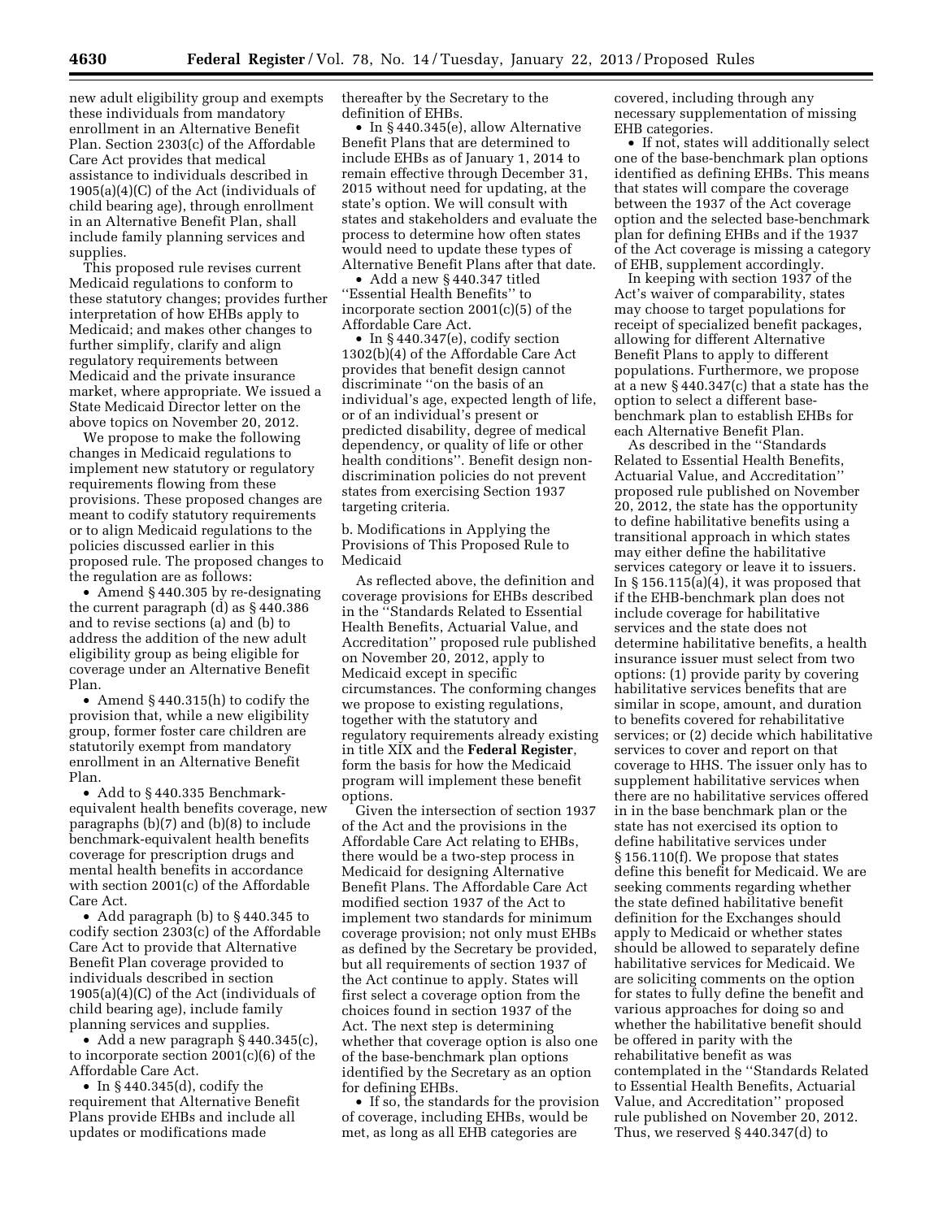new adult eligibility group and exempts these individuals from mandatory enrollment in an Alternative Benefit Plan. Section 2303(c) of the Affordable Care Act provides that medical assistance to individuals described in 1905(a)(4)(C) of the Act (individuals of child bearing age), through enrollment in an Alternative Benefit Plan, shall include family planning services and supplies.

This proposed rule revises current Medicaid regulations to conform to these statutory changes; provides further interpretation of how EHBs apply to Medicaid; and makes other changes to further simplify, clarify and align regulatory requirements between Medicaid and the private insurance market, where appropriate. We issued a State Medicaid Director letter on the above topics on November 20, 2012.

We propose to make the following changes in Medicaid regulations to implement new statutory or regulatory requirements flowing from these provisions. These proposed changes are meant to codify statutory requirements or to align Medicaid regulations to the policies discussed earlier in this proposed rule. The proposed changes to the regulation are as follows:

- Amend § 440.305 by re-designating the current paragraph (d) as § 440.386 and to revise sections (a) and (b) to address the addition of the new adult eligibility group as being eligible for coverage under an Alternative Benefit Plan.
- Amend § 440.315(h) to codify the provision that, while a new eligibility group, former foster care children are statutorily exempt from mandatory enrollment in an Alternative Benefit Plan.
- Add to § 440.335 Benchmark-equivalent health benefits coverage, new paragraphs (b)(7) and (b)(8) to include benchmark-equivalent health benefits coverage for prescription drugs and mental health benefits in accordance with section 2001(c) of the Affordable Care Act.
- Add paragraph (b) to § 440.345 to codify section 2303(c) of the Affordable Care Act to provide that Alternative Benefit Plan coverage provided to individuals described in section 1905(a)(4)(C) of the Act (individuals of child bearing age), include family planning services and supplies.
- Add a new paragraph § 440.345(c), to incorporate section 2001(c)(6) of the Affordable Care Act.
- In § 440.345(d), codify the requirement that Alternative Benefit Plans provide EHBs and include all updates or modifications made thereafter by the Secretary to the definition of EHBs.
- In § 440.345(e), allow Alternative Benefit Plans that are determined to include EHBs as of January 1, 2014 to remain effective through December 31, 2015 without need for updating, at the state's option. We will consult with states and stakeholders and evaluate the process to determine how often states would need to update these types of Alternative Benefit Plans after that date.
- Add a new § 440.347 titled ''Essential Health Benefits'' to incorporate section 2001(c)(5) of the Affordable Care Act.
- In § 440.347(e), codify section 1302(b)(4) of the Affordable Care Act provides that benefit design cannot discriminate ''on the basis of an individual's age, expected length of life, or of an individual's present or predicted disability, degree of medical dependency, or quality of life or other health conditions''. Benefit design non-discrimination policies do not prevent states from exercising Section 1937 targeting criteria.

b. Modifications in Applying the Provisions of This Proposed Rule to Medicaid

As reflected above, the definition and coverage provisions for EHBs described in the ''Standards Related to Essential Health Benefits, Actuarial Value, and Accreditation'' proposed rule published on November 20, 2012, apply to Medicaid except in specific circumstances. The conforming changes we propose to existing regulations, together with the statutory and regulatory requirements already existing in title XIX and the **Federal Register**, form the basis for how the Medicaid program will implement these benefit options.

Given the intersection of section 1937 of the Act and the provisions in the Affordable Care Act relating to EHBs, there would be a two-step process in Medicaid for designing Alternative Benefit Plans. The Affordable Care Act modified section 1937 of the Act to implement two standards for minimum coverage provision; not only must EHBs as defined by the Secretary be provided, but all requirements of section 1937 of the Act continue to apply. States will first select a coverage option from the choices found in section 1937 of the Act. The next step is determining whether that coverage option is also one of the base-benchmark plan options identified by the Secretary as an option for defining EHBs.

- If so, the standards for the provision of coverage, including EHBs, would be met, as long as all EHB categories are covered, including through any necessary supplementation of missing EHB categories.
- If not, states will additionally select one of the base-benchmark plan options identified as defining EHBs. This means that states will compare the coverage between the 1937 of the Act coverage option and the selected base-benchmark plan for defining EHBs and if the 1937 of the Act coverage is missing a category of EHB, supplement accordingly.

In keeping with section 1937 of the Act's waiver of comparability, states may choose to target populations for receipt of specialized benefit packages, allowing for different Alternative Benefit Plans to apply to different populations. Furthermore, we propose at a new § 440.347(c) that a state has the option to select a different base-benchmark plan to establish EHBs for each Alternative Benefit Plan.

As described in the ''Standards Related to Essential Health Benefits, Actuarial Value, and Accreditation'' proposed rule published on November 20, 2012, the state has the opportunity to define habilitative benefits using a transitional approach in which states may either define the habilitative services category or leave it to issuers. In § 156.115(a)(4), it was proposed that if the EHB-benchmark plan does not include coverage for habilitative services and the state does not determine habilitative benefits, a health insurance issuer must select from two options: (1) provide parity by covering habilitative services benefits that are similar in scope, amount, and duration to benefits covered for rehabilitative services; or (2) decide which habilitative services to cover and report on that coverage to HHS. The issuer only has to supplement habilitative services when there are no habilitative services offered in in the base benchmark plan or the state has not exercised its option to define habilitative services under § 156.110(f). We propose that states define this benefit for Medicaid. We are seeking comments regarding whether the state defined habilitative benefit definition for the Exchanges should apply to Medicaid or whether states should be allowed to separately define habilitative services for Medicaid. We are soliciting comments on the option for states to fully define the benefit and various approaches for doing so and whether the habilitative benefit should be offered in parity with the rehabilitative benefit as was contemplated in the ''Standards Related to Essential Health Benefits, Actuarial Value, and Accreditation'' proposed rule published on November 20, 2012. Thus, we reserved § 440.347(d) to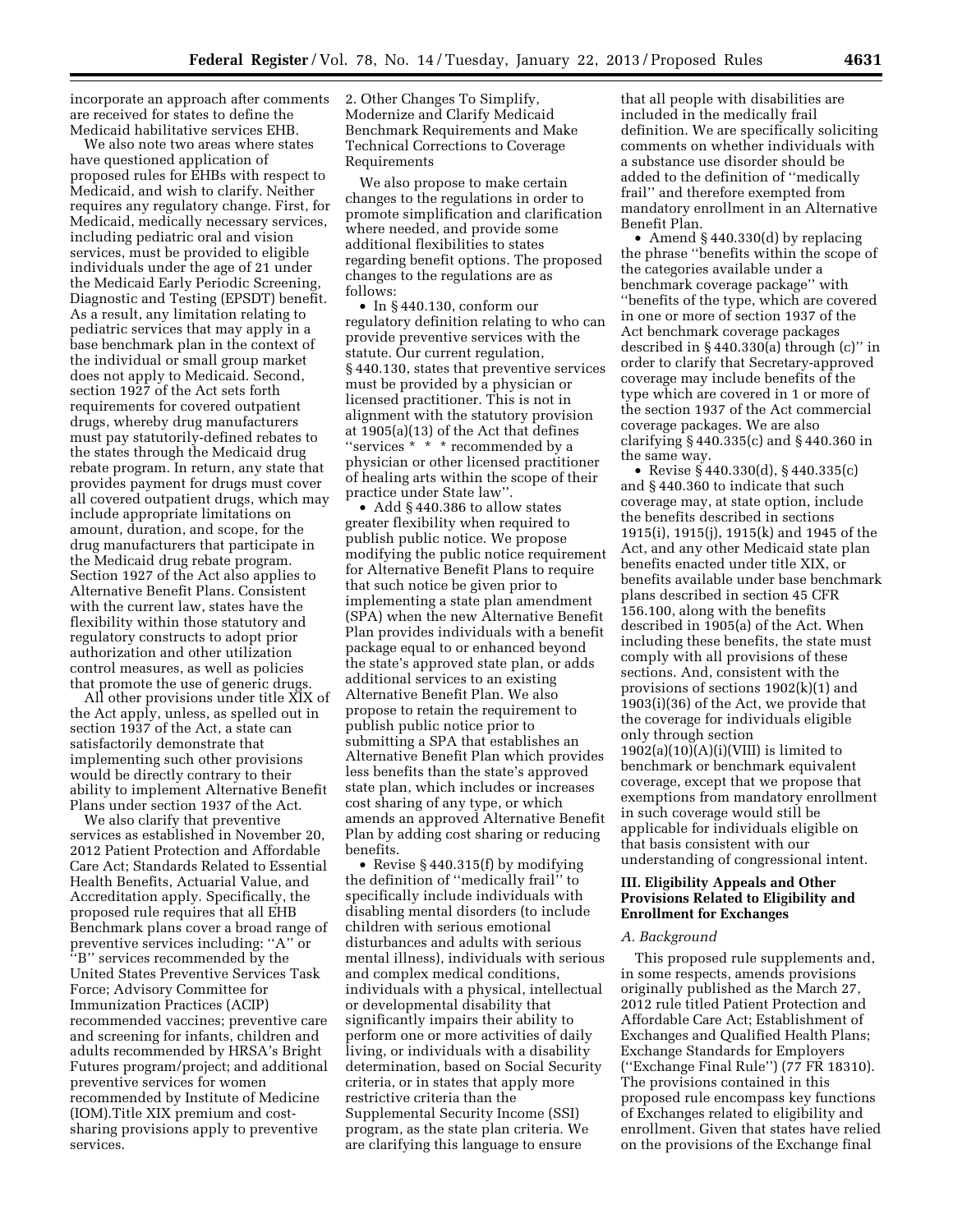incorporate an approach after comments are received for states to define the Medicaid habilitative services EHB.

We also note two areas where states have questioned application of proposed rules for EHBs with respect to Medicaid, and wish to clarify. Neither requires any regulatory change. First, for Medicaid, medically necessary services, including pediatric oral and vision services, must be provided to eligible individuals under the age of 21 under the Medicaid Early Periodic Screening, Diagnostic and Testing (EPSDT) benefit. As a result, any limitation relating to pediatric services that may apply in a base benchmark plan in the context of the individual or small group market does not apply to Medicaid. Second, section 1927 of the Act sets forth requirements for covered outpatient drugs, whereby drug manufacturers must pay statutorily-defined rebates to the states through the Medicaid drug rebate program. In return, any state that provides payment for drugs must cover all covered outpatient drugs, which may include appropriate limitations on amount, duration, and scope, for the drug manufacturers that participate in the Medicaid drug rebate program. Section 1927 of the Act also applies to Alternative Benefit Plans. Consistent with the current law, states have the flexibility within those statutory and regulatory constructs to adopt prior authorization and other utilization control measures, as well as policies that promote the use of generic drugs.

All other provisions under title XIX of the Act apply, unless, as spelled out in section 1937 of the Act, a state can satisfactorily demonstrate that implementing such other provisions would be directly contrary to their ability to implement Alternative Benefit Plans under section 1937 of the Act.

We also clarify that preventive services as established in November 20, 2012 Patient Protection and Affordable Care Act; Standards Related to Essential Health Benefits, Actuarial Value, and Accreditation apply. Specifically, the proposed rule requires that all EHB Benchmark plans cover a broad range of preventive services including: ''A'' or ''B'' services recommended by the United States Preventive Services Task Force; Advisory Committee for Immunization Practices (ACIP) recommended vaccines; preventive care and screening for infants, children and adults recommended by HRSA's Bright Futures program/project; and additional preventive services for women recommended by Institute of Medicine (IOM).Title XIX premium and cost-sharing provisions apply to preventive services.

2. Other Changes To Simplify, Modernize and Clarify Medicaid Benchmark Requirements and Make Technical Corrections to Coverage Requirements

We also propose to make certain changes to the regulations in order to promote simplification and clarification where needed, and provide some additional flexibilities to states regarding benefit options. The proposed changes to the regulations are as follows:

- In § 440.130, conform our regulatory definition relating to who can provide preventive services with the statute. Our current regulation, § 440.130, states that preventive services must be provided by a physician or licensed practitioner. This is not in alignment with the statutory provision at 1905(a)(13) of the Act that defines ''services * * * recommended by a physician or other licensed practitioner of healing arts within the scope of their practice under State law''.
- Add § 440.386 to allow states greater flexibility when required to publish public notice. We propose modifying the public notice requirement for Alternative Benefit Plans to require that such notice be given prior to implementing a state plan amendment (SPA) when the new Alternative Benefit Plan provides individuals with a benefit package equal to or enhanced beyond the state's approved state plan, or adds additional services to an existing Alternative Benefit Plan. We also propose to retain the requirement to publish public notice prior to submitting a SPA that establishes an Alternative Benefit Plan which provides less benefits than the state's approved state plan, which includes or increases cost sharing of any type, or which amends an approved Alternative Benefit Plan by adding cost sharing or reducing benefits.
- Revise § 440.315(f) by modifying the definition of ''medically frail'' to specifically include individuals with disabling mental disorders (to include children with serious emotional disturbances and adults with serious mental illness), individuals with serious and complex medical conditions, individuals with a physical, intellectual or developmental disability that significantly impairs their ability to perform one or more activities of daily living, or individuals with a disability determination, based on Social Security criteria, or in states that apply more restrictive criteria than the Supplemental Security Income (SSI) program, as the state plan criteria. We are clarifying this language to ensure that all people with disabilities are included in the medically frail definition. We are specifically soliciting comments on whether individuals with a substance use disorder should be added to the definition of ''medically frail'' and therefore exempted from mandatory enrollment in an Alternative Benefit Plan.
- Amend § 440.330(d) by replacing the phrase ''benefits within the scope of the categories available under a benchmark coverage package'' with ''benefits of the type, which are covered in one or more of section 1937 of the Act benchmark coverage packages described in § 440.330(a) through (c)'' in order to clarify that Secretary-approved coverage may include benefits of the type which are covered in 1 or more of the section 1937 of the Act commercial coverage packages. We are also clarifying § 440.335(c) and § 440.360 in the same way.
- Revise § 440.330(d), § 440.335(c) and § 440.360 to indicate that such coverage may, at state option, include the benefits described in sections 1915(i), 1915(j), 1915(k) and 1945 of the Act, and any other Medicaid state plan benefits enacted under title XIX, or benefits available under base benchmark plans described in section 45 CFR 156.100, along with the benefits described in 1905(a) of the Act. When including these benefits, the state must comply with all provisions of these sections. And, consistent with the provisions of sections 1902(k)(1) and 1903(i)(36) of the Act, we provide that the coverage for individuals eligible only through section 1902(a)(10)(A)(i)(VIII) is limited to benchmark or benchmark equivalent coverage, except that we propose that exemptions from mandatory enrollment in such coverage would still be applicable for individuals eligible on that basis consistent with our understanding of congressional intent.

## III. Eligibility Appeals and Other Provisions Related to Eligibility and Enrollment for Exchanges

### A. Background

This proposed rule supplements and, in some respects, amends provisions originally published as the March 27, 2012 rule titled Patient Protection and Affordable Care Act; Establishment of Exchanges and Qualified Health Plans; Exchange Standards for Employers (''Exchange Final Rule'') (77 FR 18310). The provisions contained in this proposed rule encompass key functions of Exchanges related to eligibility and enrollment. Given that states have relied on the provisions of the Exchange final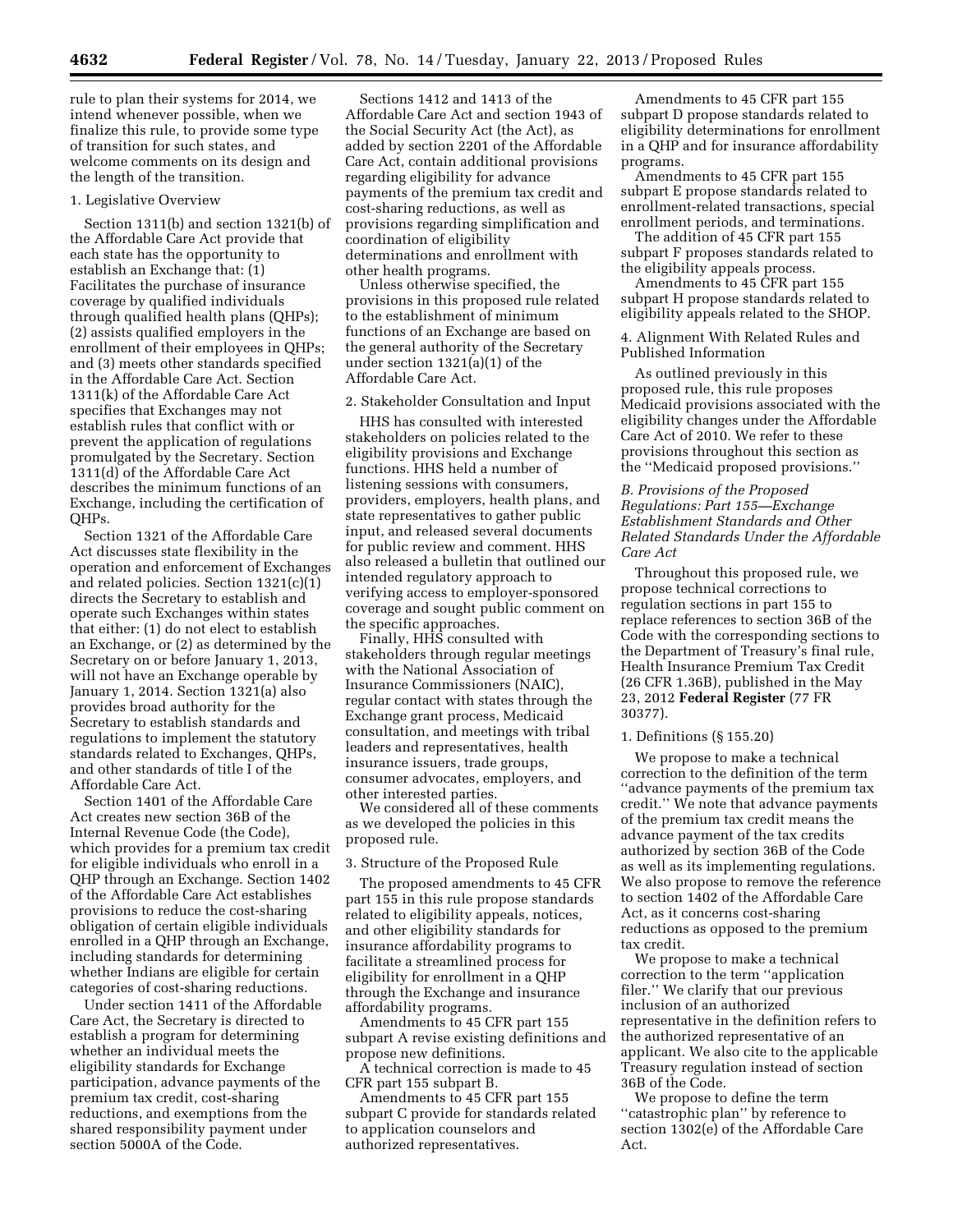rule to plan their systems for 2014, we intend whenever possible, when we finalize this rule, to provide some type of transition for such states, and welcome comments on its design and the length of the transition.

1. Legislative Overview

Section 1311(b) and section 1321(b) of the Affordable Care Act provide that each state has the opportunity to establish an Exchange that: (1) Facilitates the purchase of insurance coverage by qualified individuals through qualified health plans (QHPs); (2) assists qualified employers in the enrollment of their employees in QHPs; and (3) meets other standards specified in the Affordable Care Act. Section 1311(k) of the Affordable Care Act specifies that Exchanges may not establish rules that conflict with or prevent the application of regulations promulgated by the Secretary. Section 1311(d) of the Affordable Care Act describes the minimum functions of an Exchange, including the certification of QHPs.

Section 1321 of the Affordable Care Act discusses state flexibility in the operation and enforcement of Exchanges and related policies. Section 1321(c)(1) directs the Secretary to establish and operate such Exchanges within states that either: (1) do not elect to establish an Exchange, or (2) as determined by the Secretary on or before January 1, 2013, will not have an Exchange operable by January 1, 2014. Section 1321(a) also provides broad authority for the Secretary to establish standards and regulations to implement the statutory standards related to Exchanges, QHPs, and other standards of title I of the Affordable Care Act.

Section 1401 of the Affordable Care Act creates new section 36B of the Internal Revenue Code (the Code), which provides for a premium tax credit for eligible individuals who enroll in a QHP through an Exchange. Section 1402 of the Affordable Care Act establishes provisions to reduce the cost-sharing obligation of certain eligible individuals enrolled in a QHP through an Exchange, including standards for determining whether Indians are eligible for certain categories of cost-sharing reductions.

Under section 1411 of the Affordable Care Act, the Secretary is directed to establish a program for determining whether an individual meets the eligibility standards for Exchange participation, advance payments of the premium tax credit, cost-sharing reductions, and exemptions from the shared responsibility payment under section 5000A of the Code.

Sections 1412 and 1413 of the Affordable Care Act and section 1943 of the Social Security Act (the Act), as added by section 2201 of the Affordable Care Act, contain additional provisions regarding eligibility for advance payments of the premium tax credit and cost-sharing reductions, as well as provisions regarding simplification and coordination of eligibility determinations and enrollment with other health programs.

Unless otherwise specified, the provisions in this proposed rule related to the establishment of minimum functions of an Exchange are based on the general authority of the Secretary under section 1321(a)(1) of the Affordable Care Act.

2. Stakeholder Consultation and Input

HHS has consulted with interested stakeholders on policies related to the eligibility provisions and Exchange functions. HHS held a number of listening sessions with consumers, providers, employers, health plans, and state representatives to gather public input, and released several documents for public review and comment. HHS also released a bulletin that outlined our intended regulatory approach to verifying access to employer-sponsored coverage and sought public comment on the specific approaches.

Finally, HHS consulted with stakeholders through regular meetings with the National Association of Insurance Commissioners (NAIC), regular contact with states through the Exchange grant process, Medicaid consultation, and meetings with tribal leaders and representatives, health insurance issuers, trade groups, consumer advocates, employers, and other interested parties.

We considered all of these comments as we developed the policies in this proposed rule.

3. Structure of the Proposed Rule

The proposed amendments to 45 CFR part 155 in this rule propose standards related to eligibility appeals, notices, and other eligibility standards for insurance affordability programs to facilitate a streamlined process for eligibility for enrollment in a QHP through the Exchange and insurance affordability programs.

Amendments to 45 CFR part 155 subpart A revise existing definitions and propose new definitions.

A technical correction is made to 45 CFR part 155 subpart B.

Amendments to 45 CFR part 155 subpart C provide for standards related to application counselors and authorized representatives.

Amendments to 45 CFR part 155 subpart D propose standards related to eligibility determinations for enrollment in a QHP and for insurance affordability programs.

Amendments to 45 CFR part 155 subpart E propose standards related to enrollment-related transactions, special enrollment periods, and terminations.

The addition of 45 CFR part 155 subpart F proposes standards related to the eligibility appeals process.

Amendments to 45 CFR part 155 subpart H propose standards related to eligibility appeals related to the SHOP.

4. Alignment With Related Rules and Published Information

As outlined previously in this proposed rule, this rule proposes Medicaid provisions associated with the eligibility changes under the Affordable Care Act of 2010. We refer to these provisions throughout this section as the ''Medicaid proposed provisions.''

### *B. Provisions of the Proposed Regulations: Part 155—Exchange Establishment Standards and Other Related Standards Under the Affordable Care Act*

Throughout this proposed rule, we propose technical corrections to regulation sections in part 155 to replace references to section 36B of the Code with the corresponding sections to the Department of Treasury's final rule, Health Insurance Premium Tax Credit (26 CFR 1.36B), published in the May 23, 2012 **Federal Register** (77 FR 30377).

1. Definitions (§ 155.20)

We propose to make a technical correction to the definition of the term ''advance payments of the premium tax credit.'' We note that advance payments of the premium tax credit means the advance payment of the tax credits authorized by section 36B of the Code as well as its implementing regulations. We also propose to remove the reference to section 1402 of the Affordable Care Act, as it concerns cost-sharing reductions as opposed to the premium tax credit.

We propose to make a technical correction to the term ''application filer.'' We clarify that our previous inclusion of an authorized representative in the definition refers to the authorized representative of an applicant. We also cite to the applicable Treasury regulation instead of section 36B of the Code.

We propose to define the term ''catastrophic plan'' by reference to section 1302(e) of the Affordable Care Act.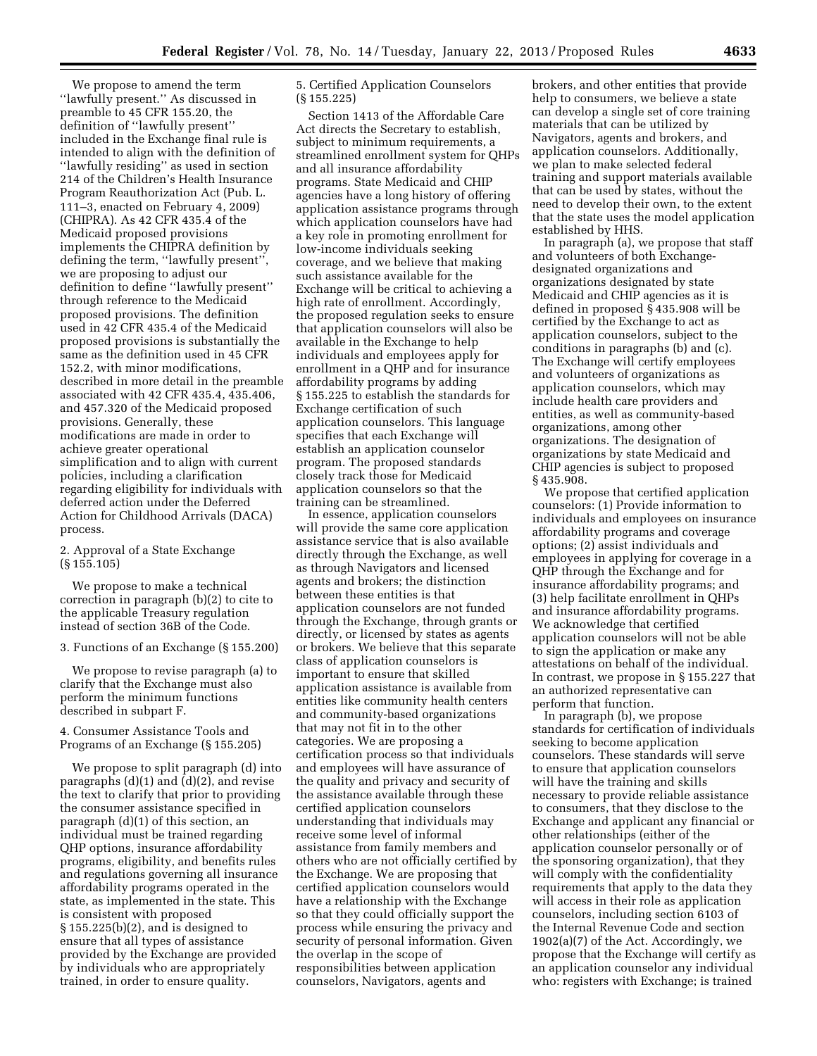We propose to amend the term ''lawfully present.'' As discussed in preamble to 45 CFR 155.20, the definition of ''lawfully present'' included in the Exchange final rule is intended to align with the definition of ''lawfully residing'' as used in section 214 of the Children's Health Insurance Program Reauthorization Act (Pub. L. 111–3, enacted on February 4, 2009) (CHIPRA). As 42 CFR 435.4 of the Medicaid proposed provisions implements the CHIPRA definition by defining the term, ''lawfully present'', we are proposing to adjust our definition to define ''lawfully present'' through reference to the Medicaid proposed provisions. The definition used in 42 CFR 435.4 of the Medicaid proposed provisions is substantially the same as the definition used in 45 CFR 152.2, with minor modifications, described in more detail in the preamble associated with 42 CFR 435.4, 435.406, and 457.320 of the Medicaid proposed provisions. Generally, these modifications are made in order to achieve greater operational simplification and to align with current policies, including a clarification regarding eligibility for individuals with deferred action under the Deferred Action for Childhood Arrivals (DACA) process.

2. Approval of a State Exchange (§ 155.105)

We propose to make a technical correction in paragraph (b)(2) to cite to the applicable Treasury regulation instead of section 36B of the Code.

3. Functions of an Exchange (§ 155.200)

We propose to revise paragraph (a) to clarify that the Exchange must also perform the minimum functions described in subpart F.

4. Consumer Assistance Tools and Programs of an Exchange (§ 155.205)

We propose to split paragraph (d) into paragraphs (d)(1) and (d)(2), and revise the text to clarify that prior to providing the consumer assistance specified in paragraph (d)(1) of this section, an individual must be trained regarding QHP options, insurance affordability programs, eligibility, and benefits rules and regulations governing all insurance affordability programs operated in the state, as implemented in the state. This is consistent with proposed § 155.225(b)(2), and is designed to ensure that all types of assistance provided by the Exchange are provided by individuals who are appropriately trained, in order to ensure quality.

5. Certified Application Counselors (§ 155.225)

Section 1413 of the Affordable Care Act directs the Secretary to establish, subject to minimum requirements, a streamlined enrollment system for QHPs and all insurance affordability programs. State Medicaid and CHIP agencies have a long history of offering application assistance programs through which application counselors have had a key role in promoting enrollment for low-income individuals seeking coverage, and we believe that making such assistance available for the Exchange will be critical to achieving a high rate of enrollment. Accordingly, the proposed regulation seeks to ensure that application counselors will also be available in the Exchange to help individuals and employees apply for enrollment in a QHP and for insurance affordability programs by adding § 155.225 to establish the standards for Exchange certification of such application counselors. This language specifies that each Exchange will establish an application counselor program. The proposed standards closely track those for Medicaid application counselors so that the training can be streamlined.

In essence, application counselors will provide the same core application assistance service that is also available directly through the Exchange, as well as through Navigators and licensed agents and brokers; the distinction between these entities is that application counselors are not funded through the Exchange, through grants or directly, or licensed by states as agents or brokers. We believe that this separate class of application counselors is important to ensure that skilled application assistance is available from entities like community health centers and community-based organizations that may not fit in to the other categories. We are proposing a certification process so that individuals and employees will have assurance of the quality and privacy and security of the assistance available through these certified application counselors understanding that individuals may receive some level of informal assistance from family members and others who are not officially certified by the Exchange. We are proposing that certified application counselors would have a relationship with the Exchange so that they could officially support the process while ensuring the privacy and security of personal information. Given the overlap in the scope of responsibilities between application counselors, Navigators, agents and brokers, and other entities that provide help to consumers, we believe a state can develop a single set of core training materials that can be utilized by Navigators, agents and brokers, and application counselors. Additionally, we plan to make selected federal training and support materials available that can be used by states, without the need to develop their own, to the extent that the state uses the model application established by HHS.

In paragraph (a), we propose that staff and volunteers of both Exchange-designated organizations and organizations designated by state Medicaid and CHIP agencies as it is defined in proposed § 435.908 will be certified by the Exchange to act as application counselors, subject to the conditions in paragraphs (b) and (c). The Exchange will certify employees and volunteers of organizations as application counselors, which may include health care providers and entities, as well as community-based organizations, among other organizations. The designation of organizations by state Medicaid and CHIP agencies is subject to proposed § 435.908.

We propose that certified application counselors: (1) Provide information to individuals and employees on insurance affordability programs and coverage options; (2) assist individuals and employees in applying for coverage in a QHP through the Exchange and for insurance affordability programs; and (3) help facilitate enrollment in QHPs and insurance affordability programs. We acknowledge that certified application counselors will not be able to sign the application or make any attestations on behalf of the individual. In contrast, we propose in § 155.227 that an authorized representative can perform that function.

In paragraph (b), we propose standards for certification of individuals seeking to become application counselors. These standards will serve to ensure that application counselors will have the training and skills necessary to provide reliable assistance to consumers, that they disclose to the Exchange and applicant any financial or other relationships (either of the application counselor personally or of the sponsoring organization), that they will comply with the confidentiality requirements that apply to the data they will access in their role as application counselors, including section 6103 of the Internal Revenue Code and section 1902(a)(7) of the Act. Accordingly, we propose that the Exchange will certify as an application counselor any individual who: registers with Exchange; is trained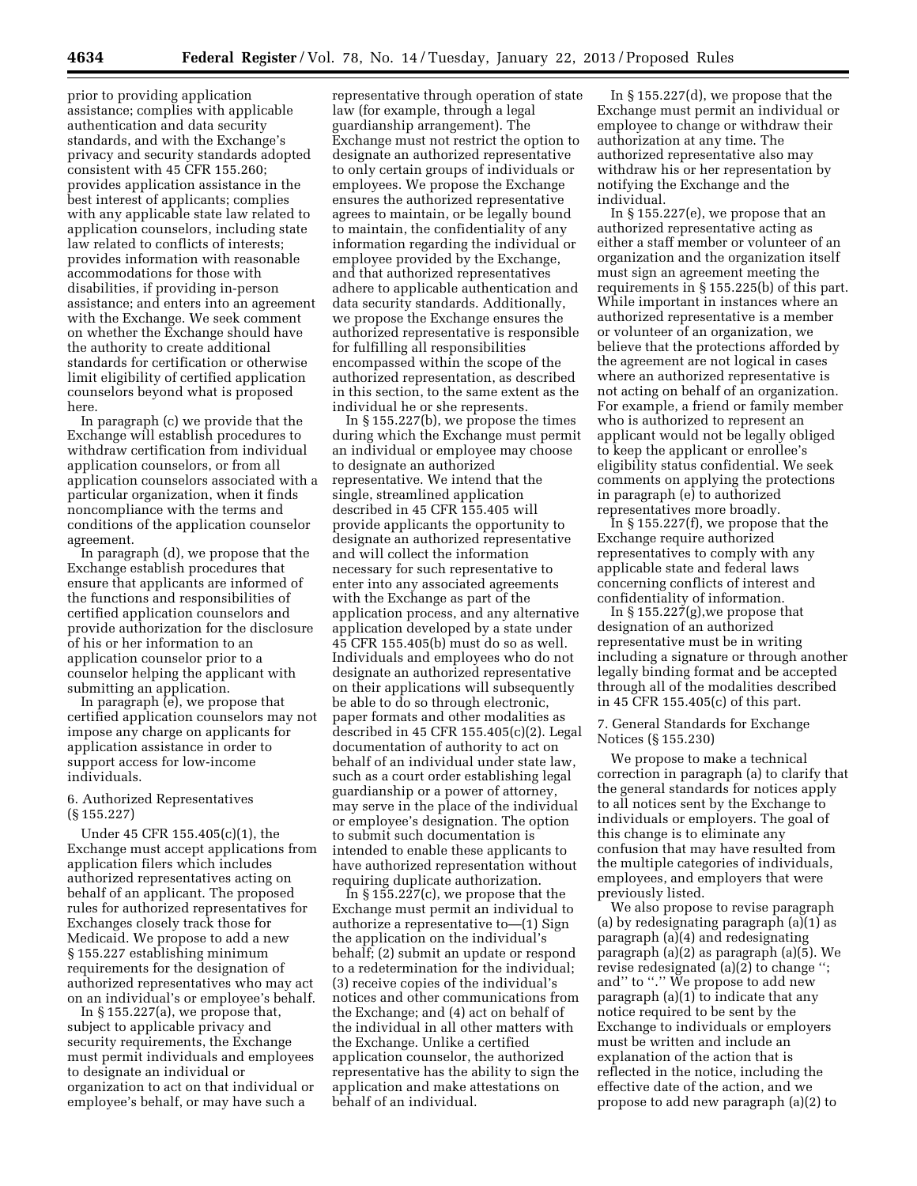prior to providing application assistance; complies with applicable authentication and data security standards, and with the Exchange's privacy and security standards adopted consistent with 45 CFR 155.260; provides application assistance in the best interest of applicants; complies with any applicable state law related to application counselors, including state law related to conflicts of interests; provides information with reasonable accommodations for those with disabilities, if providing in-person assistance; and enters into an agreement with the Exchange. We seek comment on whether the Exchange should have the authority to create additional standards for certification or otherwise limit eligibility of certified application counselors beyond what is proposed here.

In paragraph (c) we provide that the Exchange will establish procedures to withdraw certification from individual application counselors, or from all application counselors associated with a particular organization, when it finds noncompliance with the terms and conditions of the application counselor agreement.

In paragraph (d), we propose that the Exchange establish procedures that ensure that applicants are informed of the functions and responsibilities of certified application counselors and provide authorization for the disclosure of his or her information to an application counselor prior to a counselor helping the applicant with submitting an application.

In paragraph (e), we propose that certified application counselors may not impose any charge on applicants for application assistance in order to support access for low-income individuals.

6. Authorized Representatives (§ 155.227)

Under 45 CFR 155.405(c)(1), the Exchange must accept applications from application filers which includes authorized representatives acting on behalf of an applicant. The proposed rules for authorized representatives for Exchanges closely track those for Medicaid. We propose to add a new § 155.227 establishing minimum requirements for the designation of authorized representatives who may act on an individual's or employee's behalf.

In § 155.227(a), we propose that, subject to applicable privacy and security requirements, the Exchange must permit individuals and employees to designate an individual or organization to act on that individual or employee's behalf, or may have such a representative through operation of state law (for example, through a legal guardianship arrangement). The Exchange must not restrict the option to designate an authorized representative to only certain groups of individuals or employees. We propose the Exchange ensures the authorized representative agrees to maintain, or be legally bound to maintain, the confidentiality of any information regarding the individual or employee provided by the Exchange, and that authorized representatives adhere to applicable authentication and data security standards. Additionally, we propose the Exchange ensures the authorized representative is responsible for fulfilling all responsibilities encompassed within the scope of the authorized representation, as described in this section, to the same extent as the individual he or she represents.

In § 155.227(b), we propose the times during which the Exchange must permit an individual or employee may choose to designate an authorized representative. We intend that the single, streamlined application described in 45 CFR 155.405 will provide applicants the opportunity to designate an authorized representative and will collect the information necessary for such representative to enter into any associated agreements with the Exchange as part of the application process, and any alternative application developed by a state under 45 CFR 155.405(b) must do so as well. Individuals and employees who do not designate an authorized representative on their applications will subsequently be able to do so through electronic, paper formats and other modalities as described in 45 CFR 155.405(c)(2). Legal documentation of authority to act on behalf of an individual under state law, such as a court order establishing legal guardianship or a power of attorney, may serve in the place of the individual or employee's designation. The option to submit such documentation is intended to enable these applicants to have authorized representation without requiring duplicate authorization.

In § 155.227(c), we propose that the Exchange must permit an individual to authorize a representative to—(1) Sign the application on the individual's behalf; (2) submit an update or respond to a redetermination for the individual; (3) receive copies of the individual's notices and other communications from the Exchange; and (4) act on behalf of the individual in all other matters with the Exchange. Unlike a certified application counselor, the authorized representative has the ability to sign the application and make attestations on behalf of an individual.

In § 155.227(d), we propose that the Exchange must permit an individual or employee to change or withdraw their authorization at any time. The authorized representative also may withdraw his or her representation by notifying the Exchange and the individual.

In § 155.227(e), we propose that an authorized representative acting as either a staff member or volunteer of an organization and the organization itself must sign an agreement meeting the requirements in § 155.225(b) of this part. While important in instances where an authorized representative is a member or volunteer of an organization, we believe that the protections afforded by the agreement are not logical in cases where an authorized representative is not acting on behalf of an organization. For example, a friend or family member who is authorized to represent an applicant would not be legally obliged to keep the applicant or enrollee's eligibility status confidential. We seek comments on applying the protections in paragraph (e) to authorized representatives more broadly.

In § 155.227(f), we propose that the Exchange require authorized representatives to comply with any applicable state and federal laws concerning conflicts of interest and confidentiality of information.

In § 155.227(g),we propose that designation of an authorized representative must be in writing including a signature or through another legally binding format and be accepted through all of the modalities described in 45 CFR 155.405(c) of this part.

7. General Standards for Exchange Notices (§ 155.230)

We propose to make a technical correction in paragraph (a) to clarify that the general standards for notices apply to all notices sent by the Exchange to individuals or employers. The goal of this change is to eliminate any confusion that may have resulted from the multiple categories of individuals, employees, and employers that were previously listed.

We also propose to revise paragraph (a) by redesignating paragraph (a)(1) as paragraph (a)(4) and redesignating paragraph (a)(2) as paragraph (a)(5). We revise redesignated (a)(2) to change ''; and'' to ''.'' We propose to add new paragraph (a)(1) to indicate that any notice required to be sent by the Exchange to individuals or employers must be written and include an explanation of the action that is reflected in the notice, including the effective date of the action, and we propose to add new paragraph (a)(2) to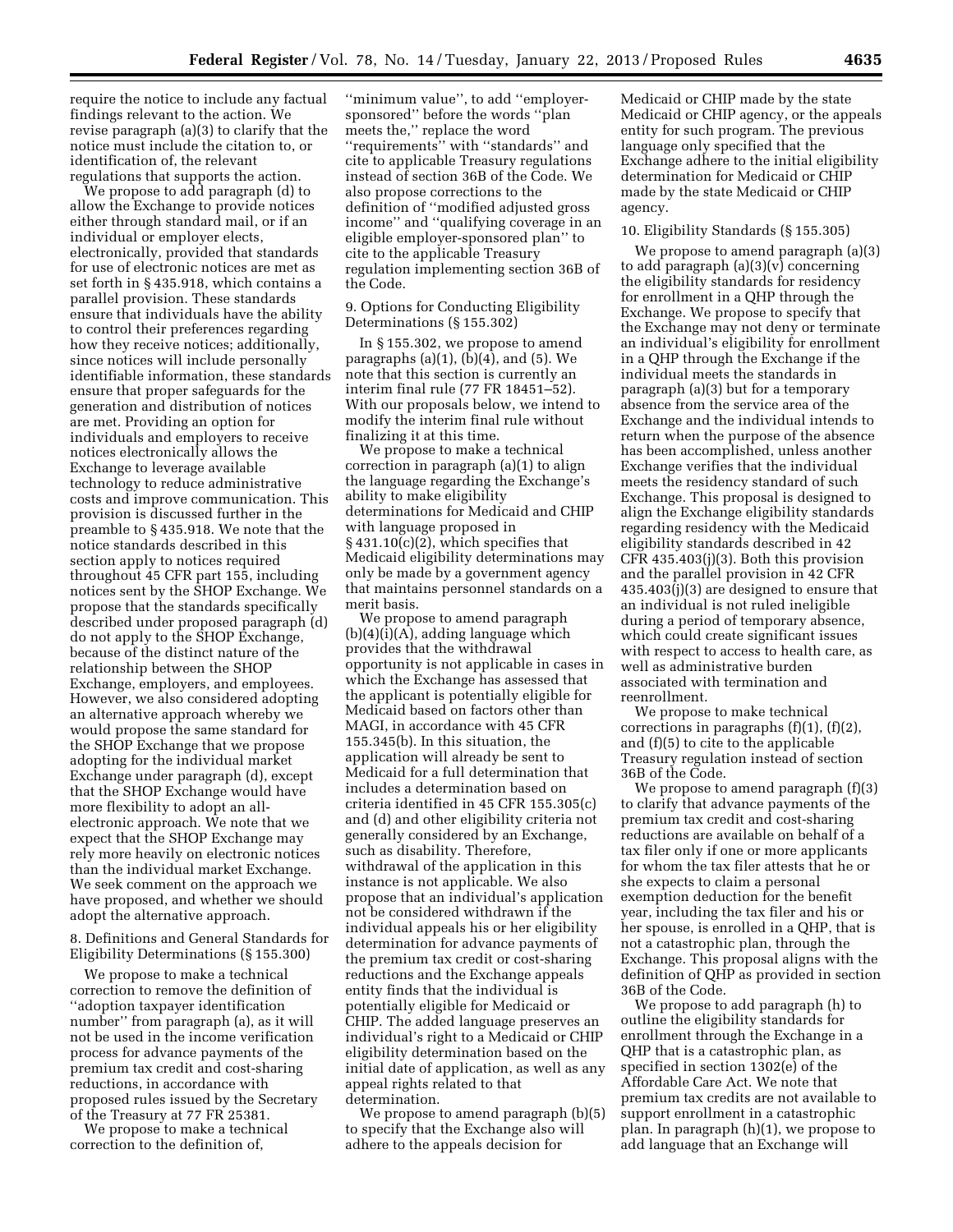require the notice to include any factual findings relevant to the action. We revise paragraph (a)(3) to clarify that the notice must include the citation to, or identification of, the relevant regulations that supports the action.

We propose to add paragraph (d) to allow the Exchange to provide notices either through standard mail, or if an individual or employer elects, electronically, provided that standards for use of electronic notices are met as set forth in § 435.918, which contains a parallel provision. These standards ensure that individuals have the ability to control their preferences regarding how they receive notices; additionally, since notices will include personally identifiable information, these standards ensure that proper safeguards for the generation and distribution of notices are met. Providing an option for individuals and employers to receive notices electronically allows the Exchange to leverage available technology to reduce administrative costs and improve communication. This provision is discussed further in the preamble to § 435.918. We note that the notice standards described in this section apply to notices required throughout 45 CFR part 155, including notices sent by the SHOP Exchange. We propose that the standards specifically described under proposed paragraph (d) do not apply to the SHOP Exchange, because of the distinct nature of the relationship between the SHOP Exchange, employers, and employees. However, we also considered adopting an alternative approach whereby we would propose the same standard for the SHOP Exchange that we propose adopting for the individual market Exchange under paragraph (d), except that the SHOP Exchange would have more flexibility to adopt an all-electronic approach. We note that we expect that the SHOP Exchange may rely more heavily on electronic notices than the individual market Exchange. We seek comment on the approach we have proposed, and whether we should adopt the alternative approach.

8. Definitions and General Standards for Eligibility Determinations (§ 155.300)

We propose to make a technical correction to remove the definition of ''adoption taxpayer identification number'' from paragraph (a), as it will not be used in the income verification process for advance payments of the premium tax credit and cost-sharing reductions, in accordance with proposed rules issued by the Secretary of the Treasury at 77 FR 25381.

We propose to make a technical correction to the definition of, ''minimum value'', to add ''employer-sponsored'' before the words ''plan meets the,'' replace the word ''requirements'' with ''standards'' and cite to applicable Treasury regulations instead of section 36B of the Code. We also propose corrections to the definition of ''modified adjusted gross income'' and ''qualifying coverage in an eligible employer-sponsored plan'' to cite to the applicable Treasury regulation implementing section 36B of the Code.

9. Options for Conducting Eligibility Determinations (§ 155.302)

In § 155.302, we propose to amend paragraphs (a)(1), (b)(4), and (5). We note that this section is currently an interim final rule (77 FR 18451–52). With our proposals below, we intend to modify the interim final rule without finalizing it at this time.

We propose to make a technical correction in paragraph (a)(1) to align the language regarding the Exchange's ability to make eligibility determinations for Medicaid and CHIP with language proposed in § 431.10(c)(2), which specifies that Medicaid eligibility determinations may only be made by a government agency that maintains personnel standards on a merit basis.

We propose to amend paragraph (b)(4)(i)(A), adding language which provides that the withdrawal opportunity is not applicable in cases in which the Exchange has assessed that the applicant is potentially eligible for Medicaid based on factors other than MAGI, in accordance with 45 CFR 155.345(b). In this situation, the application will already be sent to Medicaid for a full determination that includes a determination based on criteria identified in 45 CFR 155.305(c) and (d) and other eligibility criteria not generally considered by an Exchange, such as disability. Therefore, withdrawal of the application in this instance is not applicable. We also propose that an individual's application not be considered withdrawn if the individual appeals his or her eligibility determination for advance payments of the premium tax credit or cost-sharing reductions and the Exchange appeals entity finds that the individual is potentially eligible for Medicaid or CHIP. The added language preserves an individual's right to a Medicaid or CHIP eligibility determination based on the initial date of application, as well as any appeal rights related to that determination.

We propose to amend paragraph (b)(5) to specify that the Exchange also will adhere to the appeals decision for Medicaid or CHIP made by the state Medicaid or CHIP agency, or the appeals entity for such program. The previous language only specified that the Exchange adhere to the initial eligibility determination for Medicaid or CHIP made by the state Medicaid or CHIP agency.

10. Eligibility Standards (§ 155.305)

We propose to amend paragraph (a)(3) to add paragraph (a)(3)(v) concerning the eligibility standards for residency for enrollment in a QHP through the Exchange. We propose to specify that the Exchange may not deny or terminate an individual's eligibility for enrollment in a QHP through the Exchange if the individual meets the standards in paragraph (a)(3) but for a temporary absence from the service area of the Exchange and the individual intends to return when the purpose of the absence has been accomplished, unless another Exchange verifies that the individual meets the residency standard of such Exchange. This proposal is designed to align the Exchange eligibility standards regarding residency with the Medicaid eligibility standards described in 42 CFR 435.403(j)(3). Both this provision and the parallel provision in 42 CFR 435.403(j)(3) are designed to ensure that an individual is not ruled ineligible during a period of temporary absence, which could create significant issues with respect to access to health care, as well as administrative burden associated with termination and reenrollment.

We propose to make technical corrections in paragraphs (f)(1), (f)(2), and (f)(5) to cite to the applicable Treasury regulation instead of section 36B of the Code.

We propose to amend paragraph (f)(3) to clarify that advance payments of the premium tax credit and cost-sharing reductions are available on behalf of a tax filer only if one or more applicants for whom the tax filer attests that he or she expects to claim a personal exemption deduction for the benefit year, including the tax filer and his or her spouse, is enrolled in a QHP, that is not a catastrophic plan, through the Exchange. This proposal aligns with the definition of QHP as provided in section 36B of the Code.

We propose to add paragraph (h) to outline the eligibility standards for enrollment through the Exchange in a QHP that is a catastrophic plan, as specified in section 1302(e) of the Affordable Care Act. We note that premium tax credits are not available to support enrollment in a catastrophic plan. In paragraph (h)(1), we propose to add language that an Exchange will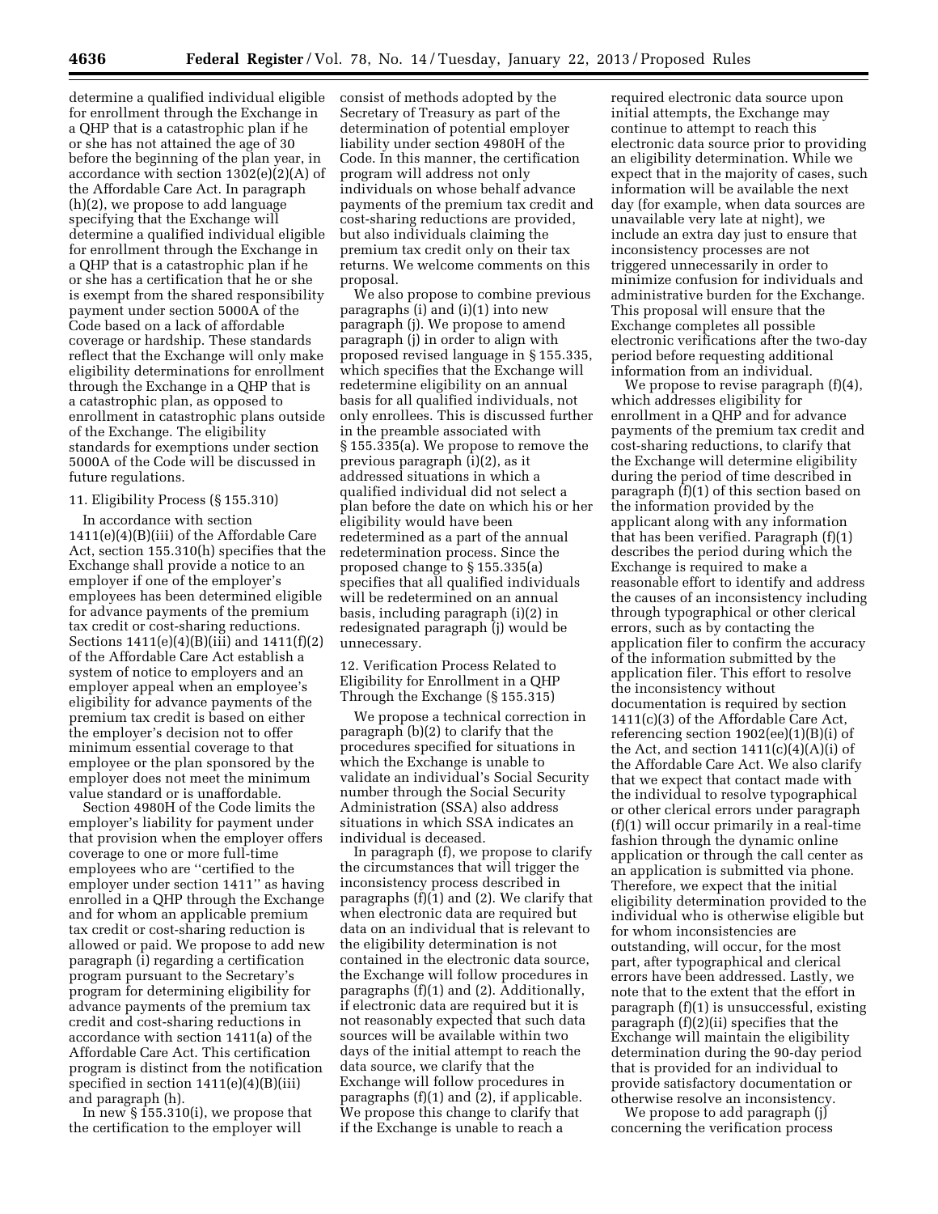determine a qualified individual eligible for enrollment through the Exchange in a QHP that is a catastrophic plan if he or she has not attained the age of 30 before the beginning of the plan year, in accordance with section 1302(e)(2)(A) of the Affordable Care Act. In paragraph (h)(2), we propose to add language specifying that the Exchange will determine a qualified individual eligible for enrollment through the Exchange in a QHP that is a catastrophic plan if he or she has a certification that he or she is exempt from the shared responsibility payment under section 5000A of the Code based on a lack of affordable coverage or hardship. These standards reflect that the Exchange will only make eligibility determinations for enrollment through the Exchange in a QHP that is a catastrophic plan, as opposed to enrollment in catastrophic plans outside of the Exchange. The eligibility standards for exemptions under section 5000A of the Code will be discussed in future regulations.

11. Eligibility Process (§ 155.310)

In accordance with section 1411(e)(4)(B)(iii) of the Affordable Care Act, section 155.310(h) specifies that the Exchange shall provide a notice to an employer if one of the employer's employees has been determined eligible for advance payments of the premium tax credit or cost-sharing reductions. Sections 1411(e)(4)(B)(iii) and 1411(f)(2) of the Affordable Care Act establish a system of notice to employers and an employer appeal when an employee's eligibility for advance payments of the premium tax credit is based on either the employer's decision not to offer minimum essential coverage to that employee or the plan sponsored by the employer does not meet the minimum value standard or is unaffordable.

Section 4980H of the Code limits the employer's liability for payment under that provision when the employer offers coverage to one or more full-time employees who are ''certified to the employer under section 1411'' as having enrolled in a QHP through the Exchange and for whom an applicable premium tax credit or cost-sharing reduction is allowed or paid. We propose to add new paragraph (i) regarding a certification program pursuant to the Secretary's program for determining eligibility for advance payments of the premium tax credit and cost-sharing reductions in accordance with section 1411(a) of the Affordable Care Act. This certification program is distinct from the notification specified in section 1411(e)(4)(B)(iii) and paragraph (h).

In new § 155.310(i), we propose that the certification to the employer will consist of methods adopted by the Secretary of Treasury as part of the determination of potential employer liability under section 4980H of the Code. In this manner, the certification program will address not only individuals on whose behalf advance payments of the premium tax credit and cost-sharing reductions are provided, but also individuals claiming the premium tax credit only on their tax returns. We welcome comments on this proposal.

We also propose to combine previous paragraphs (i) and (i)(1) into new paragraph (j). We propose to amend paragraph (j) in order to align with proposed revised language in § 155.335, which specifies that the Exchange will redetermine eligibility on an annual basis for all qualified individuals, not only enrollees. This is discussed further in the preamble associated with § 155.335(a). We propose to remove the previous paragraph (i)(2), as it addressed situations in which a qualified individual did not select a plan before the date on which his or her eligibility would have been redetermined as a part of the annual redetermination process. Since the proposed change to § 155.335(a) specifies that all qualified individuals will be redetermined on an annual basis, including paragraph (i)(2) in redesignated paragraph (j) would be unnecessary.

12. Verification Process Related to Eligibility for Enrollment in a QHP Through the Exchange (§ 155.315)

We propose a technical correction in paragraph (b)(2) to clarify that the procedures specified for situations in which the Exchange is unable to validate an individual's Social Security number through the Social Security Administration (SSA) also address situations in which SSA indicates an individual is deceased.

In paragraph (f), we propose to clarify the circumstances that will trigger the inconsistency process described in paragraphs (f)(1) and (2). We clarify that when electronic data are required but data on an individual that is relevant to the eligibility determination is not contained in the electronic data source, the Exchange will follow procedures in paragraphs (f)(1) and (2). Additionally, if electronic data are required but it is not reasonably expected that such data sources will be available within two days of the initial attempt to reach the data source, we clarify that the Exchange will follow procedures in paragraphs (f)(1) and (2), if applicable. We propose this change to clarify that if the Exchange is unable to reach a required electronic data source upon initial attempts, the Exchange may continue to attempt to reach this electronic data source prior to providing an eligibility determination. While we expect that in the majority of cases, such information will be available the next day (for example, when data sources are unavailable very late at night), we include an extra day just to ensure that inconsistency processes are not triggered unnecessarily in order to minimize confusion for individuals and administrative burden for the Exchange. This proposal will ensure that the Exchange completes all possible electronic verifications after the two-day period before requesting additional information from an individual.

We propose to revise paragraph (f)(4), which addresses eligibility for enrollment in a QHP and for advance payments of the premium tax credit and cost-sharing reductions, to clarify that the Exchange will determine eligibility during the period of time described in paragraph (f)(1) of this section based on the information provided by the applicant along with any information that has been verified. Paragraph (f)(1) describes the period during which the Exchange is required to make a reasonable effort to identify and address the causes of an inconsistency including through typographical or other clerical errors, such as by contacting the application filer to confirm the accuracy of the information submitted by the application filer. This effort to resolve the inconsistency without documentation is required by section 1411(c)(3) of the Affordable Care Act, referencing section 1902(ee)(1)(B)(i) of the Act, and section 1411(c)(4)(A)(i) of the Affordable Care Act. We also clarify that we expect that contact made with the individual to resolve typographical or other clerical errors under paragraph (f)(1) will occur primarily in a real-time fashion through the dynamic online application or through the call center as an application is submitted via phone. Therefore, we expect that the initial eligibility determination provided to the individual who is otherwise eligible but for whom inconsistencies are outstanding, will occur, for the most part, after typographical and clerical errors have been addressed. Lastly, we note that to the extent that the effort in paragraph (f)(1) is unsuccessful, existing paragraph (f)(2)(ii) specifies that the Exchange will maintain the eligibility determination during the 90-day period that is provided for an individual to provide satisfactory documentation or otherwise resolve an inconsistency.

We propose to add paragraph (j) concerning the verification process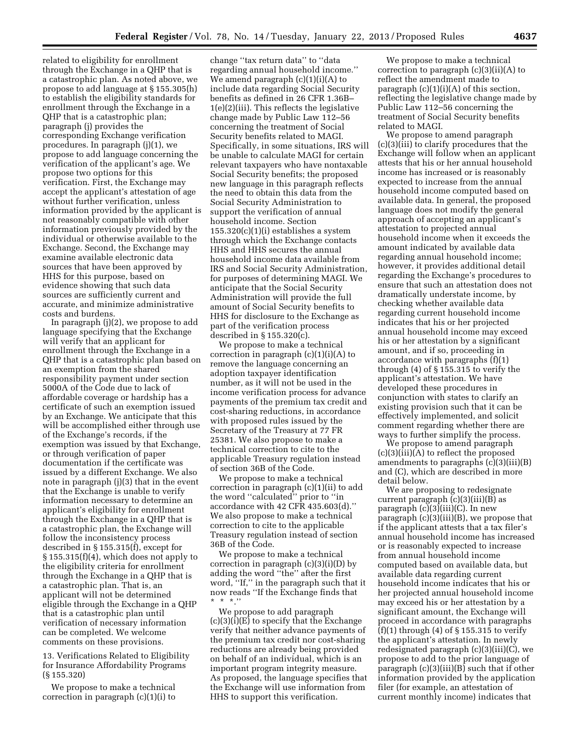related to eligibility for enrollment through the Exchange in a QHP that is a catastrophic plan. As noted above, we propose to add language at § 155.305(h) to establish the eligibility standards for enrollment through the Exchange in a QHP that is a catastrophic plan; paragraph (j) provides the corresponding Exchange verification procedures. In paragraph (j)(1), we propose to add language concerning the verification of the applicant's age. We propose two options for this verification. First, the Exchange may accept the applicant's attestation of age without further verification, unless information provided by the applicant is not reasonably compatible with other information previously provided by the individual or otherwise available to the Exchange. Second, the Exchange may examine available electronic data sources that have been approved by HHS for this purpose, based on evidence showing that such data sources are sufficiently current and accurate, and minimize administrative costs and burdens.

In paragraph (j)(2), we propose to add language specifying that the Exchange will verify that an applicant for enrollment through the Exchange in a QHP that is a catastrophic plan based on an exemption from the shared responsibility payment under section 5000A of the Code due to lack of affordable coverage or hardship has a certificate of such an exemption issued by an Exchange. We anticipate that this will be accomplished either through use of the Exchange's records, if the exemption was issued by that Exchange, or through verification of paper documentation if the certificate was issued by a different Exchange. We also note in paragraph (j)(3) that in the event that the Exchange is unable to verify information necessary to determine an applicant's eligibility for enrollment through the Exchange in a QHP that is a catastrophic plan, the Exchange will follow the inconsistency process described in § 155.315(f), except for § 155.315(f)(4), which does not apply to the eligibility criteria for enrollment through the Exchange in a QHP that is a catastrophic plan. That is, an applicant will not be determined eligible through the Exchange in a QHP that is a catastrophic plan until verification of necessary information can be completed. We welcome comments on these provisions.

13. Verifications Related to Eligibility for Insurance Affordability Programs (§ 155.320)

We propose to make a technical correction in paragraph (c)(1)(i) to change ''tax return data'' to ''data regarding annual household income.'' We amend paragraph (c)(1)(i)(A) to include data regarding Social Security benefits as defined in 26 CFR 1.36B–1(e)(2)(iii). This reflects the legislative change made by Public Law 112–56 concerning the treatment of Social Security benefits related to MAGI. Specifically, in some situations, IRS will be unable to calculate MAGI for certain relevant taxpayers who have nontaxable Social Security benefits; the proposed new language in this paragraph reflects the need to obtain this data from the Social Security Administration to support the verification of annual household income. Section 155.320(c)(1)(i) establishes a system through which the Exchange contacts HHS and HHS secures the annual household income data available from IRS and Social Security Administration, for purposes of determining MAGI. We anticipate that the Social Security Administration will provide the full amount of Social Security benefits to HHS for disclosure to the Exchange as part of the verification process described in § 155.320(c).

We propose to make a technical correction in paragraph (c)(1)(i)(A) to remove the language concerning an adoption taxpayer identification number, as it will not be used in the income verification process for advance payments of the premium tax credit and cost-sharing reductions, in accordance with proposed rules issued by the Secretary of the Treasury at 77 FR 25381. We also propose to make a technical correction to cite to the applicable Treasury regulation instead of section 36B of the Code.

We propose to make a technical correction in paragraph (c)(1)(ii) to add the word ''calculated'' prior to ''in accordance with 42 CFR 435.603(d).'' We also propose to make a technical correction to cite to the applicable Treasury regulation instead of section 36B of the Code.

We propose to make a technical correction in paragraph (c)(3)(i)(D) by adding the word ''the'' after the first word, ''If,'' in the paragraph such that it now reads ''If the Exchange finds that * * *.''

We propose to add paragraph (c)(3)(i)(E) to specify that the Exchange verify that neither advance payments of the premium tax credit nor cost-sharing reductions are already being provided on behalf of an individual, which is an important program integrity measure. As proposed, the language specifies that the Exchange will use information from HHS to support this verification.

We propose to make a technical correction to paragraph (c)(3)(ii)(A) to reflect the amendment made to paragraph (c)(1)(i)(A) of this section, reflecting the legislative change made by Public Law 112–56 concerning the treatment of Social Security benefits related to MAGI.

We propose to amend paragraph (c)(3)(iii) to clarify procedures that the Exchange will follow when an applicant attests that his or her annual household income has increased or is reasonably expected to increase from the annual household income computed based on available data. In general, the proposed language does not modify the general approach of accepting an applicant's attestation to projected annual household income when it exceeds the amount indicated by available data regarding annual household income; however, it provides additional detail regarding the Exchange's procedures to ensure that such an attestation does not dramatically understate income, by checking whether available data regarding current household income indicates that his or her projected annual household income may exceed his or her attestation by a significant amount, and if so, proceeding in accordance with paragraphs (f)(1) through (4) of § 155.315 to verify the applicant's attestation. We have developed these procedures in conjunction with states to clarify an existing provision such that it can be effectively implemented, and solicit comment regarding whether there are ways to further simplify the process.

We propose to amend paragraph (c)(3)(iii)(A) to reflect the proposed amendments to paragraphs (c)(3)(iii)(B) and (C), which are described in more detail below.

We are proposing to redesignate current paragraph (c)(3)(iii)(B) as paragraph (c)(3)(iii)(C). In new paragraph (c)(3)(iii)(B), we propose that if the applicant attests that a tax filer's annual household income has increased or is reasonably expected to increase from annual household income computed based on available data, but available data regarding current household income indicates that his or her projected annual household income may exceed his or her attestation by a significant amount, the Exchange will proceed in accordance with paragraphs (f)(1) through (4) of § 155.315 to verify the applicant's attestation. In newly redesignated paragraph (c)(3)(iii)(C), we propose to add to the prior language of paragraph (c)(3)(iii)(B) such that if other information provided by the application filer (for example, an attestation of current monthly income) indicates that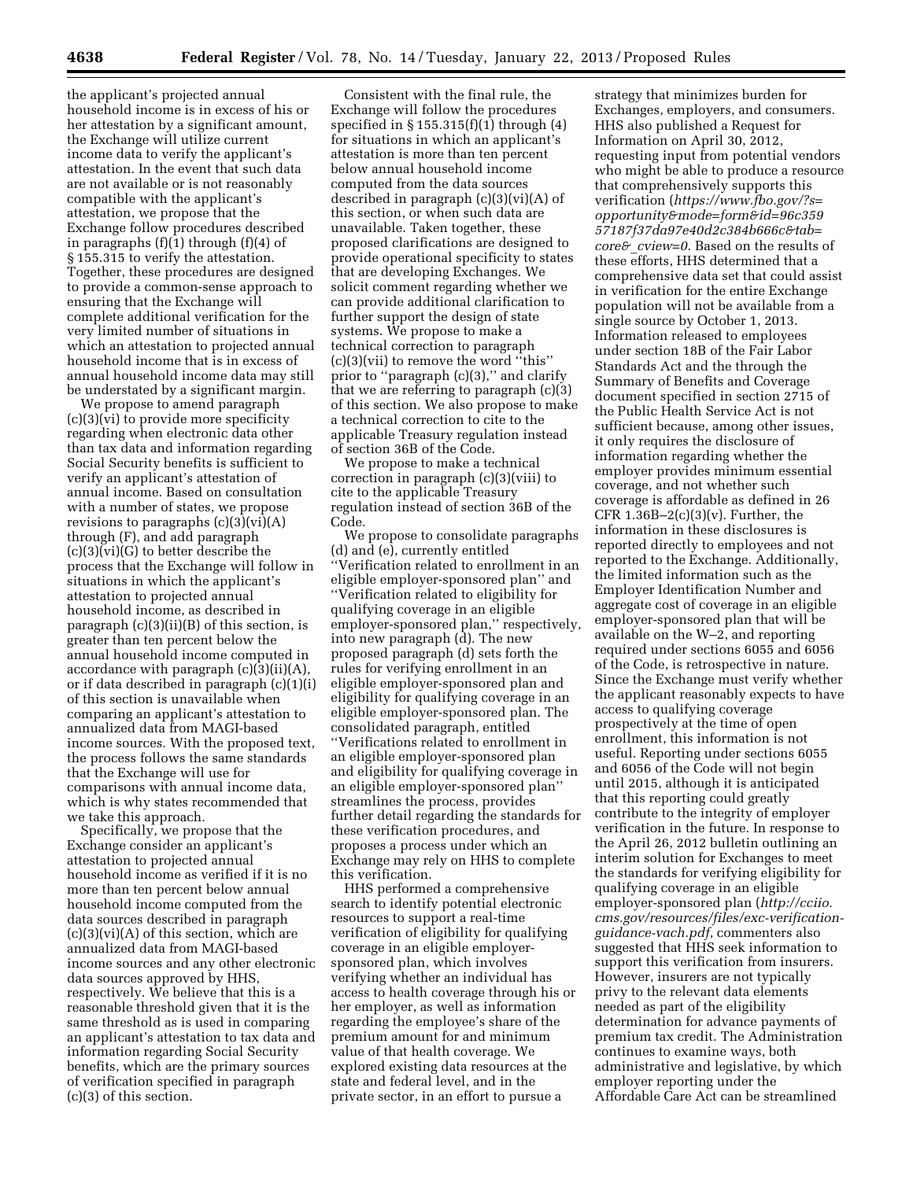the applicant's projected annual household income is in excess of his or her attestation by a significant amount, the Exchange will utilize current income data to verify the applicant's attestation. In the event that such data are not available or is not reasonably compatible with the applicant's attestation, we propose that the Exchange follow procedures described in paragraphs (f)(1) through (f)(4) of § 155.315 to verify the attestation. Together, these procedures are designed to provide a common-sense approach to ensuring that the Exchange will complete additional verification for the very limited number of situations in which an attestation to projected annual household income that is in excess of annual household income data may still be understated by a significant margin.

We propose to amend paragraph (c)(3)(vi) to provide more specificity regarding when electronic data other than tax data and information regarding Social Security benefits is sufficient to verify an applicant's attestation of annual income. Based on consultation with a number of states, we propose revisions to paragraphs (c)(3)(vi)(A) through (F), and add paragraph (c)(3)(vi)(G) to better describe the process that the Exchange will follow in situations in which the applicant's attestation to projected annual household income, as described in paragraph (c)(3)(ii)(B) of this section, is greater than ten percent below the annual household income computed in accordance with paragraph (c)(3)(ii)(A), or if data described in paragraph (c)(1)(i) of this section is unavailable when comparing an applicant's attestation to annualized data from MAGI-based income sources. With the proposed text, the process follows the same standards that the Exchange will use for comparisons with annual income data, which is why states recommended that we take this approach.

Specifically, we propose that the Exchange consider an applicant's attestation to projected annual household income as verified if it is no more than ten percent below annual household income computed from the data sources described in paragraph (c)(3)(vi)(A) of this section, which are annualized data from MAGI-based income sources and any other electronic data sources approved by HHS, respectively. We believe that this is a reasonable threshold given that it is the same threshold as is used in comparing an applicant's attestation to tax data and information regarding Social Security benefits, which are the primary sources of verification specified in paragraph (c)(3) of this section.

Consistent with the final rule, the Exchange will follow the procedures specified in § 155.315(f)(1) through (4) for situations in which an applicant's attestation is more than ten percent below annual household income computed from the data sources described in paragraph (c)(3)(vi)(A) of this section, or when such data are unavailable. Taken together, these proposed clarifications are designed to provide operational specificity to states that are developing Exchanges. We solicit comment regarding whether we can provide additional clarification to further support the design of state systems. We propose to make a technical correction to paragraph (c)(3)(vii) to remove the word "this" prior to "paragraph (c)(3)," and clarify that we are referring to paragraph (c)(3) of this section. We also propose to make a technical correction to cite to the applicable Treasury regulation instead of section 36B of the Code.

We propose to make a technical correction in paragraph (c)(3)(viii) to cite to the applicable Treasury regulation instead of section 36B of the Code.

We propose to consolidate paragraphs (d) and (e), currently entitled "Verification related to enrollment in an eligible employer-sponsored plan" and "Verification related to eligibility for qualifying coverage in an eligible employer-sponsored plan," respectively, into new paragraph (d). The new proposed paragraph (d) sets forth the rules for verifying enrollment in an eligible employer-sponsored plan and eligibility for qualifying coverage in an eligible employer-sponsored plan. The consolidated paragraph, entitled "Verifications related to enrollment in an eligible employer-sponsored plan and eligibility for qualifying coverage in an eligible employer-sponsored plan" streamlines the process, provides further detail regarding the standards for these verification procedures, and proposes a process under which an Exchange may rely on HHS to complete this verification.

HHS performed a comprehensive search to identify potential electronic resources to support a real-time verification of eligibility for qualifying coverage in an eligible employer-sponsored plan, which involves verifying whether an individual has access to health coverage through his or her employer, as well as information regarding the employee's share of the premium amount for and minimum value of that health coverage. We explored existing data resources at the state and federal level, and in the private sector, in an effort to pursue a strategy that minimizes burden for Exchanges, employers, and consumers. HHS also published a Request for Information on April 30, 2012, requesting input from potential vendors who might be able to produce a resource that comprehensively supports this verification (*https://www.fbo.gov/?s=opportunity&mode=form&id=96c359 57187f37da97e40d2c384b666c&tab=core&_cview=0*. Based on the results of these efforts, HHS determined that a comprehensive data set that could assist in verification for the entire Exchange population will not be available from a single source by October 1, 2013. Information released to employees under section 18B of the Fair Labor Standards Act and the through the Summary of Benefits and Coverage document specified in section 2715 of the Public Health Service Act is not sufficient because, among other issues, it only requires the disclosure of information regarding whether the employer provides minimum essential coverage, and not whether such coverage is affordable as defined in 26 CFR 1.36B–2(c)(3)(v). Further, the information in these disclosures is reported directly to employees and not reported to the Exchange. Additionally, the limited information such as the Employer Identification Number and aggregate cost of coverage in an eligible employer-sponsored plan that will be available on the W–2, and reporting required under sections 6055 and 6056 of the Code, is retrospective in nature. Since the Exchange must verify whether the applicant reasonably expects to have access to qualifying coverage prospectively at the time of open enrollment, this information is not useful. Reporting under sections 6055 and 6056 of the Code will not begin until 2015, although it is anticipated that this reporting could greatly contribute to the integrity of employer verification in the future. In response to the April 26, 2012 bulletin outlining an interim solution for Exchanges to meet the standards for verifying eligibility for qualifying coverage in an eligible employer-sponsored plan (*http://cciio.cms.gov/resources/files/exc-verification-guidance-vach.pdf*, commenters also suggested that HHS seek information to support this verification from insurers. However, insurers are not typically privy to the relevant data elements needed as part of the eligibility determination for advance payments of premium tax credit. The Administration continues to examine ways, both administrative and legislative, by which employer reporting under the Affordable Care Act can be streamlined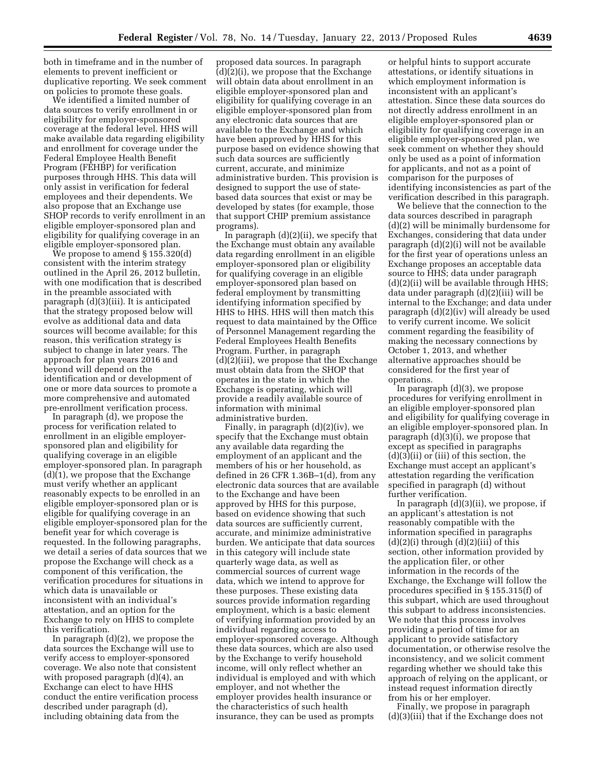both in timeframe and in the number of elements to prevent inefficient or duplicative reporting. We seek comment on policies to promote these goals.

We identified a limited number of data sources to verify enrollment in or eligibility for employer-sponsored coverage at the federal level. HHS will make available data regarding eligibility and enrollment for coverage under the Federal Employee Health Benefit Program (FEHBP) for verification purposes through HHS. This data will only assist in verification for federal employees and their dependents. We also propose that an Exchange use SHOP records to verify enrollment in an eligible employer-sponsored plan and eligibility for qualifying coverage in an eligible employer-sponsored plan.

We propose to amend § 155.320(d) consistent with the interim strategy outlined in the April 26, 2012 bulletin, with one modification that is described in the preamble associated with paragraph (d)(3)(iii). It is anticipated that the strategy proposed below will evolve as additional data and data sources will become available; for this reason, this verification strategy is subject to change in later years. The approach for plan years 2016 and beyond will depend on the identification and or development of one or more data sources to promote a more comprehensive and automated pre-enrollment verification process.

In paragraph (d), we propose the process for verification related to enrollment in an eligible employer-sponsored plan and eligibility for qualifying coverage in an eligible employer-sponsored plan. In paragraph (d)(1), we propose that the Exchange must verify whether an applicant reasonably expects to be enrolled in an eligible employer-sponsored plan or is eligible for qualifying coverage in an eligible employer-sponsored plan for the benefit year for which coverage is requested. In the following paragraphs, we detail a series of data sources that we propose the Exchange will check as a component of this verification, the verification procedures for situations in which data is unavailable or inconsistent with an individual's attestation, and an option for the Exchange to rely on HHS to complete this verification.

In paragraph (d)(2), we propose the data sources the Exchange will use to verify access to employer-sponsored coverage. We also note that consistent with proposed paragraph (d)(4), an Exchange can elect to have HHS conduct the entire verification process described under paragraph (d), including obtaining data from the proposed data sources. In paragraph (d)(2)(i), we propose that the Exchange will obtain data about enrollment in an eligible employer-sponsored plan and eligibility for qualifying coverage in an eligible employer-sponsored plan from any electronic data sources that are available to the Exchange and which have been approved by HHS for this purpose based on evidence showing that such data sources are sufficiently current, accurate, and minimize administrative burden. This provision is designed to support the use of state-based data sources that exist or may be developed by states (for example, those that support CHIP premium assistance programs).

In paragraph (d)(2)(ii), we specify that the Exchange must obtain any available data regarding enrollment in an eligible employer-sponsored plan or eligibility for qualifying coverage in an eligible employer-sponsored plan based on federal employment by transmitting identifying information specified by HHS to HHS. HHS will then match this request to data maintained by the Office of Personnel Management regarding the Federal Employees Health Benefits Program. Further, in paragraph (d)(2)(iii), we propose that the Exchange must obtain data from the SHOP that operates in the state in which the Exchange is operating, which will provide a readily available source of information with minimal administrative burden.

Finally, in paragraph (d)(2)(iv), we specify that the Exchange must obtain any available data regarding the employment of an applicant and the members of his or her household, as defined in 26 CFR 1.36B–1(d), from any electronic data sources that are available to the Exchange and have been approved by HHS for this purpose, based on evidence showing that such data sources are sufficiently current, accurate, and minimize administrative burden. We anticipate that data sources in this category will include state quarterly wage data, as well as commercial sources of current wage data, which we intend to approve for these purposes. These existing data sources provide information regarding employment, which is a basic element of verifying information provided by an individual regarding access to employer-sponsored coverage. Although these data sources, which are also used by the Exchange to verify household income, will only reflect whether an individual is employed and with which employer, and not whether the employer provides health insurance or the characteristics of such health insurance, they can be used as prompts or helpful hints to support accurate attestations, or identify situations in which employment information is inconsistent with an applicant's attestation. Since these data sources do not directly address enrollment in an eligible employer-sponsored plan or eligibility for qualifying coverage in an eligible employer-sponsored plan, we seek comment on whether they should only be used as a point of information for applicants, and not as a point of comparison for the purposes of identifying inconsistencies as part of the verification described in this paragraph.

We believe that the connection to the data sources described in paragraph (d)(2) will be minimally burdensome for Exchanges, considering that data under paragraph (d)(2)(i) will not be available for the first year of operations unless an Exchange proposes an acceptable data source to HHS; data under paragraph (d)(2)(ii) will be available through HHS; data under paragraph (d)(2)(iii) will be internal to the Exchange; and data under paragraph (d)(2)(iv) will already be used to verify current income. We solicit comment regarding the feasibility of making the necessary connections by October 1, 2013, and whether alternative approaches should be considered for the first year of operations.

In paragraph (d)(3), we propose procedures for verifying enrollment in an eligible employer-sponsored plan and eligibility for qualifying coverage in an eligible employer-sponsored plan. In paragraph (d)(3)(i), we propose that except as specified in paragraphs (d)(3)(ii) or (iii) of this section, the Exchange must accept an applicant's attestation regarding the verification specified in paragraph (d) without further verification.

In paragraph (d)(3)(ii), we propose, if an applicant's attestation is not reasonably compatible with the information specified in paragraphs (d)(2)(i) through (d)(2)(iii) of this section, other information provided by the application filer, or other information in the records of the Exchange, the Exchange will follow the procedures specified in § 155.315(f) of this subpart, which are used throughout this subpart to address inconsistencies. We note that this process involves providing a period of time for an applicant to provide satisfactory documentation, or otherwise resolve the inconsistency, and we solicit comment regarding whether we should take this approach of relying on the applicant, or instead request information directly from his or her employer.

Finally, we propose in paragraph (d)(3)(iii) that if the Exchange does not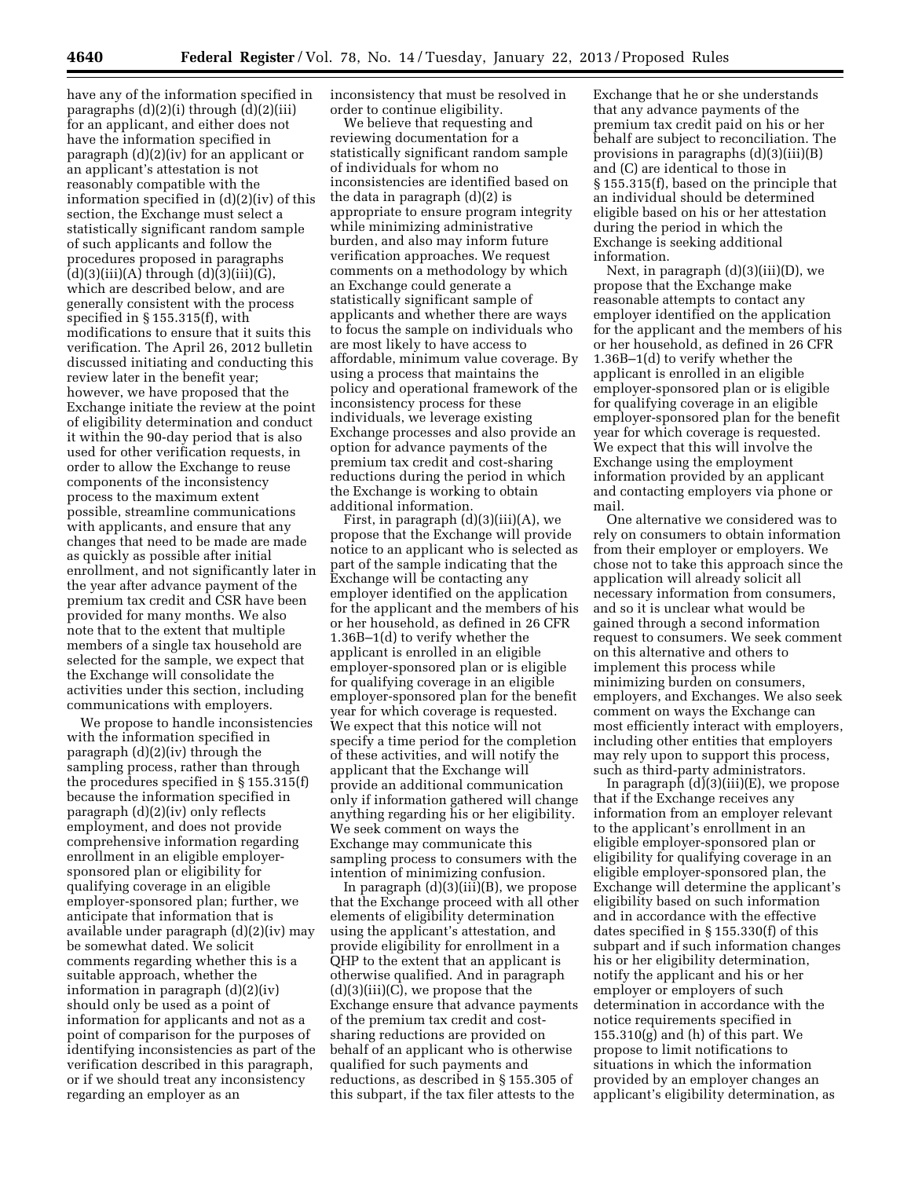have any of the information specified in paragraphs (d)(2)(i) through (d)(2)(iii) for an applicant, and either does not have the information specified in paragraph (d)(2)(iv) for an applicant or an applicant's attestation is not reasonably compatible with the information specified in (d)(2)(iv) of this section, the Exchange must select a statistically significant random sample of such applicants and follow the procedures proposed in paragraphs (d)(3)(iii)(A) through (d)(3)(iii)(G), which are described below, and are generally consistent with the process specified in § 155.315(f), with modifications to ensure that it suits this verification. The April 26, 2012 bulletin discussed initiating and conducting this review later in the benefit year; however, we have proposed that the Exchange initiate the review at the point of eligibility determination and conduct it within the 90-day period that is also used for other verification requests, in order to allow the Exchange to reuse components of the inconsistency process to the maximum extent possible, streamline communications with applicants, and ensure that any changes that need to be made are made as quickly as possible after initial enrollment, and not significantly later in the year after advance payment of the premium tax credit and CSR have been provided for many months. We also note that to the extent that multiple members of a single tax household are selected for the sample, we expect that the Exchange will consolidate the activities under this section, including communications with employers.

We propose to handle inconsistencies with the information specified in paragraph (d)(2)(iv) through the sampling process, rather than through the procedures specified in § 155.315(f) because the information specified in paragraph (d)(2)(iv) only reflects employment, and does not provide comprehensive information regarding enrollment in an eligible employer-sponsored plan or eligibility for qualifying coverage in an eligible employer-sponsored plan; further, we anticipate that information that is available under paragraph (d)(2)(iv) may be somewhat dated. We solicit comments regarding whether this is a suitable approach, whether the information in paragraph (d)(2)(iv) should only be used as a point of information for applicants and not as a point of comparison for the purposes of identifying inconsistencies as part of the verification described in this paragraph, or if we should treat any inconsistency regarding an employer as an inconsistency that must be resolved in order to continue eligibility.

We believe that requesting and reviewing documentation for a statistically significant random sample of individuals for whom no inconsistencies are identified based on the data in paragraph (d)(2) is appropriate to ensure program integrity while minimizing administrative burden, and also may inform future verification approaches. We request comments on a methodology by which an Exchange could generate a statistically significant sample of applicants and whether there are ways to focus the sample on individuals who are most likely to have access to affordable, minimum value coverage. By using a process that maintains the policy and operational framework of the inconsistency process for these individuals, we leverage existing Exchange processes and also provide an option for advance payments of the premium tax credit and cost-sharing reductions during the period in which the Exchange is working to obtain additional information.

First, in paragraph (d)(3)(iii)(A), we propose that the Exchange will provide notice to an applicant who is selected as part of the sample indicating that the Exchange will be contacting any employer identified on the application for the applicant and the members of his or her household, as defined in 26 CFR 1.36B–1(d) to verify whether the applicant is enrolled in an eligible employer-sponsored plan or is eligible for qualifying coverage in an eligible employer-sponsored plan for the benefit year for which coverage is requested. We expect that this notice will not specify a time period for the completion of these activities, and will notify the applicant that the Exchange will provide an additional communication only if information gathered will change anything regarding his or her eligibility. We seek comment on ways the Exchange may communicate this sampling process to consumers with the intention of minimizing confusion.

In paragraph (d)(3)(iii)(B), we propose that the Exchange proceed with all other elements of eligibility determination using the applicant's attestation, and provide eligibility for enrollment in a QHP to the extent that an applicant is otherwise qualified. And in paragraph (d)(3)(iii)(C), we propose that the Exchange ensure that advance payments of the premium tax credit and cost-sharing reductions are provided on behalf of an applicant who is otherwise qualified for such payments and reductions, as described in § 155.305 of this subpart, if the tax filer attests to the Exchange that he or she understands that any advance payments of the premium tax credit paid on his or her behalf are subject to reconciliation. The provisions in paragraphs (d)(3)(iii)(B) and (C) are identical to those in § 155.315(f), based on the principle that an individual should be determined eligible based on his or her attestation during the period in which the Exchange is seeking additional information.

Next, in paragraph (d)(3)(iii)(D), we propose that the Exchange make reasonable attempts to contact any employer identified on the application for the applicant and the members of his or her household, as defined in 26 CFR 1.36B–1(d) to verify whether the applicant is enrolled in an eligible employer-sponsored plan or is eligible for qualifying coverage in an eligible employer-sponsored plan for the benefit year for which coverage is requested. We expect that this will involve the Exchange using the employment information provided by an applicant and contacting employers via phone or mail.

One alternative we considered was to rely on consumers to obtain information from their employer or employers. We chose not to take this approach since the application will already solicit all necessary information from consumers, and so it is unclear what would be gained through a second information request to consumers. We seek comment on this alternative and others to implement this process while minimizing burden on consumers, employers, and Exchanges. We also seek comment on ways the Exchange can most efficiently interact with employers, including other entities that employers may rely upon to support this process, such as third-party administrators.

In paragraph (d)(3)(iii)(E), we propose that if the Exchange receives any information from an employer relevant to the applicant's enrollment in an eligible employer-sponsored plan or eligibility for qualifying coverage in an eligible employer-sponsored plan, the Exchange will determine the applicant's eligibility based on such information and in accordance with the effective dates specified in § 155.330(f) of this subpart and if such information changes his or her eligibility determination, notify the applicant and his or her employer or employers of such determination in accordance with the notice requirements specified in 155.310(g) and (h) of this part. We propose to limit notifications to situations in which the information provided by an employer changes an applicant's eligibility determination, as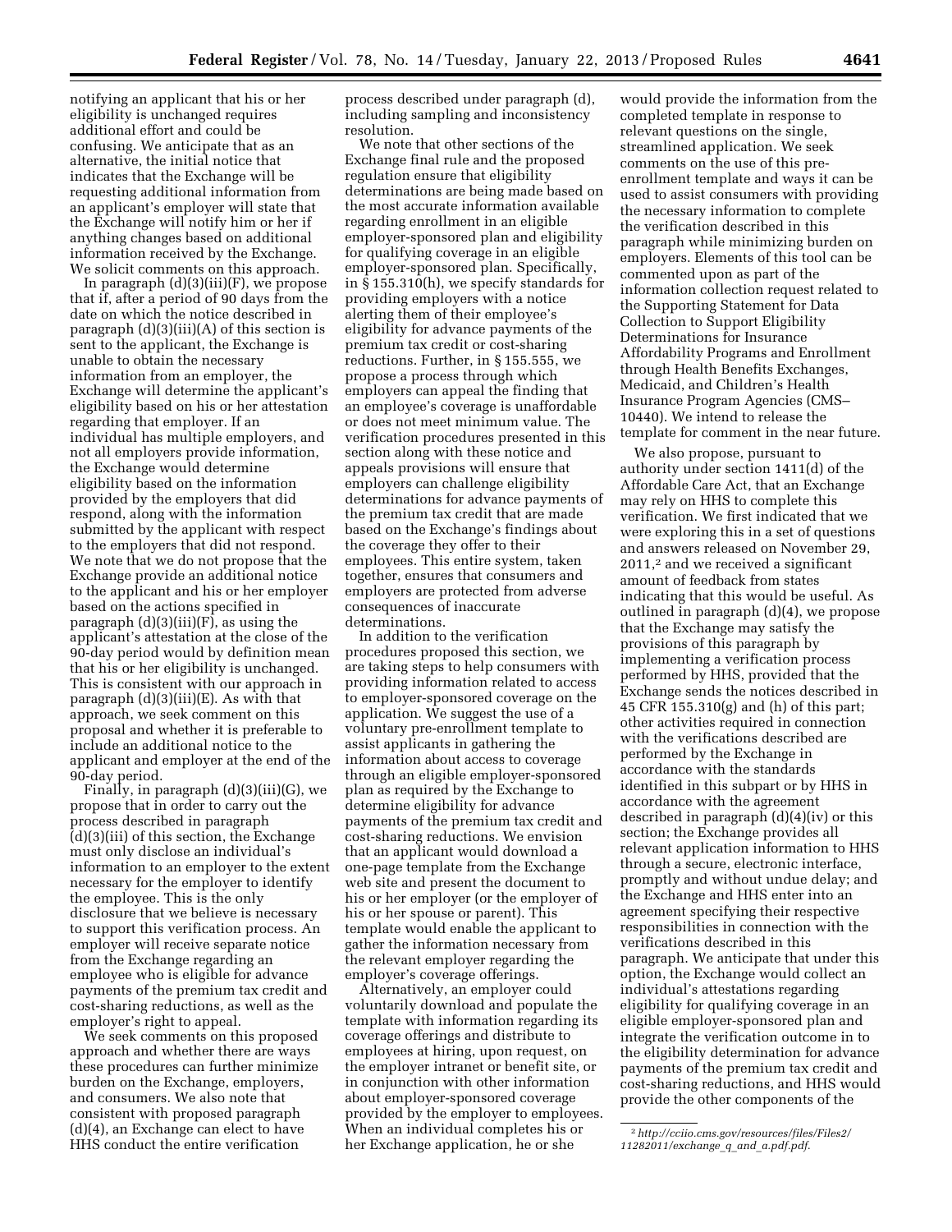notifying an applicant that his or her eligibility is unchanged requires additional effort and could be confusing. We anticipate that as an alternative, the initial notice that indicates that the Exchange will be requesting additional information from an applicant's employer will state that the Exchange will notify him or her if anything changes based on additional information received by the Exchange. We solicit comments on this approach.

In paragraph (d)(3)(iii)(F), we propose that if, after a period of 90 days from the date on which the notice described in paragraph (d)(3)(iii)(A) of this section is sent to the applicant, the Exchange is unable to obtain the necessary information from an employer, the Exchange will determine the applicant's eligibility based on his or her attestation regarding that employer. If an individual has multiple employers, and not all employers provide information, the Exchange would determine eligibility based on the information provided by the employers that did respond, along with the information submitted by the applicant with respect to the employers that did not respond. We note that we do not propose that the Exchange provide an additional notice to the applicant and his or her employer based on the actions specified in paragraph (d)(3)(iii)(F), as using the applicant's attestation at the close of the 90-day period would by definition mean that his or her eligibility is unchanged. This is consistent with our approach in paragraph (d)(3)(iii)(E). As with that approach, we seek comment on this proposal and whether it is preferable to include an additional notice to the applicant and employer at the end of the 90-day period.

Finally, in paragraph (d)(3)(iii)(G), we propose that in order to carry out the process described in paragraph (d)(3)(iii) of this section, the Exchange must only disclose an individual's information to an employer to the extent necessary for the employer to identify the employee. This is the only disclosure that we believe is necessary to support this verification process. An employer will receive separate notice from the Exchange regarding an employee who is eligible for advance payments of the premium tax credit and cost-sharing reductions, as well as the employer's right to appeal.

We seek comments on this proposed approach and whether there are ways these procedures can further minimize burden on the Exchange, employers, and consumers. We also note that consistent with proposed paragraph (d)(4), an Exchange can elect to have HHS conduct the entire verification process described under paragraph (d), including sampling and inconsistency resolution.

We note that other sections of the Exchange final rule and the proposed regulation ensure that eligibility determinations are being made based on the most accurate information available regarding enrollment in an eligible employer-sponsored plan and eligibility for qualifying coverage in an eligible employer-sponsored plan. Specifically, in § 155.310(h), we specify standards for providing employers with a notice alerting them of their employee's eligibility for advance payments of the premium tax credit or cost-sharing reductions. Further, in § 155.555, we propose a process through which employers can appeal the finding that an employee's coverage is unaffordable or does not meet minimum value. The verification procedures presented in this section along with these notice and appeals provisions will ensure that employers can challenge eligibility determinations for advance payments of the premium tax credit that are made based on the Exchange's findings about the coverage they offer to their employees. This entire system, taken together, ensures that consumers and employers are protected from adverse consequences of inaccurate determinations.

In addition to the verification procedures proposed this section, we are taking steps to help consumers with providing information related to access to employer-sponsored coverage on the application. We suggest the use of a voluntary pre-enrollment template to assist applicants in gathering the information about access to coverage through an eligible employer-sponsored plan as required by the Exchange to determine eligibility for advance payments of the premium tax credit and cost-sharing reductions. We envision that an applicant would download a one-page template from the Exchange web site and present the document to his or her employer (or the employer of his or her spouse or parent). This template would enable the applicant to gather the information necessary from the relevant employer regarding the employer's coverage offerings.

Alternatively, an employer could voluntarily download and populate the template with information regarding its coverage offerings and distribute to employees at hiring, upon request, on the employer intranet or benefit site, or in conjunction with other information about employer-sponsored coverage provided by the employer to employees. When an individual completes his or her Exchange application, he or she would provide the information from the completed template in response to relevant questions on the single, streamlined application. We seek comments on the use of this pre-enrollment template and ways it can be used to assist consumers with providing the necessary information to complete the verification described in this paragraph while minimizing burden on employers. Elements of this tool can be commented upon as part of the information collection request related to the Supporting Statement for Data Collection to Support Eligibility Determinations for Insurance Affordability Programs and Enrollment through Health Benefits Exchanges, Medicaid, and Children's Health Insurance Program Agencies (CMS–10440). We intend to release the template for comment in the near future.

We also propose, pursuant to authority under section 1411(d) of the Affordable Care Act, that an Exchange may rely on HHS to complete this verification. We first indicated that we were exploring this in a set of questions and answers released on November 29, 2011,[2] and we received a significant amount of feedback from states indicating that this would be useful. As outlined in paragraph (d)(4), we propose that the Exchange may satisfy the provisions of this paragraph by implementing a verification process performed by HHS, provided that the Exchange sends the notices described in 45 CFR 155.310(g) and (h) of this part; other activities required in connection with the verifications described are performed by the Exchange in accordance with the standards identified in this subpart or by HHS in accordance with the agreement described in paragraph (d)(4)(iv) or this section; the Exchange provides all relevant application information to HHS through a secure, electronic interface, promptly and without undue delay; and the Exchange and HHS enter into an agreement specifying their respective responsibilities in connection with the verifications described in this paragraph. We anticipate that under this option, the Exchange would collect an individual's attestations regarding eligibility for qualifying coverage in an eligible employer-sponsored plan and integrate the verification outcome in to the eligibility determination for advance payments of the premium tax credit and cost-sharing reductions, and HHS would provide the other components of the

[2] *http://cciio.cms.gov/resources/files/Files2/11282011/exchange_q_and_a.pdf.pdf.*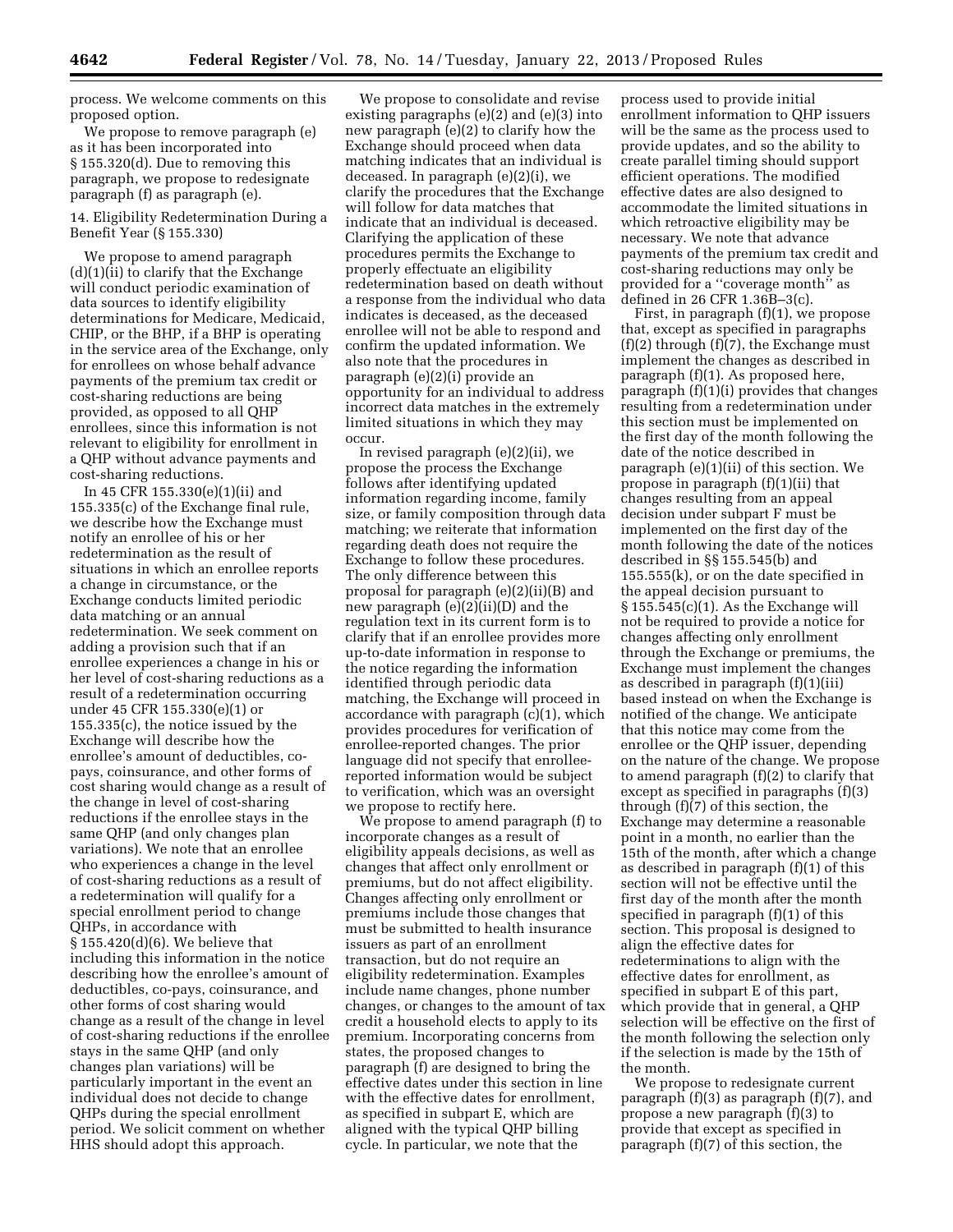process. We welcome comments on this proposed option.

We propose to remove paragraph (e) as it has been incorporated into § 155.320(d). Due to removing this paragraph, we propose to redesignate paragraph (f) as paragraph (e).

14. Eligibility Redetermination During a Benefit Year (§ 155.330)

We propose to amend paragraph (d)(1)(ii) to clarify that the Exchange will conduct periodic examination of data sources to identify eligibility determinations for Medicare, Medicaid, CHIP, or the BHP, if a BHP is operating in the service area of the Exchange, only for enrollees on whose behalf advance payments of the premium tax credit or cost-sharing reductions are being provided, as opposed to all QHP enrollees, since this information is not relevant to eligibility for enrollment in a QHP without advance payments and cost-sharing reductions.

In 45 CFR 155.330(e)(1)(ii) and 155.335(c) of the Exchange final rule, we describe how the Exchange must notify an enrollee of his or her redetermination as the result of situations in which an enrollee reports a change in circumstance, or the Exchange conducts limited periodic data matching or an annual redetermination. We seek comment on adding a provision such that if an enrollee experiences a change in his or her level of cost-sharing reductions as a result of a redetermination occurring under 45 CFR 155.330(e)(1) or 155.335(c), the notice issued by the Exchange will describe how the enrollee's amount of deductibles, co-pays, coinsurance, and other forms of cost sharing would change as a result of the change in level of cost-sharing reductions if the enrollee stays in the same QHP (and only changes plan variations). We note that an enrollee who experiences a change in the level of cost-sharing reductions as a result of a redetermination will qualify for a special enrollment period to change QHPs, in accordance with § 155.420(d)(6). We believe that including this information in the notice describing how the enrollee's amount of deductibles, co-pays, coinsurance, and other forms of cost sharing would change as a result of the change in level of cost-sharing reductions if the enrollee stays in the same QHP (and only changes plan variations) will be particularly important in the event an individual does not decide to change QHPs during the special enrollment period. We solicit comment on whether HHS should adopt this approach.

We propose to consolidate and revise existing paragraphs (e)(2) and (e)(3) into new paragraph (e)(2) to clarify how the Exchange should proceed when data matching indicates that an individual is deceased. In paragraph (e)(2)(i), we clarify the procedures that the Exchange will follow for data matches that indicate that an individual is deceased. Clarifying the application of these procedures permits the Exchange to properly effectuate an eligibility redetermination based on death without a response from the individual who data indicates is deceased, as the deceased enrollee will not be able to respond and confirm the updated information. We also note that the procedures in paragraph (e)(2)(i) provide an opportunity for an individual to address incorrect data matches in the extremely limited situations in which they may occur.

In revised paragraph (e)(2)(ii), we propose the process the Exchange follows after identifying updated information regarding income, family size, or family composition through data matching; we reiterate that information regarding death does not require the Exchange to follow these procedures. The only difference between this proposal for paragraph (e)(2)(ii)(B) and new paragraph (e)(2)(ii)(D) and the regulation text in its current form is to clarify that if an enrollee provides more up-to-date information in response to the notice regarding the information identified through periodic data matching, the Exchange will proceed in accordance with paragraph (c)(1), which provides procedures for verification of enrollee-reported changes. The prior language did not specify that enrollee-reported information would be subject to verification, which was an oversight we propose to rectify here.

We propose to amend paragraph (f) to incorporate changes as a result of eligibility appeals decisions, as well as changes that affect only enrollment or premiums, but do not affect eligibility. Changes affecting only enrollment or premiums include those changes that must be submitted to health insurance issuers as part of an enrollment transaction, but do not require an eligibility redetermination. Examples include name changes, phone number changes, or changes to the amount of tax credit a household elects to apply to its premium. Incorporating concerns from states, the proposed changes to paragraph (f) are designed to bring the effective dates under this section in line with the effective dates for enrollment, as specified in subpart E, which are aligned with the typical QHP billing cycle. In particular, we note that the process used to provide initial enrollment information to QHP issuers will be the same as the process used to provide updates, and so the ability to create parallel timing should support efficient operations. The modified effective dates are also designed to accommodate the limited situations in which retroactive eligibility may be necessary. We note that advance payments of the premium tax credit and cost-sharing reductions may only be provided for a "coverage month" as defined in 26 CFR 1.36B–3(c).

First, in paragraph (f)(1), we propose that, except as specified in paragraphs (f)(2) through (f)(7), the Exchange must implement the changes as described in paragraph (f)(1). As proposed here, paragraph (f)(1)(i) provides that changes resulting from a redetermination under this section must be implemented on the first day of the month following the date of the notice described in paragraph (e)(1)(ii) of this section. We propose in paragraph (f)(1)(ii) that changes resulting from an appeal decision under subpart F must be implemented on the first day of the month following the date of the notices described in §§ 155.545(b) and 155.555(k), or on the date specified in the appeal decision pursuant to § 155.545(c)(1). As the Exchange will not be required to provide a notice for changes affecting only enrollment through the Exchange or premiums, the Exchange must implement the changes as described in paragraph (f)(1)(iii) based instead on when the Exchange is notified of the change. We anticipate that this notice may come from the enrollee or the QHP issuer, depending on the nature of the change. We propose to amend paragraph (f)(2) to clarify that except as specified in paragraphs (f)(3) through (f)(7) of this section, the Exchange may determine a reasonable point in a month, no earlier than the 15th of the month, after which a change as described in paragraph (f)(1) of this section will not be effective until the first day of the month after the month specified in paragraph (f)(1) of this section. This proposal is designed to align the effective dates for redeterminations to align with the effective dates for enrollment, as specified in subpart E of this part, which provide that in general, a QHP selection will be effective on the first of the month following the selection only if the selection is made by the 15th of the month.

We propose to redesignate current paragraph (f)(3) as paragraph (f)(7), and propose a new paragraph (f)(3) to provide that except as specified in paragraph (f)(7) of this section, the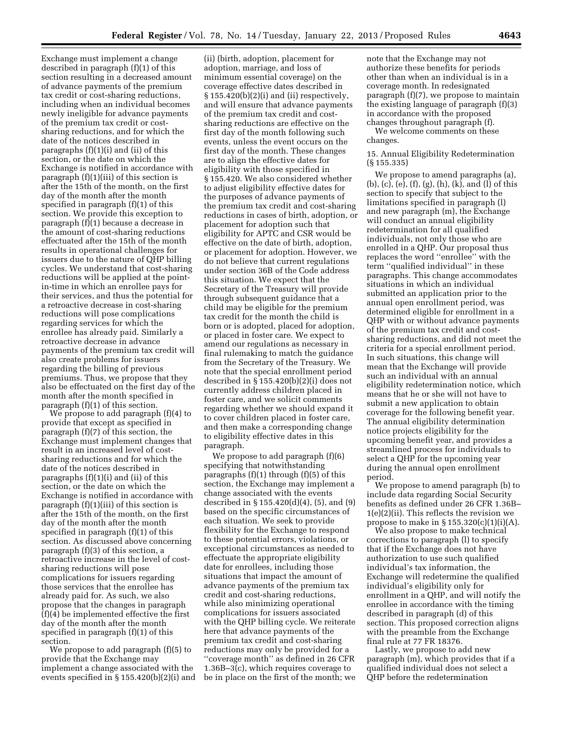Exchange must implement a change described in paragraph (f)(1) of this section resulting in a decreased amount of advance payments of the premium tax credit or cost-sharing reductions, including when an individual becomes newly ineligible for advance payments of the premium tax credit or cost-sharing reductions, and for which the date of the notices described in paragraphs (f)(1)(i) and (ii) of this section, or the date on which the Exchange is notified in accordance with paragraph (f)(1)(iii) of this section is after the 15th of the month, on the first day of the month after the month specified in paragraph (f)(1) of this section. We provide this exception to paragraph (f)(1) because a decrease in the amount of cost-sharing reductions effectuated after the 15th of the month results in operational challenges for issuers due to the nature of QHP billing cycles. We understand that cost-sharing reductions will be applied at the point-in-time in which an enrollee pays for their services, and thus the potential for a retroactive decrease in cost-sharing reductions will pose complications regarding services for which the enrollee has already paid. Similarly a retroactive decrease in advance payments of the premium tax credit will also create problems for issuers regarding the billing of previous premiums. Thus, we propose that they also be effectuated on the first day of the month after the month specified in paragraph (f)(1) of this section.

We propose to add paragraph (f)(4) to provide that except as specified in paragraph (f)(7) of this section, the Exchange must implement changes that result in an increased level of cost-sharing reductions and for which the date of the notices described in paragraphs (f)(1)(i) and (ii) of this section, or the date on which the Exchange is notified in accordance with paragraph (f)(1)(iii) of this section is after the 15th of the month, on the first day of the month after the month specified in paragraph (f)(1) of this section. As discussed above concerning paragraph (f)(3) of this section, a retroactive increase in the level of cost-sharing reductions will pose complications for issuers regarding those services that the enrollee has already paid for. As such, we also propose that the changes in paragraph (f)(4) be implemented effective the first day of the month after the month specified in paragraph (f)(1) of this section.

We propose to add paragraph (f)(5) to provide that the Exchange may implement a change associated with the events specified in § 155.420(b)(2)(i) and (ii) (birth, adoption, placement for adoption, marriage, and loss of minimum essential coverage) on the coverage effective dates described in § 155.420(b)(2)(i) and (ii) respectively, and will ensure that advance payments of the premium tax credit and cost-sharing reductions are effective on the first day of the month following such events, unless the event occurs on the first day of the month. These changes are to align the effective dates for eligibility with those specified in § 155.420. We also considered whether to adjust eligibility effective dates for the purposes of advance payments of the premium tax credit and cost-sharing reductions in cases of birth, adoption, or placement for adoption such that eligibility for APTC and CSR would be effective on the date of birth, adoption, or placement for adoption. However, we do not believe that current regulations under section 36B of the Code address this situation. We expect that the Secretary of the Treasury will provide through subsequent guidance that a child may be eligible for the premium tax credit for the month the child is born or is adopted, placed for adoption, or placed in foster care. We expect to amend our regulations as necessary in final rulemaking to match the guidance from the Secretary of the Treasury. We note that the special enrollment period described in § 155.420(b)(2)(i) does not currently address children placed in foster care, and we solicit comments regarding whether we should expand it to cover children placed in foster care, and then make a corresponding change to eligibility effective dates in this paragraph.

We propose to add paragraph (f)(6) specifying that notwithstanding paragraphs (f)(1) through (f)(5) of this section, the Exchange may implement a change associated with the events described in § 155.420(d)(4), (5), and (9) based on the specific circumstances of each situation. We seek to provide flexibility for the Exchange to respond to these potential errors, violations, or exceptional circumstances as needed to effectuate the appropriate eligibility date for enrollees, including those situations that impact the amount of advance payments of the premium tax credit and cost-sharing reductions, while also minimizing operational complications for issuers associated with the QHP billing cycle. We reiterate here that advance payments of the premium tax credit and cost-sharing reductions may only be provided for a "coverage month" as defined in 26 CFR 1.36B–3(c), which requires coverage to be in place on the first of the month; we note that the Exchange may not authorize these benefits for periods other than when an individual is in a coverage month. In redesignated paragraph (f)(7), we propose to maintain the existing language of paragraph (f)(3) in accordance with the proposed changes throughout paragraph (f).

We welcome comments on these changes.

15. Annual Eligibility Redetermination (§ 155.335)

We propose to amend paragraphs (a), (b), (c), (e), (f), (g), (h), (k), and (l) of this section to specify that subject to the limitations specified in paragraph (l) and new paragraph (m), the Exchange will conduct an annual eligibility redetermination for all qualified individuals, not only those who are enrolled in a QHP. Our proposal thus replaces the word "enrollee" with the term "qualified individual" in these paragraphs. This change accommodates situations in which an individual submitted an application prior to the annual open enrollment period, was determined eligible for enrollment in a QHP with or without advance payments of the premium tax credit and cost-sharing reductions, and did not meet the criteria for a special enrollment period. In such situations, this change will mean that the Exchange will provide such an individual with an annual eligibility redetermination notice, which means that he or she will not have to submit a new application to obtain coverage for the following benefit year. The annual eligibility determination notice projects eligibility for the upcoming benefit year, and provides a streamlined process for individuals to select a QHP for the upcoming year during the annual open enrollment period.

We propose to amend paragraph (b) to include data regarding Social Security benefits as defined under 26 CFR 1.36B–1(e)(2)(ii). This reflects the revision we propose to make in § 155.320(c)(1)(i)(A).

We also propose to make technical corrections to paragraph (l) to specify that if the Exchange does not have authorization to use such qualified individual's tax information, the Exchange will redetermine the qualified individual's eligibility only for enrollment in a QHP, and will notify the enrollee in accordance with the timing described in paragraph (d) of this section. This proposed correction aligns with the preamble from the Exchange final rule at 77 FR 18376.

Lastly, we propose to add new paragraph (m), which provides that if a qualified individual does not select a QHP before the redetermination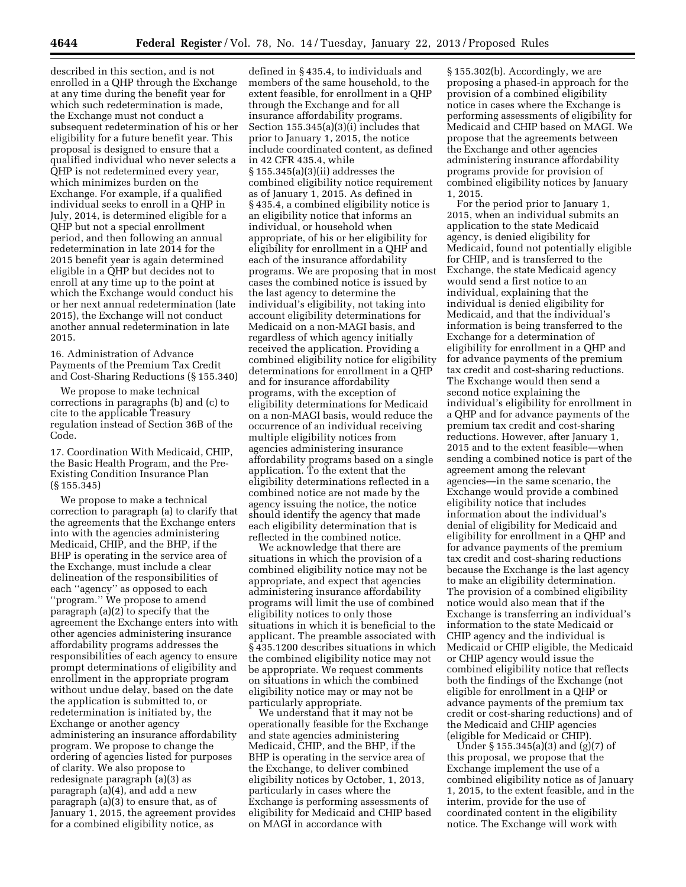described in this section, and is not enrolled in a QHP through the Exchange at any time during the benefit year for which such redetermination is made, the Exchange must not conduct a subsequent redetermination of his or her eligibility for a future benefit year. This proposal is designed to ensure that a qualified individual who never selects a QHP is not redetermined every year, which minimizes burden on the Exchange. For example, if a qualified individual seeks to enroll in a QHP in July, 2014, is determined eligible for a QHP but not a special enrollment period, and then following an annual redetermination in late 2014 for the 2015 benefit year is again determined eligible in a QHP but decides not to enroll at any time up to the point at which the Exchange would conduct his or her next annual redetermination (late 2015), the Exchange will not conduct another annual redetermination in late 2015.

16. Administration of Advance Payments of the Premium Tax Credit and Cost-Sharing Reductions (§ 155.340)

We propose to make technical corrections in paragraphs (b) and (c) to cite to the applicable Treasury regulation instead of Section 36B of the Code.

17. Coordination With Medicaid, CHIP, the Basic Health Program, and the Pre-Existing Condition Insurance Plan (§ 155.345)

We propose to make a technical correction to paragraph (a) to clarify that the agreements that the Exchange enters into with the agencies administering Medicaid, CHIP, and the BHP, if the BHP is operating in the service area of the Exchange, must include a clear delineation of the responsibilities of each ''agency'' as opposed to each ''program.'' We propose to amend paragraph (a)(2) to specify that the agreement the Exchange enters into with other agencies administering insurance affordability programs addresses the responsibilities of each agency to ensure prompt determinations of eligibility and enrollment in the appropriate program without undue delay, based on the date the application is submitted to, or redetermination is initiated by, the Exchange or another agency administering an insurance affordability program. We propose to change the ordering of agencies listed for purposes of clarity. We also propose to redesignate paragraph (a)(3) as paragraph (a)(4), and add a new paragraph (a)(3) to ensure that, as of January 1, 2015, the agreement provides for a combined eligibility notice, as defined in § 435.4, to individuals and members of the same household, to the extent feasible, for enrollment in a QHP through the Exchange and for all insurance affordability programs. Section 155.345(a)(3)(i) includes that prior to January 1, 2015, the notice include coordinated content, as defined in 42 CFR 435.4, while § 155.345(a)(3)(ii) addresses the combined eligibility notice requirement as of January 1, 2015. As defined in § 435.4, a combined eligibility notice is an eligibility notice that informs an individual, or household when appropriate, of his or her eligibility for eligibility for enrollment in a QHP and each of the insurance affordability programs. We are proposing that in most cases the combined notice is issued by the last agency to determine the individual's eligibility, not taking into account eligibility determinations for Medicaid on a non-MAGI basis, and regardless of which agency initially received the application. Providing a combined eligibility notice for eligibility determinations for enrollment in a QHP and for insurance affordability programs, with the exception of eligibility determinations for Medicaid on a non-MAGI basis, would reduce the occurrence of an individual receiving multiple eligibility notices from agencies administering insurance affordability programs based on a single application. To the extent that the eligibility determinations reflected in a combined notice are not made by the agency issuing the notice, the notice should identify the agency that made each eligibility determination that is reflected in the combined notice.

We acknowledge that there are situations in which the provision of a combined eligibility notice may not be appropriate, and expect that agencies administering insurance affordability programs will limit the use of combined eligibility notices to only those situations in which it is beneficial to the applicant. The preamble associated with § 435.1200 describes situations in which the combined eligibility notice may not be appropriate. We request comments on situations in which the combined eligibility notice may or may not be particularly appropriate.

We understand that it may not be operationally feasible for the Exchange and state agencies administering Medicaid, CHIP, and the BHP, if the BHP is operating in the service area of the Exchange, to deliver combined eligibility notices by October, 1, 2013, particularly in cases where the Exchange is performing assessments of eligibility for Medicaid and CHIP based on MAGI in accordance with § 155.302(b). Accordingly, we are proposing a phased-in approach for the provision of a combined eligibility notice in cases where the Exchange is performing assessments of eligibility for Medicaid and CHIP based on MAGI. We propose that the agreements between the Exchange and other agencies administering insurance affordability programs provide for provision of combined eligibility notices by January 1, 2015.

For the period prior to January 1, 2015, when an individual submits an application to the state Medicaid agency, is denied eligibility for Medicaid, found not potentially eligible for CHIP, and is transferred to the Exchange, the state Medicaid agency would send a first notice to an individual, explaining that the individual is denied eligibility for Medicaid, and that the individual's information is being transferred to the Exchange for a determination of eligibility for enrollment in a QHP and for advance payments of the premium tax credit and cost-sharing reductions. The Exchange would then send a second notice explaining the individual's eligibility for enrollment in a QHP and for advance payments of the premium tax credit and cost-sharing reductions. However, after January 1, 2015 and to the extent feasible—when sending a combined notice is part of the agreement among the relevant agencies—in the same scenario, the Exchange would provide a combined eligibility notice that includes information about the individual's denial of eligibility for Medicaid and eligibility for enrollment in a QHP and for advance payments of the premium tax credit and cost-sharing reductions because the Exchange is the last agency to make an eligibility determination. The provision of a combined eligibility notice would also mean that if the Exchange is transferring an individual's information to the state Medicaid or CHIP agency and the individual is Medicaid or CHIP eligible, the Medicaid or CHIP agency would issue the combined eligibility notice that reflects both the findings of the Exchange (not eligible for enrollment in a QHP or advance payments of the premium tax credit or cost-sharing reductions) and of the Medicaid and CHIP agencies (eligible for Medicaid or CHIP).

Under § 155.345(a)(3) and (g)(7) of this proposal, we propose that the Exchange implement the use of a combined eligibility notice as of January 1, 2015, to the extent feasible, and in the interim, provide for the use of coordinated content in the eligibility notice. The Exchange will work with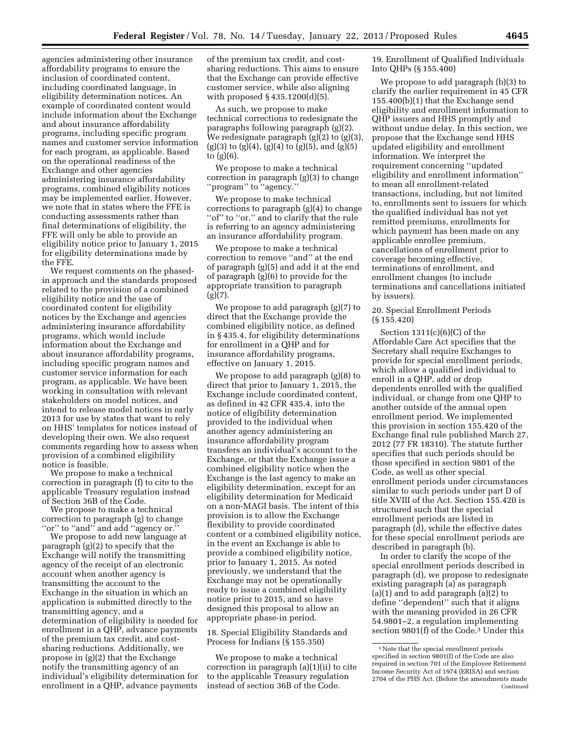agencies administering other insurance affordability programs to ensure the inclusion of coordinated content, including coordinated language, in eligibility determination notices. An example of coordinated content would include information about the Exchange and about insurance affordability programs, including specific program names and customer service information for each program, as applicable. Based on the operational readiness of the Exchange and other agencies administering insurance affordability programs, combined eligibility notices may be implemented earlier. However, we note that in states where the FFE is conducting assessments rather than final determinations of eligibility, the FFE will only be able to provide an eligibility notice prior to January 1, 2015 for eligibility determinations made by the FFE.

We request comments on the phased-in approach and the standards proposed related to the provision of a combined eligibility notice and the use of coordinated content for eligibility notices by the Exchange and agencies administering insurance affordability programs, which would include information about the Exchange and about insurance affordability programs, including specific program names and customer service information for each program, as applicable. We have been working in consultation with relevant stakeholders on model notices, and intend to release model notices in early 2013 for use by states that want to rely on HHS' templates for notices instead of developing their own. We also request comments regarding how to assess when provision of a combined eligibility notice is feasible.

We propose to make a technical correction in paragraph (f) to cite to the applicable Treasury regulation instead of Section 36B of the Code.

We propose to make a technical correction to paragraph (g) to change "or" to "and" and add "agency or."

We propose to add new language at paragraph (g)(2) to specify that the Exchange will notify the transmitting agency of the receipt of an electronic account when another agency is transmitting the account to the Exchange in the situation in which an application is submitted directly to the transmitting agency, and a determination of eligibility is needed for enrollment in a QHP, advance payments of the premium tax credit, and cost-sharing reductions. Additionally, we propose in (g)(2) that the Exchange notify the transmitting agency of an individual's eligibility determination for enrollment in a QHP, advance payments of the premium tax credit, and cost-sharing reductions. This aims to ensure that the Exchange can provide effective customer service, while also aligning with proposed § 435.1200(d)(5).

As such, we propose to make technical corrections to redesignate the paragraphs following paragraph (g)(2). We redesignate paragraph (g)(2) to (g)(3), (g)(3) to (g)(4), (g)(4) to (g)(5), and (g)(5) to (g)(6).

We propose to make a technical correction in paragraph (g)(3) to change "program" to "agency."

We propose to make technical corrections to paragraph (g)(4) to change "of" to "or," and to clarify that the rule is referring to an agency administering an insurance affordability program.

We propose to make a technical correction to remove "and" at the end of paragraph (g)(5) and add it at the end of paragraph (g)(6) to provide for the appropriate transition to paragraph (g)(7).

We propose to add paragraph (g)(7) to direct that the Exchange provide the combined eligibility notice, as defined in § 435.4, for eligibility determinations for enrollment in a QHP and for insurance affordability programs, effective on January 1, 2015.

We propose to add paragraph (g)(8) to direct that prior to January 1, 2015, the Exchange include coordinated content, as defined in 42 CFR 435.4, into the notice of eligibility determination provided to the individual when another agency administering an insurance affordability program transfers an individual's account to the Exchange, or that the Exchange issue a combined eligibility notice when the Exchange is the last agency to make an eligibility determination, except for an eligibility determination for Medicaid on a non-MAGI basis. The intent of this provision is to allow the Exchange flexibility to provide coordinated content or a combined eligibility notice, in the event an Exchange is able to provide a combined eligibility notice, prior to January 1, 2015. As noted previously, we understand that the Exchange may not be operationally ready to issue a combined eligibility notice prior to 2015, and so have designed this proposal to allow an appropriate phase-in period.

18. Special Eligibility Standards and Process for Indians (§ 155.350)

We propose to make a technical correction in paragraph (a)(1)(ii) to cite to the applicable Treasury regulation instead of section 36B of the Code.

19. Enrollment of Qualified Individuals Into QHPs (§ 155.400)

We propose to add paragraph (b)(3) to clarify the earlier requirement in 45 CFR 155.400(b)(1) that the Exchange send eligibility and enrollment information to QHP issuers and HHS promptly and without undue delay. In this section, we propose that the Exchange send HHS updated eligibility and enrollment information. We interpret the requirement concerning "updated eligibility and enrollment information" to mean all enrollment-related transactions, including, but not limited to, enrollments sent to issuers for which the qualified individual has not yet remitted premiums, enrollments for which payment has been made on any applicable enrollee premium, cancellations of enrollment prior to coverage becoming effective, terminations of enrollment, and enrollment changes (to include terminations and cancellations initiated by issuers).

20. Special Enrollment Periods (§ 155.420)

Section 1311(c)(6)(C) of the Affordable Care Act specifies that the Secretary shall require Exchanges to provide for special enrollment periods, which allow a qualified individual to enroll in a QHP, add or drop dependents enrolled with the qualified individual, or change from one QHP to another outside of the annual open enrollment period. We implemented this provision in section 155.420 of the Exchange final rule published March 27, 2012 (77 FR 18310). The statute further specifies that such periods should be those specified in section 9801 of the Code, as well as other special enrollment periods under circumstances similar to such periods under part D of title XVIII of the Act. Section 155.420 is structured such that the special enrollment periods are listed in paragraph (d), while the effective dates for these special enrollment periods are described in paragraph (b).

In order to clarify the scope of the special enrollment periods described in paragraph (d), we propose to redesignate existing paragraph (a) as paragraph (a)(1) and to add paragraph (a)(2) to define "dependent" such that it aligns with the meaning provided in 26 CFR 54.9801–2, a regulation implementing section 9801(f) of the Code.[3] Under this

[3] Note that the special enrollment periods specified in section 9801(f) of the Code are also required in section 701 of the Employee Retirement Income Security Act of 1974 (ERISA) and section 2704 of the PHS Act. (Before the amendments made Continued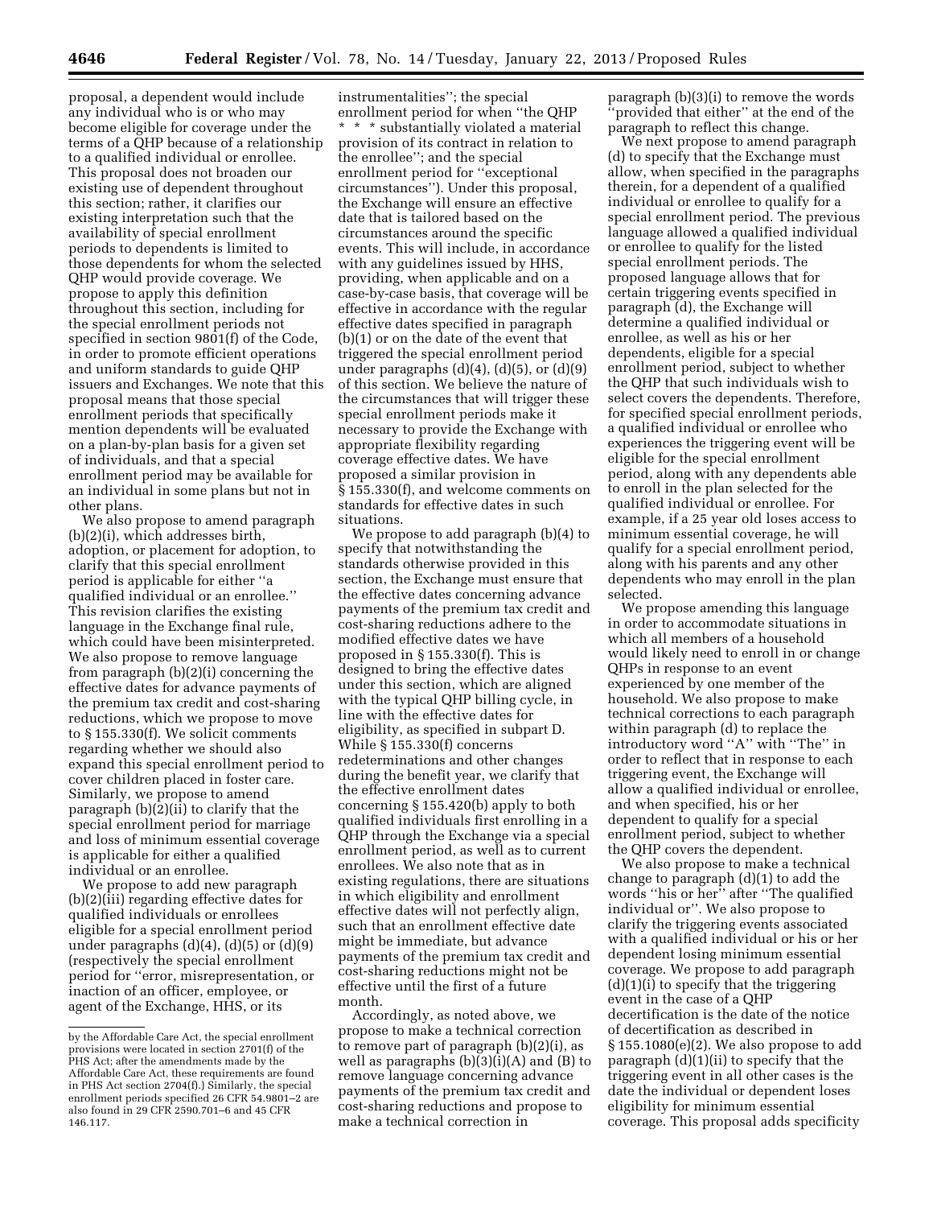proposal, a dependent would include any individual who is or who may become eligible for coverage under the terms of a QHP because of a relationship to a qualified individual or enrollee. This proposal does not broaden our existing use of dependent throughout this section; rather, it clarifies our existing interpretation such that the availability of special enrollment periods to dependents is limited to those dependents for whom the selected QHP would provide coverage. We propose to apply this definition throughout this section, including for the special enrollment periods not specified in section 9801(f) of the Code, in order to promote efficient operations and uniform standards to guide QHP issuers and Exchanges. We note that this proposal means that those special enrollment periods that specifically mention dependents will be evaluated on a plan-by-plan basis for a given set of individuals, and that a special enrollment period may be available for an individual in some plans but not in other plans.

We also propose to amend paragraph (b)(2)(i), which addresses birth, adoption, or placement for adoption, to clarify that this special enrollment period is applicable for either ''a qualified individual or an enrollee.'' This revision clarifies the existing language in the Exchange final rule, which could have been misinterpreted. We also propose to remove language from paragraph (b)(2)(i) concerning the effective dates for advance payments of the premium tax credit and cost-sharing reductions, which we propose to move to § 155.330(f). We solicit comments regarding whether we should also expand this special enrollment period to cover children placed in foster care. Similarly, we propose to amend paragraph (b)(2)(ii) to clarify that the special enrollment period for marriage and loss of minimum essential coverage is applicable for either a qualified individual or an enrollee.

We propose to add new paragraph (b)(2)(iii) regarding effective dates for qualified individuals or enrollees eligible for a special enrollment period under paragraphs (d)(4), (d)(5) or (d)(9) (respectively the special enrollment period for ''error, misrepresentation, or inaction of an officer, employee, or agent of the Exchange, HHS, or its instrumentalities''; the special enrollment period for when ''the QHP * * * substantially violated a material provision of its contract in relation to the enrollee''; and the special enrollment period for ''exceptional circumstances''). Under this proposal, the Exchange will ensure an effective date that is tailored based on the circumstances around the specific events. This will include, in accordance with any guidelines issued by HHS, providing, when applicable and on a case-by-case basis, that coverage will be effective in accordance with the regular effective dates specified in paragraph (b)(1) or on the date of the event that triggered the special enrollment period under paragraphs (d)(4), (d)(5), or (d)(9) of this section. We believe the nature of the circumstances that will trigger these special enrollment periods make it necessary to provide the Exchange with appropriate flexibility regarding coverage effective dates. We have proposed a similar provision in § 155.330(f), and welcome comments on standards for effective dates in such situations.

We propose to add paragraph (b)(4) to specify that notwithstanding the standards otherwise provided in this section, the Exchange must ensure that the effective dates concerning advance payments of the premium tax credit and cost-sharing reductions adhere to the modified effective dates we have proposed in § 155.330(f). This is designed to bring the effective dates under this section, which are aligned with the typical QHP billing cycle, in line with the effective dates for eligibility, as specified in subpart D. While § 155.330(f) concerns redeterminations and other changes during the benefit year, we clarify that the effective enrollment dates concerning § 155.420(b) apply to both qualified individuals first enrolling in a QHP through the Exchange via a special enrollment period, as well as to current enrollees. We also note that as in existing regulations, there are situations in which eligibility and enrollment effective dates will not perfectly align, such that an enrollment effective date might be immediate, but advance payments of the premium tax credit and cost-sharing reductions might not be effective until the first of a future month.

Accordingly, as noted above, we propose to make a technical correction to remove part of paragraph (b)(2)(i), as well as paragraphs (b)(3)(i)(A) and (B) to remove language concerning advance payments of the premium tax credit and cost-sharing reductions and propose to make a technical correction in paragraph (b)(3)(i) to remove the words ''provided that either'' at the end of the paragraph to reflect this change.

We next propose to amend paragraph (d) to specify that the Exchange must allow, when specified in the paragraphs therein, for a dependent of a qualified individual or enrollee to qualify for a special enrollment period. The previous language allowed a qualified individual or enrollee to qualify for the listed special enrollment periods. The proposed language allows that for certain triggering events specified in paragraph (d), the Exchange will determine a qualified individual or enrollee, as well as his or her dependents, eligible for a special enrollment period, subject to whether the QHP that such individuals wish to select covers the dependents. Therefore, for specified special enrollment periods, a qualified individual or enrollee who experiences the triggering event will be eligible for the special enrollment period, along with any dependents able to enroll in the plan selected for the qualified individual or enrollee. For example, if a 25 year old loses access to minimum essential coverage, he will qualify for a special enrollment period, along with his parents and any other dependents who may enroll in the plan selected.

We propose amending this language in order to accommodate situations in which all members of a household would likely need to enroll in or change QHPs in response to an event experienced by one member of the household. We also propose to make technical corrections to each paragraph within paragraph (d) to replace the introductory word ''A'' with ''The'' in order to reflect that in response to each triggering event, the Exchange will allow a qualified individual or enrollee, and when specified, his or her dependent to qualify for a special enrollment period, subject to whether the QHP covers the dependent.

We also propose to make a technical change to paragraph (d)(1) to add the words ''his or her'' after ''The qualified individual or''. We also propose to clarify the triggering events associated with a qualified individual or his or her dependent losing minimum essential coverage. We propose to add paragraph (d)(1)(i) to specify that the triggering event in the case of a QHP decertification is the date of the notice of decertification as described in § 155.1080(e)(2). We also propose to add paragraph (d)(1)(ii) to specify that the triggering event in all other cases is the date the individual or dependent loses eligibility for minimum essential coverage. This proposal adds specificity

by the Affordable Care Act, the special enrollment provisions were located in section 2701(f) of the PHS Act; after the amendments made by the Affordable Care Act, these requirements are found in PHS Act section 2704(f).) Similarly, the special enrollment periods specified 26 CFR 54.9801–2 are also found in 29 CFR 2590.701–6 and 45 CFR 146.117.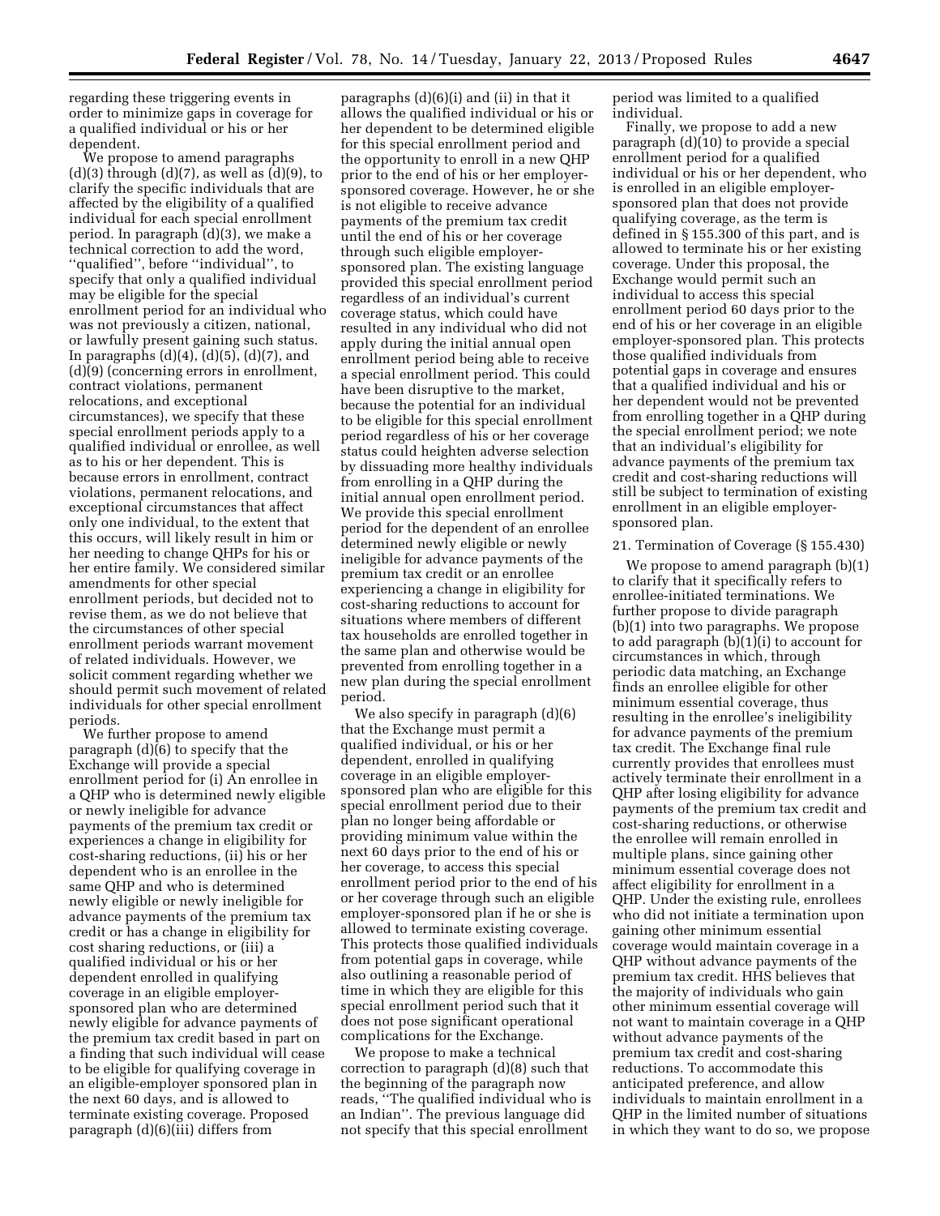regarding these triggering events in order to minimize gaps in coverage for a qualified individual or his or her dependent.

We propose to amend paragraphs (d)(3) through (d)(7), as well as (d)(9), to clarify the specific individuals that are affected by the eligibility of a qualified individual for each special enrollment period. In paragraph (d)(3), we make a technical correction to add the word, ''qualified'', before ''individual'', to specify that only a qualified individual may be eligible for the special enrollment period for an individual who was not previously a citizen, national, or lawfully present gaining such status. In paragraphs (d)(4), (d)(5), (d)(7), and (d)(9) (concerning errors in enrollment, contract violations, permanent relocations, and exceptional circumstances), we specify that these special enrollment periods apply to a qualified individual or enrollee, as well as to his or her dependent. This is because errors in enrollment, contract violations, permanent relocations, and exceptional circumstances that affect only one individual, to the extent that this occurs, will likely result in him or her needing to change QHPs for his or her entire family. We considered similar amendments for other special enrollment periods, but decided not to revise them, as we do not believe that the circumstances of other special enrollment periods warrant movement of related individuals. However, we solicit comment regarding whether we should permit such movement of related individuals for other special enrollment periods.

We further propose to amend paragraph (d)(6) to specify that the Exchange will provide a special enrollment period for (i) An enrollee in a QHP who is determined newly eligible or newly ineligible for advance payments of the premium tax credit or experiences a change in eligibility for cost-sharing reductions, (ii) his or her dependent who is an enrollee in the same QHP and who is determined newly eligible or newly ineligible for advance payments of the premium tax credit or has a change in eligibility for cost sharing reductions, or (iii) a qualified individual or his or her dependent enrolled in qualifying coverage in an eligible employer-sponsored plan who are determined newly eligible for advance payments of the premium tax credit based in part on a finding that such individual will cease to be eligible for qualifying coverage in an eligible-employer sponsored plan in the next 60 days, and is allowed to terminate existing coverage. Proposed paragraph (d)(6)(iii) differs from paragraphs (d)(6)(i) and (ii) in that it allows the qualified individual or his or her dependent to be determined eligible for this special enrollment period and the opportunity to enroll in a new QHP prior to the end of his or her employer-sponsored coverage. However, he or she is not eligible to receive advance payments of the premium tax credit until the end of his or her coverage through such eligible employer-sponsored plan. The existing language provided this special enrollment period regardless of an individual's current coverage status, which could have resulted in any individual who did not apply during the initial annual open enrollment period being able to receive a special enrollment period. This could have been disruptive to the market, because the potential for an individual to be eligible for this special enrollment period regardless of his or her coverage status could heighten adverse selection by dissuading more healthy individuals from enrolling in a QHP during the initial annual open enrollment period. We provide this special enrollment period for the dependent of an enrollee determined newly eligible or newly ineligible for advance payments of the premium tax credit or an enrollee experiencing a change in eligibility for cost-sharing reductions to account for situations where members of different tax households are enrolled together in the same plan and otherwise would be prevented from enrolling together in a new plan during the special enrollment period.

We also specify in paragraph (d)(6) that the Exchange must permit a qualified individual, or his or her dependent, enrolled in qualifying coverage in an eligible employer-sponsored plan who are eligible for this special enrollment period due to their plan no longer being affordable or providing minimum value within the next 60 days prior to the end of his or her coverage, to access this special enrollment period prior to the end of his or her coverage through such an eligible employer-sponsored plan if he or she is allowed to terminate existing coverage. This protects those qualified individuals from potential gaps in coverage, while also outlining a reasonable period of time in which they are eligible for this special enrollment period such that it does not pose significant operational complications for the Exchange.

We propose to make a technical correction to paragraph (d)(8) such that the beginning of the paragraph now reads, ''The qualified individual who is an Indian''. The previous language did not specify that this special enrollment period was limited to a qualified individual.

Finally, we propose to add a new paragraph (d)(10) to provide a special enrollment period for a qualified individual or his or her dependent, who is enrolled in an eligible employer-sponsored plan that does not provide qualifying coverage, as the term is defined in § 155.300 of this part, and is allowed to terminate his or her existing coverage. Under this proposal, the Exchange would permit such an individual to access this special enrollment period 60 days prior to the end of his or her coverage in an eligible employer-sponsored plan. This protects those qualified individuals from potential gaps in coverage and ensures that a qualified individual and his or her dependent would not be prevented from enrolling together in a QHP during the special enrollment period; we note that an individual's eligibility for advance payments of the premium tax credit and cost-sharing reductions will still be subject to termination of existing enrollment in an eligible employer-sponsored plan.

### 21. Termination of Coverage (§ 155.430)

We propose to amend paragraph (b)(1) to clarify that it specifically refers to enrollee-initiated terminations. We further propose to divide paragraph (b)(1) into two paragraphs. We propose to add paragraph (b)(1)(i) to account for circumstances in which, through periodic data matching, an Exchange finds an enrollee eligible for other minimum essential coverage, thus resulting in the enrollee's ineligibility for advance payments of the premium tax credit. The Exchange final rule currently provides that enrollees must actively terminate their enrollment in a QHP after losing eligibility for advance payments of the premium tax credit and cost-sharing reductions, or otherwise the enrollee will remain enrolled in multiple plans, since gaining other minimum essential coverage does not affect eligibility for enrollment in a QHP. Under the existing rule, enrollees who did not initiate a termination upon gaining other minimum essential coverage would maintain coverage in a QHP without advance payments of the premium tax credit. HHS believes that the majority of individuals who gain other minimum essential coverage will not want to maintain coverage in a QHP without advance payments of the premium tax credit and cost-sharing reductions. To accommodate this anticipated preference, and allow individuals to maintain enrollment in a QHP in the limited number of situations in which they want to do so, we propose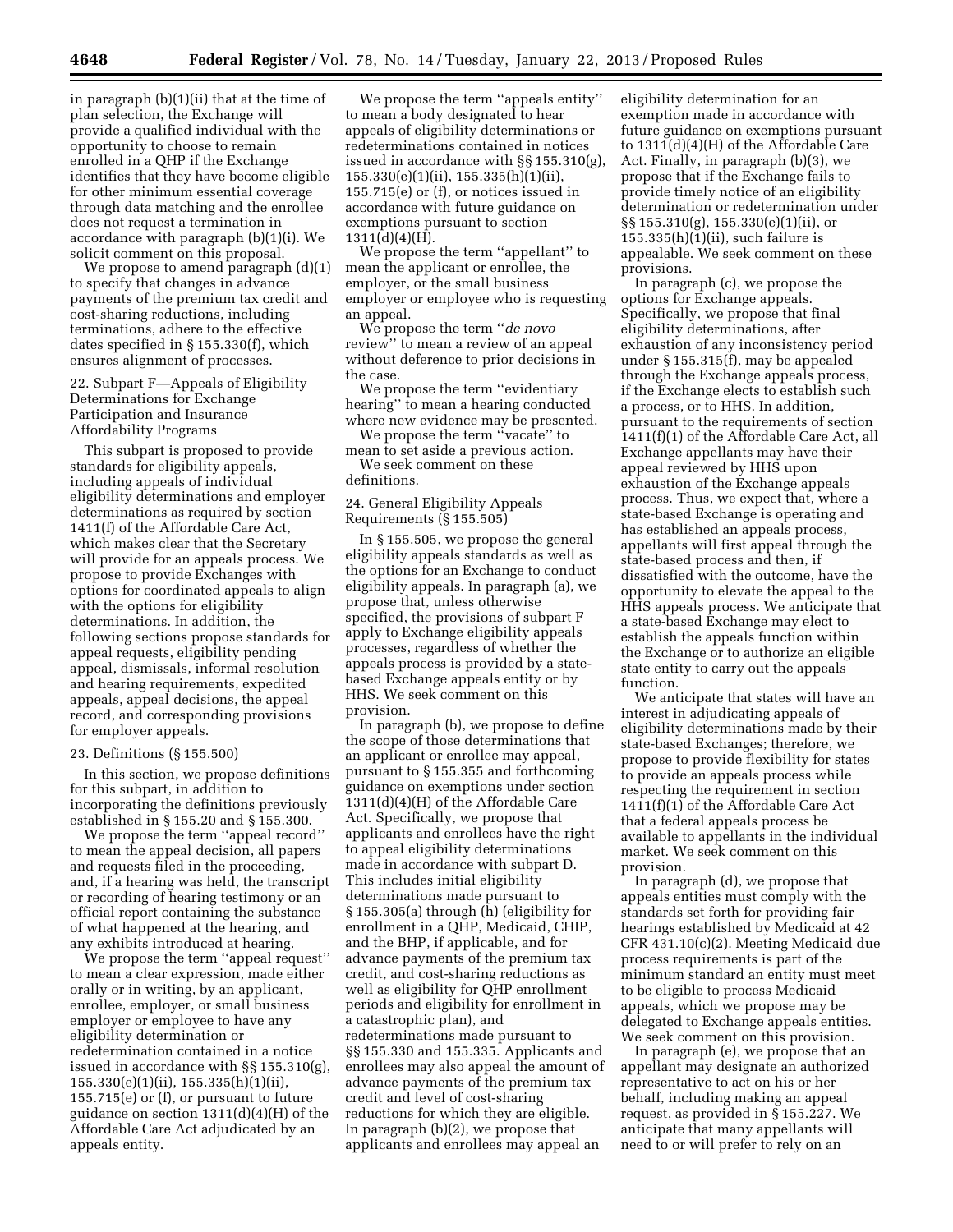in paragraph (b)(1)(ii) that at the time of plan selection, the Exchange will provide a qualified individual with the opportunity to choose to remain enrolled in a QHP if the Exchange identifies that they have become eligible for other minimum essential coverage through data matching and the enrollee does not request a termination in accordance with paragraph (b)(1)(i). We solicit comment on this proposal.

We propose to amend paragraph (d)(1) to specify that changes in advance payments of the premium tax credit and cost-sharing reductions, including terminations, adhere to the effective dates specified in § 155.330(f), which ensures alignment of processes.

### 22. Subpart F—Appeals of Eligibility Determinations for Exchange Participation and Insurance Affordability Programs

This subpart is proposed to provide standards for eligibility appeals, including appeals of individual eligibility determinations and employer determinations as required by section 1411(f) of the Affordable Care Act, which makes clear that the Secretary will provide for an appeals process. We propose to provide Exchanges with options for coordinated appeals to align with the options for eligibility determinations. In addition, the following sections propose standards for appeal requests, eligibility pending appeal, dismissals, informal resolution and hearing requirements, expedited appeals, appeal decisions, the appeal record, and corresponding provisions for employer appeals.

### 23. Definitions (§ 155.500)

In this section, we propose definitions for this subpart, in addition to incorporating the definitions previously established in § 155.20 and § 155.300.

We propose the term ''appeal record'' to mean the appeal decision, all papers and requests filed in the proceeding, and, if a hearing was held, the transcript or recording of hearing testimony or an official report containing the substance of what happened at the hearing, and any exhibits introduced at hearing.

We propose the term ''appeal request'' to mean a clear expression, made either orally or in writing, by an applicant, enrollee, employer, or small business employer or employee to have any eligibility determination or redetermination contained in a notice issued in accordance with §§ 155.310(g), 155.330(e)(1)(ii), 155.335(h)(1)(ii), 155.715(e) or (f), or pursuant to future guidance on section 1311(d)(4)(H) of the Affordable Care Act adjudicated by an appeals entity.

We propose the term ''appeals entity'' to mean a body designated to hear appeals of eligibility determinations or redeterminations contained in notices issued in accordance with §§ 155.310(g), 155.330(e)(1)(ii), 155.335(h)(1)(ii), 155.715(e) or (f), or notices issued in accordance with future guidance on exemptions pursuant to section 1311(d)(4)(H).

We propose the term ''appellant'' to mean the applicant or enrollee, the employer, or the small business employer or employee who is requesting an appeal.

We propose the term ''*de novo* review'' to mean a review of an appeal without deference to prior decisions in the case.

We propose the term ''evidentiary hearing'' to mean a hearing conducted where new evidence may be presented.

We propose the term ''vacate'' to mean to set aside a previous action.

We seek comment on these definitions.

### 24. General Eligibility Appeals Requirements (§ 155.505)

In § 155.505, we propose the general eligibility appeals standards as well as the options for an Exchange to conduct eligibility appeals. In paragraph (a), we propose that, unless otherwise specified, the provisions of subpart F apply to Exchange eligibility appeals processes, regardless of whether the appeals process is provided by a state-based Exchange appeals entity or by HHS. We seek comment on this provision.

In paragraph (b), we propose to define the scope of those determinations that an applicant or enrollee may appeal, pursuant to § 155.355 and forthcoming guidance on exemptions under section 1311(d)(4)(H) of the Affordable Care Act. Specifically, we propose that applicants and enrollees have the right to appeal eligibility determinations made in accordance with subpart D. This includes initial eligibility determinations made pursuant to § 155.305(a) through (h) (eligibility for enrollment in a QHP, Medicaid, CHIP, and the BHP, if applicable, and for advance payments of the premium tax credit, and cost-sharing reductions as well as eligibility for QHP enrollment periods and eligibility for enrollment in a catastrophic plan), and redeterminations made pursuant to §§ 155.330 and 155.335. Applicants and enrollees may also appeal the amount of advance payments of the premium tax credit and level of cost-sharing reductions for which they are eligible. In paragraph (b)(2), we propose that applicants and enrollees may appeal an eligibility determination for an exemption made in accordance with future guidance on exemptions pursuant to 1311(d)(4)(H) of the Affordable Care Act. Finally, in paragraph (b)(3), we propose that if the Exchange fails to provide timely notice of an eligibility determination or redetermination under §§ 155.310(g), 155.330(e)(1)(ii), or 155.335(h)(1)(ii), such failure is appealable. We seek comment on these provisions.

In paragraph (c), we propose the options for Exchange appeals. Specifically, we propose that final eligibility determinations, after exhaustion of any inconsistency period under § 155.315(f), may be appealed through the Exchange appeals process, if the Exchange elects to establish such a process, or to HHS. In addition, pursuant to the requirements of section 1411(f)(1) of the Affordable Care Act, all Exchange appellants may have their appeal reviewed by HHS upon exhaustion of the Exchange appeals process. Thus, we expect that, where a state-based Exchange is operating and has established an appeals process, appellants will first appeal through the state-based process and then, if dissatisfied with the outcome, have the opportunity to elevate the appeal to the HHS appeals process. We anticipate that a state-based Exchange may elect to establish the appeals function within the Exchange or to authorize an eligible state entity to carry out the appeals function.

We anticipate that states will have an interest in adjudicating appeals of eligibility determinations made by their state-based Exchanges; therefore, we propose to provide flexibility for states to provide an appeals process while respecting the requirement in section 1411(f)(1) of the Affordable Care Act that a federal appeals process be available to appellants in the individual market. We seek comment on this provision.

In paragraph (d), we propose that appeals entities must comply with the standards set forth for providing fair hearings established by Medicaid at 42 CFR 431.10(c)(2). Meeting Medicaid due process requirements is part of the minimum standard an entity must meet to be eligible to process Medicaid appeals, which we propose may be delegated to Exchange appeals entities. We seek comment on this provision.

In paragraph (e), we propose that an appellant may designate an authorized representative to act on his or her behalf, including making an appeal request, as provided in § 155.227. We anticipate that many appellants will need to or will prefer to rely on an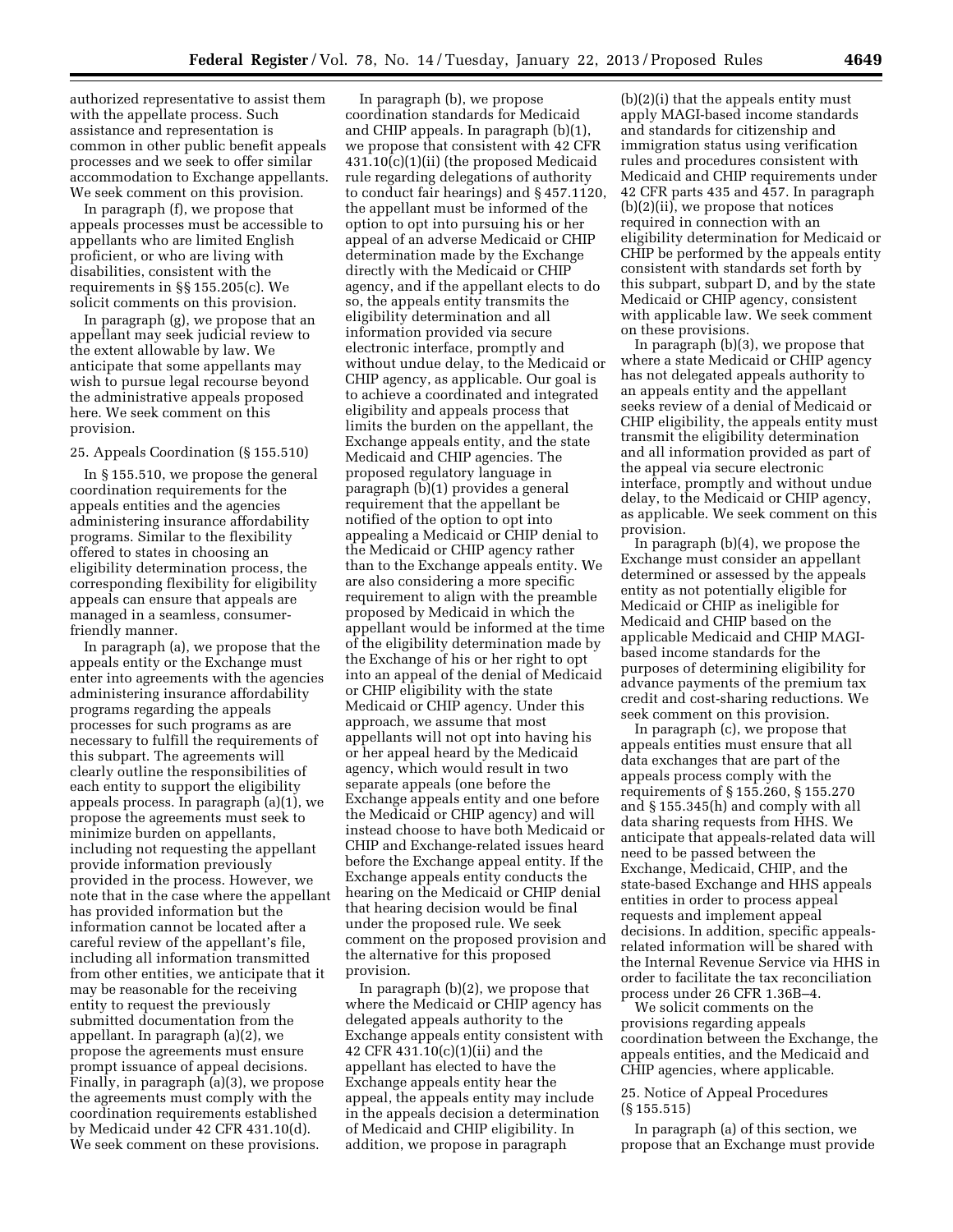authorized representative to assist them with the appellate process. Such assistance and representation is common in other public benefit appeals processes and we seek to offer similar accommodation to Exchange appellants. We seek comment on this provision.

In paragraph (f), we propose that appeals processes must be accessible to appellants who are limited English proficient, or who are living with disabilities, consistent with the requirements in §§ 155.205(c). We solicit comments on this provision.

In paragraph (g), we propose that an appellant may seek judicial review to the extent allowable by law. We anticipate that some appellants may wish to pursue legal recourse beyond the administrative appeals proposed here. We seek comment on this provision.

### 25. Appeals Coordination (§ 155.510)

In § 155.510, we propose the general coordination requirements for the appeals entities and the agencies administering insurance affordability programs. Similar to the flexibility offered to states in choosing an eligibility determination process, the corresponding flexibility for eligibility appeals can ensure that appeals are managed in a seamless, consumer-friendly manner.

In paragraph (a), we propose that the appeals entity or the Exchange must enter into agreements with the agencies administering insurance affordability programs regarding the appeals processes for such programs as are necessary to fulfill the requirements of this subpart. The agreements will clearly outline the responsibilities of each entity to support the eligibility appeals process. In paragraph (a)(1), we propose the agreements must seek to minimize burden on appellants, including not requesting the appellant provide information previously provided in the process. However, we note that in the case where the appellant has provided information but the information cannot be located after a careful review of the appellant's file, including all information transmitted from other entities, we anticipate that it may be reasonable for the receiving entity to request the previously submitted documentation from the appellant. In paragraph (a)(2), we propose the agreements must ensure prompt issuance of appeal decisions. Finally, in paragraph (a)(3), we propose the agreements must comply with the coordination requirements established by Medicaid under 42 CFR 431.10(d). We seek comment on these provisions.

In paragraph (b), we propose coordination standards for Medicaid and CHIP appeals. In paragraph (b)(1), we propose that consistent with 42 CFR 431.10(c)(1)(ii) (the proposed Medicaid rule regarding delegations of authority to conduct fair hearings) and § 457.1120, the appellant must be informed of the option to opt into pursuing his or her appeal of an adverse Medicaid or CHIP determination made by the Exchange directly with the Medicaid or CHIP agency, and if the appellant elects to do so, the appeals entity transmits the eligibility determination and all information provided via secure electronic interface, promptly and without undue delay, to the Medicaid or CHIP agency, as applicable. Our goal is to achieve a coordinated and integrated eligibility and appeals process that limits the burden on the appellant, the Exchange appeals entity, and the state Medicaid and CHIP agencies. The proposed regulatory language in paragraph (b)(1) provides a general requirement that the appellant be notified of the option to opt into appealing a Medicaid or CHIP denial to the Medicaid or CHIP agency rather than to the Exchange appeals entity. We are also considering a more specific requirement to align with the preamble proposed by Medicaid in which the appellant would be informed at the time of the eligibility determination made by the Exchange of his or her right to opt into an appeal of the denial of Medicaid or CHIP eligibility with the state Medicaid or CHIP agency. Under this approach, we assume that most appellants will not opt into having his or her appeal heard by the Medicaid agency, which would result in two separate appeals (one before the Exchange appeals entity and one before the Medicaid or CHIP agency) and will instead choose to have both Medicaid or CHIP and Exchange-related issues heard before the Exchange appeal entity. If the Exchange appeals entity conducts the hearing on the Medicaid or CHIP denial that hearing decision would be final under the proposed rule. We seek comment on the proposed provision and the alternative for this proposed provision.

In paragraph (b)(2), we propose that where the Medicaid or CHIP agency has delegated appeals authority to the Exchange appeals entity consistent with 42 CFR 431.10(c)(1)(ii) and the appellant has elected to have the Exchange appeals entity hear the appeal, the appeals entity may include in the appeals decision a determination of Medicaid and CHIP eligibility. In addition, we propose in paragraph (b)(2)(i) that the appeals entity must apply MAGI-based income standards and standards for citizenship and immigration status using verification rules and procedures consistent with Medicaid and CHIP requirements under 42 CFR parts 435 and 457. In paragraph (b)(2)(ii), we propose that notices required in connection with an eligibility determination for Medicaid or CHIP be performed by the appeals entity consistent with standards set forth by this subpart, subpart D, and by the state Medicaid or CHIP agency, consistent with applicable law. We seek comment on these provisions.

In paragraph (b)(3), we propose that where a state Medicaid or CHIP agency has not delegated appeals authority to an appeals entity and the appellant seeks review of a denial of Medicaid or CHIP eligibility, the appeals entity must transmit the eligibility determination and all information provided as part of the appeal via secure electronic interface, promptly and without undue delay, to the Medicaid or CHIP agency, as applicable. We seek comment on this provision.

In paragraph (b)(4), we propose the Exchange must consider an appellant determined or assessed by the appeals entity as not potentially eligible for Medicaid or CHIP as ineligible for Medicaid and CHIP based on the applicable Medicaid and CHIP MAGI-based income standards for the purposes of determining eligibility for advance payments of the premium tax credit and cost-sharing reductions. We seek comment on this provision.

In paragraph (c), we propose that appeals entities must ensure that all data exchanges that are part of the appeals process comply with the requirements of § 155.260, § 155.270 and § 155.345(h) and comply with all data sharing requests from HHS. We anticipate that appeals-related data will need to be passed between the Exchange, Medicaid, CHIP, and the state-based Exchange and HHS appeals entities in order to process appeal requests and implement appeal decisions. In addition, specific appeals-related information will be shared with the Internal Revenue Service via HHS in order to facilitate the tax reconciliation process under 26 CFR 1.36B–4.

We solicit comments on the provisions regarding appeals coordination between the Exchange, the appeals entities, and the Medicaid and CHIP agencies, where applicable.

### 25. Notice of Appeal Procedures (§ 155.515)

In paragraph (a) of this section, we propose that an Exchange must provide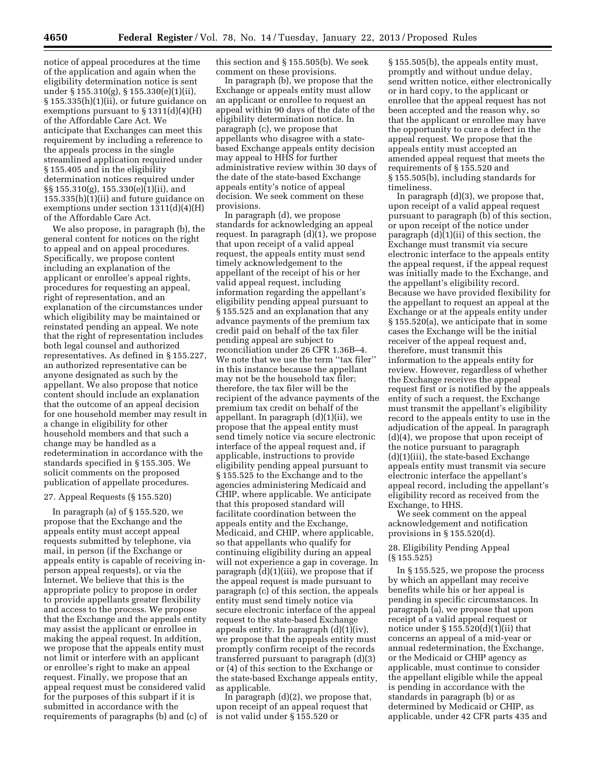notice of appeal procedures at the time of the application and again when the eligibility determination notice is sent under § 155.310(g), § 155.330(e)(1)(ii), § 155.335(h)(1)(ii), or future guidance on exemptions pursuant to § 1311(d)(4)(H) of the Affordable Care Act. We anticipate that Exchanges can meet this requirement by including a reference to the appeals process in the single streamlined application required under § 155.405 and in the eligibility determination notices required under §§ 155.310(g), 155.330(e)(1)(ii), and 155.335(h)(1)(ii) and future guidance on exemptions under section 1311(d)(4)(H) of the Affordable Care Act.

We also propose, in paragraph (b), the general content for notices on the right to appeal and on appeal procedures. Specifically, we propose content including an explanation of the applicant or enrollee's appeal rights, procedures for requesting an appeal, right of representation, and an explanation of the circumstances under which eligibility may be maintained or reinstated pending an appeal. We note that the right of representation includes both legal counsel and authorized representatives. As defined in § 155.227, an authorized representative can be anyone designated as such by the appellant. We also propose that notice content should include an explanation that the outcome of an appeal decision for one household member may result in a change in eligibility for other household members and that such a change may be handled as a redetermination in accordance with the standards specified in § 155.305. We solicit comments on the proposed publication of appellate procedures.

### 27. Appeal Requests (§ 155.520)

In paragraph (a) of § 155.520, we propose that the Exchange and the appeals entity must accept appeal requests submitted by telephone, via mail, in person (if the Exchange or appeals entity is capable of receiving in-person appeal requests), or via the Internet. We believe that this is the appropriate policy to propose in order to provide appellants greater flexibility and access to the process. We propose that the Exchange and the appeals entity may assist the applicant or enrollee in making the appeal request. In addition, we propose that the appeals entity must not limit or interfere with an applicant or enrollee's right to make an appeal request. Finally, we propose that an appeal request must be considered valid for the purposes of this subpart if it is submitted in accordance with the requirements of paragraphs (b) and (c) of this section and § 155.505(b). We seek comment on these provisions.

In paragraph (b), we propose that the Exchange or appeals entity must allow an applicant or enrollee to request an appeal within 90 days of the date of the eligibility determination notice. In paragraph (c), we propose that appellants who disagree with a state-based Exchange appeals entity decision may appeal to HHS for further administrative review within 30 days of the date of the state-based Exchange appeals entity's notice of appeal decision. We seek comment on these provisions.

In paragraph (d), we propose standards for acknowledging an appeal request. In paragraph (d)(1), we propose that upon receipt of a valid appeal request, the appeals entity must send timely acknowledgement to the appellant of the receipt of his or her valid appeal request, including information regarding the appellant's eligibility pending appeal pursuant to § 155.525 and an explanation that any advance payments of the premium tax credit paid on behalf of the tax filer pending appeal are subject to reconciliation under 26 CFR 1.36B–4. We note that we use the term ''tax filer'' in this instance because the appellant may not be the household tax filer; therefore, the tax filer will be the recipient of the advance payments of the premium tax credit on behalf of the appellant. In paragraph (d)(1)(ii), we propose that the appeal entity must send timely notice via secure electronic interface of the appeal request and, if applicable, instructions to provide eligibility pending appeal pursuant to § 155.525 to the Exchange and to the agencies administering Medicaid and CHIP, where applicable. We anticipate that this proposed standard will facilitate coordination between the appeals entity and the Exchange, Medicaid, and CHIP, where applicable, so that appellants who qualify for continuing eligibility during an appeal will not experience a gap in coverage. In paragraph (d)(1)(iii), we propose that if the appeal request is made pursuant to paragraph (c) of this section, the appeals entity must send timely notice via secure electronic interface of the appeal request to the state-based Exchange appeals entity. In paragraph (d)(1)(iv), we propose that the appeals entity must promptly confirm receipt of the records transferred pursuant to paragraph (d)(3) or (4) of this section to the Exchange or the state-based Exchange appeals entity, as applicable.

In paragraph (d)(2), we propose that, upon receipt of an appeal request that is not valid under § 155.520 or § 155.505(b), the appeals entity must, promptly and without undue delay, send written notice, either electronically or in hard copy, to the applicant or enrollee that the appeal request has not been accepted and the reason why, so that the applicant or enrollee may have the opportunity to cure a defect in the appeal request. We propose that the appeals entity must accepted an amended appeal request that meets the requirements of § 155.520 and § 155.505(b), including standards for timeliness.

In paragraph (d)(3), we propose that, upon receipt of a valid appeal request pursuant to paragraph (b) of this section, or upon receipt of the notice under paragraph (d)(1)(ii) of this section, the Exchange must transmit via secure electronic interface to the appeals entity the appeal request, if the appeal request was initially made to the Exchange, and the appellant's eligibility record. Because we have provided flexibility for the appellant to request an appeal at the Exchange or at the appeals entity under § 155.520(a), we anticipate that in some cases the Exchange will be the initial receiver of the appeal request and, therefore, must transmit this information to the appeals entity for review. However, regardless of whether the Exchange receives the appeal request first or is notified by the appeals entity of such a request, the Exchange must transmit the appellant's eligibility record to the appeals entity to use in the adjudication of the appeal. In paragraph (d)(4), we propose that upon receipt of the notice pursuant to paragraph (d)(1)(iii), the state-based Exchange appeals entity must transmit via secure electronic interface the appellant's appeal record, including the appellant's eligibility record as received from the Exchange, to HHS.

We seek comment on the appeal acknowledgement and notification provisions in § 155.520(d).

### 28. Eligibility Pending Appeal (§ 155.525)

In § 155.525, we propose the process by which an appellant may receive benefits while his or her appeal is pending in specific circumstances. In paragraph (a), we propose that upon receipt of a valid appeal request or notice under § 155.520(d)(1)(ii) that concerns an appeal of a mid-year or annual redetermination, the Exchange, or the Medicaid or CHIP agency as applicable, must continue to consider the appellant eligible while the appeal is pending in accordance with the standards in paragraph (b) or as determined by Medicaid or CHIP, as applicable, under 42 CFR parts 435 and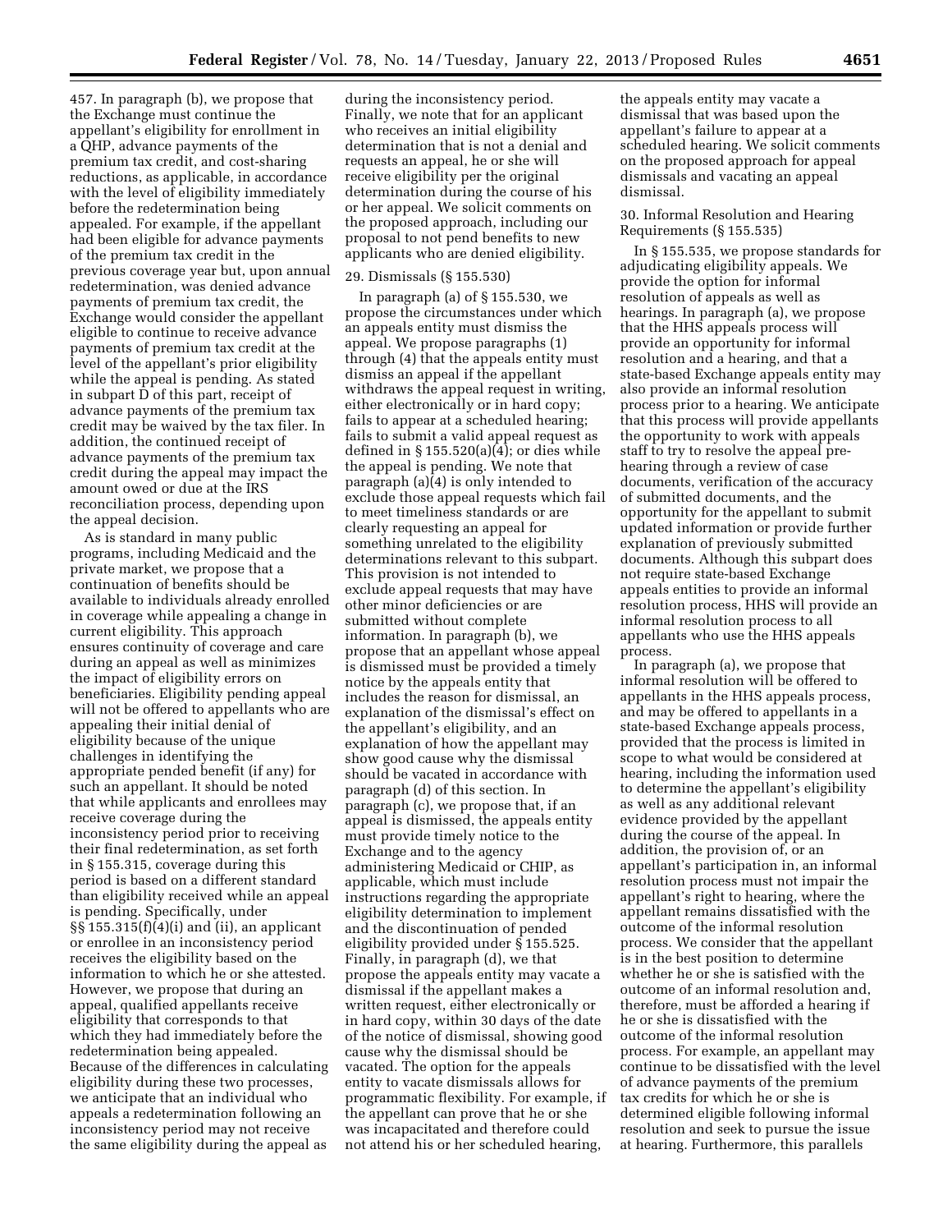457. In paragraph (b), we propose that the Exchange must continue the appellant's eligibility for enrollment in a QHP, advance payments of the premium tax credit, and cost-sharing reductions, as applicable, in accordance with the level of eligibility immediately before the redetermination being appealed. For example, if the appellant had been eligible for advance payments of the premium tax credit in the previous coverage year but, upon annual redetermination, was denied advance payments of premium tax credit, the Exchange would consider the appellant eligible to continue to receive advance payments of premium tax credit at the level of the appellant's prior eligibility while the appeal is pending. As stated in subpart D of this part, receipt of advance payments of the premium tax credit may be waived by the tax filer. In addition, the continued receipt of advance payments of the premium tax credit during the appeal may impact the amount owed or due at the IRS reconciliation process, depending upon the appeal decision.

As is standard in many public programs, including Medicaid and the private market, we propose that a continuation of benefits should be available to individuals already enrolled in coverage while appealing a change in current eligibility. This approach ensures continuity of coverage and care during an appeal as well as minimizes the impact of eligibility errors on beneficiaries. Eligibility pending appeal will not be offered to appellants who are appealing their initial denial of eligibility because of the unique challenges in identifying the appropriate pended benefit (if any) for such an appellant. It should be noted that while applicants and enrollees may receive coverage during the inconsistency period prior to receiving their final redetermination, as set forth in § 155.315, coverage during this period is based on a different standard than eligibility received while an appeal is pending. Specifically, under §§ 155.315(f)(4)(i) and (ii), an applicant or enrollee in an inconsistency period receives the eligibility based on the information to which he or she attested. However, we propose that during an appeal, qualified appellants receive eligibility that corresponds to that which they had immediately before the redetermination being appealed. Because of the differences in calculating eligibility during these two processes, we anticipate that an individual who appeals a redetermination following an inconsistency period may not receive the same eligibility during the appeal as during the inconsistency period. Finally, we note that for an applicant who receives an initial eligibility determination that is not a denial and requests an appeal, he or she will receive eligibility per the original determination during the course of his or her appeal. We solicit comments on the proposed approach, including our proposal to not pend benefits to new applicants who are denied eligibility.

29. Dismissals (§ 155.530)

In paragraph (a) of § 155.530, we propose the circumstances under which an appeals entity must dismiss the appeal. We propose paragraphs (1) through (4) that the appeals entity must dismiss an appeal if the appellant withdraws the appeal request in writing, either electronically or in hard copy; fails to appear at a scheduled hearing; fails to submit a valid appeal request as defined in § 155.520(a)(4); or dies while the appeal is pending. We note that paragraph (a)(4) is only intended to exclude those appeal requests which fail to meet timeliness standards or are clearly requesting an appeal for something unrelated to the eligibility determinations relevant to this subpart. This provision is not intended to exclude appeal requests that may have other minor deficiencies or are submitted without complete information. In paragraph (b), we propose that an appellant whose appeal is dismissed must be provided a timely notice by the appeals entity that includes the reason for dismissal, an explanation of the dismissal's effect on the appellant's eligibility, and an explanation of how the appellant may show good cause why the dismissal should be vacated in accordance with paragraph (d) of this section. In paragraph (c), we propose that, if an appeal is dismissed, the appeals entity must provide timely notice to the Exchange and to the agency administering Medicaid or CHIP, as applicable, which must include instructions regarding the appropriate eligibility determination to implement and the discontinuation of pended eligibility provided under § 155.525. Finally, in paragraph (d), we that propose the appeals entity may vacate a dismissal if the appellant makes a written request, either electronically or in hard copy, within 30 days of the date of the notice of dismissal, showing good cause why the dismissal should be vacated. The option for the appeals entity to vacate dismissals allows for programmatic flexibility. For example, if the appellant can prove that he or she was incapacitated and therefore could not attend his or her scheduled hearing, the appeals entity may vacate a dismissal that was based upon the appellant's failure to appear at a scheduled hearing. We solicit comments on the proposed approach for appeal dismissals and vacating an appeal dismissal.

30. Informal Resolution and Hearing Requirements (§ 155.535)

In § 155.535, we propose standards for adjudicating eligibility appeals. We provide the option for informal resolution of appeals as well as hearings. In paragraph (a), we propose that the HHS appeals process will provide an opportunity for informal resolution and a hearing, and that a state-based Exchange appeals entity may also provide an informal resolution process prior to a hearing. We anticipate that this process will provide appellants the opportunity to work with appeals staff to try to resolve the appeal pre-hearing through a review of case documents, verification of the accuracy of submitted documents, and the opportunity for the appellant to submit updated information or provide further explanation of previously submitted documents. Although this subpart does not require state-based Exchange appeals entities to provide an informal resolution process, HHS will provide an informal resolution process to all appellants who use the HHS appeals process.

In paragraph (a), we propose that informal resolution will be offered to appellants in the HHS appeals process, and may be offered to appellants in a state-based Exchange appeals process, provided that the process is limited in scope to what would be considered at hearing, including the information used to determine the appellant's eligibility as well as any additional relevant evidence provided by the appellant during the course of the appeal. In addition, the provision of, or an appellant's participation in, an informal resolution process must not impair the appellant's right to hearing, where the appellant remains dissatisfied with the outcome of the informal resolution process. We consider that the appellant is in the best position to determine whether he or she is satisfied with the outcome of an informal resolution and, therefore, must be afforded a hearing if he or she is dissatisfied with the outcome of the informal resolution process. For example, an appellant may continue to be dissatisfied with the level of advance payments of the premium tax credits for which he or she is determined eligible following informal resolution and seek to pursue the issue at hearing. Furthermore, this parallels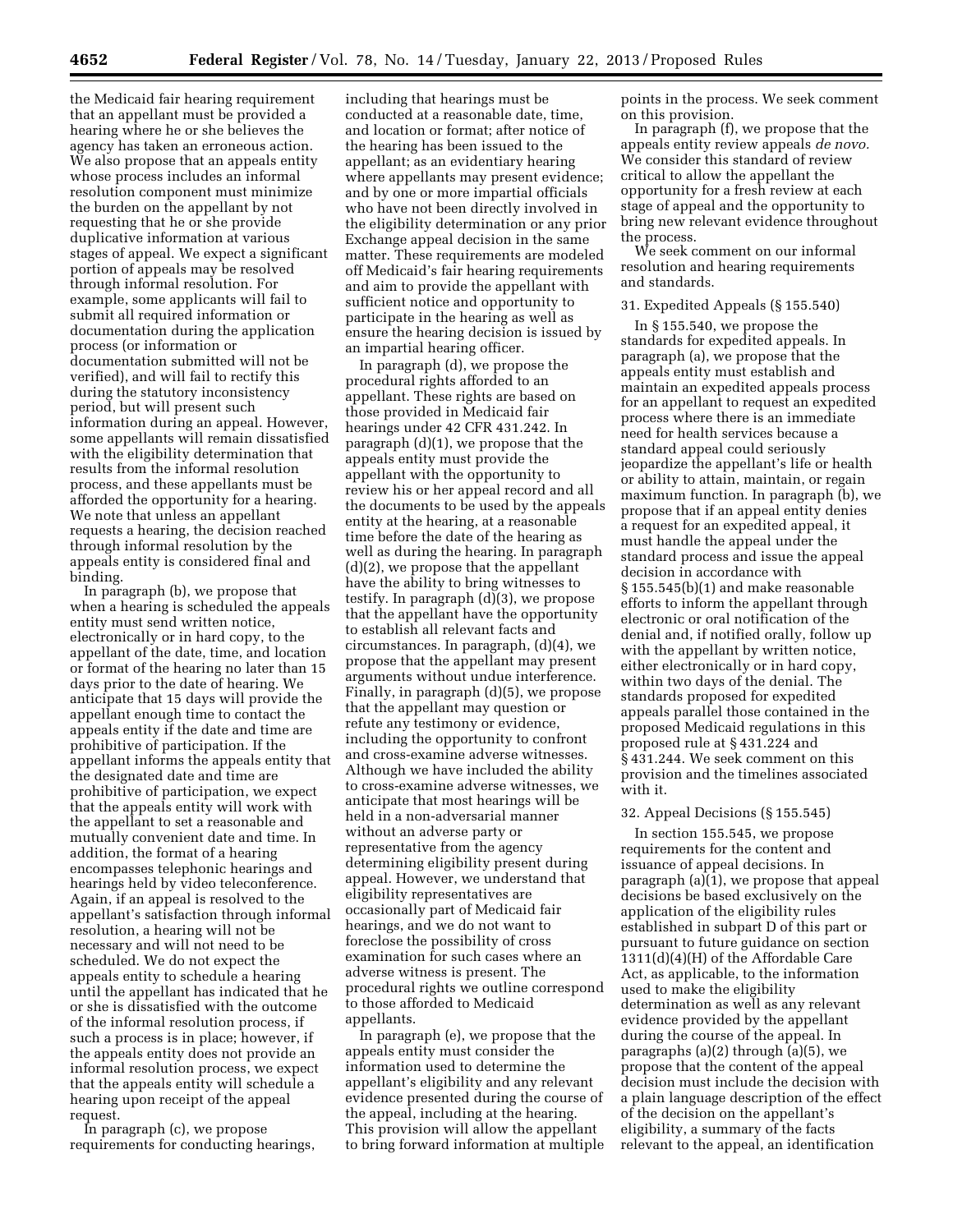the Medicaid fair hearing requirement that an appellant must be provided a hearing where he or she believes the agency has taken an erroneous action. We also propose that an appeals entity whose process includes an informal resolution component must minimize the burden on the appellant by not requesting that he or she provide duplicative information at various stages of appeal. We expect a significant portion of appeals may be resolved through informal resolution. For example, some applicants will fail to submit all required information or documentation during the application process (or information or documentation submitted will not be verified), and will fail to rectify this during the statutory inconsistency period, but will present such information during an appeal. However, some appellants will remain dissatisfied with the eligibility determination that results from the informal resolution process, and these appellants must be afforded the opportunity for a hearing. We note that unless an appellant requests a hearing, the decision reached through informal resolution by the appeals entity is considered final and binding.

In paragraph (b), we propose that when a hearing is scheduled the appeals entity must send written notice, electronically or in hard copy, to the appellant of the date, time, and location or format of the hearing no later than 15 days prior to the date of hearing. We anticipate that 15 days will provide the appellant enough time to contact the appeals entity if the date and time are prohibitive of participation. If the appellant informs the appeals entity that the designated date and time are prohibitive of participation, we expect that the appeals entity will work with the appellant to set a reasonable and mutually convenient date and time. In addition, the format of a hearing encompasses telephonic hearings and hearings held by video teleconference. Again, if an appeal is resolved to the appellant's satisfaction through informal resolution, a hearing will not be necessary and will not need to be scheduled. We do not expect the appeals entity to schedule a hearing until the appellant has indicated that he or she is dissatisfied with the outcome of the informal resolution process, if such a process is in place; however, if the appeals entity does not provide an informal resolution process, we expect that the appeals entity will schedule a hearing upon receipt of the appeal request.

In paragraph (c), we propose requirements for conducting hearings, including that hearings must be conducted at a reasonable date, time, and location or format; after notice of the hearing has been issued to the appellant; as an evidentiary hearing where appellants may present evidence; and by one or more impartial officials who have not been directly involved in the eligibility determination or any prior Exchange appeal decision in the same matter. These requirements are modeled off Medicaid's fair hearing requirements and aim to provide the appellant with sufficient notice and opportunity to participate in the hearing as well as ensure the hearing decision is issued by an impartial hearing officer.

In paragraph (d), we propose the procedural rights afforded to an appellant. These rights are based on those provided in Medicaid fair hearings under 42 CFR 431.242. In paragraph (d)(1), we propose that the appeals entity must provide the appellant with the opportunity to review his or her appeal record and all the documents to be used by the appeals entity at the hearing, at a reasonable time before the date of the hearing as well as during the hearing. In paragraph (d)(2), we propose that the appellant have the ability to bring witnesses to testify. In paragraph (d)(3), we propose that the appellant have the opportunity to establish all relevant facts and circumstances. In paragraph, (d)(4), we propose that the appellant may present arguments without undue interference. Finally, in paragraph (d)(5), we propose that the appellant may question or refute any testimony or evidence, including the opportunity to confront and cross-examine adverse witnesses. Although we have included the ability to cross-examine adverse witnesses, we anticipate that most hearings will be held in a non-adversarial manner without an adverse party or representative from the agency determining eligibility present during appeal. However, we understand that eligibility representatives are occasionally part of Medicaid fair hearings, and we do not want to foreclose the possibility of cross examination for such cases where an adverse witness is present. The procedural rights we outline correspond to those afforded to Medicaid appellants.

In paragraph (e), we propose that the appeals entity must consider the information used to determine the appellant's eligibility and any relevant evidence presented during the course of the appeal, including at the hearing. This provision will allow the appellant to bring forward information at multiple points in the process. We seek comment on this provision.

In paragraph (f), we propose that the appeals entity review appeals *de novo.* We consider this standard of review critical to allow the appellant the opportunity for a fresh review at each stage of appeal and the opportunity to bring new relevant evidence throughout the process.

We seek comment on our informal resolution and hearing requirements and standards.

31. Expedited Appeals (§ 155.540)

In § 155.540, we propose the standards for expedited appeals. In paragraph (a), we propose that the appeals entity must establish and maintain an expedited appeals process for an appellant to request an expedited process where there is an immediate need for health services because a standard appeal could seriously jeopardize the appellant's life or health or ability to attain, maintain, or regain maximum function. In paragraph (b), we propose that if an appeal entity denies a request for an expedited appeal, it must handle the appeal under the standard process and issue the appeal decision in accordance with § 155.545(b)(1) and make reasonable efforts to inform the appellant through electronic or oral notification of the denial and, if notified orally, follow up with the appellant by written notice, either electronically or in hard copy, within two days of the denial. The standards proposed for expedited appeals parallel those contained in the proposed Medicaid regulations in this proposed rule at § 431.224 and § 431.244. We seek comment on this provision and the timelines associated with it.

32. Appeal Decisions (§ 155.545)

In section 155.545, we propose requirements for the content and issuance of appeal decisions. In paragraph (a)(1), we propose that appeal decisions be based exclusively on the application of the eligibility rules established in subpart D of this part or pursuant to future guidance on section 1311(d)(4)(H) of the Affordable Care Act, as applicable, to the information used to make the eligibility determination as well as any relevant evidence provided by the appellant during the course of the appeal. In paragraphs (a)(2) through (a)(5), we propose that the content of the appeal decision must include the decision with a plain language description of the effect of the decision on the appellant's eligibility, a summary of the facts relevant to the appeal, an identification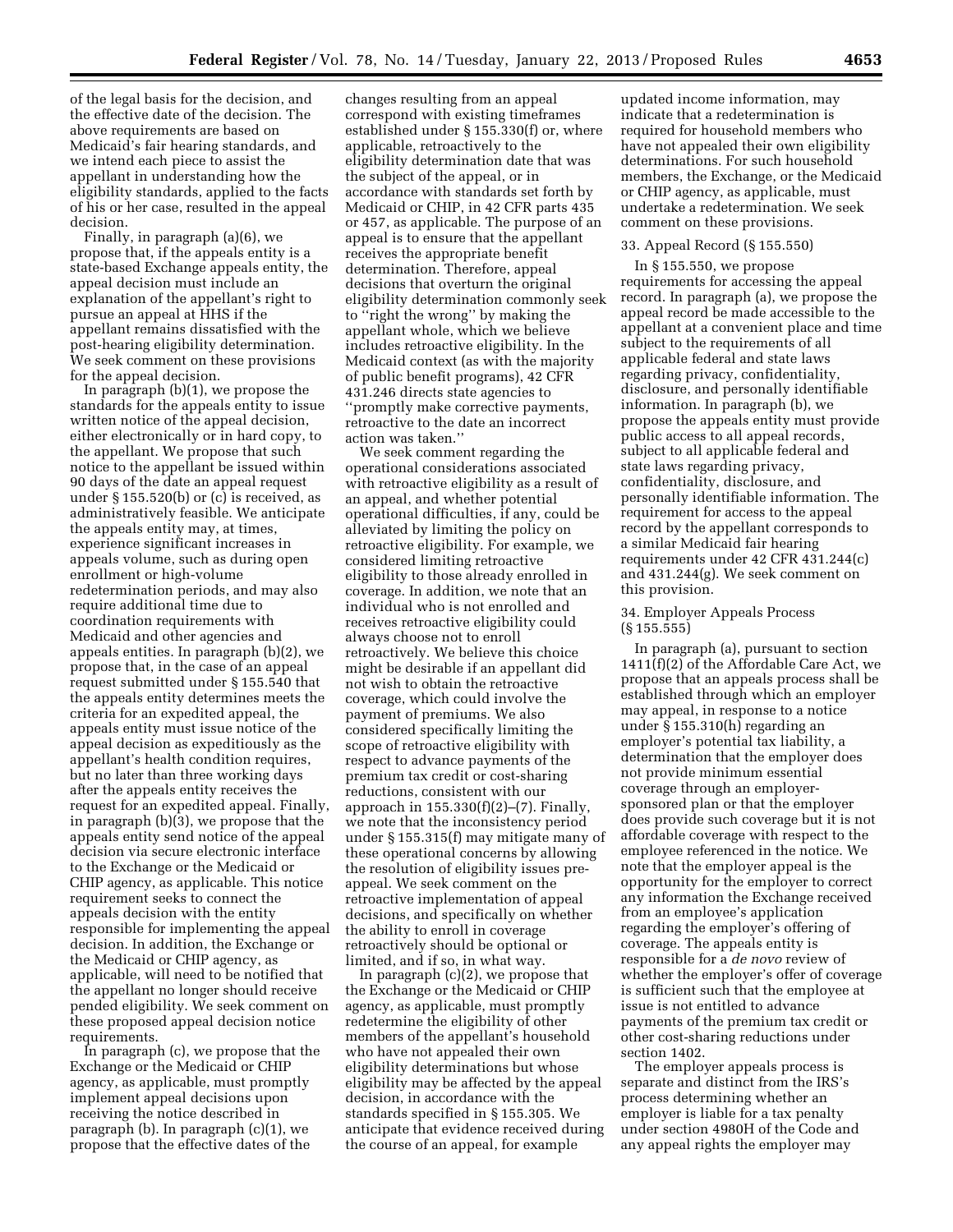of the legal basis for the decision, and the effective date of the decision. The above requirements are based on Medicaid's fair hearing standards, and we intend each piece to assist the appellant in understanding how the eligibility standards, applied to the facts of his or her case, resulted in the appeal decision.

Finally, in paragraph (a)(6), we propose that, if the appeals entity is a state-based Exchange appeals entity, the appeal decision must include an explanation of the appellant's right to pursue an appeal at HHS if the appellant remains dissatisfied with the post-hearing eligibility determination. We seek comment on these provisions for the appeal decision.

In paragraph (b)(1), we propose the standards for the appeals entity to issue written notice of the appeal decision, either electronically or in hard copy, to the appellant. We propose that such notice to the appellant be issued within 90 days of the date an appeal request under § 155.520(b) or (c) is received, as administratively feasible. We anticipate the appeals entity may, at times, experience significant increases in appeals volume, such as during open enrollment or high-volume redetermination periods, and may also require additional time due to coordination requirements with Medicaid and other agencies and appeals entities. In paragraph (b)(2), we propose that, in the case of an appeal request submitted under § 155.540 that the appeals entity determines meets the criteria for an expedited appeal, the appeals entity must issue notice of the appeal decision as expeditiously as the appellant's health condition requires, but no later than three working days after the appeals entity receives the request for an expedited appeal. Finally, in paragraph (b)(3), we propose that the appeals entity send notice of the appeal decision via secure electronic interface to the Exchange or the Medicaid or CHIP agency, as applicable. This notice requirement seeks to connect the appeals decision with the entity responsible for implementing the appeal decision. In addition, the Exchange or the Medicaid or CHIP agency, as applicable, will need to be notified that the appellant no longer should receive pended eligibility. We seek comment on these proposed appeal decision notice requirements.

In paragraph (c), we propose that the Exchange or the Medicaid or CHIP agency, as applicable, must promptly implement appeal decisions upon receiving the notice described in paragraph (b). In paragraph (c)(1), we propose that the effective dates of the changes resulting from an appeal correspond with existing timeframes established under § 155.330(f) or, where applicable, retroactively to the eligibility determination date that was the subject of the appeal, or in accordance with standards set forth by Medicaid or CHIP, in 42 CFR parts 435 or 457, as applicable. The purpose of an appeal is to ensure that the appellant receives the appropriate benefit determination. Therefore, appeal decisions that overturn the original eligibility determination commonly seek to "right the wrong" by making the appellant whole, which we believe includes retroactive eligibility. In the Medicaid context (as with the majority of public benefit programs), 42 CFR 431.246 directs state agencies to "promptly make corrective payments, retroactive to the date an incorrect action was taken."

We seek comment regarding the operational considerations associated with retroactive eligibility as a result of an appeal, and whether potential operational difficulties, if any, could be alleviated by limiting the policy on retroactive eligibility. For example, we considered limiting retroactive eligibility to those already enrolled in coverage. In addition, we note that an individual who is not enrolled and receives retroactive eligibility could always choose not to enroll retroactively. We believe this choice might be desirable if an appellant did not wish to obtain the retroactive coverage, which could involve the payment of premiums. We also considered specifically limiting the scope of retroactive eligibility with respect to advance payments of the premium tax credit or cost-sharing reductions, consistent with our approach in 155.330(f)(2)–(7). Finally, we note that the inconsistency period under § 155.315(f) may mitigate many of these operational concerns by allowing the resolution of eligibility issues pre-appeal. We seek comment on the retroactive implementation of appeal decisions, and specifically on whether the ability to enroll in coverage retroactively should be optional or limited, and if so, in what way.

In paragraph (c)(2), we propose that the Exchange or the Medicaid or CHIP agency, as applicable, must promptly redetermine the eligibility of other members of the appellant's household who have not appealed their own eligibility determinations but whose eligibility may be affected by the appeal decision, in accordance with the standards specified in § 155.305. We anticipate that evidence received during the course of an appeal, for example updated income information, may indicate that a redetermination is required for household members who have not appealed their own eligibility determinations. For such household members, the Exchange, or the Medicaid or CHIP agency, as applicable, must undertake a redetermination. We seek comment on these provisions.

33. Appeal Record (§ 155.550)

In § 155.550, we propose requirements for accessing the appeal record. In paragraph (a), we propose the appeal record be made accessible to the appellant at a convenient place and time subject to the requirements of all applicable federal and state laws regarding privacy, confidentiality, disclosure, and personally identifiable information. In paragraph (b), we propose the appeals entity must provide public access to all appeal records, subject to all applicable federal and state laws regarding privacy, confidentiality, disclosure, and personally identifiable information. The requirement for access to the appeal record by the appellant corresponds to a similar Medicaid fair hearing requirements under 42 CFR 431.244(c) and 431.244(g). We seek comment on this provision.

34. Employer Appeals Process (§ 155.555)

In paragraph (a), pursuant to section 1411(f)(2) of the Affordable Care Act, we propose that an appeals process shall be established through which an employer may appeal, in response to a notice under § 155.310(h) regarding an employer's potential tax liability, a determination that the employer does not provide minimum essential coverage through an employer-sponsored plan or that the employer does provide such coverage but it is not affordable coverage with respect to the employee referenced in the notice. We note that the employer appeal is the opportunity for the employer to correct any information the Exchange received from an employee's application regarding the employer's offering of coverage. The appeals entity is responsible for a *de novo* review of whether the employer's offer of coverage is sufficient such that the employee at issue is not entitled to advance payments of the premium tax credit or other cost-sharing reductions under section 1402.

The employer appeals process is separate and distinct from the IRS's process determining whether an employer is liable for a tax penalty under section 4980H of the Code and any appeal rights the employer may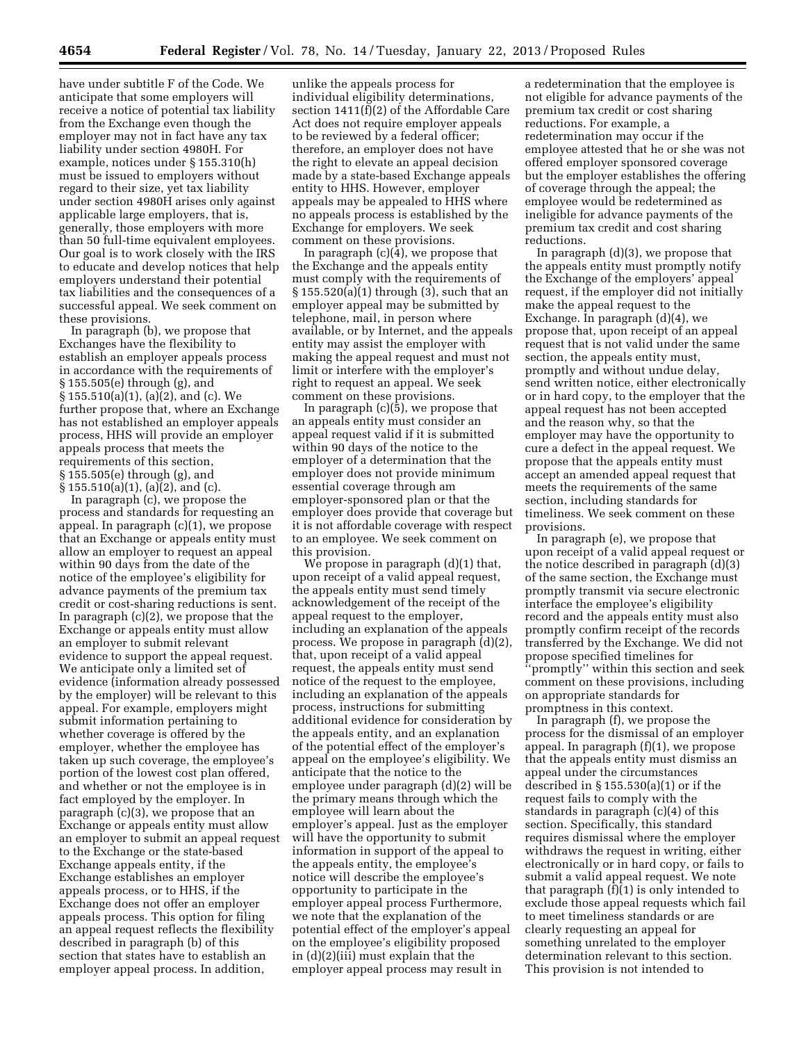have under subtitle F of the Code. We anticipate that some employers will receive a notice of potential tax liability from the Exchange even though the employer may not in fact have any tax liability under section 4980H. For example, notices under § 155.310(h) must be issued to employers without regard to their size, yet tax liability under section 4980H arises only against applicable large employers, that is, generally, those employers with more than 50 full-time equivalent employees. Our goal is to work closely with the IRS to educate and develop notices that help employers understand their potential tax liabilities and the consequences of a successful appeal. We seek comment on these provisions.

In paragraph (b), we propose that Exchanges have the flexibility to establish an employer appeals process in accordance with the requirements of § 155.505(e) through (g), and § 155.510(a)(1), (a)(2), and (c). We further propose that, where an Exchange has not established an employer appeals process, HHS will provide an employer appeals process that meets the requirements of this section, § 155.505(e) through (g), and § 155.510(a)(1), (a)(2), and (c).

In paragraph (c), we propose the process and standards for requesting an appeal. In paragraph (c)(1), we propose that an Exchange or appeals entity must allow an employer to request an appeal within 90 days from the date of the notice of the employee's eligibility for advance payments of the premium tax credit or cost-sharing reductions is sent. In paragraph (c)(2), we propose that the Exchange or appeals entity must allow an employer to submit relevant evidence to support the appeal request. We anticipate only a limited set of evidence (information already possessed by the employer) will be relevant to this appeal. For example, employers might submit information pertaining to whether coverage is offered by the employer, whether the employee has taken up such coverage, the employee's portion of the lowest cost plan offered, and whether or not the employee is in fact employed by the employer. In paragraph (c)(3), we propose that an Exchange or appeals entity must allow an employer to submit an appeal request to the Exchange or the state-based Exchange appeals entity, if the Exchange establishes an employer appeals process, or to HHS, if the Exchange does not offer an employer appeals process. This option for filing an appeal request reflects the flexibility described in paragraph (b) of this section that states have to establish an employer appeal process. In addition, unlike the appeals process for individual eligibility determinations, section 1411(f)(2) of the Affordable Care Act does not require employer appeals to be reviewed by a federal officer; therefore, an employer does not have the right to elevate an appeal decision made by a state-based Exchange appeals entity to HHS. However, employer appeals may be appealed to HHS where no appeals process is established by the Exchange for employers. We seek comment on these provisions.

In paragraph (c)(4), we propose that the Exchange and the appeals entity must comply with the requirements of § 155.520(a)(1) through (3), such that an employer appeal may be submitted by telephone, mail, in person where available, or by Internet, and the appeals entity may assist the employer with making the appeal request and must not limit or interfere with the employer's right to request an appeal. We seek comment on these provisions.

In paragraph (c)(5), we propose that an appeals entity must consider an appeal request valid if it is submitted within 90 days of the notice to the employer of a determination that the employer does not provide minimum essential coverage through am employer-sponsored plan or that the employer does provide that coverage but it is not affordable coverage with respect to an employee. We seek comment on this provision.

We propose in paragraph (d)(1) that, upon receipt of a valid appeal request, the appeals entity must send timely acknowledgement of the receipt of the appeal request to the employer, including an explanation of the appeals process. We propose in paragraph (d)(2), that, upon receipt of a valid appeal request, the appeals entity must send notice of the request to the employee, including an explanation of the appeals process, instructions for submitting additional evidence for consideration by the appeals entity, and an explanation of the potential effect of the employer's appeal on the employee's eligibility. We anticipate that the notice to the employee under paragraph (d)(2) will be the primary means through which the employee will learn about the employer's appeal. Just as the employer will have the opportunity to submit information in support of the appeal to the appeals entity, the employee's notice will describe the employee's opportunity to participate in the employer appeal process Furthermore, we note that the explanation of the potential effect of the employer's appeal on the employee's eligibility proposed in (d)(2)(iii) must explain that the employer appeal process may result in a redetermination that the employee is not eligible for advance payments of the premium tax credit or cost sharing reductions. For example, a redetermination may occur if the employee attested that he or she was not offered employer sponsored coverage but the employer establishes the offering of coverage through the appeal; the employee would be redetermined as ineligible for advance payments of the premium tax credit and cost sharing reductions.

In paragraph (d)(3), we propose that the appeals entity must promptly notify the Exchange of the employers' appeal request, if the employer did not initially make the appeal request to the Exchange. In paragraph (d)(4), we propose that, upon receipt of an appeal request that is not valid under the same section, the appeals entity must, promptly and without undue delay, send written notice, either electronically or in hard copy, to the employer that the appeal request has not been accepted and the reason why, so that the employer may have the opportunity to cure a defect in the appeal request. We propose that the appeals entity must accept an amended appeal request that meets the requirements of the same section, including standards for timeliness. We seek comment on these provisions.

In paragraph (e), we propose that upon receipt of a valid appeal request or the notice described in paragraph (d)(3) of the same section, the Exchange must promptly transmit via secure electronic interface the employee's eligibility record and the appeals entity must also promptly confirm receipt of the records transferred by the Exchange. We did not propose specified timelines for "promptly" within this section and seek comment on these provisions, including on appropriate standards for promptness in this context.

In paragraph (f), we propose the process for the dismissal of an employer appeal. In paragraph (f)(1), we propose that the appeals entity must dismiss an appeal under the circumstances described in § 155.530(a)(1) or if the request fails to comply with the standards in paragraph (c)(4) of this section. Specifically, this standard requires dismissal where the employer withdraws the request in writing, either electronically or in hard copy, or fails to submit a valid appeal request. We note that paragraph (f)(1) is only intended to exclude those appeal requests which fail to meet timeliness standards or are clearly requesting an appeal for something unrelated to the employer determination relevant to this section. This provision is not intended to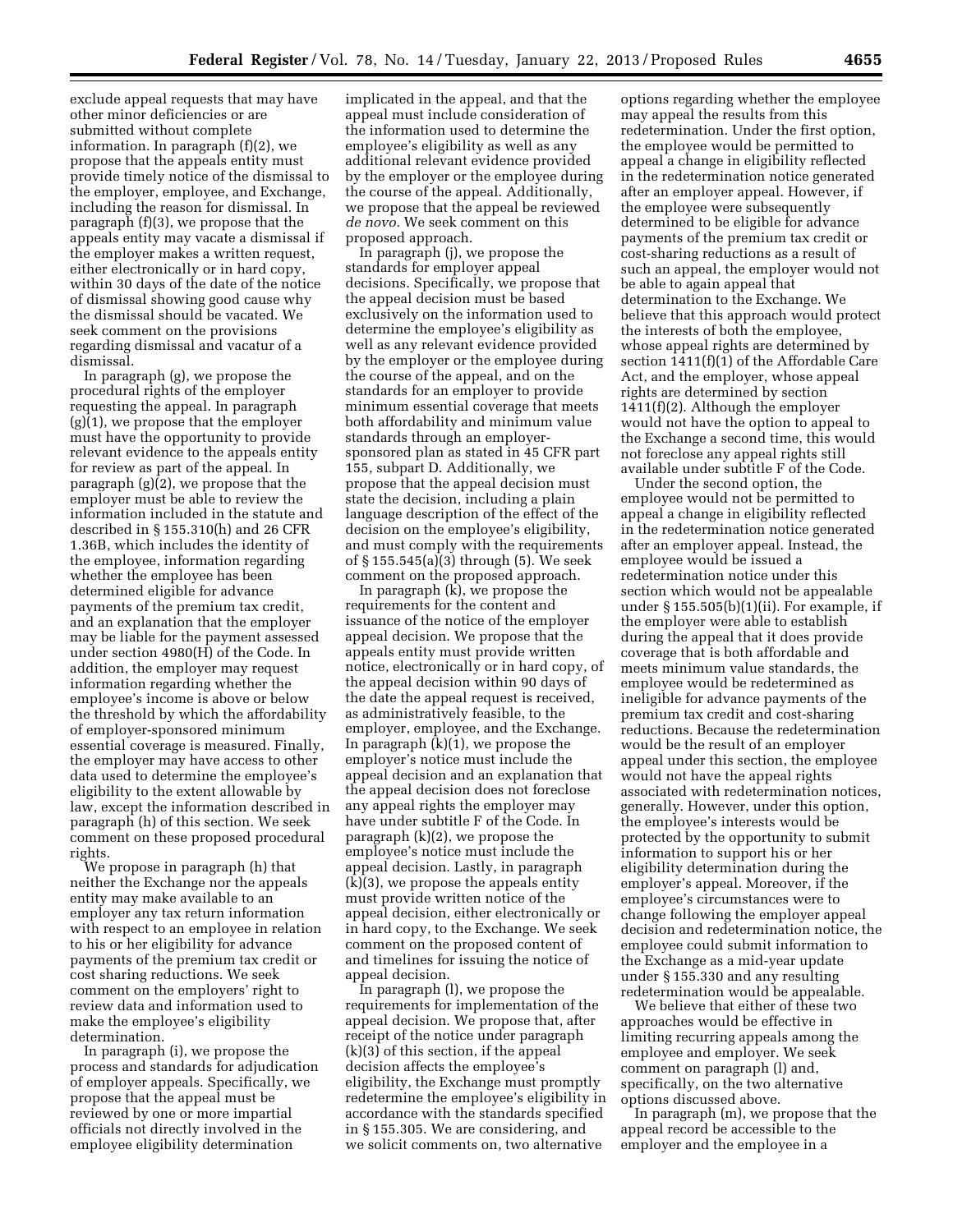exclude appeal requests that may have other minor deficiencies or are submitted without complete information. In paragraph (f)(2), we propose that the appeals entity must provide timely notice of the dismissal to the employer, employee, and Exchange, including the reason for dismissal. In paragraph (f)(3), we propose that the appeals entity may vacate a dismissal if the employer makes a written request, either electronically or in hard copy, within 30 days of the date of the notice of dismissal showing good cause why the dismissal should be vacated. We seek comment on the provisions regarding dismissal and vacatur of a dismissal.

In paragraph (g), we propose the procedural rights of the employer requesting the appeal. In paragraph (g)(1), we propose that the employer must have the opportunity to provide relevant evidence to the appeals entity for review as part of the appeal. In paragraph (g)(2), we propose that the employer must be able to review the information included in the statute and described in § 155.310(h) and 26 CFR 1.36B, which includes the identity of the employee, information regarding whether the employee has been determined eligible for advance payments of the premium tax credit, and an explanation that the employer may be liable for the payment assessed under section 4980(H) of the Code. In addition, the employer may request information regarding whether the employee's income is above or below the threshold by which the affordability of employer-sponsored minimum essential coverage is measured. Finally, the employer may have access to other data used to determine the employee's eligibility to the extent allowable by law, except the information described in paragraph (h) of this section. We seek comment on these proposed procedural rights.

We propose in paragraph (h) that neither the Exchange nor the appeals entity may make available to an employer any tax return information with respect to an employee in relation to his or her eligibility for advance payments of the premium tax credit or cost sharing reductions. We seek comment on the employers' right to review data and information used to make the employee's eligibility determination.

In paragraph (i), we propose the process and standards for adjudication of employer appeals. Specifically, we propose that the appeal must be reviewed by one or more impartial officials not directly involved in the employee eligibility determination implicated in the appeal, and that the appeal must include consideration of the information used to determine the employee's eligibility as well as any additional relevant evidence provided by the employer or the employee during the course of the appeal. Additionally, we propose that the appeal be reviewed *de novo.* We seek comment on this proposed approach.

In paragraph (j), we propose the standards for employer appeal decisions. Specifically, we propose that the appeal decision must be based exclusively on the information used to determine the employee's eligibility as well as any relevant evidence provided by the employer or the employee during the course of the appeal, and on the standards for an employer to provide minimum essential coverage that meets both affordability and minimum value standards through an employer-sponsored plan as stated in 45 CFR part 155, subpart D. Additionally, we propose that the appeal decision must state the decision, including a plain language description of the effect of the decision on the employee's eligibility, and must comply with the requirements of § 155.545(a)(3) through (5). We seek comment on the proposed approach.

In paragraph (k), we propose the requirements for the content and issuance of the notice of the employer appeal decision. We propose that the appeals entity must provide written notice, electronically or in hard copy, of the appeal decision within 90 days of the date the appeal request is received, as administratively feasible, to the employer, employee, and the Exchange. In paragraph (k)(1), we propose the employer's notice must include the appeal decision and an explanation that the appeal decision does not foreclose any appeal rights the employer may have under subtitle F of the Code. In paragraph (k)(2), we propose the employee's notice must include the appeal decision. Lastly, in paragraph (k)(3), we propose the appeals entity must provide written notice of the appeal decision, either electronically or in hard copy, to the Exchange. We seek comment on the proposed content of and timelines for issuing the notice of appeal decision.

In paragraph (l), we propose the requirements for implementation of the appeal decision. We propose that, after receipt of the notice under paragraph (k)(3) of this section, if the appeal decision affects the employee's eligibility, the Exchange must promptly redetermine the employee's eligibility in accordance with the standards specified in § 155.305. We are considering, and we solicit comments on, two alternative options regarding whether the employee may appeal the results from this redetermination. Under the first option, the employee would be permitted to appeal a change in eligibility reflected in the redetermination notice generated after an employer appeal. However, if the employee were subsequently determined to be eligible for advance payments of the premium tax credit or cost-sharing reductions as a result of such an appeal, the employer would not be able to again appeal that determination to the Exchange. We believe that this approach would protect the interests of both the employee, whose appeal rights are determined by section 1411(f)(1) of the Affordable Care Act, and the employer, whose appeal rights are determined by section 1411(f)(2). Although the employer would not have the option to appeal to the Exchange a second time, this would not foreclose any appeal rights still available under subtitle F of the Code.

Under the second option, the employee would not be permitted to appeal a change in eligibility reflected in the redetermination notice generated after an employer appeal. Instead, the employee would be issued a redetermination notice under this section which would not be appealable under § 155.505(b)(1)(ii). For example, if the employer were able to establish during the appeal that it does provide coverage that is both affordable and meets minimum value standards, the employee would be redetermined as ineligible for advance payments of the premium tax credit and cost-sharing reductions. Because the redetermination would be the result of an employer appeal under this section, the employee would not have the appeal rights associated with redetermination notices, generally. However, under this option, the employee's interests would be protected by the opportunity to submit information to support his or her eligibility determination during the employer's appeal. Moreover, if the employee's circumstances were to change following the employer appeal decision and redetermination notice, the employee could submit information to the Exchange as a mid-year update under § 155.330 and any resulting redetermination would be appealable.

We believe that either of these two approaches would be effective in limiting recurring appeals among the employee and employer. We seek comment on paragraph (l) and, specifically, on the two alternative options discussed above.

In paragraph (m), we propose that the appeal record be accessible to the employer and the employee in a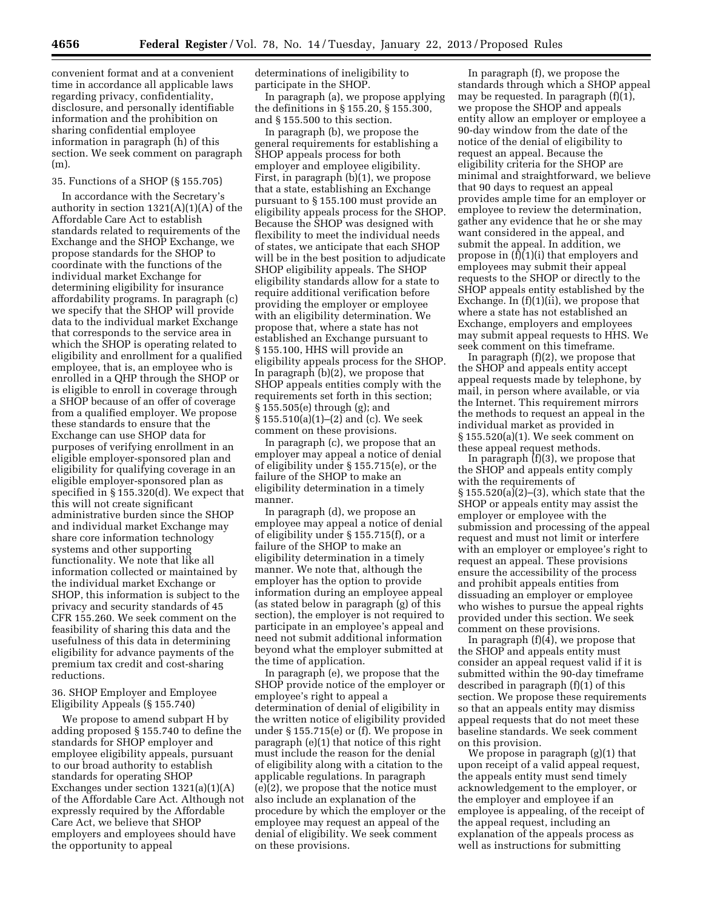convenient format and at a convenient time in accordance all applicable laws regarding privacy, confidentiality, disclosure, and personally identifiable information and the prohibition on sharing confidential employee information in paragraph (h) of this section. We seek comment on paragraph (m).

35. Functions of a SHOP (§ 155.705)

In accordance with the Secretary's authority in section 1321(A)(1)(A) of the Affordable Care Act to establish standards related to requirements of the Exchange and the SHOP Exchange, we propose standards for the SHOP to coordinate with the functions of the individual market Exchange for determining eligibility for insurance affordability programs. In paragraph (c) we specify that the SHOP will provide data to the individual market Exchange that corresponds to the service area in which the SHOP is operating related to eligibility and enrollment for a qualified employee, that is, an employee who is enrolled in a QHP through the SHOP or is eligible to enroll in coverage through a SHOP because of an offer of coverage from a qualified employer. We propose these standards to ensure that the Exchange can use SHOP data for purposes of verifying enrollment in an eligible employer-sponsored plan and eligibility for qualifying coverage in an eligible employer-sponsored plan as specified in § 155.320(d). We expect that this will not create significant administrative burden since the SHOP and individual market Exchange may share core information technology systems and other supporting functionality. We note that like all information collected or maintained by the individual market Exchange or SHOP, this information is subject to the privacy and security standards of 45 CFR 155.260. We seek comment on the feasibility of sharing this data and the usefulness of this data in determining eligibility for advance payments of the premium tax credit and cost-sharing reductions.

36. SHOP Employer and Employee Eligibility Appeals (§ 155.740)

We propose to amend subpart H by adding proposed § 155.740 to define the standards for SHOP employer and employee eligibility appeals, pursuant to our broad authority to establish standards for operating SHOP Exchanges under section 1321(a)(1)(A) of the Affordable Care Act. Although not expressly required by the Affordable Care Act, we believe that SHOP employers and employees should have the opportunity to appeal determinations of ineligibility to participate in the SHOP.

In paragraph (a), we propose applying the definitions in § 155.20, § 155.300, and § 155.500 to this section.

In paragraph (b), we propose the general requirements for establishing a SHOP appeals process for both employer and employee eligibility. First, in paragraph (b)(1), we propose that a state, establishing an Exchange pursuant to § 155.100 must provide an eligibility appeals process for the SHOP. Because the SHOP was designed with flexibility to meet the individual needs of states, we anticipate that each SHOP will be in the best position to adjudicate SHOP eligibility appeals. The SHOP eligibility standards allow for a state to require additional verification before providing the employer or employee with an eligibility determination. We propose that, where a state has not established an Exchange pursuant to § 155.100, HHS will provide an eligibility appeals process for the SHOP. In paragraph (b)(2), we propose that SHOP appeals entities comply with the requirements set forth in this section; § 155.505(e) through (g); and § 155.510(a)(1)–(2) and (c). We seek comment on these provisions.

In paragraph (c), we propose that an employer may appeal a notice of denial of eligibility under § 155.715(e), or the failure of the SHOP to make an eligibility determination in a timely manner.

In paragraph (d), we propose an employee may appeal a notice of denial of eligibility under § 155.715(f), or a failure of the SHOP to make an eligibility determination in a timely manner. We note that, although the employer has the option to provide information during an employee appeal (as stated below in paragraph (g) of this section), the employer is not required to participate in an employee's appeal and need not submit additional information beyond what the employer submitted at the time of application.

In paragraph (e), we propose that the SHOP provide notice of the employer or employee's right to appeal a determination of denial of eligibility in the written notice of eligibility provided under § 155.715(e) or (f). We propose in paragraph (e)(1) that notice of this right must include the reason for the denial of eligibility along with a citation to the applicable regulations. In paragraph (e)(2), we propose that the notice must also include an explanation of the procedure by which the employer or the employee may request an appeal of the denial of eligibility. We seek comment on these provisions.

In paragraph (f), we propose the standards through which a SHOP appeal may be requested. In paragraph (f)(1), we propose the SHOP and appeals entity allow an employer or employee a 90-day window from the date of the notice of the denial of eligibility to request an appeal. Because the eligibility criteria for the SHOP are minimal and straightforward, we believe that 90 days to request an appeal provides ample time for an employer or employee to review the determination, gather any evidence that he or she may want considered in the appeal, and submit the appeal. In addition, we propose in (f)(1)(i) that employers and employees may submit their appeal requests to the SHOP or directly to the SHOP appeals entity established by the Exchange. In (f)(1)(ii), we propose that where a state has not established an Exchange, employers and employees may submit appeal requests to HHS. We seek comment on this timeframe.

In paragraph (f)(2), we propose that the SHOP and appeals entity accept appeal requests made by telephone, by mail, in person where available, or via the Internet. This requirement mirrors the methods to request an appeal in the individual market as provided in § 155.520(a)(1). We seek comment on these appeal request methods.

In paragraph (f)(3), we propose that the SHOP and appeals entity comply with the requirements of § 155.520(a)(2)–(3), which state that the SHOP or appeals entity may assist the employer or employee with the submission and processing of the appeal request and must not limit or interfere with an employer or employee's right to request an appeal. These provisions ensure the accessibility of the process and prohibit appeals entities from dissuading an employer or employee who wishes to pursue the appeal rights provided under this section. We seek comment on these provisions.

In paragraph (f)(4), we propose that the SHOP and appeals entity must consider an appeal request valid if it is submitted within the 90-day timeframe described in paragraph (f)(1) of this section. We propose these requirements so that an appeals entity may dismiss appeal requests that do not meet these baseline standards. We seek comment on this provision.

We propose in paragraph (g)(1) that upon receipt of a valid appeal request, the appeals entity must send timely acknowledgement to the employer, or the employer and employee if an employee is appealing, of the receipt of the appeal request, including an explanation of the appeals process as well as instructions for submitting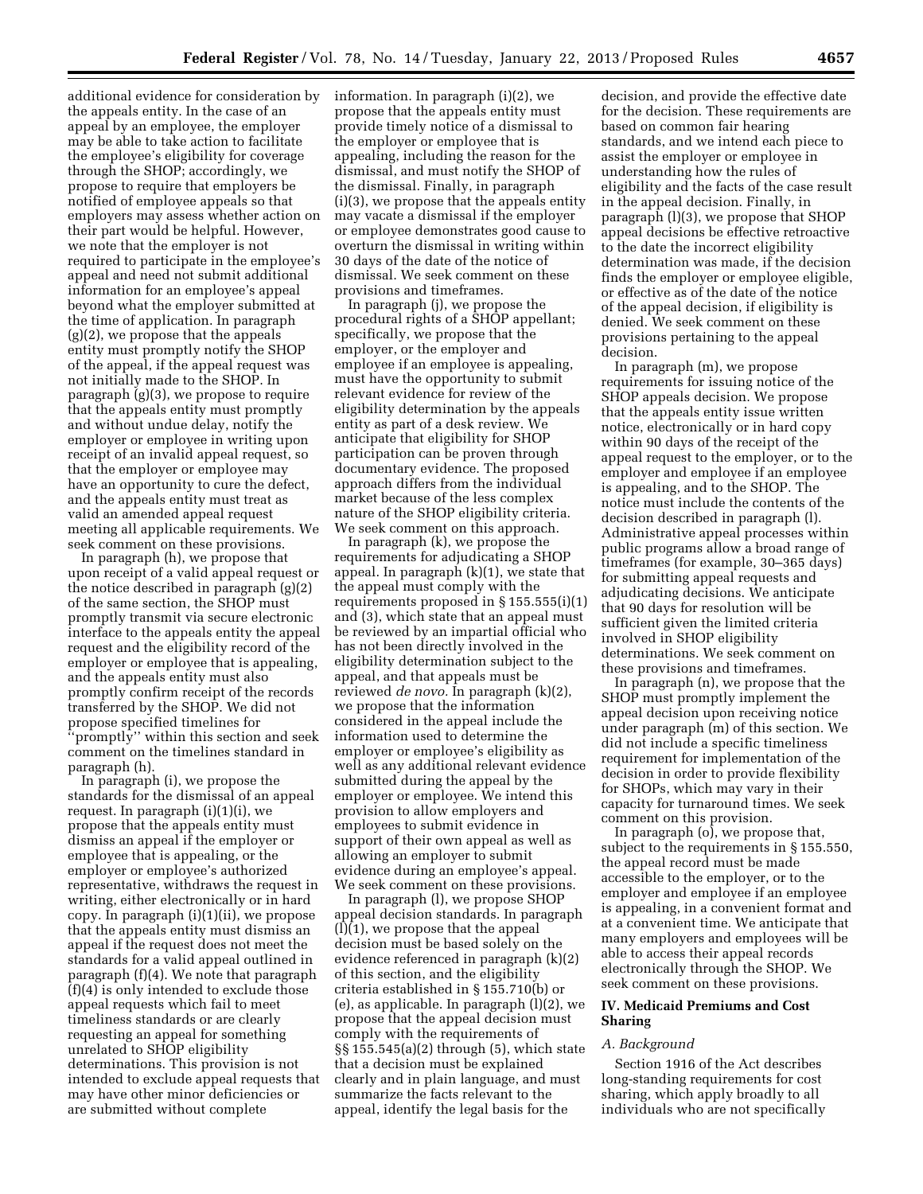additional evidence for consideration by the appeals entity. In the case of an appeal by an employee, the employer may be able to take action to facilitate the employee's eligibility for coverage through the SHOP; accordingly, we propose to require that employers be notified of employee appeals so that employers may assess whether action on their part would be helpful. However, we note that the employer is not required to participate in the employee's appeal and need not submit additional information for an employee's appeal beyond what the employer submitted at the time of application. In paragraph (g)(2), we propose that the appeals entity must promptly notify the SHOP of the appeal, if the appeal request was not initially made to the SHOP. In paragraph (g)(3), we propose to require that the appeals entity must promptly and without undue delay, notify the employer or employee in writing upon receipt of an invalid appeal request, so that the employer or employee may have an opportunity to cure the defect, and the appeals entity must treat as valid an amended appeal request meeting all applicable requirements. We seek comment on these provisions.

In paragraph (h), we propose that upon receipt of a valid appeal request or the notice described in paragraph (g)(2) of the same section, the SHOP must promptly transmit via secure electronic interface to the appeals entity the appeal request and the eligibility record of the employer or employee that is appealing, and the appeals entity must also promptly confirm receipt of the records transferred by the SHOP. We did not propose specified timelines for "promptly" within this section and seek comment on the timelines standard in paragraph (h).

In paragraph (i), we propose the standards for the dismissal of an appeal request. In paragraph (i)(1)(i), we propose that the appeals entity must dismiss an appeal if the employer or employee that is appealing, or the employer or employee's authorized representative, withdraws the request in writing, either electronically or in hard copy. In paragraph (i)(1)(ii), we propose that the appeals entity must dismiss an appeal if the request does not meet the standards for a valid appeal outlined in paragraph (f)(4). We note that paragraph (f)(4) is only intended to exclude those appeal requests which fail to meet timeliness standards or are clearly requesting an appeal for something unrelated to SHOP eligibility determinations. This provision is not intended to exclude appeal requests that may have other minor deficiencies or are submitted without complete information. In paragraph (i)(2), we propose that the appeals entity must provide timely notice of a dismissal to the employer or employee that is appealing, including the reason for the dismissal, and must notify the SHOP of the dismissal. Finally, in paragraph (i)(3), we propose that the appeals entity may vacate a dismissal if the employer or employee demonstrates good cause to overturn the dismissal in writing within 30 days of the date of the notice of dismissal. We seek comment on these provisions and timeframes.

In paragraph (j), we propose the procedural rights of a SHOP appellant; specifically, we propose that the employer, or the employer and employee if an employee is appealing, must have the opportunity to submit relevant evidence for review of the eligibility determination by the appeals entity as part of a desk review. We anticipate that eligibility for SHOP participation can be proven through documentary evidence. The proposed approach differs from the individual market because of the less complex nature of the SHOP eligibility criteria. We seek comment on this approach.

In paragraph (k), we propose the requirements for adjudicating a SHOP appeal. In paragraph (k)(1), we state that the appeal must comply with the requirements proposed in § 155.555(i)(1) and (3), which state that an appeal must be reviewed by an impartial official who has not been directly involved in the eligibility determination subject to the appeal, and that appeals must be reviewed *de novo*. In paragraph (k)(2), we propose that the information considered in the appeal include the information used to determine the employer or employee's eligibility as well as any additional relevant evidence submitted during the appeal by the employer or employee. We intend this provision to allow employers and employees to submit evidence in support of their own appeal as well as allowing an employer to submit evidence during an employee's appeal. We seek comment on these provisions.

In paragraph (l), we propose SHOP appeal decision standards. In paragraph (l)(1), we propose that the appeal decision must be based solely on the evidence referenced in paragraph (k)(2) of this section, and the eligibility criteria established in § 155.710(b) or (e), as applicable. In paragraph (l)(2), we propose that the appeal decision must comply with the requirements of §§ 155.545(a)(2) through (5), which state that a decision must be explained clearly and in plain language, and must summarize the facts relevant to the appeal, identify the legal basis for the decision, and provide the effective date for the decision. These requirements are based on common fair hearing standards, and we intend each piece to assist the employer or employee in understanding how the rules of eligibility and the facts of the case result in the appeal decision. Finally, in paragraph (l)(3), we propose that SHOP appeal decisions be effective retroactive to the date the incorrect eligibility determination was made, if the decision finds the employer or employee eligible, or effective as of the date of the notice of the appeal decision, if eligibility is denied. We seek comment on these provisions pertaining to the appeal decision.

In paragraph (m), we propose requirements for issuing notice of the SHOP appeals decision. We propose that the appeals entity issue written notice, electronically or in hard copy within 90 days of the receipt of the appeal request to the employer, or to the employer and employee if an employee is appealing, and to the SHOP. The notice must include the contents of the decision described in paragraph (l). Administrative appeal processes within public programs allow a broad range of timeframes (for example, 30–365 days) for submitting appeal requests and adjudicating decisions. We anticipate that 90 days for resolution will be sufficient given the limited criteria involved in SHOP eligibility determinations. We seek comment on these provisions and timeframes.

In paragraph (n), we propose that the SHOP must promptly implement the appeal decision upon receiving notice under paragraph (m) of this section. We did not include a specific timeliness requirement for implementation of the decision in order to provide flexibility for SHOPs, which may vary in their capacity for turnaround times. We seek comment on this provision.

In paragraph (o), we propose that, subject to the requirements in § 155.550, the appeal record must be made accessible to the employer, or to the employer and employee if an employee is appealing, in a convenient format and at a convenient time. We anticipate that many employers and employees will be able to access their appeal records electronically through the SHOP. We seek comment on these provisions.

## IV. Medicaid Premiums and Cost Sharing

### *A. Background*

Section 1916 of the Act describes long-standing requirements for cost sharing, which apply broadly to all individuals who are not specifically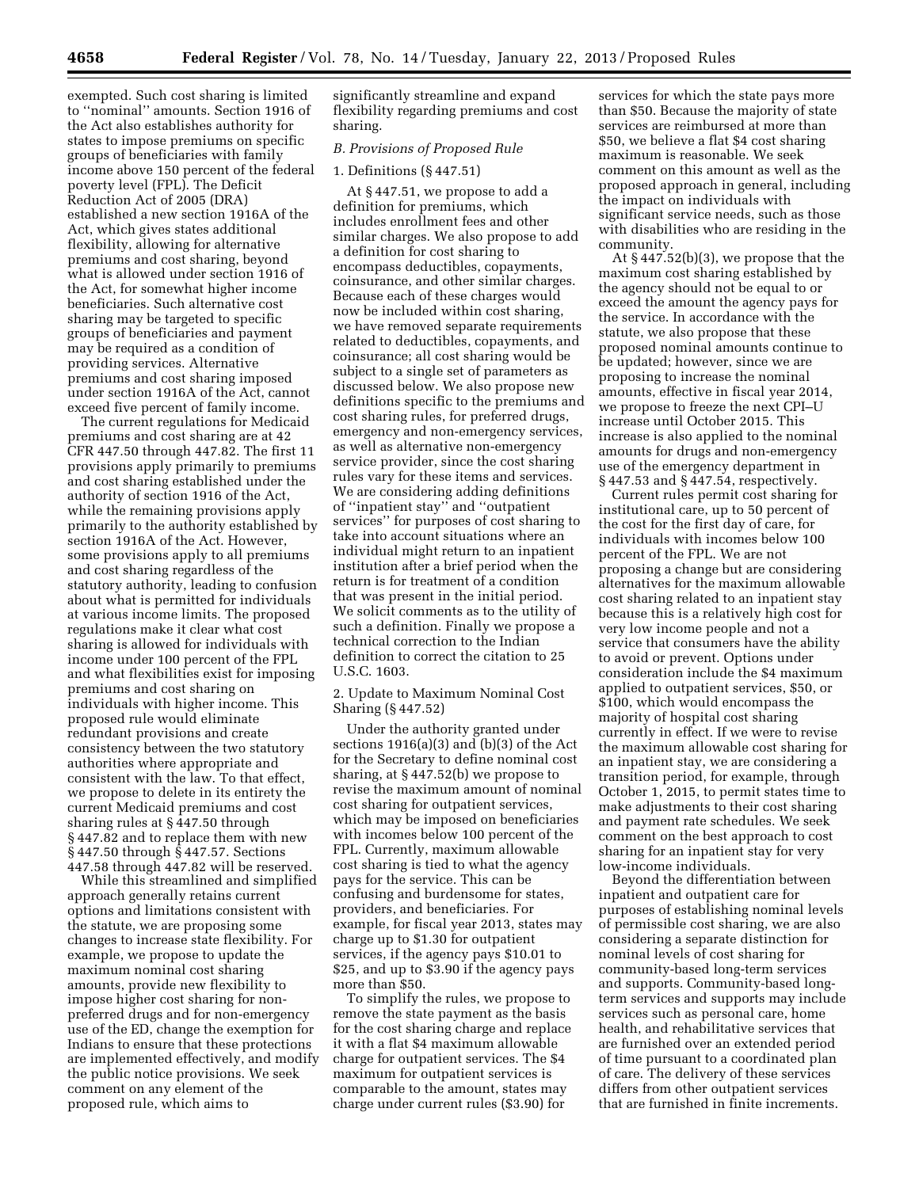exempted. Such cost sharing is limited to ''nominal'' amounts. Section 1916 of the Act also establishes authority for states to impose premiums on specific groups of beneficiaries with family income above 150 percent of the federal poverty level (FPL). The Deficit Reduction Act of 2005 (DRA) established a new section 1916A of the Act, which gives states additional flexibility, allowing for alternative premiums and cost sharing, beyond what is allowed under section 1916 of the Act, for somewhat higher income beneficiaries. Such alternative cost sharing may be targeted to specific groups of beneficiaries and payment may be required as a condition of providing services. Alternative premiums and cost sharing imposed under section 1916A of the Act, cannot exceed five percent of family income.

The current regulations for Medicaid premiums and cost sharing are at 42 CFR 447.50 through 447.82. The first 11 provisions apply primarily to premiums and cost sharing established under the authority of section 1916 of the Act, while the remaining provisions apply primarily to the authority established by section 1916A of the Act. However, some provisions apply to all premiums and cost sharing regardless of the statutory authority, leading to confusion about what is permitted for individuals at various income limits. The proposed regulations make it clear what cost sharing is allowed for individuals with income under 100 percent of the FPL and what flexibilities exist for imposing premiums and cost sharing on individuals with higher income. This proposed rule would eliminate redundant provisions and create consistency between the two statutory authorities where appropriate and consistent with the law. To that effect, we propose to delete in its entirety the current Medicaid premiums and cost sharing rules at § 447.50 through § 447.82 and to replace them with new § 447.50 through § 447.57. Sections 447.58 through 447.82 will be reserved.

While this streamlined and simplified approach generally retains current options and limitations consistent with the statute, we are proposing some changes to increase state flexibility. For example, we propose to update the maximum nominal cost sharing amounts, provide new flexibility to impose higher cost sharing for non-preferred drugs and for non-emergency use of the ED, change the exemption for Indians to ensure that these protections are implemented effectively, and modify the public notice provisions. We seek comment on any element of the proposed rule, which aims to significantly streamline and expand flexibility regarding premiums and cost sharing.

*B. Provisions of Proposed Rule*

1. Definitions (§ 447.51)

At § 447.51, we propose to add a definition for premiums, which includes enrollment fees and other similar charges. We also propose to add a definition for cost sharing to encompass deductibles, copayments, coinsurance, and other similar charges. Because each of these charges would now be included within cost sharing, we have removed separate requirements related to deductibles, copayments, and coinsurance; all cost sharing would be subject to a single set of parameters as discussed below. We also propose new definitions specific to the premiums and cost sharing rules, for preferred drugs, emergency and non-emergency services, as well as alternative non-emergency service provider, since the cost sharing rules vary for these items and services. We are considering adding definitions of ''inpatient stay'' and ''outpatient services'' for purposes of cost sharing to take into account situations where an individual might return to an inpatient institution after a brief period when the return is for treatment of a condition that was present in the initial period. We solicit comments as to the utility of such a definition. Finally we propose a technical correction to the Indian definition to correct the citation to 25 U.S.C. 1603.

2. Update to Maximum Nominal Cost Sharing (§ 447.52)

Under the authority granted under sections 1916(a)(3) and (b)(3) of the Act for the Secretary to define nominal cost sharing, at § 447.52(b) we propose to revise the maximum amount of nominal cost sharing for outpatient services, which may be imposed on beneficiaries with incomes below 100 percent of the FPL. Currently, maximum allowable cost sharing is tied to what the agency pays for the service. This can be confusing and burdensome for states, providers, and beneficiaries. For example, for fiscal year 2013, states may charge up to $1.30 for outpatient services, if the agency pays $10.01 to $25, and up to $3.90 if the agency pays more than $50.

To simplify the rules, we propose to remove the state payment as the basis for the cost sharing charge and replace it with a flat $4 maximum allowable charge for outpatient services. The $4 maximum for outpatient services is comparable to the amount, states may charge under current rules ($3.90) for services for which the state pays more than $50. Because the majority of state services are reimbursed at more than $50, we believe a flat $4 cost sharing maximum is reasonable. We seek comment on this amount as well as the proposed approach in general, including the impact on individuals with significant service needs, such as those with disabilities who are residing in the community.

At § 447.52(b)(3), we propose that the maximum cost sharing established by the agency should not be equal to or exceed the amount the agency pays for the service. In accordance with the statute, we also propose that these proposed nominal amounts continue to be updated; however, since we are proposing to increase the nominal amounts, effective in fiscal year 2014, we propose to freeze the next CPI–U increase until October 2015. This increase is also applied to the nominal amounts for drugs and non-emergency use of the emergency department in § 447.53 and § 447.54, respectively.

Current rules permit cost sharing for institutional care, up to 50 percent of the cost for the first day of care, for individuals with incomes below 100 percent of the FPL. We are not proposing a change but are considering alternatives for the maximum allowable cost sharing related to an inpatient stay because this is a relatively high cost for very low income people and not a service that consumers have the ability to avoid or prevent. Options under consideration include the $4 maximum applied to outpatient services, $50, or $100, which would encompass the majority of hospital cost sharing currently in effect. If we were to revise the maximum allowable cost sharing for an inpatient stay, we are considering a transition period, for example, through October 1, 2015, to permit states time to make adjustments to their cost sharing and payment rate schedules. We seek comment on the best approach to cost sharing for an inpatient stay for very low-income individuals.

Beyond the differentiation between inpatient and outpatient care for purposes of establishing nominal levels of permissible cost sharing, we are also considering a separate distinction for nominal levels of cost sharing for community-based long-term services and supports. Community-based long-term services and supports may include services such as personal care, home health, and rehabilitative services that are furnished over an extended period of time pursuant to a coordinated plan of care. The delivery of these services differs from other outpatient services that are furnished in finite increments.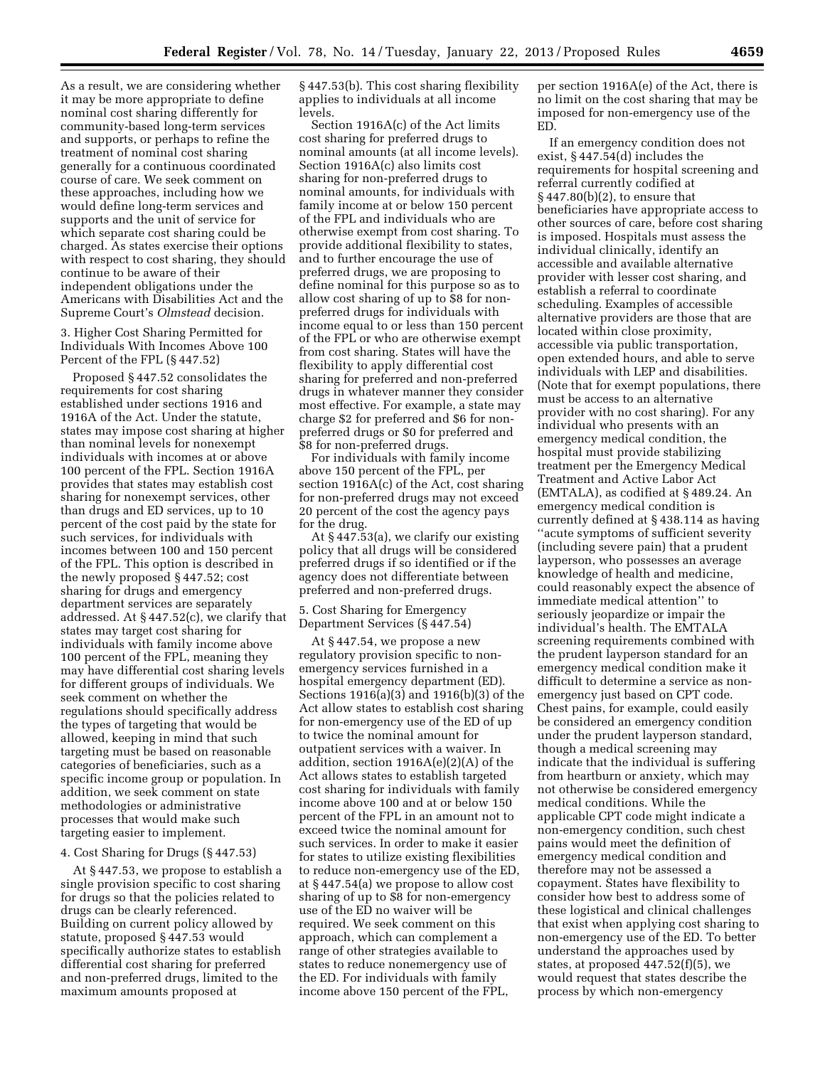As a result, we are considering whether it may be more appropriate to define nominal cost sharing differently for community-based long-term services and supports, or perhaps to refine the treatment of nominal cost sharing generally for a continuous coordinated course of care. We seek comment on these approaches, including how we would define long-term services and supports and the unit of service for which separate cost sharing could be charged. As states exercise their options with respect to cost sharing, they should continue to be aware of their independent obligations under the Americans with Disabilities Act and the Supreme Court's *Olmstead* decision.

3. Higher Cost Sharing Permitted for Individuals With Incomes Above 100 Percent of the FPL (§ 447.52)

Proposed § 447.52 consolidates the requirements for cost sharing established under sections 1916 and 1916A of the Act. Under the statute, states may impose cost sharing at higher than nominal levels for nonexempt individuals with incomes at or above 100 percent of the FPL. Section 1916A provides that states may establish cost sharing for nonexempt services, other than drugs and ED services, up to 10 percent of the cost paid by the state for such services, for individuals with incomes between 100 and 150 percent of the FPL. This option is described in the newly proposed § 447.52; cost sharing for drugs and emergency department services are separately addressed. At § 447.52(c), we clarify that states may target cost sharing for individuals with family income above 100 percent of the FPL, meaning they may have differential cost sharing levels for different groups of individuals. We seek comment on whether the regulations should specifically address the types of targeting that would be allowed, keeping in mind that such targeting must be based on reasonable categories of beneficiaries, such as a specific income group or population. In addition, we seek comment on state methodologies or administrative processes that would make such targeting easier to implement.

4. Cost Sharing for Drugs (§ 447.53)

At § 447.53, we propose to establish a single provision specific to cost sharing for drugs so that the policies related to drugs can be clearly referenced. Building on current policy allowed by statute, proposed § 447.53 would specifically authorize states to establish differential cost sharing for preferred and non-preferred drugs, limited to the maximum amounts proposed at § 447.53(b). This cost sharing flexibility applies to individuals at all income levels.

Section 1916A(c) of the Act limits cost sharing for preferred drugs to nominal amounts (at all income levels). Section 1916A(c) also limits cost sharing for non-preferred drugs to nominal amounts, for individuals with family income at or below 150 percent of the FPL and individuals who are otherwise exempt from cost sharing. To provide additional flexibility to states, and to further encourage the use of preferred drugs, we are proposing to define nominal for this purpose so as to allow cost sharing of up to $8 for non-preferred drugs for individuals with income equal to or less than 150 percent of the FPL or who are otherwise exempt from cost sharing. States will have the flexibility to apply differential cost sharing for preferred and non-preferred drugs in whatever manner they consider most effective. For example, a state may charge $2 for preferred and $6 for non-preferred drugs or $0 for preferred and $8 for non-preferred drugs.

For individuals with family income above 150 percent of the FPL, per section 1916A(c) of the Act, cost sharing for non-preferred drugs may not exceed 20 percent of the cost the agency pays for the drug.

At § 447.53(a), we clarify our existing policy that all drugs will be considered preferred drugs if so identified or if the agency does not differentiate between preferred and non-preferred drugs.

5. Cost Sharing for Emergency Department Services (§ 447.54)

At § 447.54, we propose a new regulatory provision specific to non-emergency services furnished in a hospital emergency department (ED). Sections 1916(a)(3) and 1916(b)(3) of the Act allow states to establish cost sharing for non-emergency use of the ED of up to twice the nominal amount for outpatient services with a waiver. In addition, section 1916A(e)(2)(A) of the Act allows states to establish targeted cost sharing for individuals with family income above 100 and at or below 150 percent of the FPL in an amount not to exceed twice the nominal amount for such services. In order to make it easier for states to utilize existing flexibilities to reduce non-emergency use of the ED, at § 447.54(a) we propose to allow cost sharing of up to $8 for non-emergency use of the ED no waiver will be required. We seek comment on this approach, which can complement a range of other strategies available to states to reduce nonemergency use of the ED. For individuals with family income above 150 percent of the FPL, per section 1916A(e) of the Act, there is no limit on the cost sharing that may be imposed for non-emergency use of the ED.

If an emergency condition does not exist, § 447.54(d) includes the requirements for hospital screening and referral currently codified at § 447.80(b)(2), to ensure that beneficiaries have appropriate access to other sources of care, before cost sharing is imposed. Hospitals must assess the individual clinically, identify an accessible and available alternative provider with lesser cost sharing, and establish a referral to coordinate scheduling. Examples of accessible alternative providers are those that are located within close proximity, accessible via public transportation, open extended hours, and able to serve individuals with LEP and disabilities. (Note that for exempt populations, there must be access to an alternative provider with no cost sharing). For any individual who presents with an emergency medical condition, the hospital must provide stabilizing treatment per the Emergency Medical Treatment and Active Labor Act (EMTALA), as codified at § 489.24. An emergency medical condition is currently defined at § 438.114 as having "acute symptoms of sufficient severity (including severe pain) that a prudent layperson, who possesses an average knowledge of health and medicine, could reasonably expect the absence of immediate medical attention" to seriously jeopardize or impair the individual's health. The EMTALA screening requirements combined with the prudent layperson standard for an emergency medical condition make it difficult to determine a service as non-emergency just based on CPT code. Chest pains, for example, could easily be considered an emergency condition under the prudent layperson standard, though a medical screening may indicate that the individual is suffering from heartburn or anxiety, which may not otherwise be considered emergency medical conditions. While the applicable CPT code might indicate a non-emergency condition, such chest pains would meet the definition of emergency medical condition and therefore may not be assessed a copayment. States have flexibility to consider how best to address some of these logistical and clinical challenges that exist when applying cost sharing to non-emergency use of the ED. To better understand the approaches used by states, at proposed 447.52(f)(5), we would request that states describe the process by which non-emergency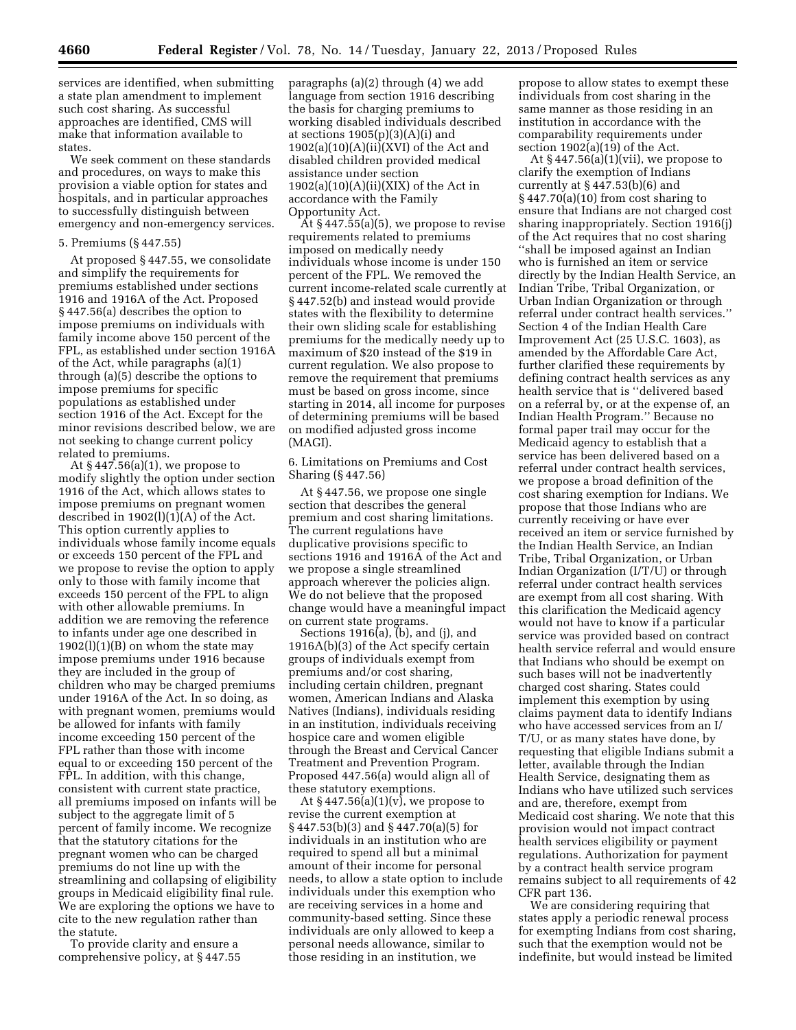services are identified, when submitting a state plan amendment to implement such cost sharing. As successful approaches are identified, CMS will make that information available to states.

We seek comment on these standards and procedures, on ways to make this provision a viable option for states and hospitals, and in particular approaches to successfully distinguish between emergency and non-emergency services.

5. Premiums (§ 447.55)

At proposed § 447.55, we consolidate and simplify the requirements for premiums established under sections 1916 and 1916A of the Act. Proposed § 447.56(a) describes the option to impose premiums on individuals with family income above 150 percent of the FPL, as established under section 1916A of the Act, while paragraphs (a)(1) through (a)(5) describe the options to impose premiums for specific populations as established under section 1916 of the Act. Except for the minor revisions described below, we are not seeking to change current policy related to premiums.

At § 447.56(a)(1), we propose to modify slightly the option under section 1916 of the Act, which allows states to impose premiums on pregnant women described in 1902(l)(1)(A) of the Act. This option currently applies to individuals whose family income equals or exceeds 150 percent of the FPL and we propose to revise the option to apply only to those with family income that exceeds 150 percent of the FPL to align with other allowable premiums. In addition we are removing the reference to infants under age one described in 1902(l)(1)(B) on whom the state may impose premiums under 1916 because they are included in the group of children who may be charged premiums under 1916A of the Act. In so doing, as with pregnant women, premiums would be allowed for infants with family income exceeding 150 percent of the FPL rather than those with income equal to or exceeding 150 percent of the FPL. In addition, with this change, consistent with current state practice, all premiums imposed on infants will be subject to the aggregate limit of 5 percent of family income. We recognize that the statutory citations for the pregnant women who can be charged premiums do not line up with the streamlining and collapsing of eligibility groups in Medicaid eligibility final rule. We are exploring the options we have to cite to the new regulation rather than the statute.

To provide clarity and ensure a comprehensive policy, at § 447.55 paragraphs (a)(2) through (4) we add language from section 1916 describing the basis for charging premiums to working disabled individuals described at sections 1905(p)(3)(A)(i) and 1902(a)(10)(A)(ii)(XVI) of the Act and disabled children provided medical assistance under section 1902(a)(10)(A)(ii)(XIX) of the Act in accordance with the Family Opportunity Act.

At § 447.55(a)(5), we propose to revise requirements related to premiums imposed on medically needy individuals whose income is under 150 percent of the FPL. We removed the current income-related scale currently at § 447.52(b) and instead would provide states with the flexibility to determine their own sliding scale for establishing premiums for the medically needy up to maximum of $20 instead of the $19 in current regulation. We also propose to remove the requirement that premiums must be based on gross income, since starting in 2014, all income for purposes of determining premiums will be based on modified adjusted gross income (MAGI).

6. Limitations on Premiums and Cost Sharing (§ 447.56)

At § 447.56, we propose one single section that describes the general premium and cost sharing limitations. The current regulations have duplicative provisions specific to sections 1916 and 1916A of the Act and we propose a single streamlined approach wherever the policies align. We do not believe that the proposed change would have a meaningful impact on current state programs.

Sections 1916(a), (b), and (j), and 1916A(b)(3) of the Act specify certain groups of individuals exempt from premiums and/or cost sharing, including certain children, pregnant women, American Indians and Alaska Natives (Indians), individuals residing in an institution, individuals receiving hospice care and women eligible through the Breast and Cervical Cancer Treatment and Prevention Program. Proposed 447.56(a) would align all of these statutory exemptions.

At § 447.56(a)(1)(v), we propose to revise the current exemption at § 447.53(b)(3) and § 447.70(a)(5) for individuals in an institution who are required to spend all but a minimal amount of their income for personal needs, to allow a state option to include individuals under this exemption who are receiving services in a home and community-based setting. Since these individuals are only allowed to keep a personal needs allowance, similar to those residing in an institution, we propose to allow states to exempt these individuals from cost sharing in the same manner as those residing in an institution in accordance with the comparability requirements under section 1902(a)(19) of the Act.

At § 447.56(a)(1)(vii), we propose to clarify the exemption of Indians currently at § 447.53(b)(6) and § 447.70(a)(10) from cost sharing to ensure that Indians are not charged cost sharing inappropriately. Section 1916(j) of the Act requires that no cost sharing "shall be imposed against an Indian who is furnished an item or service directly by the Indian Health Service, an Indian Tribe, Tribal Organization, or Urban Indian Organization or through referral under contract health services." Section 4 of the Indian Health Care Improvement Act (25 U.S.C. 1603), as amended by the Affordable Care Act, further clarified these requirements by defining contract health services as any health service that is "delivered based on a referral by, or at the expense of, an Indian Health Program." Because no formal paper trail may occur for the Medicaid agency to establish that a service has been delivered based on a referral under contract health services, we propose a broad definition of the cost sharing exemption for Indians. We propose that those Indians who are currently receiving or have ever received an item or service furnished by the Indian Health Service, an Indian Tribe, Tribal Organization, or Urban Indian Organization (I/T/U) or through referral under contract health services are exempt from all cost sharing. With this clarification the Medicaid agency would not have to know if a particular service was provided based on contract health service referral and would ensure that Indians who should be exempt on such bases will not be inadvertently charged cost sharing. States could implement this exemption by using claims payment data to identify Indians who have accessed services from an I/T/U, or as many states have done, by requesting that eligible Indians submit a letter, available through the Indian Health Service, designating them as Indians who have utilized such services and are, therefore, exempt from Medicaid cost sharing. We note that this provision would not impact contract health services eligibility or payment regulations. Authorization for payment by a contract health service program remains subject to all requirements of 42 CFR part 136.

We are considering requiring that states apply a periodic renewal process for exempting Indians from cost sharing, such that the exemption would not be indefinite, but would instead be limited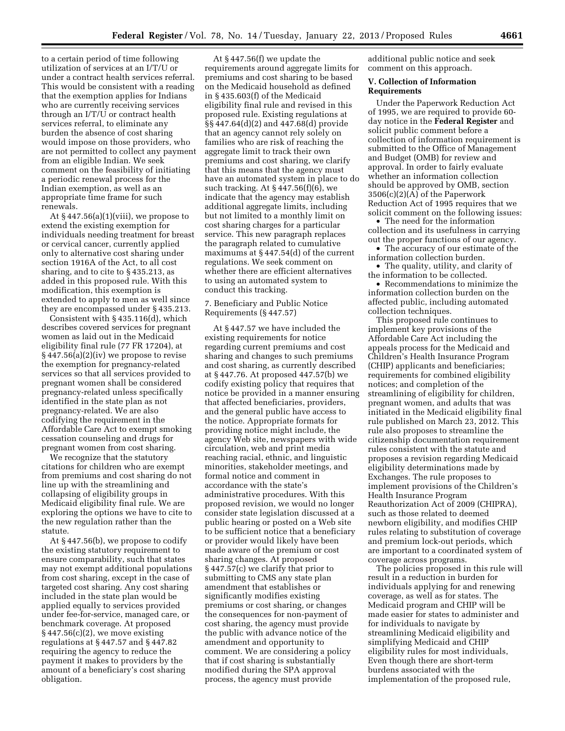to a certain period of time following utilization of services at an I/T/U or under a contract health services referral. This would be consistent with a reading that the exemption applies for Indians who are currently receiving services through an I/T/U or contract health services referral, to eliminate any burden the absence of cost sharing would impose on those providers, who are not permitted to collect any payment from an eligible Indian. We seek comment on the feasibility of initiating a periodic renewal process for the Indian exemption, as well as an appropriate time frame for such renewals.

At § 447.56(a)(1)(viii), we propose to extend the existing exemption for individuals needing treatment for breast or cervical cancer, currently applied only to alternative cost sharing under section 1916A of the Act, to all cost sharing, and to cite to § 435.213, as added in this proposed rule. With this modification, this exemption is extended to apply to men as well since they are encompassed under § 435.213.

Consistent with § 435.116(d), which describes covered services for pregnant women as laid out in the Medicaid eligibility final rule (77 FR 17204), at § 447.56(a)(2)(iv) we propose to revise the exemption for pregnancy-related services so that all services provided to pregnant women shall be considered pregnancy-related unless specifically identified in the state plan as not pregnancy-related. We are also codifying the requirement in the Affordable Care Act to exempt smoking cessation counseling and drugs for pregnant women from cost sharing.

We recognize that the statutory citations for children who are exempt from premiums and cost sharing do not line up with the streamlining and collapsing of eligibility groups in Medicaid eligibility final rule. We are exploring the options we have to cite to the new regulation rather than the statute.

At § 447.56(b), we propose to codify the existing statutory requirement to ensure comparability, such that states may not exempt additional populations from cost sharing, except in the case of targeted cost sharing. Any cost sharing included in the state plan would be applied equally to services provided under fee-for-service, managed care, or benchmark coverage. At proposed § 447.56(c)(2), we move existing regulations at § 447.57 and § 447.82 requiring the agency to reduce the payment it makes to providers by the amount of a beneficiary's cost sharing obligation.

At § 447.56(f) we update the requirements around aggregate limits for premiums and cost sharing to be based on the Medicaid household as defined in § 435.603(f) of the Medicaid eligibility final rule and revised in this proposed rule. Existing regulations at §§ 447.64(d)(2) and 447.68(d) provide that an agency cannot rely solely on families who are risk of reaching the aggregate limit to track their own premiums and cost sharing, we clarify that this means that the agency must have an automated system in place to do such tracking. At § 447.56(f)(6), we indicate that the agency may establish additional aggregate limits, including but not limited to a monthly limit on cost sharing charges for a particular service. This new paragraph replaces the paragraph related to cumulative maximums at § 447.54(d) of the current regulations. We seek comment on whether there are efficient alternatives to using an automated system to conduct this tracking.

7. Beneficiary and Public Notice Requirements (§ 447.57)

At § 447.57 we have included the existing requirements for notice regarding current premiums and cost sharing and changes to such premiums and cost sharing, as currently described at § 447.76. At proposed 447.57(b) we codify existing policy that requires that notice be provided in a manner ensuring that affected beneficiaries, providers, and the general public have access to the notice. Appropriate formats for providing notice might include, the agency Web site, newspapers with wide circulation, web and print media reaching racial, ethnic, and linguistic minorities, stakeholder meetings, and formal notice and comment in accordance with the state's administrative procedures. With this proposed revision, we would no longer consider state legislation discussed at a public hearing or posted on a Web site to be sufficient notice that a beneficiary or provider would likely have been made aware of the premium or cost sharing changes. At proposed § 447.57(c) we clarify that prior to submitting to CMS any state plan amendment that establishes or significantly modifies existing premiums or cost sharing, or changes the consequences for non-payment of cost sharing, the agency must provide the public with advance notice of the amendment and opportunity to comment. We are considering a policy that if cost sharing is substantially modified during the SPA approval process, the agency must provide additional public notice and seek comment on this approach.

## V. Collection of Information Requirements

Under the Paperwork Reduction Act of 1995, we are required to provide 60-day notice in the **Federal Register** and solicit public comment before a collection of information requirement is submitted to the Office of Management and Budget (OMB) for review and approval. In order to fairly evaluate whether an information collection should be approved by OMB, section 3506(c)(2)(A) of the Paperwork Reduction Act of 1995 requires that we solicit comment on the following issues:

- The need for the information collection and its usefulness in carrying out the proper functions of our agency.
- The accuracy of our estimate of the information collection burden.
- The quality, utility, and clarity of the information to be collected.
- Recommendations to minimize the information collection burden on the affected public, including automated collection techniques.

This proposed rule continues to implement key provisions of the Affordable Care Act including the appeals process for the Medicaid and Children's Health Insurance Program (CHIP) applicants and beneficiaries; requirements for combined eligibility notices; and completion of the streamlining of eligibility for children, pregnant women, and adults that was initiated in the Medicaid eligibility final rule published on March 23, 2012. This rule also proposes to streamline the citizenship documentation requirement rules consistent with the statute and proposes a revision regarding Medicaid eligibility determinations made by Exchanges. The rule proposes to implement provisions of the Children's Health Insurance Program Reauthorization Act of 2009 (CHIPRA), such as those related to deemed newborn eligibility, and modifies CHIP rules relating to substitution of coverage and premium lock-out periods, which are important to a coordinated system of coverage across programs.

The policies proposed in this rule will result in a reduction in burden for individuals applying for and renewing coverage, as well as for states. The Medicaid program and CHIP will be made easier for states to administer and for individuals to navigate by streamlining Medicaid eligibility and simplifying Medicaid and CHIP eligibility rules for most individuals, Even though there are short-term burdens associated with the implementation of the proposed rule,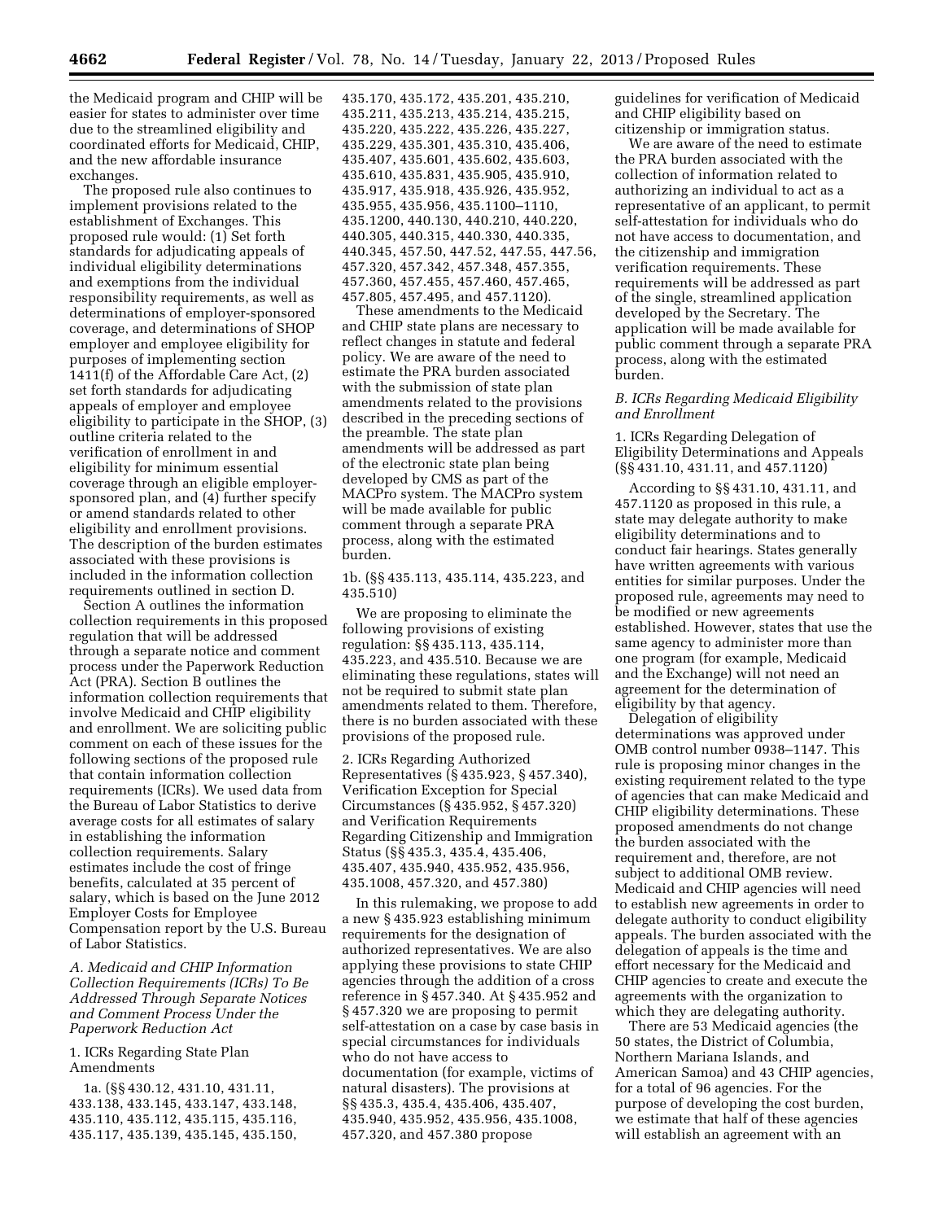the Medicaid program and CHIP will be easier for states to administer over time due to the streamlined eligibility and coordinated efforts for Medicaid, CHIP, and the new affordable insurance exchanges.

The proposed rule also continues to implement provisions related to the establishment of Exchanges. This proposed rule would: (1) Set forth standards for adjudicating appeals of individual eligibility determinations and exemptions from the individual responsibility requirements, as well as determinations of employer-sponsored coverage, and determinations of SHOP employer and employee eligibility for purposes of implementing section 1411(f) of the Affordable Care Act, (2) set forth standards for adjudicating appeals of employer and employee eligibility to participate in the SHOP, (3) outline criteria related to the verification of enrollment in and eligibility for minimum essential coverage through an eligible employer-sponsored plan, and (4) further specify or amend standards related to other eligibility and enrollment provisions. The description of the burden estimates associated with these provisions is included in the information collection requirements outlined in section D.

Section A outlines the information collection requirements in this proposed regulation that will be addressed through a separate notice and comment process under the Paperwork Reduction Act (PRA). Section B outlines the information collection requirements that involve Medicaid and CHIP eligibility and enrollment. We are soliciting public comment on each of these issues for the following sections of the proposed rule that contain information collection requirements (ICRs). We used data from the Bureau of Labor Statistics to derive average costs for all estimates of salary in establishing the information collection requirements. Salary estimates include the cost of fringe benefits, calculated at 35 percent of salary, which is based on the June 2012 Employer Costs for Employee Compensation report by the U.S. Bureau of Labor Statistics.

*A. Medicaid and CHIP Information Collection Requirements (ICRs) To Be Addressed Through Separate Notices and Comment Process Under the Paperwork Reduction Act*

1. ICRs Regarding State Plan Amendments

1a. (§§ 430.12, 431.10, 431.11, 433.138, 433.145, 433.147, 433.148, 435.110, 435.112, 435.115, 435.116, 435.117, 435.139, 435.145, 435.150, 435.170, 435.172, 435.201, 435.210, 435.211, 435.213, 435.214, 435.215, 435.220, 435.222, 435.226, 435.227, 435.229, 435.301, 435.310, 435.406, 435.407, 435.601, 435.602, 435.603, 435.610, 435.831, 435.905, 435.910, 435.917, 435.918, 435.926, 435.952, 435.955, 435.956, 435.1100–1110, 435.1200, 440.130, 440.210, 440.220, 440.305, 440.315, 440.330, 440.335, 440.345, 457.50, 447.52, 447.55, 447.56, 457.320, 457.342, 457.348, 457.355, 457.360, 457.365, 457.460, 457.465, 457.805, 457.495, and 457.1120).

These amendments to the Medicaid and CHIP state plans are necessary to reflect changes in statute and federal policy. We are aware of the need to estimate the PRA burden associated with the submission of state plan amendments related to the provisions described in the preceding sections of the preamble. The state plan amendments will be addressed as part of the electronic state plan being developed by CMS as part of the MACPro system. The MACPro system will be made available for public comment through a separate PRA process, along with the estimated burden.

1b. (§§ 435.113, 435.114, 435.223, and 435.510)

We are proposing to eliminate the following provisions of existing regulation: §§ 435.113, 435.114, 435.223, and 435.510. Because we are eliminating these regulations, states will not be required to submit state plan amendments related to them. Therefore, there is no burden associated with these provisions of the proposed rule.

2. ICRs Regarding Authorized Representatives (§ 435.923, § 457.340), Verification Exception for Special Circumstances (§ 435.952, § 457.320) and Verification Requirements Regarding Citizenship and Immigration Status (§§ 435.3, 435.4, 435.406, 435.407, 435.940, 435.952, 435.956, 435.1008, 457.320, and 457.380)

In this rulemaking, we propose to add a new § 435.923 establishing minimum requirements for the designation of authorized representatives. We are also applying these provisions to state CHIP agencies through the addition of a cross reference in § 457.340. At § 435.952 and § 457.320 we are proposing to permit self-attestation on a case by case basis in special circumstances for individuals who do not have access to documentation (for example, victims of natural disasters). The provisions at §§ 435.3, 435.4, 435.406, 435.407, 435.940, 435.952, 435.956, 435.1008, 457.320, and 457.380 propose guidelines for verification of Medicaid and CHIP eligibility based on citizenship or immigration status.

We are aware of the need to estimate the PRA burden associated with the collection of information related to authorizing an individual to act as a representative of an applicant, to permit self-attestation for individuals who do not have access to documentation, and the citizenship and immigration verification requirements. These requirements will be addressed as part of the single, streamlined application developed by the Secretary. The application will be made available for public comment through a separate PRA process, along with the estimated burden.

*B. ICRs Regarding Medicaid Eligibility and Enrollment*

1. ICRs Regarding Delegation of Eligibility Determinations and Appeals (§§ 431.10, 431.11, and 457.1120)

According to §§ 431.10, 431.11, and 457.1120 as proposed in this rule, a state may delegate authority to make eligibility determinations and to conduct fair hearings. States generally have written agreements with various entities for similar purposes. Under the proposed rule, agreements may need to be modified or new agreements established. However, states that use the same agency to administer more than one program (for example, Medicaid and the Exchange) will not need an agreement for the determination of eligibility by that agency.

Delegation of eligibility determinations was approved under OMB control number 0938–1147. This rule is proposing minor changes in the existing requirement related to the type of agencies that can make Medicaid and CHIP eligibility determinations. These proposed amendments do not change the burden associated with the requirement and, therefore, are not subject to additional OMB review. Medicaid and CHIP agencies will need to establish new agreements in order to delegate authority to conduct eligibility appeals. The burden associated with the delegation of appeals is the time and effort necessary for the Medicaid and CHIP agencies to create and execute the agreements with the organization to which they are delegating authority.

There are 53 Medicaid agencies (the 50 states, the District of Columbia, Northern Mariana Islands, and American Samoa) and 43 CHIP agencies, for a total of 96 agencies. For the purpose of developing the cost burden, we estimate that half of these agencies will establish an agreement with an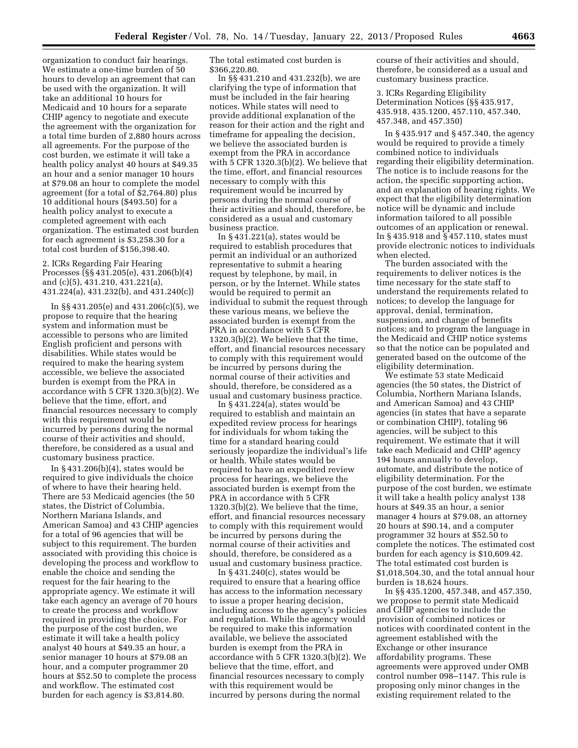organization to conduct fair hearings. We estimate a one-time burden of 50 hours to develop an agreement that can be used with the organization. It will take an additional 10 hours for Medicaid and 10 hours for a separate CHIP agency to negotiate and execute the agreement with the organization for a total time burden of 2,880 hours across all agreements. For the purpose of the cost burden, we estimate it will take a health policy analyst 40 hours at $49.35 an hour and a senior manager 10 hours at $79.08 an hour to complete the model agreement (for a total of $2,764.80) plus 10 additional hours ($493.50) for a health policy analyst to execute a completed agreement with each organization. The estimated cost burden for each agreement is $3,258.30 for a total cost burden of $156,398.40.

2. ICRs Regarding Fair Hearing Processes (§§ 431.205(e), 431.206(b)(4) and (c)(5), 431.210, 431.221(a), 431.224(a), 431.232(b), and 431.240(c))

In §§ 431.205(e) and 431.206(c)(5), we propose to require that the hearing system and information must be accessible to persons who are limited English proficient and persons with disabilities. While states would be required to make the hearing system accessible, we believe the associated burden is exempt from the PRA in accordance with 5 CFR 1320.3(b)(2). We believe that the time, effort, and financial resources necessary to comply with this requirement would be incurred by persons during the normal course of their activities and should, therefore, be considered as a usual and customary business practice.

In § 431.206(b)(4), states would be required to give individuals the choice of where to have their hearing held. There are 53 Medicaid agencies (the 50 states, the District of Columbia, Northern Mariana Islands, and American Samoa) and 43 CHIP agencies for a total of 96 agencies that will be subject to this requirement. The burden associated with providing this choice is developing the process and workflow to enable the choice and sending the request for the fair hearing to the appropriate agency. We estimate it will take each agency an average of 70 hours to create the process and workflow required in providing the choice. For the purpose of the cost burden, we estimate it will take a health policy analyst 40 hours at $49.35 an hour, a senior manager 10 hours at $79.08 an hour, and a computer programmer 20 hours at $52.50 to complete the process and workflow. The estimated cost burden for each agency is $3,814.80. The total estimated cost burden is $366,220.80.

In §§ 431.210 and 431.232(b), we are clarifying the type of information that must be included in the fair hearing notices. While states will need to provide additional explanation of the reason for their action and the right and timeframe for appealing the decision, we believe the associated burden is exempt from the PRA in accordance with 5 CFR 1320.3(b)(2). We believe that the time, effort, and financial resources necessary to comply with this requirement would be incurred by persons during the normal course of their activities and should, therefore, be considered as a usual and customary business practice.

In § 431.221(a), states would be required to establish procedures that permit an individual or an authorized representative to submit a hearing request by telephone, by mail, in person, or by the Internet. While states would be required to permit an individual to submit the request through these various means, we believe the associated burden is exempt from the PRA in accordance with 5 CFR 1320.3(b)(2). We believe that the time, effort, and financial resources necessary to comply with this requirement would be incurred by persons during the normal course of their activities and should, therefore, be considered as a usual and customary business practice.

In § 431.224(a), states would be required to establish and maintain an expedited review process for hearings for individuals for whom taking the time for a standard hearing could seriously jeopardize the individual's life or health. While states would be required to have an expedited review process for hearings, we believe the associated burden is exempt from the PRA in accordance with 5 CFR 1320.3(b)(2). We believe that the time, effort, and financial resources necessary to comply with this requirement would be incurred by persons during the normal course of their activities and should, therefore, be considered as a usual and customary business practice.

In § 431.240(c), states would be required to ensure that a hearing office has access to the information necessary to issue a proper hearing decision, including access to the agency's policies and regulation. While the agency would be required to make this information available, we believe the associated burden is exempt from the PRA in accordance with 5 CFR 1320.3(b)(2). We believe that the time, effort, and financial resources necessary to comply with this requirement would be incurred by persons during the normal course of their activities and should, therefore, be considered as a usual and customary business practice.

3. ICRs Regarding Eligibility Determination Notices (§§ 435.917, 435.918, 435.1200, 457.110, 457.340, 457.348, and 457.350)

In § 435.917 and § 457.340, the agency would be required to provide a timely combined notice to individuals regarding their eligibility determination. The notice is to include reasons for the action, the specific supporting action, and an explanation of hearing rights. We expect that the eligibility determination notice will be dynamic and include information tailored to all possible outcomes of an application or renewal. In § 435.918 and § 457.110, states must provide electronic notices to individuals when elected.

The burden associated with the requirements to deliver notices is the time necessary for the state staff to understand the requirements related to notices; to develop the language for approval, denial, termination, suspension, and change of benefits notices; and to program the language in the Medicaid and CHIP notice systems so that the notice can be populated and generated based on the outcome of the eligibility determination.

We estimate 53 state Medicaid agencies (the 50 states, the District of Columbia, Northern Mariana Islands, and American Samoa) and 43 CHIP agencies (in states that have a separate or combination CHIP), totaling 96 agencies, will be subject to this requirement. We estimate that it will take each Medicaid and CHIP agency 194 hours annually to develop, automate, and distribute the notice of eligibility determination. For the purpose of the cost burden, we estimate it will take a health policy analyst 138 hours at $49.35 an hour, a senior manager 4 hours at $79.08, an attorney 20 hours at $90.14, and a computer programmer 32 hours at $52.50 to complete the notices. The estimated cost burden for each agency is $10,609.42. The total estimated cost burden is $1,018,504.30, and the total annual hour burden is 18,624 hours.

In §§ 435.1200, 457.348, and 457.350, we propose to permit state Medicaid and CHIP agencies to include the provision of combined notices or notices with coordinated content in the agreement established with the Exchange or other insurance affordability programs. These agreements were approved under OMB control number 098–1147. This rule is proposing only minor changes in the existing requirement related to the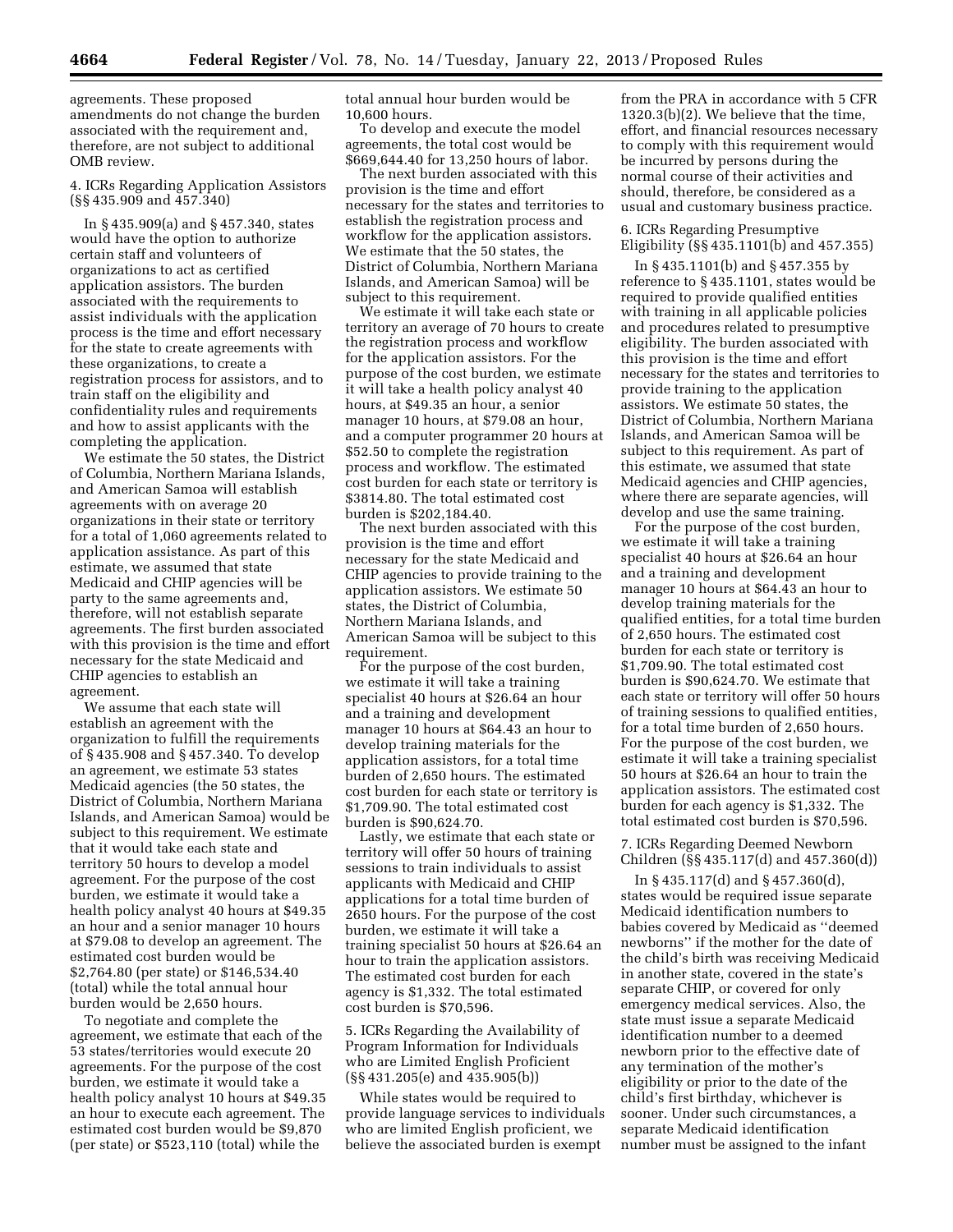agreements. These proposed amendments do not change the burden associated with the requirement and, therefore, are not subject to additional OMB review.

4. ICRs Regarding Application Assistors (§§ 435.909 and 457.340)

In § 435.909(a) and § 457.340, states would have the option to authorize certain staff and volunteers of organizations to act as certified application assistors. The burden associated with the requirements to assist individuals with the application process is the time and effort necessary for the state to create agreements with these organizations, to create a registration process for assistors, and to train staff on the eligibility and confidentiality rules and requirements and how to assist applicants with the completing the application.

We estimate the 50 states, the District of Columbia, Northern Mariana Islands, and American Samoa will establish agreements with on average 20 organizations in their state or territory for a total of 1,060 agreements related to application assistance. As part of this estimate, we assumed that state Medicaid and CHIP agencies will be party to the same agreements and, therefore, will not establish separate agreements. The first burden associated with this provision is the time and effort necessary for the state Medicaid and CHIP agencies to establish an agreement.

We assume that each state will establish an agreement with the organization to fulfill the requirements of § 435.908 and § 457.340. To develop an agreement, we estimate 53 states Medicaid agencies (the 50 states, the District of Columbia, Northern Mariana Islands, and American Samoa) would be subject to this requirement. We estimate that it would take each state and territory 50 hours to develop a model agreement. For the purpose of the cost burden, we estimate it would take a health policy analyst 40 hours at $49.35 an hour and a senior manager 10 hours at $79.08 to develop an agreement. The estimated cost burden would be $2,764.80 (per state) or $146,534.40 (total) while the total annual hour burden would be 2,650 hours.

To negotiate and complete the agreement, we estimate that each of the 53 states/territories would execute 20 agreements. For the purpose of the cost burden, we estimate it would take a health policy analyst 10 hours at $49.35 an hour to execute each agreement. The estimated cost burden would be $9,870 (per state) or $523,110 (total) while the total annual hour burden would be 10,600 hours.

To develop and execute the model agreements, the total cost would be $669,644.40 for 13,250 hours of labor.

The next burden associated with this provision is the time and effort necessary for the states and territories to establish the registration process and workflow for the application assistors. We estimate that the 50 states, the District of Columbia, Northern Mariana Islands, and American Samoa) will be subject to this requirement.

We estimate it will take each state or territory an average of 70 hours to create the registration process and workflow for the application assistors. For the purpose of the cost burden, we estimate it will take a health policy analyst 40 hours, at $49.35 an hour, a senior manager 10 hours, at $79.08 an hour, and a computer programmer 20 hours at $52.50 to complete the registration process and workflow. The estimated cost burden for each state or territory is $3814.80. The total estimated cost burden is $202,184.40.

The next burden associated with this provision is the time and effort necessary for the state Medicaid and CHIP agencies to provide training to the application assistors. We estimate 50 states, the District of Columbia, Northern Mariana Islands, and American Samoa will be subject to this requirement.

For the purpose of the cost burden, we estimate it will take a training specialist 40 hours at $26.64 an hour and a training and development manager 10 hours at $64.43 an hour to develop training materials for the application assistors, for a total time burden of 2,650 hours. The estimated cost burden for each state or territory is $1,709.90. The total estimated cost burden is $90,624.70.

Lastly, we estimate that each state or territory will offer 50 hours of training sessions to train individuals to assist applicants with Medicaid and CHIP applications for a total time burden of 2650 hours. For the purpose of the cost burden, we estimate it will take a training specialist 50 hours at $26.64 an hour to train the application assistors. The estimated cost burden for each agency is $1,332. The total estimated cost burden is $70,596.

5. ICRs Regarding the Availability of Program Information for Individuals who are Limited English Proficient (§§ 431.205(e) and 435.905(b))

While states would be required to provide language services to individuals who are limited English proficient, we believe the associated burden is exempt from the PRA in accordance with 5 CFR 1320.3(b)(2). We believe that the time, effort, and financial resources necessary to comply with this requirement would be incurred by persons during the normal course of their activities and should, therefore, be considered as a usual and customary business practice.

6. ICRs Regarding Presumptive Eligibility (§§ 435.1101(b) and 457.355)

In § 435.1101(b) and § 457.355 by reference to § 435.1101, states would be required to provide qualified entities with training in all applicable policies and procedures related to presumptive eligibility. The burden associated with this provision is the time and effort necessary for the states and territories to provide training to the application assistors. We estimate 50 states, the District of Columbia, Northern Mariana Islands, and American Samoa will be subject to this requirement. As part of this estimate, we assumed that state Medicaid agencies and CHIP agencies, where there are separate agencies, will develop and use the same training.

For the purpose of the cost burden, we estimate it will take a training specialist 40 hours at $26.64 an hour and a training and development manager 10 hours at $64.43 an hour to develop training materials for the qualified entities, for a total time burden of 2,650 hours. The estimated cost burden for each state or territory is $1,709.90. The total estimated cost burden is $90,624.70. We estimate that each state or territory will offer 50 hours of training sessions to qualified entities, for a total time burden of 2,650 hours. For the purpose of the cost burden, we estimate it will take a training specialist 50 hours at $26.64 an hour to train the application assistors. The estimated cost burden for each agency is $1,332. The total estimated cost burden is $70,596.

7. ICRs Regarding Deemed Newborn Children (§§ 435.117(d) and 457.360(d))

In § 435.117(d) and § 457.360(d), states would be required issue separate Medicaid identification numbers to babies covered by Medicaid as "deemed newborns" if the mother for the date of the child's birth was receiving Medicaid in another state, covered in the state's separate CHIP, or covered for only emergency medical services. Also, the state must issue a separate Medicaid identification number to a deemed newborn prior to the effective date of any termination of the mother's eligibility or prior to the date of the child's first birthday, whichever is sooner. Under such circumstances, a separate Medicaid identification number must be assigned to the infant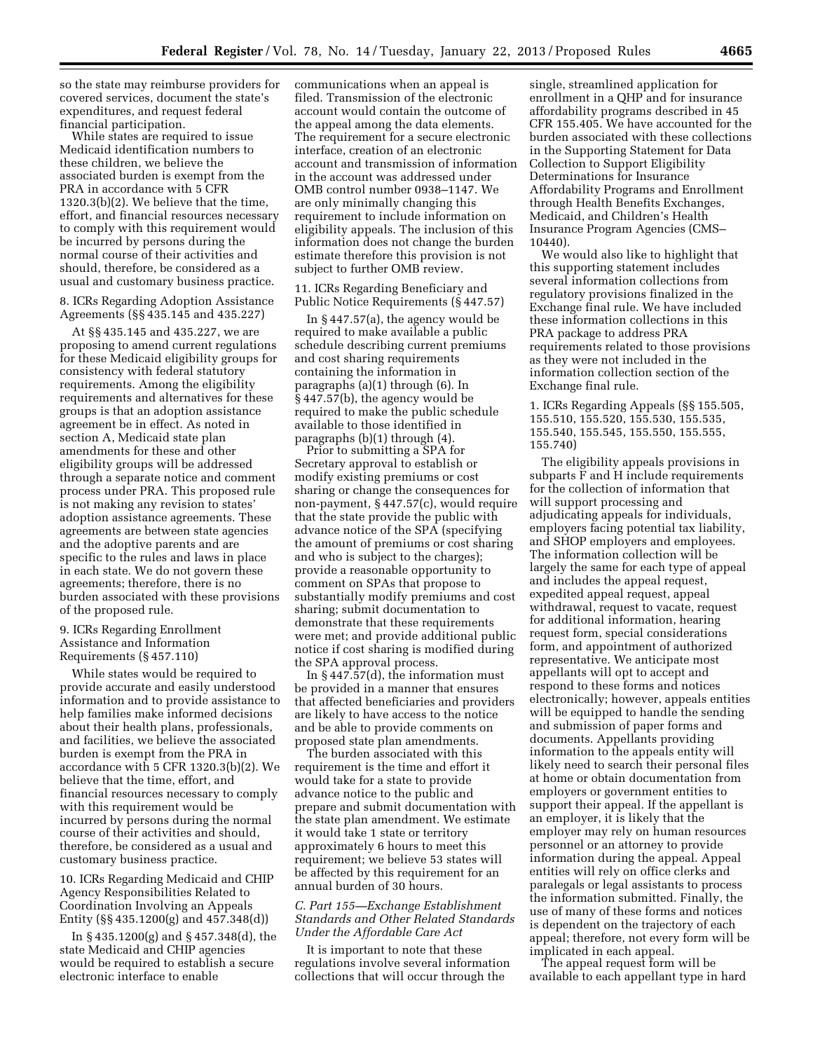so the state may reimburse providers for covered services, document the state's expenditures, and request federal financial participation.

While states are required to issue Medicaid identification numbers to these children, we believe the associated burden is exempt from the PRA in accordance with 5 CFR 1320.3(b)(2). We believe that the time, effort, and financial resources necessary to comply with this requirement would be incurred by persons during the normal course of their activities and should, therefore, be considered as a usual and customary business practice.

8. ICRs Regarding Adoption Assistance Agreements (§§ 435.145 and 435.227)

At §§ 435.145 and 435.227, we are proposing to amend current regulations for these Medicaid eligibility groups for consistency with federal statutory requirements. Among the eligibility requirements and alternatives for these groups is that an adoption assistance agreement be in effect. As noted in section A, Medicaid state plan amendments for these and other eligibility groups will be addressed through a separate notice and comment process under PRA. This proposed rule is not making any revision to states' adoption assistance agreements. These agreements are between state agencies and the adoptive parents and are specific to the rules and laws in place in each state. We do not govern these agreements; therefore, there is no burden associated with these provisions of the proposed rule.

9. ICRs Regarding Enrollment Assistance and Information Requirements (§ 457.110)

While states would be required to provide accurate and easily understood information and to provide assistance to help families make informed decisions about their health plans, professionals, and facilities, we believe the associated burden is exempt from the PRA in accordance with 5 CFR 1320.3(b)(2). We believe that the time, effort, and financial resources necessary to comply with this requirement would be incurred by persons during the normal course of their activities and should, therefore, be considered as a usual and customary business practice.

10. ICRs Regarding Medicaid and CHIP Agency Responsibilities Related to Coordination Involving an Appeals Entity (§§ 435.1200(g) and 457.348(d))

In § 435.1200(g) and § 457.348(d), the state Medicaid and CHIP agencies would be required to establish a secure electronic interface to enable communications when an appeal is filed. Transmission of the electronic account would contain the outcome of the appeal among the data elements. The requirement for a secure electronic interface, creation of an electronic account and transmission of information in the account was addressed under OMB control number 0938–1147. We are only minimally changing this requirement to include information on eligibility appeals. The inclusion of this information does not change the burden estimate therefore this provision is not subject to further OMB review.

11. ICRs Regarding Beneficiary and Public Notice Requirements (§ 447.57)

In § 447.57(a), the agency would be required to make available a public schedule describing current premiums and cost sharing requirements containing the information in paragraphs (a)(1) through (6). In § 447.57(b), the agency would be required to make the public schedule available to those identified in paragraphs (b)(1) through (4).

Prior to submitting a SPA for Secretary approval to establish or modify existing premiums or cost sharing or change the consequences for non-payment, § 447.57(c), would require that the state provide the public with advance notice of the SPA (specifying the amount of premiums or cost sharing and who is subject to the charges); provide a reasonable opportunity to comment on SPAs that propose to substantially modify premiums and cost sharing; submit documentation to demonstrate that these requirements were met; and provide additional public notice if cost sharing is modified during the SPA approval process.

In § 447.57(d), the information must be provided in a manner that ensures that affected beneficiaries and providers are likely to have access to the notice and be able to provide comments on proposed state plan amendments.

The burden associated with this requirement is the time and effort it would take for a state to provide advance notice to the public and prepare and submit documentation with the state plan amendment. We estimate it would take 1 state or territory approximately 6 hours to meet this requirement; we believe 53 states will be affected by this requirement for an annual burden of 30 hours.

### *C. Part 155—Exchange Establishment Standards and Other Related Standards Under the Affordable Care Act*

It is important to note that these regulations involve several information collections that will occur through the single, streamlined application for enrollment in a QHP and for insurance affordability programs described in 45 CFR 155.405. We have accounted for the burden associated with these collections in the Supporting Statement for Data Collection to Support Eligibility Determinations for Insurance Affordability Programs and Enrollment through Health Benefits Exchanges, Medicaid, and Children's Health Insurance Program Agencies (CMS–10440).

We would also like to highlight that this supporting statement includes several information collections from regulatory provisions finalized in the Exchange final rule. We have included these information collections in this PRA package to address PRA requirements related to those provisions as they were not included in the information collection section of the Exchange final rule.

1. ICRs Regarding Appeals (§§ 155.505, 155.510, 155.520, 155.530, 155.535, 155.540, 155.545, 155.550, 155.555, 155.740)

The eligibility appeals provisions in subparts F and H include requirements for the collection of information that will support processing and adjudicating appeals for individuals, employers facing potential tax liability, and SHOP employers and employees. The information collection will be largely the same for each type of appeal and includes the appeal request, expedited appeal request, appeal withdrawal, request to vacate, request for additional information, hearing request form, special considerations form, and appointment of authorized representative. We anticipate most appellants will opt to accept and respond to these forms and notices electronically; however, appeals entities will be equipped to handle the sending and submission of paper forms and documents. Appellants providing information to the appeals entity will likely need to search their personal files at home or obtain documentation from employers or government entities to support their appeal. If the appellant is an employer, it is likely that the employer may rely on human resources personnel or an attorney to provide information during the appeal. Appeal entities will rely on office clerks and paralegals or legal assistants to process the information submitted. Finally, the use of many of these forms and notices is dependent on the trajectory of each appeal; therefore, not every form will be implicated in each appeal.

The appeal request form will be available to each appellant type in hard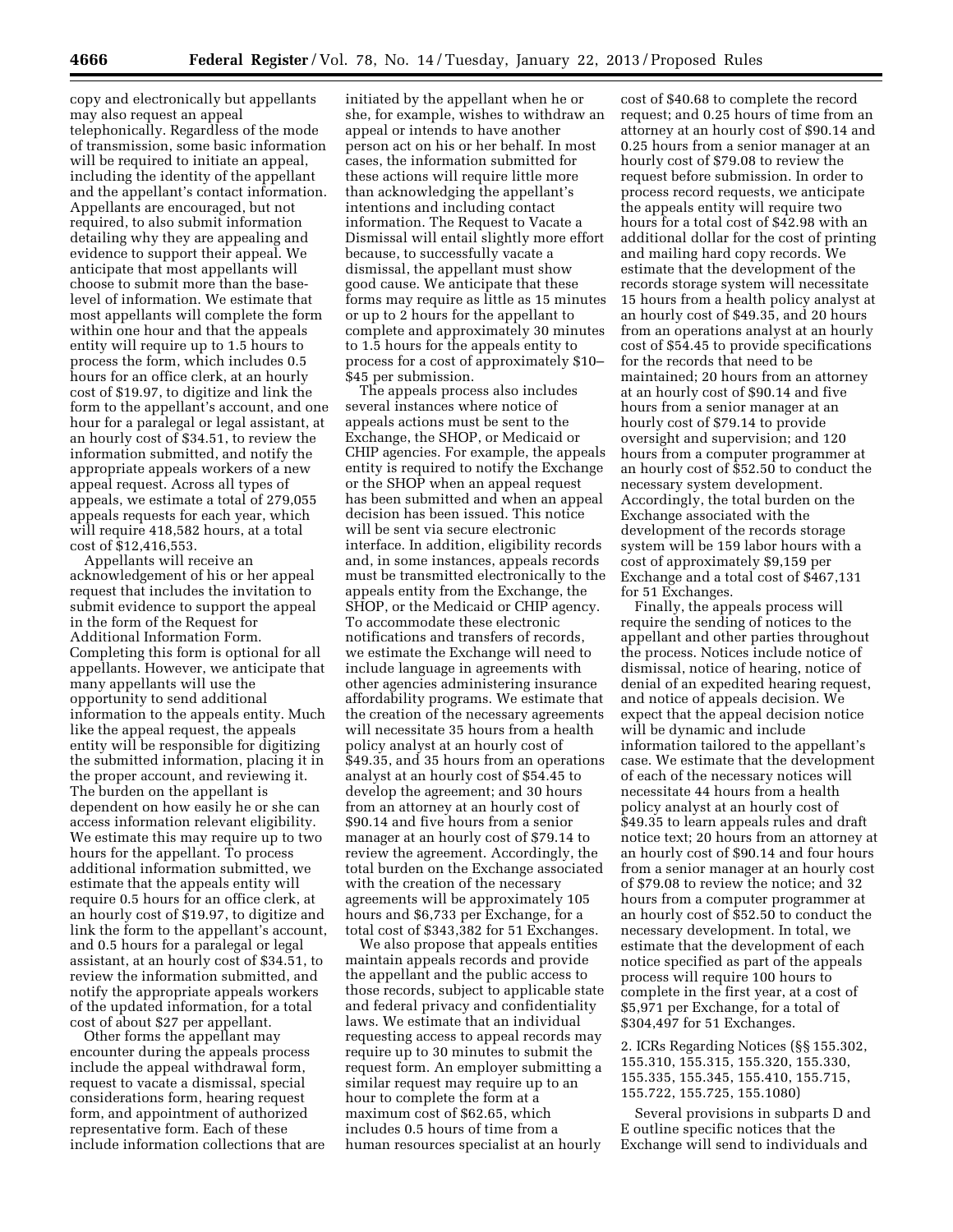copy and electronically but appellants may also request an appeal telephonically. Regardless of the mode of transmission, some basic information will be required to initiate an appeal, including the identity of the appellant and the appellant's contact information. Appellants are encouraged, but not required, to also submit information detailing why they are appealing and evidence to support their appeal. We anticipate that most appellants will choose to submit more than the base-level of information. We estimate that most appellants will complete the form within one hour and that the appeals entity will require up to 1.5 hours to process the form, which includes 0.5 hours for an office clerk, at an hourly cost of $19.97, to digitize and link the form to the appellant's account, and one hour for a paralegal or legal assistant, at an hourly cost of $34.51, to review the information submitted, and notify the appropriate appeals workers of a new appeal request. Across all types of appeals, we estimate a total of 279,055 appeals requests for each year, which will require 418,582 hours, at a total cost of $12,416,553.

Appellants will receive an acknowledgement of his or her appeal request that includes the invitation to submit evidence to support the appeal in the form of the Request for Additional Information Form. Completing this form is optional for all appellants. However, we anticipate that many appellants will use the opportunity to send additional information to the appeals entity. Much like the appeal request, the appeals entity will be responsible for digitizing the submitted information, placing it in the proper account, and reviewing it. The burden on the appellant is dependent on how easily he or she can access information relevant eligibility. We estimate this may require up to two hours for the appellant. To process additional information submitted, we estimate that the appeals entity will require 0.5 hours for an office clerk, at an hourly cost of $19.97, to digitize and link the form to the appellant's account, and 0.5 hours for a paralegal or legal assistant, at an hourly cost of $34.51, to review the information submitted, and notify the appropriate appeals workers of the updated information, for a total cost of about $27 per appellant.

Other forms the appellant may encounter during the appeals process include the appeal withdrawal form, request to vacate a dismissal, special considerations form, hearing request form, and appointment of authorized representative form. Each of these include information collections that are initiated by the appellant when he or she, for example, wishes to withdraw an appeal or intends to have another person act on his or her behalf. In most cases, the information submitted for these actions will require little more than acknowledging the appellant's intentions and including contact information. The Request to Vacate a Dismissal will entail slightly more effort because, to successfully vacate a dismissal, the appellant must show good cause. We anticipate that these forms may require as little as 15 minutes or up to 2 hours for the appellant to complete and approximately 30 minutes to 1.5 hours for the appeals entity to process for a cost of approximately $10–$45 per submission.

The appeals process also includes several instances where notice of appeals actions must be sent to the Exchange, the SHOP, or Medicaid or CHIP agencies. For example, the appeals entity is required to notify the Exchange or the SHOP when an appeal request has been submitted and when an appeal decision has been issued. This notice will be sent via secure electronic interface. In addition, eligibility records and, in some instances, appeals records must be transmitted electronically to the appeals entity from the Exchange, the SHOP, or the Medicaid or CHIP agency. To accommodate these electronic notifications and transfers of records, we estimate the Exchange will need to include language in agreements with other agencies administering insurance affordability programs. We estimate that the creation of the necessary agreements will necessitate 35 hours from a health policy analyst at an hourly cost of $49.35, and 35 hours from an operations analyst at an hourly cost of $54.45 to develop the agreement; and 30 hours from an attorney at an hourly cost of $90.14 and five hours from a senior manager at an hourly cost of $79.14 to review the agreement. Accordingly, the total burden on the Exchange associated with the creation of the necessary agreements will be approximately 105 hours and $6,733 per Exchange, for a total cost of $343,382 for 51 Exchanges.

We also propose that appeals entities maintain appeals records and provide the appellant and the public access to those records, subject to applicable state and federal privacy and confidentiality laws. We estimate that an individual requesting access to appeal records may require up to 30 minutes to submit the request form. An employer submitting a similar request may require up to an hour to complete the form at a maximum cost of $62.65, which includes 0.5 hours of time from a human resources specialist at an hourly cost of $40.68 to complete the record request; and 0.25 hours of time from an attorney at an hourly cost of $90.14 and 0.25 hours from a senior manager at an hourly cost of $79.08 to review the request before submission. In order to process record requests, we anticipate the appeals entity will require two hours for a total cost of $42.98 with an additional dollar for the cost of printing and mailing hard copy records. We estimate that the development of the records storage system will necessitate 15 hours from a health policy analyst at an hourly cost of $49.35, and 20 hours from an operations analyst at an hourly cost of $54.45 to provide specifications for the records that need to be maintained; 20 hours from an attorney at an hourly cost of $90.14 and five hours from a senior manager at an hourly cost of $79.14 to provide oversight and supervision; and 120 hours from a computer programmer at an hourly cost of $52.50 to conduct the necessary system development. Accordingly, the total burden on the Exchange associated with the development of the records storage system will be 159 labor hours with a cost of approximately $9,159 per Exchange and a total cost of $467,131 for 51 Exchanges.

Finally, the appeals process will require the sending of notices to the appellant and other parties throughout the process. Notices include notice of dismissal, notice of hearing, notice of denial of an expedited hearing request, and notice of appeals decision. We expect that the appeal decision notice will be dynamic and include information tailored to the appellant's case. We estimate that the development of each of the necessary notices will necessitate 44 hours from a health policy analyst at an hourly cost of $49.35 to learn appeals rules and draft notice text; 20 hours from an attorney at an hourly cost of $90.14 and four hours from a senior manager at an hourly cost of $79.08 to review the notice; and 32 hours from a computer programmer at an hourly cost of $52.50 to conduct the necessary development. In total, we estimate that the development of each notice specified as part of the appeals process will require 100 hours to complete in the first year, at a cost of $5,971 per Exchange, for a total of $304,497 for 51 Exchanges.

2. ICRs Regarding Notices (§§ 155.302, 155.310, 155.315, 155.320, 155.330, 155.335, 155.345, 155.410, 155.715, 155.722, 155.725, 155.1080)

Several provisions in subparts D and E outline specific notices that the Exchange will send to individuals and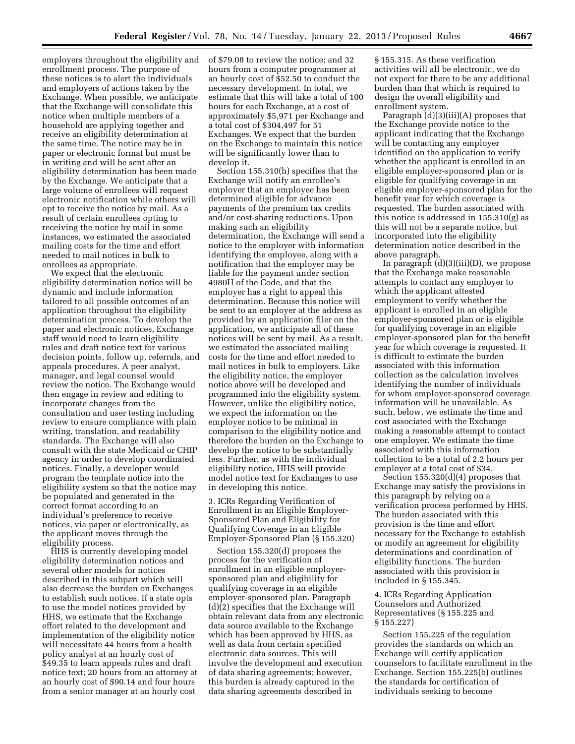employers throughout the eligibility and enrollment process. The purpose of these notices is to alert the individuals and employers of actions taken by the Exchange. When possible, we anticipate that the Exchange will consolidate this notice when multiple members of a household are applying together and receive an eligibility determination at the same time. The notice may be in paper or electronic format but must be in writing and will be sent after an eligibility determination has been made by the Exchange. We anticipate that a large volume of enrollees will request electronic notification while others will opt to receive the notice by mail. As a result of certain enrollees opting to receiving the notice by mail in some instances, we estimated the associated mailing costs for the time and effort needed to mail notices in bulk to enrollees as appropriate.

We expect that the electronic eligibility determination notice will be dynamic and include information tailored to all possible outcomes of an application throughout the eligibility determination process. To develop the paper and electronic notices, Exchange staff would need to learn eligibility rules and draft notice text for various decision points, follow up, referrals, and appeals procedures. A peer analyst, manager, and legal counsel would review the notice. The Exchange would then engage in review and editing to incorporate changes from the consultation and user testing including review to ensure compliance with plain writing, translation, and readability standards. The Exchange will also consult with the state Medicaid or CHIP agency in order to develop coordinated notices. Finally, a developer would program the template notice into the eligibility system so that the notice may be populated and generated in the correct format according to an individual's preference to receive notices, via paper or electronically, as the applicant moves through the eligibility process.

HHS is currently developing model eligibility determination notices and several other models for notices described in this subpart which will also decrease the burden on Exchanges to establish such notices. If a state opts to use the model notices provided by HHS, we estimate that the Exchange effort related to the development and implementation of the eligibility notice will necessitate 44 hours from a health policy analyst at an hourly cost of $49.35 to learn appeals rules and draft notice text; 20 hours from an attorney at an hourly cost of $90.14 and four hours from a senior manager at an hourly cost of $79.08 to review the notice; and 32 hours from a computer programmer at an hourly cost of $52.50 to conduct the necessary development. In total, we estimate that this will take a total of 100 hours for each Exchange, at a cost of approximately $5,971 per Exchange and a total cost of $304,497 for 51 Exchanges. We expect that the burden on the Exchange to maintain this notice will be significantly lower than to develop it.

Section 155.310(h) specifies that the Exchange will notify an enrollee's employer that an employee has been determined eligible for advance payments of the premium tax credits and/or cost-sharing reductions. Upon making such an eligibility determination, the Exchange will send a notice to the employer with information identifying the employee, along with a notification that the employer may be liable for the payment under section 4980H of the Code, and that the employer has a right to appeal this determination. Because this notice will be sent to an employer at the address as provided by an application filer on the application, we anticipate all of these notices will be sent by mail. As a result, we estimated the associated mailing costs for the time and effort needed to mail notices in bulk to employers. Like the eligibility notice, the employer notice above will be developed and programmed into the eligibility system. However, unlike the eligibility notice, we expect the information on the employer notice to be minimal in comparison to the eligibility notice and therefore the burden on the Exchange to develop the notice to be substantially less. Further, as with the individual eligibility notice, HHS will provide model notice text for Exchanges to use in developing this notice.

3. ICRs Regarding Verification of Enrollment in an Eligible Employer-Sponsored Plan and Eligibility for Qualifying Coverage in an Eligible Employer-Sponsored Plan (§ 155.320)

Section 155.320(d) proposes the process for the verification of enrollment in an eligible employer-sponsored plan and eligibility for qualifying coverage in an eligible employer-sponsored plan. Paragraph (d)(2) specifies that the Exchange will obtain relevant data from any electronic data source available to the Exchange which has been approved by HHS, as well as data from certain specified electronic data sources. This will involve the development and execution of data sharing agreements; however, this burden is already captured in the data sharing agreements described in § 155.315. As these verification activities will all be electronic, we do not expect for there to be any additional burden than that which is required to design the overall eligibility and enrollment system.

Paragraph (d)(3)(iii)(A) proposes that the Exchange provide notice to the applicant indicating that the Exchange will be contacting any employer identified on the application to verify whether the applicant is enrolled in an eligible employer-sponsored plan or is eligible for qualifying coverage in an eligible employer-sponsored plan for the benefit year for which coverage is requested. The burden associated with this notice is addressed in 155.310(g) as this will not be a separate notice, but incorporated into the eligibility determination notice described in the above paragraph.

In paragraph (d)(3)(iii)(D), we propose that the Exchange make reasonable attempts to contact any employer to which the applicant attested employment to verify whether the applicant is enrolled in an eligible employer-sponsored plan or is eligible for qualifying coverage in an eligible employer-sponsored plan for the benefit year for which coverage is requested. It is difficult to estimate the burden associated with this information collection as the calculation involves identifying the number of individuals for whom employer-sponsored coverage information will be unavailable. As such, below, we estimate the time and cost associated with the Exchange making a reasonable attempt to contact one employer. We estimate the time associated with this information collection to be a total of 2.2 hours per employer at a total cost of $34.

Section 155.320(d)(4) proposes that Exchange may satisfy the provisions in this paragraph by relying on a verification process performed by HHS. The burden associated with this provision is the time and effort necessary for the Exchange to establish or modify an agreement for eligibility determinations and coordination of eligibility functions. The burden associated with this provision is included in § 155.345.

4. ICRs Regarding Application Counselors and Authorized Representatives (§ 155.225 and § 155.227)

Section 155.225 of the regulation provides the standards on which an Exchange will certify application counselors to facilitate enrollment in the Exchange. Section 155.225(b) outlines the standards for certification of individuals seeking to become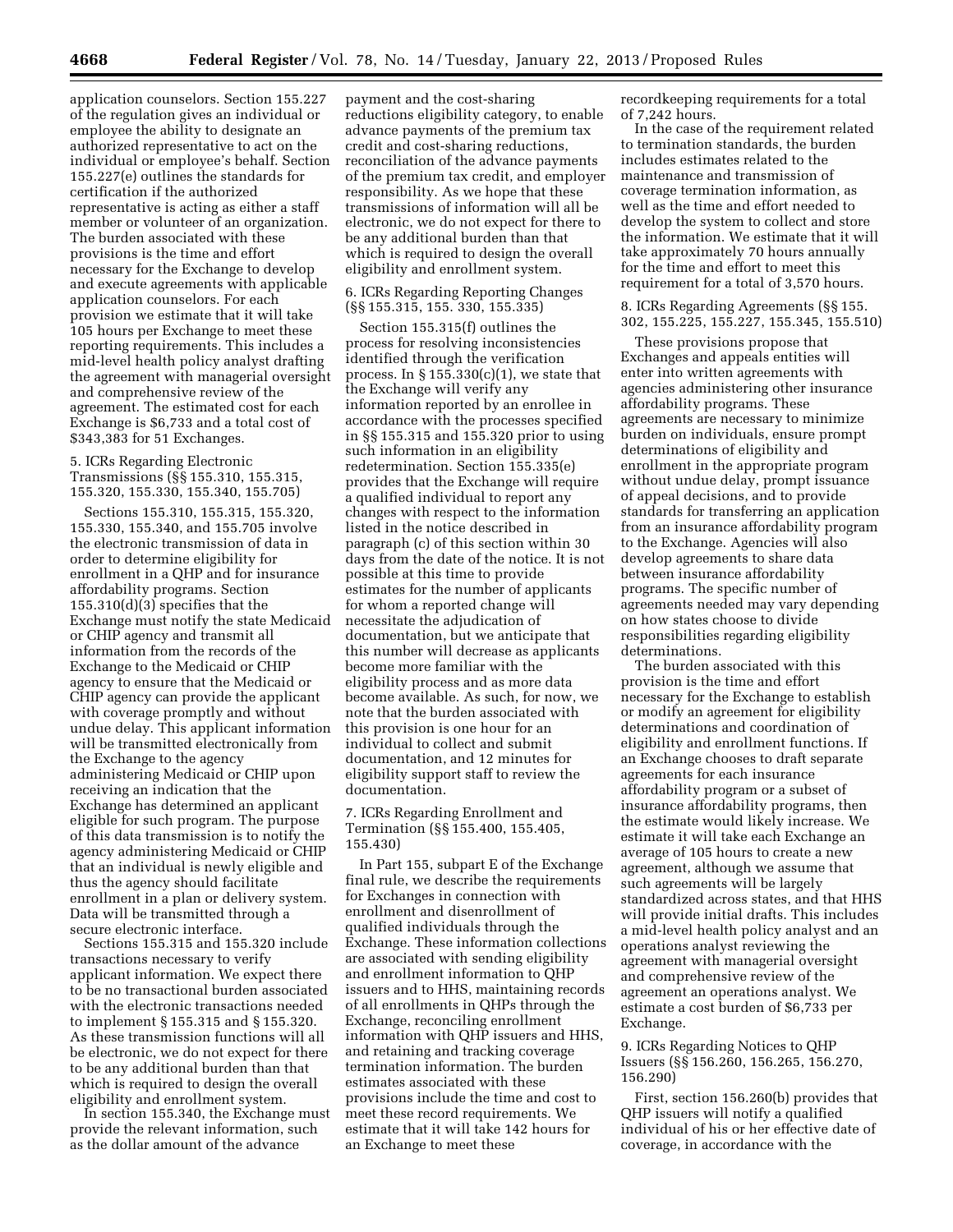application counselors. Section 155.227 of the regulation gives an individual or employee the ability to designate an authorized representative to act on the individual or employee's behalf. Section 155.227(e) outlines the standards for certification if the authorized representative is acting as either a staff member or volunteer of an organization. The burden associated with these provisions is the time and effort necessary for the Exchange to develop and execute agreements with applicable application counselors. For each provision we estimate that it will take 105 hours per Exchange to meet these reporting requirements. This includes a mid-level health policy analyst drafting the agreement with managerial oversight and comprehensive review of the agreement. The estimated cost for each Exchange is $6,733 and a total cost of $343,383 for 51 Exchanges.

5. ICRs Regarding Electronic Transmissions (§§ 155.310, 155.315, 155.320, 155.330, 155.340, 155.705)

Sections 155.310, 155.315, 155.320, 155.330, 155.340, and 155.705 involve the electronic transmission of data in order to determine eligibility for enrollment in a QHP and for insurance affordability programs. Section 155.310(d)(3) specifies that the Exchange must notify the state Medicaid or CHIP agency and transmit all information from the records of the Exchange to the Medicaid or CHIP agency to ensure that the Medicaid or CHIP agency can provide the applicant with coverage promptly and without undue delay. This applicant information will be transmitted electronically from the Exchange to the agency administering Medicaid or CHIP upon receiving an indication that the Exchange has determined an applicant eligible for such program. The purpose of this data transmission is to notify the agency administering Medicaid or CHIP that an individual is newly eligible and thus the agency should facilitate enrollment in a plan or delivery system. Data will be transmitted through a secure electronic interface.

Sections 155.315 and 155.320 include transactions necessary to verify applicant information. We expect there to be no transactional burden associated with the electronic transactions needed to implement § 155.315 and § 155.320. As these transmission functions will all be electronic, we do not expect for there to be any additional burden than that which is required to design the overall eligibility and enrollment system.

In section 155.340, the Exchange must provide the relevant information, such as the dollar amount of the advance payment and the cost-sharing reductions eligibility category, to enable advance payments of the premium tax credit and cost-sharing reductions, reconciliation of the advance payments of the premium tax credit, and employer responsibility. As we hope that these transmissions of information will all be electronic, we do not expect for there to be any additional burden than that which is required to design the overall eligibility and enrollment system.

6. ICRs Regarding Reporting Changes (§§ 155.315, 155. 330, 155.335)

Section 155.315(f) outlines the process for resolving inconsistencies identified through the verification process. In § 155.330(c)(1), we state that the Exchange will verify any information reported by an enrollee in accordance with the processes specified in §§ 155.315 and 155.320 prior to using such information in an eligibility redetermination. Section 155.335(e) provides that the Exchange will require a qualified individual to report any changes with respect to the information listed in the notice described in paragraph (c) of this section within 30 days from the date of the notice. It is not possible at this time to provide estimates for the number of applicants for whom a reported change will necessitate the adjudication of documentation, but we anticipate that this number will decrease as applicants become more familiar with the eligibility process and as more data become available. As such, for now, we note that the burden associated with this provision is one hour for an individual to collect and submit documentation, and 12 minutes for eligibility support staff to review the documentation.

7. ICRs Regarding Enrollment and Termination (§§ 155.400, 155.405, 155.430)

In Part 155, subpart E of the Exchange final rule, we describe the requirements for Exchanges in connection with enrollment and disenrollment of qualified individuals through the Exchange. These information collections are associated with sending eligibility and enrollment information to QHP issuers and to HHS, maintaining records of all enrollments in QHPs through the Exchange, reconciling enrollment information with QHP issuers and HHS, and retaining and tracking coverage termination information. The burden estimates associated with these provisions include the time and cost to meet these record requirements. We estimate that it will take 142 hours for an Exchange to meet these recordkeeping requirements for a total of 7,242 hours.

In the case of the requirement related to termination standards, the burden includes estimates related to the maintenance and transmission of coverage termination information, as well as the time and effort needed to develop the system to collect and store the information. We estimate that it will take approximately 70 hours annually for the time and effort to meet this requirement for a total of 3,570 hours.

8. ICRs Regarding Agreements (§§ 155. 302, 155.225, 155.227, 155.345, 155.510)

These provisions propose that Exchanges and appeals entities will enter into written agreements with agencies administering other insurance affordability programs. These agreements are necessary to minimize burden on individuals, ensure prompt determinations of eligibility and enrollment in the appropriate program without undue delay, prompt issuance of appeal decisions, and to provide standards for transferring an application from an insurance affordability program to the Exchange. Agencies will also develop agreements to share data between insurance affordability programs. The specific number of agreements needed may vary depending on how states choose to divide responsibilities regarding eligibility determinations.

The burden associated with this provision is the time and effort necessary for the Exchange to establish or modify an agreement for eligibility determinations and coordination of eligibility and enrollment functions. If an Exchange chooses to draft separate agreements for each insurance affordability program or a subset of insurance affordability programs, then the estimate would likely increase. We estimate it will take each Exchange an average of 105 hours to create a new agreement, although we assume that such agreements will be largely standardized across states, and that HHS will provide initial drafts. This includes a mid-level health policy analyst and an operations analyst reviewing the agreement with managerial oversight and comprehensive review of the agreement an operations analyst. We estimate a cost burden of $6,733 per Exchange.

9. ICRs Regarding Notices to QHP Issuers (§§ 156.260, 156.265, 156.270, 156.290)

First, section 156.260(b) provides that QHP issuers will notify a qualified individual of his or her effective date of coverage, in accordance with the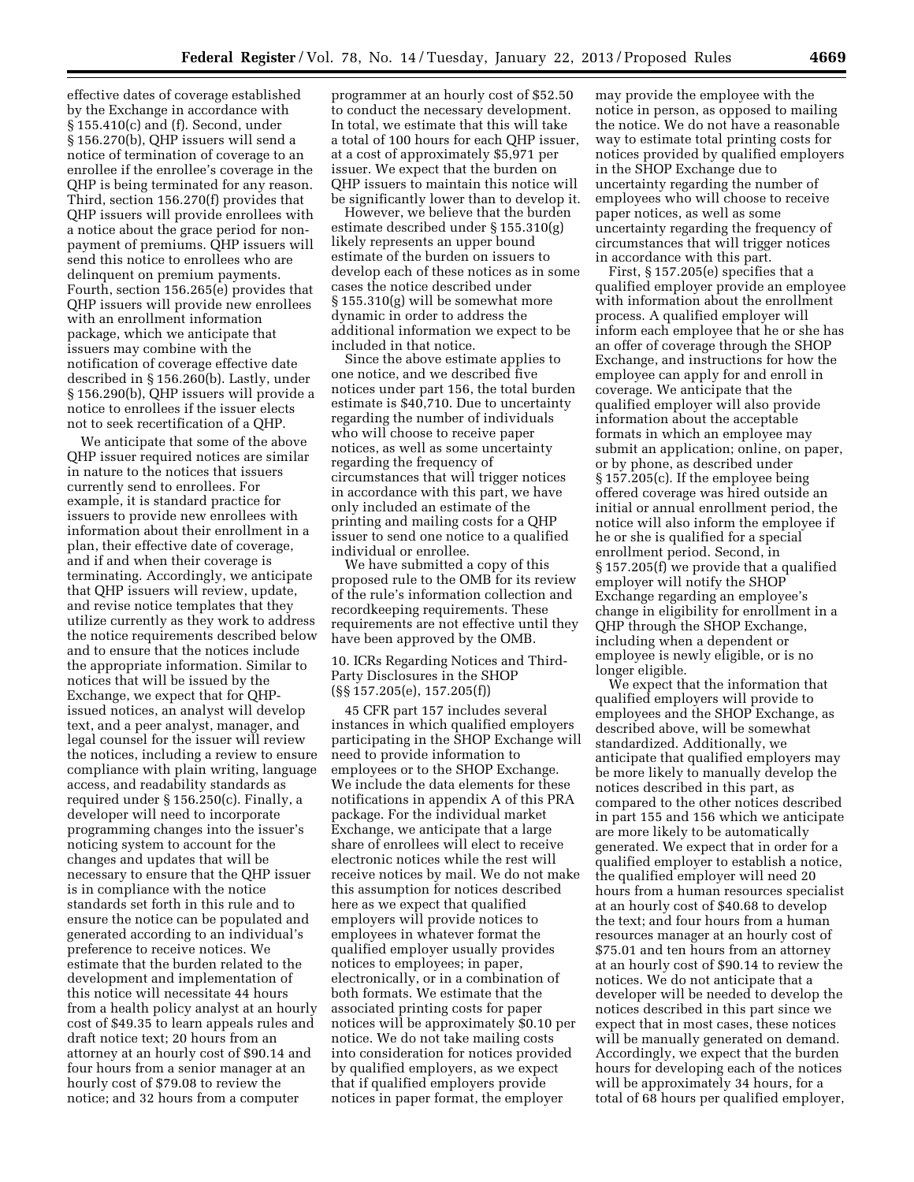effective dates of coverage established by the Exchange in accordance with § 155.410(c) and (f). Second, under § 156.270(b), QHP issuers will send a notice of termination of coverage to an enrollee if the enrollee's coverage in the QHP is being terminated for any reason. Third, section 156.270(f) provides that QHP issuers will provide enrollees with a notice about the grace period for non-payment of premiums. QHP issuers will send this notice to enrollees who are delinquent on premium payments. Fourth, section 156.265(e) provides that QHP issuers will provide new enrollees with an enrollment information package, which we anticipate that issuers may combine with the notification of coverage effective date described in § 156.260(b). Lastly, under § 156.290(b), QHP issuers will provide a notice to enrollees if the issuer elects not to seek recertification of a QHP.

We anticipate that some of the above QHP issuer required notices are similar in nature to the notices that issuers currently send to enrollees. For example, it is standard practice for issuers to provide new enrollees with information about their enrollment in a plan, their effective date of coverage, and if and when their coverage is terminating. Accordingly, we anticipate that QHP issuers will review, update, and revise notice templates that they utilize currently as they work to address the notice requirements described below and to ensure that the notices include the appropriate information. Similar to notices that will be issued by the Exchange, we expect that for QHP-issued notices, an analyst will develop text, and a peer analyst, manager, and legal counsel for the issuer will review the notices, including a review to ensure compliance with plain writing, language access, and readability standards as required under § 156.250(c). Finally, a developer will need to incorporate programming changes into the issuer's noticing system to account for the changes and updates that will be necessary to ensure that the QHP issuer is in compliance with the notice standards set forth in this rule and to ensure the notice can be populated and generated according to an individual's preference to receive notices. We estimate that the burden related to the development and implementation of this notice will necessitate 44 hours from a health policy analyst at an hourly cost of $49.35 to learn appeals rules and draft notice text; 20 hours from an attorney at an hourly cost of $90.14 and four hours from a senior manager at an hourly cost of $79.08 to review the notice; and 32 hours from a computer programmer at an hourly cost of $52.50 to conduct the necessary development. In total, we estimate that this will take a total of 100 hours for each QHP issuer, at a cost of approximately $5,971 per issuer. We expect that the burden on QHP issuers to maintain this notice will be significantly lower than to develop it.

However, we believe that the burden estimate described under § 155.310(g) likely represents an upper bound estimate of the burden on issuers to develop each of these notices as in some cases the notice described under § 155.310(g) will be somewhat more dynamic in order to address the additional information we expect to be included in that notice.

Since the above estimate applies to one notice, and we described five notices under part 156, the total burden estimate is $40,710. Due to uncertainty regarding the number of individuals who will choose to receive paper notices, as well as some uncertainty regarding the frequency of circumstances that will trigger notices in accordance with this part, we have only included an estimate of the printing and mailing costs for a QHP issuer to send one notice to a qualified individual or enrollee.

We have submitted a copy of this proposed rule to the OMB for its review of the rule's information collection and recordkeeping requirements. These requirements are not effective until they have been approved by the OMB.

10. ICRs Regarding Notices and Third-Party Disclosures in the SHOP (§§ 157.205(e), 157.205(f))

45 CFR part 157 includes several instances in which qualified employers participating in the SHOP Exchange will need to provide information to employees or to the SHOP Exchange. We include the data elements for these notifications in appendix A of this PRA package. For the individual market Exchange, we anticipate that a large share of enrollees will elect to receive electronic notices while the rest will receive notices by mail. We do not make this assumption for notices described here as we expect that qualified employers will provide notices to employees in whatever format the qualified employer usually provides notices to employees; in paper, electronically, or in a combination of both formats. We estimate that the associated printing costs for paper notices will be approximately $0.10 per notice. We do not take mailing costs into consideration for notices provided by qualified employers, as we expect that if qualified employers provide notices in paper format, the employer may provide the employee with the notice in person, as opposed to mailing the notice. We do not have a reasonable way to estimate total printing costs for notices provided by qualified employers in the SHOP Exchange due to uncertainty regarding the number of employees who will choose to receive paper notices, as well as some uncertainty regarding the frequency of circumstances that will trigger notices in accordance with this part.

First, § 157.205(e) specifies that a qualified employer provide an employee with information about the enrollment process. A qualified employer will inform each employee that he or she has an offer of coverage through the SHOP Exchange, and instructions for how the employee can apply for and enroll in coverage. We anticipate that the qualified employer will also provide information about the acceptable formats in which an employee may submit an application; online, on paper, or by phone, as described under § 157.205(c). If the employee being offered coverage was hired outside an initial or annual enrollment period, the notice will also inform the employee if he or she is qualified for a special enrollment period. Second, in § 157.205(f) we provide that a qualified employer will notify the SHOP Exchange regarding an employee's change in eligibility for enrollment in a QHP through the SHOP Exchange, including when a dependent or employee is newly eligible, or is no longer eligible.

We expect that the information that qualified employers will provide to employees and the SHOP Exchange, as described above, will be somewhat standardized. Additionally, we anticipate that qualified employers may be more likely to manually develop the notices described in this part, as compared to the other notices described in part 155 and 156 which we anticipate are more likely to be automatically generated. We expect that in order for a qualified employer to establish a notice, the qualified employer will need 20 hours from a human resources specialist at an hourly cost of $40.68 to develop the text; and four hours from a human resources manager at an hourly cost of $75.01 and ten hours from an attorney at an hourly cost of $90.14 to review the notices. We do not anticipate that a developer will be needed to develop the notices described in this part since we expect that in most cases, these notices will be manually generated on demand. Accordingly, we expect that the burden hours for developing each of the notices will be approximately 34 hours, for a total of 68 hours per qualified employer,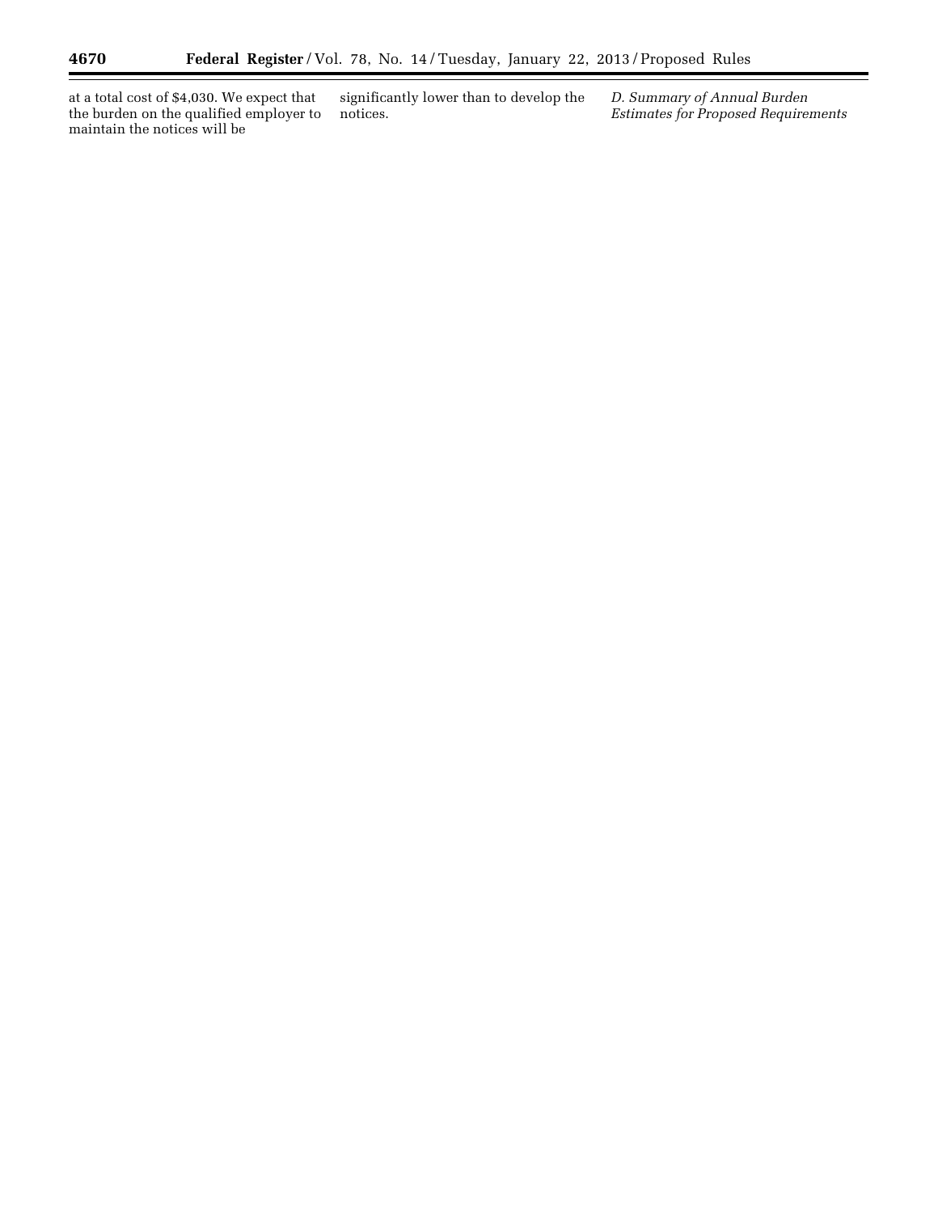at a total cost of $4,030. We expect that the burden on the qualified employer to maintain the notices will be significantly lower than to develop the notices.

*D. Summary of Annual Burden Estimates for Proposed Requirements*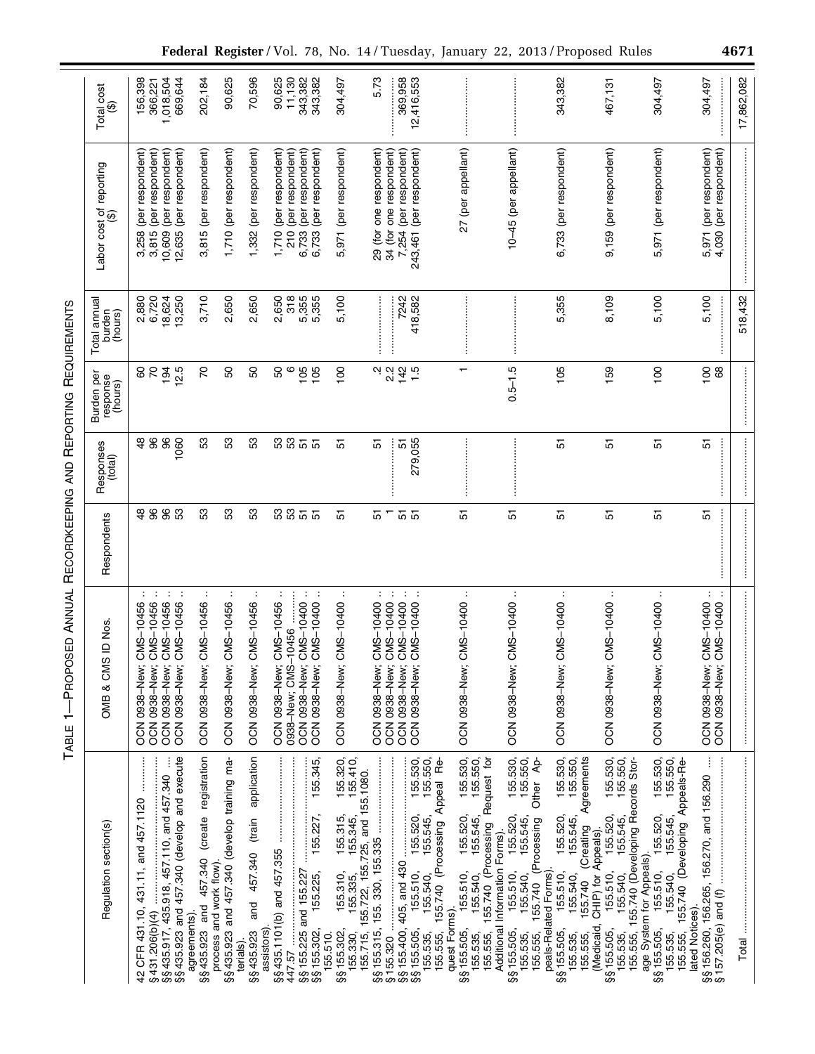TABLE 1—PROPOSED ANNUAL RECORDKEEPING AND REPORTING REQUIREMENTS

| Regulation section(s) | OMB & CMS ID Nos. | Respondents | Responses (total) | Burden per response (hours) | Total annual burden (hours) | Labor cost of reporting ($) | Total cost ($) |
|---|---|---|---|---|---|---|---|
| 42 CFR 431.10, 431.11, and 457.1120 | OCN 0938–New; CMS–10456 | 48 | 48 | 60 | 2,880 | 3,258 (per respondent) | 156,398 |
| § 431.206(b)(4) | OCN 0938–New; CMS–10456 | 96 | 96 | 70 | 6,720 | 3,815 (per respondent) | 366,221 |
| §§ 435.917, 435.918, 457.110, and 457.340 | OCN 0938–New; CMS–10456 | 96 | 96 | 194 | 18,624 | 10,609 (per respondent) | 1,018,504 |
| §§ 435.923 and 457.340 (develop and execute agreements). | OCN 0938–New; CMS–10456 | 53 | 1060 | 12.5 | 13,250 | 12,635 (per respondent) | 669,644 |
| §§ 435.923 and 457.340 (create registration process and work flow). | OCN 0938–New; CMS–10456 | 53 | 53 | 70 | 3,710 | 3,815 (per respondent) | 202,184 |
| §§ 435.923 and 457.340 (develop training materials). | OCN 0938–New; CMS–10456 | 53 | 53 | 50 | 2,650 | 1,710 (per respondent) | 90,625 |
| §§ 435.923 and 457.340 (train application assistors). | OCN 0938–New; CMS–10456 | 53 | 53 | 50 | 2,650 | 1,332 (per respondent) | 70,596 |
| §§ 435.1101(b) and 457.355 | OCN 0938–New; CMS–10456 | 53 | 53 | 50 | 2,650 | 1,710 (per respondent) | 90,625 |
| 447.57 | 0938–New; CMS–10456 | 53 | 53 | 6 | 318 | 210 (per respondent) | 11,130 |
| §§ 155.225 and 155.227 | OCN 0938–New; CMS–10400 | 51 | 51 | 105 | 5,355 | 6,733 (per respondent) | 343,382 |
| §§ 155.302, 155.225, 155.227, 155.345, 155.510. | OCN 0938–New; CMS–10400 | 51 | 51 | 105 | 5,355 | 6,733 (per respondent) | 343,382 |
| §§ 155.302, 155.310, 155.315, 155.320, 155.330, 155.335, 155.345, 155.410, 155.715, 155.722, 155.725, and 155.1080. | OCN 0938–New; CMS–10400 | 51 | 51 | 100 | 5,100 | 5,971 (per respondent) | 304,497 |
| §§ 155.315, 155. 330, 155.335 | OCN 0938–New; CMS–10400 | 51 | 51 | .2 | | 29 (for one respondent) | 5.73 |
| § 155.320 | OCN 0938–New; CMS–10400 | 1 | | 2.2 | | 34 (for one respondent) | |
| §§ 155.400, 405, and 430 | OCN 0938–New; CMS–10400 | 51 | 51 | 142 | 7242 | 7,254 (per respondent) | 369,958 |
| §§ 155.505, 155.510, 155.520, 155.530, 155.535, 155.540, 155.545, 155.550, 155.555, 155.740 (Processing Appeal Request Forms). | OCN 0938–New; CMS–10400 | 51 | 279,055 | 1.5 | 418,582 | 243,461 (per respondent) | 12,416,553 |
| §§ 155.505, 155.510, 155.520, 155.530, 155.535, 155.540, 155.545, 155.550, 155.555, 155.740 (Processing Request for Additional Information Forms). | OCN 0938–New; CMS–10400 | 51 | | 1 | | 27 (per appellant) | |
| §§ 155.505, 155.510, 155.520, 155.530, 155.535, 155.540, 155.545, 155.550, 155.555, 155.740 (Processing Other Appeals-Related Forms). | OCN 0938–New; CMS–10400 | 51 | | 0.5–1.5 | | 10–45 (per appellant) | |
| §§ 155.505, 155.510, 155.520, 155.530, 155.535, 155.540, 155.545, 155.550, 155.555, 155.740 (Creating Agreements (Medicaid, CHIP) for Appeals). | OCN 0938–New; CMS–10400 | 51 | 51 | 105 | 5,355 | 6,733 (per respondent) | 343,382 |
| §§ 155.505, 155.510, 155.520, 155.530, 155.535, 155.540, 155.545, 155.550, 155.555, 155.740 (Developing Records Storage System for Appeals). | OCN 0938–New; CMS–10400 | 51 | 51 | 159 | 8,109 | 9,159 (per respondent) | 467,131 |
| §§ 155.505, 155.510, 155.520, 155.530, 155.535, 155.540, 155.545, 155.550, 155.555, 155.740 (Developing Appeals-Related Notices). | OCN 0938–New; CMS–10400 | 51 | 51 | 100 | 5,100 | 5,971 (per respondent) | 304,497 |
| §§ 156.260, 156.265, 156.270, and 156.290 | OCN 0938–New; CMS–10400 | 51 | 51 | 100 | 5,100 | 5,971 (per respondent) | 304,497 |
| § 157.205(e) and (f) | OCN 0938–New; CMS–10400 | | | 68 | | 4,030 (per respondent) | |
| Total | | | | | 518,432 | | 17,862,082 |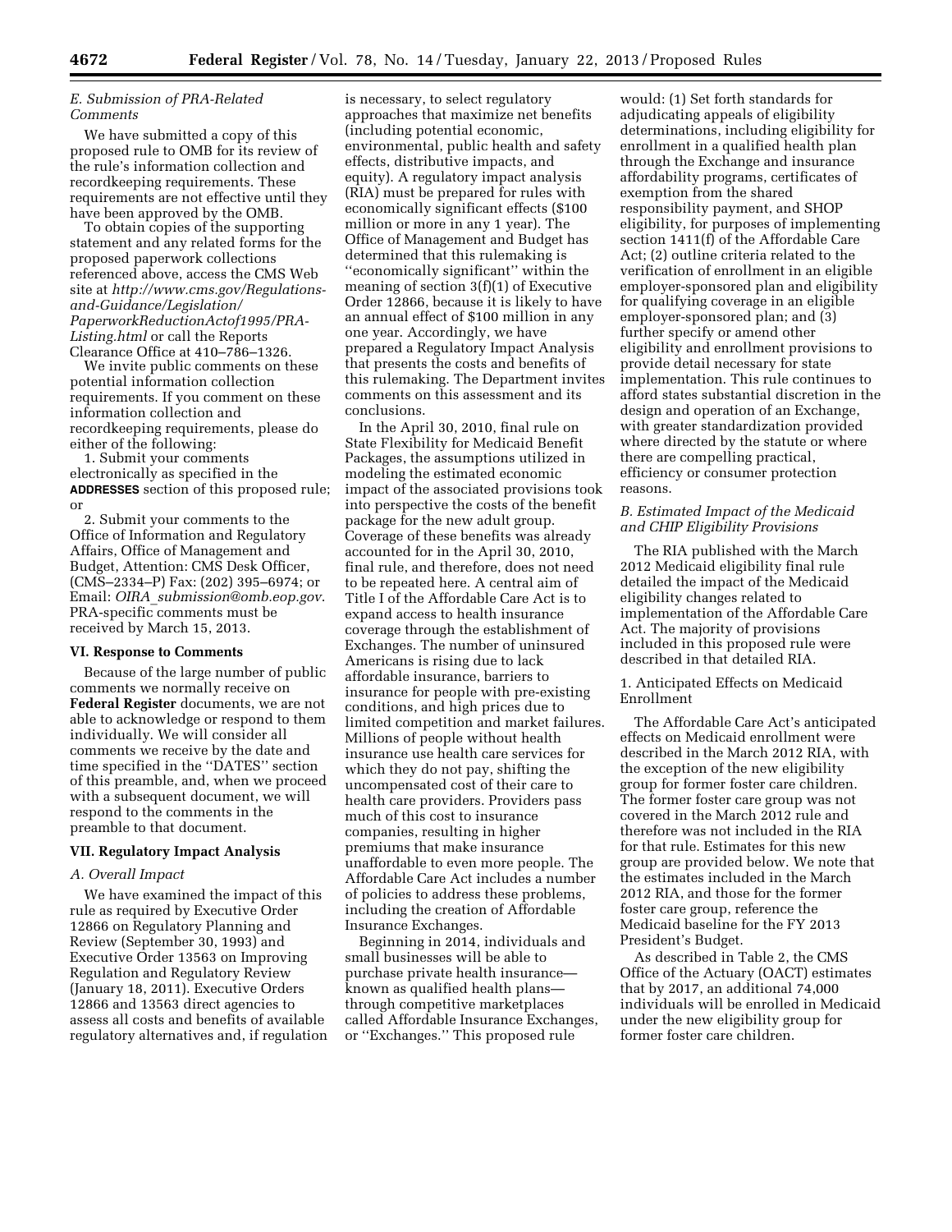### *E. Submission of PRA-Related Comments*

We have submitted a copy of this proposed rule to OMB for its review of the rule's information collection and recordkeeping requirements. These requirements are not effective until they have been approved by the OMB.

To obtain copies of the supporting statement and any related forms for the proposed paperwork collections referenced above, access the CMS Web site at *http://www.cms.gov/Regulations-and-Guidance/Legislation/PaperworkReductionActof1995/PRA-Listing.html* or call the Reports Clearance Office at 410–786–1326.

We invite public comments on these potential information collection requirements. If you comment on these information collection and recordkeeping requirements, please do either of the following:

1. Submit your comments electronically as specified in the **ADDRESSES** section of this proposed rule; or

2. Submit your comments to the Office of Information and Regulatory Affairs, Office of Management and Budget, Attention: CMS Desk Officer, (CMS–2334–P) Fax: (202) 395–6974; or Email: *OIRA_submission@omb.eop.gov.* PRA-specific comments must be received by March 15, 2013.

## VI. Response to Comments

Because of the large number of public comments we normally receive on **Federal Register** documents, we are not able to acknowledge or respond to them individually. We will consider all comments we receive by the date and time specified in the ''DATES'' section of this preamble, and, when we proceed with a subsequent document, we will respond to the comments in the preamble to that document.

## VII. Regulatory Impact Analysis

### *A. Overall Impact*

We have examined the impact of this rule as required by Executive Order 12866 on Regulatory Planning and Review (September 30, 1993) and Executive Order 13563 on Improving Regulation and Regulatory Review (January 18, 2011). Executive Orders 12866 and 13563 direct agencies to assess all costs and benefits of available regulatory alternatives and, if regulation is necessary, to select regulatory approaches that maximize net benefits (including potential economic, environmental, public health and safety effects, distributive impacts, and equity). A regulatory impact analysis (RIA) must be prepared for rules with economically significant effects ($100 million or more in any 1 year). The Office of Management and Budget has determined that this rulemaking is ''economically significant'' within the meaning of section 3(f)(1) of Executive Order 12866, because it is likely to have an annual effect of $100 million in any one year. Accordingly, we have prepared a Regulatory Impact Analysis that presents the costs and benefits of this rulemaking. The Department invites comments on this assessment and its conclusions.

In the April 30, 2010, final rule on State Flexibility for Medicaid Benefit Packages, the assumptions utilized in modeling the estimated economic impact of the associated provisions took into perspective the costs of the benefit package for the new adult group. Coverage of these benefits was already accounted for in the April 30, 2010, final rule, and therefore, does not need to be repeated here. A central aim of Title I of the Affordable Care Act is to expand access to health insurance coverage through the establishment of Exchanges. The number of uninsured Americans is rising due to lack affordable insurance, barriers to insurance for people with pre-existing conditions, and high prices due to limited competition and market failures. Millions of people without health insurance use health care services for which they do not pay, shifting the uncompensated cost of their care to health care providers. Providers pass much of this cost to insurance companies, resulting in higher premiums that make insurance unaffordable to even more people. The Affordable Care Act includes a number of policies to address these problems, including the creation of Affordable Insurance Exchanges.

Beginning in 2014, individuals and small businesses will be able to purchase private health insurance—known as qualified health plans—through competitive marketplaces called Affordable Insurance Exchanges, or ''Exchanges.'' This proposed rule would: (1) Set forth standards for adjudicating appeals of eligibility determinations, including eligibility for enrollment in a qualified health plan through the Exchange and insurance affordability programs, certificates of exemption from the shared responsibility payment, and SHOP eligibility, for purposes of implementing section 1411(f) of the Affordable Care Act; (2) outline criteria related to the verification of enrollment in an eligible employer-sponsored plan and eligibility for qualifying coverage in an eligible employer-sponsored plan; and (3) further specify or amend other eligibility and enrollment provisions to provide detail necessary for state implementation. This rule continues to afford states substantial discretion in the design and operation of an Exchange, with greater standardization provided where directed by the statute or where there are compelling practical, efficiency or consumer protection reasons.

### *B. Estimated Impact of the Medicaid and CHIP Eligibility Provisions*

The RIA published with the March 2012 Medicaid eligibility final rule detailed the impact of the Medicaid eligibility changes related to implementation of the Affordable Care Act. The majority of provisions included in this proposed rule were described in that detailed RIA.

#### 1. Anticipated Effects on Medicaid Enrollment

The Affordable Care Act's anticipated effects on Medicaid enrollment were described in the March 2012 RIA, with the exception of the new eligibility group for former foster care children. The former foster care group was not covered in the March 2012 rule and therefore was not included in the RIA for that rule. Estimates for this new group are provided below. We note that the estimates included in the March 2012 RIA, and those for the former foster care group, reference the Medicaid baseline for the FY 2013 President's Budget.

As described in Table 2, the CMS Office of the Actuary (OACT) estimates that by 2017, an additional 74,000 individuals will be enrolled in Medicaid under the new eligibility group for former foster care children.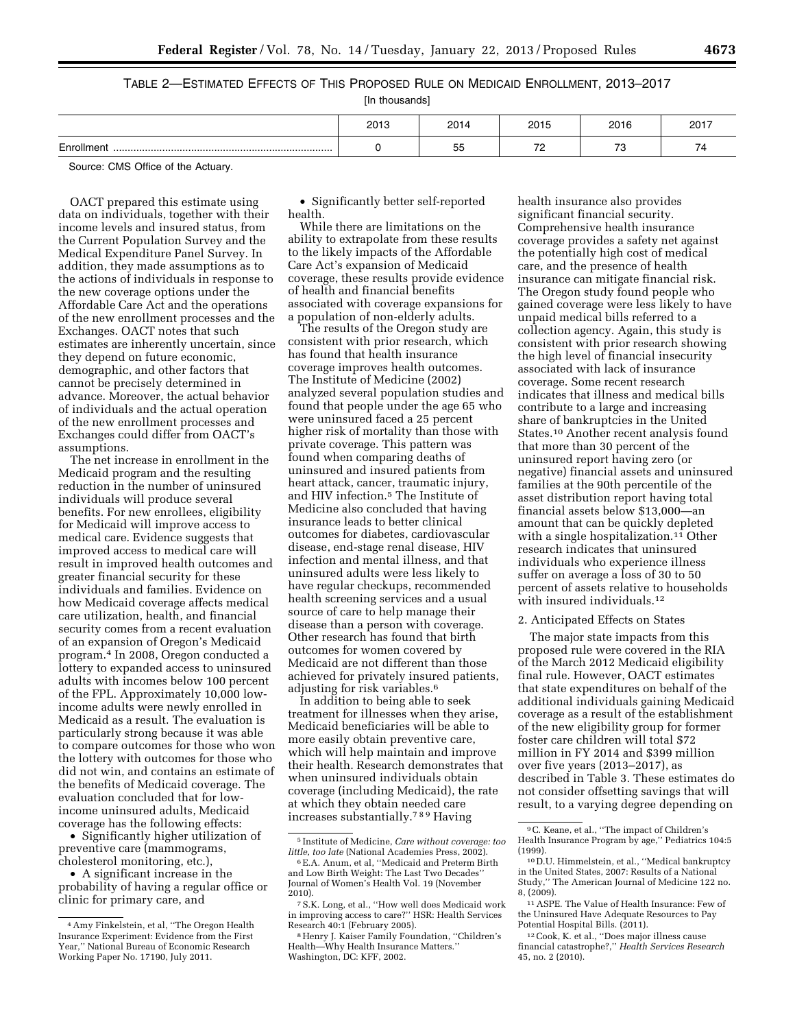TABLE 2—ESTIMATED EFFECTS OF THIS PROPOSED RULE ON MEDICAID ENROLLMENT, 2013–2017

[In thousands]

| | 2013 | 2014 | 2015 | 2016 | 2017 |
|---|---|---|---|---|---|
| Enrollment | 0 | 55 | 72 | 73 | 74 |

Source: CMS Office of the Actuary.

OACT prepared this estimate using data on individuals, together with their income levels and insured status, from the Current Population Survey and the Medical Expenditure Panel Survey. In addition, they made assumptions as to the actions of individuals in response to the new coverage options under the Affordable Care Act and the operations of the new enrollment processes and the Exchanges. OACT notes that such estimates are inherently uncertain, since they depend on future economic, demographic, and other factors that cannot be precisely determined in advance. Moreover, the actual behavior of individuals and the actual operation of the new enrollment processes and Exchanges could differ from OACT's assumptions.

The net increase in enrollment in the Medicaid program and the resulting reduction in the number of uninsured individuals will produce several benefits. For new enrollees, eligibility for Medicaid will improve access to medical care. Evidence suggests that improved access to medical care will result in improved health outcomes and greater financial security for these individuals and families. Evidence on how Medicaid coverage affects medical care utilization, health, and financial security comes from a recent evaluation of an expansion of Oregon's Medicaid program.[4] In 2008, Oregon conducted a lottery to expanded access to uninsured adults with incomes below 100 percent of the FPL. Approximately 10,000 low-income adults were newly enrolled in Medicaid as a result. The evaluation is particularly strong because it was able to compare outcomes for those who won the lottery with outcomes for those who did not win, and contains an estimate of the benefits of Medicaid coverage. The evaluation concluded that for low-income uninsured adults, Medicaid coverage has the following effects:

- Significantly higher utilization of preventive care (mammograms, cholesterol monitoring, etc.),
- A significant increase in the probability of having a regular office or clinic for primary care, and
- Significantly better self-reported health.

While there are limitations on the ability to extrapolate from these results to the likely impacts of the Affordable Care Act's expansion of Medicaid coverage, these results provide evidence of health and financial benefits associated with coverage expansions for a population of non-elderly adults.

The results of the Oregon study are consistent with prior research, which has found that health insurance coverage improves health outcomes. The Institute of Medicine (2002) analyzed several population studies and found that people under the age 65 who were uninsured faced a 25 percent higher risk of mortality than those with private coverage. This pattern was found when comparing deaths of uninsured and insured patients from heart attack, cancer, traumatic injury, and HIV infection.[5] The Institute of Medicine also concluded that having insurance leads to better clinical outcomes for diabetes, cardiovascular disease, end-stage renal disease, HIV infection and mental illness, and that uninsured adults were less likely to have regular checkups, recommended health screening services and a usual source of care to help manage their disease than a person with coverage. Other research has found that birth outcomes for women covered by Medicaid are not different than those achieved for privately insured patients, adjusting for risk variables.[6]

In addition to being able to seek treatment for illnesses when they arise, Medicaid beneficiaries will be able to more easily obtain preventive care, which will help maintain and improve their health. Research demonstrates that when uninsured individuals obtain coverage (including Medicaid), the rate at which they obtain needed care increases substantially.[7 8 9] Having health insurance also provides significant financial security. Comprehensive health insurance coverage provides a safety net against the potentially high cost of medical care, and the presence of health insurance can mitigate financial risk. The Oregon study found people who gained coverage were less likely to have unpaid medical bills referred to a collection agency. Again, this study is consistent with prior research showing the high level of financial insecurity associated with lack of insurance coverage. Some recent research indicates that illness and medical bills contribute to a large and increasing share of bankruptcies in the United States.[10] Another recent analysis found that more than 30 percent of the uninsured report having zero (or negative) financial assets and uninsured families at the 90th percentile of the asset distribution report having total financial assets below $13,000—an amount that can be quickly depleted with a single hospitalization.[11] Other research indicates that uninsured individuals who experience illness suffer on average a loss of 30 to 50 percent of assets relative to households with insured individuals.[12]

2. Anticipated Effects on States

The major state impacts from this proposed rule were covered in the RIA of the March 2012 Medicaid eligibility final rule. However, OACT estimates that state expenditures on behalf of the additional individuals gaining Medicaid coverage as a result of the establishment of the new eligibility group for former foster care children will total $72 million in FY 2014 and $399 million over five years (2013–2017), as described in Table 3. These estimates do not consider offsetting savings that will result, to a varying degree depending on

---

[4] Amy Finkelstein, et al, ''The Oregon Health Insurance Experiment: Evidence from the First Year,'' National Bureau of Economic Research Working Paper No. 17190, July 2011.

[5] Institute of Medicine, *Care without coverage: too little, too late* (National Academies Press, 2002).

[6] E.A. Anum, et al, ''Medicaid and Preterm Birth and Low Birth Weight: The Last Two Decades'' Journal of Women's Health Vol. 19 (November 2010).

[7] S.K. Long, et al., ''How well does Medicaid work in improving access to care?'' HSR: Health Services Research 40:1 (February 2005).

[8] Henry J. Kaiser Family Foundation, ''Children's Health—Why Health Insurance Matters.'' Washington, DC: KFF, 2002.

[9] C. Keane, et al., ''The impact of Children's Health Insurance Program by age,'' Pediatrics 104:5 (1999).

[10] D.U. Himmelstein, et al., ''Medical bankruptcy in the United States, 2007: Results of a National Study,'' The American Journal of Medicine 122 no. 8, (2009).

[11] ASPE. The Value of Health Insurance: Few of the Uninsured Have Adequate Resources to Pay Potential Hospital Bills. (2011).

[12] Cook, K. et al., ''Does major illness cause financial catastrophe?,'' *Health Services Research* 45, no. 2 (2010).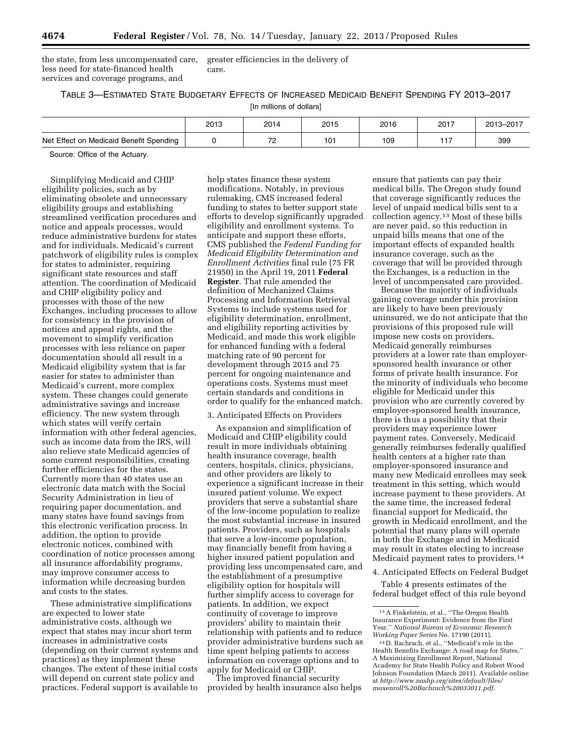the state, from less uncompensated care, less need for state-financed health services and coverage programs, and greater efficiencies in the delivery of care.

TABLE 3—ESTIMATED STATE BUDGETARY EFFECTS OF INCREASED MEDICAID BENEFIT SPENDING FY 2013–2017

[In millions of dollars]

| | 2013 | 2014 | 2015 | 2016 | 2017 | 2013–2017 |
|---|---|---|---|---|---|---|
| Net Effect on Medicaid Benefit Spending | 0 | 72 | 101 | 109 | 117 | 399 |

Source: Office of the Actuary.

Simplifying Medicaid and CHIP eligibility policies, such as by eliminating obsolete and unnecessary eligibility groups and establishing streamlined verification procedures and notice and appeals processes, would reduce administrative burdens for states and for individuals. Medicaid's current patchwork of eligibility rules is complex for states to administer, requiring significant state resources and staff attention. The coordination of Medicaid and CHIP eligibility policy and processes with those of the new Exchanges, including processes to allow for consistency in the provision of notices and appeal rights, and the movement to simplify verification processes with less reliance on paper documentation should all result in a Medicaid eligibility system that is far easier for states to administer than Medicaid's current, more complex system. These changes could generate administrative savings and increase efficiency. The new system through which states will verify certain information with other federal agencies, such as income data from the IRS, will also relieve state Medicaid agencies of some current responsibilities, creating further efficiencies for the states. Currently more than 40 states use an electronic data match with the Social Security Administration in lieu of requiring paper documentation, and many states have found savings from this electronic verification process. In addition, the option to provide electronic notices, combined with coordination of notice processes among all insurance affordability programs, may improve consumer access to information while decreasing burden and costs to the states.

These administrative simplifications are expected to lower state administrative costs, although we expect that states may incur short term increases in administrative costs (depending on their current systems and practices) as they implement these changes. The extent of these initial costs will depend on current state policy and practices. Federal support is available to help states finance these system modifications. Notably, in previous rulemaking, CMS increased federal funding to states to better support state efforts to develop significantly upgraded eligibility and enrollment systems. To anticipate and support these efforts, CMS published the *Federal Funding for Medicaid Eligibility Determination and Enrollment Activities* final rule (75 FR 21950) in the April 19, 2011 **Federal Register**. That rule amended the definition of Mechanized Claims Processing and Information Retrieval Systems to include systems used for eligibility determination, enrollment, and eligibility reporting activities by Medicaid, and made this work eligible for enhanced funding with a federal matching rate of 90 percent for development through 2015 and 75 percent for ongoing maintenance and operations costs. Systems must meet certain standards and conditions in order to qualify for the enhanced match.

3. Anticipated Effects on Providers

As expansion and simplification of Medicaid and CHIP eligibility could result in more individuals obtaining health insurance coverage, health centers, hospitals, clinics, physicians, and other providers are likely to experience a significant increase in their insured patient volume. We expect providers that serve a substantial share of the low-income population to realize the most substantial increase in insured patients. Providers, such as hospitals that serve a low-income population, may financially benefit from having a higher insured patient population and providing less uncompensated care, and the establishment of a presumptive eligibility option for hospitals will further simplify access to coverage for patients. In addition, we expect continuity of coverage to improve providers' ability to maintain their relationship with patients and to reduce provider administrative burdens such as time spent helping patients to access information on coverage options and to apply for Medicaid or CHIP.

The improved financial security provided by health insurance also helps ensure that patients can pay their medical bills. The Oregon study found that coverage significantly reduces the level of unpaid medical bills sent to a collection agency.[13] Most of these bills are never paid, so this reduction in unpaid bills means that one of the important effects of expanded health insurance coverage, such as the coverage that will be provided through the Exchanges, is a reduction in the level of uncompensated care provided.

Because the majority of individuals gaining coverage under this provision are likely to have been previously uninsured, we do not anticipate that the provisions of this proposed rule will impose new costs on providers. Medicaid generally reimburses providers at a lower rate than employer-sponsored health insurance or other forms of private health insurance. For the minority of individuals who become eligible for Medicaid under this provision who are currently covered by employer-sponsored health insurance, there is thus a possibility that their providers may experience lower payment rates. Conversely, Medicaid generally reimburses federally qualified health centers at a higher rate than employer-sponsored insurance and many new Medicaid enrollees may seek treatment in this setting, which would increase payment to these providers. At the same time, the increased federal financial support for Medicaid, the growth in Medicaid enrollment, and the potential that many plans will operate in both the Exchange and in Medicaid may result in states electing to increase Medicaid payment rates to providers.[14]

4. Anticipated Effects on Federal Budget

Table 4 presents estimates of the federal budget effect of this rule beyond

[13] A Finkelstein, et al., ''The Oregon Health Insurance Experiment: Evidence from the First Year,'' *National Bureau of Economic Research Working Paper Series* No. 17190 (2011).

[14] D. Bachrach, et al., ''Medicaid's role in the Health Benefits Exchange: A road map for States,'' A Maximizing Enrollment Report, National Academy for State Health Policy and Robert Wood Johnson Foundation (March 2011). Available online at *http://www.nashp.org/sites/default/files/maxenroll%20Bachrach%20033011.pdf.*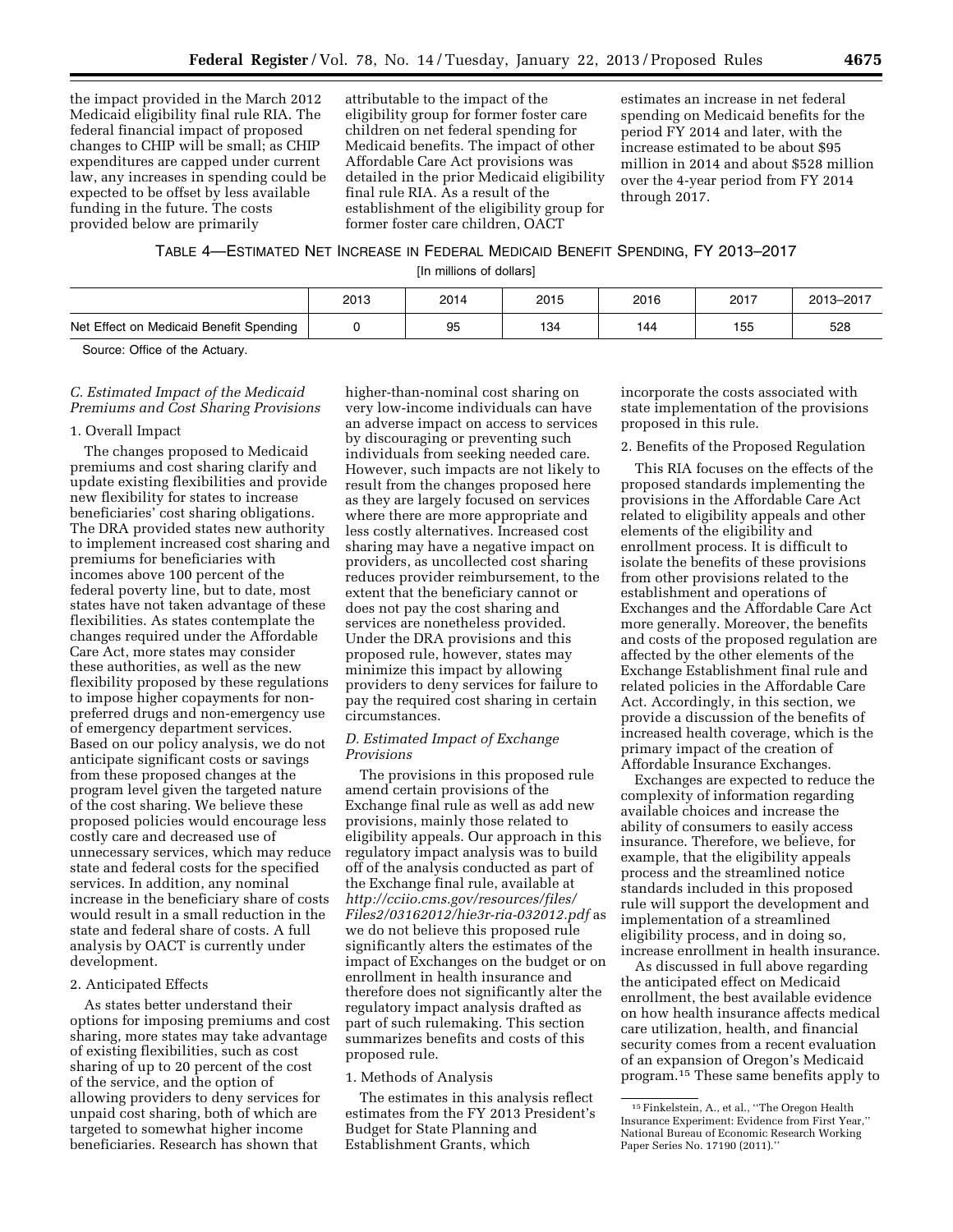the impact provided in the March 2012 Medicaid eligibility final rule RIA. The federal financial impact of proposed changes to CHIP will be small; as CHIP expenditures are capped under current law, any increases in spending could be expected to be offset by less available funding in the future. The costs provided below are primarily attributable to the impact of the eligibility group for former foster care children on net federal spending for Medicaid benefits. The impact of other Affordable Care Act provisions was detailed in the prior Medicaid eligibility final rule RIA. As a result of the establishment of the eligibility group for former foster care children, OACT estimates an increase in net federal spending on Medicaid benefits for the period FY 2014 and later, with the increase estimated to be about $95 million in 2014 and about $528 million over the 4-year period from FY 2014 through 2017.

TABLE 4—ESTIMATED NET INCREASE IN FEDERAL MEDICAID BENEFIT SPENDING, FY 2013–2017

[In millions of dollars]

| | 2013 | 2014 | 2015 | 2016 | 2017 | 2013–2017 |
|---|---|---|---|---|---|---|
| Net Effect on Medicaid Benefit Spending | 0 | 95 | 134 | 144 | 155 | 528 |

Source: Office of the Actuary.

### *C. Estimated Impact of the Medicaid Premiums and Cost Sharing Provisions*

#### 1. Overall Impact

The changes proposed to Medicaid premiums and cost sharing clarify and update existing flexibilities and provide new flexibility for states to increase beneficiaries' cost sharing obligations. The DRA provided states new authority to implement increased cost sharing and premiums for beneficiaries with incomes above 100 percent of the federal poverty line, but to date, most states have not taken advantage of these flexibilities. As states contemplate the changes required under the Affordable Care Act, more states may consider these authorities, as well as the new flexibility proposed by these regulations to impose higher copayments for non-preferred drugs and non-emergency use of emergency department services. Based on our policy analysis, we do not anticipate significant costs or savings from these proposed changes at the program level given the targeted nature of the cost sharing. We believe these proposed policies would encourage less costly care and decreased use of unnecessary services, which may reduce state and federal costs for the specified services. In addition, any nominal increase in the beneficiary share of costs would result in a small reduction in the state and federal share of costs. A full analysis by OACT is currently under development.

#### 2. Anticipated Effects

As states better understand their options for imposing premiums and cost sharing, more states may take advantage of existing flexibilities, such as cost sharing of up to 20 percent of the cost of the service, and the option of allowing providers to deny services for unpaid cost sharing, both of which are targeted to somewhat higher income beneficiaries. Research has shown that higher-than-nominal cost sharing on very low-income individuals can have an adverse impact on access to services by discouraging or preventing such individuals from seeking needed care. However, such impacts are not likely to result from the changes proposed here as they are largely focused on services where there are more appropriate and less costly alternatives. Increased cost sharing may have a negative impact on providers, as uncollected cost sharing reduces provider reimbursement, to the extent that the beneficiary cannot or does not pay the cost sharing and services are nonetheless provided. Under the DRA provisions and this proposed rule, however, states may minimize this impact by allowing providers to deny services for failure to pay the required cost sharing in certain circumstances.

### *D. Estimated Impact of Exchange Provisions*

The provisions in this proposed rule amend certain provisions of the Exchange final rule as well as add new provisions, mainly those related to eligibility appeals. Our approach in this regulatory impact analysis was to build off of the analysis conducted as part of the Exchange final rule, available at *http://cciio.cms.gov/resources/files/Files2/03162012/hie3r-ria-032012.pdf* as we do not believe this proposed rule significantly alters the estimates of the impact of Exchanges on the budget or on enrollment in health insurance and therefore does not significantly alter the regulatory impact analysis drafted as part of such rulemaking. This section summarizes benefits and costs of this proposed rule.

#### 1. Methods of Analysis

The estimates in this analysis reflect estimates from the FY 2013 President's Budget for State Planning and Establishment Grants, which incorporate the costs associated with state implementation of the provisions proposed in this rule.

#### 2. Benefits of the Proposed Regulation

This RIA focuses on the effects of the proposed standards implementing the provisions in the Affordable Care Act related to eligibility appeals and other elements of the eligibility and enrollment process. It is difficult to isolate the benefits of these provisions from other provisions related to the establishment and operations of Exchanges and the Affordable Care Act more generally. Moreover, the benefits and costs of the proposed regulation are affected by the other elements of the Exchange Establishment final rule and related policies in the Affordable Care Act. Accordingly, in this section, we provide a discussion of the benefits of increased health coverage, which is the primary impact of the creation of Affordable Insurance Exchanges.

Exchanges are expected to reduce the complexity of information regarding available choices and increase the ability of consumers to easily access insurance. Therefore, we believe, for example, that the eligibility appeals process and the streamlined notice standards included in this proposed rule will support the development and implementation of a streamlined eligibility process, and in doing so, increase enrollment in health insurance.

As discussed in full above regarding the anticipated effect on Medicaid enrollment, the best available evidence on how health insurance affects medical care utilization, health, and financial security comes from a recent evaluation of an expansion of Oregon's Medicaid program.[15] These same benefits apply to

[15] Finkelstein, A., et al., ''The Oregon Health Insurance Experiment: Evidence from First Year,'' National Bureau of Economic Research Working Paper Series No. 17190 (2011).''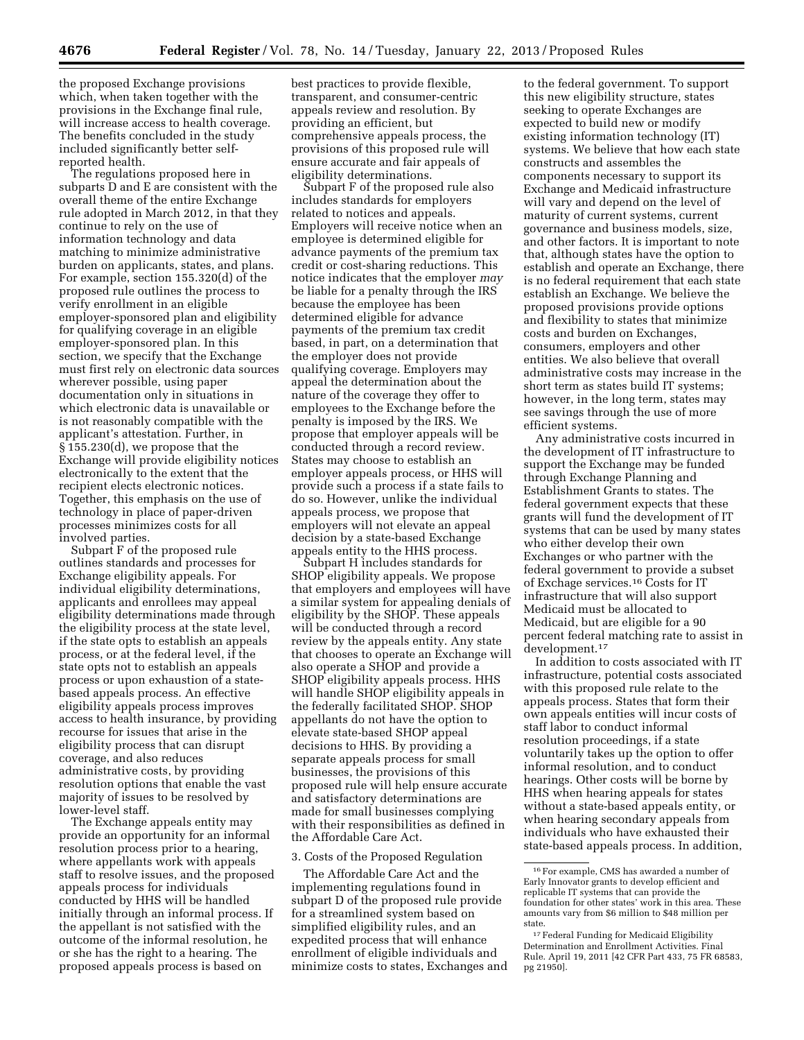the proposed Exchange provisions which, when taken together with the provisions in the Exchange final rule, will increase access to health coverage. The benefits concluded in the study included significantly better self-reported health.

The regulations proposed here in subparts D and E are consistent with the overall theme of the entire Exchange rule adopted in March 2012, in that they continue to rely on the use of information technology and data matching to minimize administrative burden on applicants, states, and plans. For example, section 155.320(d) of the proposed rule outlines the process to verify enrollment in an eligible employer-sponsored plan and eligibility for qualifying coverage in an eligible employer-sponsored plan. In this section, we specify that the Exchange must first rely on electronic data sources wherever possible, using paper documentation only in situations in which electronic data is unavailable or is not reasonably compatible with the applicant's attestation. Further, in § 155.230(d), we propose that the Exchange will provide eligibility notices electronically to the extent that the recipient elects electronic notices. Together, this emphasis on the use of technology in place of paper-driven processes minimizes costs for all involved parties.

Subpart F of the proposed rule outlines standards and processes for Exchange eligibility appeals. For individual eligibility determinations, applicants and enrollees may appeal eligibility determinations made through the eligibility process at the state level, if the state opts to establish an appeals process, or at the federal level, if the state opts not to establish an appeals process or upon exhaustion of a state-based appeals process. An effective eligibility appeals process improves access to health insurance, by providing recourse for issues that arise in the eligibility process that can disrupt coverage, and also reduces administrative costs, by providing resolution options that enable the vast majority of issues to be resolved by lower-level staff.

The Exchange appeals entity may provide an opportunity for an informal resolution process prior to a hearing, where appellants work with appeals staff to resolve issues, and the proposed appeals process for individuals conducted by HHS will be handled initially through an informal process. If the appellant is not satisfied with the outcome of the informal resolution, he or she has the right to a hearing. The proposed appeals process is based on best practices to provide flexible, transparent, and consumer-centric appeals review and resolution. By providing an efficient, but comprehensive appeals process, the provisions of this proposed rule will ensure accurate and fair appeals of eligibility determinations.

Subpart F of the proposed rule also includes standards for employers related to notices and appeals. Employers will receive notice when an employee is determined eligible for advance payments of the premium tax credit or cost-sharing reductions. This notice indicates that the employer *may* be liable for a penalty through the IRS because the employee has been determined eligible for advance payments of the premium tax credit based, in part, on a determination that the employer does not provide qualifying coverage. Employers may appeal the determination about the nature of the coverage they offer to employees to the Exchange before the penalty is imposed by the IRS. We propose that employer appeals will be conducted through a record review. States may choose to establish an employer appeals process, or HHS will provide such a process if a state fails to do so. However, unlike the individual appeals process, we propose that employers will not elevate an appeal decision by a state-based Exchange appeals entity to the HHS process.

Subpart H includes standards for SHOP eligibility appeals. We propose that employers and employees will have a similar system for appealing denials of eligibility by the SHOP. These appeals will be conducted through a record review by the appeals entity. Any state that chooses to operate an Exchange will also operate a SHOP and provide a SHOP eligibility appeals process. HHS will handle SHOP eligibility appeals in the federally facilitated SHOP. SHOP appellants do not have the option to elevate state-based SHOP appeal decisions to HHS. By providing a separate appeals process for small businesses, the provisions of this proposed rule will help ensure accurate and satisfactory determinations are made for small businesses complying with their responsibilities as defined in the Affordable Care Act.

3. Costs of the Proposed Regulation

The Affordable Care Act and the implementing regulations found in subpart D of the proposed rule provide for a streamlined system based on simplified eligibility rules, and an expedited process that will enhance enrollment of eligible individuals and minimize costs to states, Exchanges and to the federal government. To support this new eligibility structure, states seeking to operate Exchanges are expected to build new or modify existing information technology (IT) systems. We believe that how each state constructs and assembles the components necessary to support its Exchange and Medicaid infrastructure will vary and depend on the level of maturity of current systems, current governance and business models, size, and other factors. It is important to note that, although states have the option to establish and operate an Exchange, there is no federal requirement that each state establish an Exchange. We believe the proposed provisions provide options and flexibility to states that minimize costs and burden on Exchanges, consumers, employers and other entities. We also believe that overall administrative costs may increase in the short term as states build IT systems; however, in the long term, states may see savings through the use of more efficient systems.

Any administrative costs incurred in the development of IT infrastructure to support the Exchange may be funded through Exchange Planning and Establishment Grants to states. The federal government expects that these grants will fund the development of IT systems that can be used by many states who either develop their own Exchanges or who partner with the federal government to provide a subset of Exchage services.[16] Costs for IT infrastructure that will also support Medicaid must be allocated to Medicaid, but are eligible for a 90 percent federal matching rate to assist in development.[17]

In addition to costs associated with IT infrastructure, potential costs associated with this proposed rule relate to the appeals process. States that form their own appeals entities will incur costs of staff labor to conduct informal resolution proceedings, if a state voluntarily takes up the option to offer informal resolution, and to conduct hearings. Other costs will be borne by HHS when hearing appeals for states without a state-based appeals entity, or when hearing secondary appeals from individuals who have exhausted their state-based appeals process. In addition,

[16] For example, CMS has awarded a number of Early Innovator grants to develop efficient and replicable IT systems that can provide the foundation for other states' work in this area. These amounts vary from $6 million to $48 million per state.

[17] Federal Funding for Medicaid Eligibility Determination and Enrollment Activities. Final Rule. April 19, 2011 [42 CFR Part 433, 75 FR 68583, pg 21950].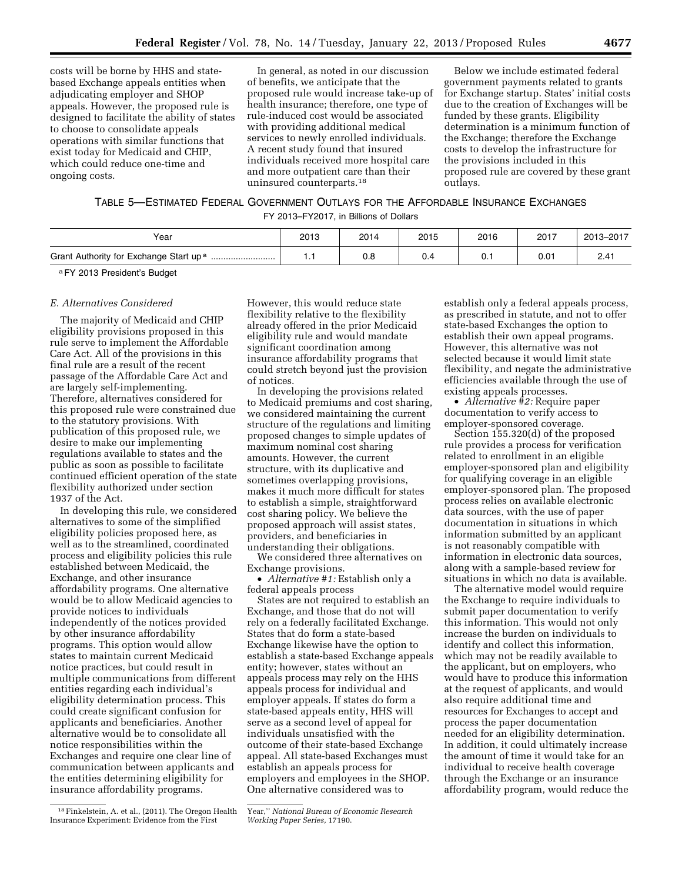costs will be borne by HHS and state-based Exchange appeals entities when adjudicating employer and SHOP appeals. However, the proposed rule is designed to facilitate the ability of states to choose to consolidate appeals operations with similar functions that exist today for Medicaid and CHIP, which could reduce one-time and ongoing costs.

In general, as noted in our discussion of benefits, we anticipate that the proposed rule would increase take-up of health insurance; therefore, one type of rule-induced cost would be associated with providing additional medical services to newly enrolled individuals. A recent study found that insured individuals received more hospital care and more outpatient care than their uninsured counterparts.[18]

Below we include estimated federal government payments related to grants for Exchange startup. States' initial costs due to the creation of Exchanges will be funded by these grants. Eligibility determination is a minimum function of the Exchange; therefore the Exchange costs to develop the infrastructure for the provisions included in this proposed rule are covered by these grant outlays.

TABLE 5—ESTIMATED FEDERAL GOVERNMENT OUTLAYS FOR THE AFFORDABLE INSURANCE EXCHANGES

FY 2013–FY2017, in Billions of Dollars

| Year | 2013 | 2014 | 2015 | 2016 | 2017 | 2013–2017 |
|---|---|---|---|---|---|---|
| Grant Authority for Exchange Start up [a] | 1.1 | 0.8 | 0.4 | 0.1 | 0.01 | 2.41 |

[a] FY 2013 President's Budget

### *E. Alternatives Considered*

The majority of Medicaid and CHIP eligibility provisions proposed in this rule serve to implement the Affordable Care Act. All of the provisions in this final rule are a result of the recent passage of the Affordable Care Act and are largely self-implementing. Therefore, alternatives considered for this proposed rule were constrained due to the statutory provisions. With publication of this proposed rule, we desire to make our implementing regulations available to states and the public as soon as possible to facilitate continued efficient operation of the state flexibility authorized under section 1937 of the Act.

In developing this rule, we considered alternatives to some of the simplified eligibility policies proposed here, as well as to the streamlined, coordinated process and eligibility policies this rule established between Medicaid, the Exchange, and other insurance affordability programs. One alternative would be to allow Medicaid agencies to provide notices to individuals independently of the notices provided by other insurance affordability programs. This option would allow states to maintain current Medicaid notice practices, but could result in multiple communications from different entities regarding each individual's eligibility determination process. This could create significant confusion for applicants and beneficiaries. Another alternative would be to consolidate all notice responsibilities within the Exchanges and require one clear line of communication between applicants and the entities determining eligibility for insurance affordability programs. However, this would reduce state flexibility relative to the flexibility already offered in the prior Medicaid eligibility rule and would mandate significant coordination among insurance affordability programs that could stretch beyond just the provision of notices.

In developing the provisions related to Medicaid premiums and cost sharing, we considered maintaining the current structure of the regulations and limiting proposed changes to simple updates of maximum nominal cost sharing amounts. However, the current structure, with its duplicative and sometimes overlapping provisions, makes it much more difficult for states to establish a simple, straightforward cost sharing policy. We believe the proposed approach will assist states, providers, and beneficiaries in understanding their obligations.

We considered three alternatives on Exchange provisions.

- *Alternative #1:* Establish only a federal appeals process

States are not required to establish an Exchange, and those that do not will rely on a federally facilitated Exchange. States that do form a state-based Exchange likewise have the option to establish a state-based Exchange appeals entity; however, states without an appeals process may rely on the HHS appeals process for individual and employer appeals. If states do form a state-based appeals entity, HHS will serve as a second level of appeal for individuals unsatisfied with the outcome of their state-based Exchange appeal. All state-based Exchanges must establish an appeals process for employers and employees in the SHOP. One alternative considered was to establish only a federal appeals process, as prescribed in statute, and not to offer state-based Exchanges the option to establish their own appeal programs. However, this alternative was not selected because it would limit state flexibility, and negate the administrative efficiencies available through the use of existing appeals processes.

- *Alternative #2:* Require paper documentation to verify access to employer-sponsored coverage.

Section 155.320(d) of the proposed rule provides a process for verification related to enrollment in an eligible employer-sponsored plan and eligibility for qualifying coverage in an eligible employer-sponsored plan. The proposed process relies on available electronic data sources, with the use of paper documentation in situations in which information submitted by an applicant is not reasonably compatible with information in electronic data sources, along with a sample-based review for situations in which no data is available.

The alternative model would require the Exchange to require individuals to submit paper documentation to verify this information. This would not only increase the burden on individuals to identify and collect this information, which may not be readily available to the applicant, but on employers, who would have to produce this information at the request of applicants, and would also require additional time and resources for Exchanges to accept and process the paper documentation needed for an eligibility determination. In addition, it could ultimately increase the amount of time it would take for an individual to receive health coverage through the Exchange or an insurance affordability program, would reduce the

[18] Finkelstein, A. et al., (2011). The Oregon Health Insurance Experiment: Evidence from the First Year,'' *National Bureau of Economic Research Working Paper Series,* 17190.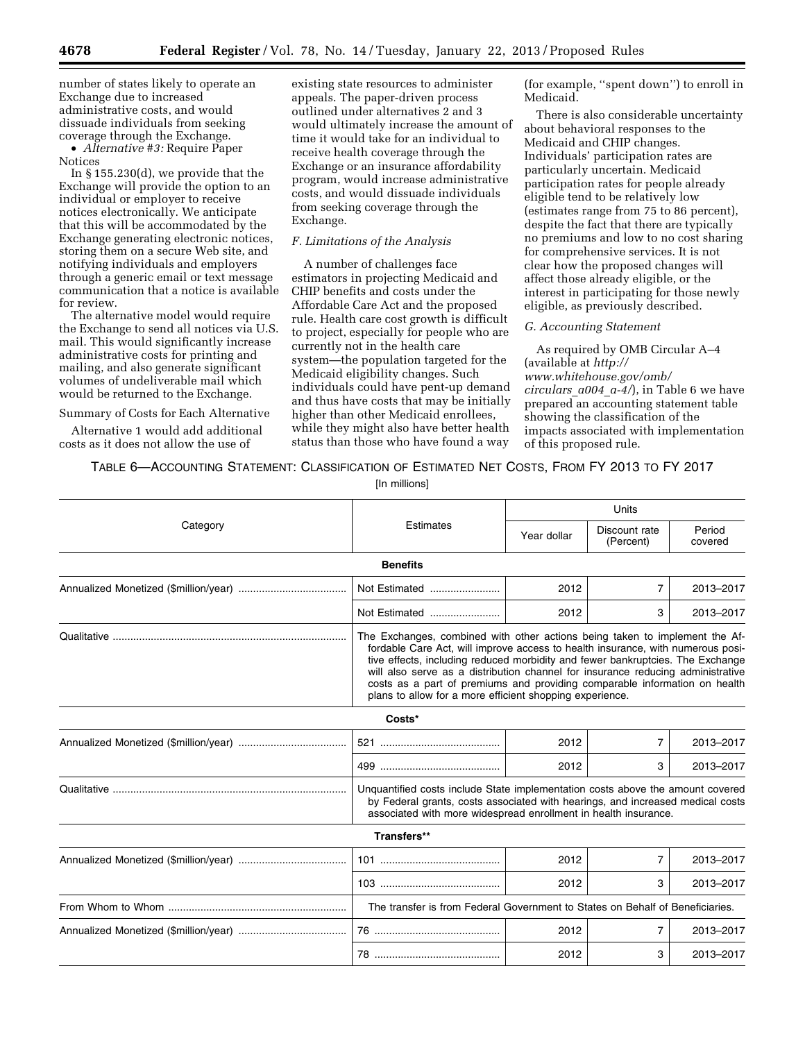number of states likely to operate an Exchange due to increased administrative costs, and would dissuade individuals from seeking coverage through the Exchange.

- *Alternative #3:* Require Paper Notices

In § 155.230(d), we provide that the Exchange will provide the option to an individual or employer to receive notices electronically. We anticipate that this will be accommodated by the Exchange generating electronic notices, storing them on a secure Web site, and notifying individuals and employers through a generic email or text message communication that a notice is available for review.

The alternative model would require the Exchange to send all notices via U.S. mail. This would significantly increase administrative costs for printing and mailing, and also generate significant volumes of undeliverable mail which would be returned to the Exchange.

Summary of Costs for Each Alternative

Alternative 1 would add additional costs as it does not allow the use of existing state resources to administer appeals. The paper-driven process outlined under alternatives 2 and 3 would ultimately increase the amount of time it would take for an individual to receive health coverage through the Exchange or an insurance affordability program, would increase administrative costs, and would dissuade individuals from seeking coverage through the Exchange.

### *F. Limitations of the Analysis*

A number of challenges face estimators in projecting Medicaid and CHIP benefits and costs under the Affordable Care Act and the proposed rule. Health care cost growth is difficult to project, especially for people who are currently not in the health care system—the population targeted for the Medicaid eligibility changes. Such individuals could have pent-up demand and thus have costs that may be initially higher than other Medicaid enrollees, while they might also have better health status than those who have found a way (for example, ''spent down'') to enroll in Medicaid.

There is also considerable uncertainty about behavioral responses to the Medicaid and CHIP changes. Individuals' participation rates are particularly uncertain. Medicaid participation rates for people already eligible tend to be relatively low (estimates range from 75 to 86 percent), despite the fact that there are typically no premiums and low to no cost sharing for comprehensive services. It is not clear how the proposed changes will affect those already eligible, or the interest in participating for those newly eligible, as previously described.

### *G. Accounting Statement*

As required by OMB Circular A–4 (available at *http://www.whitehouse.gov/omb/circulars_a004_a-4/*), in Table 6 we have prepared an accounting statement table showing the classification of the impacts associated with implementation of this proposed rule.

TABLE 6—ACCOUNTING STATEMENT: CLASSIFICATION OF ESTIMATED NET COSTS, FROM FY 2013 TO FY 2017

[In millions]

| Category | Estimates | Units | | |
|---|---|---|---|---|
| | | Year dollar | Discount rate (Percent) | Period covered |
| **Benefits** | | | | |
| Annualized Monetized ($million/year) | Not Estimated | 2012 | 7 | 2013–2017 |
| | Not Estimated | 2012 | 3 | 2013–2017 |
| Qualitative | The Exchanges, combined with other actions being taken to implement the Affordable Care Act, will improve access to health insurance, with numerous positive effects, including reduced morbidity and fewer bankruptcies. The Exchange will also serve as a distribution channel for insurance reducing administrative costs as a part of premiums and providing comparable information on health plans to allow for a more efficient shopping experience. | | | |
| **Costs*** | | | | |
| Annualized Monetized ($million/year) | 521 | 2012 | 7 | 2013–2017 |
| | 499 | 2012 | 3 | 2013–2017 |
| Qualitative | Unquantified costs include State implementation costs above the amount covered by Federal grants, costs associated with hearings, and increased medical costs associated with more widespread enrollment in health insurance. | | | |
| **Transfers**** | | | | |
| Annualized Monetized ($million/year) | 101 | 2012 | 7 | 2013–2017 |
| | 103 | 2012 | 3 | 2013–2017 |
| From Whom to Whom | The transfer is from Federal Government to States on Behalf of Beneficiaries. | | | |
| Annualized Monetized ($million/year) | 76 | 2012 | 7 | 2013–2017 |
| | 78 | 2012 | 3 | 2013–2017 |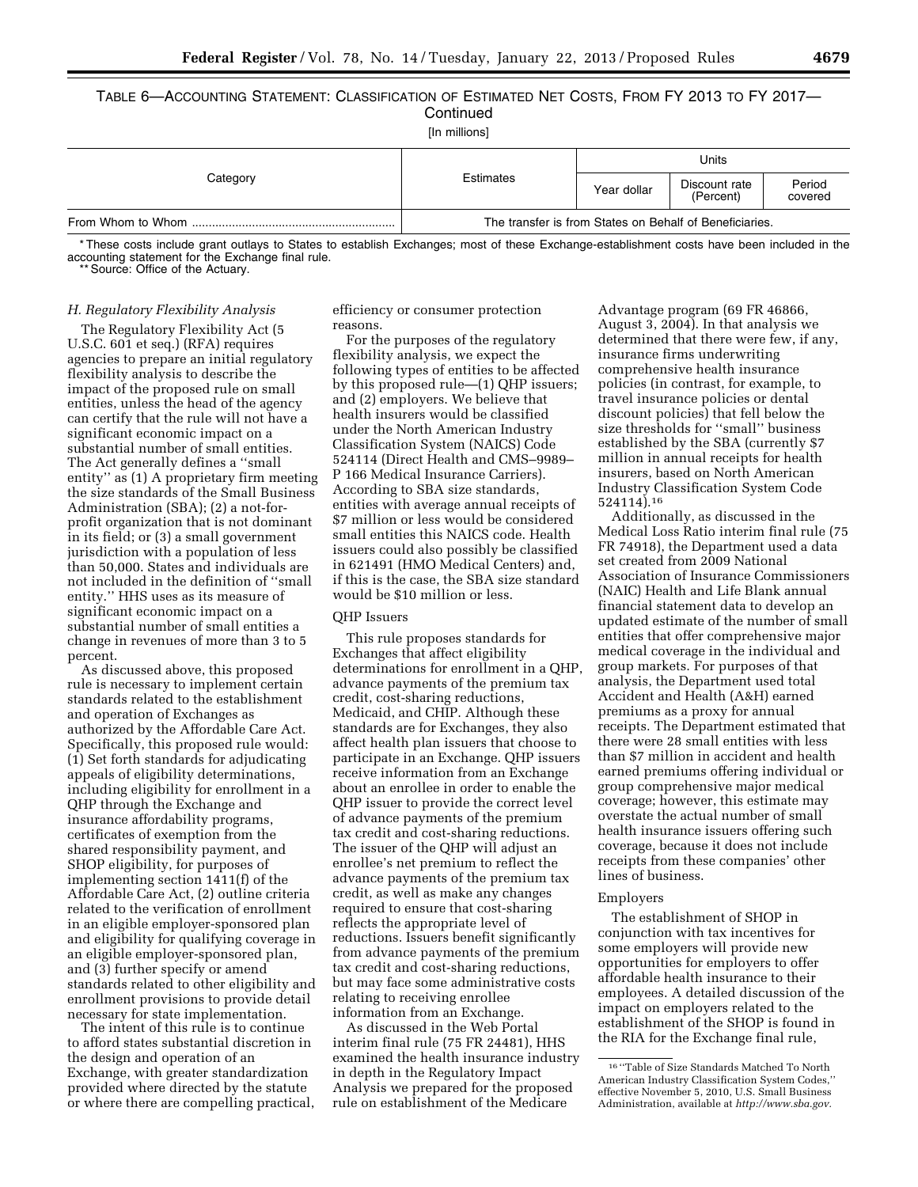TABLE 6—ACCOUNTING STATEMENT: CLASSIFICATION OF ESTIMATED NET COSTS, FROM FY 2013 TO FY 2017—Continued

[In millions]

| Category | Estimates | Units | | |
|---|---|---|---|---|
| | | Year dollar | Discount rate (Percent) | Period covered |
| From Whom to Whom | The transfer is from States on Behalf of Beneficiaries. | | | |

* These costs include grant outlays to States to establish Exchanges; most of these Exchange-establishment costs have been included in the accounting statement for the Exchange final rule.

** Source: Office of the Actuary.

### H. Regulatory Flexibility Analysis

The Regulatory Flexibility Act (5 U.S.C. 601 et seq.) (RFA) requires agencies to prepare an initial regulatory flexibility analysis to describe the impact of the proposed rule on small entities, unless the head of the agency can certify that the rule will not have a significant economic impact on a substantial number of small entities. The Act generally defines a ''small entity'' as (1) A proprietary firm meeting the size standards of the Small Business Administration (SBA); (2) a not-for-profit organization that is not dominant in its field; or (3) a small government jurisdiction with a population of less than 50,000. States and individuals are not included in the definition of ''small entity.'' HHS uses as its measure of significant economic impact on a substantial number of small entities a change in revenues of more than 3 to 5 percent.

As discussed above, this proposed rule is necessary to implement certain standards related to the establishment and operation of Exchanges as authorized by the Affordable Care Act. Specifically, this proposed rule would: (1) Set forth standards for adjudicating appeals of eligibility determinations, including eligibility for enrollment in a QHP through the Exchange and insurance affordability programs, certificates of exemption from the shared responsibility payment, and SHOP eligibility, for purposes of implementing section 1411(f) of the Affordable Care Act, (2) outline criteria related to the verification of enrollment in an eligible employer-sponsored plan and eligibility for qualifying coverage in an eligible employer-sponsored plan, and (3) further specify or amend standards related to other eligibility and enrollment provisions to provide detail necessary for state implementation.

The intent of this rule is to continue to afford states substantial discretion in the design and operation of an Exchange, with greater standardization provided where directed by the statute or where there are compelling practical, efficiency or consumer protection reasons.

For the purposes of the regulatory flexibility analysis, we expect the following types of entities to be affected by this proposed rule—(1) QHP issuers; and (2) employers. We believe that health insurers would be classified under the North American Industry Classification System (NAICS) Code 524114 (Direct Health and CMS–9989–P 166 Medical Insurance Carriers). According to SBA size standards, entities with average annual receipts of $7 million or less would be considered small entities this NAICS code. Health issuers could also possibly be classified in 621491 (HMO Medical Centers) and, if this is the case, the SBA size standard would be $10 million or less.

#### QHP Issuers

This rule proposes standards for Exchanges that affect eligibility determinations for enrollment in a QHP, advance payments of the premium tax credit, cost-sharing reductions, Medicaid, and CHIP. Although these standards are for Exchanges, they also affect health plan issuers that choose to participate in an Exchange. QHP issuers receive information from an Exchange about an enrollee in order to enable the QHP issuer to provide the correct level of advance payments of the premium tax credit and cost-sharing reductions. The issuer of the QHP will adjust an enrollee's net premium to reflect the advance payments of the premium tax credit, as well as make any changes required to ensure that cost-sharing reflects the appropriate level of reductions. Issuers benefit significantly from advance payments of the premium tax credit and cost-sharing reductions, but may face some administrative costs relating to receiving enrollee information from an Exchange.

As discussed in the Web Portal interim final rule (75 FR 24481), HHS examined the health insurance industry in depth in the Regulatory Impact Analysis we prepared for the proposed rule on establishment of the Medicare Advantage program (69 FR 46866, August 3, 2004). In that analysis we determined that there were few, if any, insurance firms underwriting comprehensive health insurance policies (in contrast, for example, to travel insurance policies or dental discount policies) that fell below the size thresholds for ''small'' business established by the SBA (currently $7 million in annual receipts for health insurers, based on North American Industry Classification System Code 524114).[16]

Additionally, as discussed in the Medical Loss Ratio interim final rule (75 FR 74918), the Department used a data set created from 2009 National Association of Insurance Commissioners (NAIC) Health and Life Blank annual financial statement data to develop an updated estimate of the number of small entities that offer comprehensive major medical coverage in the individual and group markets. For purposes of that analysis, the Department used total Accident and Health (A&H) earned premiums as a proxy for annual receipts. The Department estimated that there were 28 small entities with less than $7 million in accident and health earned premiums offering individual or group comprehensive major medical coverage; however, this estimate may overstate the actual number of small health insurance issuers offering such coverage, because it does not include receipts from these companies' other lines of business.

#### Employers

The establishment of SHOP in conjunction with tax incentives for some employers will provide new opportunities for employers to offer affordable health insurance to their employees. A detailed discussion of the impact on employers related to the establishment of the SHOP is found in the RIA for the Exchange final rule,

[16] ''Table of Size Standards Matched To North American Industry Classification System Codes,'' effective November 5, 2010, U.S. Small Business Administration, available at *http://www.sba.gov.*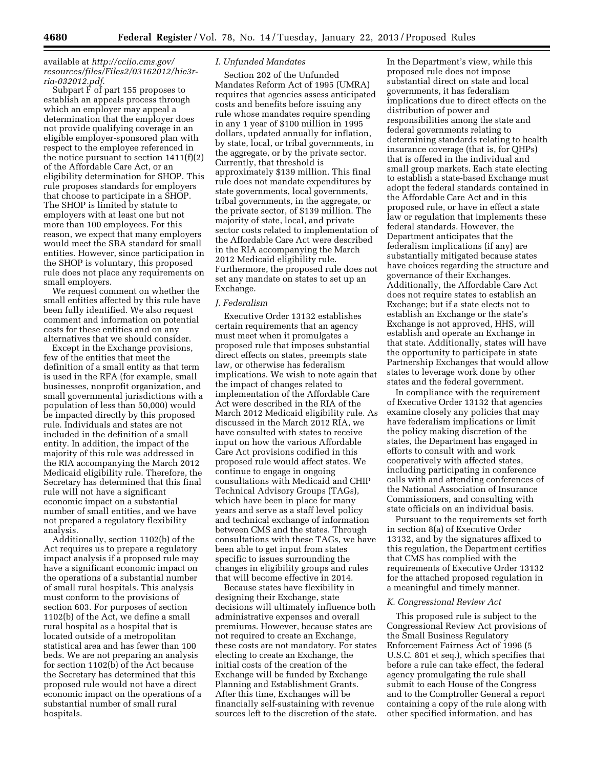available at *http://cciio.cms.gov/resources/files/Files2/03162012/hie3r-ria-032012.pdf*.

Subpart F of part 155 proposes to establish an appeals process through which an employer may appeal a determination that the employer does not provide qualifying coverage in an eligible employer-sponsored plan with respect to the employee referenced in the notice pursuant to section 1411(f)(2) of the Affordable Care Act, or an eligibility determination for SHOP. This rule proposes standards for employers that choose to participate in a SHOP. The SHOP is limited by statute to employers with at least one but not more than 100 employees. For this reason, we expect that many employers would meet the SBA standard for small entities. However, since participation in the SHOP is voluntary, this proposed rule does not place any requirements on small employers.

We request comment on whether the small entities affected by this rule have been fully identified. We also request comment and information on potential costs for these entities and on any alternatives that we should consider.

Except in the Exchange provisions, few of the entities that meet the definition of a small entity as that term is used in the RFA (for example, small businesses, nonprofit organization, and small governmental jurisdictions with a population of less than 50,000) would be impacted directly by this proposed rule. Individuals and states are not included in the definition of a small entity. In addition, the impact of the majority of this rule was addressed in the RIA accompanying the March 2012 Medicaid eligibility rule. Therefore, the Secretary has determined that this final rule will not have a significant economic impact on a substantial number of small entities, and we have not prepared a regulatory flexibility analysis.

Additionally, section 1102(b) of the Act requires us to prepare a regulatory impact analysis if a proposed rule may have a significant economic impact on the operations of a substantial number of small rural hospitals. This analysis must conform to the provisions of section 603. For purposes of section 1102(b) of the Act, we define a small rural hospital as a hospital that is located outside of a metropolitan statistical area and has fewer than 100 beds. We are not preparing an analysis for section 1102(b) of the Act because the Secretary has determined that this proposed rule would not have a direct economic impact on the operations of a substantial number of small rural hospitals.

### *I. Unfunded Mandates*

Section 202 of the Unfunded Mandates Reform Act of 1995 (UMRA) requires that agencies assess anticipated costs and benefits before issuing any rule whose mandates require spending in any 1 year of $100 million in 1995 dollars, updated annually for inflation, by state, local, or tribal governments, in the aggregate, or by the private sector. Currently, that threshold is approximately $139 million. This final rule does not mandate expenditures by state governments, local governments, tribal governments, in the aggregate, or the private sector, of $139 million. The majority of state, local, and private sector costs related to implementation of the Affordable Care Act were described in the RIA accompanying the March 2012 Medicaid eligibility rule. Furthermore, the proposed rule does not set any mandate on states to set up an Exchange.

### *J. Federalism*

Executive Order 13132 establishes certain requirements that an agency must meet when it promulgates a proposed rule that imposes substantial direct effects on states, preempts state law, or otherwise has federalism implications. We wish to note again that the impact of changes related to implementation of the Affordable Care Act were described in the RIA of the March 2012 Medicaid eligibility rule. As discussed in the March 2012 RIA, we have consulted with states to receive input on how the various Affordable Care Act provisions codified in this proposed rule would affect states. We continue to engage in ongoing consultations with Medicaid and CHIP Technical Advisory Groups (TAGs), which have been in place for many years and serve as a staff level policy and technical exchange of information between CMS and the states. Through consultations with these TAGs, we have been able to get input from states specific to issues surrounding the changes in eligibility groups and rules that will become effective in 2014.

Because states have flexibility in designing their Exchange, state decisions will ultimately influence both administrative expenses and overall premiums. However, because states are not required to create an Exchange, these costs are not mandatory. For states electing to create an Exchange, the initial costs of the creation of the Exchange will be funded by Exchange Planning and Establishment Grants. After this time, Exchanges will be financially self-sustaining with revenue sources left to the discretion of the state. In the Department's view, while this proposed rule does not impose substantial direct on state and local governments, it has federalism implications due to direct effects on the distribution of power and responsibilities among the state and federal governments relating to determining standards relating to health insurance coverage (that is, for QHPs) that is offered in the individual and small group markets. Each state electing to establish a state-based Exchange must adopt the federal standards contained in the Affordable Care Act and in this proposed rule, or have in effect a state law or regulation that implements these federal standards. However, the Department anticipates that the federalism implications (if any) are substantially mitigated because states have choices regarding the structure and governance of their Exchanges. Additionally, the Affordable Care Act does not require states to establish an Exchange; but if a state elects not to establish an Exchange or the state's Exchange is not approved, HHS, will establish and operate an Exchange in that state. Additionally, states will have the opportunity to participate in state Partnership Exchanges that would allow states to leverage work done by other states and the federal government.

In compliance with the requirement of Executive Order 13132 that agencies examine closely any policies that may have federalism implications or limit the policy making discretion of the states, the Department has engaged in efforts to consult with and work cooperatively with affected states, including participating in conference calls with and attending conferences of the National Association of Insurance Commissioners, and consulting with state officials on an individual basis.

Pursuant to the requirements set forth in section 8(a) of Executive Order 13132, and by the signatures affixed to this regulation, the Department certifies that CMS has complied with the requirements of Executive Order 13132 for the attached proposed regulation in a meaningful and timely manner.

### *K. Congressional Review Act*

This proposed rule is subject to the Congressional Review Act provisions of the Small Business Regulatory Enforcement Fairness Act of 1996 (5 U.S.C. 801 et seq.), which specifies that before a rule can take effect, the federal agency promulgating the rule shall submit to each House of the Congress and to the Comptroller General a report containing a copy of the rule along with other specified information, and has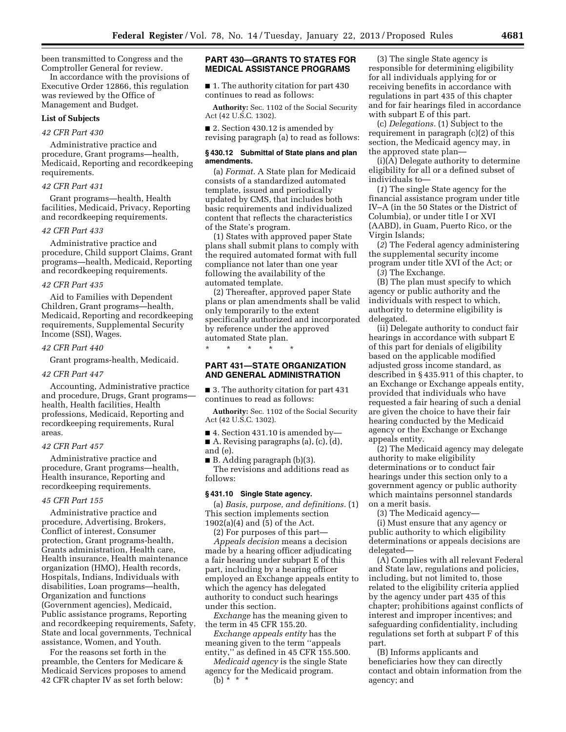been transmitted to Congress and the Comptroller General for review.

In accordance with the provisions of Executive Order 12866, this regulation was reviewed by the Office of Management and Budget.

**List of Subjects**

*42 CFR Part 430*

Administrative practice and procedure, Grant programs—health, Medicaid, Reporting and recordkeeping requirements.

*42 CFR Part 431*

Grant programs—health, Health facilities, Medicaid, Privacy, Reporting and recordkeeping requirements.

*42 CFR Part 433*

Administrative practice and procedure, Child support Claims, Grant programs—health, Medicaid, Reporting and recordkeeping requirements.

*42 CFR Part 435*

Aid to Families with Dependent Children, Grant programs—health, Medicaid, Reporting and recordkeeping requirements, Supplemental Security Income (SSI), Wages.

*42 CFR Part 440*

Grant programs-health, Medicaid.

*42 CFR Part 447*

Accounting, Administrative practice and procedure, Drugs, Grant programs—health, Health facilities, Health professions, Medicaid, Reporting and recordkeeping requirements, Rural areas.

*42 CFR Part 457*

Administrative practice and procedure, Grant programs—health, Health insurance, Reporting and recordkeeping requirements.

*45 CFR Part 155*

Administrative practice and procedure, Advertising, Brokers, Conflict of interest, Consumer protection, Grant programs-health, Grants administration, Health care, Health insurance, Health maintenance organization (HMO), Health records, Hospitals, Indians, Individuals with disabilities, Loan programs—health, Organization and functions (Government agencies), Medicaid, Public assistance programs, Reporting and recordkeeping requirements, Safety, State and local governments, Technical assistance, Women, and Youth.

For the reasons set forth in the preamble, the Centers for Medicare & Medicaid Services proposes to amend 42 CFR chapter IV as set forth below:

**PART 430—GRANTS TO STATES FOR MEDICAL ASSISTANCE PROGRAMS**

■ 1. The authority citation for part 430 continues to read as follows:

**Authority:** Sec. 1102 of the Social Security Act (42 U.S.C. 1302).

■ 2. Section 430.12 is amended by revising paragraph (a) to read as follows:

**§ 430.12 Submittal of State plans and plan amendments.**

(a) *Format.* A State plan for Medicaid consists of a standardized automated template, issued and periodically updated by CMS, that includes both basic requirements and individualized content that reflects the characteristics of the State's program.

(1) States with approved paper State plans shall submit plans to comply with the required automated format with full compliance not later than one year following the availability of the automated template.

(2) Thereafter, approved paper State plans or plan amendments shall be valid only temporarily to the extent specifically authorized and incorporated by reference under the approved automated State plan.

\* \* \* \* \*

**PART 431—STATE ORGANIZATION AND GENERAL ADMINISTRATION**

■ 3. The authority citation for part 431 continues to read as follows:

**Authority:** Sec. 1102 of the Social Security Act (42 U.S.C. 1302).

■ 4. Section 431.10 is amended by—

■ A. Revising paragraphs (a), (c), (d), and (e).

■ B. Adding paragraph (b)(3).

The revisions and additions read as follows:

**§ 431.10 Single State agency.**

(a) *Basis, purpose, and definitions.* (1) This section implements section 1902(a)(4) and (5) of the Act.

(2) For purposes of this part—

*Appeals decision* means a decision made by a hearing officer adjudicating a fair hearing under subpart E of this part, including by a hearing officer employed an Exchange appeals entity to which the agency has delegated authority to conduct such hearings under this section.

*Exchange* has the meaning given to the term in 45 CFR 155.20.

*Exchange appeals entity* has the meaning given to the term "appeals entity," as defined in 45 CFR 155.500.

*Medicaid agency* is the single State agency for the Medicaid program.

(b) \* \* \*

(3) The single State agency is responsible for determining eligibility for all individuals applying for or receiving benefits in accordance with regulations in part 435 of this chapter and for fair hearings filed in accordance with subpart E of this part.

(c) *Delegations.* (1) Subject to the requirement in paragraph (c)(2) of this section, the Medicaid agency may, in the approved state plan—

(i)(A) Delegate authority to determine eligibility for all or a defined subset of individuals to—

(*1*) The single State agency for the financial assistance program under title IV–A (in the 50 States or the District of Columbia), or under title I or XVI (AABD), in Guam, Puerto Rico, or the Virgin Islands;

(*2*) The Federal agency administering the supplemental security income program under title XVI of the Act; or

(*3*) The Exchange.

(B) The plan must specify to which agency or public authority and the individuals with respect to which, authority to determine eligibility is delegated.

(ii) Delegate authority to conduct fair hearings in accordance with subpart E of this part for denials of eligibility based on the applicable modified adjusted gross income standard, as described in § 435.911 of this chapter, to an Exchange or Exchange appeals entity, provided that individuals who have requested a fair hearing of such a denial are given the choice to have their fair hearing conducted by the Medicaid agency or the Exchange or Exchange appeals entity.

(2) The Medicaid agency may delegate authority to make eligibility determinations or to conduct fair hearings under this section only to a government agency or public authority which maintains personnel standards on a merit basis.

(3) The Medicaid agency—

(i) Must ensure that any agency or public authority to which eligibility determinations or appeals decisions are delegated—

(A) Complies with all relevant Federal and State law, regulations and policies, including, but not limited to, those related to the eligibility criteria applied by the agency under part 435 of this chapter; prohibitions against conflicts of interest and improper incentives; and safeguarding confidentiality, including regulations set forth at subpart F of this part.

(B) Informs applicants and beneficiaries how they can directly contact and obtain information from the agency; and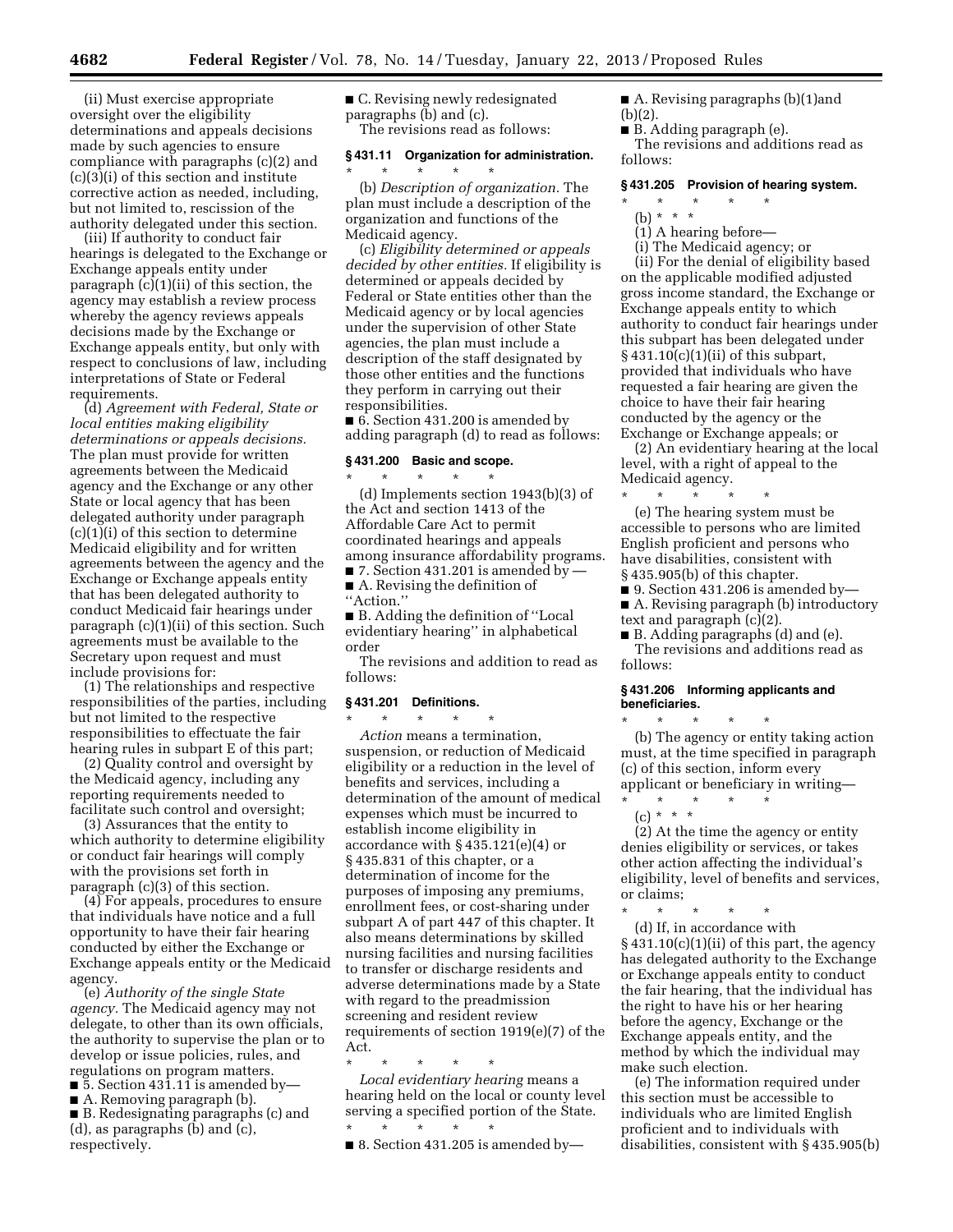(ii) Must exercise appropriate oversight over the eligibility determinations and appeals decisions made by such agencies to ensure compliance with paragraphs (c)(2) and (c)(3)(i) of this section and institute corrective action as needed, including, but not limited to, rescission of the authority delegated under this section.

(iii) If authority to conduct fair hearings is delegated to the Exchange or Exchange appeals entity under paragraph (c)(1)(ii) of this section, the agency may establish a review process whereby the agency reviews appeals decisions made by the Exchange or Exchange appeals entity, but only with respect to conclusions of law, including interpretations of State or Federal requirements.

(d) *Agreement with Federal, State or local entities making eligibility determinations or appeals decisions.* The plan must provide for written agreements between the Medicaid agency and the Exchange or any other State or local agency that has been delegated authority under paragraph (c)(1)(i) of this section to determine Medicaid eligibility and for written agreements between the agency and the Exchange or Exchange appeals entity that has been delegated authority to conduct Medicaid fair hearings under paragraph (c)(1)(ii) of this section. Such agreements must be available to the Secretary upon request and must include provisions for:

(1) The relationships and respective responsibilities of the parties, including but not limited to the respective responsibilities to effectuate the fair hearing rules in subpart E of this part;

(2) Quality control and oversight by the Medicaid agency, including any reporting requirements needed to facilitate such control and oversight;

(3) Assurances that the entity to which authority to determine eligibility or conduct fair hearings will comply with the provisions set forth in paragraph (c)(3) of this section.

(4) For appeals, procedures to ensure that individuals have notice and a full opportunity to have their fair hearing conducted by either the Exchange or Exchange appeals entity or the Medicaid agency.

(e) *Authority of the single State agency.* The Medicaid agency may not delegate, to other than its own officials, the authority to supervise the plan or to develop or issue policies, rules, and regulations on program matters.

■ 5. Section 431.11 is amended by—

■ A. Removing paragraph (b).

■ B. Redesignating paragraphs (c) and (d), as paragraphs (b) and (c), respectively.

■ C. Revising newly redesignated paragraphs (b) and (c).

The revisions read as follows:

**§ 431.11 Organization for administration.**

\* \* \* \* \*

(b) *Description of organization.* The plan must include a description of the organization and functions of the Medicaid agency.

(c) *Eligibility determined or appeals decided by other entities.* If eligibility is determined or appeals decided by Federal or State entities other than the Medicaid agency or by local agencies under the supervision of other State agencies, the plan must include a description of the staff designated by those other entities and the functions they perform in carrying out their responsibilities.

■ 6. Section 431.200 is amended by adding paragraph (d) to read as follows:

**§ 431.200 Basic and scope.**

\* \* \* \* \*

(d) Implements section 1943(b)(3) of the Act and section 1413 of the Affordable Care Act to permit coordinated hearings and appeals among insurance affordability programs.

■ 7. Section 431.201 is amended by —

■ A. Revising the definition of ''Action.''

■ B. Adding the definition of ''Local evidentiary hearing'' in alphabetical order

The revisions and addition to read as follows:

**§ 431.201 Definitions.**

\* \* \* \* \*

*Action* means a termination, suspension, or reduction of Medicaid eligibility or a reduction in the level of benefits and services, including a determination of the amount of medical expenses which must be incurred to establish income eligibility in accordance with § 435.121(e)(4) or § 435.831 of this chapter, or a determination of income for the purposes of imposing any premiums, enrollment fees, or cost-sharing under subpart A of part 447 of this chapter. It also means determinations by skilled nursing facilities and nursing facilities to transfer or discharge residents and adverse determinations made by a State with regard to the preadmission screening and resident review requirements of section 1919(e)(7) of the Act.

\* \* \* \* \*

*Local evidentiary hearing* means a hearing held on the local or county level serving a specified portion of the State.

\* \* \* \* \*

■ 8. Section 431.205 is amended by—

■ A. Revising paragraphs (b)(1)and (b)(2).

■ B. Adding paragraph (e).

The revisions and additions read as follows:

**§ 431.205 Provision of hearing system.**

\* \* \* \* \*

(b) \* \* \*

(1) A hearing before—

(i) The Medicaid agency; or

(ii) For the denial of eligibility based on the applicable modified adjusted gross income standard, the Exchange or Exchange appeals entity to which authority to conduct fair hearings under this subpart has been delegated under § 431.10(c)(1)(ii) of this subpart, provided that individuals who have requested a fair hearing are given the choice to have their fair hearing conducted by the agency or the Exchange or Exchange appeals; or

(2) An evidentiary hearing at the local level, with a right of appeal to the Medicaid agency.

\* \* \* \* \*

(e) The hearing system must be accessible to persons who are limited English proficient and persons who have disabilities, consistent with § 435.905(b) of this chapter.

■ 9. Section 431.206 is amended by—

■ A. Revising paragraph (b) introductory text and paragraph (c)(2).

■ B. Adding paragraphs (d) and (e).

The revisions and additions read as follows:

**§ 431.206 Informing applicants and beneficiaries.**

\* \* \* \* \*

(b) The agency or entity taking action must, at the time specified in paragraph (c) of this section, inform every applicant or beneficiary in writing—

\* \* \* \* \*

(c) \* \* \*

(2) At the time the agency or entity denies eligibility or services, or takes other action affecting the individual's eligibility, level of benefits and services, or claims;

\* \* \* \* \*

(d) If, in accordance with § 431.10(c)(1)(ii) of this part, the agency has delegated authority to the Exchange or Exchange appeals entity to conduct the fair hearing, that the individual has the right to have his or her hearing before the agency, Exchange or the Exchange appeals entity, and the method by which the individual may make such election.

(e) The information required under this section must be accessible to individuals who are limited English proficient and to individuals with disabilities, consistent with § 435.905(b)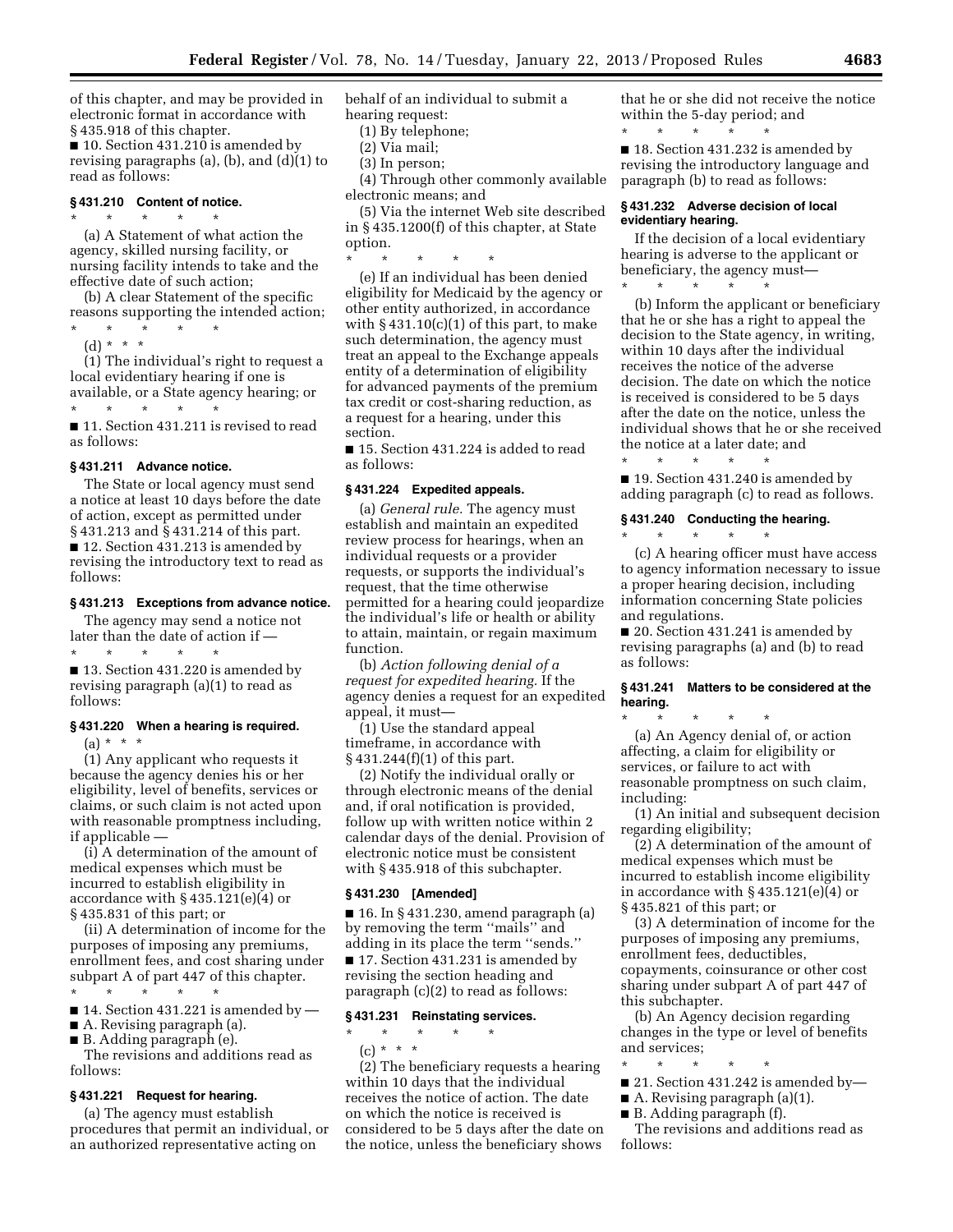of this chapter, and may be provided in electronic format in accordance with § 435.918 of this chapter.

■ 10. Section 431.210 is amended by revising paragraphs (a), (b), and (d)(1) to read as follows:

### § 431.210 Content of notice.

\* \* \* \* \*

(a) A Statement of what action the agency, skilled nursing facility, or nursing facility intends to take and the effective date of such action;

(b) A clear Statement of the specific reasons supporting the intended action;

\* \* \* \* \*

(d) \* \* \*

(1) The individual's right to request a local evidentiary hearing if one is available, or a State agency hearing; or

\* \* \* \* \*

■ 11. Section 431.211 is revised to read as follows:

### § 431.211 Advance notice.

The State or local agency must send a notice at least 10 days before the date of action, except as permitted under § 431.213 and § 431.214 of this part.

■ 12. Section 431.213 is amended by revising the introductory text to read as follows:

### § 431.213 Exceptions from advance notice.

The agency may send a notice not later than the date of action if —

\* \* \* \* \*

■ 13. Section 431.220 is amended by revising paragraph (a)(1) to read as follows:

### § 431.220 When a hearing is required.

(a) \* \* \*

(1) Any applicant who requests it because the agency denies his or her eligibility, level of benefits, services or claims, or such claim is not acted upon with reasonable promptness including, if applicable —

(i) A determination of the amount of medical expenses which must be incurred to establish eligibility in accordance with § 435.121(e)(4) or § 435.831 of this part; or

(ii) A determination of income for the purposes of imposing any premiums, enrollment fees, and cost sharing under subpart A of part 447 of this chapter.

\* \* \* \* \*

■ 14. Section 431.221 is amended by —

■ A. Revising paragraph (a).

■ B. Adding paragraph (e).

The revisions and additions read as follows:

### § 431.221 Request for hearing.

(a) The agency must establish procedures that permit an individual, or an authorized representative acting on behalf of an individual to submit a hearing request:

(1) By telephone;

(2) Via mail;

(3) In person;

(4) Through other commonly available electronic means; and

(5) Via the internet Web site described in § 435.1200(f) of this chapter, at State option.

\* \* \* \* \*

(e) If an individual has been denied eligibility for Medicaid by the agency or other entity authorized, in accordance with § 431.10(c)(1) of this part, to make such determination, the agency must treat an appeal to the Exchange appeals entity of a determination of eligibility for advanced payments of the premium tax credit or cost-sharing reduction, as a request for a hearing, under this section.

■ 15. Section 431.224 is added to read as follows:

### § 431.224 Expedited appeals.

(a) *General rule.* The agency must establish and maintain an expedited review process for hearings, when an individual requests or a provider requests, or supports the individual's request, that the time otherwise permitted for a hearing could jeopardize the individual's life or health or ability to attain, maintain, or regain maximum function.

(b) *Action following denial of a request for expedited hearing.* If the agency denies a request for an expedited appeal, it must—

(1) Use the standard appeal timeframe, in accordance with § 431.244(f)(1) of this part.

(2) Notify the individual orally or through electronic means of the denial and, if oral notification is provided, follow up with written notice within 2 calendar days of the denial. Provision of electronic notice must be consistent with § 435.918 of this subchapter.

### § 431.230 [Amended]

■ 16. In § 431.230, amend paragraph (a) by removing the term ''mails'' and adding in its place the term ''sends.''

■ 17. Section 431.231 is amended by revising the section heading and paragraph (c)(2) to read as follows:

### § 431.231 Reinstating services.

\* \* \* \* \*

(c) \* \* \*

(2) The beneficiary requests a hearing within 10 days that the individual receives the notice of action. The date on which the notice is received is considered to be 5 days after the date on the notice, unless the beneficiary shows that he or she did not receive the notice within the 5-day period; and

\* \* \* \* \*

■ 18. Section 431.232 is amended by revising the introductory language and paragraph (b) to read as follows:

### § 431.232 Adverse decision of local evidentiary hearing.

If the decision of a local evidentiary hearing is adverse to the applicant or beneficiary, the agency must—

\* \* \* \* \*

(b) Inform the applicant or beneficiary that he or she has a right to appeal the decision to the State agency, in writing, within 10 days after the individual receives the notice of the adverse decision. The date on which the notice is received is considered to be 5 days after the date on the notice, unless the individual shows that he or she received the notice at a later date; and

\* \* \* \* \*

■ 19. Section 431.240 is amended by adding paragraph (c) to read as follows.

### § 431.240 Conducting the hearing.

\* \* \* \* \*

(c) A hearing officer must have access to agency information necessary to issue a proper hearing decision, including information concerning State policies and regulations.

■ 20. Section 431.241 is amended by revising paragraphs (a) and (b) to read as follows:

### § 431.241 Matters to be considered at the hearing.

\* \* \* \* \*

(a) An Agency denial of, or action affecting, a claim for eligibility or services, or failure to act with reasonable promptness on such claim, including:

(1) An initial and subsequent decision regarding eligibility;

(2) A determination of the amount of medical expenses which must be incurred to establish income eligibility in accordance with § 435.121(e)(4) or § 435.821 of this part; or

(3) A determination of income for the purposes of imposing any premiums, enrollment fees, deductibles, copayments, coinsurance or other cost sharing under subpart A of part 447 of this subchapter.

(b) An Agency decision regarding changes in the type or level of benefits and services;

\* \* \* \* \*

■ 21. Section 431.242 is amended by—

■ A. Revising paragraph (a)(1).

■ B. Adding paragraph (f).

The revisions and additions read as follows: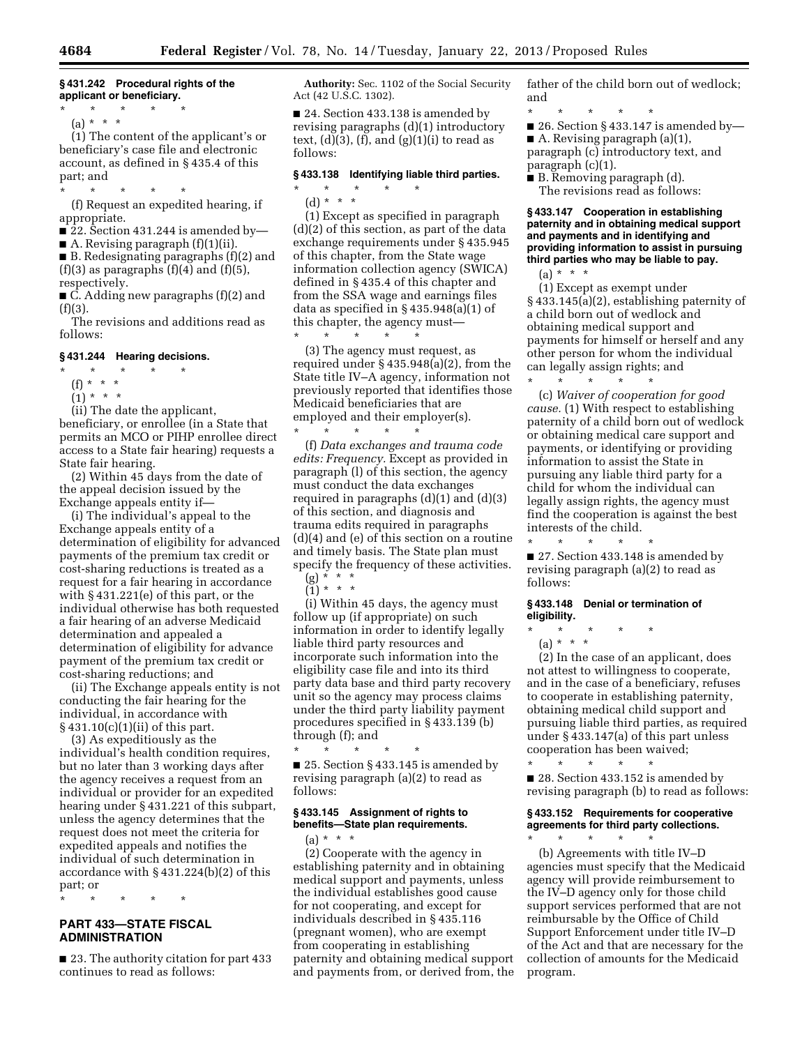### § 431.242 Procedural rights of the applicant or beneficiary.

\* \* \* \* \*

(a) \* \* \*

(1) The content of the applicant's or beneficiary's case file and electronic account, as defined in § 435.4 of this part; and

\* \* \* \* \*

(f) Request an expedited hearing, if appropriate.

■ 22. Section 431.244 is amended by—

■ A. Revising paragraph (f)(1)(ii).

■ B. Redesignating paragraphs (f)(2) and (f)(3) as paragraphs (f)(4) and (f)(5), respectively.

■ C. Adding new paragraphs (f)(2) and (f)(3).

The revisions and additions read as follows:

### § 431.244 Hearing decisions.

\* \* \* \* \*

(f) \* \* \*

(1) \* \* \*

(ii) The date the applicant, beneficiary, or enrollee (in a State that permits an MCO or PIHP enrollee direct access to a State fair hearing) requests a State fair hearing.

(2) Within 45 days from the date of the appeal decision issued by the Exchange appeals entity if—

(i) The individual's appeal to the Exchange appeals entity of a determination of eligibility for advanced payments of the premium tax credit or cost-sharing reductions is treated as a request for a fair hearing in accordance with § 431.221(e) of this part, or the individual otherwise has both requested a fair hearing of an adverse Medicaid determination and appealed a determination of eligibility for advance payment of the premium tax credit or cost-sharing reductions; and

(ii) The Exchange appeals entity is not conducting the fair hearing for the individual, in accordance with § 431.10(c)(1)(ii) of this part.

(3) As expeditiously as the individual's health condition requires, but no later than 3 working days after the agency receives a request from an individual or provider for an expedited hearing under § 431.221 of this subpart, unless the agency determines that the request does not meet the criteria for expedited appeals and notifies the individual of such determination in accordance with § 431.224(b)(2) of this part; or

\* \* \* \* \*

## PART 433—STATE FISCAL ADMINISTRATION

■ 23. The authority citation for part 433 continues to read as follows:

**Authority:** Sec. 1102 of the Social Security Act (42 U.S.C. 1302).

■ 24. Section 433.138 is amended by revising paragraphs (d)(1) introductory text, (d)(3), (f), and (g)(1)(i) to read as follows:

### § 433.138 Identifying liable third parties.

\* \* \* \* \*

(d) \* \* \*

(1) Except as specified in paragraph (d)(2) of this section, as part of the data exchange requirements under § 435.945 of this chapter, from the State wage information collection agency (SWICA) defined in § 435.4 of this chapter and from the SSA wage and earnings files data as specified in § 435.948(a)(1) of this chapter, the agency must—

\* \* \* \* \*

(3) The agency must request, as required under § 435.948(a)(2), from the State title IV–A agency, information not previously reported that identifies those Medicaid beneficiaries that are employed and their employer(s).

\* \* \* \* \*

(f) *Data exchanges and trauma code edits: Frequency.* Except as provided in paragraph (l) of this section, the agency must conduct the data exchanges required in paragraphs (d)(1) and (d)(3) of this section, and diagnosis and trauma edits required in paragraphs (d)(4) and (e) of this section on a routine and timely basis. The State plan must specify the frequency of these activities.

(g) \* \* \*

(1) \* \* \*

(i) Within 45 days, the agency must follow up (if appropriate) on such information in order to identify legally liable third party resources and incorporate such information into the eligibility case file and into its third party data base and third party recovery unit so the agency may process claims under the third party liability payment procedures specified in § 433.139 (b) through (f); and

\* \* \* \* \*

■ 25. Section § 433.145 is amended by revising paragraph (a)(2) to read as follows:

### § 433.145 Assignment of rights to benefits—State plan requirements.

(a) \* \* \*

(2) Cooperate with the agency in establishing paternity and in obtaining medical support and payments, unless the individual establishes good cause for not cooperating, and except for individuals described in § 435.116 (pregnant women), who are exempt from cooperating in establishing paternity and obtaining medical support and payments from, or derived from, the father of the child born out of wedlock; and

\* \* \* \* \*

■ 26. Section § 433.147 is amended by—

■ A. Revising paragraph (a)(1), paragraph (c) introductory text, and paragraph (c)(1).

■ B. Removing paragraph (d).

The revisions read as follows:

### § 433.147 Cooperation in establishing paternity and in obtaining medical support and payments and in identifying and providing information to assist in pursuing third parties who may be liable to pay.

(a) \* \* \*

(1) Except as exempt under § 433.145(a)(2), establishing paternity of a child born out of wedlock and obtaining medical support and payments for himself or herself and any other person for whom the individual can legally assign rights; and

\* \* \* \* \*

(c) *Waiver of cooperation for good cause.* (1) With respect to establishing paternity of a child born out of wedlock or obtaining medical care support and payments, or identifying or providing information to assist the State in pursuing any liable third party for a child for whom the individual can legally assign rights, the agency must find the cooperation is against the best interests of the child.

\* \* \* \* \*

■ 27. Section 433.148 is amended by revising paragraph (a)(2) to read as follows:

### § 433.148 Denial or termination of eligibility.

\* \* \* \* \*

(a) \* \* \*

(2) In the case of an applicant, does not attest to willingness to cooperate, and in the case of a beneficiary, refuses to cooperate in establishing paternity, obtaining medical child support and pursuing liable third parties, as required under § 433.147(a) of this part unless cooperation has been waived;

\* \* \* \* \*

■ 28. Section 433.152 is amended by revising paragraph (b) to read as follows:

### § 433.152 Requirements for cooperative agreements for third party collections.

\* \* \* \* \*

(b) Agreements with title IV–D agencies must specify that the Medicaid agency will provide reimbursement to the IV–D agency only for those child support services performed that are not reimbursable by the Office of Child Support Enforcement under title IV–D of the Act and that are necessary for the collection of amounts for the Medicaid program.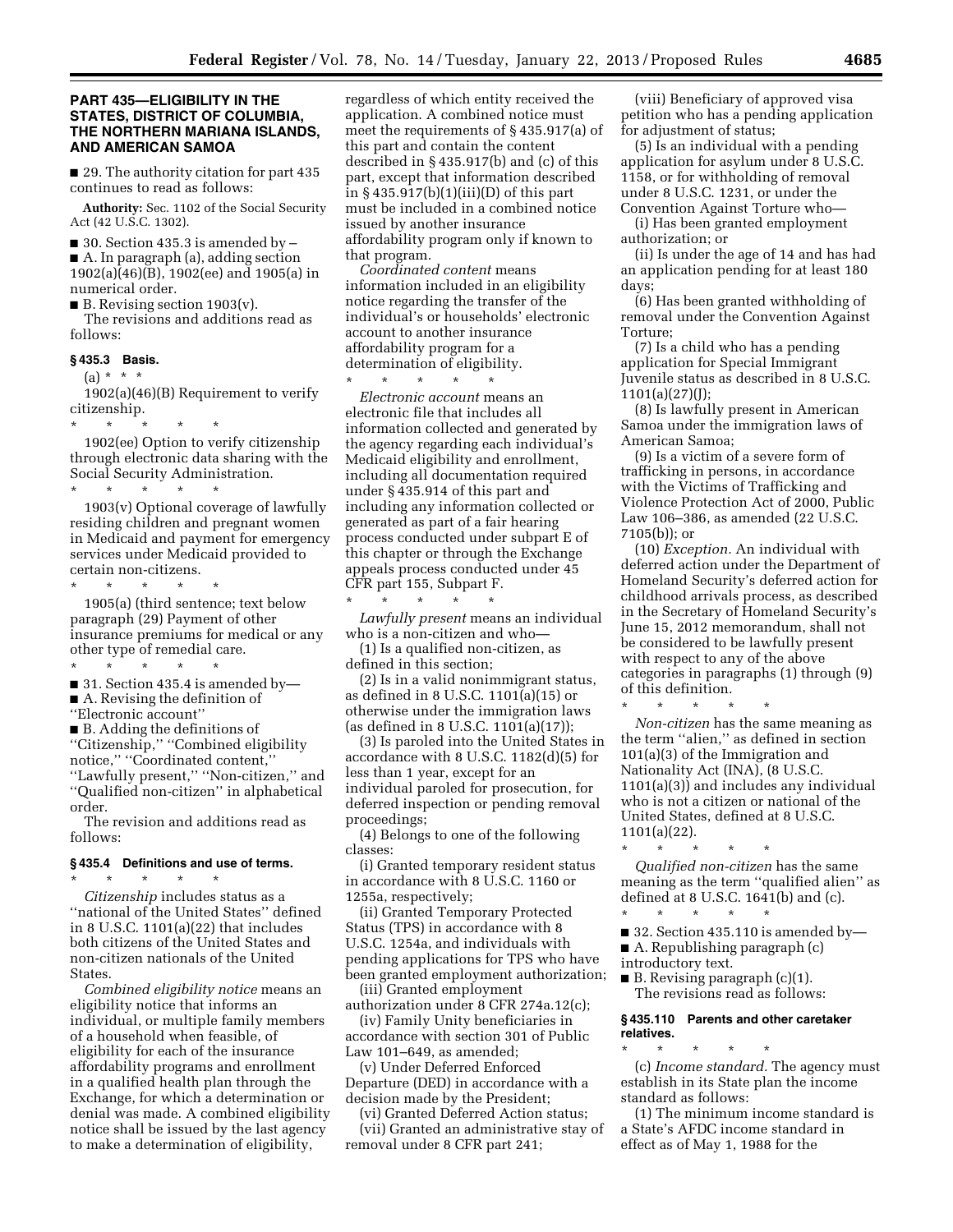## PART 435—ELIGIBILITY IN THE STATES, DISTRICT OF COLUMBIA, THE NORTHERN MARIANA ISLANDS, AND AMERICAN SAMOA

■ 29. The authority citation for part 435 continues to read as follows:

**Authority:** Sec. 1102 of the Social Security Act (42 U.S.C. 1302).

■ 30. Section 435.3 is amended by –

■ A. In paragraph (a), adding section 1902(a)(46)(B), 1902(ee) and 1905(a) in numerical order.

■ B. Revising section 1903(v).

The revisions and additions read as follows:

### § 435.3 Basis.

(a) * * *

1902(a)(46)(B) Requirement to verify citizenship.

\* \* \* \* \*

1902(ee) Option to verify citizenship through electronic data sharing with the Social Security Administration.

\* \* \* \* \*

1903(v) Optional coverage of lawfully residing children and pregnant women in Medicaid and payment for emergency services under Medicaid provided to certain non-citizens.

\* \* \* \* \*

1905(a) (third sentence; text below paragraph (29) Payment of other insurance premiums for medical or any other type of remedial care.

\* \* \* \* \*

■ 31. Section 435.4 is amended by—

■ A. Revising the definition of ''Electronic account''

■ B. Adding the definitions of ''Citizenship,'' ''Combined eligibility notice,'' ''Coordinated content,'' ''Lawfully present,'' ''Non-citizen,'' and ''Qualified non-citizen'' in alphabetical order.

The revision and additions read as follows:

### § 435.4 Definitions and use of terms.

\* \* \* \* \*

*Citizenship* includes status as a ''national of the United States'' defined in 8 U.S.C. 1101(a)(22) that includes both citizens of the United States and non-citizen nationals of the United States.

*Combined eligibility notice* means an eligibility notice that informs an individual, or multiple family members of a household when feasible, of eligibility for each of the insurance affordability programs and enrollment in a qualified health plan through the Exchange, for which a determination or denial was made. A combined eligibility notice shall be issued by the last agency to make a determination of eligibility, regardless of which entity received the application. A combined notice must meet the requirements of § 435.917(a) of this part and contain the content described in § 435.917(b) and (c) of this part, except that information described in § 435.917(b)(1)(iii)(D) of this part must be included in a combined notice issued by another insurance affordability program only if known to that program.

*Coordinated content* means information included in an eligibility notice regarding the transfer of the individual's or households' electronic account to another insurance affordability program for a determination of eligibility.

\* \* \* \* \*

*Electronic account* means an electronic file that includes all information collected and generated by the agency regarding each individual's Medicaid eligibility and enrollment, including all documentation required under § 435.914 of this part and including any information collected or generated as part of a fair hearing process conducted under subpart E of this chapter or through the Exchange appeals process conducted under 45 CFR part 155, Subpart F.

\* \* \* \* \*

*Lawfully present* means an individual who is a non-citizen and who—

(1) Is a qualified non-citizen, as defined in this section;

(2) Is in a valid nonimmigrant status, as defined in 8 U.S.C. 1101(a)(15) or otherwise under the immigration laws (as defined in 8 U.S.C. 1101(a)(17));

(3) Is paroled into the United States in accordance with 8 U.S.C. 1182(d)(5) for less than 1 year, except for an individual paroled for prosecution, for deferred inspection or pending removal proceedings;

(4) Belongs to one of the following classes:

(i) Granted temporary resident status in accordance with 8 U.S.C. 1160 or 1255a, respectively;

(ii) Granted Temporary Protected Status (TPS) in accordance with 8 U.S.C. 1254a, and individuals with pending applications for TPS who have been granted employment authorization;

(iii) Granted employment authorization under 8 CFR 274a.12(c);

(iv) Family Unity beneficiaries in accordance with section 301 of Public Law 101–649, as amended;

(v) Under Deferred Enforced Departure (DED) in accordance with a decision made by the President;

(vi) Granted Deferred Action status;

(vii) Granted an administrative stay of removal under 8 CFR part 241;

(viii) Beneficiary of approved visa petition who has a pending application for adjustment of status;

(5) Is an individual with a pending application for asylum under 8 U.S.C. 1158, or for withholding of removal under 8 U.S.C. 1231, or under the Convention Against Torture who—

(i) Has been granted employment authorization; or

(ii) Is under the age of 14 and has had an application pending for at least 180 days;

(6) Has been granted withholding of removal under the Convention Against Torture;

(7) Is a child who has a pending application for Special Immigrant Juvenile status as described in 8 U.S.C. 1101(a)(27)(J);

(8) Is lawfully present in American Samoa under the immigration laws of American Samoa;

(9) Is a victim of a severe form of trafficking in persons, in accordance with the Victims of Trafficking and Violence Protection Act of 2000, Public Law 106–386, as amended (22 U.S.C. 7105(b)); or

(10) *Exception.* An individual with deferred action under the Department of Homeland Security's deferred action for childhood arrivals process, as described in the Secretary of Homeland Security's June 15, 2012 memorandum, shall not be considered to be lawfully present with respect to any of the above categories in paragraphs (1) through (9) of this definition.

\* \* \* \* \*

*Non-citizen* has the same meaning as the term ''alien,'' as defined in section 101(a)(3) of the Immigration and Nationality Act (INA), (8 U.S.C. 1101(a)(3)) and includes any individual who is not a citizen or national of the United States, defined at 8 U.S.C. 1101(a)(22).

\* \* \* \* \*

*Qualified non-citizen* has the same meaning as the term ''qualified alien'' as defined at 8 U.S.C. 1641(b) and (c).

\* \* \* \* \*

■ 32. Section 435.110 is amended by—

■ A. Republishing paragraph (c) introductory text.

■ B. Revising paragraph (c)(1).

The revisions read as follows:

### § 435.110 Parents and other caretaker relatives.

\* \* \* \* \*

(c) *Income standard.* The agency must establish in its State plan the income standard as follows:

(1) The minimum income standard is a State's AFDC income standard in effect as of May 1, 1988 for the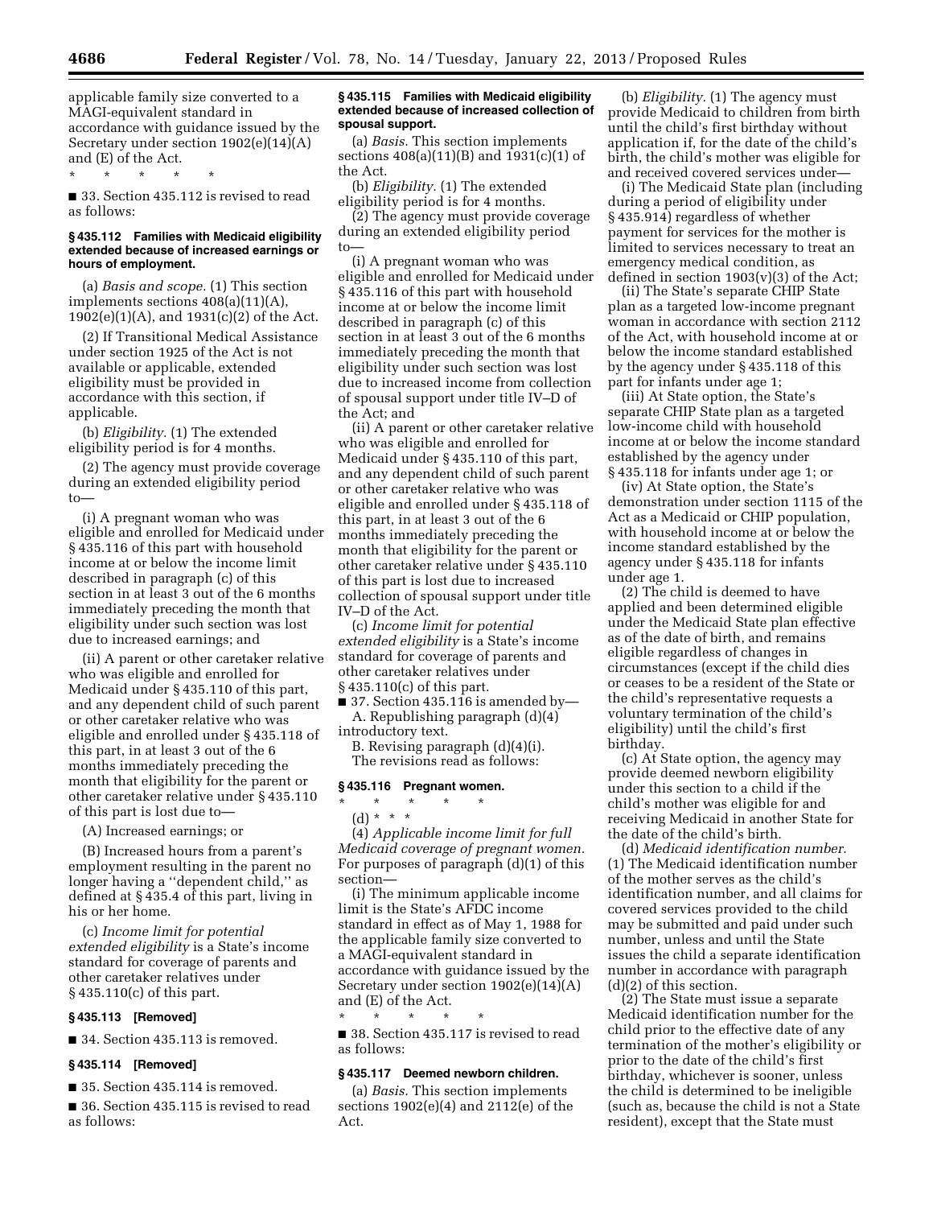applicable family size converted to a MAGI-equivalent standard in accordance with guidance issued by the Secretary under section 1902(e)(14)(A) and (E) of the Act.

\* \* \* \* \*

■ 33. Section 435.112 is revised to read as follows:

**§ 435.112 Families with Medicaid eligibility extended because of increased earnings or hours of employment.**

(a) *Basis and scope.* (1) This section implements sections 408(a)(11)(A), 1902(e)(1)(A), and 1931(c)(2) of the Act.

(2) If Transitional Medical Assistance under section 1925 of the Act is not available or applicable, extended eligibility must be provided in accordance with this section, if applicable.

(b) *Eligibility.* (1) The extended eligibility period is for 4 months.

(2) The agency must provide coverage during an extended eligibility period to—

(i) A pregnant woman who was eligible and enrolled for Medicaid under § 435.116 of this part with household income at or below the income limit described in paragraph (c) of this section in at least 3 out of the 6 months immediately preceding the month that eligibility under such section was lost due to increased earnings; and

(ii) A parent or other caretaker relative who was eligible and enrolled for Medicaid under § 435.110 of this part, and any dependent child of such parent or other caretaker relative who was eligible and enrolled under § 435.118 of this part, in at least 3 out of the 6 months immediately preceding the month that eligibility for the parent or other caretaker relative under § 435.110 of this part is lost due to—

(A) Increased earnings; or

(B) Increased hours from a parent's employment resulting in the parent no longer having a ''dependent child,'' as defined at § 435.4 of this part, living in his or her home.

(c) *Income limit for potential extended eligibility* is a State's income standard for coverage of parents and other caretaker relatives under § 435.110(c) of this part.

**§ 435.113 [Removed]**

■ 34. Section 435.113 is removed.

**§ 435.114 [Removed]**

■ 35. Section 435.114 is removed.

■ 36. Section 435.115 is revised to read as follows:

**§ 435.115 Families with Medicaid eligibility extended because of increased collection of spousal support.**

(a) *Basis.* This section implements sections 408(a)(11)(B) and 1931(c)(1) of the Act.

(b) *Eligibility.* (1) The extended eligibility period is for 4 months.

(2) The agency must provide coverage during an extended eligibility period to—

(i) A pregnant woman who was eligible and enrolled for Medicaid under § 435.116 of this part with household income at or below the income limit described in paragraph (c) of this section in at least 3 out of the 6 months immediately preceding the month that eligibility under such section was lost due to increased income from collection of spousal support under title IV–D of the Act; and

(ii) A parent or other caretaker relative who was eligible and enrolled for Medicaid under § 435.110 of this part, and any dependent child of such parent or other caretaker relative who was eligible and enrolled under § 435.118 of this part, in at least 3 out of the 6 months immediately preceding the month that eligibility for the parent or other caretaker relative under § 435.110 of this part is lost due to increased collection of spousal support under title IV–D of the Act.

(c) *Income limit for potential extended eligibility* is a State's income standard for coverage of parents and other caretaker relatives under § 435.110(c) of this part.

■ 37. Section 435.116 is amended by—

A. Republishing paragraph (d)(4) introductory text.

B. Revising paragraph (d)(4)(i).

The revisions read as follows:

**§ 435.116 Pregnant women.**

\* \* \* \* \*

(d) \* \* \*

(4) *Applicable income limit for full Medicaid coverage of pregnant women.* For purposes of paragraph (d)(1) of this section—

(i) The minimum applicable income limit is the State's AFDC income standard in effect as of May 1, 1988 for the applicable family size converted to a MAGI-equivalent standard in accordance with guidance issued by the Secretary under section 1902(e)(14)(A) and (E) of the Act.

\* \* \* \* \*

■ 38. Section 435.117 is revised to read as follows:

**§ 435.117 Deemed newborn children.**

(a) *Basis.* This section implements sections 1902(e)(4) and 2112(e) of the Act.

(b) *Eligibility.* (1) The agency must provide Medicaid to children from birth until the child's first birthday without application if, for the date of the child's birth, the child's mother was eligible for and received covered services under—

(i) The Medicaid State plan (including during a period of eligibility under § 435.914) regardless of whether payment for services for the mother is limited to services necessary to treat an emergency medical condition, as defined in section 1903(v)(3) of the Act;

(ii) The State's separate CHIP State plan as a targeted low-income pregnant woman in accordance with section 2112 of the Act, with household income at or below the income standard established by the agency under § 435.118 of this part for infants under age 1;

(iii) At State option, the State's separate CHIP State plan as a targeted low-income child with household income at or below the income standard established by the agency under § 435.118 for infants under age 1; or

(iv) At State option, the State's demonstration under section 1115 of the Act as a Medicaid or CHIP population, with household income at or below the income standard established by the agency under § 435.118 for infants under age 1.

(2) The child is deemed to have applied and been determined eligible under the Medicaid State plan effective as of the date of birth, and remains eligible regardless of changes in circumstances (except if the child dies or ceases to be a resident of the State or the child's representative requests a voluntary termination of the child's eligibility) until the child's first birthday.

(c) At State option, the agency may provide deemed newborn eligibility under this section to a child if the child's mother was eligible for and receiving Medicaid in another State for the date of the child's birth.

(d) *Medicaid identification number.* (1) The Medicaid identification number of the mother serves as the child's identification number, and all claims for covered services provided to the child may be submitted and paid under such number, unless and until the State issues the child a separate identification number in accordance with paragraph (d)(2) of this section.

(2) The State must issue a separate Medicaid identification number for the child prior to the effective date of any termination of the mother's eligibility or prior to the date of the child's first birthday, whichever is sooner, unless the child is determined to be ineligible (such as, because the child is not a State resident), except that the State must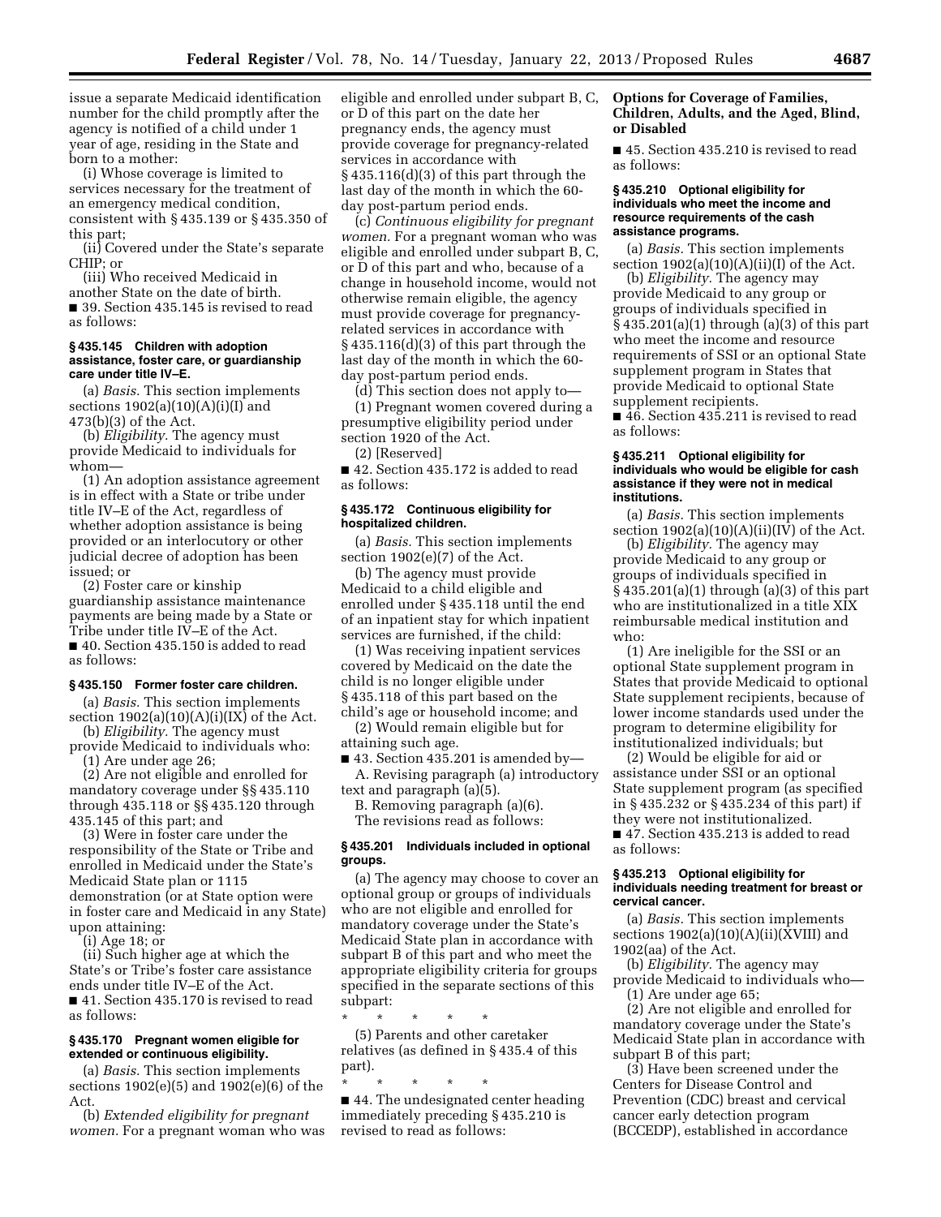issue a separate Medicaid identification number for the child promptly after the agency is notified of a child under 1 year of age, residing in the State and born to a mother:

(i) Whose coverage is limited to services necessary for the treatment of an emergency medical condition, consistent with § 435.139 or § 435.350 of this part;

(ii) Covered under the State's separate CHIP; or

(iii) Who received Medicaid in another State on the date of birth.

■ 39. Section 435.145 is revised to read as follows:

#### § 435.145 Children with adoption assistance, foster care, or guardianship care under title IV–E.

(a) *Basis.* This section implements sections 1902(a)(10)(A)(i)(I) and 473(b)(3) of the Act.

(b) *Eligibility.* The agency must provide Medicaid to individuals for whom—

(1) An adoption assistance agreement is in effect with a State or tribe under title IV–E of the Act, regardless of whether adoption assistance is being provided or an interlocutory or other judicial decree of adoption has been issued; or

(2) Foster care or kinship guardianship assistance maintenance payments are being made by a State or Tribe under title IV–E of the Act.

■ 40. Section 435.150 is added to read as follows:

#### § 435.150 Former foster care children.

(a) *Basis.* This section implements section 1902(a)(10)(A)(i)(IX) of the Act.

(b) *Eligibility.* The agency must provide Medicaid to individuals who:

(1) Are under age 26;

(2) Are not eligible and enrolled for mandatory coverage under §§ 435.110 through 435.118 or §§ 435.120 through 435.145 of this part; and

(3) Were in foster care under the responsibility of the State or Tribe and enrolled in Medicaid under the State's Medicaid State plan or 1115 demonstration (or at State option were in foster care and Medicaid in any State) upon attaining:

(i) Age 18; or

(ii) Such higher age at which the State's or Tribe's foster care assistance ends under title IV–E of the Act.

■ 41. Section 435.170 is revised to read as follows:

#### § 435.170 Pregnant women eligible for extended or continuous eligibility.

(a) *Basis.* This section implements sections 1902(e)(5) and 1902(e)(6) of the Act.

(b) *Extended eligibility for pregnant women.* For a pregnant woman who was eligible and enrolled under subpart B, C, or D of this part on the date her pregnancy ends, the agency must provide coverage for pregnancy-related services in accordance with § 435.116(d)(3) of this part through the last day of the month in which the 60-day post-partum period ends.

(c) *Continuous eligibility for pregnant women.* For a pregnant woman who was eligible and enrolled under subpart B, C, or D of this part and who, because of a change in household income, would not otherwise remain eligible, the agency must provide coverage for pregnancy-related services in accordance with § 435.116(d)(3) of this part through the last day of the month in which the 60-day post-partum period ends.

(d) This section does not apply to—

(1) Pregnant women covered during a presumptive eligibility period under section 1920 of the Act.

(2) [Reserved]

■ 42. Section 435.172 is added to read as follows:

#### § 435.172 Continuous eligibility for hospitalized children.

(a) *Basis.* This section implements section 1902(e)(7) of the Act.

(b) The agency must provide Medicaid to a child eligible and enrolled under § 435.118 until the end of an inpatient stay for which inpatient services are furnished, if the child:

(1) Was receiving inpatient services covered by Medicaid on the date the child is no longer eligible under § 435.118 of this part based on the child's age or household income; and

(2) Would remain eligible but for attaining such age.

■ 43. Section 435.201 is amended by—

A. Revising paragraph (a) introductory text and paragraph (a)(5).

B. Removing paragraph (a)(6).

The revisions read as follows:

#### § 435.201 Individuals included in optional groups.

(a) The agency may choose to cover an optional group or groups of individuals who are not eligible and enrolled for mandatory coverage under the State's Medicaid State plan in accordance with subpart B of this part and who meet the appropriate eligibility criteria for groups specified in the separate sections of this subpart:

\* \* \* \* \*

(5) Parents and other caretaker relatives (as defined in § 435.4 of this part).

\* \* \* \* \*

■ 44. The undesignated center heading immediately preceding § 435.210 is revised to read as follows:

### Options for Coverage of Families, Children, Adults, and the Aged, Blind, or Disabled

■ 45. Section 435.210 is revised to read as follows:

#### § 435.210 Optional eligibility for individuals who meet the income and resource requirements of the cash assistance programs.

(a) *Basis.* This section implements section 1902(a)(10)(A)(ii)(I) of the Act.

(b) *Eligibility.* The agency may provide Medicaid to any group or groups of individuals specified in § 435.201(a)(1) through (a)(3) of this part who meet the income and resource requirements of SSI or an optional State supplement program in States that provide Medicaid to optional State supplement recipients.

■ 46. Section 435.211 is revised to read as follows:

#### § 435.211 Optional eligibility for individuals who would be eligible for cash assistance if they were not in medical institutions.

(a) *Basis.* This section implements section 1902(a)(10)(A)(ii)(IV) of the Act.

(b) *Eligibility.* The agency may provide Medicaid to any group or groups of individuals specified in § 435.201(a)(1) through (a)(3) of this part who are institutionalized in a title XIX reimbursable medical institution and who:

(1) Are ineligible for the SSI or an optional State supplement program in States that provide Medicaid to optional State supplement recipients, because of lower income standards used under the program to determine eligibility for institutionalized individuals; but

(2) Would be eligible for aid or assistance under SSI or an optional State supplement program (as specified in § 435.232 or § 435.234 of this part) if they were not institutionalized.

■ 47. Section 435.213 is added to read as follows:

#### § 435.213 Optional eligibility for individuals needing treatment for breast or cervical cancer.

(a) *Basis.* This section implements sections 1902(a)(10)(A)(ii)(XVIII) and 1902(aa) of the Act.

(b) *Eligibility.* The agency may provide Medicaid to individuals who—

(1) Are under age 65;

(2) Are not eligible and enrolled for mandatory coverage under the State's Medicaid State plan in accordance with subpart B of this part;

(3) Have been screened under the Centers for Disease Control and Prevention (CDC) breast and cervical cancer early detection program (BCCEDP), established in accordance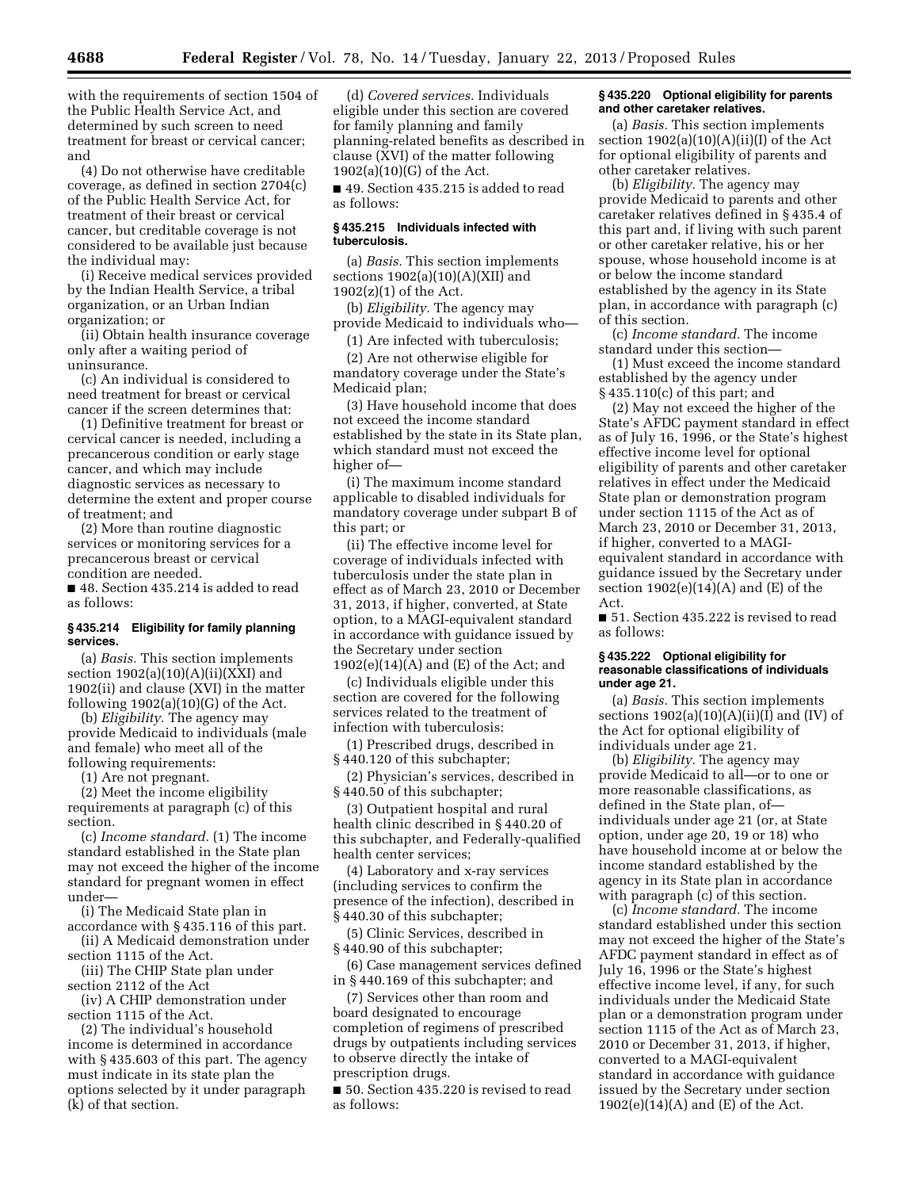with the requirements of section 1504 of the Public Health Service Act, and determined by such screen to need treatment for breast or cervical cancer; and

(4) Do not otherwise have creditable coverage, as defined in section 2704(c) of the Public Health Service Act, for treatment of their breast or cervical cancer, but creditable coverage is not considered to be available just because the individual may:

(i) Receive medical services provided by the Indian Health Service, a tribal organization, or an Urban Indian organization; or

(ii) Obtain health insurance coverage only after a waiting period of uninsurance.

(c) An individual is considered to need treatment for breast or cervical cancer if the screen determines that:

(1) Definitive treatment for breast or cervical cancer is needed, including a precancerous condition or early stage cancer, and which may include diagnostic services as necessary to determine the extent and proper course of treatment; and

(2) More than routine diagnostic services or monitoring services for a precancerous breast or cervical condition are needed.

■ 48. Section 435.214 is added to read as follows:

### § 435.214 Eligibility for family planning services.

(a) *Basis.* This section implements section 1902(a)(10)(A)(ii)(XXI) and 1902(ii) and clause (XVI) in the matter following 1902(a)(10)(G) of the Act.

(b) *Eligibility.* The agency may provide Medicaid to individuals (male and female) who meet all of the following requirements:

(1) Are not pregnant.

(2) Meet the income eligibility requirements at paragraph (c) of this section.

(c) *Income standard.* (1) The income standard established in the State plan may not exceed the higher of the income standard for pregnant women in effect under—

(i) The Medicaid State plan in accordance with § 435.116 of this part.

(ii) A Medicaid demonstration under section 1115 of the Act.

(iii) The CHIP State plan under section 2112 of the Act

(iv) A CHIP demonstration under section 1115 of the Act.

(2) The individual's household income is determined in accordance with § 435.603 of this part. The agency must indicate in its state plan the options selected by it under paragraph (k) of that section.

(d) *Covered services.* Individuals eligible under this section are covered for family planning and family planning-related benefits as described in clause (XVI) of the matter following 1902(a)(10)(G) of the Act.

■ 49. Section 435.215 is added to read as follows:

### § 435.215 Individuals infected with tuberculosis.

(a) *Basis.* This section implements sections 1902(a)(10)(A)(XII) and 1902(z)(1) of the Act.

(b) *Eligibility.* The agency may provide Medicaid to individuals who—

(1) Are infected with tuberculosis;

(2) Are not otherwise eligible for mandatory coverage under the State's Medicaid plan;

(3) Have household income that does not exceed the income standard established by the state in its State plan, which standard must not exceed the higher of—

(i) The maximum income standard applicable to disabled individuals for mandatory coverage under subpart B of this part; or

(ii) The effective income level for coverage of individuals infected with tuberculosis under the state plan in effect as of March 23, 2010 or December 31, 2013, if higher, converted, at State option, to a MAGI-equivalent standard in accordance with guidance issued by the Secretary under section 1902(e)(14)(A) and (E) of the Act; and

(c) Individuals eligible under this section are covered for the following services related to the treatment of infection with tuberculosis:

(1) Prescribed drugs, described in § 440.120 of this subchapter;

(2) Physician's services, described in § 440.50 of this subchapter;

(3) Outpatient hospital and rural health clinic described in § 440.20 of this subchapter, and Federally-qualified health center services;

(4) Laboratory and x-ray services (including services to confirm the presence of the infection), described in § 440.30 of this subchapter;

(5) Clinic Services, described in § 440.90 of this subchapter;

(6) Case management services defined in § 440.169 of this subchapter; and

(7) Services other than room and board designated to encourage completion of regimens of prescribed drugs by outpatients including services to observe directly the intake of prescription drugs.

■ 50. Section 435.220 is revised to read as follows:

### § 435.220 Optional eligibility for parents and other caretaker relatives.

(a) *Basis.* This section implements section 1902(a)(10)(A)(ii)(I) of the Act for optional eligibility of parents and other caretaker relatives.

(b) *Eligibility.* The agency may provide Medicaid to parents and other caretaker relatives defined in § 435.4 of this part and, if living with such parent or other caretaker relative, his or her spouse, whose household income is at or below the income standard established by the agency in its State plan, in accordance with paragraph (c) of this section.

(c) *Income standard.* The income standard under this section—

(1) Must exceed the income standard established by the agency under § 435.110(c) of this part; and

(2) May not exceed the higher of the State's AFDC payment standard in effect as of July 16, 1996, or the State's highest effective income level for optional eligibility of parents and other caretaker relatives in effect under the Medicaid State plan or demonstration program under section 1115 of the Act as of March 23, 2010 or December 31, 2013, if higher, converted to a MAGI-equivalent standard in accordance with guidance issued by the Secretary under section 1902(e)(14)(A) and (E) of the Act.

■ 51. Section 435.222 is revised to read as follows:

### § 435.222 Optional eligibility for reasonable classifications of individuals under age 21.

(a) *Basis.* This section implements sections 1902(a)(10)(A)(ii)(I) and (IV) of the Act for optional eligibility of individuals under age 21.

(b) *Eligibility.* The agency may provide Medicaid to all—or to one or more reasonable classifications, as defined in the State plan, of—individuals under age 21 (or, at State option, under age 20, 19 or 18) who have household income at or below the income standard established by the agency in its State plan in accordance with paragraph (c) of this section.

(c) *Income standard.* The income standard established under this section may not exceed the higher of the State's AFDC payment standard in effect as of July 16, 1996 or the State's highest effective income level, if any, for such individuals under the Medicaid State plan or a demonstration program under section 1115 of the Act as of March 23, 2010 or December 31, 2013, if higher, converted to a MAGI-equivalent standard in accordance with guidance issued by the Secretary under section 1902(e)(14)(A) and (E) of the Act.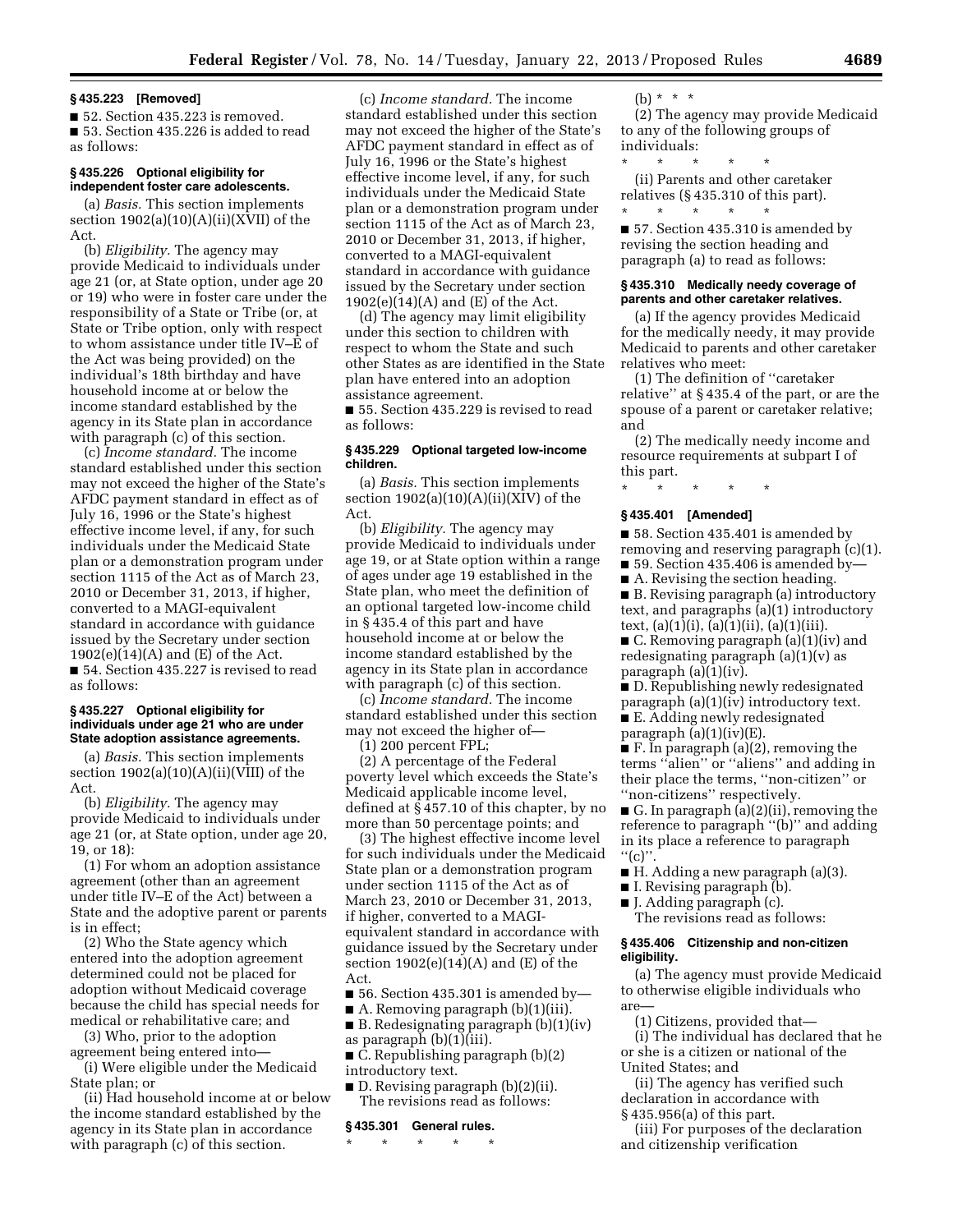### § 435.223 [Removed]

■ 52. Section 435.223 is removed.

■ 53. Section 435.226 is added to read as follows:

### § 435.226 Optional eligibility for independent foster care adolescents.

(a) *Basis.* This section implements section 1902(a)(10)(A)(ii)(XVII) of the Act.

(b) *Eligibility.* The agency may provide Medicaid to individuals under age 21 (or, at State option, under age 20 or 19) who were in foster care under the responsibility of a State or Tribe (or, at State or Tribe option, only with respect to whom assistance under title IV–E of the Act was being provided) on the individual's 18th birthday and have household income at or below the income standard established by the agency in its State plan in accordance with paragraph (c) of this section.

(c) *Income standard.* The income standard established under this section may not exceed the higher of the State's AFDC payment standard in effect as of July 16, 1996 or the State's highest effective income level, if any, for such individuals under the Medicaid State plan or a demonstration program under section 1115 of the Act as of March 23, 2010 or December 31, 2013, if higher, converted to a MAGI-equivalent standard in accordance with guidance issued by the Secretary under section 1902(e)(14)(A) and (E) of the Act.

■ 54. Section 435.227 is revised to read as follows:

### § 435.227 Optional eligibility for individuals under age 21 who are under State adoption assistance agreements.

(a) *Basis.* This section implements section 1902(a)(10)(A)(ii)(VIII) of the Act.

(b) *Eligibility.* The agency may provide Medicaid to individuals under age 21 (or, at State option, under age 20, 19, or 18):

(1) For whom an adoption assistance agreement (other than an agreement under title IV–E of the Act) between a State and the adoptive parent or parents is in effect;

(2) Who the State agency which entered into the adoption agreement determined could not be placed for adoption without Medicaid coverage because the child has special needs for medical or rehabilitative care; and

(3) Who, prior to the adoption agreement being entered into—

(i) Were eligible under the Medicaid State plan; or

(ii) Had household income at or below the income standard established by the agency in its State plan in accordance with paragraph (c) of this section.

(c) *Income standard.* The income standard established under this section may not exceed the higher of the State's AFDC payment standard in effect as of July 16, 1996 or the State's highest effective income level, if any, for such individuals under the Medicaid State plan or a demonstration program under section 1115 of the Act as of March 23, 2010 or December 31, 2013, if higher, converted to a MAGI-equivalent standard in accordance with guidance issued by the Secretary under section 1902(e)(14)(A) and (E) of the Act.

(d) The agency may limit eligibility under this section to children with respect to whom the State and such other States as are identified in the State plan have entered into an adoption assistance agreement.

■ 55. Section 435.229 is revised to read as follows:

### § 435.229 Optional targeted low-income children.

(a) *Basis.* This section implements section 1902(a)(10)(A)(ii)(XIV) of the Act.

(b) *Eligibility.* The agency may provide Medicaid to individuals under age 19, or at State option within a range of ages under age 19 established in the State plan, who meet the definition of an optional targeted low-income child in § 435.4 of this part and have household income at or below the income standard established by the agency in its State plan in accordance with paragraph (c) of this section.

(c) *Income standard.* The income standard established under this section may not exceed the higher of—

(1) 200 percent FPL;

(2) A percentage of the Federal poverty level which exceeds the State's Medicaid applicable income level, defined at § 457.10 of this chapter, by no more than 50 percentage points; and

(3) The highest effective income level for such individuals under the Medicaid State plan or a demonstration program under section 1115 of the Act as of March 23, 2010 or December 31, 2013, if higher, converted to a MAGI-equivalent standard in accordance with guidance issued by the Secretary under section 1902(e)(14)(A) and (E) of the Act.

■ 56. Section 435.301 is amended by—

■ A. Removing paragraph (b)(1)(iii).

■ B. Redesignating paragraph (b)(1)(iv) as paragraph (b)(1)(iii).

■ C. Republishing paragraph (b)(2) introductory text.

■ D. Revising paragraph (b)(2)(ii).

The revisions read as follows:

### § 435.301 General rules.

\* \* \* \* \*

(b) \* \* \*

(2) The agency may provide Medicaid to any of the following groups of individuals:

\* \* \* \* \*

(ii) Parents and other caretaker relatives (§ 435.310 of this part).

\* \* \* \* \*

■ 57. Section 435.310 is amended by revising the section heading and paragraph (a) to read as follows:

### § 435.310 Medically needy coverage of parents and other caretaker relatives.

(a) If the agency provides Medicaid for the medically needy, it may provide Medicaid to parents and other caretaker relatives who meet:

(1) The definition of "caretaker relative" at § 435.4 of the part, or are the spouse of a parent or caretaker relative; and

(2) The medically needy income and resource requirements at subpart I of this part.

\* \* \* \* \*

### § 435.401 [Amended]

■ 58. Section 435.401 is amended by removing and reserving paragraph (c)(1).

■ 59. Section 435.406 is amended by—

■ A. Revising the section heading.

■ B. Revising paragraph (a) introductory text, and paragraphs (a)(1) introductory text, (a)(1)(i), (a)(1)(ii), (a)(1)(iii).

■ C. Removing paragraph (a)(1)(iv) and redesignating paragraph (a)(1)(v) as paragraph (a)(1)(iv).

■ D. Republishing newly redesignated paragraph (a)(1)(iv) introductory text.

■ E. Adding newly redesignated paragraph (a)(1)(iv)(E).

■ F. In paragraph (a)(2), removing the terms "alien" or "aliens" and adding in their place the terms, "non-citizen" or "non-citizens" respectively.

■ G. In paragraph (a)(2)(ii), removing the reference to paragraph "(b)" and adding in its place a reference to paragraph "(c)".

■ H. Adding a new paragraph (a)(3).

■ I. Revising paragraph (b).

■ J. Adding paragraph (c).

The revisions read as follows:

### § 435.406 Citizenship and non-citizen eligibility.

(a) The agency must provide Medicaid to otherwise eligible individuals who are—

(1) Citizens, provided that—

(i) The individual has declared that he or she is a citizen or national of the United States; and

(ii) The agency has verified such declaration in accordance with § 435.956(a) of this part.

(iii) For purposes of the declaration and citizenship verification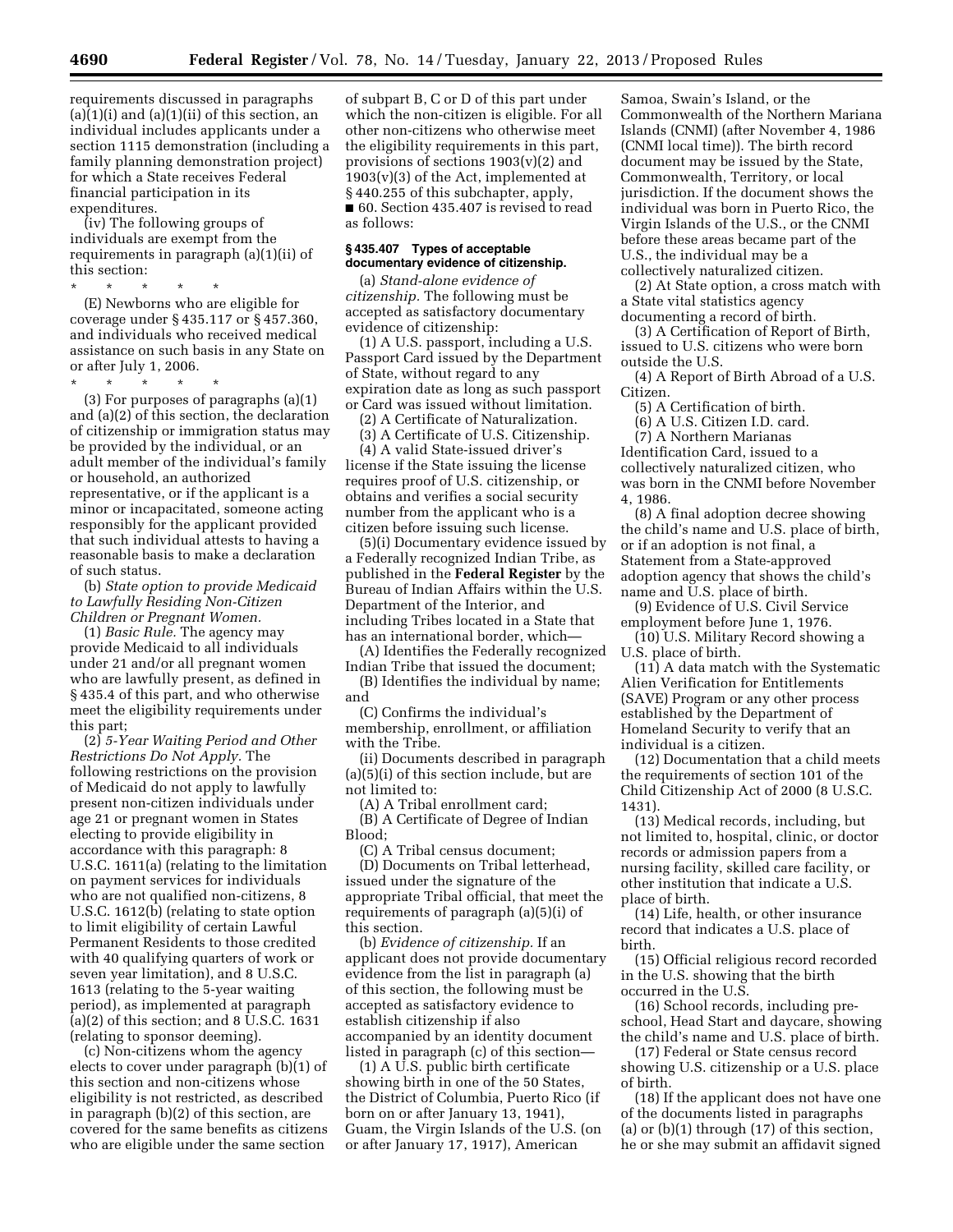requirements discussed in paragraphs (a)(1)(i) and (a)(1)(ii) of this section, an individual includes applicants under a section 1115 demonstration (including a family planning demonstration project) for which a State receives Federal financial participation in its expenditures.

(iv) The following groups of individuals are exempt from the requirements in paragraph (a)(1)(ii) of this section:

\* \* \* \* \*

(E) Newborns who are eligible for coverage under § 435.117 or § 457.360, and individuals who received medical assistance on such basis in any State on or after July 1, 2006.

\* \* \* \* \*

(3) For purposes of paragraphs (a)(1) and (a)(2) of this section, the declaration of citizenship or immigration status may be provided by the individual, or an adult member of the individual's family or household, an authorized representative, or if the applicant is a minor or incapacitated, someone acting responsibly for the applicant provided that such individual attests to having a reasonable basis to make a declaration of such status.

(b) *State option to provide Medicaid to Lawfully Residing Non-Citizen Children or Pregnant Women.*

(1) *Basic Rule.* The agency may provide Medicaid to all individuals under 21 and/or all pregnant women who are lawfully present, as defined in § 435.4 of this part, and who otherwise meet the eligibility requirements under this part;

(2) *5-Year Waiting Period and Other Restrictions Do Not Apply.* The following restrictions on the provision of Medicaid do not apply to lawfully present non-citizen individuals under age 21 or pregnant women in States electing to provide eligibility in accordance with this paragraph: 8 U.S.C. 1611(a) (relating to the limitation on payment services for individuals who are not qualified non-citizens, 8 U.S.C. 1612(b) (relating to state option to limit eligibility of certain Lawful Permanent Residents to those credited with 40 qualifying quarters of work or seven year limitation), and 8 U.S.C. 1613 (relating to the 5-year waiting period), as implemented at paragraph (a)(2) of this section; and 8 U.S.C. 1631 (relating to sponsor deeming).

(c) Non-citizens whom the agency elects to cover under paragraph (b)(1) of this section and non-citizens whose eligibility is not restricted, as described in paragraph (b)(2) of this section, are covered for the same benefits as citizens who are eligible under the same section of subpart B, C or D of this part under which the non-citizen is eligible. For all other non-citizens who otherwise meet the eligibility requirements in this part, provisions of sections 1903(v)(2) and 1903(v)(3) of the Act, implemented at § 440.255 of this subchapter, apply.

■ 60. Section 435.407 is revised to read as follows:

### § 435.407 Types of acceptable documentary evidence of citizenship.

(a) *Stand-alone evidence of citizenship.* The following must be accepted as satisfactory documentary evidence of citizenship:

(1) A U.S. passport, including a U.S. Passport Card issued by the Department of State, without regard to any expiration date as long as such passport or Card was issued without limitation.

(2) A Certificate of Naturalization.

(3) A Certificate of U.S. Citizenship.

(4) A valid State-issued driver's license if the State issuing the license requires proof of U.S. citizenship, or obtains and verifies a social security number from the applicant who is a citizen before issuing such license.

(5)(i) Documentary evidence issued by a Federally recognized Indian Tribe, as published in the **Federal Register** by the Bureau of Indian Affairs within the U.S. Department of the Interior, and including Tribes located in a State that has an international border, which—

(A) Identifies the Federally recognized Indian Tribe that issued the document;

(B) Identifies the individual by name; and

(C) Confirms the individual's membership, enrollment, or affiliation with the Tribe.

(ii) Documents described in paragraph (a)(5)(i) of this section include, but are not limited to:

(A) A Tribal enrollment card;

(B) A Certificate of Degree of Indian Blood;

(C) A Tribal census document;

(D) Documents on Tribal letterhead, issued under the signature of the appropriate Tribal official, that meet the requirements of paragraph (a)(5)(i) of this section.

(b) *Evidence of citizenship.* If an applicant does not provide documentary evidence from the list in paragraph (a) of this section, the following must be accepted as satisfactory evidence to establish citizenship if also accompanied by an identity document listed in paragraph (c) of this section—

(1) A U.S. public birth certificate showing birth in one of the 50 States, the District of Columbia, Puerto Rico (if born on or after January 13, 1941), Guam, the Virgin Islands of the U.S. (on or after January 17, 1917), American Samoa, Swain's Island, or the Commonwealth of the Northern Mariana Islands (CNMI) (after November 4, 1986 (CNMI local time)). The birth record document may be issued by the State, Commonwealth, Territory, or local jurisdiction. If the document shows the individual was born in Puerto Rico, the Virgin Islands of the U.S., or the CNMI before these areas became part of the U.S., the individual may be a collectively naturalized citizen.

(2) At State option, a cross match with a State vital statistics agency documenting a record of birth.

(3) A Certification of Report of Birth, issued to U.S. citizens who were born outside the U.S.

(4) A Report of Birth Abroad of a U.S. Citizen.

(5) A Certification of birth.

(6) A U.S. Citizen I.D. card.

(7) A Northern Marianas Identification Card, issued to a collectively naturalized citizen, who was born in the CNMI before November 4, 1986.

(8) A final adoption decree showing the child's name and U.S. place of birth, or if an adoption is not final, a Statement from a State-approved adoption agency that shows the child's name and U.S. place of birth.

(9) Evidence of U.S. Civil Service employment before June 1, 1976.

(10) U.S. Military Record showing a U.S. place of birth.

(11) A data match with the Systematic Alien Verification for Entitlements (SAVE) Program or any other process established by the Department of Homeland Security to verify that an individual is a citizen.

(12) Documentation that a child meets the requirements of section 101 of the Child Citizenship Act of 2000 (8 U.S.C. 1431).

(13) Medical records, including, but not limited to, hospital, clinic, or doctor records or admission papers from a nursing facility, skilled care facility, or other institution that indicate a U.S. place of birth.

(14) Life, health, or other insurance record that indicates a U.S. place of birth.

(15) Official religious record recorded in the U.S. showing that the birth occurred in the U.S.

(16) School records, including pre-school, Head Start and daycare, showing the child's name and U.S. place of birth.

(17) Federal or State census record showing U.S. citizenship or a U.S. place of birth.

(18) If the applicant does not have one of the documents listed in paragraphs (a) or (b)(1) through (17) of this section, he or she may submit an affidavit signed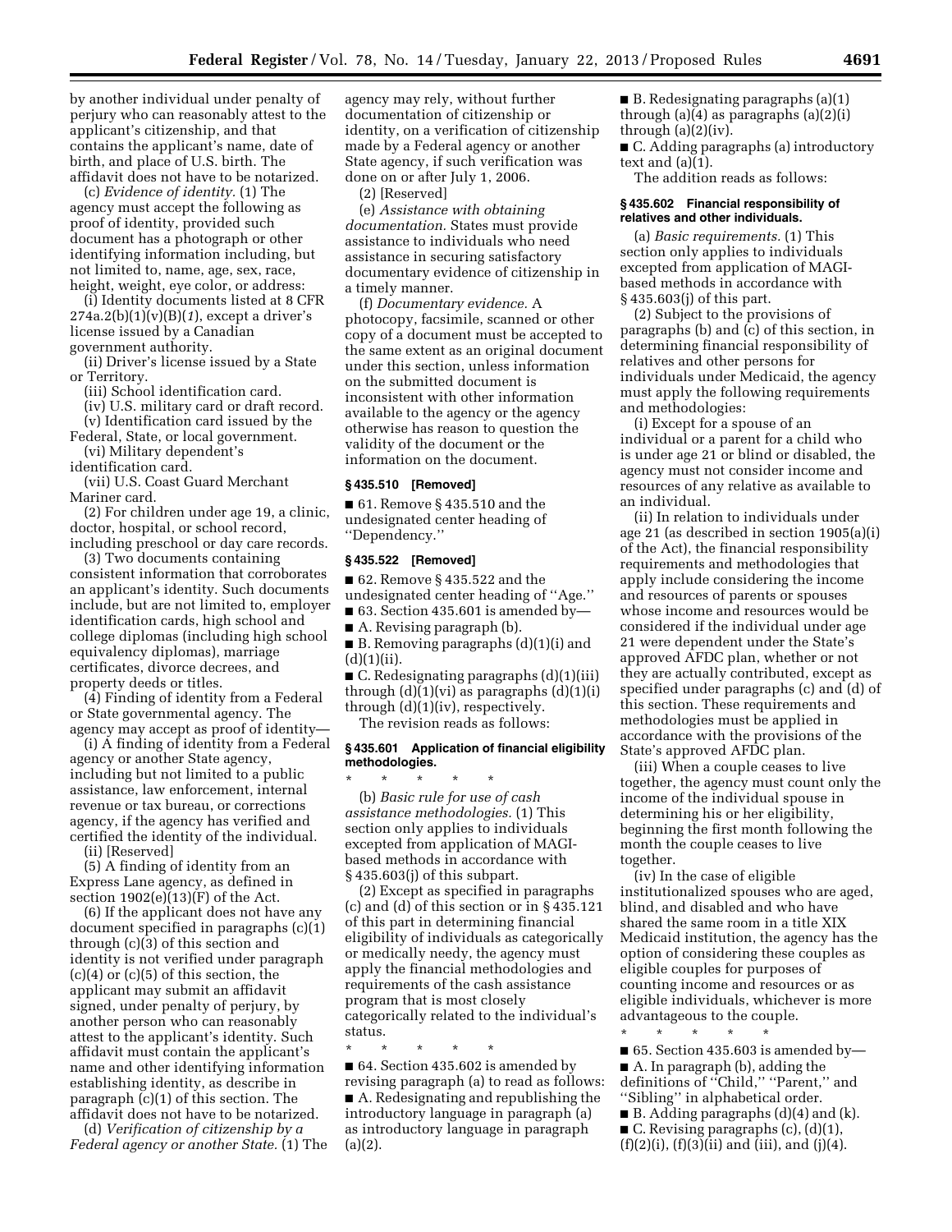by another individual under penalty of perjury who can reasonably attest to the applicant's citizenship, and that contains the applicant's name, date of birth, and place of U.S. birth. The affidavit does not have to be notarized.

(c) *Evidence of identity.* (1) The agency must accept the following as proof of identity, provided such document has a photograph or other identifying information including, but not limited to, name, age, sex, race, height, weight, eye color, or address:

(i) Identity documents listed at 8 CFR 274a.2(b)(1)(v)(B)(*1*), except a driver's license issued by a Canadian government authority.

(ii) Driver's license issued by a State or Territory.

(iii) School identification card.

(iv) U.S. military card or draft record.

(v) Identification card issued by the Federal, State, or local government.

(vi) Military dependent's identification card.

(vii) U.S. Coast Guard Merchant Mariner card.

(2) For children under age 19, a clinic, doctor, hospital, or school record, including preschool or day care records.

(3) Two documents containing consistent information that corroborates an applicant's identity. Such documents include, but are not limited to, employer identification cards, high school and college diplomas (including high school equivalency diplomas), marriage certificates, divorce decrees, and property deeds or titles.

(4) Finding of identity from a Federal or State governmental agency. The agency may accept as proof of identity—

(i) A finding of identity from a Federal agency or another State agency, including but not limited to a public assistance, law enforcement, internal revenue or tax bureau, or corrections agency, if the agency has verified and certified the identity of the individual.

(ii) [Reserved]

(5) A finding of identity from an Express Lane agency, as defined in section 1902(e)(13)(F) of the Act.

(6) If the applicant does not have any document specified in paragraphs (c)(1) through (c)(3) of this section and identity is not verified under paragraph (c)(4) or (c)(5) of this section, the applicant may submit an affidavit signed, under penalty of perjury, by another person who can reasonably attest to the applicant's identity. Such affidavit must contain the applicant's name and other identifying information establishing identity, as describe in paragraph (c)(1) of this section. The affidavit does not have to be notarized.

(d) *Verification of citizenship by a Federal agency or another State.* (1) The agency may rely, without further documentation of citizenship or identity, on a verification of citizenship made by a Federal agency or another State agency, if such verification was done on or after July 1, 2006.

(2) [Reserved]

(e) *Assistance with obtaining documentation.* States must provide assistance to individuals who need assistance in securing satisfactory documentary evidence of citizenship in a timely manner.

(f) *Documentary evidence.* A photocopy, facsimile, scanned or other copy of a document must be accepted to the same extent as an original document under this section, unless information on the submitted document is inconsistent with other information available to the agency or the agency otherwise has reason to question the validity of the document or the information on the document.

### § 435.510 [Removed]

■ 61. Remove § 435.510 and the undesignated center heading of ''Dependency.''

### § 435.522 [Removed]

■ 62. Remove § 435.522 and the undesignated center heading of ''Age.''

■ 63. Section 435.601 is amended by—

■ A. Revising paragraph (b).

■ B. Removing paragraphs (d)(1)(i) and (d)(1)(ii).

■ C. Redesignating paragraphs (d)(1)(iii) through (d)(1)(vi) as paragraphs (d)(1)(i) through (d)(1)(iv), respectively.

The revision reads as follows:

### § 435.601 Application of financial eligibility methodologies.

\* \* \* \* \*

(b) *Basic rule for use of cash assistance methodologies.* (1) This section only applies to individuals excepted from application of MAGI-based methods in accordance with § 435.603(j) of this subpart.

(2) Except as specified in paragraphs (c) and (d) of this section or in § 435.121 of this part in determining financial eligibility of individuals as categorically or medically needy, the agency must apply the financial methodologies and requirements of the cash assistance program that is most closely categorically related to the individual's status.

\* \* \* \* \*

■ 64. Section 435.602 is amended by revising paragraph (a) to read as follows:

■ A. Redesignating and republishing the introductory language in paragraph (a) as introductory language in paragraph (a)(2).

■ B. Redesignating paragraphs (a)(1) through (a)(4) as paragraphs (a)(2)(i) through (a)(2)(iv).

■ C. Adding paragraphs (a) introductory text and (a)(1).

The addition reads as follows:

### § 435.602 Financial responsibility of relatives and other individuals.

(a) *Basic requirements.* (1) This section only applies to individuals excepted from application of MAGI-based methods in accordance with § 435.603(j) of this part.

(2) Subject to the provisions of paragraphs (b) and (c) of this section, in determining financial responsibility of relatives and other persons for individuals under Medicaid, the agency must apply the following requirements and methodologies:

(i) Except for a spouse of an individual or a parent for a child who is under age 21 or blind or disabled, the agency must not consider income and resources of any relative as available to an individual.

(ii) In relation to individuals under age 21 (as described in section 1905(a)(i) of the Act), the financial responsibility requirements and methodologies that apply include considering the income and resources of parents or spouses whose income and resources would be considered if the individual under age 21 were dependent under the State's approved AFDC plan, whether or not they are actually contributed, except as specified under paragraphs (c) and (d) of this section. These requirements and methodologies must be applied in accordance with the provisions of the State's approved AFDC plan.

(iii) When a couple ceases to live together, the agency must count only the income of the individual spouse in determining his or her eligibility, beginning the first month following the month the couple ceases to live together.

(iv) In the case of eligible institutionalized spouses who are aged, blind, and disabled and who have shared the same room in a title XIX Medicaid institution, the agency has the option of considering these couples as eligible couples for purposes of counting income and resources or as eligible individuals, whichever is more advantageous to the couple.

\* \* \* \* \*

■ 65. Section 435.603 is amended by—

■ A. In paragraph (b), adding the definitions of ''Child,'' ''Parent,'' and ''Sibling'' in alphabetical order.

■ B. Adding paragraphs (d)(4) and (k).

■ C. Revising paragraphs (c), (d)(1), (f)(2)(i), (f)(3)(ii) and (iii), and (j)(4).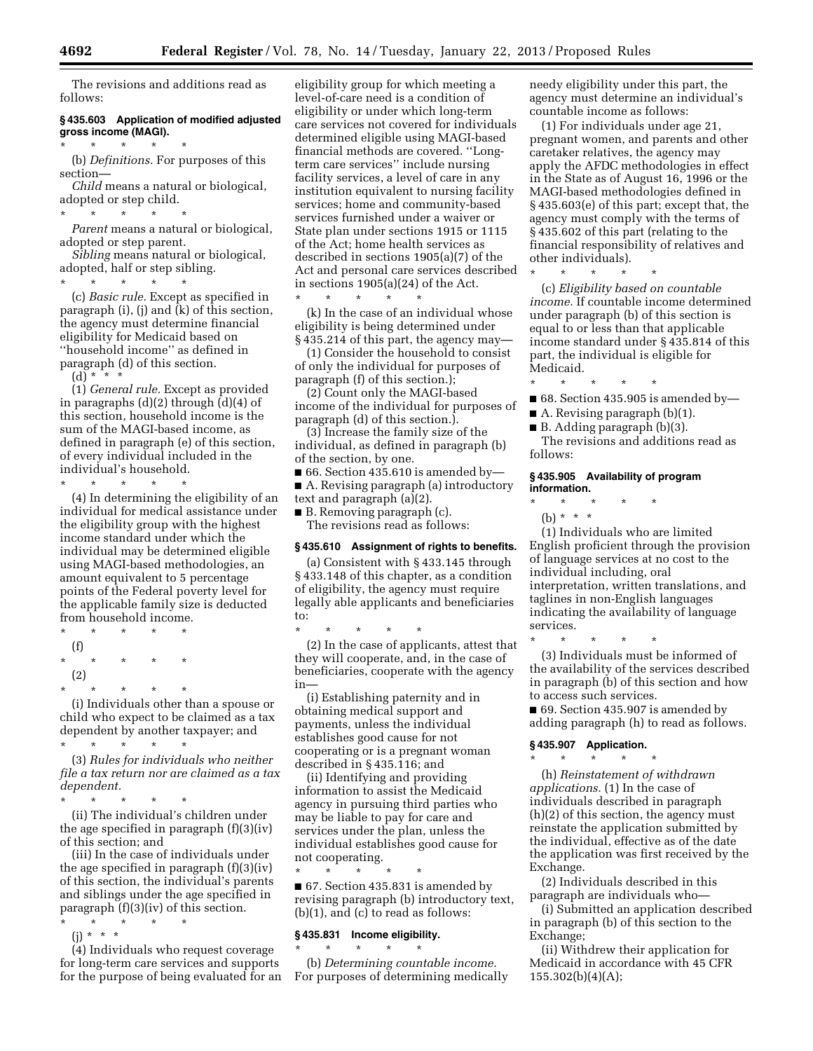The revisions and additions read as follows:

**§ 435.603 Application of modified adjusted gross income (MAGI).**

\* \* \* \* \*

(b) *Definitions.* For purposes of this section—

*Child* means a natural or biological, adopted or step child.

\* \* \* \* \*

*Parent* means a natural or biological, adopted or step parent.

*Sibling* means natural or biological, adopted, half or step sibling.

\* \* \* \* \*

(c) *Basic rule.* Except as specified in paragraph (i), (j) and (k) of this section, the agency must determine financial eligibility for Medicaid based on ''household income'' as defined in paragraph (d) of this section.

(d) \* \* \*

(1) *General rule.* Except as provided in paragraphs (d)(2) through (d)(4) of this section, household income is the sum of the MAGI-based income, as defined in paragraph (e) of this section, of every individual included in the individual's household.

\* \* \* \* \*

(4) In determining the eligibility of an individual for medical assistance under the eligibility group with the highest income standard under which the individual may be determined eligible using MAGI-based methodologies, an amount equivalent to 5 percentage points of the Federal poverty level for the applicable family size is deducted from household income.

\* \* \* \* \*

(f)

\* \* \* \* \*

(2)

\* \* \* \* \*

(i) Individuals other than a spouse or child who expect to be claimed as a tax dependent by another taxpayer; and

\* \* \* \* \*

(3) *Rules for individuals who neither file a tax return nor are claimed as a tax dependent.*

\* \* \* \* \*

(ii) The individual's children under the age specified in paragraph (f)(3)(iv) of this section; and

(iii) In the case of individuals under the age specified in paragraph (f)(3)(iv) of this section, the individual's parents and siblings under the age specified in paragraph (f)(3)(iv) of this section.

\* \* \* \* \*

(j) \* \* \*

(4) Individuals who request coverage for long-term care services and supports for the purpose of being evaluated for an eligibility group for which meeting a level-of-care need is a condition of eligibility or under which long-term care services not covered for individuals determined eligible using MAGI-based financial methods are covered. ''Long-term care services'' include nursing facility services, a level of care in any institution equivalent to nursing facility services; home and community-based services furnished under a waiver or State plan under sections 1915 or 1115 of the Act; home health services as described in sections 1905(a)(7) of the Act and personal care services described in sections 1905(a)(24) of the Act.

\* \* \* \* \*

(k) In the case of an individual whose eligibility is being determined under § 435.214 of this part, the agency may—

(1) Consider the household to consist of only the individual for purposes of paragraph (f) of this section.);

(2) Count only the MAGI-based income of the individual for purposes of paragraph (d) of this section.).

(3) Increase the family size of the individual, as defined in paragraph (b) of the section, by one.

■ 66. Section 435.610 is amended by—

■ A. Revising paragraph (a) introductory text and paragraph (a)(2).

■ B. Removing paragraph (c).

The revisions read as follows:

**§ 435.610 Assignment of rights to benefits.**

(a) Consistent with § 433.145 through § 433.148 of this chapter, as a condition of eligibility, the agency must require legally able applicants and beneficiaries to:

\* \* \* \* \*

(2) In the case of applicants, attest that they will cooperate, and, in the case of beneficiaries, cooperate with the agency in—

(i) Establishing paternity and in obtaining medical support and payments, unless the individual establishes good cause for not cooperating or is a pregnant woman described in § 435.116; and

(ii) Identifying and providing information to assist the Medicaid agency in pursuing third parties who may be liable to pay for care and services under the plan, unless the individual establishes good cause for not cooperating.

\* \* \* \* \*

■ 67. Section 435.831 is amended by revising paragraph (b) introductory text, (b)(1), and (c) to read as follows:

**§ 435.831 Income eligibility.**

\* \* \* \* \*

(b) *Determining countable income.* For purposes of determining medically needy eligibility under this part, the agency must determine an individual's countable income as follows:

(1) For individuals under age 21, pregnant women, and parents and other caretaker relatives, the agency may apply the AFDC methodologies in effect in the State as of August 16, 1996 or the MAGI-based methodologies defined in § 435.603(e) of this part; except that, the agency must comply with the terms of § 435.602 of this part (relating to the financial responsibility of relatives and other individuals).

\* \* \* \* \*

(c) *Eligibility based on countable income.* If countable income determined under paragraph (b) of this section is equal to or less than that applicable income standard under § 435.814 of this part, the individual is eligible for Medicaid.

\* \* \* \* \*

■ 68. Section 435.905 is amended by—

■ A. Revising paragraph (b)(1).

■ B. Adding paragraph (b)(3).

The revisions and additions read as follows:

**§ 435.905 Availability of program information.**

\* \* \* \* \*

(b) \* \* \*

(1) Individuals who are limited English proficient through the provision of language services at no cost to the individual including, oral interpretation, written translations, and taglines in non-English languages indicating the availability of language services.

\* \* \* \* \*

(3) Individuals must be informed of the availability of the services described in paragraph (b) of this section and how to access such services.

■ 69. Section 435.907 is amended by adding paragraph (h) to read as follows.

**§ 435.907 Application.**

\* \* \* \* \*

(h) *Reinstatement of withdrawn applications.* (1) In the case of individuals described in paragraph (h)(2) of this section, the agency must reinstate the application submitted by the individual, effective as of the date the application was first received by the Exchange.

(2) Individuals described in this paragraph are individuals who—

(i) Submitted an application described in paragraph (b) of this section to the Exchange;

(ii) Withdrew their application for Medicaid in accordance with 45 CFR 155.302(b)(4)(A);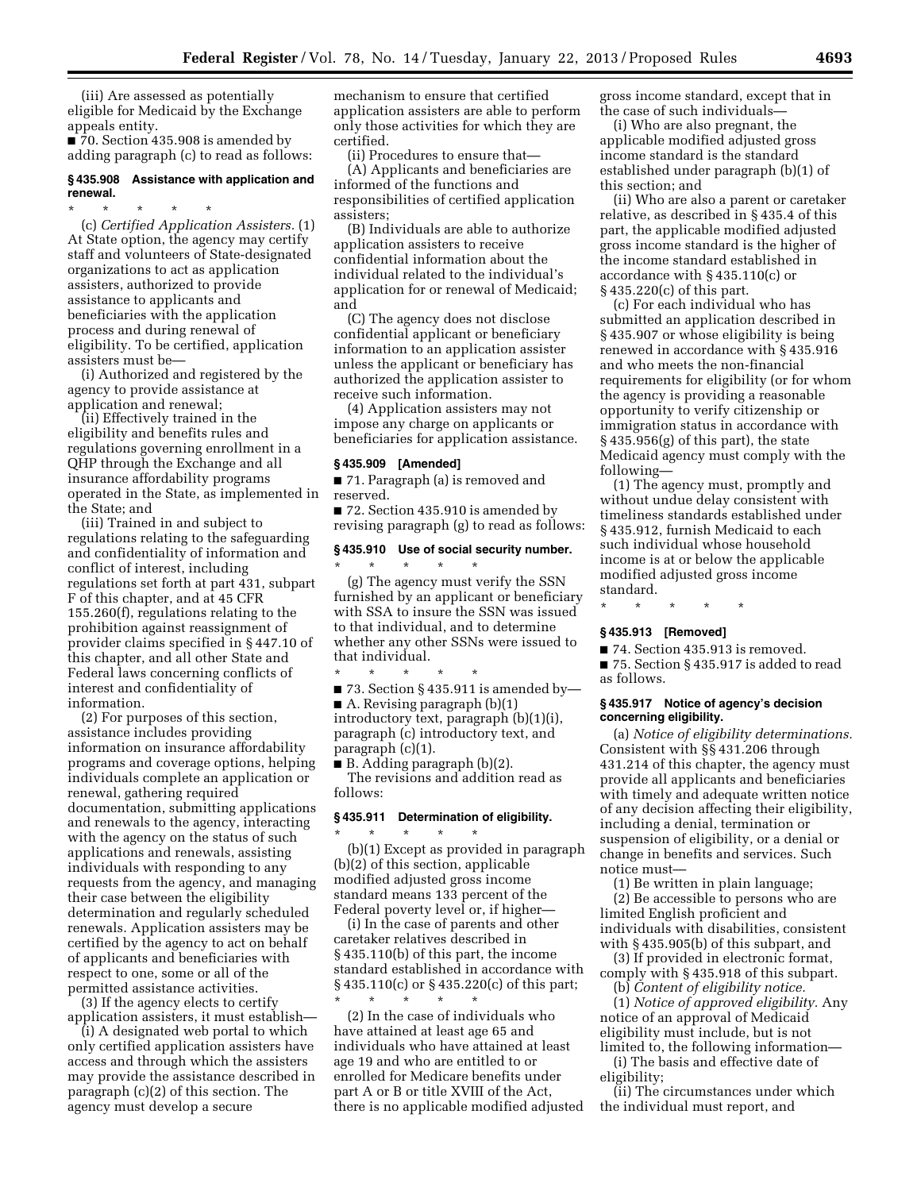(iii) Are assessed as potentially eligible for Medicaid by the Exchange appeals entity.

■ 70. Section 435.908 is amended by adding paragraph (c) to read as follows:

### § 435.908 Assistance with application and renewal.

\* \* \* \* \*

(c) *Certified Application Assisters.* (1) At State option, the agency may certify staff and volunteers of State-designated organizations to act as application assisters, authorized to provide assistance to applicants and beneficiaries with the application process and during renewal of eligibility. To be certified, application assisters must be—

(i) Authorized and registered by the agency to provide assistance at application and renewal;

(ii) Effectively trained in the eligibility and benefits rules and regulations governing enrollment in a QHP through the Exchange and all insurance affordability programs operated in the State, as implemented in the State; and

(iii) Trained in and subject to regulations relating to the safeguarding and confidentiality of information and conflict of interest, including regulations set forth at part 431, subpart F of this chapter, and at 45 CFR 155.260(f), regulations relating to the prohibition against reassignment of provider claims specified in § 447.10 of this chapter, and all other State and Federal laws concerning conflicts of interest and confidentiality of information.

(2) For purposes of this section, assistance includes providing information on insurance affordability programs and coverage options, helping individuals complete an application or renewal, gathering required documentation, submitting applications and renewals to the agency, interacting with the agency on the status of such applications and renewals, assisting individuals with responding to any requests from the agency, and managing their case between the eligibility determination and regularly scheduled renewals. Application assisters may be certified by the agency to act on behalf of applicants and beneficiaries with respect to one, some or all of the permitted assistance activities.

(3) If the agency elects to certify application assisters, it must establish—

(i) A designated web portal to which only certified application assisters have access and through which the assisters may provide the assistance described in paragraph (c)(2) of this section. The agency must develop a secure mechanism to ensure that certified application assisters are able to perform only those activities for which they are certified.

(ii) Procedures to ensure that—

(A) Applicants and beneficiaries are informed of the functions and responsibilities of certified application assisters;

(B) Individuals are able to authorize application assisters to receive confidential information about the individual related to the individual's application for or renewal of Medicaid; and

(C) The agency does not disclose confidential applicant or beneficiary information to an application assister unless the applicant or beneficiary has authorized the application assister to receive such information.

(4) Application assisters may not impose any charge on applicants or beneficiaries for application assistance.

### § 435.909 [Amended]

■ 71. Paragraph (a) is removed and reserved.

■ 72. Section 435.910 is amended by revising paragraph (g) to read as follows:

### § 435.910 Use of social security number.

\* \* \* \* \*

(g) The agency must verify the SSN furnished by an applicant or beneficiary with SSA to insure the SSN was issued to that individual, and to determine whether any other SSNs were issued to that individual.

\* \* \* \* \*

■ 73. Section § 435.911 is amended by—

■ A. Revising paragraph (b)(1) introductory text, paragraph (b)(1)(i), paragraph (c) introductory text, and paragraph (c)(1).

■ B. Adding paragraph (b)(2).

The revisions and addition read as follows:

### § 435.911 Determination of eligibility.

\* \* \* \* \*

(b)(1) Except as provided in paragraph (b)(2) of this section, applicable modified adjusted gross income standard means 133 percent of the Federal poverty level or, if higher—

(i) In the case of parents and other caretaker relatives described in § 435.110(b) of this part, the income standard established in accordance with § 435.110(c) or § 435.220(c) of this part;

\* \* \* \* \*

(2) In the case of individuals who have attained at least age 65 and individuals who have attained at least age 19 and who are entitled to or enrolled for Medicare benefits under part A or B or title XVIII of the Act, there is no applicable modified adjusted gross income standard, except that in the case of such individuals—

(i) Who are also pregnant, the applicable modified adjusted gross income standard is the standard established under paragraph (b)(1) of this section; and

(ii) Who are also a parent or caretaker relative, as described in § 435.4 of this part, the applicable modified adjusted gross income standard is the higher of the income standard established in accordance with § 435.110(c) or § 435.220(c) of this part.

(c) For each individual who has submitted an application described in § 435.907 or whose eligibility is being renewed in accordance with § 435.916 and who meets the non-financial requirements for eligibility (or for whom the agency is providing a reasonable opportunity to verify citizenship or immigration status in accordance with § 435.956(g) of this part), the state Medicaid agency must comply with the following—

(1) The agency must, promptly and without undue delay consistent with timeliness standards established under § 435.912, furnish Medicaid to each such individual whose household income is at or below the applicable modified adjusted gross income standard.

\* \* \* \* \*

### § 435.913 [Removed]

■ 74. Section 435.913 is removed.

■ 75. Section § 435.917 is added to read as follows:

### § 435.917 Notice of agency's decision concerning eligibility.

(a) *Notice of eligibility determinations.* Consistent with §§ 431.206 through 431.214 of this chapter, the agency must provide all applicants and beneficiaries with timely and adequate written notice of any decision affecting their eligibility, including a denial, termination or suspension of eligibility, or a denial or change in benefits and services. Such notice must—

(1) Be written in plain language;

(2) Be accessible to persons who are limited English proficient and individuals with disabilities, consistent with § 435.905(b) of this subpart, and

(3) If provided in electronic format, comply with § 435.918 of this subpart.

(b) *Content of eligibility notice.*

(1) *Notice of approved eligibility.* Any notice of an approval of Medicaid eligibility must include, but is not limited to, the following information—

(i) The basis and effective date of eligibility;

(ii) The circumstances under which the individual must report, and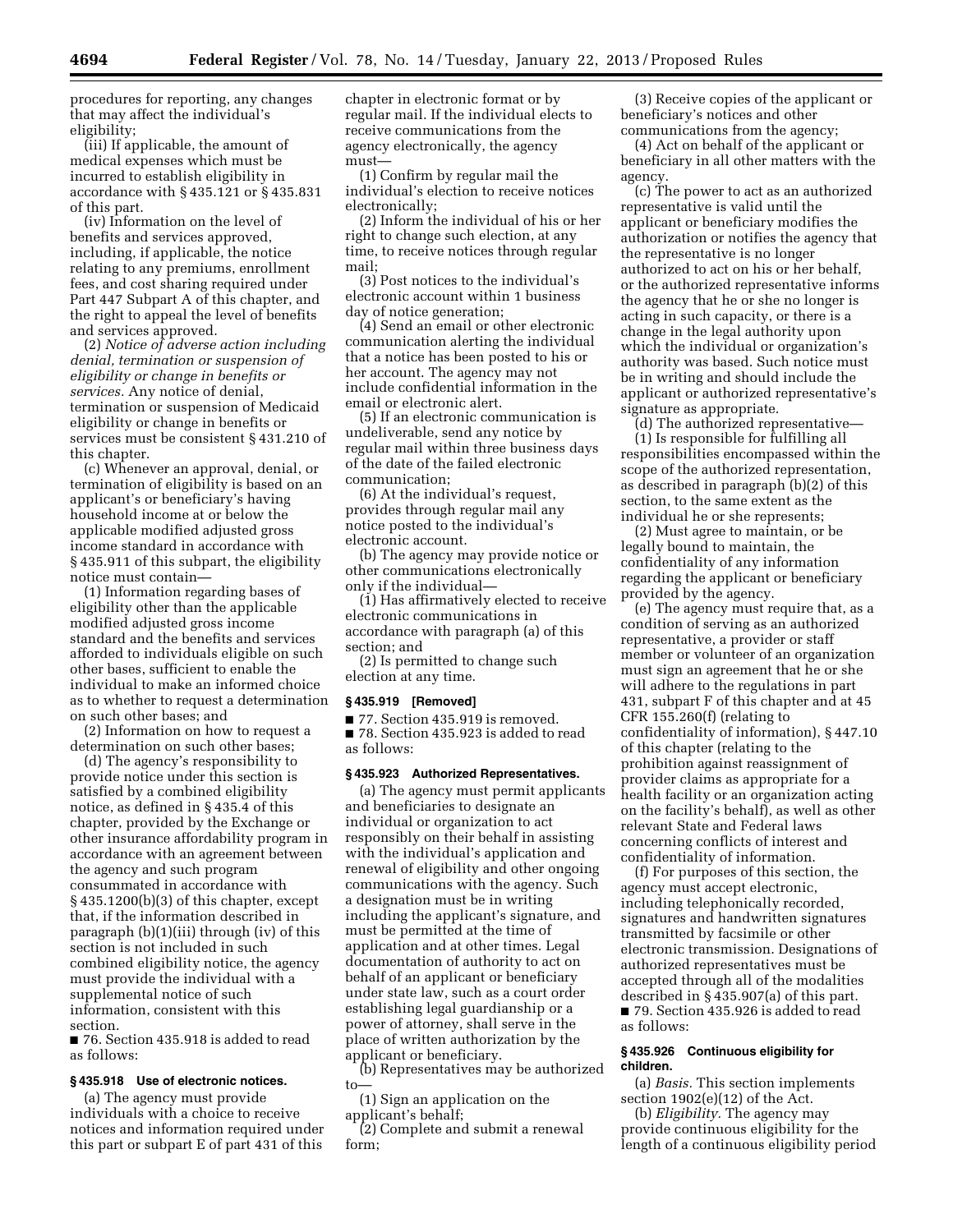procedures for reporting, any changes that may affect the individual's eligibility;

(iii) If applicable, the amount of medical expenses which must be incurred to establish eligibility in accordance with § 435.121 or § 435.831 of this part.

(iv) Information on the level of benefits and services approved, including, if applicable, the notice relating to any premiums, enrollment fees, and cost sharing required under Part 447 Subpart A of this chapter, and the right to appeal the level of benefits and services approved.

(2) *Notice of adverse action including denial, termination or suspension of eligibility or change in benefits or services.* Any notice of denial, termination or suspension of Medicaid eligibility or change in benefits or services must be consistent § 431.210 of this chapter.

(c) Whenever an approval, denial, or termination of eligibility is based on an applicant's or beneficiary's having household income at or below the applicable modified adjusted gross income standard in accordance with § 435.911 of this subpart, the eligibility notice must contain—

(1) Information regarding bases of eligibility other than the applicable modified adjusted gross income standard and the benefits and services afforded to individuals eligible on such other bases, sufficient to enable the individual to make an informed choice as to whether to request a determination on such other bases; and

(2) Information on how to request a determination on such other bases;

(d) The agency's responsibility to provide notice under this section is satisfied by a combined eligibility notice, as defined in § 435.4 of this chapter, provided by the Exchange or other insurance affordability program in accordance with an agreement between the agency and such program consummated in accordance with § 435.1200(b)(3) of this chapter, except that, if the information described in paragraph (b)(1)(iii) through (iv) of this section is not included in such combined eligibility notice, the agency must provide the individual with a supplemental notice of such information, consistent with this section.

■ 76. Section 435.918 is added to read as follows:

### § 435.918 Use of electronic notices.

(a) The agency must provide individuals with a choice to receive notices and information required under this part or subpart E of part 431 of this chapter in electronic format or by regular mail. If the individual elects to receive communications from the agency electronically, the agency must—

(1) Confirm by regular mail the individual's election to receive notices electronically;

(2) Inform the individual of his or her right to change such election, at any time, to receive notices through regular mail;

(3) Post notices to the individual's electronic account within 1 business day of notice generation;

(4) Send an email or other electronic communication alerting the individual that a notice has been posted to his or her account. The agency may not include confidential information in the email or electronic alert.

(5) If an electronic communication is undeliverable, send any notice by regular mail within three business days of the date of the failed electronic communication;

(6) At the individual's request, provides through regular mail any notice posted to the individual's electronic account.

(b) The agency may provide notice or other communications electronically only if the individual—

(1) Has affirmatively elected to receive electronic communications in accordance with paragraph (a) of this section; and

(2) Is permitted to change such election at any time.

### § 435.919 [Removed]

■ 77. Section 435.919 is removed.

■ 78. Section 435.923 is added to read as follows:

### § 435.923 Authorized Representatives.

(a) The agency must permit applicants and beneficiaries to designate an individual or organization to act responsibly on their behalf in assisting with the individual's application and renewal of eligibility and other ongoing communications with the agency. Such a designation must be in writing including the applicant's signature, and must be permitted at the time of application and at other times. Legal documentation of authority to act on behalf of an applicant or beneficiary under state law, such as a court order establishing legal guardianship or a power of attorney, shall serve in the place of written authorization by the applicant or beneficiary.

(b) Representatives may be authorized to—

(1) Sign an application on the applicant's behalf;

(2) Complete and submit a renewal form;

(3) Receive copies of the applicant or beneficiary's notices and other communications from the agency;

(4) Act on behalf of the applicant or beneficiary in all other matters with the agency.

(c) The power to act as an authorized representative is valid until the applicant or beneficiary modifies the authorization or notifies the agency that the representative is no longer authorized to act on his or her behalf, or the authorized representative informs the agency that he or she no longer is acting in such capacity, or there is a change in the legal authority upon which the individual or organization's authority was based. Such notice must be in writing and should include the applicant or authorized representative's signature as appropriate.

(d) The authorized representative—

(1) Is responsible for fulfilling all responsibilities encompassed within the scope of the authorized representation, as described in paragraph (b)(2) of this section, to the same extent as the individual he or she represents;

(2) Must agree to maintain, or be legally bound to maintain, the confidentiality of any information regarding the applicant or beneficiary provided by the agency.

(e) The agency must require that, as a condition of serving as an authorized representative, a provider or staff member or volunteer of an organization must sign an agreement that he or she will adhere to the regulations in part 431, subpart F of this chapter and at 45 CFR 155.260(f) (relating to confidentiality of information), § 447.10 of this chapter (relating to the prohibition against reassignment of provider claims as appropriate for a health facility or an organization acting on the facility's behalf), as well as other relevant State and Federal laws concerning conflicts of interest and confidentiality of information.

(f) For purposes of this section, the agency must accept electronic, including telephonically recorded, signatures and handwritten signatures transmitted by facsimile or other electronic transmission. Designations of authorized representatives must be accepted through all of the modalities described in § 435.907(a) of this part.

■ 79. Section 435.926 is added to read as follows:

### § 435.926 Continuous eligibility for children.

(a) *Basis.* This section implements section 1902(e)(12) of the Act.

(b) *Eligibility.* The agency may provide continuous eligibility for the length of a continuous eligibility period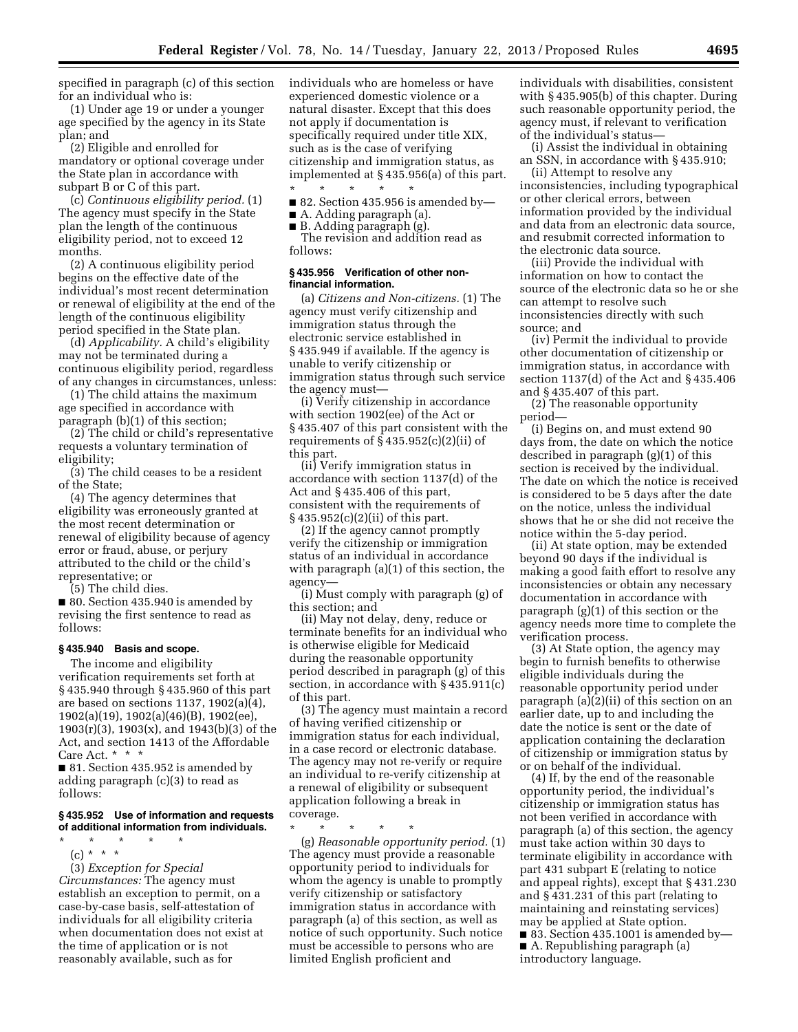specified in paragraph (c) of this section for an individual who is:

(1) Under age 19 or under a younger age specified by the agency in its State plan; and

(2) Eligible and enrolled for mandatory or optional coverage under the State plan in accordance with subpart B or C of this part.

(c) *Continuous eligibility period.* (1) The agency must specify in the State plan the length of the continuous eligibility period, not to exceed 12 months.

(2) A continuous eligibility period begins on the effective date of the individual's most recent determination or renewal of eligibility at the end of the length of the continuous eligibility period specified in the State plan.

(d) *Applicability.* A child's eligibility may not be terminated during a continuous eligibility period, regardless of any changes in circumstances, unless:

(1) The child attains the maximum age specified in accordance with paragraph (b)(1) of this section;

(2) The child or child's representative requests a voluntary termination of eligibility;

(3) The child ceases to be a resident of the State;

(4) The agency determines that eligibility was erroneously granted at the most recent determination or renewal of eligibility because of agency error or fraud, abuse, or perjury attributed to the child or the child's representative; or

(5) The child dies.

■ 80. Section 435.940 is amended by revising the first sentence to read as follows:

### § 435.940 Basis and scope.

The income and eligibility verification requirements set forth at § 435.940 through § 435.960 of this part are based on sections 1137, 1902(a)(4), 1902(a)(19), 1902(a)(46)(B), 1902(ee), 1903(r)(3), 1903(x), and 1943(b)(3) of the Act, and section 1413 of the Affordable Care Act. * * *

■ 81. Section 435.952 is amended by adding paragraph (c)(3) to read as follows:

### § 435.952 Use of information and requests of additional information from individuals.

\* \* \* \* \*

(c) * * *

(3) *Exception for Special Circumstances:* The agency must establish an exception to permit, on a case-by-case basis, self-attestation of individuals for all eligibility criteria when documentation does not exist at the time of application or is not reasonably available, such as for individuals who are homeless or have experienced domestic violence or a natural disaster. Except that this does not apply if documentation is specifically required under title XIX, such as is the case of verifying citizenship and immigration status, as implemented at § 435.956(a) of this part.

\* \* \* \* \*

■ 82. Section 435.956 is amended by—

■ A. Adding paragraph (a).

■ B. Adding paragraph (g).

The revision and addition read as follows:

### § 435.956 Verification of other non-financial information.

(a) *Citizens and Non-citizens.* (1) The agency must verify citizenship and immigration status through the electronic service established in § 435.949 if available. If the agency is unable to verify citizenship or immigration status through such service the agency must—

(i) Verify citizenship in accordance with section 1902(ee) of the Act or § 435.407 of this part consistent with the requirements of § 435.952(c)(2)(ii) of this part.

(ii) Verify immigration status in accordance with section 1137(d) of the Act and § 435.406 of this part, consistent with the requirements of § 435.952(c)(2)(ii) of this part.

(2) If the agency cannot promptly verify the citizenship or immigration status of an individual in accordance with paragraph (a)(1) of this section, the agency—

(i) Must comply with paragraph (g) of this section; and

(ii) May not delay, deny, reduce or terminate benefits for an individual who is otherwise eligible for Medicaid during the reasonable opportunity period described in paragraph (g) of this section, in accordance with § 435.911(c) of this part.

(3) The agency must maintain a record of having verified citizenship or immigration status for each individual, in a case record or electronic database. The agency may not re-verify or require an individual to re-verify citizenship at a renewal of eligibility or subsequent application following a break in coverage.

\* \* \* \* \*

(g) *Reasonable opportunity period.* (1) The agency must provide a reasonable opportunity period to individuals for whom the agency is unable to promptly verify citizenship or satisfactory immigration status in accordance with paragraph (a) of this section, as well as notice of such opportunity. Such notice must be accessible to persons who are limited English proficient and individuals with disabilities, consistent with § 435.905(b) of this chapter. During such reasonable opportunity period, the agency must, if relevant to verification of the individual's status—

(i) Assist the individual in obtaining an SSN, in accordance with § 435.910;

(ii) Attempt to resolve any inconsistencies, including typographical or other clerical errors, between information provided by the individual and data from an electronic data source, and resubmit corrected information to the electronic data source.

(iii) Provide the individual with information on how to contact the source of the electronic data so he or she can attempt to resolve such inconsistencies directly with such source; and

(iv) Permit the individual to provide other documentation of citizenship or immigration status, in accordance with section 1137(d) of the Act and § 435.406 and § 435.407 of this part.

(2) The reasonable opportunity period—

(i) Begins on, and must extend 90 days from, the date on which the notice described in paragraph (g)(1) of this section is received by the individual. The date on which the notice is received is considered to be 5 days after the date on the notice, unless the individual shows that he or she did not receive the notice within the 5-day period.

(ii) At state option, may be extended beyond 90 days if the individual is making a good faith effort to resolve any inconsistencies or obtain any necessary documentation in accordance with paragraph (g)(1) of this section or the agency needs more time to complete the verification process.

(3) At State option, the agency may begin to furnish benefits to otherwise eligible individuals during the reasonable opportunity period under paragraph (a)(2)(ii) of this section on an earlier date, up to and including the date the notice is sent or the date of application containing the declaration of citizenship or immigration status by or on behalf of the individual.

(4) If, by the end of the reasonable opportunity period, the individual's citizenship or immigration status has not been verified in accordance with paragraph (a) of this section, the agency must take action within 30 days to terminate eligibility in accordance with part 431 subpart E (relating to notice and appeal rights), except that § 431.230 and § 431.231 of this part (relating to maintaining and reinstating services) may be applied at State option.

■ 83. Section 435.1001 is amended by—

■ A. Republishing paragraph (a) introductory language.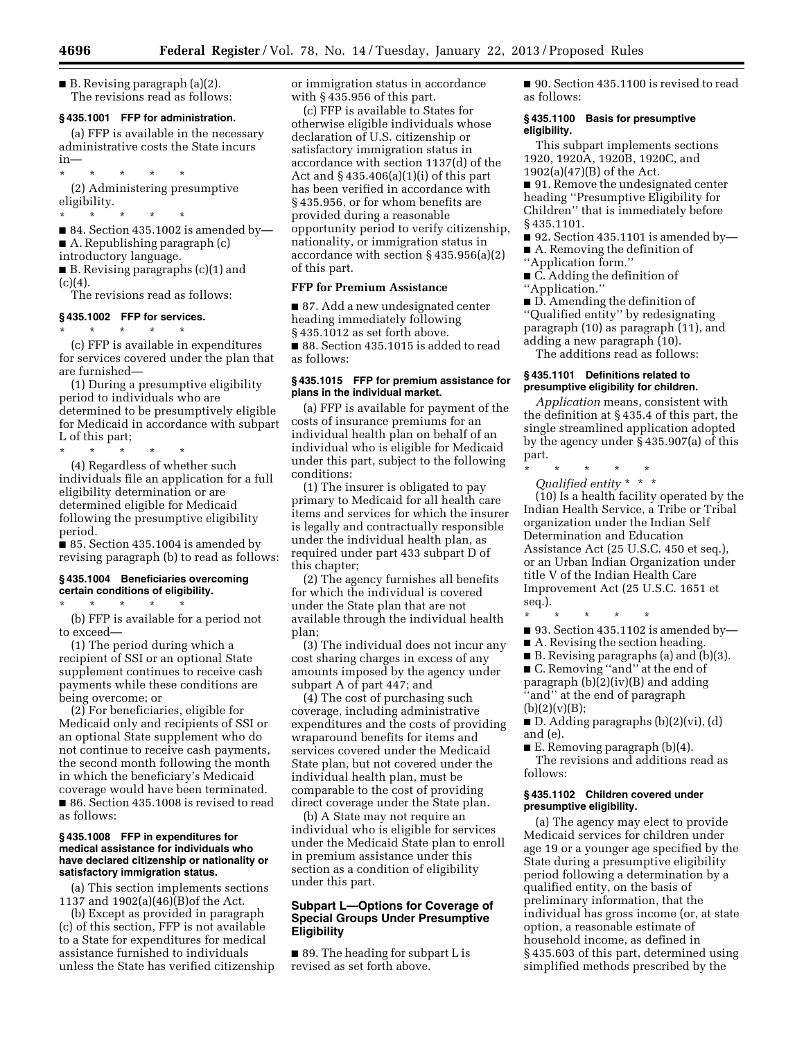■ B. Revising paragraph (a)(2).

The revisions read as follows:

### § 435.1001 FFP for administration.

(a) FFP is available in the necessary administrative costs the State incurs in—

\* \* \* \* \*

(2) Administering presumptive eligibility.

\* \* \* \* \*

■ 84. Section 435.1002 is amended by—

■ A. Republishing paragraph (c) introductory language.

■ B. Revising paragraphs (c)(1) and (c)(4).

The revisions read as follows:

### § 435.1002 FFP for services.

\* \* \* \* \*

(c) FFP is available in expenditures for services covered under the plan that are furnished—

(1) During a presumptive eligibility period to individuals who are determined to be presumptively eligible for Medicaid in accordance with subpart L of this part;

\* \* \* \* \*

(4) Regardless of whether such individuals file an application for a full eligibility determination or are determined eligible for Medicaid following the presumptive eligibility period.

■ 85. Section 435.1004 is amended by revising paragraph (b) to read as follows:

### § 435.1004 Beneficiaries overcoming certain conditions of eligibility.

\* \* \* \* \*

(b) FFP is available for a period not to exceed—

(1) The period during which a recipient of SSI or an optional State supplement continues to receive cash payments while these conditions are being overcome; or

(2) For beneficiaries, eligible for Medicaid only and recipients of SSI or an optional State supplement who do not continue to receive cash payments, the second month following the month in which the beneficiary's Medicaid coverage would have been terminated.

■ 86. Section 435.1008 is revised to read as follows:

### § 435.1008 FFP in expenditures for medical assistance for individuals who have declared citizenship or nationality or satisfactory immigration status.

(a) This section implements sections 1137 and 1902(a)(46)(B)of the Act.

(b) Except as provided in paragraph (c) of this section, FFP is not available to a State for expenditures for medical assistance furnished to individuals unless the State has verified citizenship or immigration status in accordance with § 435.956 of this part.

(c) FFP is available to States for otherwise eligible individuals whose declaration of U.S. citizenship or satisfactory immigration status in accordance with section 1137(d) of the Act and § 435.406(a)(1)(i) of this part has been verified in accordance with § 435.956, or for whom benefits are provided during a reasonable opportunity period to verify citizenship, nationality, or immigration status in accordance with section § 435.956(a)(2) of this part.

## FFP for Premium Assistance

■ 87. Add a new undesignated center heading immediately following § 435.1012 as set forth above.

■ 88. Section 435.1015 is added to read as follows:

### § 435.1015 FFP for premium assistance for plans in the individual market.

(a) FFP is available for payment of the costs of insurance premiums for an individual health plan on behalf of an individual who is eligible for Medicaid under this part, subject to the following conditions:

(1) The insurer is obligated to pay primary to Medicaid for all health care items and services for which the insurer is legally and contractually responsible under the individual health plan, as required under part 433 subpart D of this chapter;

(2) The agency furnishes all benefits for which the individual is covered under the State plan that are not available through the individual health plan;

(3) The individual does not incur any cost sharing charges in excess of any amounts imposed by the agency under subpart A of part 447; and

(4) The cost of purchasing such coverage, including administrative expenditures and the costs of providing wraparound benefits for items and services covered under the Medicaid State plan, but not covered under the individual health plan, must be comparable to the cost of providing direct coverage under the State plan.

(b) A State may not require an individual who is eligible for services under the Medicaid State plan to enroll in premium assistance under this section as a condition of eligibility under this part.

## Subpart L—Options for Coverage of Special Groups Under Presumptive Eligibility

■ 89. The heading for subpart L is revised as set forth above.

■ 90. Section 435.1100 is revised to read as follows:

### § 435.1100 Basis for presumptive eligibility.

This subpart implements sections 1920, 1920A, 1920B, 1920C, and 1902(a)(47)(B) of the Act.

■ 91. Remove the undesignated center heading "Presumptive Eligibility for Children" that is immediately before § 435.1101.

■ 92. Section 435.1101 is amended by—

■ A. Removing the definition of "Application form."

■ C. Adding the definition of "Application."

■ D. Amending the definition of "Qualified entity" by redesignating paragraph (10) as paragraph (11), and adding a new paragraph (10).

The additions read as follows:

### § 435.1101 Definitions related to presumptive eligibility for children.

*Application* means, consistent with the definition at § 435.4 of this part, the single streamlined application adopted by the agency under § 435.907(a) of this part.

\* \* \* \* \*

*Qualified entity* \* \* \*

(10) Is a health facility operated by the Indian Health Service, a Tribe or Tribal organization under the Indian Self Determination and Education Assistance Act (25 U.S.C. 450 et seq.), or an Urban Indian Organization under title V of the Indian Health Care Improvement Act (25 U.S.C. 1651 et seq.).

\* \* \* \* \*

■ 93. Section 435.1102 is amended by—

■ A. Revising the section heading.

■ B. Revising paragraphs (a) and (b)(3).

■ C. Removing "and" at the end of paragraph (b)(2)(iv)(B) and adding "and" at the end of paragraph (b)(2)(v)(B);

■ D. Adding paragraphs (b)(2)(vi), (d) and (e).

■ E. Removing paragraph (b)(4).

The revisions and additions read as follows:

### § 435.1102 Children covered under presumptive eligibility.

(a) The agency may elect to provide Medicaid services for children under age 19 or a younger age specified by the State during a presumptive eligibility period following a determination by a qualified entity, on the basis of preliminary information, that the individual has gross income (or, at state option, a reasonable estimate of household income, as defined in § 435.603 of this part, determined using simplified methods prescribed by the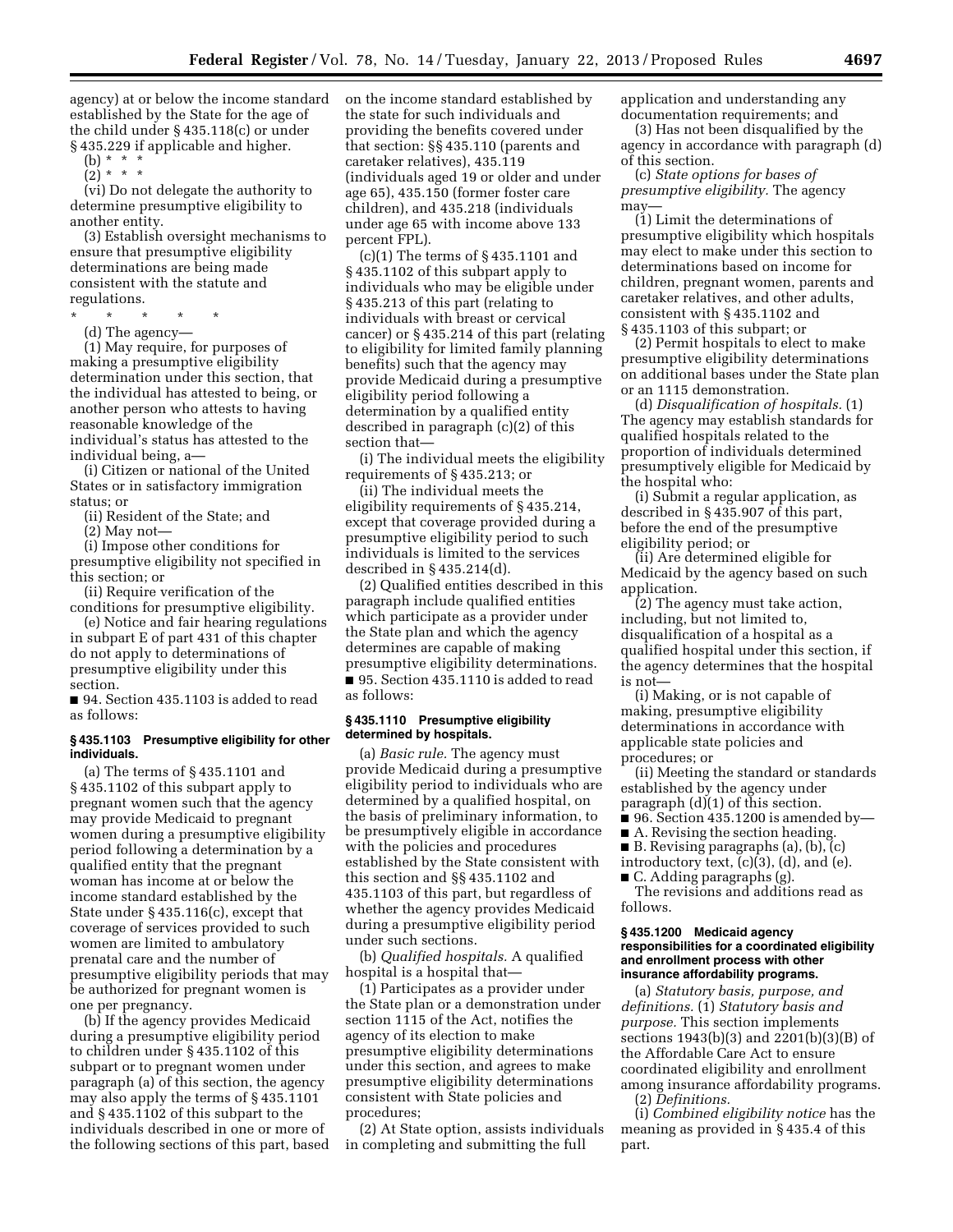agency) at or below the income standard established by the State for the age of the child under § 435.118(c) or under § 435.229 if applicable and higher.

(b) * * *

(2) * * *

(vi) Do not delegate the authority to determine presumptive eligibility to another entity.

(3) Establish oversight mechanisms to ensure that presumptive eligibility determinations are being made consistent with the statute and regulations.

\* \* \* \* \*

(d) The agency—

(1) May require, for purposes of making a presumptive eligibility determination under this section, that the individual has attested to being, or another person who attests to having reasonable knowledge of the individual's status has attested to the individual being, a—

(i) Citizen or national of the United States or in satisfactory immigration status; or

(ii) Resident of the State; and

(2) May not—

(i) Impose other conditions for presumptive eligibility not specified in this section; or

(ii) Require verification of the conditions for presumptive eligibility.

(e) Notice and fair hearing regulations in subpart E of part 431 of this chapter do not apply to determinations of presumptive eligibility under this section.

■ 94. Section 435.1103 is added to read as follows:

### § 435.1103 Presumptive eligibility for other individuals.

(a) The terms of § 435.1101 and § 435.1102 of this subpart apply to pregnant women such that the agency may provide Medicaid to pregnant women during a presumptive eligibility period following a determination by a qualified entity that the pregnant woman has income at or below the income standard established by the State under § 435.116(c), except that coverage of services provided to such women are limited to ambulatory prenatal care and the number of presumptive eligibility periods that may be authorized for pregnant women is one per pregnancy.

(b) If the agency provides Medicaid during a presumptive eligibility period to children under § 435.1102 of this subpart or to pregnant women under paragraph (a) of this section, the agency may also apply the terms of § 435.1101 and § 435.1102 of this subpart to the individuals described in one or more of the following sections of this part, based on the income standard established by the state for such individuals and providing the benefits covered under that section: §§ 435.110 (parents and caretaker relatives), 435.119 (individuals aged 19 or older and under age 65), 435.150 (former foster care children), and 435.218 (individuals under age 65 with income above 133 percent FPL).

(c)(1) The terms of § 435.1101 and § 435.1102 of this subpart apply to individuals who may be eligible under § 435.213 of this part (relating to individuals with breast or cervical cancer) or § 435.214 of this part (relating to eligibility for limited family planning benefits) such that the agency may provide Medicaid during a presumptive eligibility period following a determination by a qualified entity described in paragraph (c)(2) of this section that—

(i) The individual meets the eligibility requirements of § 435.213; or

(ii) The individual meets the eligibility requirements of § 435.214, except that coverage provided during a presumptive eligibility period to such individuals is limited to the services described in § 435.214(d).

(2) Qualified entities described in this paragraph include qualified entities which participate as a provider under the State plan and which the agency determines are capable of making presumptive eligibility determinations.

■ 95. Section 435.1110 is added to read as follows:

### § 435.1110 Presumptive eligibility determined by hospitals.

(a) *Basic rule.* The agency must provide Medicaid during a presumptive eligibility period to individuals who are determined by a qualified hospital, on the basis of preliminary information, to be presumptively eligible in accordance with the policies and procedures established by the State consistent with this section and §§ 435.1102 and 435.1103 of this part, but regardless of whether the agency provides Medicaid during a presumptive eligibility period under such sections.

(b) *Qualified hospitals.* A qualified hospital is a hospital that—

(1) Participates as a provider under the State plan or a demonstration under section 1115 of the Act, notifies the agency of its election to make presumptive eligibility determinations under this section, and agrees to make presumptive eligibility determinations consistent with State policies and procedures;

(2) At State option, assists individuals in completing and submitting the full application and understanding any documentation requirements; and

(3) Has not been disqualified by the agency in accordance with paragraph (d) of this section.

(c) *State options for bases of presumptive eligibility.* The agency may—

(1) Limit the determinations of presumptive eligibility which hospitals may elect to make under this section to determinations based on income for children, pregnant women, parents and caretaker relatives, and other adults, consistent with § 435.1102 and § 435.1103 of this subpart; or

(2) Permit hospitals to elect to make presumptive eligibility determinations on additional bases under the State plan or an 1115 demonstration.

(d) *Disqualification of hospitals.* (1) The agency may establish standards for qualified hospitals related to the proportion of individuals determined presumptively eligible for Medicaid by the hospital who:

(i) Submit a regular application, as described in § 435.907 of this part, before the end of the presumptive eligibility period; or

(ii) Are determined eligible for Medicaid by the agency based on such application.

(2) The agency must take action, including, but not limited to, disqualification of a hospital as a qualified hospital under this section, if the agency determines that the hospital is not—

(i) Making, or is not capable of making, presumptive eligibility determinations in accordance with applicable state policies and procedures; or

(ii) Meeting the standard or standards established by the agency under paragraph (d)(1) of this section.

■ 96. Section 435.1200 is amended by—

■ A. Revising the section heading.

■ B. Revising paragraphs (a), (b), (c) introductory text, (c)(3), (d), and (e).

■ C. Adding paragraphs (g).

The revisions and additions read as follows.

### § 435.1200 Medicaid agency responsibilities for a coordinated eligibility and enrollment process with other insurance affordability programs.

(a) *Statutory basis, purpose, and definitions.* (1) *Statutory basis and purpose.* This section implements sections 1943(b)(3) and 2201(b)(3)(B) of the Affordable Care Act to ensure coordinated eligibility and enrollment among insurance affordability programs.

(2) *Definitions.*

(i) *Combined eligibility notice* has the meaning as provided in § 435.4 of this part.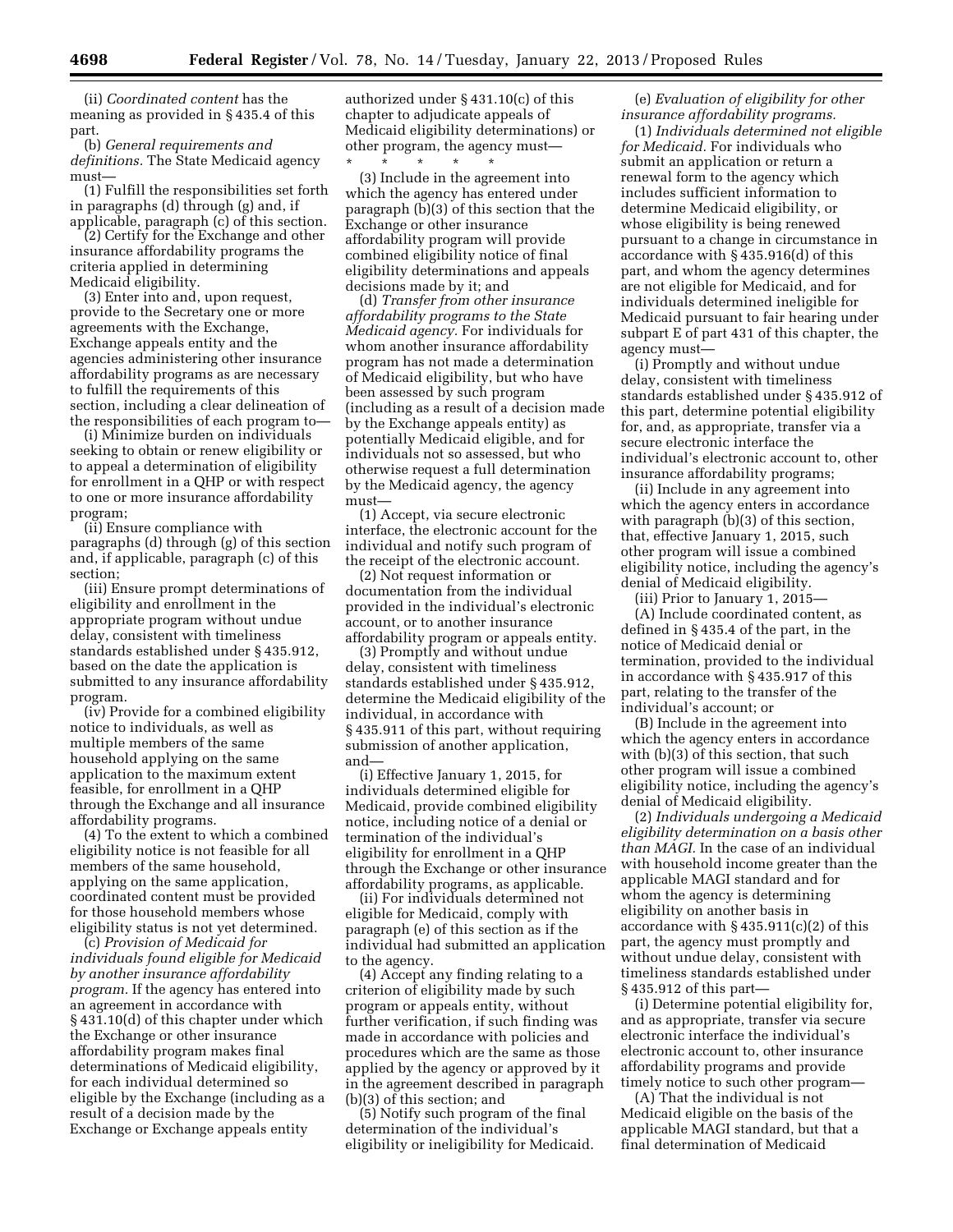(ii) *Coordinated content* has the meaning as provided in § 435.4 of this part.

(b) *General requirements and definitions.* The State Medicaid agency must—

(1) Fulfill the responsibilities set forth in paragraphs (d) through (g) and, if applicable, paragraph (c) of this section.

(2) Certify for the Exchange and other insurance affordability programs the criteria applied in determining Medicaid eligibility.

(3) Enter into and, upon request, provide to the Secretary one or more agreements with the Exchange, Exchange appeals entity and the agencies administering other insurance affordability programs as are necessary to fulfill the requirements of this section, including a clear delineation of the responsibilities of each program to—

(i) Minimize burden on individuals seeking to obtain or renew eligibility or to appeal a determination of eligibility for enrollment in a QHP or with respect to one or more insurance affordability program;

(ii) Ensure compliance with paragraphs (d) through (g) of this section and, if applicable, paragraph (c) of this section;

(iii) Ensure prompt determinations of eligibility and enrollment in the appropriate program without undue delay, consistent with timeliness standards established under § 435.912, based on the date the application is submitted to any insurance affordability program.

(iv) Provide for a combined eligibility notice to individuals, as well as multiple members of the same household applying on the same application to the maximum extent feasible, for enrollment in a QHP through the Exchange and all insurance affordability programs.

(4) To the extent to which a combined eligibility notice is not feasible for all members of the same household, applying on the same application, coordinated content must be provided for those household members whose eligibility status is not yet determined.

(c) *Provision of Medicaid for individuals found eligible for Medicaid by another insurance affordability program.* If the agency has entered into an agreement in accordance with § 431.10(d) of this chapter under which the Exchange or other insurance affordability program makes final determinations of Medicaid eligibility, for each individual determined so eligible by the Exchange (including as a result of a decision made by the Exchange or Exchange appeals entity authorized under § 431.10(c) of this chapter to adjudicate appeals of Medicaid eligibility determinations) or other program, the agency must—

\* \* \* \* \*

(3) Include in the agreement into which the agency has entered under paragraph (b)(3) of this section that the Exchange or other insurance affordability program will provide combined eligibility notice of final eligibility determinations and appeals decisions made by it; and

(d) *Transfer from other insurance affordability programs to the State Medicaid agency.* For individuals for whom another insurance affordability program has not made a determination of Medicaid eligibility, but who have been assessed by such program (including as a result of a decision made by the Exchange appeals entity) as potentially Medicaid eligible, and for individuals not so assessed, but who otherwise request a full determination by the Medicaid agency, the agency must—

(1) Accept, via secure electronic interface, the electronic account for the individual and notify such program of the receipt of the electronic account.

(2) Not request information or documentation from the individual provided in the individual's electronic account, or to another insurance affordability program or appeals entity.

(3) Promptly and without undue delay, consistent with timeliness standards established under § 435.912, determine the Medicaid eligibility of the individual, in accordance with § 435.911 of this part, without requiring submission of another application, and—

(i) Effective January 1, 2015, for individuals determined eligible for Medicaid, provide combined eligibility notice, including notice of a denial or termination of the individual's eligibility for enrollment in a QHP through the Exchange or other insurance affordability programs, as applicable.

(ii) For individuals determined not eligible for Medicaid, comply with paragraph (e) of this section as if the individual had submitted an application to the agency.

(4) Accept any finding relating to a criterion of eligibility made by such program or appeals entity, without further verification, if such finding was made in accordance with policies and procedures which are the same as those applied by the agency or approved by it in the agreement described in paragraph (b)(3) of this section; and

(5) Notify such program of the final determination of the individual's eligibility or ineligibility for Medicaid.

(e) *Evaluation of eligibility for other insurance affordability programs.*

(1) *Individuals determined not eligible for Medicaid.* For individuals who submit an application or return a renewal form to the agency which includes sufficient information to determine Medicaid eligibility, or whose eligibility is being renewed pursuant to a change in circumstance in accordance with § 435.916(d) of this part, and whom the agency determines are not eligible for Medicaid, and for individuals determined ineligible for Medicaid pursuant to fair hearing under subpart E of part 431 of this chapter, the agency must—

(i) Promptly and without undue delay, consistent with timeliness standards established under § 435.912 of this part, determine potential eligibility for, and, as appropriate, transfer via a secure electronic interface the individual's electronic account to, other insurance affordability programs;

(ii) Include in any agreement into which the agency enters in accordance with paragraph (b)(3) of this section, that, effective January 1, 2015, such other program will issue a combined eligibility notice, including the agency's denial of Medicaid eligibility.

(iii) Prior to January 1, 2015—

(A) Include coordinated content, as defined in § 435.4 of the part, in the notice of Medicaid denial or termination, provided to the individual in accordance with § 435.917 of this part, relating to the transfer of the individual's account; or

(B) Include in the agreement into which the agency enters in accordance with (b)(3) of this section, that such other program will issue a combined eligibility notice, including the agency's denial of Medicaid eligibility.

(2) *Individuals undergoing a Medicaid eligibility determination on a basis other than MAGI.* In the case of an individual with household income greater than the applicable MAGI standard and for whom the agency is determining eligibility on another basis in accordance with § 435.911(c)(2) of this part, the agency must promptly and without undue delay, consistent with timeliness standards established under § 435.912 of this part—

(i) Determine potential eligibility for, and as appropriate, transfer via secure electronic interface the individual's electronic account to, other insurance affordability programs and provide timely notice to such other program—

(A) That the individual is not Medicaid eligible on the basis of the applicable MAGI standard, but that a final determination of Medicaid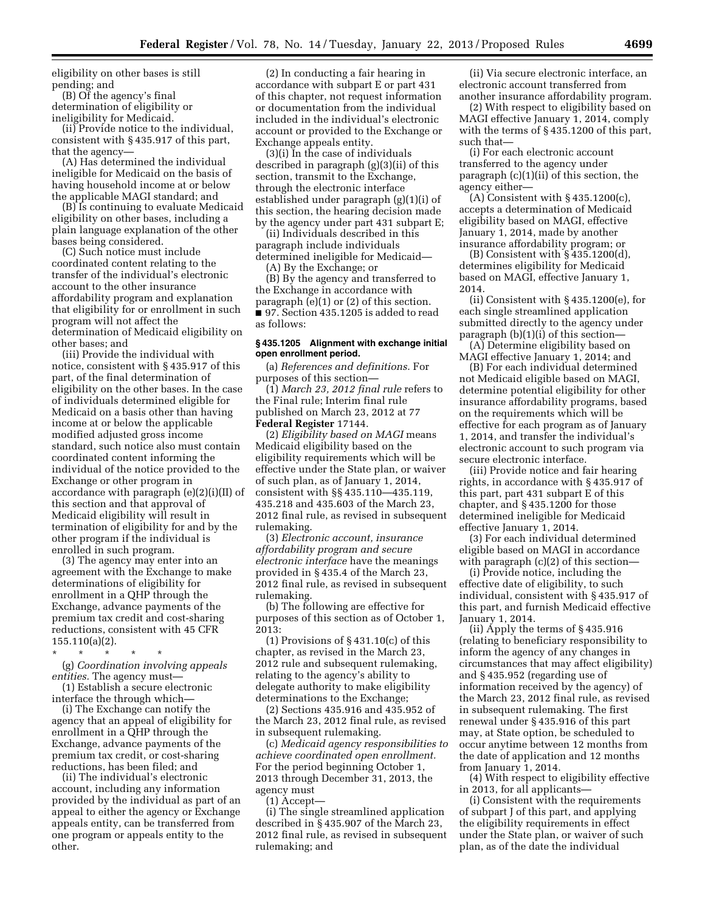eligibility on other bases is still pending; and

(B) Of the agency's final determination of eligibility or ineligibility for Medicaid.

(ii) Provide notice to the individual, consistent with § 435.917 of this part, that the agency—

(A) Has determined the individual ineligible for Medicaid on the basis of having household income at or below the applicable MAGI standard; and

(B) Is continuing to evaluate Medicaid eligibility on other bases, including a plain language explanation of the other bases being considered.

(C) Such notice must include coordinated content relating to the transfer of the individual's electronic account to the other insurance affordability program and explanation that eligibility for or enrollment in such program will not affect the determination of Medicaid eligibility on other bases; and

(iii) Provide the individual with notice, consistent with § 435.917 of this part, of the final determination of eligibility on the other bases. In the case of individuals determined eligible for Medicaid on a basis other than having income at or below the applicable modified adjusted gross income standard, such notice also must contain coordinated content informing the individual of the notice provided to the Exchange or other program in accordance with paragraph (e)(2)(i)(II) of this section and that approval of Medicaid eligibility will result in termination of eligibility for and by the other program if the individual is enrolled in such program.

(3) The agency may enter into an agreement with the Exchange to make determinations of eligibility for enrollment in a QHP through the Exchange, advance payments of the premium tax credit and cost-sharing reductions, consistent with 45 CFR 155.110(a)(2).

\* \* \* \* \*

(g) *Coordination involving appeals entities.* The agency must—

(1) Establish a secure electronic interface the through which—

(i) The Exchange can notify the agency that an appeal of eligibility for enrollment in a QHP through the Exchange, advance payments of the premium tax credit, or cost-sharing reductions, has been filed; and

(ii) The individual's electronic account, including any information provided by the individual as part of an appeal to either the agency or Exchange appeals entity, can be transferred from one program or appeals entity to the other.

(2) In conducting a fair hearing in accordance with subpart E or part 431 of this chapter, not request information or documentation from the individual included in the individual's electronic account or provided to the Exchange or Exchange appeals entity.

(3)(i) In the case of individuals described in paragraph (g)(3)(ii) of this section, transmit to the Exchange, through the electronic interface established under paragraph (g)(1)(i) of this section, the hearing decision made by the agency under part 431 subpart E;

(ii) Individuals described in this paragraph include individuals determined ineligible for Medicaid—

(A) By the Exchange; or

(B) By the agency and transferred to the Exchange in accordance with paragraph (e)(1) or (2) of this section.

■ 97. Section 435.1205 is added to read as follows:

#### § 435.1205 Alignment with exchange initial open enrollment period.

(a) *References and definitions.* For purposes of this section—

(1) *March 23, 2012 final rule* refers to the Final rule; Interim final rule published on March 23, 2012 at 77 **Federal Register** 17144.

(2) *Eligibility based on MAGI* means Medicaid eligibility based on the eligibility requirements which will be effective under the State plan, or waiver of such plan, as of January 1, 2014, consistent with §§ 435.110—435.119, 435.218 and 435.603 of the March 23, 2012 final rule, as revised in subsequent rulemaking.

(3) *Electronic account, insurance affordability program and secure electronic interface* have the meanings provided in § 435.4 of the March 23, 2012 final rule, as revised in subsequent rulemaking.

(b) The following are effective for purposes of this section as of October 1, 2013:

(1) Provisions of § 431.10(c) of this chapter, as revised in the March 23, 2012 rule and subsequent rulemaking, relating to the agency's ability to delegate authority to make eligibility determinations to the Exchange;

(2) Sections 435.916 and 435.952 of the March 23, 2012 final rule, as revised in subsequent rulemaking.

(c) *Medicaid agency responsibilities to achieve coordinated open enrollment.* For the period beginning October 1, 2013 through December 31, 2013, the agency must

(1) Accept—

(i) The single streamlined application described in § 435.907 of the March 23, 2012 final rule, as revised in subsequent rulemaking; and

(ii) Via secure electronic interface, an electronic account transferred from another insurance affordability program.

(2) With respect to eligibility based on MAGI effective January 1, 2014, comply with the terms of § 435.1200 of this part, such that—

(i) For each electronic account transferred to the agency under paragraph (c)(1)(ii) of this section, the agency either—

(A) Consistent with § 435.1200(c), accepts a determination of Medicaid eligibility based on MAGI, effective January 1, 2014, made by another insurance affordability program; or

(B) Consistent with § 435.1200(d), determines eligibility for Medicaid based on MAGI, effective January 1, 2014.

(ii) Consistent with § 435.1200(e), for each single streamlined application submitted directly to the agency under paragraph (b)(1)(i) of this section—

(A) Determine eligibility based on MAGI effective January 1, 2014; and

(B) For each individual determined not Medicaid eligible based on MAGI, determine potential eligibility for other insurance affordability programs, based on the requirements which will be effective for each program as of January 1, 2014, and transfer the individual's electronic account to such program via secure electronic interface.

(iii) Provide notice and fair hearing rights, in accordance with § 435.917 of this part, part 431 subpart E of this chapter, and § 435.1200 for those determined ineligible for Medicaid effective January 1, 2014.

(3) For each individual determined eligible based on MAGI in accordance with paragraph (c)(2) of this section—

(i) Provide notice, including the effective date of eligibility, to such individual, consistent with § 435.917 of this part, and furnish Medicaid effective January 1, 2014.

(ii) Apply the terms of § 435.916 (relating to beneficiary responsibility to inform the agency of any changes in circumstances that may affect eligibility) and § 435.952 (regarding use of information received by the agency) of the March 23, 2012 final rule, as revised in subsequent rulemaking. The first renewal under § 435.916 of this part may, at State option, be scheduled to occur anytime between 12 months from the date of application and 12 months from January 1, 2014.

(4) With respect to eligibility effective in 2013, for all applicants—

(i) Consistent with the requirements of subpart J of this part, and applying the eligibility requirements in effect under the State plan, or waiver of such plan, as of the date the individual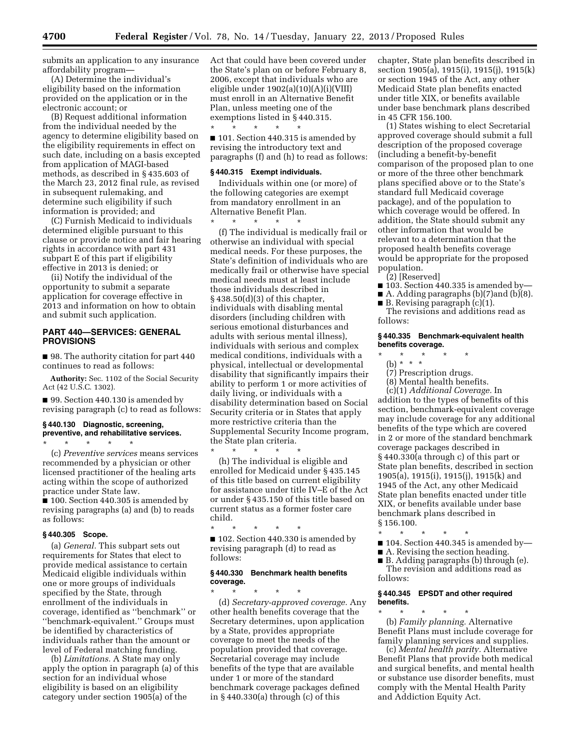submits an application to any insurance affordability program—

(A) Determine the individual's eligibility based on the information provided on the application or in the electronic account; or

(B) Request additional information from the individual needed by the agency to determine eligibility based on the eligibility requirements in effect on such date, including on a basis excepted from application of MAGI-based methods, as described in § 435.603 of the March 23, 2012 final rule, as revised in subsequent rulemaking, and determine such eligibility if such information is provided; and

(C) Furnish Medicaid to individuals determined eligible pursuant to this clause or provide notice and fair hearing rights in accordance with part 431 subpart E of this part if eligibility effective in 2013 is denied; or

(ii) Notify the individual of the opportunity to submit a separate application for coverage effective in 2013 and information on how to obtain and submit such application.

## PART 440—SERVICES: GENERAL PROVISIONS

■ 98. The authority citation for part 440 continues to read as follows:

**Authority:** Sec. 1102 of the Social Security Act (42 U.S.C. 1302).

■ 99. Section 440.130 is amended by revising paragraph (c) to read as follows:

### § 440.130 Diagnostic, screening, preventive, and rehabilitative services.

\* \* \* \* \*

(c) *Preventive services* means services recommended by a physician or other licensed practitioner of the healing arts acting within the scope of authorized practice under State law.

■ 100. Section 440.305 is amended by revising paragraphs (a) and (b) to reads as follows:

### § 440.305 Scope.

(a) *General.* This subpart sets out requirements for States that elect to provide medical assistance to certain Medicaid eligible individuals within one or more groups of individuals specified by the State, through enrollment of the individuals in coverage, identified as "benchmark" or "benchmark-equivalent." Groups must be identified by characteristics of individuals rather than the amount or level of Federal matching funding.

(b) *Limitations.* A State may only apply the option in paragraph (a) of this section for an individual whose eligibility is based on an eligibility category under section 1905(a) of the Act that could have been covered under the State's plan on or before February 8, 2006, except that individuals who are eligible under 1902(a)(10)(A)(i)(VIII) must enroll in an Alternative Benefit Plan, unless meeting one of the exemptions listed in § 440.315.

\* \* \* \* \*

■ 101. Section 440.315 is amended by revising the introductory text and paragraphs (f) and (h) to read as follows:

### § 440.315 Exempt individuals.

Individuals within one (or more) of the following categories are exempt from mandatory enrollment in an Alternative Benefit Plan.

\* \* \* \* \*

(f) The individual is medically frail or otherwise an individual with special medical needs. For these purposes, the State's definition of individuals who are medically frail or otherwise have special medical needs must at least include those individuals described in § 438.50(d)(3) of this chapter, individuals with disabling mental disorders (including children with serious emotional disturbances and adults with serious mental illness), individuals with serious and complex medical conditions, individuals with a physical, intellectual or developmental disability that significantly impairs their ability to perform 1 or more activities of daily living, or individuals with a disability determination based on Social Security criteria or in States that apply more restrictive criteria than the Supplemental Security Income program, the State plan criteria.

\* \* \* \* \*

(h) The individual is eligible and enrolled for Medicaid under § 435.145 of this title based on current eligibility for assistance under title IV–E of the Act or under § 435.150 of this title based on current status as a former foster care child.

\* \* \* \* \*

■ 102. Section 440.330 is amended by revising paragraph (d) to read as follows:

### § 440.330 Benchmark health benefits coverage.

\* \* \* \* \*

(d) *Secretary-approved coverage.* Any other health benefits coverage that the Secretary determines, upon application by a State, provides appropriate coverage to meet the needs of the population provided that coverage. Secretarial coverage may include benefits of the type that are available under 1 or more of the standard benchmark coverage packages defined in § 440.330(a) through (c) of this chapter, State plan benefits described in section 1905(a), 1915(i), 1915(j), 1915(k) or section 1945 of the Act, any other Medicaid State plan benefits enacted under title XIX, or benefits available under base benchmark plans described in 45 CFR 156.100.

(1) States wishing to elect Secretarial approved coverage should submit a full description of the proposed coverage (including a benefit-by-benefit comparison of the proposed plan to one or more of the three other benchmark plans specified above or to the State's standard full Medicaid coverage package), and of the population to which coverage would be offered. In addition, the State should submit any other information that would be relevant to a determination that the proposed health benefits coverage would be appropriate for the proposed population.

(2) [Reserved]

■ 103. Section 440.335 is amended by—

■ A. Adding paragraphs (b)(7)and (b)(8).

■ B. Revising paragraph (c)(1).

The revisions and additions read as follows:

### § 440.335 Benchmark-equivalent health benefits coverage.

\* \* \* \* \*

(b) \* \* \*

(7) Prescription drugs.

(8) Mental health benefits.

(c)(1) *Additional Coverage.* In addition to the types of benefits of this section, benchmark-equivalent coverage may include coverage for any additional benefits of the type which are covered in 2 or more of the standard benchmark coverage packages described in § 440.330(a through c) of this part or State plan benefits, described in section 1905(a), 1915(i), 1915(j), 1915(k) and 1945 of the Act, any other Medicaid State plan benefits enacted under title XIX, or benefits available under base benchmark plans described in § 156.100.

\* \* \* \* \*

■ 104. Section 440.345 is amended by—

■ A. Revising the section heading.

■ B. Adding paragraphs (b) through (e).

The revision and additions read as follows:

### § 440.345 EPSDT and other required benefits.

\* \* \* \* \*

(b) *Family planning.* Alternative Benefit Plans must include coverage for family planning services and supplies.

(c) *Mental health parity.* Alternative Benefit Plans that provide both medical and surgical benefits, and mental health or substance use disorder benefits, must comply with the Mental Health Parity and Addiction Equity Act.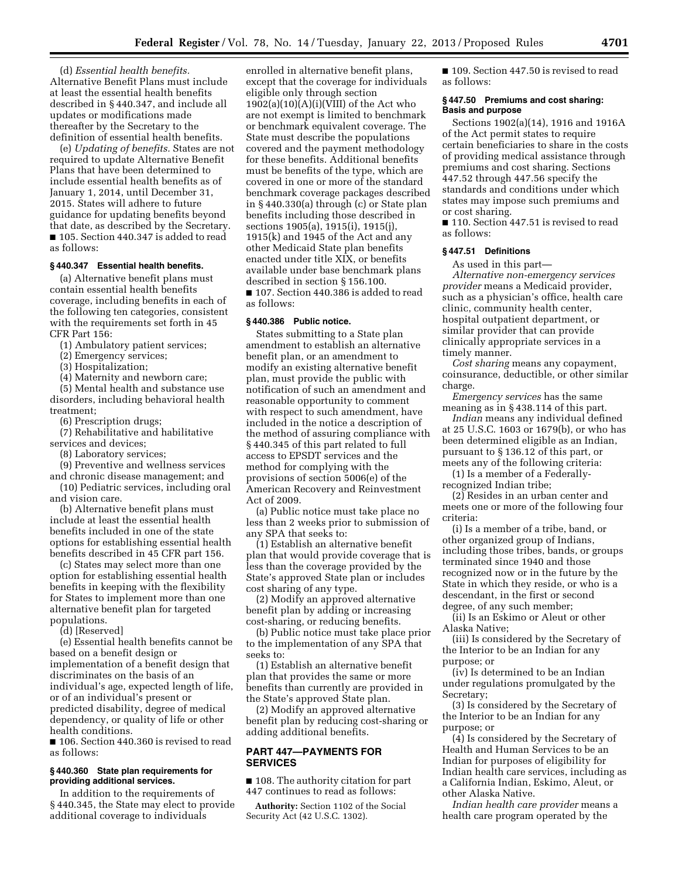(d) *Essential health benefits.* Alternative Benefit Plans must include at least the essential health benefits described in § 440.347, and include all updates or modifications made thereafter by the Secretary to the definition of essential health benefits.

(e) *Updating of benefits.* States are not required to update Alternative Benefit Plans that have been determined to include essential health benefits as of January 1, 2014, until December 31, 2015. States will adhere to future guidance for updating benefits beyond that date, as described by the Secretary.

■ 105. Section 440.347 is added to read as follows:

### § 440.347 Essential health benefits.

(a) Alternative benefit plans must contain essential health benefits coverage, including benefits in each of the following ten categories, consistent with the requirements set forth in 45 CFR Part 156:

(1) Ambulatory patient services;

(2) Emergency services;

(3) Hospitalization;

(4) Maternity and newborn care;

(5) Mental health and substance use disorders, including behavioral health treatment;

(6) Prescription drugs;

(7) Rehabilitative and habilitative services and devices;

(8) Laboratory services;

(9) Preventive and wellness services and chronic disease management; and

(10) Pediatric services, including oral and vision care.

(b) Alternative benefit plans must include at least the essential health benefits included in one of the state options for establishing essential health benefits described in 45 CFR part 156.

(c) States may select more than one option for establishing essential health benefits in keeping with the flexibility for States to implement more than one alternative benefit plan for targeted populations.

(d) [Reserved]

(e) Essential health benefits cannot be based on a benefit design or implementation of a benefit design that discriminates on the basis of an individual's age, expected length of life, or of an individual's present or predicted disability, degree of medical dependency, or quality of life or other health conditions.

■ 106. Section 440.360 is revised to read as follows:

### § 440.360 State plan requirements for providing additional services.

In addition to the requirements of § 440.345, the State may elect to provide additional coverage to individuals enrolled in alternative benefit plans, except that the coverage for individuals eligible only through section 1902(a)(10)(A)(i)(VIII) of the Act who are not exempt is limited to benchmark or benchmark equivalent coverage. The State must describe the populations covered and the payment methodology for these benefits. Additional benefits must be benefits of the type, which are covered in one or more of the standard benchmark coverage packages described in § 440.330(a) through (c) or State plan benefits including those described in sections 1905(a), 1915(i), 1915(j), 1915(k) and 1945 of the Act and any other Medicaid State plan benefits enacted under title XIX, or benefits available under base benchmark plans described in section § 156.100.

■ 107. Section 440.386 is added to read as follows:

### § 440.386 Public notice.

States submitting to a State plan amendment to establish an alternative benefit plan, or an amendment to modify an existing alternative benefit plan, must provide the public with notification of such an amendment and reasonable opportunity to comment with respect to such amendment, have included in the notice a description of the method of assuring compliance with § 440.345 of this part related to full access to EPSDT services and the method for complying with the provisions of section 5006(e) of the American Recovery and Reinvestment Act of 2009.

(a) Public notice must take place no less than 2 weeks prior to submission of any SPA that seeks to:

(1) Establish an alternative benefit plan that would provide coverage that is less than the coverage provided by the State's approved State plan or includes cost sharing of any type.

(2) Modify an approved alternative benefit plan by adding or increasing cost-sharing, or reducing benefits.

(b) Public notice must take place prior to the implementation of any SPA that seeks to:

(1) Establish an alternative benefit plan that provides the same or more benefits than currently are provided in the State's approved State plan.

(2) Modify an approved alternative benefit plan by reducing cost-sharing or adding additional benefits.

## PART 447—PAYMENTS FOR SERVICES

■ 108. The authority citation for part 447 continues to read as follows:

**Authority:** Section 1102 of the Social Security Act (42 U.S.C. 1302).

■ 109. Section 447.50 is revised to read as follows:

### § 447.50 Premiums and cost sharing: Basis and purpose

Sections 1902(a)(14), 1916 and 1916A of the Act permit states to require certain beneficiaries to share in the costs of providing medical assistance through premiums and cost sharing. Sections 447.52 through 447.56 specify the standards and conditions under which states may impose such premiums and or cost sharing.

■ 110. Section 447.51 is revised to read as follows:

### § 447.51 Definitions

As used in this part—

*Alternative non-emergency services provider* means a Medicaid provider, such as a physician's office, health care clinic, community health center, hospital outpatient department, or similar provider that can provide clinically appropriate services in a timely manner.

*Cost sharing* means any copayment, coinsurance, deductible, or other similar charge.

*Emergency services* has the same meaning as in § 438.114 of this part.

*Indian* means any individual defined at 25 U.S.C. 1603 or 1679(b), or who has been determined eligible as an Indian, pursuant to § 136.12 of this part, or meets any of the following criteria:

(1) Is a member of a Federally-recognized Indian tribe;

(2) Resides in an urban center and meets one or more of the following four criteria:

(i) Is a member of a tribe, band, or other organized group of Indians, including those tribes, bands, or groups terminated since 1940 and those recognized now or in the future by the State in which they reside, or who is a descendant, in the first or second degree, of any such member;

(ii) Is an Eskimo or Aleut or other Alaska Native;

(iii) Is considered by the Secretary of the Interior to be an Indian for any purpose; or

(iv) Is determined to be an Indian under regulations promulgated by the Secretary;

(3) Is considered by the Secretary of the Interior to be an Indian for any purpose; or

(4) Is considered by the Secretary of Health and Human Services to be an Indian for purposes of eligibility for Indian health care services, including as a California Indian, Eskimo, Aleut, or other Alaska Native.

*Indian health care provider* means a health care program operated by the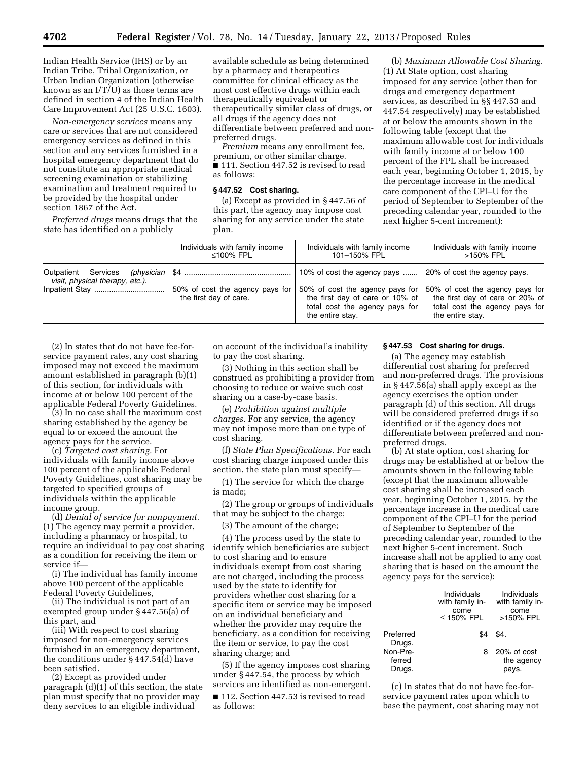Indian Health Service (IHS) or by an Indian Tribe, Tribal Organization, or Urban Indian Organization (otherwise known as an I/T/U) as those terms are defined in section 4 of the Indian Health Care Improvement Act (25 U.S.C. 1603).

*Non-emergency services* means any care or services that are not considered emergency services as defined in this section and any services furnished in a hospital emergency department that do not constitute an appropriate medical screening examination or stabilizing examination and treatment required to be provided by the hospital under section 1867 of the Act.

*Preferred drugs* means drugs that the state has identified on a publicly available schedule as being determined by a pharmacy and therapeutics committee for clinical efficacy as the most cost effective drugs within each therapeutically equivalent or therapeutically similar class of drugs, or all drugs if the agency does not differentiate between preferred and non-preferred drugs.

*Premium* means any enrollment fee, premium, or other similar charge.

■ 111. Section 447.52 is revised to read as follows:

### § 447.52 Cost sharing.

(a) Except as provided in § 447.56 of this part, the agency may impose cost sharing for any service under the state plan.

(b) *Maximum Allowable Cost Sharing.* (1) At State option, cost sharing imposed for any service (other than for drugs and emergency department services, as described in §§ 447.53 and 447.54 respectively) may be established at or below the amounts shown in the following table (except that the maximum allowable cost for individuals with family income at or below 100 percent of the FPL shall be increased each year, beginning October 1, 2015, by the percentage increase in the medical care component of the CPI–U for the period of September to September of the preceding calendar year, rounded to the next higher 5-cent increment):

| | Individuals with family income ≤100% FPL | Individuals with family income 101–150% FPL | Individuals with family income >150% FPL |
|---|---|---|---|
| Outpatient Services *(physician visit, physical therapy, etc.).* | $4 | 10% of cost the agency pays | 20% of cost the agency pays. |
| Inpatient Stay | 50% of cost the agency pays for the first day of care. | 50% of cost the agency pays for the first day of care or 10% of total cost the agency pays for the entire stay. | 50% of cost the agency pays for the first day of care or 20% of total cost the agency pays for the entire stay. |

(2) In states that do not have fee-for-service payment rates, any cost sharing imposed may not exceed the maximum amount established in paragraph (b)(1) of this section, for individuals with income at or below 100 percent of the applicable Federal Poverty Guidelines.

(3) In no case shall the maximum cost sharing established by the agency be equal to or exceed the amount the agency pays for the service.

(c) *Targeted cost sharing.* For individuals with family income above 100 percent of the applicable Federal Poverty Guidelines, cost sharing may be targeted to specified groups of individuals within the applicable income group.

(d) *Denial of service for nonpayment.* (1) The agency may permit a provider, including a pharmacy or hospital, to require an individual to pay cost sharing as a condition for receiving the item or service if—

(i) The individual has family income above 100 percent of the applicable Federal Poverty Guidelines,

(ii) The individual is not part of an exempted group under § 447.56(a) of this part, and

(iii) With respect to cost sharing imposed for non-emergency services furnished in an emergency department, the conditions under § 447.54(d) have been satisfied.

(2) Except as provided under paragraph (d)(1) of this section, the state plan must specify that no provider may deny services to an eligible individual on account of the individual's inability to pay the cost sharing.

(3) Nothing in this section shall be construed as prohibiting a provider from choosing to reduce or waive such cost sharing on a case-by-case basis.

(e) *Prohibition against multiple charges.* For any service, the agency may not impose more than one type of cost sharing.

(f) *State Plan Specifications.* For each cost sharing charge imposed under this section, the state plan must specify—

(1) The service for which the charge is made;

(2) The group or groups of individuals that may be subject to the charge;

(3) The amount of the charge;

(4) The process used by the state to identify which beneficiaries are subject to cost sharing and to ensure individuals exempt from cost sharing are not charged, including the process used by the state to identify for providers whether cost sharing for a specific item or service may be imposed on an individual beneficiary and whether the provider may require the beneficiary, as a condition for receiving the item or service, to pay the cost sharing charge; and

(5) If the agency imposes cost sharing under § 447.54, the process by which services are identified as non-emergent.

■ 112. Section 447.53 is revised to read as follows:

### § 447.53 Cost sharing for drugs.

(a) The agency may establish differential cost sharing for preferred and non-preferred drugs. The provisions in § 447.56(a) shall apply except as the agency exercises the option under paragraph (d) of this section. All drugs will be considered preferred drugs if so identified or if the agency does not differentiate between preferred and non-preferred drugs.

(b) At state option, cost sharing for drugs may be established at or below the amounts shown in the following table (except that the maximum allowable cost sharing shall be increased each year, beginning October 1, 2015, by the percentage increase in the medical care component of the CPI–U for the period of September to September of the preceding calendar year, rounded to the next higher 5-cent increment. Such increase shall not be applied to any cost sharing that is based on the amount the agency pays for the service):

| | Individuals with family income ≤ 150% FPL | Individuals with family income >150% FPL |
|---|---|---|
| Preferred Drugs. | $4 | $4. |
| Non-Preferred Drugs. | 8 | 20% of cost the agency pays. |

(c) In states that do not have fee-for-service payment rates upon which to base the payment, cost sharing may not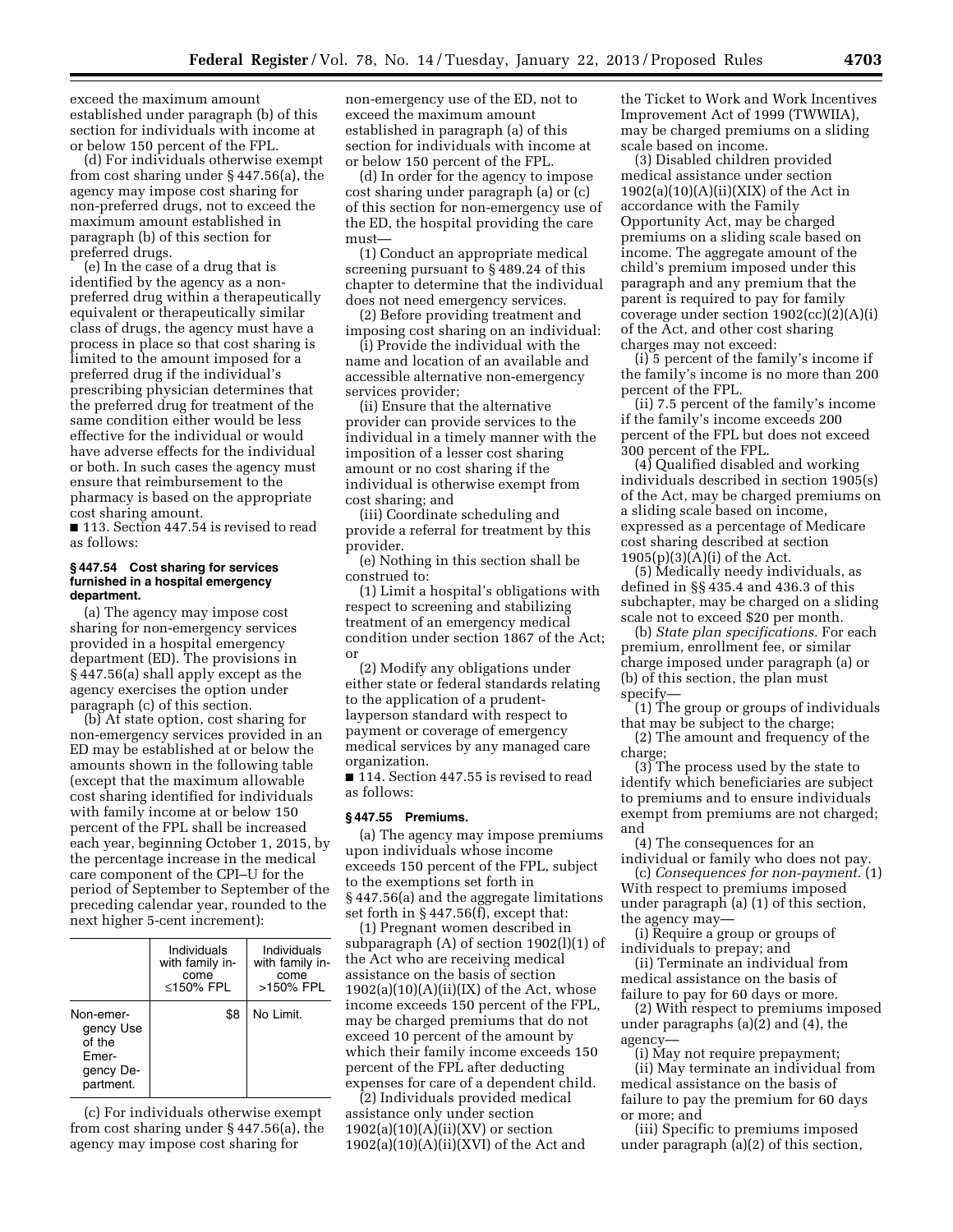exceed the maximum amount established under paragraph (b) of this section for individuals with income at or below 150 percent of the FPL.

(d) For individuals otherwise exempt from cost sharing under § 447.56(a), the agency may impose cost sharing for non-preferred drugs, not to exceed the maximum amount established in paragraph (b) of this section for preferred drugs.

(e) In the case of a drug that is identified by the agency as a non-preferred drug within a therapeutically equivalent or therapeutically similar class of drugs, the agency must have a process in place so that cost sharing is limited to the amount imposed for a preferred drug if the individual's prescribing physician determines that the preferred drug for treatment of the same condition either would be less effective for the individual or would have adverse effects for the individual or both. In such cases the agency must ensure that reimbursement to the pharmacy is based on the appropriate cost sharing amount.

■ 113. Section 447.54 is revised to read as follows:

#### § 447.54 Cost sharing for services furnished in a hospital emergency department.

(a) The agency may impose cost sharing for non-emergency services provided in a hospital emergency department (ED). The provisions in § 447.56(a) shall apply except as the agency exercises the option under paragraph (c) of this section.

(b) At state option, cost sharing for non-emergency services provided in an ED may be established at or below the amounts shown in the following table (except that the maximum allowable cost sharing identified for individuals with family income at or below 150 percent of the FPL shall be increased each year, beginning October 1, 2015, by the percentage increase in the medical care component of the CPI–U for the period of September to September of the preceding calendar year, rounded to the next higher 5-cent increment):

| | Individuals with family income ≤150% FPL | Individuals with family income >150% FPL |
|---|---|---|
| Non-emergency Use of the Emergency Department. | $8 | No Limit. |

(c) For individuals otherwise exempt from cost sharing under § 447.56(a), the agency may impose cost sharing for non-emergency use of the ED, not to exceed the maximum amount established in paragraph (a) of this section for individuals with income at or below 150 percent of the FPL.

(d) In order for the agency to impose cost sharing under paragraph (a) or (c) of this section for non-emergency use of the ED, the hospital providing the care must—

(1) Conduct an appropriate medical screening pursuant to § 489.24 of this chapter to determine that the individual does not need emergency services.

(2) Before providing treatment and imposing cost sharing on an individual:

(i) Provide the individual with the name and location of an available and accessible alternative non-emergency services provider;

(ii) Ensure that the alternative provider can provide services to the individual in a timely manner with the imposition of a lesser cost sharing amount or no cost sharing if the individual is otherwise exempt from cost sharing; and

(iii) Coordinate scheduling and provide a referral for treatment by this provider.

(e) Nothing in this section shall be construed to:

(1) Limit a hospital's obligations with respect to screening and stabilizing treatment of an emergency medical condition under section 1867 of the Act; or

(2) Modify any obligations under either state or federal standards relating to the application of a prudent-layperson standard with respect to payment or coverage of emergency medical services by any managed care organization.

■ 114. Section 447.55 is revised to read as follows:

#### § 447.55 Premiums.

(a) The agency may impose premiums upon individuals whose income exceeds 150 percent of the FPL, subject to the exemptions set forth in § 447.56(a) and the aggregate limitations set forth in § 447.56(f), except that:

(1) Pregnant women described in subparagraph (A) of section 1902(l)(1) of the Act who are receiving medical assistance on the basis of section 1902(a)(10)(A)(ii)(IX) of the Act, whose income exceeds 150 percent of the FPL, may be charged premiums that do not exceed 10 percent of the amount by which their family income exceeds 150 percent of the FPL after deducting expenses for care of a dependent child.

(2) Individuals provided medical assistance only under section 1902(a)(10)(A)(ii)(XV) or section 1902(a)(10)(A)(ii)(XVI) of the Act and the Ticket to Work and Work Incentives Improvement Act of 1999 (TWWIIA), may be charged premiums on a sliding scale based on income.

(3) Disabled children provided medical assistance under section 1902(a)(10)(A)(ii)(XIX) of the Act in accordance with the Family Opportunity Act, may be charged premiums on a sliding scale based on income. The aggregate amount of the child's premium imposed under this paragraph and any premium that the parent is required to pay for family coverage under section 1902(cc)(2)(A)(i) of the Act, and other cost sharing charges may not exceed:

(i) 5 percent of the family's income if the family's income is no more than 200 percent of the FPL.

(ii) 7.5 percent of the family's income if the family's income exceeds 200 percent of the FPL but does not exceed 300 percent of the FPL.

(4) Qualified disabled and working individuals described in section 1905(s) of the Act, may be charged premiums on a sliding scale based on income, expressed as a percentage of Medicare cost sharing described at section 1905(p)(3)(A)(i) of the Act.

(5) Medically needy individuals, as defined in §§ 435.4 and 436.3 of this subchapter, may be charged on a sliding scale not to exceed $20 per month.

(b) *State plan specifications.* For each premium, enrollment fee, or similar charge imposed under paragraph (a) or (b) of this section, the plan must specify—

(1) The group or groups of individuals that may be subject to the charge;

(2) The amount and frequency of the charge;

(3) The process used by the state to identify which beneficiaries are subject to premiums and to ensure individuals exempt from premiums are not charged; and

(4) The consequences for an individual or family who does not pay.

(c) *Consequences for non-payment.* (1) With respect to premiums imposed under paragraph (a) (1) of this section, the agency may—

(i) Require a group or groups of individuals to prepay; and

(ii) Terminate an individual from medical assistance on the basis of failure to pay for 60 days or more.

(2) With respect to premiums imposed under paragraphs (a)(2) and (4), the agency—

(i) May not require prepayment;

(ii) May terminate an individual from medical assistance on the basis of failure to pay the premium for 60 days or more; and

(iii) Specific to premiums imposed under paragraph (a)(2) of this section,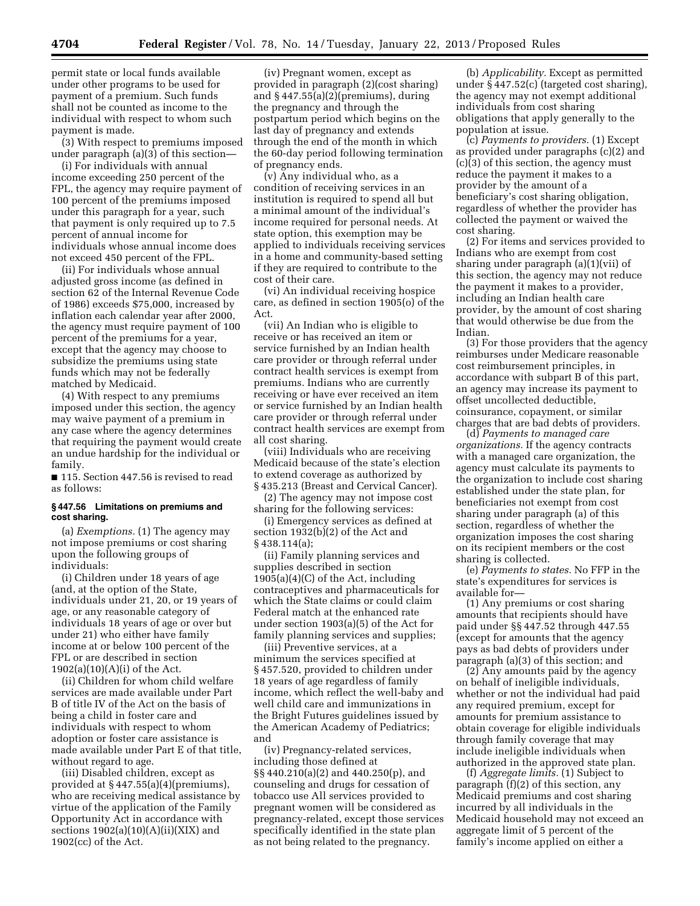permit state or local funds available under other programs to be used for payment of a premium. Such funds shall not be counted as income to the individual with respect to whom such payment is made.

(3) With respect to premiums imposed under paragraph (a)(3) of this section—

(i) For individuals with annual income exceeding 250 percent of the FPL, the agency may require payment of 100 percent of the premiums imposed under this paragraph for a year, such that payment is only required up to 7.5 percent of annual income for individuals whose annual income does not exceed 450 percent of the FPL.

(ii) For individuals whose annual adjusted gross income (as defined in section 62 of the Internal Revenue Code of 1986) exceeds $75,000, increased by inflation each calendar year after 2000, the agency must require payment of 100 percent of the premiums for a year, except that the agency may choose to subsidize the premiums using state funds which may not be federally matched by Medicaid.

(4) With respect to any premiums imposed under this section, the agency may waive payment of a premium in any case where the agency determines that requiring the payment would create an undue hardship for the individual or family.

■ 115. Section 447.56 is revised to read as follows:

### § 447.56 Limitations on premiums and cost sharing.

(a) *Exemptions.* (1) The agency may not impose premiums or cost sharing upon the following groups of individuals:

(i) Children under 18 years of age (and, at the option of the State, individuals under 21, 20, or 19 years of age, or any reasonable category of individuals 18 years of age or over but under 21) who either have family income at or below 100 percent of the FPL or are described in section 1902(a)(10)(A)(i) of the Act.

(ii) Children for whom child welfare services are made available under Part B of title IV of the Act on the basis of being a child in foster care and individuals with respect to whom adoption or foster care assistance is made available under Part E of that title, without regard to age.

(iii) Disabled children, except as provided at § 447.55(a)(4)(premiums), who are receiving medical assistance by virtue of the application of the Family Opportunity Act in accordance with sections 1902(a)(10)(A)(ii)(XIX) and 1902(cc) of the Act.

(iv) Pregnant women, except as provided in paragraph (2)(cost sharing) and § 447.55(a)(2)(premiums), during the pregnancy and through the postpartum period which begins on the last day of pregnancy and extends through the end of the month in which the 60-day period following termination of pregnancy ends.

(v) Any individual who, as a condition of receiving services in an institution is required to spend all but a minimal amount of the individual's income required for personal needs. At state option, this exemption may be applied to individuals receiving services in a home and community-based setting if they are required to contribute to the cost of their care.

(vi) An individual receiving hospice care, as defined in section 1905(o) of the Act.

(vii) An Indian who is eligible to receive or has received an item or service furnished by an Indian health care provider or through referral under contract health services is exempt from premiums. Indians who are currently receiving or have ever received an item or service furnished by an Indian health care provider or through referral under contract health services are exempt from all cost sharing.

(viii) Individuals who are receiving Medicaid because of the state's election to extend coverage as authorized by § 435.213 (Breast and Cervical Cancer).

(2) The agency may not impose cost sharing for the following services:

(i) Emergency services as defined at section 1932(b)(2) of the Act and § 438.114(a);

(ii) Family planning services and supplies described in section 1905(a)(4)(C) of the Act, including contraceptives and pharmaceuticals for which the State claims or could claim Federal match at the enhanced rate under section 1903(a)(5) of the Act for family planning services and supplies;

(iii) Preventive services, at a minimum the services specified at § 457.520, provided to children under 18 years of age regardless of family income, which reflect the well-baby and well child care and immunizations in the Bright Futures guidelines issued by the American Academy of Pediatrics; and

(iv) Pregnancy-related services, including those defined at §§ 440.210(a)(2) and 440.250(p), and counseling and drugs for cessation of tobacco use All services provided to pregnant women will be considered as pregnancy-related, except those services specifically identified in the state plan as not being related to the pregnancy.

(b) *Applicability.* Except as permitted under § 447.52(c) (targeted cost sharing), the agency may not exempt additional individuals from cost sharing obligations that apply generally to the population at issue.

(c) *Payments to providers.* (1) Except as provided under paragraphs (c)(2) and (c)(3) of this section, the agency must reduce the payment it makes to a provider by the amount of a beneficiary's cost sharing obligation, regardless of whether the provider has collected the payment or waived the cost sharing.

(2) For items and services provided to Indians who are exempt from cost sharing under paragraph (a)(1)(vii) of this section, the agency may not reduce the payment it makes to a provider, including an Indian health care provider, by the amount of cost sharing that would otherwise be due from the Indian.

(3) For those providers that the agency reimburses under Medicare reasonable cost reimbursement principles, in accordance with subpart B of this part, an agency may increase its payment to offset uncollected deductible, coinsurance, copayment, or similar charges that are bad debts of providers.

(d) *Payments to managed care organizations.* If the agency contracts with a managed care organization, the agency must calculate its payments to the organization to include cost sharing established under the state plan, for beneficiaries not exempt from cost sharing under paragraph (a) of this section, regardless of whether the organization imposes the cost sharing on its recipient members or the cost sharing is collected.

(e) *Payments to states.* No FFP in the state's expenditures for services is available for—

(1) Any premiums or cost sharing amounts that recipients should have paid under §§ 447.52 through 447.55 (except for amounts that the agency pays as bad debts of providers under paragraph (a)(3) of this section; and

(2) Any amounts paid by the agency on behalf of ineligible individuals, whether or not the individual had paid any required premium, except for amounts for premium assistance to obtain coverage for eligible individuals through family coverage that may include ineligible individuals when authorized in the approved state plan.

(f) *Aggregate limits.* (1) Subject to paragraph (f)(2) of this section, any Medicaid premiums and cost sharing incurred by all individuals in the Medicaid household may not exceed an aggregate limit of 5 percent of the family's income applied on either a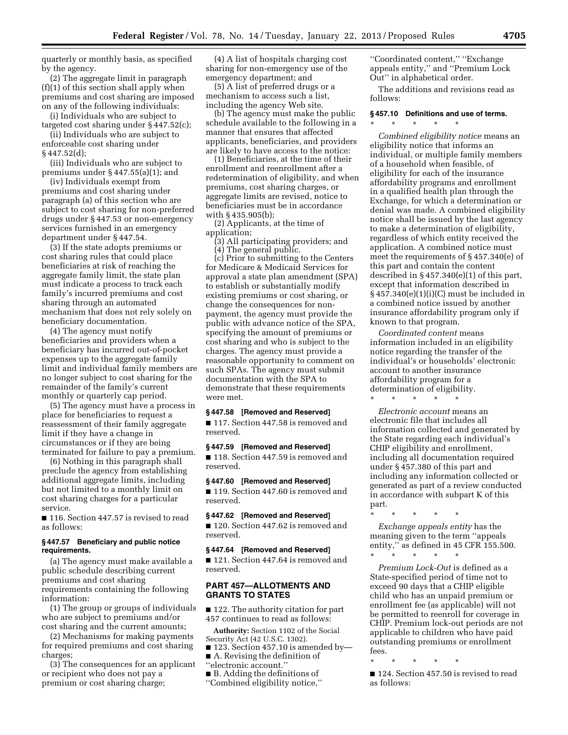quarterly or monthly basis, as specified by the agency.

(2) The aggregate limit in paragraph (f)(1) of this section shall apply when premiums and cost sharing are imposed on any of the following individuals:

(i) Individuals who are subject to targeted cost sharing under § 447.52(c);

(ii) Individuals who are subject to enforceable cost sharing under § 447.52(d);

(iii) Individuals who are subject to premiums under § 447.55(a)(1); and

(iv) Individuals exempt from premiums and cost sharing under paragraph (a) of this section who are subject to cost sharing for non-preferred drugs under § 447.53 or non-emergency services furnished in an emergency department under § 447.54.

(3) If the state adopts premiums or cost sharing rules that could place beneficiaries at risk of reaching the aggregate family limit, the state plan must indicate a process to track each family's incurred premiums and cost sharing through an automated mechanism that does not rely solely on beneficiary documentation.

(4) The agency must notify beneficiaries and providers when a beneficiary has incurred out-of-pocket expenses up to the aggregate family limit and individual family members are no longer subject to cost sharing for the remainder of the family's current monthly or quarterly cap period.

(5) The agency must have a process in place for beneficiaries to request a reassessment of their family aggregate limit if they have a change in circumstances or if they are being terminated for failure to pay a premium.

(6) Nothing in this paragraph shall preclude the agency from establishing additional aggregate limits, including but not limited to a monthly limit on cost sharing charges for a particular service.

■ 116. Section 447.57 is revised to read as follows:

**§ 447.57 Beneficiary and public notice requirements.**

(a) The agency must make available a public schedule describing current premiums and cost sharing requirements containing the following information:

(1) The group or groups of individuals who are subject to premiums and/or cost sharing and the current amounts;

(2) Mechanisms for making payments for required premiums and cost sharing charges;

(3) The consequences for an applicant or recipient who does not pay a premium or cost sharing charge;

(4) A list of hospitals charging cost sharing for non-emergency use of the emergency department; and

(5) A list of preferred drugs or a mechanism to access such a list, including the agency Web site.

(b) The agency must make the public schedule available to the following in a manner that ensures that affected applicants, beneficiaries, and providers are likely to have access to the notice:

(1) Beneficiaries, at the time of their enrollment and reenrollment after a redetermination of eligibility, and when premiums, cost sharing charges, or aggregate limits are revised, notice to beneficiaries must be in accordance with § 435.905(b);

(2) Applicants, at the time of application;

(3) All participating providers; and

(4) The general public.

(c) Prior to submitting to the Centers for Medicare & Medicaid Services for approval a state plan amendment (SPA) to establish or substantially modify existing premiums or cost sharing, or change the consequences for non-payment, the agency must provide the public with advance notice of the SPA, specifying the amount of premiums or cost sharing and who is subject to the charges. The agency must provide a reasonable opportunity to comment on such SPAs. The agency must submit documentation with the SPA to demonstrate that these requirements were met.

**§ 447.58 [Removed and Reserved]**

■ 117. Section 447.58 is removed and reserved.

**§ 447.59 [Removed and Reserved]**

■ 118. Section 447.59 is removed and reserved.

**§ 447.60 [Removed and Reserved]**

■ 119. Section 447.60 is removed and reserved.

**§ 447.62 [Removed and Reserved]**

■ 120. Section 447.62 is removed and reserved.

**§ 447.64 [Removed and Reserved]**

■ 121. Section 447.64 is removed and reserved.

## PART 457—ALLOTMENTS AND GRANTS TO STATES

■ 122. The authority citation for part 457 continues to read as follows:

**Authority:** Section 1102 of the Social Security Act (42 U.S.C. 1302).

■ 123. Section 457.10 is amended by—

■ A. Revising the definition of ''electronic account.''

■ B. Adding the definitions of ''Combined eligibility notice,'' ''Coordinated content,'' ''Exchange appeals entity,'' and ''Premium Lock Out'' in alphabetical order.

The additions and revisions read as follows:

**§ 457.10 Definitions and use of terms.**

\* \* \* \* \*

*Combined eligibility notice* means an eligibility notice that informs an individual, or multiple family members of a household when feasible, of eligibility for each of the insurance affordability programs and enrollment in a qualified health plan through the Exchange, for which a determination or denial was made. A combined eligibility notice shall be issued by the last agency to make a determination of eligibility, regardless of which entity received the application. A combined notice must meet the requirements of § 457.340(e) of this part and contain the content described in § 457.340(e)(1) of this part, except that information described in § 457.340(e)(1)(i)(C) must be included in a combined notice issued by another insurance affordability program only if known to that program.

*Coordinated content* means information included in an eligibility notice regarding the transfer of the individual's or households' electronic account to another insurance affordability program for a determination of eligibility.

\* \* \* \* \*

*Electronic account* means an electronic file that includes all information collected and generated by the State regarding each individual's CHIP eligibility and enrollment, including all documentation required under § 457.380 of this part and including any information collected or generated as part of a review conducted in accordance with subpart K of this part.

\* \* \* \* \*

*Exchange appeals entity* has the meaning given to the term ''appeals entity,'' as defined in 45 CFR 155.500.

\* \* \* \* \*

*Premium Lock-Out* is defined as a State-specified period of time not to exceed 90 days that a CHIP eligible child who has an unpaid premium or enrollment fee (as applicable) will not be permitted to reenroll for coverage in CHIP. Premium lock-out periods are not applicable to children who have paid outstanding premiums or enrollment fees.

\* \* \* \* \*

■ 124. Section 457.50 is revised to read as follows: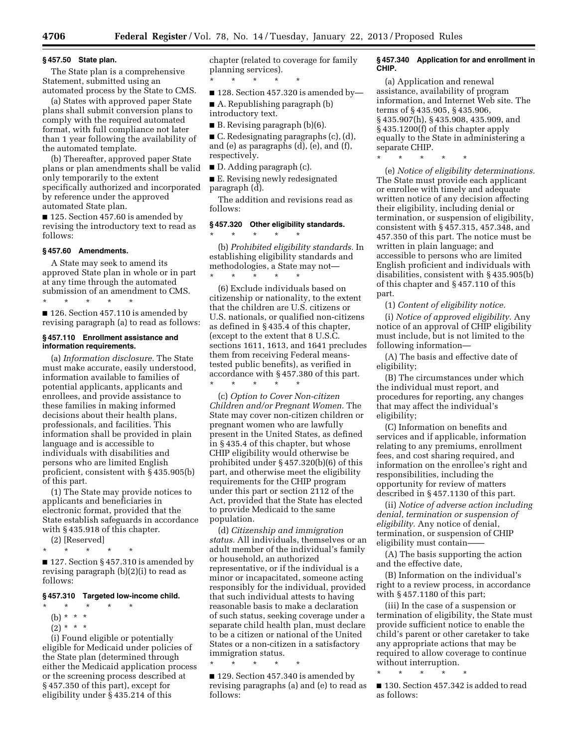### § 457.50 State plan.

The State plan is a comprehensive Statement, submitted using an automated process by the State to CMS.

(a) States with approved paper State plans shall submit conversion plans to comply with the required automated format, with full compliance not later than 1 year following the availability of the automated template.

(b) Thereafter, approved paper State plans or plan amendments shall be valid only temporarily to the extent specifically authorized and incorporated by reference under the approved automated State plan.

■ 125. Section 457.60 is amended by revising the introductory text to read as follows:

### § 457.60 Amendments.

A State may seek to amend its approved State plan in whole or in part at any time through the automated submission of an amendment to CMS.

\* \* \* \* \*

■ 126. Section 457.110 is amended by revising paragraph (a) to read as follows:

### § 457.110 Enrollment assistance and information requirements.

(a) *Information disclosure.* The State must make accurate, easily understood, information available to families of potential applicants, applicants and enrollees, and provide assistance to these families in making informed decisions about their health plans, professionals, and facilities. This information shall be provided in plain language and is accessible to individuals with disabilities and persons who are limited English proficient, consistent with § 435.905(b) of this part.

(1) The State may provide notices to applicants and beneficiaries in electronic format, provided that the State establish safeguards in accordance with § 435.918 of this chapter.

(2) [Reserved]

\* \* \* \* \*

■ 127. Section § 457.310 is amended by revising paragraph (b)(2)(i) to read as follows:

### § 457.310 Targeted low-income child.

\* \* \* \* \*

(b) \* \* \*

(2) \* \* \*

(i) Found eligible or potentially eligible for Medicaid under policies of the State plan (determined through either the Medicaid application process or the screening process described at § 457.350 of this part), except for eligibility under § 435.214 of this chapter (related to coverage for family planning services).

\* \* \* \* \*

■ 128. Section 457.320 is amended by—

■ A. Republishing paragraph (b) introductory text.

■ B. Revising paragraph (b)(6).

■ C. Redesignating paragraphs (c), (d), and (e) as paragraphs (d), (e), and (f), respectively.

■ D. Adding paragraph (c).

■ E. Revising newly redesignated paragraph (d).

The addition and revisions read as follows:

### § 457.320 Other eligibility standards.

\* \* \* \* \*

(b) *Prohibited eligibility standards.* In establishing eligibility standards and methodologies, a State may not—

\* \* \* \* \*

(6) Exclude individuals based on citizenship or nationality, to the extent that the children are U.S. citizens or U.S. nationals, or qualified non-citizens as defined in § 435.4 of this chapter, (except to the extent that 8 U.S.C. sections 1611, 1613, and 1641 precludes them from receiving Federal means-tested public benefits), as verified in accordance with § 457.380 of this part.

\* \* \* \* \*

(c) *Option to Cover Non-citizen Children and/or Pregnant Women.* The State may cover non-citizen children or pregnant women who are lawfully present in the United States, as defined in § 435.4 of this chapter, but whose CHIP eligibility would otherwise be prohibited under § 457.320(b)(6) of this part, and otherwise meet the eligibility requirements for the CHIP program under this part or section 2112 of the Act, provided that the State has elected to provide Medicaid to the same population.

(d) *Citizenship and immigration status.* All individuals, themselves or an adult member of the individual's family or household, an authorized representative, or if the individual is a minor or incapacitated, someone acting responsibly for the individual, provided that such individual attests to having reasonable basis to make a declaration of such status, seeking coverage under a separate child health plan, must declare to be a citizen or national of the United States or a non-citizen in a satisfactory immigration status.

\* \* \* \* \*

■ 129. Section 457.340 is amended by revising paragraphs (a) and (e) to read as follows:

### § 457.340 Application for and enrollment in CHIP.

(a) Application and renewal assistance, availability of program information, and Internet Web site. The terms of § 435.905, § 435.906, § 435.907(h), § 435.908, 435.909, and § 435.1200(f) of this chapter apply equally to the State in administering a separate CHIP.

\* \* \* \* \*

(e) *Notice of eligibility determinations.* The State must provide each applicant or enrollee with timely and adequate written notice of any decision affecting their eligibility, including denial or termination, or suspension of eligibility, consistent with § 457.315, 457.348, and 457.350 of this part. The notice must be written in plain language; and accessible to persons who are limited English proficient and individuals with disabilities, consistent with § 435.905(b) of this chapter and § 457.110 of this part.

(1) *Content of eligibility notice.*

(i) *Notice of approved eligibility.* Any notice of an approval of CHIP eligibility must include, but is not limited to the following information—

(A) The basis and effective date of eligibility;

(B) The circumstances under which the individual must report, and procedures for reporting, any changes that may affect the individual's eligibility;

(C) Information on benefits and services and if applicable, information relating to any premiums, enrollment fees, and cost sharing required, and information on the enrollee's right and responsibilities, including the opportunity for review of matters described in § 457.1130 of this part.

(ii) *Notice of adverse action including denial, termination or suspension of eligibility.* Any notice of denial, termination, or suspension of CHIP eligibility must contain——

(A) The basis supporting the action and the effective date,

(B) Information on the individual's right to a review process, in accordance with § 457.1180 of this part;

(iii) In the case of a suspension or termination of eligibility, the State must provide sufficient notice to enable the child's parent or other caretaker to take any appropriate actions that may be required to allow coverage to continue without interruption.

\* \* \* \* \*

■ 130. Section 457.342 is added to read as follows: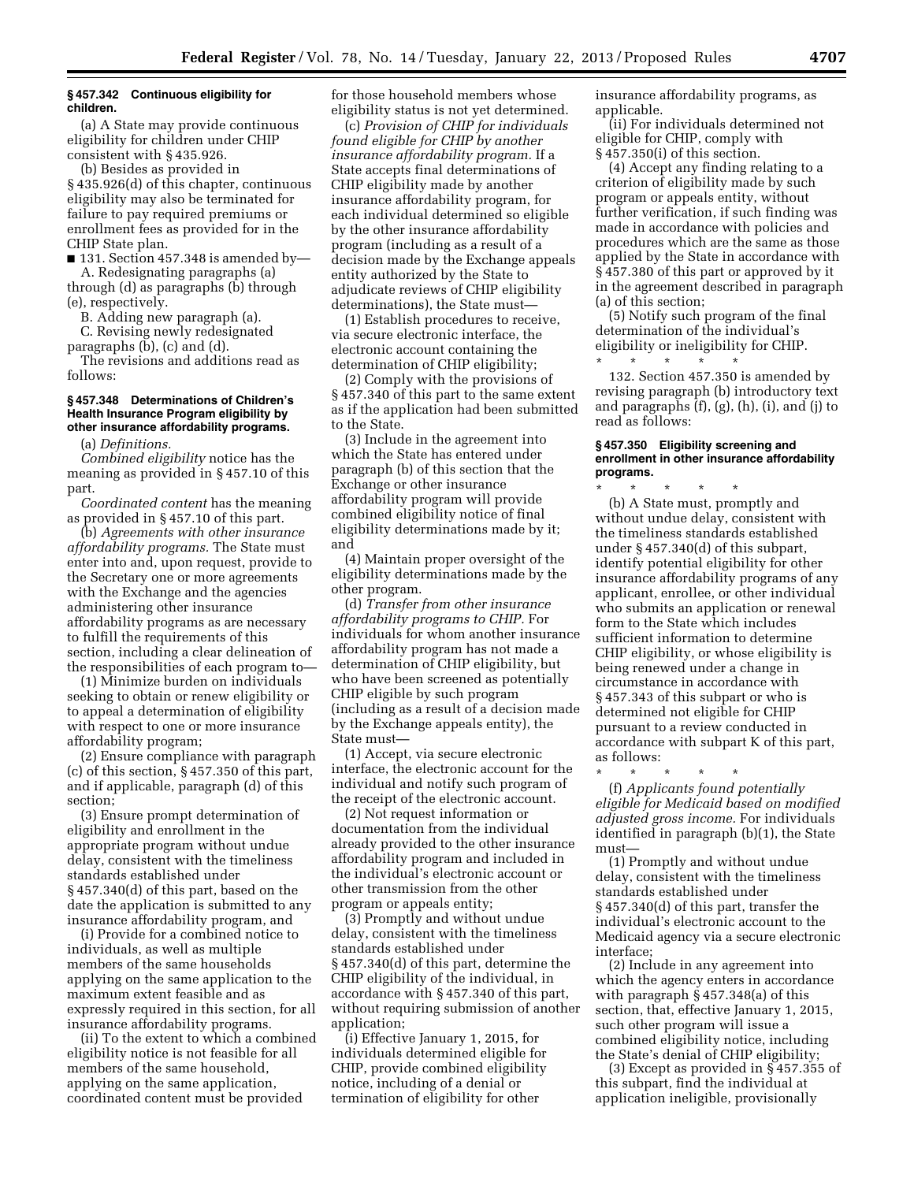**§ 457.342 Continuous eligibility for children.**

(a) A State may provide continuous eligibility for children under CHIP consistent with § 435.926.

(b) Besides as provided in § 435.926(d) of this chapter, continuous eligibility may also be terminated for failure to pay required premiums or enrollment fees as provided for in the CHIP State plan.

■ 131. Section 457.348 is amended by—

A. Redesignating paragraphs (a) through (d) as paragraphs (b) through (e), respectively.

B. Adding new paragraph (a).

C. Revising newly redesignated paragraphs (b), (c) and (d).

The revisions and additions read as follows:

**§ 457.348 Determinations of Children's Health Insurance Program eligibility by other insurance affordability programs.**

(a) *Definitions.*

*Combined eligibility* notice has the meaning as provided in § 457.10 of this part.

*Coordinated content* has the meaning as provided in § 457.10 of this part.

(b) *Agreements with other insurance affordability programs.* The State must enter into and, upon request, provide to the Secretary one or more agreements with the Exchange and the agencies administering other insurance affordability programs as are necessary to fulfill the requirements of this section, including a clear delineation of the responsibilities of each program to—

(1) Minimize burden on individuals seeking to obtain or renew eligibility or to appeal a determination of eligibility with respect to one or more insurance affordability program;

(2) Ensure compliance with paragraph (c) of this section, § 457.350 of this part, and if applicable, paragraph (d) of this section;

(3) Ensure prompt determination of eligibility and enrollment in the appropriate program without undue delay, consistent with the timeliness standards established under § 457.340(d) of this part, based on the date the application is submitted to any insurance affordability program, and

(i) Provide for a combined notice to individuals, as well as multiple members of the same households applying on the same application to the maximum extent feasible and as expressly required in this section, for all insurance affordability programs.

(ii) To the extent to which a combined eligibility notice is not feasible for all members of the same household, applying on the same application, coordinated content must be provided for those household members whose eligibility status is not yet determined.

(c) *Provision of CHIP for individuals found eligible for CHIP by another insurance affordability program.* If a State accepts final determinations of CHIP eligibility made by another insurance affordability program, for each individual determined so eligible by the other insurance affordability program (including as a result of a decision made by the Exchange appeals entity authorized by the State to adjudicate reviews of CHIP eligibility determinations), the State must—

(1) Establish procedures to receive, via secure electronic interface, the electronic account containing the determination of CHIP eligibility;

(2) Comply with the provisions of § 457.340 of this part to the same extent as if the application had been submitted to the State.

(3) Include in the agreement into which the State has entered under paragraph (b) of this section that the Exchange or other insurance affordability program will provide combined eligibility notice of final eligibility determinations made by it; and

(4) Maintain proper oversight of the eligibility determinations made by the other program.

(d) *Transfer from other insurance affordability programs to CHIP.* For individuals for whom another insurance affordability program has not made a determination of CHIP eligibility, but who have been screened as potentially CHIP eligible by such program (including as a result of a decision made by the Exchange appeals entity), the State must—

(1) Accept, via secure electronic interface, the electronic account for the individual and notify such program of the receipt of the electronic account.

(2) Not request information or documentation from the individual already provided to the other insurance affordability program and included in the individual's electronic account or other transmission from the other program or appeals entity;

(3) Promptly and without undue delay, consistent with the timeliness standards established under § 457.340(d) of this part, determine the CHIP eligibility of the individual, in accordance with § 457.340 of this part, without requiring submission of another application;

(i) Effective January 1, 2015, for individuals determined eligible for CHIP, provide combined eligibility notice, including of a denial or termination of eligibility for other insurance affordability programs, as applicable.

(ii) For individuals determined not eligible for CHIP, comply with § 457.350(i) of this section.

(4) Accept any finding relating to a criterion of eligibility made by such program or appeals entity, without further verification, if such finding was made in accordance with policies and procedures which are the same as those applied by the State in accordance with § 457.380 of this part or approved by it in the agreement described in paragraph (a) of this section;

(5) Notify such program of the final determination of the individual's eligibility or ineligibility for CHIP.

\* \* \* \* \*

132. Section 457.350 is amended by revising paragraph (b) introductory text and paragraphs (f), (g), (h), (i), and (j) to read as follows:

**§ 457.350 Eligibility screening and enrollment in other insurance affordability programs.**

\* \* \* \* \*

(b) A State must, promptly and without undue delay, consistent with the timeliness standards established under § 457.340(d) of this subpart, identify potential eligibility for other insurance affordability programs of any applicant, enrollee, or other individual who submits an application or renewal form to the State which includes sufficient information to determine CHIP eligibility, or whose eligibility is being renewed under a change in circumstance in accordance with § 457.343 of this subpart or who is determined not eligible for CHIP pursuant to a review conducted in accordance with subpart K of this part, as follows:

\* \* \* \* \*

(f) *Applicants found potentially eligible for Medicaid based on modified adjusted gross income.* For individuals identified in paragraph (b)(1), the State must—

(1) Promptly and without undue delay, consistent with the timeliness standards established under § 457.340(d) of this part, transfer the individual's electronic account to the Medicaid agency via a secure electronic interface;

(2) Include in any agreement into which the agency enters in accordance with paragraph § 457.348(a) of this section, that, effective January 1, 2015, such other program will issue a combined eligibility notice, including the State's denial of CHIP eligibility;

(3) Except as provided in § 457.355 of this subpart, find the individual at application ineligible, provisionally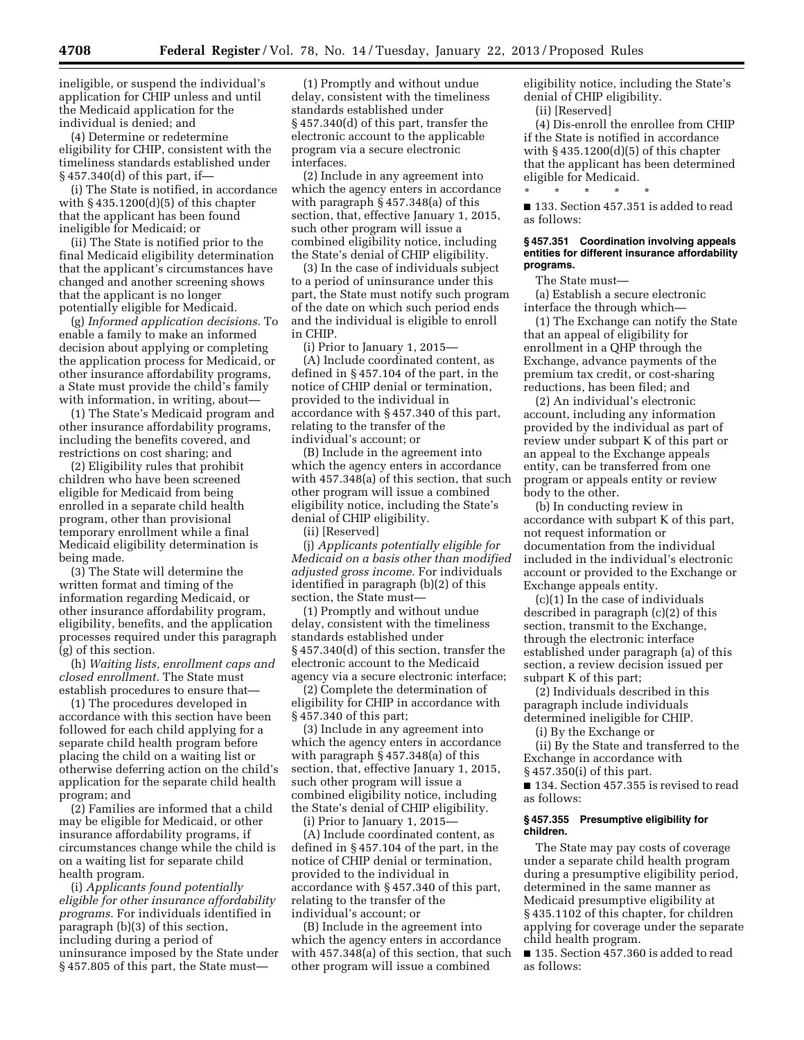ineligible, or suspend the individual's application for CHIP unless and until the Medicaid application for the individual is denied; and

(4) Determine or redetermine eligibility for CHIP, consistent with the timeliness standards established under § 457.340(d) of this part, if—

(i) The State is notified, in accordance with § 435.1200(d)(5) of this chapter that the applicant has been found ineligible for Medicaid; or

(ii) The State is notified prior to the final Medicaid eligibility determination that the applicant's circumstances have changed and another screening shows that the applicant is no longer potentially eligible for Medicaid.

(g) *Informed application decisions.* To enable a family to make an informed decision about applying or completing the application process for Medicaid, or other insurance affordability programs, a State must provide the child's family with information, in writing, about—

(1) The State's Medicaid program and other insurance affordability programs, including the benefits covered, and restrictions on cost sharing; and

(2) Eligibility rules that prohibit children who have been screened eligible for Medicaid from being enrolled in a separate child health program, other than provisional temporary enrollment while a final Medicaid eligibility determination is being made.

(3) The State will determine the written format and timing of the information regarding Medicaid, or other insurance affordability program, eligibility, benefits, and the application processes required under this paragraph (g) of this section.

(h) *Waiting lists, enrollment caps and closed enrollment.* The State must establish procedures to ensure that—

(1) The procedures developed in accordance with this section have been followed for each child applying for a separate child health program before placing the child on a waiting list or otherwise deferring action on the child's application for the separate child health program; and

(2) Families are informed that a child may be eligible for Medicaid, or other insurance affordability programs, if circumstances change while the child is on a waiting list for separate child health program.

(i) *Applicants found potentially eligible for other insurance affordability programs.* For individuals identified in paragraph (b)(3) of this section, including during a period of uninsurance imposed by the State under § 457.805 of this part, the State must—

(1) Promptly and without undue delay, consistent with the timeliness standards established under § 457.340(d) of this part, transfer the electronic account to the applicable program via a secure electronic interfaces.

(2) Include in any agreement into which the agency enters in accordance with paragraph § 457.348(a) of this section, that, effective January 1, 2015, such other program will issue a combined eligibility notice, including the State's denial of CHIP eligibility.

(3) In the case of individuals subject to a period of uninsurance under this part, the State must notify such program of the date on which such period ends and the individual is eligible to enroll in CHIP.

(i) Prior to January 1, 2015—

(A) Include coordinated content, as defined in § 457.104 of the part, in the notice of CHIP denial or termination, provided to the individual in accordance with § 457.340 of this part, relating to the transfer of the individual's account; or

(B) Include in the agreement into which the agency enters in accordance with 457.348(a) of this section, that such other program will issue a combined eligibility notice, including the State's denial of CHIP eligibility.

(ii) [Reserved]

(j) *Applicants potentially eligible for Medicaid on a basis other than modified adjusted gross income.* For individuals identified in paragraph (b)(2) of this section, the State must—

(1) Promptly and without undue delay, consistent with the timeliness standards established under § 457.340(d) of this section, transfer the electronic account to the Medicaid agency via a secure electronic interface;

(2) Complete the determination of eligibility for CHIP in accordance with § 457.340 of this part;

(3) Include in any agreement into which the agency enters in accordance with paragraph § 457.348(a) of this section, that, effective January 1, 2015, such other program will issue a combined eligibility notice, including the State's denial of CHIP eligibility.

(i) Prior to January 1, 2015—

(A) Include coordinated content, as defined in § 457.104 of the part, in the notice of CHIP denial or termination, provided to the individual in accordance with § 457.340 of this part, relating to the transfer of the individual's account; or

(B) Include in the agreement into which the agency enters in accordance with 457.348(a) of this section, that such other program will issue a combined eligibility notice, including the State's denial of CHIP eligibility.

(ii) [Reserved]

(4) Dis-enroll the enrollee from CHIP if the State is notified in accordance with § 435.1200(d)(5) of this chapter that the applicant has been determined eligible for Medicaid.

\* \* \* \* \*

■ 133. Section 457.351 is added to read as follows:

### § 457.351 Coordination involving appeals entities for different insurance affordability programs.

The State must—

(a) Establish a secure electronic interface the through which—

(1) The Exchange can notify the State that an appeal of eligibility for enrollment in a QHP through the Exchange, advance payments of the premium tax credit, or cost-sharing reductions, has been filed; and

(2) An individual's electronic account, including any information provided by the individual as part of review under subpart K of this part or an appeal to the Exchange appeals entity, can be transferred from one program or appeals entity or review body to the other.

(b) In conducting review in accordance with subpart K of this part, not request information or documentation from the individual included in the individual's electronic account or provided to the Exchange or Exchange appeals entity.

(c)(1) In the case of individuals described in paragraph (c)(2) of this section, transmit to the Exchange, through the electronic interface established under paragraph (a) of this section, a review decision issued per subpart K of this part;

(2) Individuals described in this paragraph include individuals determined ineligible for CHIP.

(i) By the Exchange or

(ii) By the State and transferred to the Exchange in accordance with § 457.350(i) of this part.

■ 134. Section 457.355 is revised to read as follows:

### § 457.355 Presumptive eligibility for children.

The State may pay costs of coverage under a separate child health program during a presumptive eligibility period, determined in the same manner as Medicaid presumptive eligibility at § 435.1102 of this chapter, for children applying for coverage under the separate child health program.

■ 135. Section 457.360 is added to read as follows: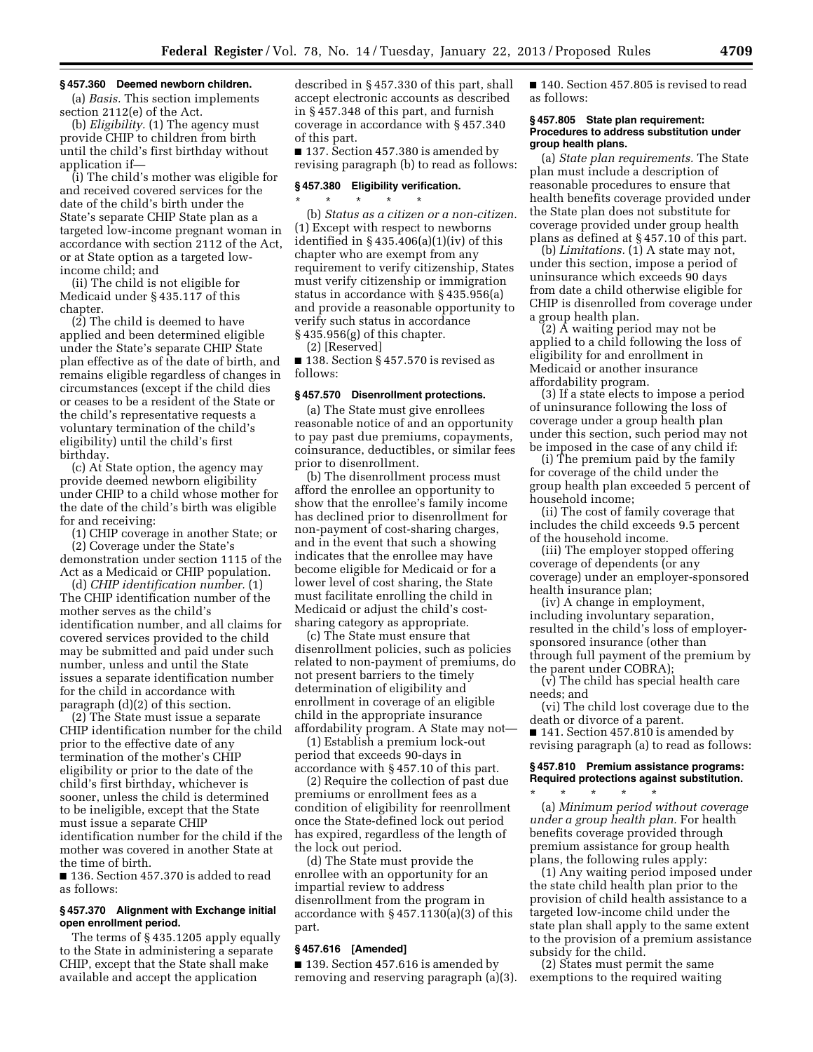### § 457.360 Deemed newborn children.

(a) *Basis.* This section implements section 2112(e) of the Act.

(b) *Eligibility.* (1) The agency must provide CHIP to children from birth until the child's first birthday without application if—

(i) The child's mother was eligible for and received covered services for the date of the child's birth under the State's separate CHIP State plan as a targeted low-income pregnant woman in accordance with section 2112 of the Act, or at State option as a targeted low-income child; and

(ii) The child is not eligible for Medicaid under § 435.117 of this chapter.

(2) The child is deemed to have applied and been determined eligible under the State's separate CHIP State plan effective as of the date of birth, and remains eligible regardless of changes in circumstances (except if the child dies or ceases to be a resident of the State or the child's representative requests a voluntary termination of the child's eligibility) until the child's first birthday.

(c) At State option, the agency may provide deemed newborn eligibility under CHIP to a child whose mother for the date of the child's birth was eligible for and receiving:

(1) CHIP coverage in another State; or

(2) Coverage under the State's demonstration under section 1115 of the Act as a Medicaid or CHIP population.

(d) *CHIP identification number.* (1) The CHIP identification number of the mother serves as the child's identification number, and all claims for covered services provided to the child may be submitted and paid under such number, unless and until the State issues a separate identification number for the child in accordance with paragraph (d)(2) of this section.

(2) The State must issue a separate CHIP identification number for the child prior to the effective date of any termination of the mother's CHIP eligibility or prior to the date of the child's first birthday, whichever is sooner, unless the child is determined to be ineligible, except that the State must issue a separate CHIP identification number for the child if the mother was covered in another State at the time of birth.

■ 136. Section 457.370 is added to read as follows:

### § 457.370 Alignment with Exchange initial open enrollment period.

The terms of § 435.1205 apply equally to the State in administering a separate CHIP, except that the State shall make available and accept the application described in § 457.330 of this part, shall accept electronic accounts as described in § 457.348 of this part, and furnish coverage in accordance with § 457.340 of this part.

■ 137. Section 457.380 is amended by revising paragraph (b) to read as follows:

### § 457.380 Eligibility verification.

\* \* \* \* \*

(b) *Status as a citizen or a non-citizen.* (1) Except with respect to newborns identified in § 435.406(a)(1)(iv) of this chapter who are exempt from any requirement to verify citizenship, States must verify citizenship or immigration status in accordance with § 435.956(a) and provide a reasonable opportunity to verify such status in accordance § 435.956(g) of this chapter.

(2) [Reserved]

■ 138. Section § 457.570 is revised as follows:

### § 457.570 Disenrollment protections.

(a) The State must give enrollees reasonable notice of and an opportunity to pay past due premiums, copayments, coinsurance, deductibles, or similar fees prior to disenrollment.

(b) The disenrollment process must afford the enrollee an opportunity to show that the enrollee's family income has declined prior to disenrollment for non-payment of cost-sharing charges, and in the event that such a showing indicates that the enrollee may have become eligible for Medicaid or for a lower level of cost sharing, the State must facilitate enrolling the child in Medicaid or adjust the child's cost-sharing category as appropriate.

(c) The State must ensure that disenrollment policies, such as policies related to non-payment of premiums, do not present barriers to the timely determination of eligibility and enrollment in coverage of an eligible child in the appropriate insurance affordability program. A State may not—

(1) Establish a premium lock-out period that exceeds 90-days in accordance with § 457.10 of this part.

(2) Require the collection of past due premiums or enrollment fees as a condition of eligibility for reenrollment once the State-defined lock out period has expired, regardless of the length of the lock out period.

(d) The State must provide the enrollee with an opportunity for an impartial review to address disenrollment from the program in accordance with § 457.1130(a)(3) of this part.

### § 457.616 [Amended]

■ 139. Section 457.616 is amended by removing and reserving paragraph (a)(3).

■ 140. Section 457.805 is revised to read as follows:

### § 457.805 State plan requirement: Procedures to address substitution under group health plans.

(a) *State plan requirements.* The State plan must include a description of reasonable procedures to ensure that health benefits coverage provided under the State plan does not substitute for coverage provided under group health plans as defined at § 457.10 of this part.

(b) *Limitations.* (1) A state may not, under this section, impose a period of uninsurance which exceeds 90 days from date a child otherwise eligible for CHIP is disenrolled from coverage under a group health plan.

(2) A waiting period may not be applied to a child following the loss of eligibility for and enrollment in Medicaid or another insurance affordability program.

(3) If a state elects to impose a period of uninsurance following the loss of coverage under a group health plan under this section, such period may not be imposed in the case of any child if:

(i) The premium paid by the family for coverage of the child under the group health plan exceeded 5 percent of household income;

(ii) The cost of family coverage that includes the child exceeds 9.5 percent of the household income.

(iii) The employer stopped offering coverage of dependents (or any coverage) under an employer-sponsored health insurance plan;

(iv) A change in employment, including involuntary separation, resulted in the child's loss of employer-sponsored insurance (other than through full payment of the premium by the parent under COBRA);

(v) The child has special health care needs; and

(vi) The child lost coverage due to the death or divorce of a parent.

■ 141. Section 457.810 is amended by revising paragraph (a) to read as follows:

### § 457.810 Premium assistance programs: Required protections against substitution.

\* \* \* \* \*

(a) *Minimum period without coverage under a group health plan.* For health benefits coverage provided through premium assistance for group health plans, the following rules apply:

(1) Any waiting period imposed under the state child health plan prior to the provision of child health assistance to a targeted low-income child under the state plan shall apply to the same extent to the provision of a premium assistance subsidy for the child.

(2) States must permit the same exemptions to the required waiting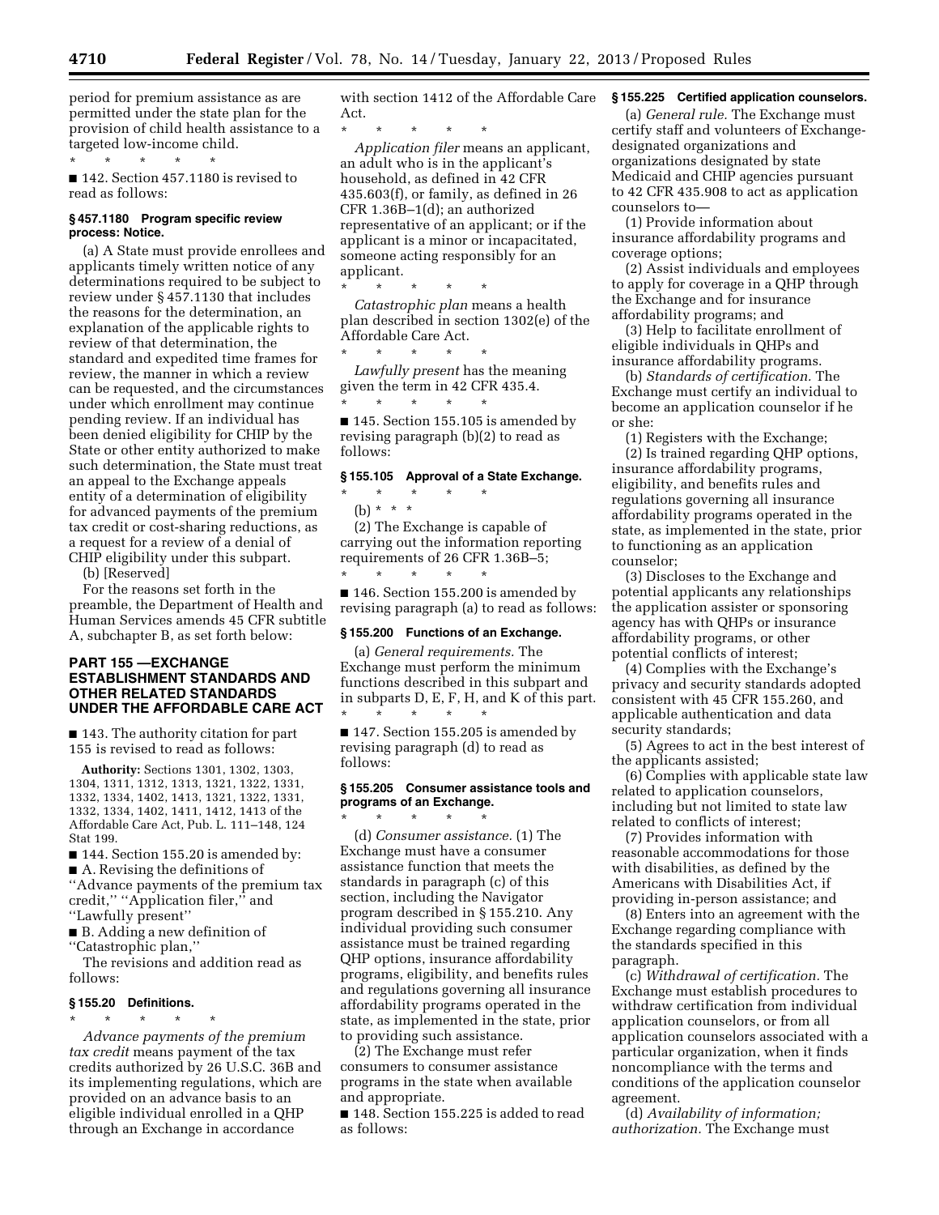period for premium assistance as are permitted under the state plan for the provision of child health assistance to a targeted low-income child.

\* \* \* \* \*

■ 142. Section 457.1180 is revised to read as follows:

#### § 457.1180 Program specific review process: Notice.

(a) A State must provide enrollees and applicants timely written notice of any determinations required to be subject to review under § 457.1130 that includes the reasons for the determination, an explanation of the applicable rights to review of that determination, the standard and expedited time frames for review, the manner in which a review can be requested, and the circumstances under which enrollment may continue pending review. If an individual has been denied eligibility for CHIP by the State or other entity authorized to make such determination, the State must treat an appeal to the Exchange appeals entity of a determination of eligibility for advanced payments of the premium tax credit or cost-sharing reductions, as a request for a review of a denial of CHIP eligibility under this subpart.

(b) [Reserved]

For the reasons set forth in the preamble, the Department of Health and Human Services amends 45 CFR subtitle A, subchapter B, as set forth below:

## PART 155 —EXCHANGE ESTABLISHMENT STANDARDS AND OTHER RELATED STANDARDS UNDER THE AFFORDABLE CARE ACT

■ 143. The authority citation for part 155 is revised to read as follows:

**Authority:** Sections 1301, 1302, 1303, 1304, 1311, 1312, 1313, 1321, 1322, 1331, 1332, 1334, 1402, 1413, 1321, 1322, 1331, 1332, 1334, 1402, 1411, 1412, 1413 of the Affordable Care Act, Pub. L. 111–148, 124 Stat 199.

■ 144. Section 155.20 is amended by:

■ A. Revising the definitions of ''Advance payments of the premium tax credit,'' ''Application filer,'' and ''Lawfully present''

■ B. Adding a new definition of ''Catastrophic plan,''

The revisions and addition read as follows:

#### § 155.20 Definitions.

\* \* \* \* \*

*Advance payments of the premium tax credit* means payment of the tax credits authorized by 26 U.S.C. 36B and its implementing regulations, which are provided on an advance basis to an eligible individual enrolled in a QHP through an Exchange in accordance with section 1412 of the Affordable Care Act.

\* \* \* \* \*

*Application filer* means an applicant, an adult who is in the applicant's household, as defined in 42 CFR 435.603(f), or family, as defined in 26 CFR 1.36B–1(d); an authorized representative of an applicant; or if the applicant is a minor or incapacitated, someone acting responsibly for an applicant.

\* \* \* \* \*

*Catastrophic plan* means a health plan described in section 1302(e) of the Affordable Care Act.

\* \* \* \* \*

*Lawfully present* has the meaning given the term in 42 CFR 435.4.

\* \* \* \* \*

■ 145. Section 155.105 is amended by revising paragraph (b)(2) to read as follows:

#### § 155.105 Approval of a State Exchange.

\* \* \* \* \*

(b) \* \* \*

(2) The Exchange is capable of carrying out the information reporting requirements of 26 CFR 1.36B–5;

\* \* \* \* \*

■ 146. Section 155.200 is amended by revising paragraph (a) to read as follows:

#### § 155.200 Functions of an Exchange.

(a) *General requirements.* The Exchange must perform the minimum functions described in this subpart and in subparts D, E, F, H, and K of this part.

\* \* \* \* \*

■ 147. Section 155.205 is amended by revising paragraph (d) to read as follows:

#### § 155.205 Consumer assistance tools and programs of an Exchange.

\* \* \* \* \*

(d) *Consumer assistance.* (1) The Exchange must have a consumer assistance function that meets the standards in paragraph (c) of this section, including the Navigator program described in § 155.210. Any individual providing such consumer assistance must be trained regarding QHP options, insurance affordability programs, eligibility, and benefits rules and regulations governing all insurance affordability programs operated in the state, as implemented in the state, prior to providing such assistance.

(2) The Exchange must refer consumers to consumer assistance programs in the state when available and appropriate.

■ 148. Section 155.225 is added to read as follows:

#### § 155.225 Certified application counselors.

(a) *General rule.* The Exchange must certify staff and volunteers of Exchange-designated organizations and organizations designated by state Medicaid and CHIP agencies pursuant to 42 CFR 435.908 to act as application counselors to—

(1) Provide information about insurance affordability programs and coverage options;

(2) Assist individuals and employees to apply for coverage in a QHP through the Exchange and for insurance affordability programs; and

(3) Help to facilitate enrollment of eligible individuals in QHPs and insurance affordability programs.

(b) *Standards of certification.* The Exchange must certify an individual to become an application counselor if he or she:

(1) Registers with the Exchange;

(2) Is trained regarding QHP options, insurance affordability programs, eligibility, and benefits rules and regulations governing all insurance affordability programs operated in the state, as implemented in the state, prior to functioning as an application counselor;

(3) Discloses to the Exchange and potential applicants any relationships the application assister or sponsoring agency has with QHPs or insurance affordability programs, or other potential conflicts of interest;

(4) Complies with the Exchange's privacy and security standards adopted consistent with 45 CFR 155.260, and applicable authentication and data security standards;

(5) Agrees to act in the best interest of the applicants assisted;

(6) Complies with applicable state law related to application counselors, including but not limited to state law related to conflicts of interest;

(7) Provides information with reasonable accommodations for those with disabilities, as defined by the Americans with Disabilities Act, if providing in-person assistance; and

(8) Enters into an agreement with the Exchange regarding compliance with the standards specified in this paragraph.

(c) *Withdrawal of certification.* The Exchange must establish procedures to withdraw certification from individual application counselors, or from all application counselors associated with a particular organization, when it finds noncompliance with the terms and conditions of the application counselor agreement.

(d) *Availability of information; authorization.* The Exchange must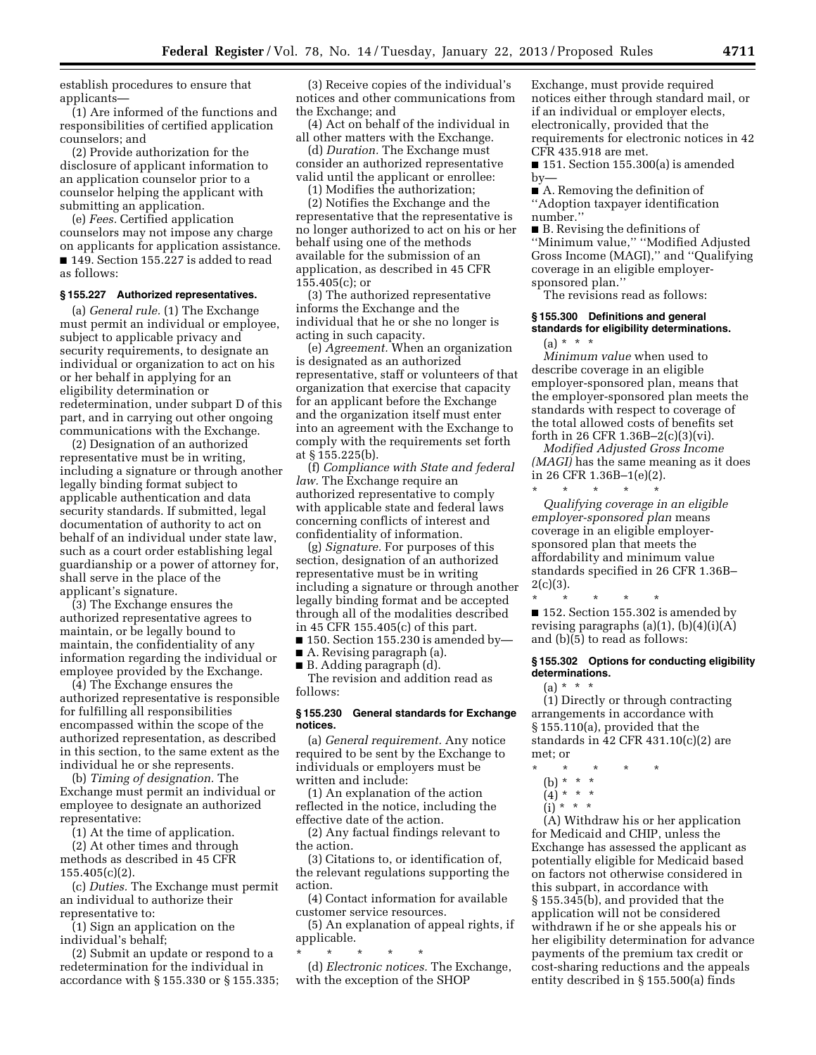establish procedures to ensure that applicants—

(1) Are informed of the functions and responsibilities of certified application counselors; and

(2) Provide authorization for the disclosure of applicant information to an application counselor prior to a counselor helping the applicant with submitting an application.

(e) *Fees.* Certified application counselors may not impose any charge on applicants for application assistance.

■ 149. Section 155.227 is added to read as follows:

### § 155.227 Authorized representatives.

(a) *General rule.* (1) The Exchange must permit an individual or employee, subject to applicable privacy and security requirements, to designate an individual or organization to act on his or her behalf in applying for an eligibility determination or redetermination, under subpart D of this part, and in carrying out other ongoing communications with the Exchange.

(2) Designation of an authorized representative must be in writing, including a signature or through another legally binding format subject to applicable authentication and data security standards. If submitted, legal documentation of authority to act on behalf of an individual under state law, such as a court order establishing legal guardianship or a power of attorney for, shall serve in the place of the applicant's signature.

(3) The Exchange ensures the authorized representative agrees to maintain, or be legally bound to maintain, the confidentiality of any information regarding the individual or employee provided by the Exchange.

(4) The Exchange ensures the authorized representative is responsible for fulfilling all responsibilities encompassed within the scope of the authorized representation, as described in this section, to the same extent as the individual he or she represents.

(b) *Timing of designation.* The Exchange must permit an individual or employee to designate an authorized representative:

(1) At the time of application.

(2) At other times and through methods as described in 45 CFR 155.405(c)(2).

(c) *Duties.* The Exchange must permit an individual to authorize their representative to:

(1) Sign an application on the individual's behalf;

(2) Submit an update or respond to a redetermination for the individual in accordance with § 155.330 or § 155.335;

(3) Receive copies of the individual's notices and other communications from the Exchange; and

(4) Act on behalf of the individual in all other matters with the Exchange.

(d) *Duration.* The Exchange must consider an authorized representative valid until the applicant or enrollee:

(1) Modifies the authorization;

(2) Notifies the Exchange and the representative that the representative is no longer authorized to act on his or her behalf using one of the methods available for the submission of an application, as described in 45 CFR 155.405(c); or

(3) The authorized representative informs the Exchange and the individual that he or she no longer is acting in such capacity.

(e) *Agreement.* When an organization is designated as an authorized representative, staff or volunteers of that organization that exercise that capacity for an applicant before the Exchange and the organization itself must enter into an agreement with the Exchange to comply with the requirements set forth at § 155.225(b).

(f) *Compliance with State and federal law.* The Exchange require an authorized representative to comply with applicable state and federal laws concerning conflicts of interest and confidentiality of information.

(g) *Signature.* For purposes of this section, designation of an authorized representative must be in writing including a signature or through another legally binding format and be accepted through all of the modalities described in 45 CFR 155.405(c) of this part.

■ 150. Section 155.230 is amended by—

■ A. Revising paragraph (a).

■ B. Adding paragraph (d).

The revision and addition read as follows:

### § 155.230 General standards for Exchange notices.

(a) *General requirement.* Any notice required to be sent by the Exchange to individuals or employers must be written and include:

(1) An explanation of the action reflected in the notice, including the effective date of the action.

(2) Any factual findings relevant to the action.

(3) Citations to, or identification of, the relevant regulations supporting the action.

(4) Contact information for available customer service resources.

(5) An explanation of appeal rights, if applicable.

\* \* \* \* \*

(d) *Electronic notices.* The Exchange, with the exception of the SHOP Exchange, must provide required notices either through standard mail, or if an individual or employer elects, electronically, provided that the requirements for electronic notices in 42 CFR 435.918 are met.

■ 151. Section 155.300(a) is amended by—

■ A. Removing the definition of "Adoption taxpayer identification number."

■ B. Revising the definitions of "Minimum value," "Modified Adjusted Gross Income (MAGI)," and "Qualifying coverage in an eligible employer-sponsored plan."

The revisions read as follows:

### § 155.300 Definitions and general standards for eligibility determinations.

(a) \* \* \*

*Minimum value* when used to describe coverage in an eligible employer-sponsored plan, means that the employer-sponsored plan meets the standards with respect to coverage of the total allowed costs of benefits set forth in 26 CFR 1.36B–2(c)(3)(vi).

*Modified Adjusted Gross Income (MAGI)* has the same meaning as it does in 26 CFR 1.36B–1(e)(2).

\* \* \* \* \*

*Qualifying coverage in an eligible employer-sponsored plan* means coverage in an eligible employer-sponsored plan that meets the affordability and minimum value standards specified in 26 CFR 1.36B–2(c)(3).

\* \* \* \* \*

■ 152. Section 155.302 is amended by revising paragraphs (a)(1), (b)(4)(i)(A) and (b)(5) to read as follows:

### § 155.302 Options for conducting eligibility determinations.

(a) \* \* \*

(1) Directly or through contracting arrangements in accordance with § 155.110(a), provided that the standards in 42 CFR 431.10(c)(2) are met; or

\* \* \* \* \*

(b) \* \* \*

(4) \* \* \*

(i) \* \* \*

(A) Withdraw his or her application for Medicaid and CHIP, unless the Exchange has assessed the applicant as potentially eligible for Medicaid based on factors not otherwise considered in this subpart, in accordance with § 155.345(b), and provided that the application will not be considered withdrawn if he or she appeals his or her eligibility determination for advance payments of the premium tax credit or cost-sharing reductions and the appeals entity described in § 155.500(a) finds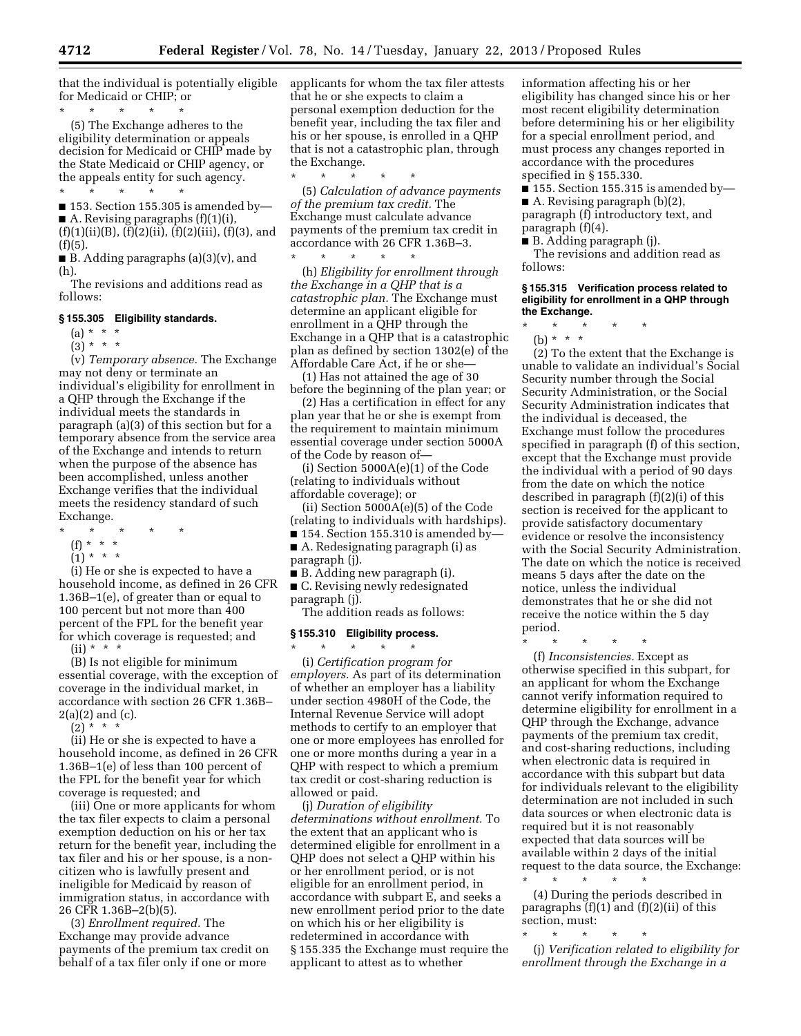that the individual is potentially eligible for Medicaid or CHIP; or

\* \* \* \* \*

(5) The Exchange adheres to the eligibility determination or appeals decision for Medicaid or CHIP made by the State Medicaid or CHIP agency, or the appeals entity for such agency.

\* \* \* \* \*

■ 153. Section 155.305 is amended by—

■ A. Revising paragraphs (f)(1)(i), (f)(1)(ii)(B), (f)(2)(ii), (f)(2)(iii), (f)(3), and (f)(5).

■ B. Adding paragraphs (a)(3)(v), and (h).

The revisions and additions read as follows:

### § 155.305 Eligibility standards.

(a) \* \* \*

(3) \* \* \*

(v) *Temporary absence.* The Exchange may not deny or terminate an individual's eligibility for enrollment in a QHP through the Exchange if the individual meets the standards in paragraph (a)(3) of this section but for a temporary absence from the service area of the Exchange and intends to return when the purpose of the absence has been accomplished, unless another Exchange verifies that the individual meets the residency standard of such Exchange.

\* \* \* \* \*

(f) \* \* \*

(1) \* \* \*

(i) He or she is expected to have a household income, as defined in 26 CFR 1.36B–1(e), of greater than or equal to 100 percent but not more than 400 percent of the FPL for the benefit year for which coverage is requested; and

(ii) \* \* \*

(B) Is not eligible for minimum essential coverage, with the exception of coverage in the individual market, in accordance with section 26 CFR 1.36B–2(a)(2) and (c).

(2) \* \* \*

(ii) He or she is expected to have a household income, as defined in 26 CFR 1.36B–1(e) of less than 100 percent of the FPL for the benefit year for which coverage is requested; and

(iii) One or more applicants for whom the tax filer expects to claim a personal exemption deduction on his or her tax return for the benefit year, including the tax filer and his or her spouse, is a non-citizen who is lawfully present and ineligible for Medicaid by reason of immigration status, in accordance with 26 CFR 1.36B–2(b)(5).

(3) *Enrollment required.* The Exchange may provide advance payments of the premium tax credit on behalf of a tax filer only if one or more applicants for whom the tax filer attests that he or she expects to claim a personal exemption deduction for the benefit year, including the tax filer and his or her spouse, is enrolled in a QHP that is not a catastrophic plan, through the Exchange.

\* \* \* \* \*

(5) *Calculation of advance payments of the premium tax credit.* The Exchange must calculate advance payments of the premium tax credit in accordance with 26 CFR 1.36B–3.

\* \* \* \* \*

(h) *Eligibility for enrollment through the Exchange in a QHP that is a catastrophic plan.* The Exchange must determine an applicant eligible for enrollment in a QHP through the Exchange in a QHP that is a catastrophic plan as defined by section 1302(e) of the Affordable Care Act, if he or she—

(1) Has not attained the age of 30 before the beginning of the plan year; or

(2) Has a certification in effect for any plan year that he or she is exempt from the requirement to maintain minimum essential coverage under section 5000A of the Code by reason of—

(i) Section 5000A(e)(1) of the Code (relating to individuals without affordable coverage); or

(ii) Section 5000A(e)(5) of the Code (relating to individuals with hardships).

■ 154. Section 155.310 is amended by—

■ A. Redesignating paragraph (i) as paragraph (j).

■ B. Adding new paragraph (i).

■ C. Revising newly redesignated paragraph (j).

The addition reads as follows:

### § 155.310 Eligibility process.

\* \* \* \* \*

(i) *Certification program for employers.* As part of its determination of whether an employer has a liability under section 4980H of the Code, the Internal Revenue Service will adopt methods to certify to an employer that one or more employees has enrolled for one or more months during a year in a QHP with respect to which a premium tax credit or cost-sharing reduction is allowed or paid.

(j) *Duration of eligibility determinations without enrollment.* To the extent that an applicant who is determined eligible for enrollment in a QHP does not select a QHP within his or her enrollment period, or is not eligible for an enrollment period, in accordance with subpart E, and seeks a new enrollment period prior to the date on which his or her eligibility is redetermined in accordance with § 155.335 the Exchange must require the applicant to attest as to whether information affecting his or her eligibility has changed since his or her most recent eligibility determination before determining his or her eligibility for a special enrollment period, and must process any changes reported in accordance with the procedures specified in § 155.330.

■ 155. Section 155.315 is amended by—

■ A. Revising paragraph (b)(2), paragraph (f) introductory text, and paragraph (f)(4).

■ B. Adding paragraph (j).

The revisions and addition read as follows:

### § 155.315 Verification process related to eligibility for enrollment in a QHP through the Exchange.

\* \* \* \* \*

(b) \* \* \*

(2) To the extent that the Exchange is unable to validate an individual's Social Security number through the Social Security Administration, or the Social Security Administration indicates that the individual is deceased, the Exchange must follow the procedures specified in paragraph (f) of this section, except that the Exchange must provide the individual with a period of 90 days from the date on which the notice described in paragraph (f)(2)(i) of this section is received for the applicant to provide satisfactory documentary evidence or resolve the inconsistency with the Social Security Administration. The date on which the notice is received means 5 days after the date on the notice, unless the individual demonstrates that he or she did not receive the notice within the 5 day period.

\* \* \* \* \*

(f) *Inconsistencies.* Except as otherwise specified in this subpart, for an applicant for whom the Exchange cannot verify information required to determine eligibility for enrollment in a QHP through the Exchange, advance payments of the premium tax credit, and cost-sharing reductions, including when electronic data is required in accordance with this subpart but data for individuals relevant to the eligibility determination are not included in such data sources or when electronic data is required but it is not reasonably expected that data sources will be available within 2 days of the initial request to the data source, the Exchange:

\* \* \* \* \*

(4) During the periods described in paragraphs (f)(1) and (f)(2)(ii) of this section, must:

\* \* \* \* \*

(j) *Verification related to eligibility for enrollment through the Exchange in a*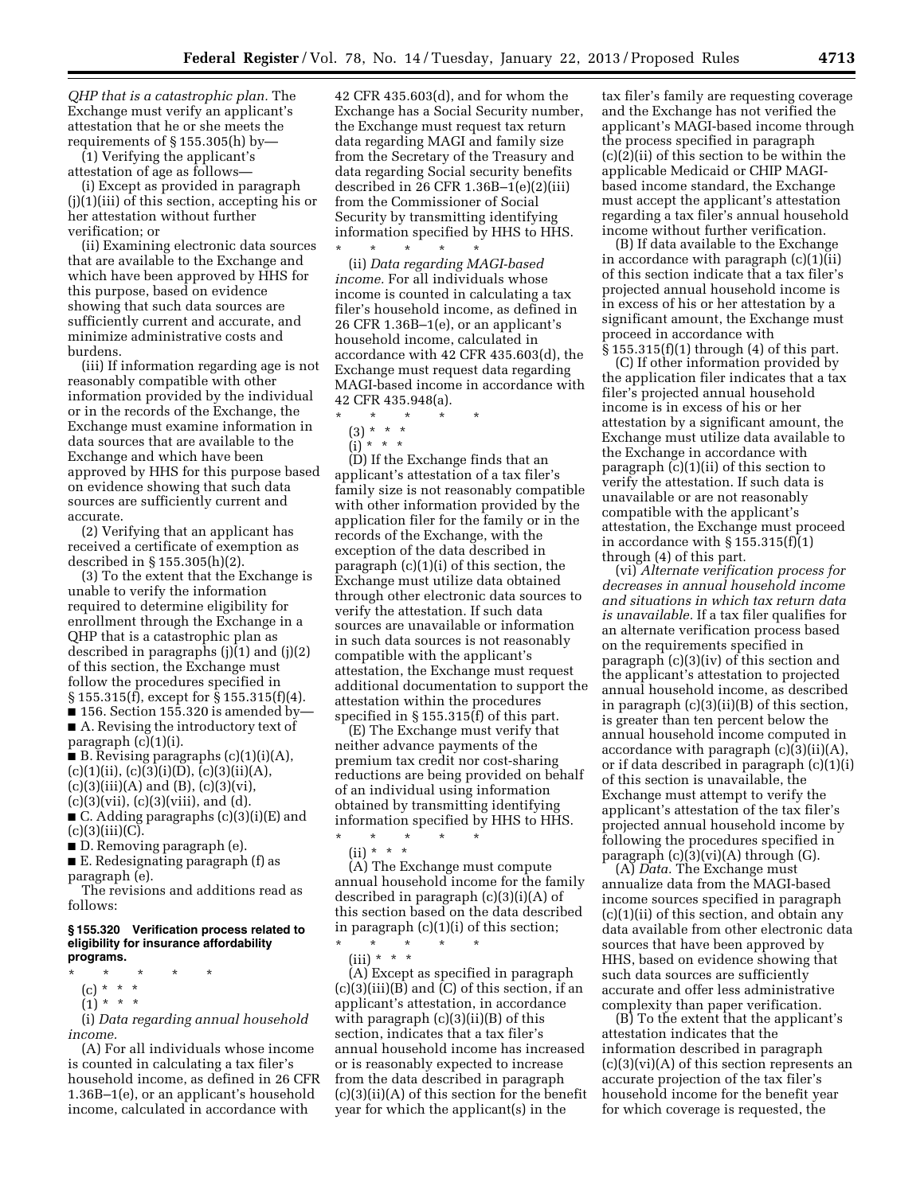*QHP that is a catastrophic plan.* The Exchange must verify an applicant's attestation that he or she meets the requirements of § 155.305(h) by—

(1) Verifying the applicant's attestation of age as follows—

(i) Except as provided in paragraph (j)(1)(iii) of this section, accepting his or her attestation without further verification; or

(ii) Examining electronic data sources that are available to the Exchange and which have been approved by HHS for this purpose, based on evidence showing that such data sources are sufficiently current and accurate, and minimize administrative costs and burdens.

(iii) If information regarding age is not reasonably compatible with other information provided by the individual or in the records of the Exchange, the Exchange must examine information in data sources that are available to the Exchange and which have been approved by HHS for this purpose based on evidence showing that such data sources are sufficiently current and accurate.

(2) Verifying that an applicant has received a certificate of exemption as described in § 155.305(h)(2).

(3) To the extent that the Exchange is unable to verify the information required to determine eligibility for enrollment through the Exchange in a QHP that is a catastrophic plan as described in paragraphs (j)(1) and (j)(2) of this section, the Exchange must follow the procedures specified in § 155.315(f), except for § 155.315(f)(4).

■ 156. Section 155.320 is amended by—

■ A. Revising the introductory text of paragraph (c)(1)(i).

■ B. Revising paragraphs (c)(1)(i)(A), (c)(1)(ii), (c)(3)(i)(D), (c)(3)(ii)(A), (c)(3)(iii)(A) and (B), (c)(3)(vi), (c)(3)(vii), (c)(3)(viii), and (d).

■ C. Adding paragraphs (c)(3)(i)(E) and (c)(3)(iii)(C).

■ D. Removing paragraph (e).

■ E. Redesignating paragraph (f) as paragraph (e).

The revisions and additions read as follows:

### § 155.320 Verification process related to eligibility for insurance affordability programs.

\* \* \* \* \*

(c) \* \* \*

(1) \* \* \*

(i) *Data regarding annual household income.*

(A) For all individuals whose income is counted in calculating a tax filer's household income, as defined in 26 CFR 1.36B–1(e), or an applicant's household income, calculated in accordance with 42 CFR 435.603(d), and for whom the Exchange has a Social Security number, the Exchange must request tax return data regarding MAGI and family size from the Secretary of the Treasury and data regarding Social security benefits described in 26 CFR 1.36B–1(e)(2)(iii) from the Commissioner of Social Security by transmitting identifying information specified by HHS to HHS.

\* \* \* \* \*

(ii) *Data regarding MAGI-based income.* For all individuals whose income is counted in calculating a tax filer's household income, as defined in 26 CFR 1.36B–1(e), or an applicant's household income, calculated in accordance with 42 CFR 435.603(d), the Exchange must request data regarding MAGI-based income in accordance with 42 CFR 435.948(a).

\* \* \* \* \*

(3) \* \* \*

(i) \* \* \*

(D) If the Exchange finds that an applicant's attestation of a tax filer's family size is not reasonably compatible with other information provided by the application filer for the family or in the records of the Exchange, with the exception of the data described in paragraph (c)(1)(i) of this section, the Exchange must utilize data obtained through other electronic data sources to verify the attestation. If such data sources are unavailable or information in such data sources is not reasonably compatible with the applicant's attestation, the Exchange must request additional documentation to support the attestation within the procedures specified in § 155.315(f) of this part.

(E) The Exchange must verify that neither advance payments of the premium tax credit nor cost-sharing reductions are being provided on behalf of an individual using information obtained by transmitting identifying information specified by HHS to HHS.

\* \* \* \* \*

(ii) \* \* \*

(A) The Exchange must compute annual household income for the family described in paragraph (c)(3)(i)(A) of this section based on the data described in paragraph (c)(1)(i) of this section;

\* \* \* \* \*

(iii) \* \* \*

(A) Except as specified in paragraph (c)(3)(iii)(B) and (C) of this section, if an applicant's attestation, in accordance with paragraph (c)(3)(ii)(B) of this section, indicates that a tax filer's annual household income has increased or is reasonably expected to increase from the data described in paragraph (c)(3)(ii)(A) of this section for the benefit year for which the applicant(s) in the tax filer's family are requesting coverage and the Exchange has not verified the applicant's MAGI-based income through the process specified in paragraph (c)(2)(ii) of this section to be within the applicable Medicaid or CHIP MAGI-based income standard, the Exchange must accept the applicant's attestation regarding a tax filer's annual household income without further verification.

(B) If data available to the Exchange in accordance with paragraph (c)(1)(ii) of this section indicate that a tax filer's projected annual household income is in excess of his or her attestation by a significant amount, the Exchange must proceed in accordance with § 155.315(f)(1) through (4) of this part.

(C) If other information provided by the application filer indicates that a tax filer's projected annual household income is in excess of his or her attestation by a significant amount, the Exchange must utilize data available to the Exchange in accordance with paragraph (c)(1)(ii) of this section to verify the attestation. If such data is unavailable or are not reasonably compatible with the applicant's attestation, the Exchange must proceed in accordance with § 155.315(f)(1) through (4) of this part.

(vi) *Alternate verification process for decreases in annual household income and situations in which tax return data is unavailable.* If a tax filer qualifies for an alternate verification process based on the requirements specified in paragraph (c)(3)(iv) of this section and the applicant's attestation to projected annual household income, as described in paragraph (c)(3)(ii)(B) of this section, is greater than ten percent below the annual household income computed in accordance with paragraph (c)(3)(ii)(A), or if data described in paragraph (c)(1)(i) of this section is unavailable, the Exchange must attempt to verify the applicant's attestation of the tax filer's projected annual household income by following the procedures specified in paragraph (c)(3)(vi)(A) through (G).

(A) *Data.* The Exchange must annualize data from the MAGI-based income sources specified in paragraph (c)(1)(ii) of this section, and obtain any data available from other electronic data sources that have been approved by HHS, based on evidence showing that such data sources are sufficiently accurate and offer less administrative complexity than paper verification.

(B) To the extent that the applicant's attestation indicates that the information described in paragraph (c)(3)(vi)(A) of this section represents an accurate projection of the tax filer's household income for the benefit year for which coverage is requested, the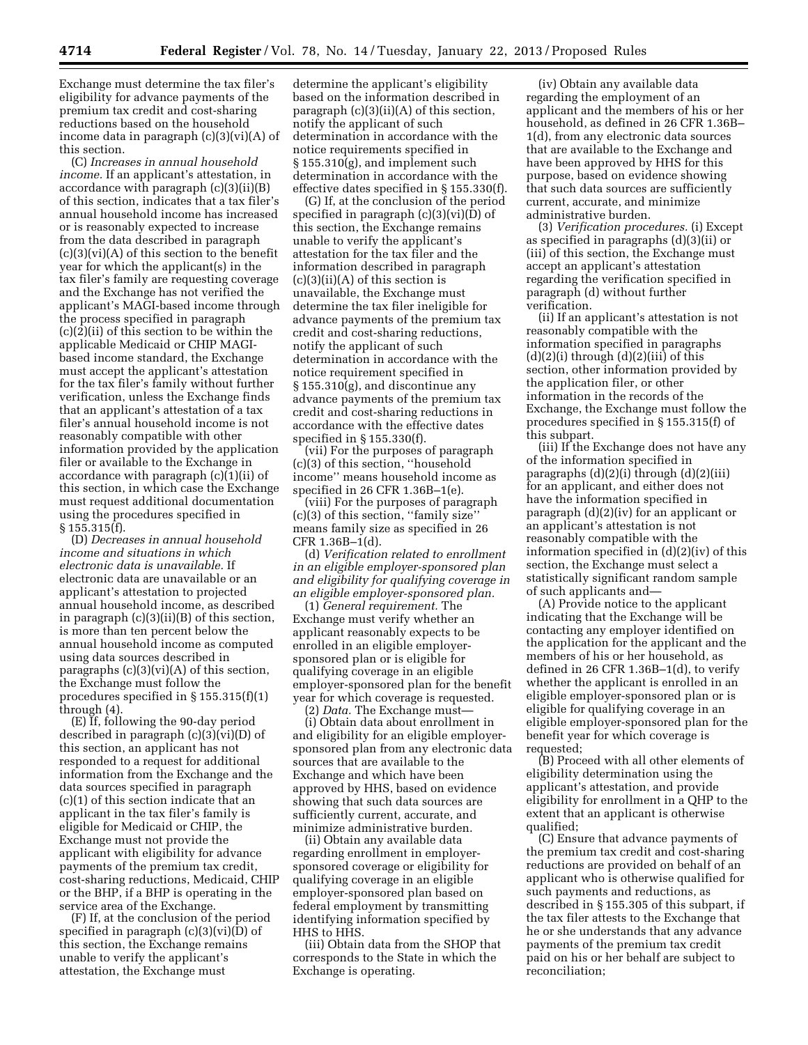Exchange must determine the tax filer's eligibility for advance payments of the premium tax credit and cost-sharing reductions based on the household income data in paragraph (c)(3)(vi)(A) of this section.

(C) *Increases in annual household income.* If an applicant's attestation, in accordance with paragraph (c)(3)(ii)(B) of this section, indicates that a tax filer's annual household income has increased or is reasonably expected to increase from the data described in paragraph (c)(3)(vi)(A) of this section to the benefit year for which the applicant(s) in the tax filer's family are requesting coverage and the Exchange has not verified the applicant's MAGI-based income through the process specified in paragraph (c)(2)(ii) of this section to be within the applicable Medicaid or CHIP MAGI-based income standard, the Exchange must accept the applicant's attestation for the tax filer's family without further verification, unless the Exchange finds that an applicant's attestation of a tax filer's annual household income is not reasonably compatible with other information provided by the application filer or available to the Exchange in accordance with paragraph (c)(1)(ii) of this section, in which case the Exchange must request additional documentation using the procedures specified in § 155.315(f).

(D) *Decreases in annual household income and situations in which electronic data is unavailable.* If electronic data are unavailable or an applicant's attestation to projected annual household income, as described in paragraph (c)(3)(ii)(B) of this section, is more than ten percent below the annual household income as computed using data sources described in paragraphs (c)(3)(vi)(A) of this section, the Exchange must follow the procedures specified in § 155.315(f)(1) through (4).

(E) If, following the 90-day period described in paragraph (c)(3)(vi)(D) of this section, an applicant has not responded to a request for additional information from the Exchange and the data sources specified in paragraph (c)(1) of this section indicate that an applicant in the tax filer's family is eligible for Medicaid or CHIP, the Exchange must not provide the applicant with eligibility for advance payments of the premium tax credit, cost-sharing reductions, Medicaid, CHIP or the BHP, if a BHP is operating in the service area of the Exchange.

(F) If, at the conclusion of the period specified in paragraph (c)(3)(vi)(D) of this section, the Exchange remains unable to verify the applicant's attestation, the Exchange must determine the applicant's eligibility based on the information described in paragraph (c)(3)(ii)(A) of this section, notify the applicant of such determination in accordance with the notice requirements specified in § 155.310(g), and implement such determination in accordance with the effective dates specified in § 155.330(f).

(G) If, at the conclusion of the period specified in paragraph (c)(3)(vi)(D) of this section, the Exchange remains unable to verify the applicant's attestation for the tax filer and the information described in paragraph (c)(3)(ii)(A) of this section is unavailable, the Exchange must determine the tax filer ineligible for advance payments of the premium tax credit and cost-sharing reductions, notify the applicant of such determination in accordance with the notice requirement specified in § 155.310(g), and discontinue any advance payments of the premium tax credit and cost-sharing reductions in accordance with the effective dates specified in § 155.330(f).

(vii) For the purposes of paragraph (c)(3) of this section, "household income" means household income as specified in 26 CFR 1.36B–1(e).

(viii) For the purposes of paragraph (c)(3) of this section, "family size" means family size as specified in 26 CFR 1.36B–1(d).

(d) *Verification related to enrollment in an eligible employer-sponsored plan and eligibility for qualifying coverage in an eligible employer-sponsored plan.*

(1) *General requirement.* The Exchange must verify whether an applicant reasonably expects to be enrolled in an eligible employer-sponsored plan or is eligible for qualifying coverage in an eligible employer-sponsored plan for the benefit year for which coverage is requested.

(2) *Data.* The Exchange must—

(i) Obtain data about enrollment in and eligibility for an eligible employer-sponsored plan from any electronic data sources that are available to the Exchange and which have been approved by HHS, based on evidence showing that such data sources are sufficiently current, accurate, and minimize administrative burden.

(ii) Obtain any available data regarding enrollment in employer-sponsored coverage or eligibility for qualifying coverage in an eligible employer-sponsored plan based on federal employment by transmitting identifying information specified by HHS to HHS.

(iii) Obtain data from the SHOP that corresponds to the State in which the Exchange is operating.

(iv) Obtain any available data regarding the employment of an applicant and the members of his or her household, as defined in 26 CFR 1.36B–1(d), from any electronic data sources that are available to the Exchange and have been approved by HHS for this purpose, based on evidence showing that such data sources are sufficiently current, accurate, and minimize administrative burden.

(3) *Verification procedures.* (i) Except as specified in paragraphs (d)(3)(ii) or (iii) of this section, the Exchange must accept an applicant's attestation regarding the verification specified in paragraph (d) without further verification.

(ii) If an applicant's attestation is not reasonably compatible with the information specified in paragraphs (d)(2)(i) through (d)(2)(iii) of this section, other information provided by the application filer, or other information in the records of the Exchange, the Exchange must follow the procedures specified in § 155.315(f) of this subpart.

(iii) If the Exchange does not have any of the information specified in paragraphs (d)(2)(i) through (d)(2)(iii) for an applicant, and either does not have the information specified in paragraph (d)(2)(iv) for an applicant or an applicant's attestation is not reasonably compatible with the information specified in (d)(2)(iv) of this section, the Exchange must select a statistically significant random sample of such applicants and—

(A) Provide notice to the applicant indicating that the Exchange will be contacting any employer identified on the application for the applicant and the members of his or her household, as defined in 26 CFR 1.36B–1(d), to verify whether the applicant is enrolled in an eligible employer-sponsored plan or is eligible for qualifying coverage in an eligible employer-sponsored plan for the benefit year for which coverage is requested;

(B) Proceed with all other elements of eligibility determination using the applicant's attestation, and provide eligibility for enrollment in a QHP to the extent that an applicant is otherwise qualified;

(C) Ensure that advance payments of the premium tax credit and cost-sharing reductions are provided on behalf of an applicant who is otherwise qualified for such payments and reductions, as described in § 155.305 of this subpart, if the tax filer attests to the Exchange that he or she understands that any advance payments of the premium tax credit paid on his or her behalf are subject to reconciliation;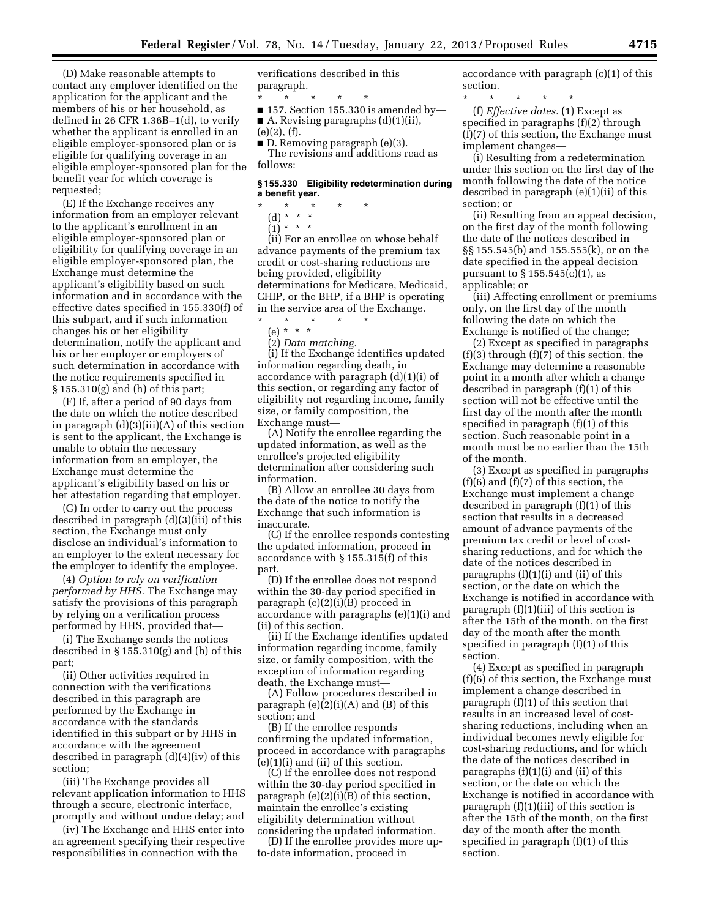(D) Make reasonable attempts to contact any employer identified on the application for the applicant and the members of his or her household, as defined in 26 CFR 1.36B–1(d), to verify whether the applicant is enrolled in an eligible employer-sponsored plan or is eligible for qualifying coverage in an eligible employer-sponsored plan for the benefit year for which coverage is requested;

(E) If the Exchange receives any information from an employer relevant to the applicant's enrollment in an eligible employer-sponsored plan or eligibility for qualifying coverage in an eligible employer-sponsored plan, the Exchange must determine the applicant's eligibility based on such information and in accordance with the effective dates specified in 155.330(f) of this subpart, and if such information changes his or her eligibility determination, notify the applicant and his or her employer or employers of such determination in accordance with the notice requirements specified in § 155.310(g) and (h) of this part;

(F) If, after a period of 90 days from the date on which the notice described in paragraph (d)(3)(iii)(A) of this section is sent to the applicant, the Exchange is unable to obtain the necessary information from an employer, the Exchange must determine the applicant's eligibility based on his or her attestation regarding that employer.

(G) In order to carry out the process described in paragraph (d)(3)(iii) of this section, the Exchange must only disclose an individual's information to an employer to the extent necessary for the employer to identify the employee.

(4) *Option to rely on verification performed by HHS.* The Exchange may satisfy the provisions of this paragraph by relying on a verification process performed by HHS, provided that—

(i) The Exchange sends the notices described in § 155.310(g) and (h) of this part;

(ii) Other activities required in connection with the verifications described in this paragraph are performed by the Exchange in accordance with the standards identified in this subpart or by HHS in accordance with the agreement described in paragraph (d)(4)(iv) of this section;

(iii) The Exchange provides all relevant application information to HHS through a secure, electronic interface, promptly and without undue delay; and

(iv) The Exchange and HHS enter into an agreement specifying their respective responsibilities in connection with the verifications described in this paragraph.

\* \* \* \* \*

■ 157. Section 155.330 is amended by—

■ A. Revising paragraphs (d)(1)(ii), (e)(2), (f).

■ D. Removing paragraph (e)(3).

The revisions and additions read as follows:

### § 155.330 Eligibility redetermination during a benefit year.

\* \* \* \* \*

(d) \* \* \*

(1) \* \* \*

(ii) For an enrollee on whose behalf advance payments of the premium tax credit or cost-sharing reductions are being provided, eligibility determinations for Medicare, Medicaid, CHIP, or the BHP, if a BHP is operating in the service area of the Exchange.

\* \* \* \* \*

(e) \* \* \*

(2) *Data matching.*

(i) If the Exchange identifies updated information regarding death, in accordance with paragraph (d)(1)(i) of this section, or regarding any factor of eligibility not regarding income, family size, or family composition, the Exchange must—

(A) Notify the enrollee regarding the updated information, as well as the enrollee's projected eligibility determination after considering such information.

(B) Allow an enrollee 30 days from the date of the notice to notify the Exchange that such information is inaccurate.

(C) If the enrollee responds contesting the updated information, proceed in accordance with § 155.315(f) of this part.

(D) If the enrollee does not respond within the 30-day period specified in paragraph (e)(2)(i)(B) proceed in accordance with paragraphs (e)(1)(i) and (ii) of this section.

(ii) If the Exchange identifies updated information regarding income, family size, or family composition, with the exception of information regarding death, the Exchange must—

(A) Follow procedures described in paragraph (e)(2)(i)(A) and (B) of this section; and

(B) If the enrollee responds confirming the updated information, proceed in accordance with paragraphs (e)(1)(i) and (ii) of this section.

(C) If the enrollee does not respond within the 30-day period specified in paragraph (e)(2)(i)(B) of this section, maintain the enrollee's existing eligibility determination without considering the updated information.

(D) If the enrollee provides more up-to-date information, proceed in accordance with paragraph (c)(1) of this section.

\* \* \* \* \*

(f) *Effective dates.* (1) Except as specified in paragraphs (f)(2) through (f)(7) of this section, the Exchange must implement changes—

(i) Resulting from a redetermination under this section on the first day of the month following the date of the notice described in paragraph (e)(1)(ii) of this section; or

(ii) Resulting from an appeal decision, on the first day of the month following the date of the notices described in §§ 155.545(b) and 155.555(k), or on the date specified in the appeal decision pursuant to § 155.545(c)(1), as applicable; or

(iii) Affecting enrollment or premiums only, on the first day of the month following the date on which the Exchange is notified of the change;

(2) Except as specified in paragraphs (f)(3) through (f)(7) of this section, the Exchange may determine a reasonable point in a month after which a change described in paragraph (f)(1) of this section will not be effective until the first day of the month after the month specified in paragraph (f)(1) of this section. Such reasonable point in a month must be no earlier than the 15th of the month.

(3) Except as specified in paragraphs (f)(6) and (f)(7) of this section, the Exchange must implement a change described in paragraph (f)(1) of this section that results in a decreased amount of advance payments of the premium tax credit or level of cost-sharing reductions, and for which the date of the notices described in paragraphs (f)(1)(i) and (ii) of this section, or the date on which the Exchange is notified in accordance with paragraph (f)(1)(iii) of this section is after the 15th of the month, on the first day of the month after the month specified in paragraph (f)(1) of this section.

(4) Except as specified in paragraph (f)(6) of this section, the Exchange must implement a change described in paragraph (f)(1) of this section that results in an increased level of cost-sharing reductions, including when an individual becomes newly eligible for cost-sharing reductions, and for which the date of the notices described in paragraphs (f)(1)(i) and (ii) of this section, or the date on which the Exchange is notified in accordance with paragraph (f)(1)(iii) of this section is after the 15th of the month, on the first day of the month after the month specified in paragraph (f)(1) of this section.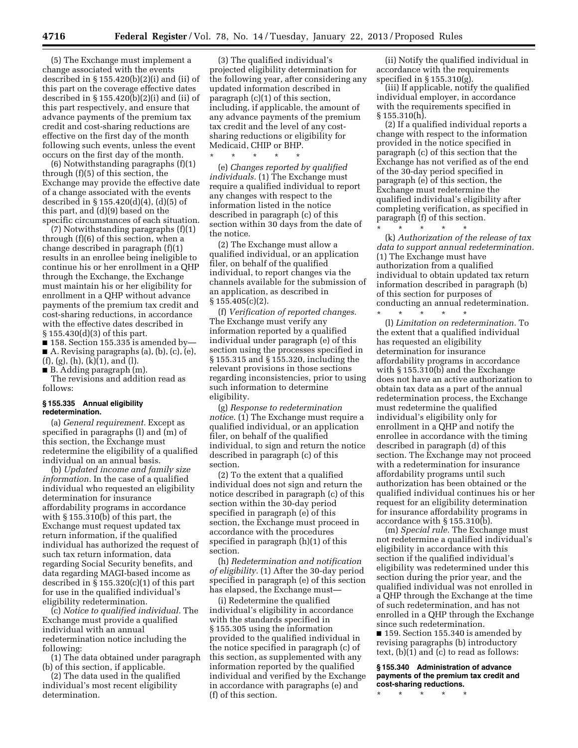(5) The Exchange must implement a change associated with the events described in § 155.420(b)(2)(i) and (ii) of this part on the coverage effective dates described in § 155.420(b)(2)(i) and (ii) of this part respectively, and ensure that advance payments of the premium tax credit and cost-sharing reductions are effective on the first day of the month following such events, unless the event occurs on the first day of the month.

(6) Notwithstanding paragraphs (f)(1) through (f)(5) of this section, the Exchange may provide the effective date of a change associated with the events described in § 155.420(d)(4), (d)(5) of this part, and (d)(9) based on the specific circumstances of each situation.

(7) Notwithstanding paragraphs (f)(1) through (f)(6) of this section, when a change described in paragraph (f)(1) results in an enrollee being ineligible to continue his or her enrollment in a QHP through the Exchange, the Exchange must maintain his or her eligibility for enrollment in a QHP without advance payments of the premium tax credit and cost-sharing reductions, in accordance with the effective dates described in § 155.430(d)(3) of this part.

■ 158. Section 155.335 is amended by—

■ A. Revising paragraphs (a), (b), (c), (e), (f), (g), (h), (k)(1), and (l).

■ B. Adding paragraph (m).

The revisions and addition read as follows:

### § 155.335 Annual eligibility redetermination.

(a) *General requirement.* Except as specified in paragraphs (l) and (m) of this section, the Exchange must redetermine the eligibility of a qualified individual on an annual basis.

(b) *Updated income and family size information.* In the case of a qualified individual who requested an eligibility determination for insurance affordability programs in accordance with § 155.310(b) of this part, the Exchange must request updated tax return information, if the qualified individual has authorized the request of such tax return information, data regarding Social Security benefits, and data regarding MAGI-based income as described in § 155.320(c)(1) of this part for use in the qualified individual's eligibility redetermination.

(c) *Notice to qualified individual.* The Exchange must provide a qualified individual with an annual redetermination notice including the following:

(1) The data obtained under paragraph (b) of this section, if applicable.

(2) The data used in the qualified individual's most recent eligibility determination.

(3) The qualified individual's projected eligibility determination for the following year, after considering any updated information described in paragraph (c)(1) of this section, including, if applicable, the amount of any advance payments of the premium tax credit and the level of any cost-sharing reductions or eligibility for Medicaid, CHIP or BHP.

\* \* \* \* \*

(e) *Changes reported by qualified individuals.* (1) The Exchange must require a qualified individual to report any changes with respect to the information listed in the notice described in paragraph (c) of this section within 30 days from the date of the notice.

(2) The Exchange must allow a qualified individual, or an application filer, on behalf of the qualified individual, to report changes via the channels available for the submission of an application, as described in § 155.405(c)(2).

(f) *Verification of reported changes.* The Exchange must verify any information reported by a qualified individual under paragraph (e) of this section using the processes specified in § 155.315 and § 155.320, including the relevant provisions in those sections regarding inconsistencies, prior to using such information to determine eligibility.

(g) *Response to redetermination notice.* (1) The Exchange must require a qualified individual, or an application filer, on behalf of the qualified individual, to sign and return the notice described in paragraph (c) of this section.

(2) To the extent that a qualified individual does not sign and return the notice described in paragraph (c) of this section within the 30-day period specified in paragraph (e) of this section, the Exchange must proceed in accordance with the procedures specified in paragraph (h)(1) of this section.

(h) *Redetermination and notification of eligibility.* (1) After the 30-day period specified in paragraph (e) of this section has elapsed, the Exchange must—

(i) Redetermine the qualified individual's eligibility in accordance with the standards specified in § 155.305 using the information provided to the qualified individual in the notice specified in paragraph (c) of this section, as supplemented with any information reported by the qualified individual and verified by the Exchange in accordance with paragraphs (e) and (f) of this section.

(ii) Notify the qualified individual in accordance with the requirements specified in § 155.310(g).

(iii) If applicable, notify the qualified individual employer, in accordance with the requirements specified in § 155.310(h).

(2) If a qualified individual reports a change with respect to the information provided in the notice specified in paragraph (c) of this section that the Exchange has not verified as of the end of the 30-day period specified in paragraph (e) of this section, the Exchange must redetermine the qualified individual's eligibility after completing verification, as specified in paragraph (f) of this section.

\* \* \* \* \*

(k) *Authorization of the release of tax data to support annual redetermination.* (1) The Exchange must have authorization from a qualified individual to obtain updated tax return information described in paragraph (b) of this section for purposes of conducting an annual redetermination.

\* \* \* \* \*

(l) *Limitation on redetermination.* To the extent that a qualified individual has requested an eligibility determination for insurance affordability programs in accordance with § 155.310(b) and the Exchange does not have an active authorization to obtain tax data as a part of the annual redetermination process, the Exchange must redetermine the qualified individual's eligibility only for enrollment in a QHP and notify the enrollee in accordance with the timing described in paragraph (d) of this section. The Exchange may not proceed with a redetermination for insurance affordability programs until such authorization has been obtained or the qualified individual continues his or her request for an eligibility determination for insurance affordability programs in accordance with § 155.310(b).

(m) *Special rule.* The Exchange must not redetermine a qualified individual's eligibility in accordance with this section if the qualified individual's eligibility was redetermined under this section during the prior year, and the qualified individual was not enrolled in a QHP through the Exchange at the time of such redetermination, and has not enrolled in a QHP through the Exchange since such redetermination.

■ 159. Section 155.340 is amended by revising paragraphs (b) introductory text, (b)(1) and (c) to read as follows:

### § 155.340 Administration of advance payments of the premium tax credit and cost-sharing reductions.

\* \* \* \* \*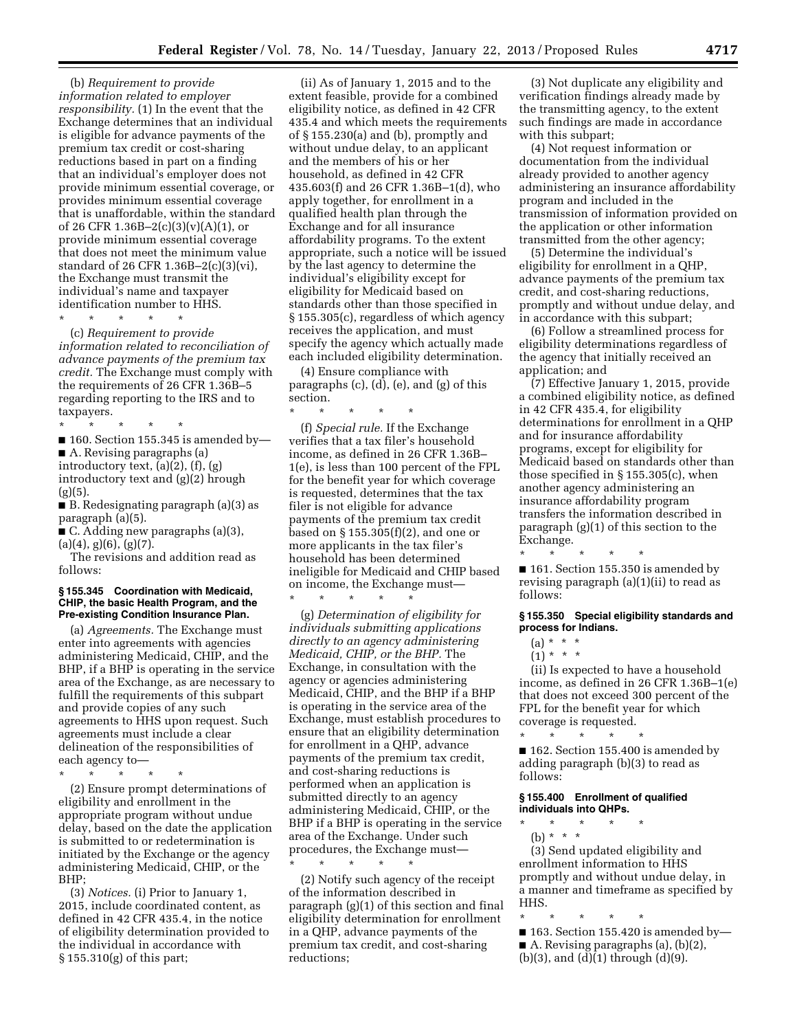(b) *Requirement to provide information related to employer responsibility.* (1) In the event that the Exchange determines that an individual is eligible for advance payments of the premium tax credit or cost-sharing reductions based in part on a finding that an individual's employer does not provide minimum essential coverage, or provides minimum essential coverage that is unaffordable, within the standard of 26 CFR 1.36B–2(c)(3)(v)(A)(1), or provide minimum essential coverage that does not meet the minimum value standard of 26 CFR 1.36B–2(c)(3)(vi), the Exchange must transmit the individual's name and taxpayer identification number to HHS.

\* \* \* \* \*

(c) *Requirement to provide information related to reconciliation of advance payments of the premium tax credit.* The Exchange must comply with the requirements of 26 CFR 1.36B–5 regarding reporting to the IRS and to taxpayers.

\* \* \* \* \*

■ 160. Section 155.345 is amended by—

■ A. Revising paragraphs (a) introductory text, (a)(2), (f), (g) introductory text and (g)(2) hrough (g)(5).

■ B. Redesignating paragraph (a)(3) as paragraph (a)(5).

■ C. Adding new paragraphs (a)(3), (a)(4), g)(6), (g)(7).

The revisions and addition read as follows:

### § 155.345 Coordination with Medicaid, CHIP, the basic Health Program, and the Pre-existing Condition Insurance Plan.

(a) *Agreements.* The Exchange must enter into agreements with agencies administering Medicaid, CHIP, and the BHP, if a BHP is operating in the service area of the Exchange, as are necessary to fulfill the requirements of this subpart and provide copies of any such agreements to HHS upon request. Such agreements must include a clear delineation of the responsibilities of each agency to—

\* \* \* \* \*

(2) Ensure prompt determinations of eligibility and enrollment in the appropriate program without undue delay, based on the date the application is submitted to or redetermination is initiated by the Exchange or the agency administering Medicaid, CHIP, or the BHP;

(3) *Notices.* (i) Prior to January 1, 2015, include coordinated content, as defined in 42 CFR 435.4, in the notice of eligibility determination provided to the individual in accordance with § 155.310(g) of this part;

(ii) As of January 1, 2015 and to the extent feasible, provide for a combined eligibility notice, as defined in 42 CFR 435.4 and which meets the requirements of § 155.230(a) and (b), promptly and without undue delay, to an applicant and the members of his or her household, as defined in 42 CFR 435.603(f) and 26 CFR 1.36B–1(d), who apply together, for enrollment in a qualified health plan through the Exchange and for all insurance affordability programs. To the extent appropriate, such a notice will be issued by the last agency to determine the individual's eligibility except for eligibility for Medicaid based on standards other than those specified in § 155.305(c), regardless of which agency receives the application, and must specify the agency which actually made each included eligibility determination.

(4) Ensure compliance with paragraphs (c), (d), (e), and (g) of this section.

\* \* \* \* \*

(f) *Special rule.* If the Exchange verifies that a tax filer's household income, as defined in 26 CFR 1.36B–1(e), is less than 100 percent of the FPL for the benefit year for which coverage is requested, determines that the tax filer is not eligible for advance payments of the premium tax credit based on § 155.305(f)(2), and one or more applicants in the tax filer's household has been determined ineligible for Medicaid and CHIP based on income, the Exchange must—

\* \* \* \* \*

(g) *Determination of eligibility for individuals submitting applications directly to an agency administering Medicaid, CHIP, or the BHP.* The Exchange, in consultation with the agency or agencies administering Medicaid, CHIP, and the BHP if a BHP is operating in the service area of the Exchange, must establish procedures to ensure that an eligibility determination for enrollment in a QHP, advance payments of the premium tax credit, and cost-sharing reductions is performed when an application is submitted directly to an agency administering Medicaid, CHIP, or the BHP if a BHP is operating in the service area of the Exchange. Under such procedures, the Exchange must—

\* \* \* \* \*

(2) Notify such agency of the receipt of the information described in paragraph (g)(1) of this section and final eligibility determination for enrollment in a QHP, advance payments of the premium tax credit, and cost-sharing reductions;

(3) Not duplicate any eligibility and verification findings already made by the transmitting agency, to the extent such findings are made in accordance with this subpart;

(4) Not request information or documentation from the individual already provided to another agency administering an insurance affordability program and included in the transmission of information provided on the application or other information transmitted from the other agency;

(5) Determine the individual's eligibility for enrollment in a QHP, advance payments of the premium tax credit, and cost-sharing reductions, promptly and without undue delay, and in accordance with this subpart;

(6) Follow a streamlined process for eligibility determinations regardless of the agency that initially received an application; and

(7) Effective January 1, 2015, provide a combined eligibility notice, as defined in 42 CFR 435.4, for eligibility determinations for enrollment in a QHP and for insurance affordability programs, except for eligibility for Medicaid based on standards other than those specified in § 155.305(c), when another agency administering an insurance affordability program transfers the information described in paragraph (g)(1) of this section to the Exchange.

\* \* \* \* \*

■ 161. Section 155.350 is amended by revising paragraph (a)(1)(ii) to read as follows:

### § 155.350 Special eligibility standards and process for Indians.

(a) \* \* \*

(1) \* \* \*

(ii) Is expected to have a household income, as defined in 26 CFR 1.36B–1(e) that does not exceed 300 percent of the FPL for the benefit year for which coverage is requested.

\* \* \* \* \*

■ 162. Section 155.400 is amended by adding paragraph (b)(3) to read as follows:

### § 155.400 Enrollment of qualified individuals into QHPs.

\* \* \* \* \*

(b) \* \* \*

(3) Send updated eligibility and enrollment information to HHS promptly and without undue delay, in a manner and timeframe as specified by HHS.

\* \* \* \* \*

■ 163. Section 155.420 is amended by—

■ A. Revising paragraphs (a), (b)(2), (b)(3), and (d)(1) through (d)(9).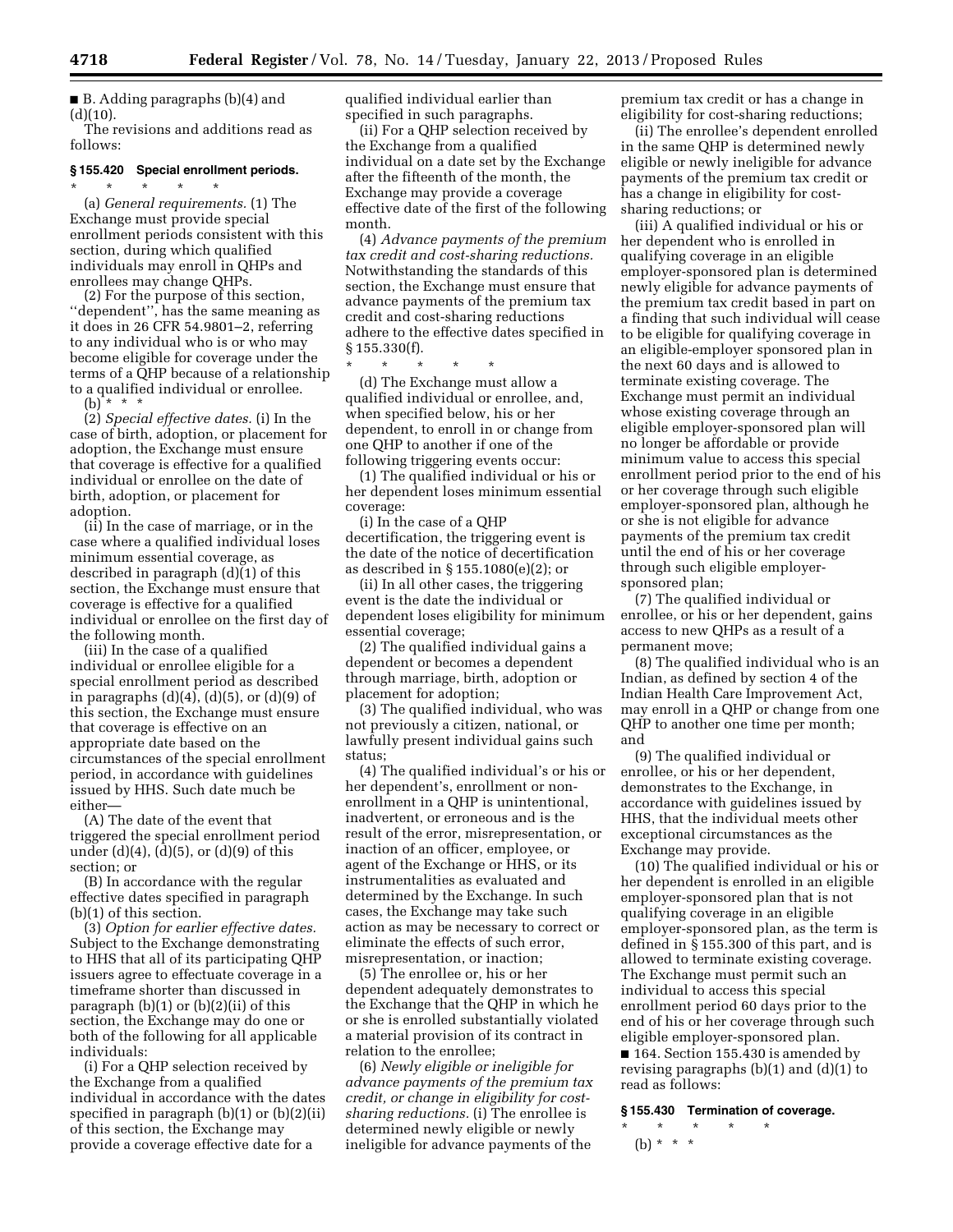■ B. Adding paragraphs (b)(4) and (d)(10).

The revisions and additions read as follows:

### § 155.420 Special enrollment periods.

\* \* \* \* \*

(a) *General requirements.* (1) The Exchange must provide special enrollment periods consistent with this section, during which qualified individuals may enroll in QHPs and enrollees may change QHPs.

(2) For the purpose of this section, ''dependent'', has the same meaning as it does in 26 CFR 54.9801–2, referring to any individual who is or who may become eligible for coverage under the terms of a QHP because of a relationship to a qualified individual or enrollee.

(b) \* \* \*

(2) *Special effective dates.* (i) In the case of birth, adoption, or placement for adoption, the Exchange must ensure that coverage is effective for a qualified individual or enrollee on the date of birth, adoption, or placement for adoption.

(ii) In the case of marriage, or in the case where a qualified individual loses minimum essential coverage, as described in paragraph (d)(1) of this section, the Exchange must ensure that coverage is effective for a qualified individual or enrollee on the first day of the following month.

(iii) In the case of a qualified individual or enrollee eligible for a special enrollment period as described in paragraphs (d)(4), (d)(5), or (d)(9) of this section, the Exchange must ensure that coverage is effective on an appropriate date based on the circumstances of the special enrollment period, in accordance with guidelines issued by HHS. Such date much be either—

(A) The date of the event that triggered the special enrollment period under (d)(4), (d)(5), or (d)(9) of this section; or

(B) In accordance with the regular effective dates specified in paragraph (b)(1) of this section.

(3) *Option for earlier effective dates.* Subject to the Exchange demonstrating to HHS that all of its participating QHP issuers agree to effectuate coverage in a timeframe shorter than discussed in paragraph (b)(1) or (b)(2)(ii) of this section, the Exchange may do one or both of the following for all applicable individuals:

(i) For a QHP selection received by the Exchange from a qualified individual in accordance with the dates specified in paragraph (b)(1) or (b)(2)(ii) of this section, the Exchange may provide a coverage effective date for a qualified individual earlier than specified in such paragraphs.

(ii) For a QHP selection received by the Exchange from a qualified individual on a date set by the Exchange after the fifteenth of the month, the Exchange may provide a coverage effective date of the first of the following month.

(4) *Advance payments of the premium tax credit and cost-sharing reductions.* Notwithstanding the standards of this section, the Exchange must ensure that advance payments of the premium tax credit and cost-sharing reductions adhere to the effective dates specified in § 155.330(f).

\* \* \* \* \*

(d) The Exchange must allow a qualified individual or enrollee, and, when specified below, his or her dependent, to enroll in or change from one QHP to another if one of the following triggering events occur:

(1) The qualified individual or his or her dependent loses minimum essential coverage:

(i) In the case of a QHP decertification, the triggering event is the date of the notice of decertification as described in § 155.1080(e)(2); or

(ii) In all other cases, the triggering event is the date the individual or dependent loses eligibility for minimum essential coverage;

(2) The qualified individual gains a dependent or becomes a dependent through marriage, birth, adoption or placement for adoption;

(3) The qualified individual, who was not previously a citizen, national, or lawfully present individual gains such status;

(4) The qualified individual's or his or her dependent's, enrollment or non-enrollment in a QHP is unintentional, inadvertent, or erroneous and is the result of the error, misrepresentation, or inaction of an officer, employee, or agent of the Exchange or HHS, or its instrumentalities as evaluated and determined by the Exchange. In such cases, the Exchange may take such action as may be necessary to correct or eliminate the effects of such error, misrepresentation, or inaction;

(5) The enrollee or, his or her dependent adequately demonstrates to the Exchange that the QHP in which he or she is enrolled substantially violated a material provision of its contract in relation to the enrollee;

(6) *Newly eligible or ineligible for advance payments of the premium tax credit, or change in eligibility for cost-sharing reductions.* (i) The enrollee is determined newly eligible or newly ineligible for advance payments of the premium tax credit or has a change in eligibility for cost-sharing reductions;

(ii) The enrollee's dependent enrolled in the same QHP is determined newly eligible or newly ineligible for advance payments of the premium tax credit or has a change in eligibility for cost-sharing reductions; or

(iii) A qualified individual or his or her dependent who is enrolled in qualifying coverage in an eligible employer-sponsored plan is determined newly eligible for advance payments of the premium tax credit based in part on a finding that such individual will cease to be eligible for qualifying coverage in an eligible-employer sponsored plan in the next 60 days and is allowed to terminate existing coverage. The Exchange must permit an individual whose existing coverage through an eligible employer-sponsored plan will no longer be affordable or provide minimum value to access this special enrollment period prior to the end of his or her coverage through such eligible employer-sponsored plan, although he or she is not eligible for advance payments of the premium tax credit until the end of his or her coverage through such eligible employer-sponsored plan;

(7) The qualified individual or enrollee, or his or her dependent, gains access to new QHPs as a result of a permanent move;

(8) The qualified individual who is an Indian, as defined by section 4 of the Indian Health Care Improvement Act, may enroll in a QHP or change from one QHP to another one time per month; and

(9) The qualified individual or enrollee, or his or her dependent, demonstrates to the Exchange, in accordance with guidelines issued by HHS, that the individual meets other exceptional circumstances as the Exchange may provide.

(10) The qualified individual or his or her dependent is enrolled in an eligible employer-sponsored plan that is not qualifying coverage in an eligible employer-sponsored plan, as the term is defined in § 155.300 of this part, and is allowed to terminate existing coverage. The Exchange must permit such an individual to access this special enrollment period 60 days prior to the end of his or her coverage through such eligible employer-sponsored plan.

■ 164. Section 155.430 is amended by revising paragraphs (b)(1) and (d)(1) to read as follows:

### § 155.430 Termination of coverage.

\* \* \* \* \*

(b) \* \* \*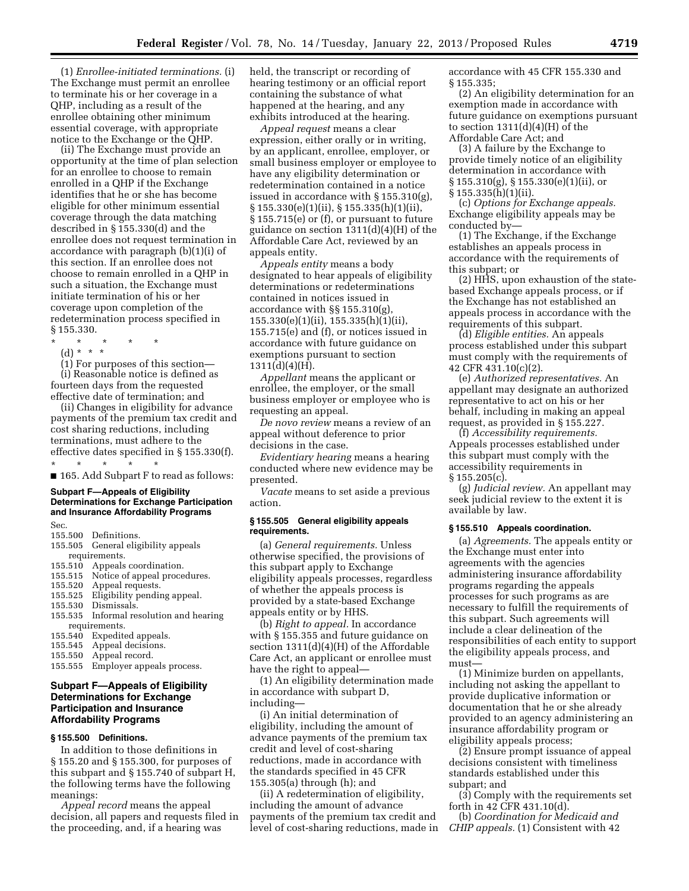(1) *Enrollee-initiated terminations.* (i) The Exchange must permit an enrollee to terminate his or her coverage in a QHP, including as a result of the enrollee obtaining other minimum essential coverage, with appropriate notice to the Exchange or the QHP.

(ii) The Exchange must provide an opportunity at the time of plan selection for an enrollee to choose to remain enrolled in a QHP if the Exchange identifies that he or she has become eligible for other minimum essential coverage through the data matching described in § 155.330(d) and the enrollee does not request termination in accordance with paragraph (b)(1)(i) of this section. If an enrollee does not choose to remain enrolled in a QHP in such a situation, the Exchange must initiate termination of his or her coverage upon completion of the redetermination process specified in § 155.330.

\* \* \* \* \*

(d) \* \* \*

(1) For purposes of this section—

(i) Reasonable notice is defined as fourteen days from the requested effective date of termination; and

(ii) Changes in eligibility for advance payments of the premium tax credit and cost sharing reductions, including terminations, must adhere to the effective dates specified in § 155.330(f).

\* \* \* \* \*

■ 165. Add Subpart F to read as follows:

**Subpart F—Appeals of Eligibility Determinations for Exchange Participation and Insurance Affordability Programs**

Sec.
155.500 Definitions.
155.505 General eligibility appeals requirements.
155.510 Appeals coordination.
155.515 Notice of appeal procedures.
155.520 Appeal requests.
155.525 Eligibility pending appeal.
155.530 Dismissals.
155.535 Informal resolution and hearing requirements.
155.540 Expedited appeals.
155.545 Appeal decisions.
155.550 Appeal record.
155.555 Employer appeals process.

## Subpart F—Appeals of Eligibility Determinations for Exchange Participation and Insurance Affordability Programs

### § 155.500 Definitions.

In addition to those definitions in § 155.20 and § 155.300, for purposes of this subpart and § 155.740 of subpart H, the following terms have the following meanings:

*Appeal record* means the appeal decision, all papers and requests filed in the proceeding, and, if a hearing was held, the transcript or recording of hearing testimony or an official report containing the substance of what happened at the hearing, and any exhibits introduced at the hearing.

*Appeal request* means a clear expression, either orally or in writing, by an applicant, enrollee, employer, or small business employer or employee to have any eligibility determination or redetermination contained in a notice issued in accordance with § 155.310(g), § 155.330(e)(1)(ii), § 155.335(h)(1)(ii), § 155.715(e) or (f), or pursuant to future guidance on section 1311(d)(4)(H) of the Affordable Care Act, reviewed by an appeals entity.

*Appeals entity* means a body designated to hear appeals of eligibility determinations or redeterminations contained in notices issued in accordance with §§ 155.310(g), 155.330(e)(1)(ii), 155.335(h)(1)(ii), 155.715(e) and (f), or notices issued in accordance with future guidance on exemptions pursuant to section 1311(d)(4)(H).

*Appellant* means the applicant or enrollee, the employer, or the small business employer or employee who is requesting an appeal.

*De novo review* means a review of an appeal without deference to prior decisions in the case.

*Evidentiary hearing* means a hearing conducted where new evidence may be presented.

*Vacate* means to set aside a previous action.

### § 155.505 General eligibility appeals requirements.

(a) *General requirements.* Unless otherwise specified, the provisions of this subpart apply to Exchange eligibility appeals processes, regardless of whether the appeals process is provided by a state-based Exchange appeals entity or by HHS.

(b) *Right to appeal.* In accordance with § 155.355 and future guidance on section 1311(d)(4)(H) of the Affordable Care Act, an applicant or enrollee must have the right to appeal—

(1) An eligibility determination made in accordance with subpart D, including—

(i) An initial determination of eligibility, including the amount of advance payments of the premium tax credit and level of cost-sharing reductions, made in accordance with the standards specified in 45 CFR 155.305(a) through (h); and

(ii) A redetermination of eligibility, including the amount of advance payments of the premium tax credit and level of cost-sharing reductions, made in accordance with 45 CFR 155.330 and § 155.335;

(2) An eligibility determination for an exemption made in accordance with future guidance on exemptions pursuant to section 1311(d)(4)(H) of the Affordable Care Act; and

(3) A failure by the Exchange to provide timely notice of an eligibility determination in accordance with § 155.310(g), § 155.330(e)(1)(ii), or § 155.335(h)(1)(ii).

(c) *Options for Exchange appeals.* Exchange eligibility appeals may be conducted by—

(1) The Exchange, if the Exchange establishes an appeals process in accordance with the requirements of this subpart; or

(2) HHS, upon exhaustion of the state-based Exchange appeals process, or if the Exchange has not established an appeals process in accordance with the requirements of this subpart.

(d) *Eligible entities.* An appeals process established under this subpart must comply with the requirements of 42 CFR 431.10(c)(2).

(e) *Authorized representatives.* An appellant may designate an authorized representative to act on his or her behalf, including in making an appeal request, as provided in § 155.227.

(f) *Accessibility requirements.* Appeals processes established under this subpart must comply with the accessibility requirements in § 155.205(c).

(g) *Judicial review.* An appellant may seek judicial review to the extent it is available by law.

### § 155.510 Appeals coordination.

(a) *Agreements.* The appeals entity or the Exchange must enter into agreements with the agencies administering insurance affordability programs regarding the appeals processes for such programs as are necessary to fulfill the requirements of this subpart. Such agreements will include a clear delineation of the responsibilities of each entity to support the eligibility appeals process, and must—

(1) Minimize burden on appellants, including not asking the appellant to provide duplicative information or documentation that he or she already provided to an agency administering an insurance affordability program or eligibility appeals process;

(2) Ensure prompt issuance of appeal decisions consistent with timeliness standards established under this subpart; and

(3) Comply with the requirements set forth in 42 CFR 431.10(d).

(b) *Coordination for Medicaid and CHIP appeals.* (1) Consistent with 42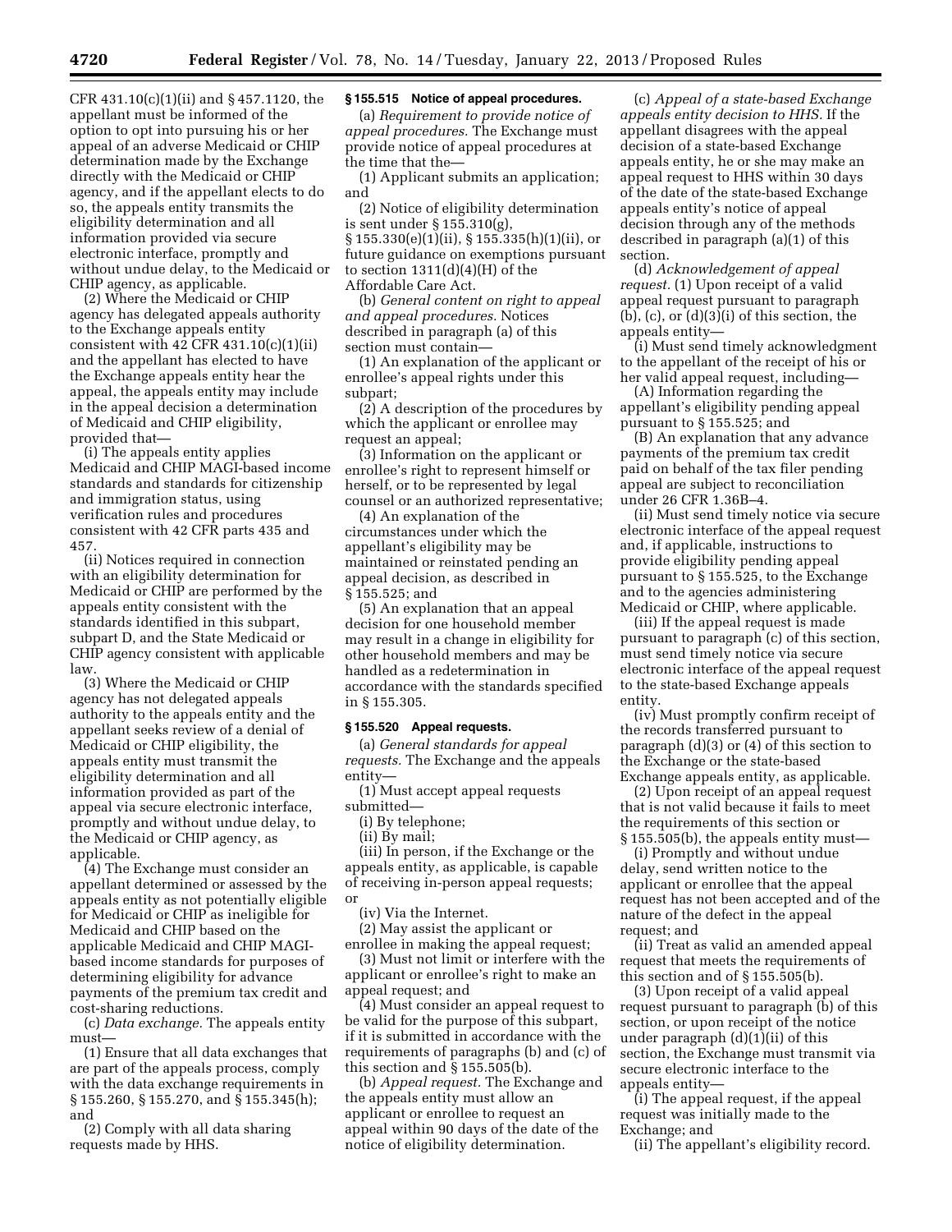CFR 431.10(c)(1)(ii) and § 457.1120, the appellant must be informed of the option to opt into pursuing his or her appeal of an adverse Medicaid or CHIP determination made by the Exchange directly with the Medicaid or CHIP agency, and if the appellant elects to do so, the appeals entity transmits the eligibility determination and all information provided via secure electronic interface, promptly and without undue delay, to the Medicaid or CHIP agency, as applicable.

(2) Where the Medicaid or CHIP agency has delegated appeals authority to the Exchange appeals entity consistent with 42 CFR 431.10(c)(1)(ii) and the appellant has elected to have the Exchange appeals entity hear the appeal, the appeals entity may include in the appeal decision a determination of Medicaid and CHIP eligibility, provided that—

(i) The appeals entity applies Medicaid and CHIP MAGI-based income standards and standards for citizenship and immigration status, using verification rules and procedures consistent with 42 CFR parts 435 and 457.

(ii) Notices required in connection with an eligibility determination for Medicaid or CHIP are performed by the appeals entity consistent with the standards identified in this subpart, subpart D, and the State Medicaid or CHIP agency consistent with applicable law.

(3) Where the Medicaid or CHIP agency has not delegated appeals authority to the appeals entity and the appellant seeks review of a denial of Medicaid or CHIP eligibility, the appeals entity must transmit the eligibility determination and all information provided as part of the appeal via secure electronic interface, promptly and without undue delay, to the Medicaid or CHIP agency, as applicable.

(4) The Exchange must consider an appellant determined or assessed by the appeals entity as not potentially eligible for Medicaid or CHIP as ineligible for Medicaid and CHIP based on the applicable Medicaid and CHIP MAGI-based income standards for purposes of determining eligibility for advance payments of the premium tax credit and cost-sharing reductions.

(c) *Data exchange.* The appeals entity must—

(1) Ensure that all data exchanges that are part of the appeals process, comply with the data exchange requirements in § 155.260, § 155.270, and § 155.345(h); and

(2) Comply with all data sharing requests made by HHS.

**§ 155.515 Notice of appeal procedures.**

(a) *Requirement to provide notice of appeal procedures.* The Exchange must provide notice of appeal procedures at the time that the—

(1) Applicant submits an application; and

(2) Notice of eligibility determination is sent under § 155.310(g), § 155.330(e)(1)(ii), § 155.335(h)(1)(ii), or future guidance on exemptions pursuant to section 1311(d)(4)(H) of the Affordable Care Act.

(b) *General content on right to appeal and appeal procedures.* Notices described in paragraph (a) of this section must contain—

(1) An explanation of the applicant or enrollee's appeal rights under this subpart;

(2) A description of the procedures by which the applicant or enrollee may request an appeal;

(3) Information on the applicant or enrollee's right to represent himself or herself, or to be represented by legal counsel or an authorized representative;

(4) An explanation of the circumstances under which the appellant's eligibility may be maintained or reinstated pending an appeal decision, as described in § 155.525; and

(5) An explanation that an appeal decision for one household member may result in a change in eligibility for other household members and may be handled as a redetermination in accordance with the standards specified in § 155.305.

**§ 155.520 Appeal requests.**

(a) *General standards for appeal requests.* The Exchange and the appeals entity—

(1) Must accept appeal requests submitted—

(i) By telephone;

(ii) By mail;

(iii) In person, if the Exchange or the appeals entity, as applicable, is capable of receiving in-person appeal requests; or

(iv) Via the Internet.

(2) May assist the applicant or enrollee in making the appeal request;

(3) Must not limit or interfere with the applicant or enrollee's right to make an appeal request; and

(4) Must consider an appeal request to be valid for the purpose of this subpart, if it is submitted in accordance with the requirements of paragraphs (b) and (c) of this section and § 155.505(b).

(b) *Appeal request.* The Exchange and the appeals entity must allow an applicant or enrollee to request an appeal within 90 days of the date of the notice of eligibility determination.

(c) *Appeal of a state-based Exchange appeals entity decision to HHS.* If the appellant disagrees with the appeal decision of a state-based Exchange appeals entity, he or she may make an appeal request to HHS within 30 days of the date of the state-based Exchange appeals entity's notice of appeal decision through any of the methods described in paragraph (a)(1) of this section.

(d) *Acknowledgement of appeal request.* (1) Upon receipt of a valid appeal request pursuant to paragraph (b), (c), or (d)(3)(i) of this section, the appeals entity—

(i) Must send timely acknowledgment to the appellant of the receipt of his or her valid appeal request, including—

(A) Information regarding the appellant's eligibility pending appeal pursuant to § 155.525; and

(B) An explanation that any advance payments of the premium tax credit paid on behalf of the tax filer pending appeal are subject to reconciliation under 26 CFR 1.36B–4.

(ii) Must send timely notice via secure electronic interface of the appeal request and, if applicable, instructions to provide eligibility pending appeal pursuant to § 155.525, to the Exchange and to the agencies administering Medicaid or CHIP, where applicable.

(iii) If the appeal request is made pursuant to paragraph (c) of this section, must send timely notice via secure electronic interface of the appeal request to the state-based Exchange appeals entity.

(iv) Must promptly confirm receipt of the records transferred pursuant to paragraph (d)(3) or (4) of this section to the Exchange or the state-based Exchange appeals entity, as applicable.

(2) Upon receipt of an appeal request that is not valid because it fails to meet the requirements of this section or § 155.505(b), the appeals entity must—

(i) Promptly and without undue delay, send written notice to the applicant or enrollee that the appeal request has not been accepted and of the nature of the defect in the appeal request; and

(ii) Treat as valid an amended appeal request that meets the requirements of this section and of § 155.505(b).

(3) Upon receipt of a valid appeal request pursuant to paragraph (b) of this section, or upon receipt of the notice under paragraph (d)(1)(ii) of this section, the Exchange must transmit via secure electronic interface to the appeals entity—

(i) The appeal request, if the appeal request was initially made to the Exchange; and

(ii) The appellant's eligibility record.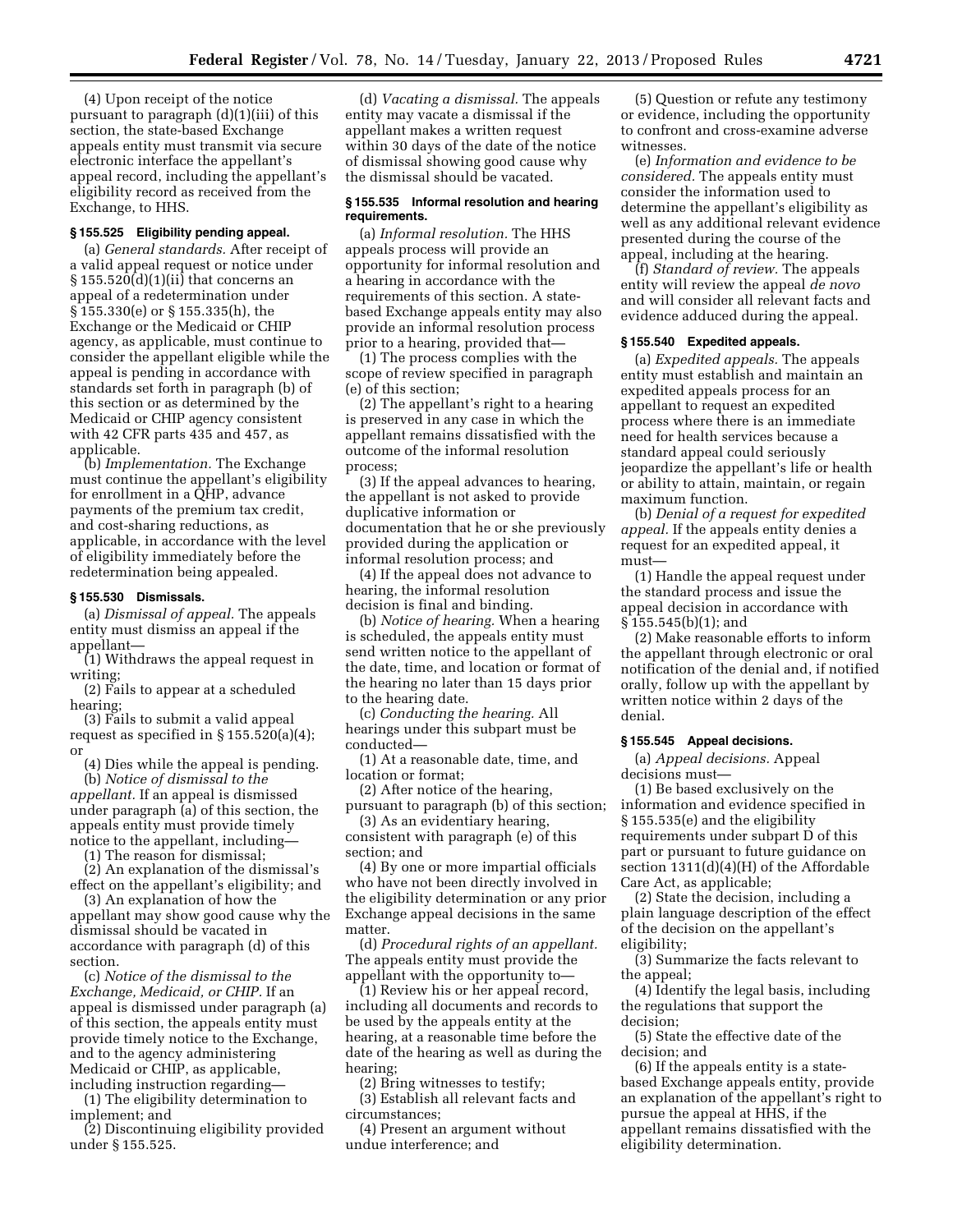(4) Upon receipt of the notice pursuant to paragraph (d)(1)(iii) of this section, the state-based Exchange appeals entity must transmit via secure electronic interface the appellant's appeal record, including the appellant's eligibility record as received from the Exchange, to HHS.

### § 155.525 Eligibility pending appeal.

(a) *General standards.* After receipt of a valid appeal request or notice under § 155.520(d)(1)(ii) that concerns an appeal of a redetermination under § 155.330(e) or § 155.335(h), the Exchange or the Medicaid or CHIP agency, as applicable, must continue to consider the appellant eligible while the appeal is pending in accordance with standards set forth in paragraph (b) of this section or as determined by the Medicaid or CHIP agency consistent with 42 CFR parts 435 and 457, as applicable.

(b) *Implementation.* The Exchange must continue the appellant's eligibility for enrollment in a QHP, advance payments of the premium tax credit, and cost-sharing reductions, as applicable, in accordance with the level of eligibility immediately before the redetermination being appealed.

### § 155.530 Dismissals.

(a) *Dismissal of appeal.* The appeals entity must dismiss an appeal if the appellant—

(1) Withdraws the appeal request in writing;

(2) Fails to appear at a scheduled hearing;

(3) Fails to submit a valid appeal request as specified in § 155.520(a)(4); or

(4) Dies while the appeal is pending.

(b) *Notice of dismissal to the appellant.* If an appeal is dismissed under paragraph (a) of this section, the appeals entity must provide timely notice to the appellant, including—

(1) The reason for dismissal;

(2) An explanation of the dismissal's effect on the appellant's eligibility; and

(3) An explanation of how the appellant may show good cause why the dismissal should be vacated in accordance with paragraph (d) of this section.

(c) *Notice of the dismissal to the Exchange, Medicaid, or CHIP.* If an appeal is dismissed under paragraph (a) of this section, the appeals entity must provide timely notice to the Exchange, and to the agency administering Medicaid or CHIP, as applicable, including instruction regarding—

(1) The eligibility determination to implement; and

(2) Discontinuing eligibility provided under § 155.525.

(d) *Vacating a dismissal.* The appeals entity may vacate a dismissal if the appellant makes a written request within 30 days of the date of the notice of dismissal showing good cause why the dismissal should be vacated.

### § 155.535 Informal resolution and hearing requirements.

(a) *Informal resolution.* The HHS appeals process will provide an opportunity for informal resolution and a hearing in accordance with the requirements of this section. A state-based Exchange appeals entity may also provide an informal resolution process prior to a hearing, provided that—

(1) The process complies with the scope of review specified in paragraph (e) of this section;

(2) The appellant's right to a hearing is preserved in any case in which the appellant remains dissatisfied with the outcome of the informal resolution process;

(3) If the appeal advances to hearing, the appellant is not asked to provide duplicative information or documentation that he or she previously provided during the application or informal resolution process; and

(4) If the appeal does not advance to hearing, the informal resolution decision is final and binding.

(b) *Notice of hearing.* When a hearing is scheduled, the appeals entity must send written notice to the appellant of the date, time, and location or format of the hearing no later than 15 days prior to the hearing date.

(c) *Conducting the hearing.* All hearings under this subpart must be conducted—

(1) At a reasonable date, time, and location or format;

(2) After notice of the hearing, pursuant to paragraph (b) of this section;

(3) As an evidentiary hearing, consistent with paragraph (e) of this section; and

(4) By one or more impartial officials who have not been directly involved in the eligibility determination or any prior Exchange appeal decisions in the same matter.

(d) *Procedural rights of an appellant.* The appeals entity must provide the appellant with the opportunity to—

(1) Review his or her appeal record, including all documents and records to be used by the appeals entity at the hearing, at a reasonable time before the date of the hearing as well as during the hearing;

(2) Bring witnesses to testify;

(3) Establish all relevant facts and circumstances;

(4) Present an argument without undue interference; and

(5) Question or refute any testimony or evidence, including the opportunity to confront and cross-examine adverse witnesses.

(e) *Information and evidence to be considered.* The appeals entity must consider the information used to determine the appellant's eligibility as well as any additional relevant evidence presented during the course of the appeal, including at the hearing.

(f) *Standard of review.* The appeals entity will review the appeal *de novo* and will consider all relevant facts and evidence adduced during the appeal.

### § 155.540 Expedited appeals.

(a) *Expedited appeals.* The appeals entity must establish and maintain an expedited appeals process for an appellant to request an expedited process where there is an immediate need for health services because a standard appeal could seriously jeopardize the appellant's life or health or ability to attain, maintain, or regain maximum function.

(b) *Denial of a request for expedited appeal.* If the appeals entity denies a request for an expedited appeal, it must—

(1) Handle the appeal request under the standard process and issue the appeal decision in accordance with § 155.545(b)(1); and

(2) Make reasonable efforts to inform the appellant through electronic or oral notification of the denial and, if notified orally, follow up with the appellant by written notice within 2 days of the denial.

### § 155.545 Appeal decisions.

(a) *Appeal decisions.* Appeal decisions must—

(1) Be based exclusively on the information and evidence specified in § 155.535(e) and the eligibility requirements under subpart D of this part or pursuant to future guidance on section 1311(d)(4)(H) of the Affordable Care Act, as applicable;

(2) State the decision, including a plain language description of the effect of the decision on the appellant's eligibility;

(3) Summarize the facts relevant to the appeal;

(4) Identify the legal basis, including the regulations that support the decision;

(5) State the effective date of the decision; and

(6) If the appeals entity is a state-based Exchange appeals entity, provide an explanation of the appellant's right to pursue the appeal at HHS, if the appellant remains dissatisfied with the eligibility determination.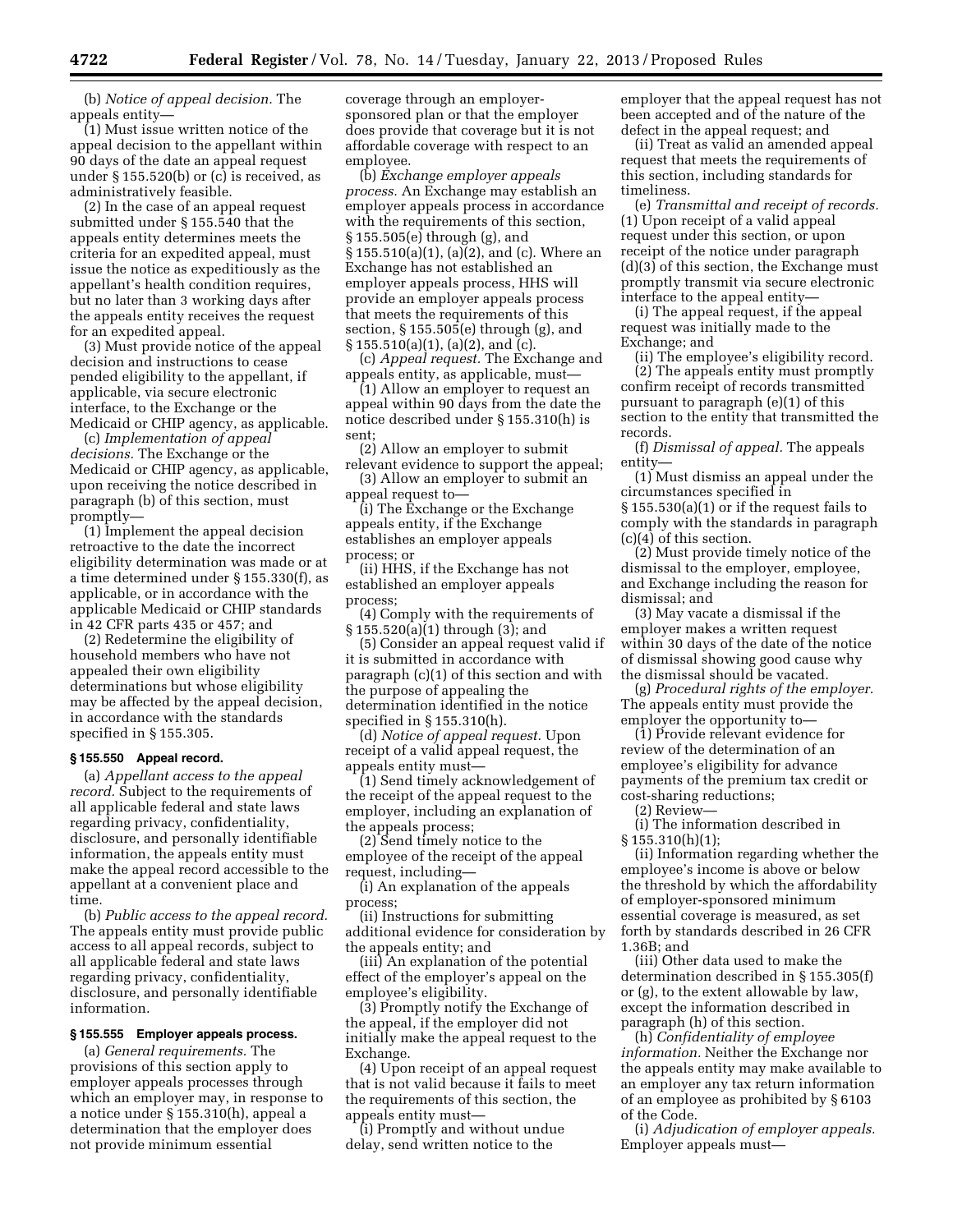(b) *Notice of appeal decision.* The appeals entity—

(1) Must issue written notice of the appeal decision to the appellant within 90 days of the date an appeal request under § 155.520(b) or (c) is received, as administratively feasible.

(2) In the case of an appeal request submitted under § 155.540 that the appeals entity determines meets the criteria for an expedited appeal, must issue the notice as expeditiously as the appellant's health condition requires, but no later than 3 working days after the appeals entity receives the request for an expedited appeal.

(3) Must provide notice of the appeal decision and instructions to cease pended eligibility to the appellant, if applicable, via secure electronic interface, to the Exchange or the Medicaid or CHIP agency, as applicable.

(c) *Implementation of appeal decisions.* The Exchange or the Medicaid or CHIP agency, as applicable, upon receiving the notice described in paragraph (b) of this section, must promptly—

(1) Implement the appeal decision retroactive to the date the incorrect eligibility determination was made or at a time determined under § 155.330(f), as applicable, or in accordance with the applicable Medicaid or CHIP standards in 42 CFR parts 435 or 457; and

(2) Redetermine the eligibility of household members who have not appealed their own eligibility determinations but whose eligibility may be affected by the appeal decision, in accordance with the standards specified in § 155.305.

**§ 155.550 Appeal record.**

(a) *Appellant access to the appeal record.* Subject to the requirements of all applicable federal and state laws regarding privacy, confidentiality, disclosure, and personally identifiable information, the appeals entity must make the appeal record accessible to the appellant at a convenient place and time.

(b) *Public access to the appeal record.* The appeals entity must provide public access to all appeals records, subject to all applicable federal and state laws regarding privacy, confidentiality, disclosure, and personally identifiable information.

**§ 155.555 Employer appeals process.**

(a) *General requirements.* The provisions of this section apply to employer appeals processes through which an employer may, in response to a notice under § 155.310(h), appeal a determination that the employer does not provide minimum essential coverage through an employer-sponsored plan or that the employer does provide that coverage but it is not affordable coverage with respect to an employee.

(b) *Exchange employer appeals process.* An Exchange may establish an employer appeals process in accordance with the requirements of this section, § 155.505(e) through (g), and § 155.510(a)(1), (a)(2), and (c). Where an Exchange has not established an employer appeals process, HHS will provide an employer appeals process that meets the requirements of this section, § 155.505(e) through (g), and § 155.510(a)(1), (a)(2), and (c).

(c) *Appeal request.* The Exchange and appeals entity, as applicable, must—

(1) Allow an employer to request an appeal within 90 days from the date the notice described under § 155.310(h) is sent;

(2) Allow an employer to submit relevant evidence to support the appeal;

(3) Allow an employer to submit an appeal request to—

(i) The Exchange or the Exchange appeals entity, if the Exchange establishes an employer appeals process; or

(ii) HHS, if the Exchange has not established an employer appeals process;

(4) Comply with the requirements of § 155.520(a)(1) through (3); and

(5) Consider an appeal request valid if it is submitted in accordance with paragraph (c)(1) of this section and with the purpose of appealing the determination identified in the notice specified in § 155.310(h).

(d) *Notice of appeal request.* Upon receipt of a valid appeal request, the appeals entity must—

(1) Send timely acknowledgement of the receipt of the appeal request to the employer, including an explanation of the appeals process;

(2) Send timely notice to the employee of the receipt of the appeal request, including—

(i) An explanation of the appeals process;

(ii) Instructions for submitting additional evidence for consideration by the appeals entity; and

(iii) An explanation of the potential effect of the employer's appeal on the employee's eligibility.

(3) Promptly notify the Exchange of the appeal, if the employer did not initially make the appeal request to the Exchange.

(4) Upon receipt of an appeal request that is not valid because it fails to meet the requirements of this section, the appeals entity must—

(i) Promptly and without undue delay, send written notice to the employer that the appeal request has not been accepted and of the nature of the defect in the appeal request; and

(ii) Treat as valid an amended appeal request that meets the requirements of this section, including standards for timeliness.

(e) *Transmittal and receipt of records.* (1) Upon receipt of a valid appeal request under this section, or upon receipt of the notice under paragraph (d)(3) of this section, the Exchange must promptly transmit via secure electronic interface to the appeal entity—

(i) The appeal request, if the appeal request was initially made to the Exchange; and

(ii) The employee's eligibility record.

(2) The appeals entity must promptly confirm receipt of records transmitted pursuant to paragraph (e)(1) of this section to the entity that transmitted the records.

(f) *Dismissal of appeal.* The appeals entity—

(1) Must dismiss an appeal under the circumstances specified in § 155.530(a)(1) or if the request fails to comply with the standards in paragraph (c)(4) of this section.

(2) Must provide timely notice of the dismissal to the employer, employee, and Exchange including the reason for dismissal; and

(3) May vacate a dismissal if the employer makes a written request within 30 days of the date of the notice of dismissal showing good cause why the dismissal should be vacated.

(g) *Procedural rights of the employer.* The appeals entity must provide the employer the opportunity to—

(1) Provide relevant evidence for review of the determination of an employee's eligibility for advance payments of the premium tax credit or cost-sharing reductions;

(2) Review—

(i) The information described in § 155.310(h)(1);

(ii) Information regarding whether the employee's income is above or below the threshold by which the affordability of employer-sponsored minimum essential coverage is measured, as set forth by standards described in 26 CFR 1.36B; and

(iii) Other data used to make the determination described in § 155.305(f) or (g), to the extent allowable by law, except the information described in paragraph (h) of this section.

(h) *Confidentiality of employee information.* Neither the Exchange nor the appeals entity may make available to an employer any tax return information of an employee as prohibited by § 6103 of the Code.

(i) *Adjudication of employer appeals.* Employer appeals must—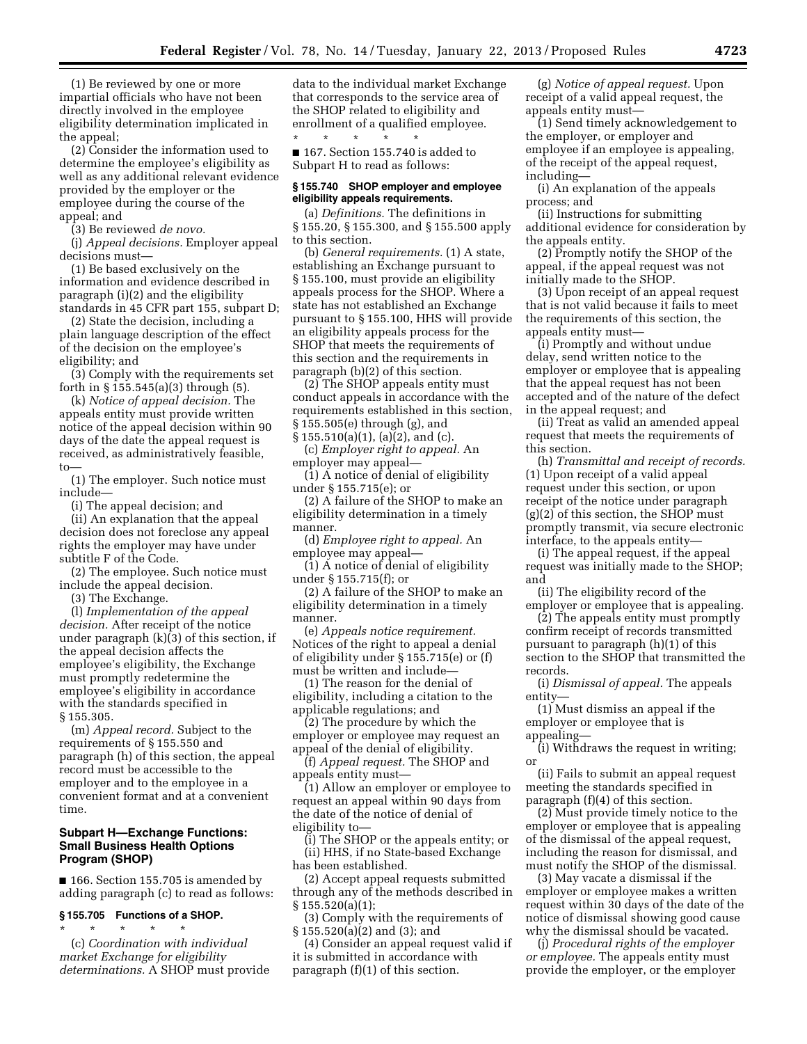(1) Be reviewed by one or more impartial officials who have not been directly involved in the employee eligibility determination implicated in the appeal;

(2) Consider the information used to determine the employee's eligibility as well as any additional relevant evidence provided by the employer or the employee during the course of the appeal; and

(3) Be reviewed *de novo.*

(j) *Appeal decisions.* Employer appeal decisions must—

(1) Be based exclusively on the information and evidence described in paragraph (i)(2) and the eligibility standards in 45 CFR part 155, subpart D;

(2) State the decision, including a plain language description of the effect of the decision on the employee's eligibility; and

(3) Comply with the requirements set forth in § 155.545(a)(3) through (5).

(k) *Notice of appeal decision.* The appeals entity must provide written notice of the appeal decision within 90 days of the date the appeal request is received, as administratively feasible, to—

(1) The employer. Such notice must include—

(i) The appeal decision; and

(ii) An explanation that the appeal decision does not foreclose any appeal rights the employer may have under subtitle F of the Code.

(2) The employee. Such notice must include the appeal decision.

(3) The Exchange.

(l) *Implementation of the appeal decision.* After receipt of the notice under paragraph (k)(3) of this section, if the appeal decision affects the employee's eligibility, the Exchange must promptly redetermine the employee's eligibility in accordance with the standards specified in § 155.305.

(m) *Appeal record.* Subject to the requirements of § 155.550 and paragraph (h) of this section, the appeal record must be accessible to the employer and to the employee in a convenient format and at a convenient time.

## Subpart H—Exchange Functions: Small Business Health Options Program (SHOP)

■ 166. Section 155.705 is amended by adding paragraph (c) to read as follows:

### § 155.705 Functions of a SHOP.

\* \* \* \* \*

(c) *Coordination with individual market Exchange for eligibility determinations.* A SHOP must provide data to the individual market Exchange that corresponds to the service area of the SHOP related to eligibility and enrollment of a qualified employee.

\* \* \* \* \*

■ 167. Section 155.740 is added to Subpart H to read as follows:

### § 155.740 SHOP employer and employee eligibility appeals requirements.

(a) *Definitions.* The definitions in § 155.20, § 155.300, and § 155.500 apply to this section.

(b) *General requirements.* (1) A state, establishing an Exchange pursuant to § 155.100, must provide an eligibility appeals process for the SHOP. Where a state has not established an Exchange pursuant to § 155.100, HHS will provide an eligibility appeals process for the SHOP that meets the requirements of this section and the requirements in paragraph (b)(2) of this section.

(2) The SHOP appeals entity must conduct appeals in accordance with the requirements established in this section, § 155.505(e) through (g), and § 155.510(a)(1), (a)(2), and (c).

(c) *Employer right to appeal.* An employer may appeal—

(1) A notice of denial of eligibility under § 155.715(e); or

(2) A failure of the SHOP to make an eligibility determination in a timely manner.

(d) *Employee right to appeal.* An employee may appeal—

(1) A notice of denial of eligibility under § 155.715(f); or

(2) A failure of the SHOP to make an eligibility determination in a timely manner.

(e) *Appeals notice requirement.* Notices of the right to appeal a denial of eligibility under § 155.715(e) or (f) must be written and include—

(1) The reason for the denial of eligibility, including a citation to the applicable regulations; and

(2) The procedure by which the employer or employee may request an appeal of the denial of eligibility.

(f) *Appeal request.* The SHOP and appeals entity must—

(1) Allow an employer or employee to request an appeal within 90 days from the date of the notice of denial of eligibility to—

(i) The SHOP or the appeals entity; or

(ii) HHS, if no State-based Exchange has been established.

(2) Accept appeal requests submitted through any of the methods described in § 155.520(a)(1);

(3) Comply with the requirements of § 155.520(a)(2) and (3); and

(4) Consider an appeal request valid if it is submitted in accordance with paragraph (f)(1) of this section.

(g) *Notice of appeal request.* Upon receipt of a valid appeal request, the appeals entity must—

(1) Send timely acknowledgement to the employer, or employer and employee if an employee is appealing, of the receipt of the appeal request, including—

(i) An explanation of the appeals process; and

(ii) Instructions for submitting additional evidence for consideration by the appeals entity.

(2) Promptly notify the SHOP of the appeal, if the appeal request was not initially made to the SHOP.

(3) Upon receipt of an appeal request that is not valid because it fails to meet the requirements of this section, the appeals entity must—

(i) Promptly and without undue delay, send written notice to the employer or employee that is appealing that the appeal request has not been accepted and of the nature of the defect in the appeal request; and

(ii) Treat as valid an amended appeal request that meets the requirements of this section.

(h) *Transmittal and receipt of records.* (1) Upon receipt of a valid appeal request under this section, or upon receipt of the notice under paragraph (g)(2) of this section, the SHOP must promptly transmit, via secure electronic interface, to the appeals entity—

(i) The appeal request, if the appeal request was initially made to the SHOP; and

(ii) The eligibility record of the employer or employee that is appealing.

(2) The appeals entity must promptly confirm receipt of records transmitted pursuant to paragraph (h)(1) of this section to the SHOP that transmitted the records.

(i) *Dismissal of appeal.* The appeals entity—

(1) Must dismiss an appeal if the employer or employee that is appealing—

(i) Withdraws the request in writing; or

(ii) Fails to submit an appeal request meeting the standards specified in paragraph (f)(4) of this section.

(2) Must provide timely notice to the employer or employee that is appealing of the dismissal of the appeal request, including the reason for dismissal, and must notify the SHOP of the dismissal.

(3) May vacate a dismissal if the employer or employee makes a written request within 30 days of the date of the notice of dismissal showing good cause why the dismissal should be vacated.

(j) *Procedural rights of the employer or employee.* The appeals entity must provide the employer, or the employer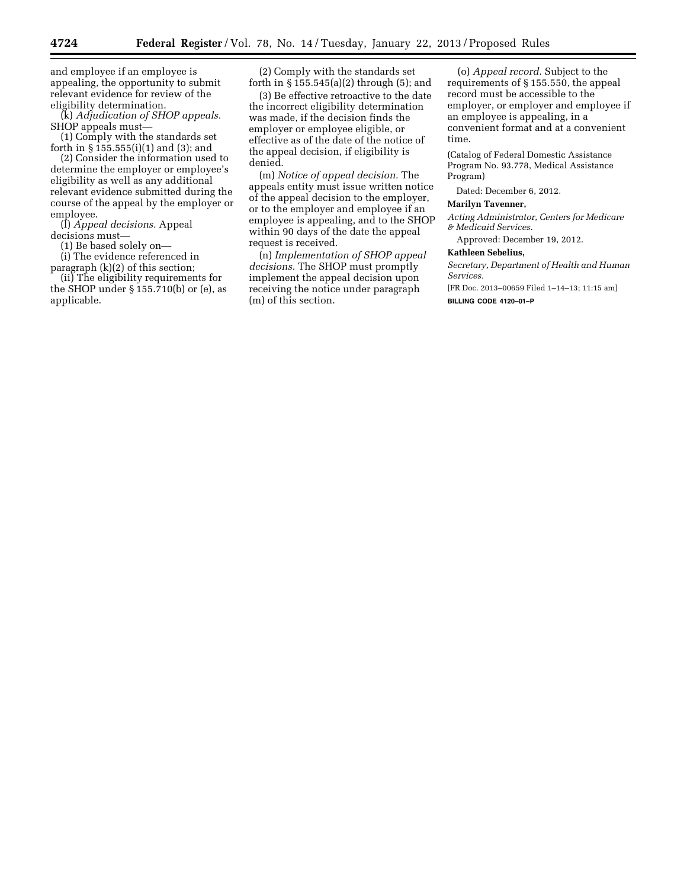and employee if an employee is appealing, the opportunity to submit relevant evidence for review of the eligibility determination.

(k) *Adjudication of SHOP appeals.* SHOP appeals must—

(1) Comply with the standards set forth in § 155.555(i)(1) and (3); and

(2) Consider the information used to determine the employer or employee's eligibility as well as any additional relevant evidence submitted during the course of the appeal by the employer or employee.

(l) *Appeal decisions.* Appeal decisions must—

(1) Be based solely on—

(i) The evidence referenced in paragraph (k)(2) of this section;

(ii) The eligibility requirements for the SHOP under § 155.710(b) or (e), as applicable.

(2) Comply with the standards set forth in § 155.545(a)(2) through (5); and

(3) Be effective retroactive to the date the incorrect eligibility determination was made, if the decision finds the employer or employee eligible, or effective as of the date of the notice of the appeal decision, if eligibility is denied.

(m) *Notice of appeal decision.* The appeals entity must issue written notice of the appeal decision to the employer, or to the employer and employee if an employee is appealing, and to the SHOP within 90 days of the date the appeal request is received.

(n) *Implementation of SHOP appeal decisions.* The SHOP must promptly implement the appeal decision upon receiving the notice under paragraph (m) of this section.

(o) *Appeal record.* Subject to the requirements of § 155.550, the appeal record must be accessible to the employer, or employer and employee if an employee is appealing, in a convenient format and at a convenient time.

(Catalog of Federal Domestic Assistance Program No. 93.778, Medical Assistance Program)

Dated: December 6, 2012.

**Marilyn Tavenner,**

*Acting Administrator, Centers for Medicare & Medicaid Services.*

Approved: December 19, 2012.

**Kathleen Sebelius,**

*Secretary, Department of Health and Human Services.*

[FR Doc. 2013–00659 Filed 1–14–13; 11:15 am]

**BILLING CODE 4120–01–P**